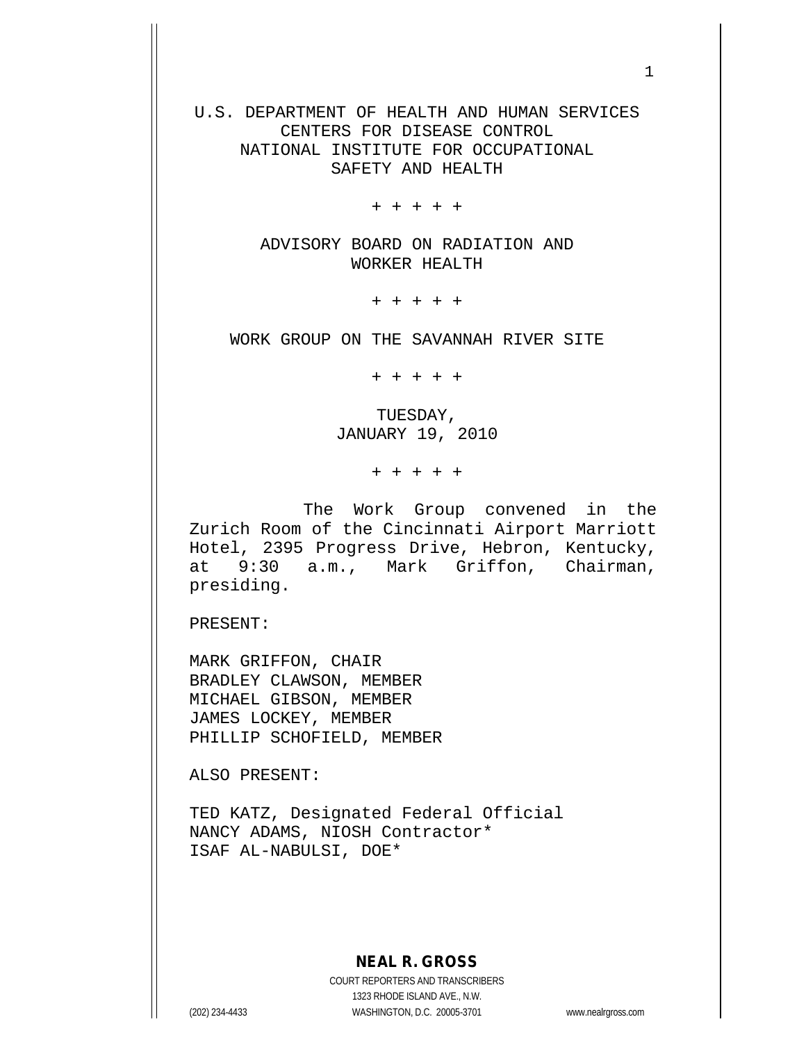U.S. DEPARTMENT OF HEALTH AND HUMAN SERVICES
CENTERS FOR DISEASE CONTROL
NATIONAL INSTITUTE FOR OCCUPATIONAL
SAFETY AND HEALTH

+ + + + +

ADVISORY BOARD ON RADIATION AND
WORKER HEALTH

+ + + + +

WORK GROUP ON THE SAVANNAH RIVER SITE

+ + + + +

TUESDAY,
JANUARY 19, 2010

+ + + + +

The Work Group convened in the Zurich Room of the Cincinnati Airport Marriott Hotel, 2395 Progress Drive, Hebron, Kentucky, at 9:30 a.m., Mark Griffon, Chairman, presiding.

PRESENT:

MARK GRIFFON, CHAIR
BRADLEY CLAWSON, MEMBER
MICHAEL GIBSON, MEMBER
JAMES LOCKEY, MEMBER
PHILLIP SCHOFIELD, MEMBER

ALSO PRESENT:

TED KATZ, Designated Federal Official
NANCY ADAMS, NIOSH Contractor*
ISAF AL-NABULSI, DOE*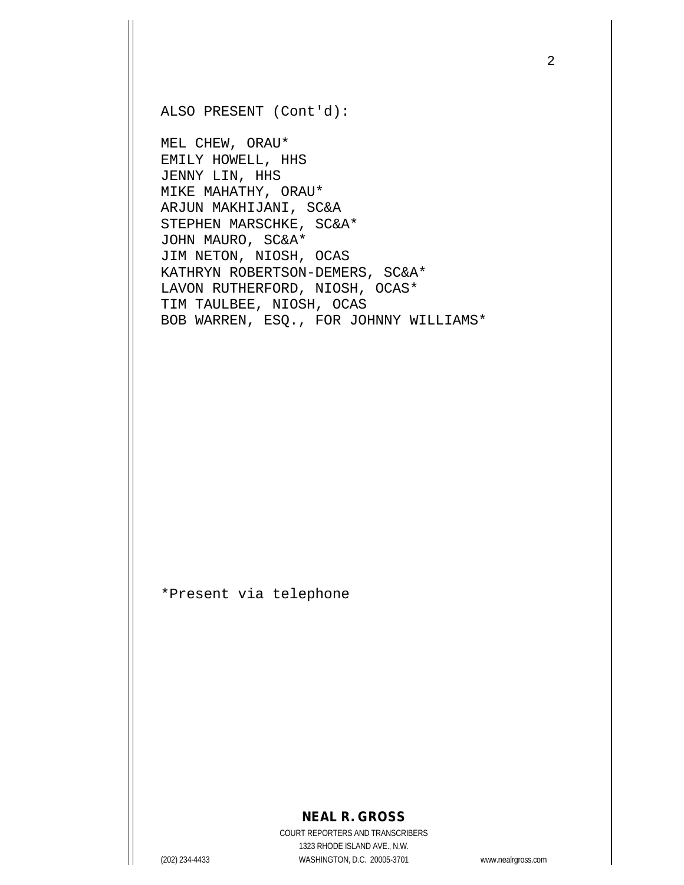ALSO PRESENT (Cont'd):

MEL CHEW, ORAU*
EMILY HOWELL, HHS
JENNY LIN, HHS
MIKE MAHATHY, ORAU*
ARJUN MAKHIJANI, SC&A
STEPHEN MARSCHKE, SC&A*
JOHN MAURO, SC&A*
JIM NETON, NIOSH, OCAS
KATHRYN ROBERTSON-DEMERS, SC&A*
LAVON RUTHERFORD, NIOSH, OCAS*
TIM TAULBEE, NIOSH, OCAS
BOB WARREN, ESQ., FOR JOHNNY WILLIAMS*

*Present via telephone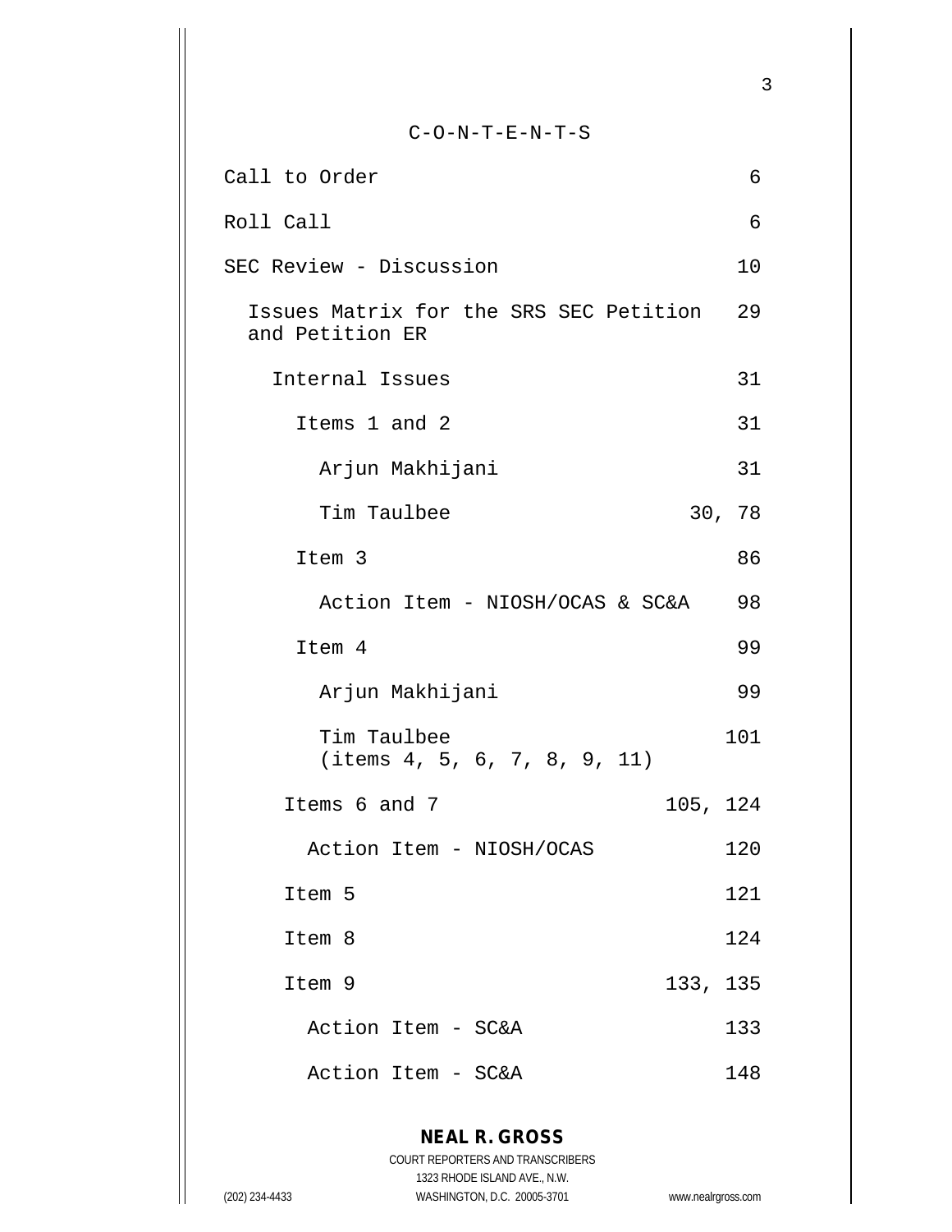C-O-N-T-E-N-T-S

| | |
|---|---|
| Call to Order | 6 |
| Roll Call | 6 |
| SEC Review - Discussion | 10 |
| Issues Matrix for the SRS SEC Petition and Petition ER | 29 |
| Internal Issues | 31 |
| Items 1 and 2 | 31 |
| Arjun Makhijani | 31 |
| Tim Taulbee | 30, 78 |
| Item 3 | 86 |
| Action Item - NIOSH/OCAS & SC&A | 98 |
| Item 4 | 99 |
| Arjun Makhijani | 99 |
| Tim Taulbee (items 4, 5, 6, 7, 8, 9, 11) | 101 |
| Items 6 and 7 | 105, 124 |
| Action Item - NIOSH/OCAS | 120 |
| Item 5 | 121 |
| Item 8 | 124 |
| Item 9 | 133, 135 |
| Action Item - SC&A | 133 |
| Action Item - SC&A | 148 |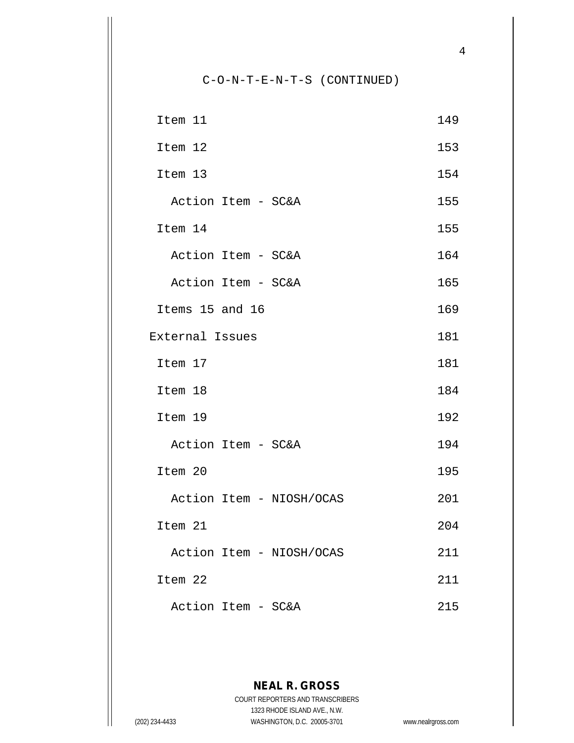C-O-N-T-E-N-T-S (CONTINUED)

| | |
|---|---|
| Item 11 | 149 |
| Item 12 | 153 |
| Item 13 | 154 |
| Action Item - SC&A | 155 |
| Item 14 | 155 |
| Action Item - SC&A | 164 |
| Action Item - SC&A | 165 |
| Items 15 and 16 | 169 |
| External Issues | 181 |
| Item 17 | 181 |
| Item 18 | 184 |
| Item 19 | 192 |
| Action Item - SC&A | 194 |
| Item 20 | 195 |
| Action Item - NIOSH/OCAS | 201 |
| Item 21 | 204 |
| Action Item - NIOSH/OCAS | 211 |
| Item 22 | 211 |
| Action Item - SC&A | 215 |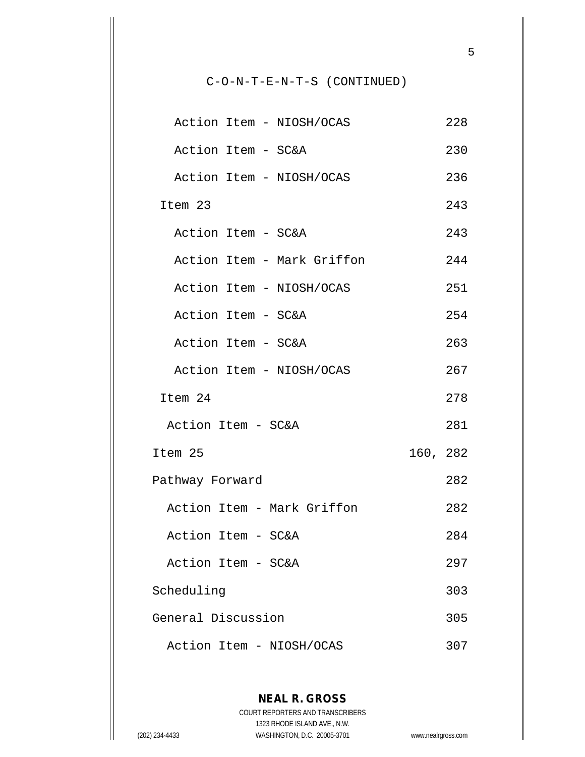C-O-N-T-E-N-T-S (CONTINUED)

| | |
|---|---|
| Action Item - NIOSH/OCAS | 228 |
| Action Item - SC&A | 230 |
| Action Item - NIOSH/OCAS | 236 |
| Item 23 | 243 |
| Action Item - SC&A | 243 |
| Action Item - Mark Griffon | 244 |
| Action Item - NIOSH/OCAS | 251 |
| Action Item - SC&A | 254 |
| Action Item - SC&A | 263 |
| Action Item - NIOSH/OCAS | 267 |
| Item 24 | 278 |
| Action Item - SC&A | 281 |
| Item 25 | 160, 282 |
| Pathway Forward | 282 |
| Action Item - Mark Griffon | 282 |
| Action Item - SC&A | 284 |
| Action Item - SC&A | 297 |
| Scheduling | 303 |
| General Discussion | 305 |
| Action Item - NIOSH/OCAS | 307 |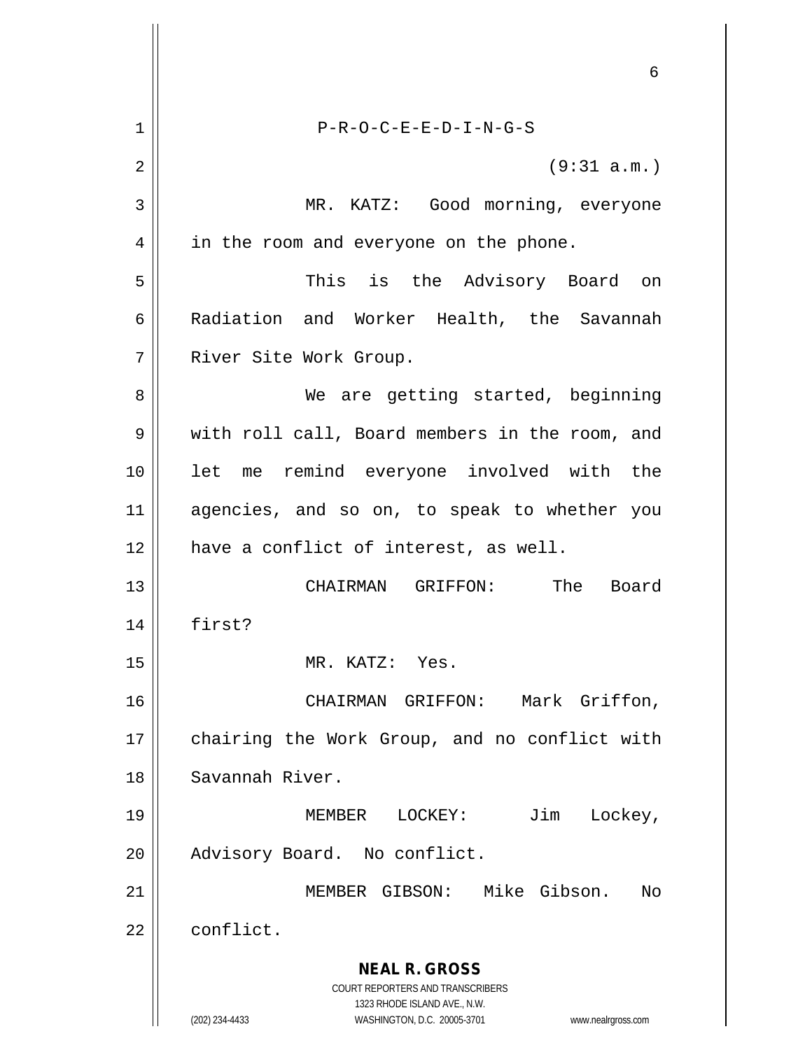P-R-O-C-E-E-D-I-N-G-S

(9:31 a.m.)

MR. KATZ: Good morning, everyone in the room and everyone on the phone.

This is the Advisory Board on Radiation and Worker Health, the Savannah River Site Work Group.

We are getting started, beginning with roll call, Board members in the room, and let me remind everyone involved with the agencies, and so on, to speak to whether you have a conflict of interest, as well.

CHAIRMAN GRIFFON: The Board first?

MR. KATZ: Yes.

CHAIRMAN GRIFFON: Mark Griffon, chairing the Work Group, and no conflict with Savannah River.

MEMBER LOCKEY: Jim Lockey, Advisory Board. No conflict.

MEMBER GIBSON: Mike Gibson. No conflict.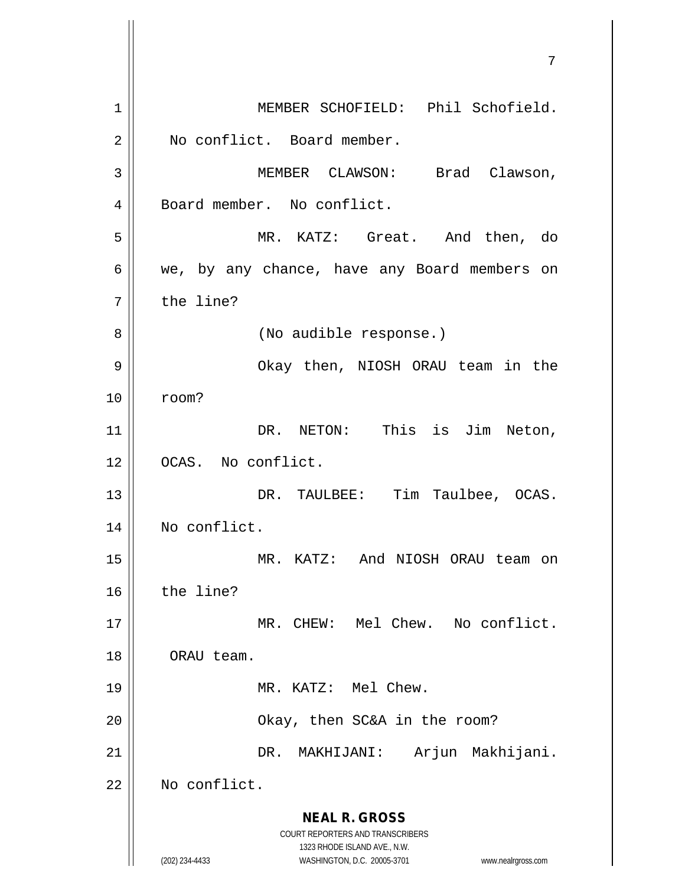MEMBER SCHOFIELD: Phil Schofield. No conflict. Board member.

MEMBER CLAWSON: Brad Clawson, Board member. No conflict.

MR. KATZ: Great. And then, do we, by any chance, have any Board members on the line?

(No audible response.)

Okay then, NIOSH ORAU team in the room?

DR. NETON: This is Jim Neton, OCAS. No conflict.

DR. TAULBEE: Tim Taulbee, OCAS. No conflict.

MR. KATZ: And NIOSH ORAU team on the line?

MR. CHEW: Mel Chew. No conflict. ORAU team.

MR. KATZ: Mel Chew.

Okay, then SC&A in the room?

DR. MAKHIJANI: Arjun Makhijani. No conflict.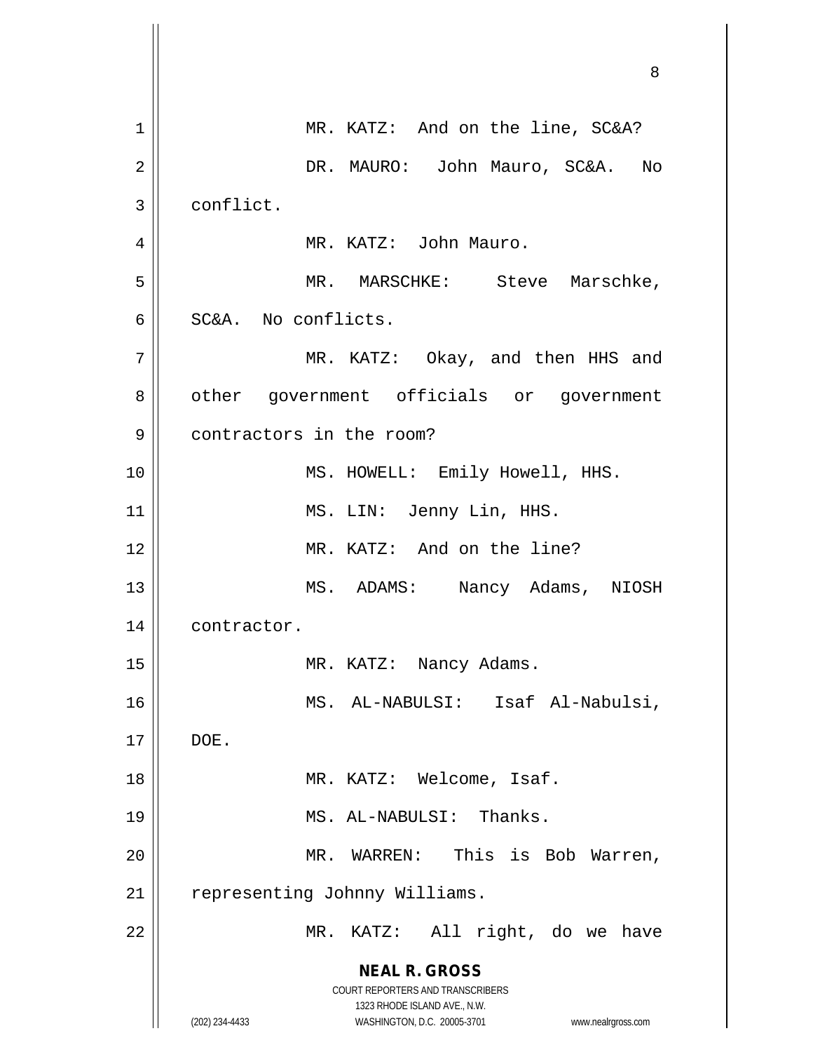MR. KATZ: And on the line, SC&A?

DR. MAURO: John Mauro, SC&A. No conflict.

MR. KATZ: John Mauro.

MR. MARSCHKE: Steve Marschke, SC&A. No conflicts.

MR. KATZ: Okay, and then HHS and other government officials or government contractors in the room?

MS. HOWELL: Emily Howell, HHS.

MS. LIN: Jenny Lin, HHS.

MR. KATZ: And on the line?

MS. ADAMS: Nancy Adams, NIOSH contractor.

MR. KATZ: Nancy Adams.

MS. AL-NABULSI: Isaf Al-Nabulsi, DOE.

MR. KATZ: Welcome, Isaf.

MS. AL-NABULSI: Thanks.

MR. WARREN: This is Bob Warren, representing Johnny Williams.

MR. KATZ: All right, do we have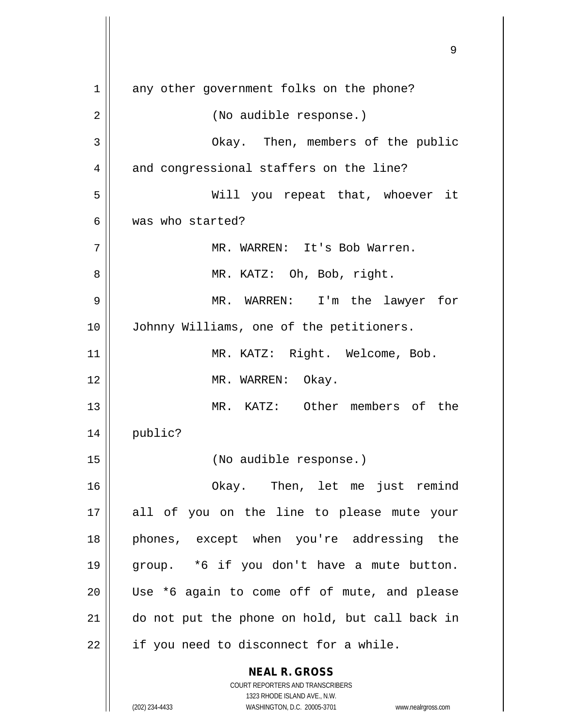any other government folks on the phone?

(No audible response.)

Okay. Then, members of the public and congressional staffers on the line?

Will you repeat that, whoever it was who started?

MR. WARREN: It's Bob Warren.

MR. KATZ: Oh, Bob, right.

MR. WARREN: I'm the lawyer for Johnny Williams, one of the petitioners.

MR. KATZ: Right. Welcome, Bob.

MR. WARREN: Okay.

MR. KATZ: Other members of the public?

(No audible response.)

Okay. Then, let me just remind all of you on the line to please mute your phones, except when you're addressing the group. *6 if you don't have a mute button. Use *6 again to come off of mute, and please do not put the phone on hold, but call back in if you need to disconnect for a while.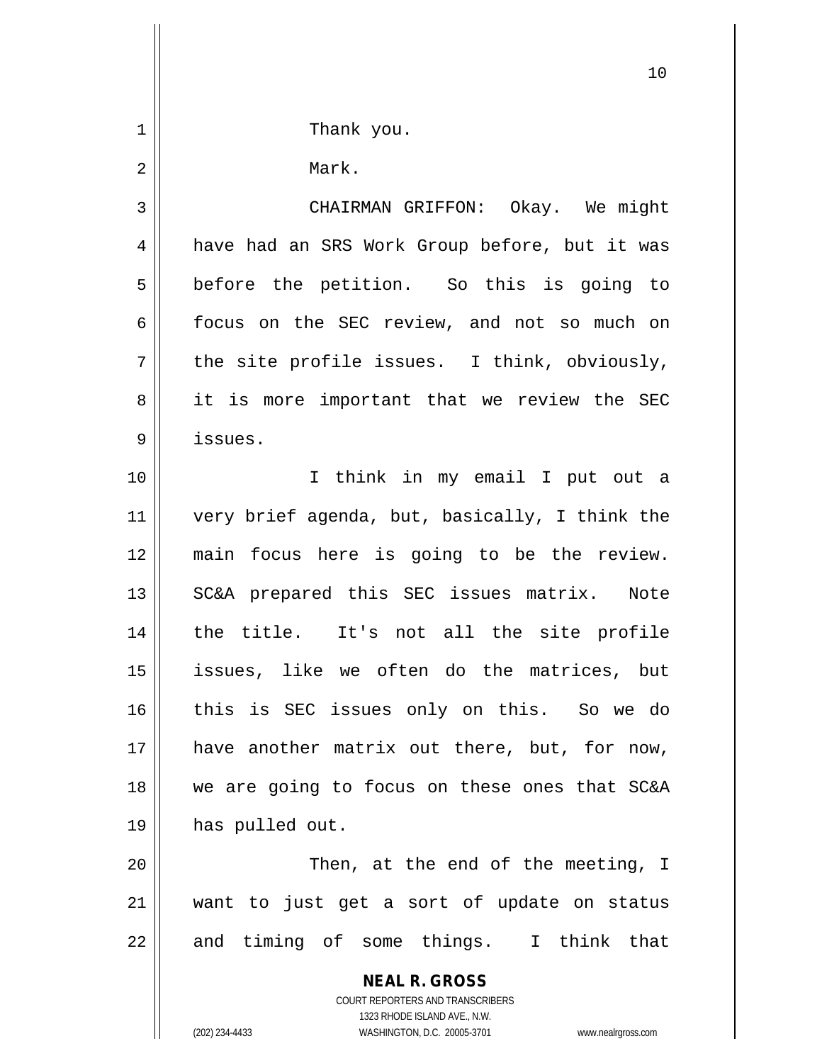Thank you.

Mark.

CHAIRMAN GRIFFON: Okay. We might have had an SRS Work Group before, but it was before the petition. So this is going to focus on the SEC review, and not so much on the site profile issues. I think, obviously, it is more important that we review the SEC issues.

I think in my email I put out a very brief agenda, but, basically, I think the main focus here is going to be the review. SC&A prepared this SEC issues matrix. Note the title. It's not all the site profile issues, like we often do the matrices, but this is SEC issues only on this. So we do have another matrix out there, but, for now, we are going to focus on these ones that SC&A has pulled out.

Then, at the end of the meeting, I want to just get a sort of update on status and timing of some things. I think that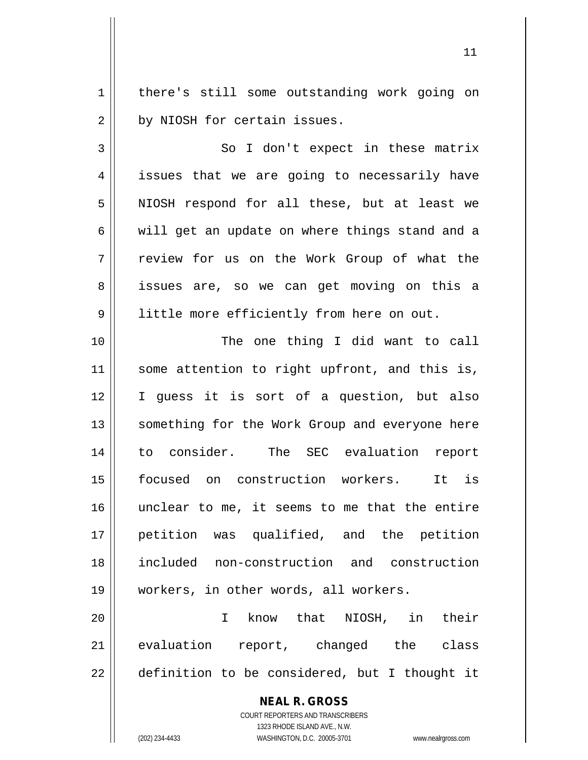there's still some outstanding work going on by NIOSH for certain issues.

So I don't expect in these matrix issues that we are going to necessarily have NIOSH respond for all these, but at least we will get an update on where things stand and a review for us on the Work Group of what the issues are, so we can get moving on this a little more efficiently from here on out.

The one thing I did want to call some attention to right upfront, and this is, I guess it is sort of a question, but also something for the Work Group and everyone here to consider. The SEC evaluation report focused on construction workers. It is unclear to me, it seems to me that the entire petition was qualified, and the petition included non-construction and construction workers, in other words, all workers.

I know that NIOSH, in their evaluation report, changed the class definition to be considered, but I thought it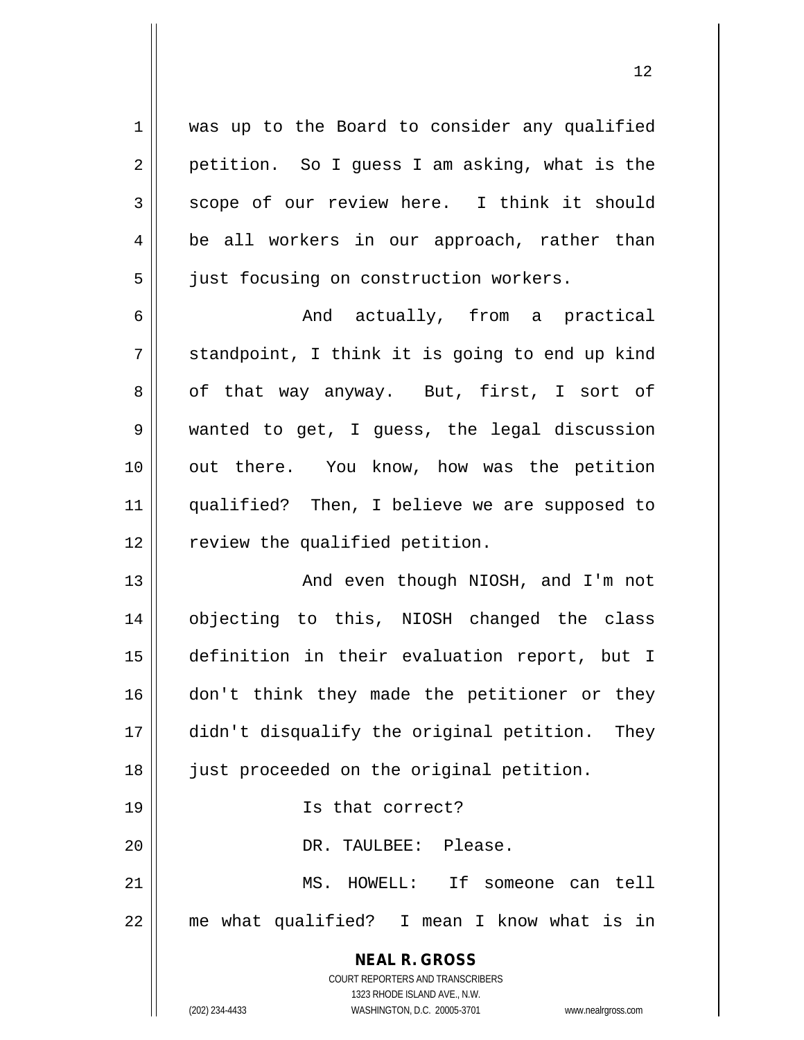was up to the Board to consider any qualified petition. So I guess I am asking, what is the scope of our review here. I think it should be all workers in our approach, rather than just focusing on construction workers.

And actually, from a practical standpoint, I think it is going to end up kind of that way anyway. But, first, I sort of wanted to get, I guess, the legal discussion out there. You know, how was the petition qualified? Then, I believe we are supposed to review the qualified petition.

And even though NIOSH, and I'm not objecting to this, NIOSH changed the class definition in their evaluation report, but I don't think they made the petitioner or they didn't disqualify the original petition. They just proceeded on the original petition.

Is that correct?

DR. TAULBEE: Please.

MS. HOWELL: If someone can tell me what qualified? I mean I know what is in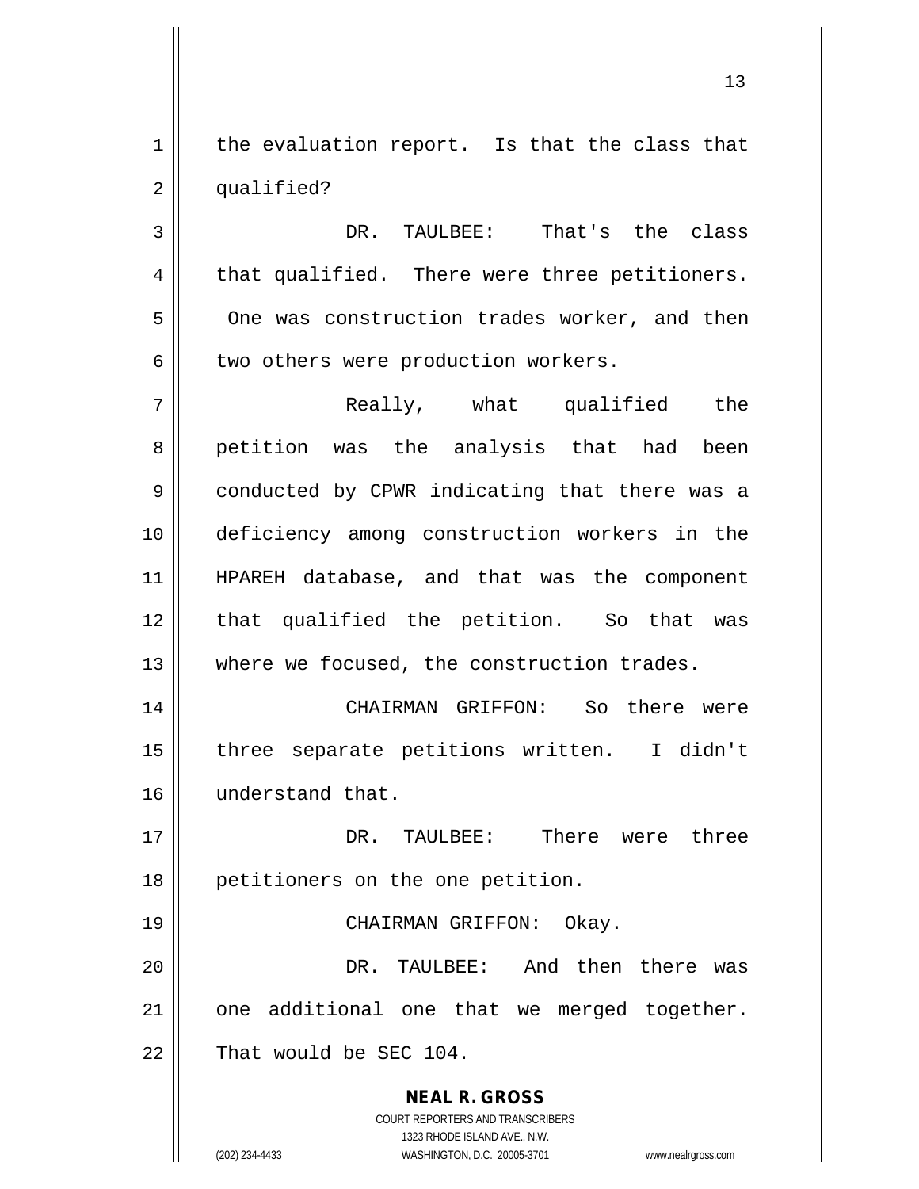the evaluation report. Is that the class that qualified?

DR. TAULBEE: That's the class that qualified. There were three petitioners. One was construction trades worker, and then two others were production workers.

Really, what qualified the petition was the analysis that had been conducted by CPWR indicating that there was a deficiency among construction workers in the HPAREH database, and that was the component that qualified the petition. So that was where we focused, the construction trades.

CHAIRMAN GRIFFON: So there were three separate petitions written. I didn't understand that.

DR. TAULBEE: There were three petitioners on the one petition.

CHAIRMAN GRIFFON: Okay.

DR. TAULBEE: And then there was one additional one that we merged together. That would be SEC 104.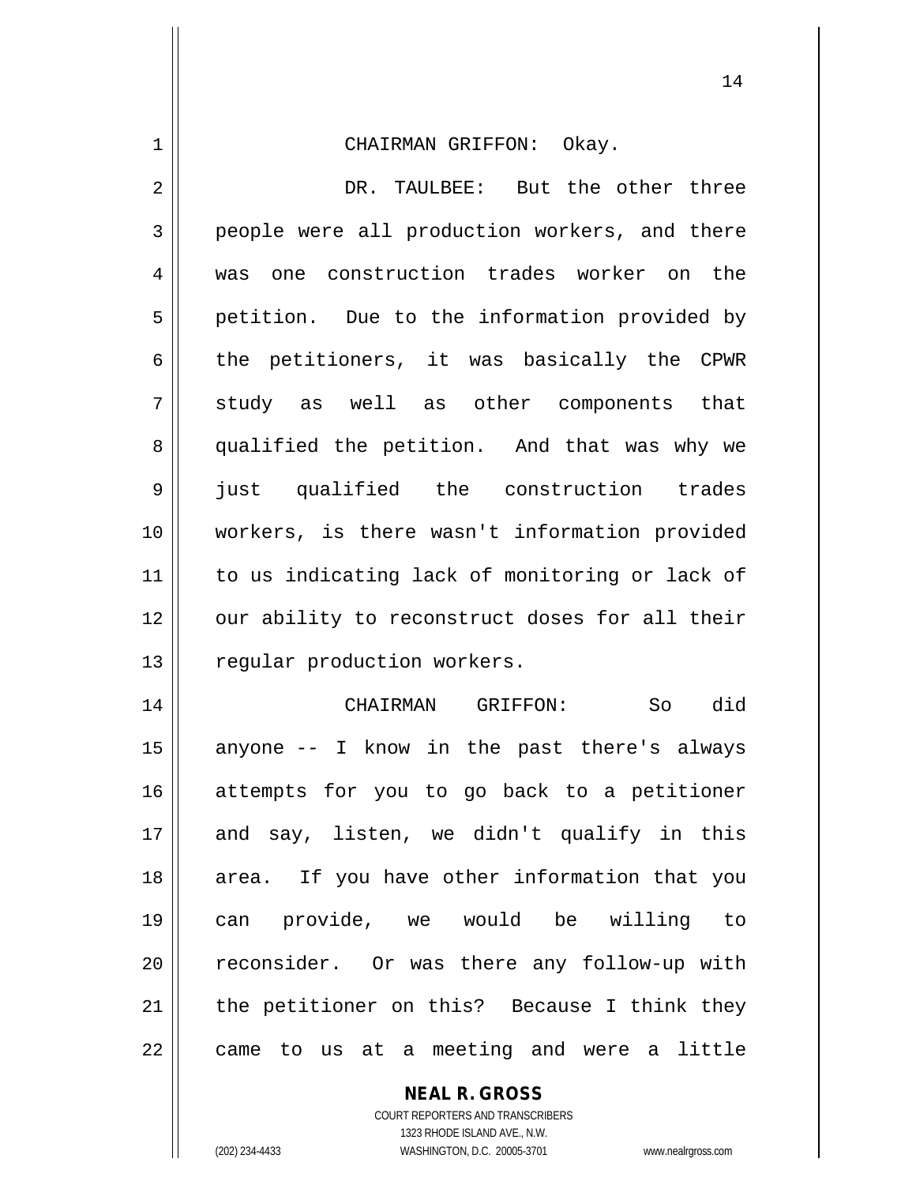CHAIRMAN GRIFFON: Okay.

DR. TAULBEE: But the other three people were all production workers, and there was one construction trades worker on the petition. Due to the information provided by the petitioners, it was basically the CPWR study as well as other components that qualified the petition. And that was why we just qualified the construction trades workers, is there wasn't information provided to us indicating lack of monitoring or lack of our ability to reconstruct doses for all their regular production workers.

CHAIRMAN GRIFFON: So did anyone -- I know in the past there's always attempts for you to go back to a petitioner and say, listen, we didn't qualify in this area. If you have other information that you can provide, we would be willing to reconsider. Or was there any follow-up with the petitioner on this? Because I think they came to us at a meeting and were a little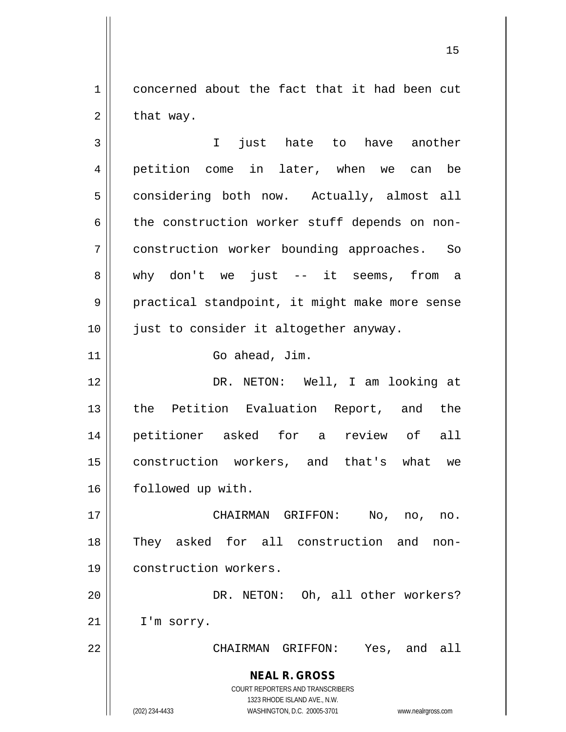concerned about the fact that it had been cut that way.

I just hate to have another petition come in later, when we can be considering both now. Actually, almost all the construction worker stuff depends on non-construction worker bounding approaches. So why don't we just -- it seems, from a practical standpoint, it might make more sense just to consider it altogether anyway.

Go ahead, Jim.

DR. NETON: Well, I am looking at the Petition Evaluation Report, and the petitioner asked for a review of all construction workers, and that's what we followed up with.

CHAIRMAN GRIFFON: No, no, no. They asked for all construction and non-construction workers.

DR. NETON: Oh, all other workers? I'm sorry.

CHAIRMAN GRIFFON: Yes, and all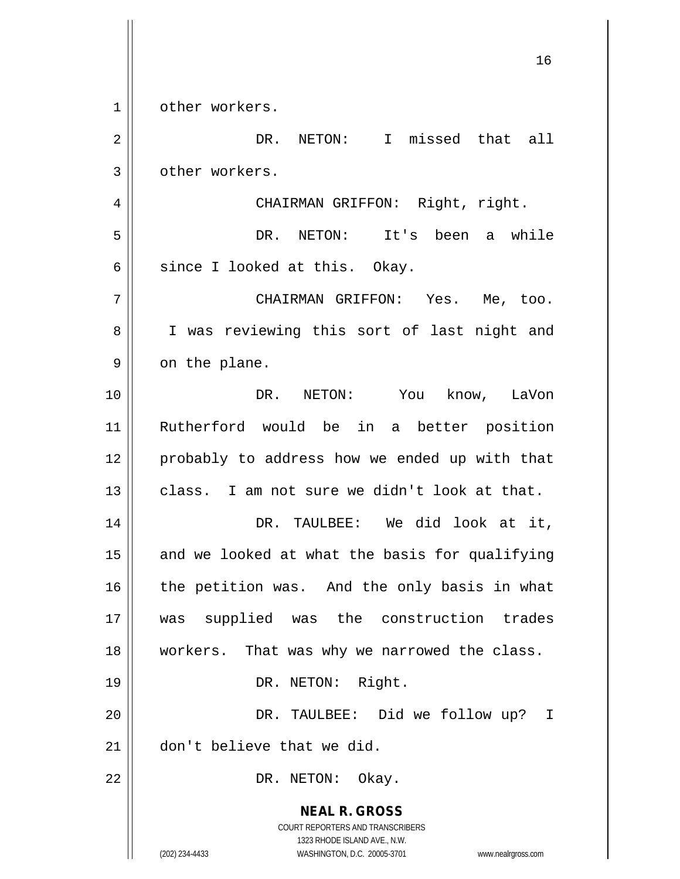other workers.

DR. NETON: I missed that all other workers.

CHAIRMAN GRIFFON: Right, right.

DR. NETON: It's been a while since I looked at this. Okay.

CHAIRMAN GRIFFON: Yes. Me, too. I was reviewing this sort of last night and on the plane.

DR. NETON: You know, LaVon Rutherford would be in a better position probably to address how we ended up with that class. I am not sure we didn't look at that.

DR. TAULBEE: We did look at it, and we looked at what the basis for qualifying the petition was. And the only basis in what was supplied was the construction trades workers. That was why we narrowed the class.

DR. NETON: Right.

DR. TAULBEE: Did we follow up? I don't believe that we did.

DR. NETON: Okay.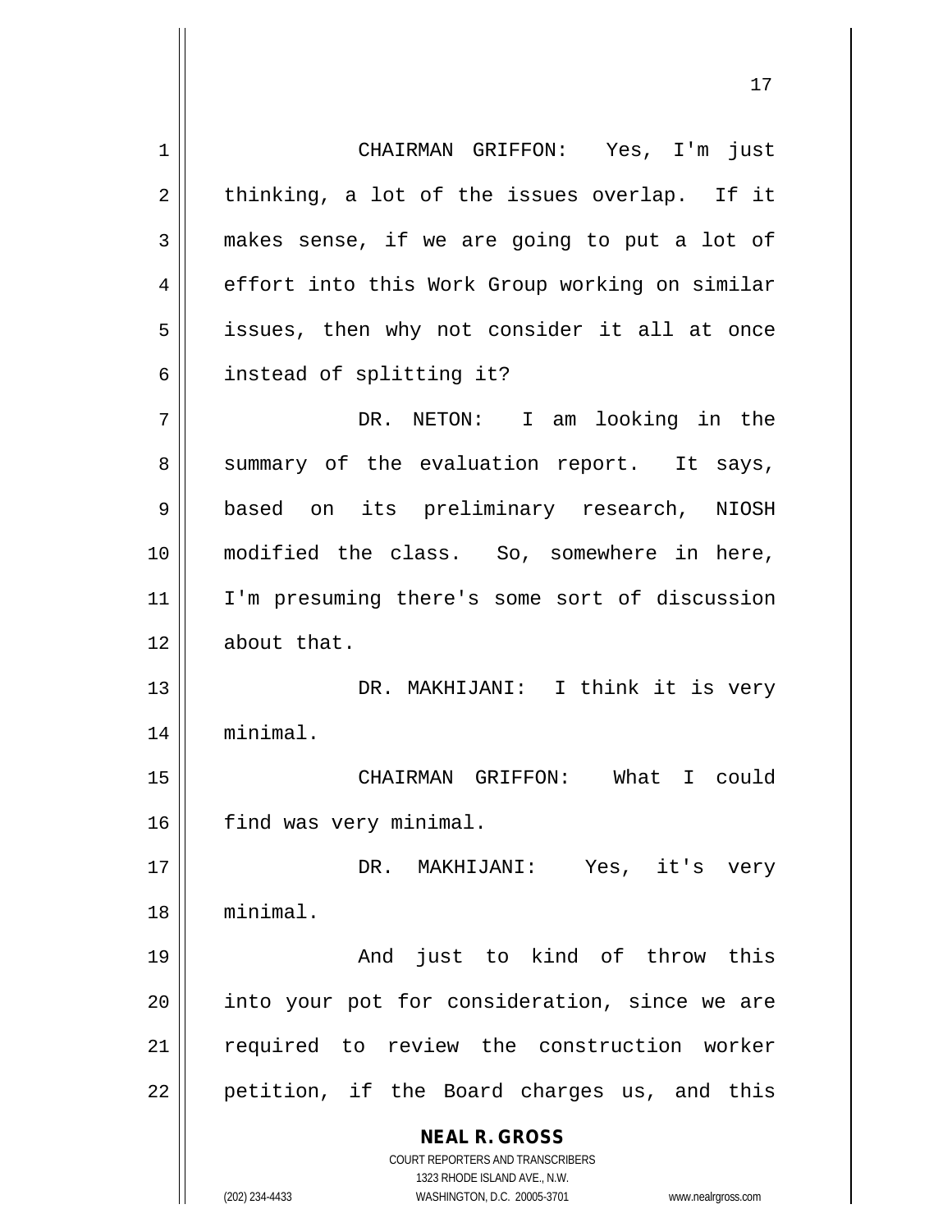CHAIRMAN GRIFFON: Yes, I'm just thinking, a lot of the issues overlap. If it makes sense, if we are going to put a lot of effort into this Work Group working on similar issues, then why not consider it all at once instead of splitting it?

DR. NETON: I am looking in the summary of the evaluation report. It says, based on its preliminary research, NIOSH modified the class. So, somewhere in here, I'm presuming there's some sort of discussion about that.

DR. MAKHIJANI: I think it is very minimal.

CHAIRMAN GRIFFON: What I could find was very minimal.

DR. MAKHIJANI: Yes, it's very minimal.

And just to kind of throw this into your pot for consideration, since we are required to review the construction worker petition, if the Board charges us, and this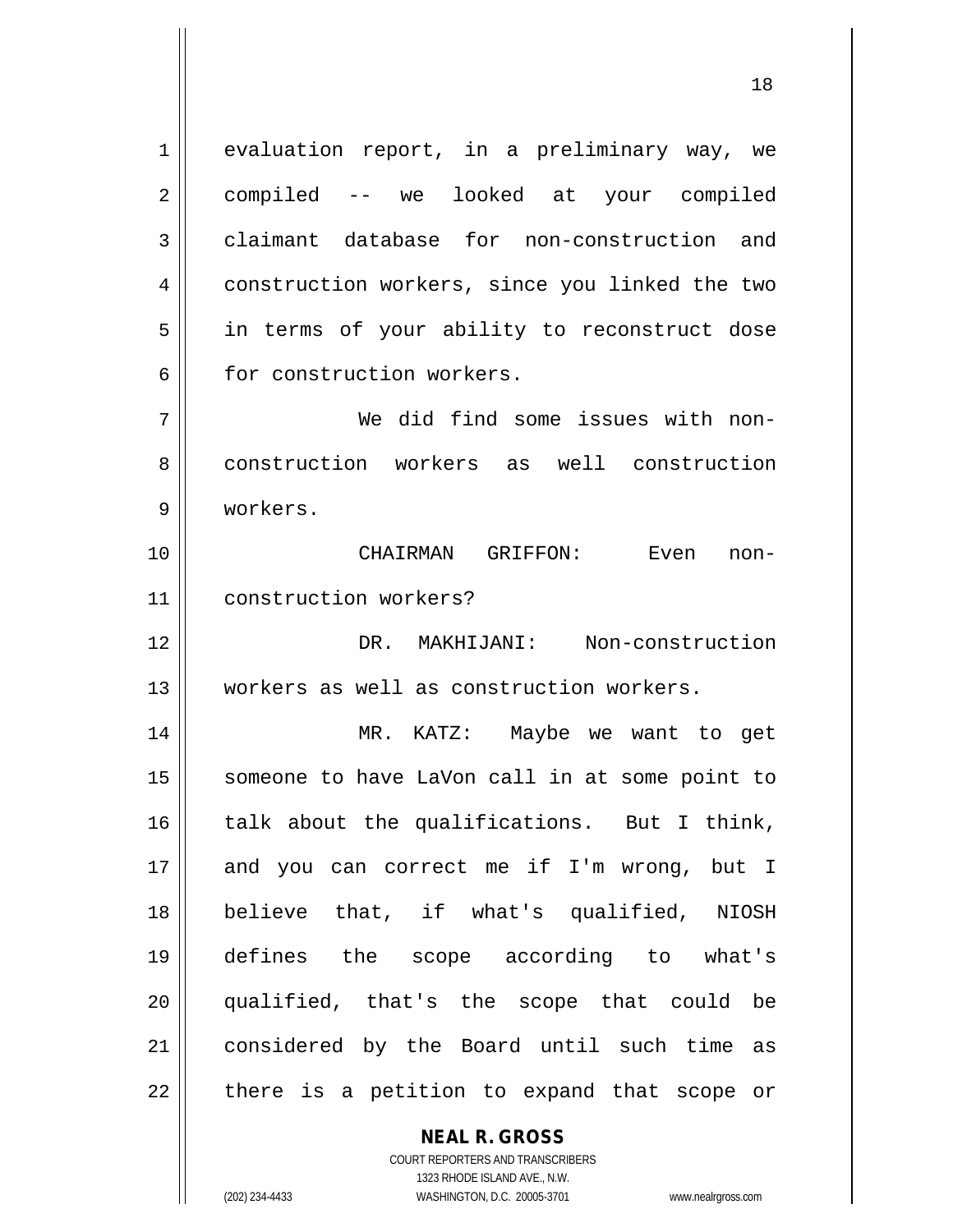evaluation report, in a preliminary way, we compiled -- we looked at your compiled claimant database for non-construction and construction workers, since you linked the two in terms of your ability to reconstruct dose for construction workers.

We did find some issues with non-construction workers as well construction workers.

CHAIRMAN GRIFFON: Even non-construction workers?

DR. MAKHIJANI: Non-construction workers as well as construction workers.

MR. KATZ: Maybe we want to get someone to have LaVon call in at some point to talk about the qualifications. But I think, and you can correct me if I'm wrong, but I believe that, if what's qualified, NIOSH defines the scope according to what's qualified, that's the scope that could be considered by the Board until such time as there is a petition to expand that scope or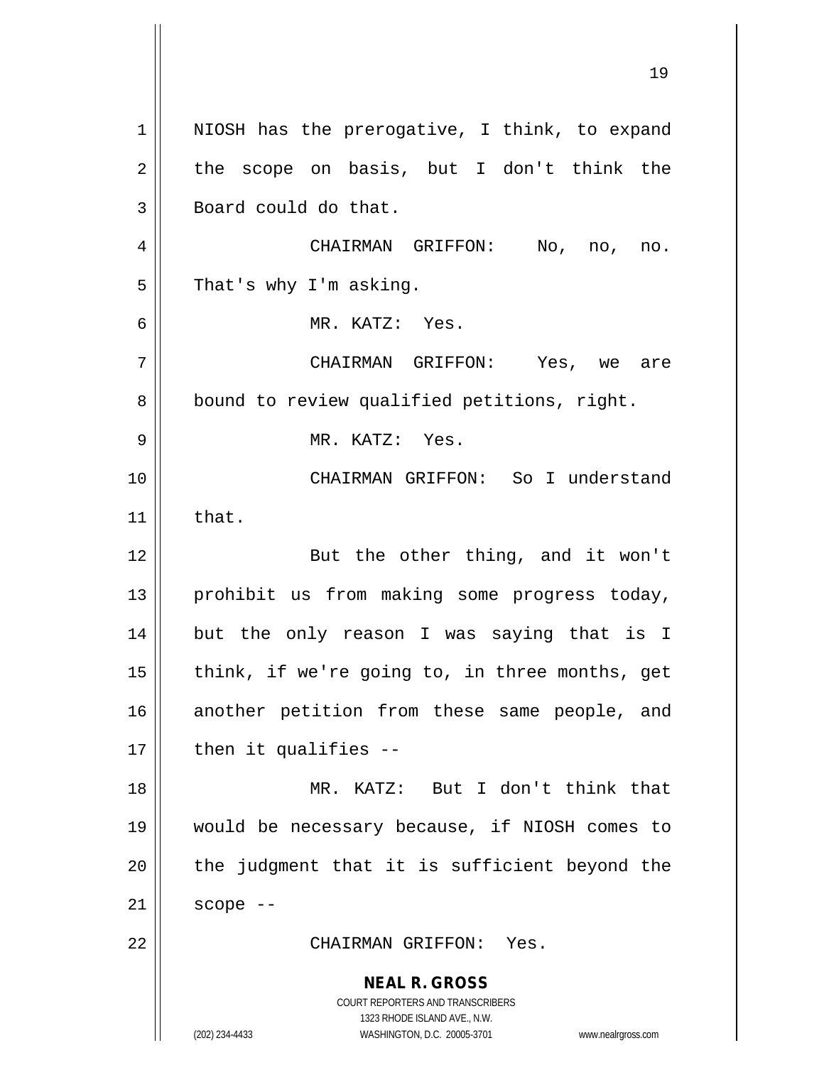NIOSH has the prerogative, I think, to expand the scope on basis, but I don't think the Board could do that.

CHAIRMAN GRIFFON: No, no, no. That's why I'm asking.

MR. KATZ: Yes.

CHAIRMAN GRIFFON: Yes, we are bound to review qualified petitions, right.

MR. KATZ: Yes.

CHAIRMAN GRIFFON: So I understand that.

But the other thing, and it won't prohibit us from making some progress today, but the only reason I was saying that is I think, if we're going to, in three months, get another petition from these same people, and then it qualifies --

MR. KATZ: But I don't think that would be necessary because, if NIOSH comes to the judgment that it is sufficient beyond the scope --

CHAIRMAN GRIFFON: Yes.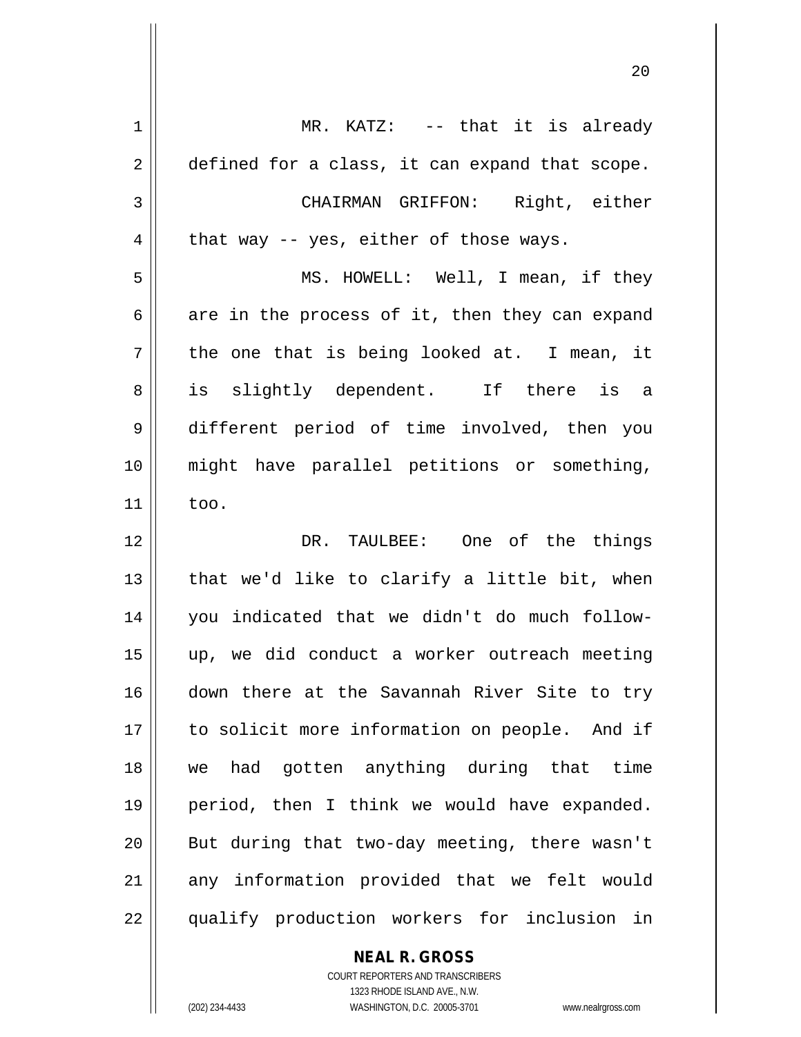MR. KATZ: -- that it is already defined for a class, it can expand that scope.

CHAIRMAN GRIFFON: Right, either that way -- yes, either of those ways.

MS. HOWELL: Well, I mean, if they are in the process of it, then they can expand the one that is being looked at. I mean, it is slightly dependent. If there is a different period of time involved, then you might have parallel petitions or something, too.

DR. TAULBEE: One of the things that we'd like to clarify a little bit, when you indicated that we didn't do much follow-up, we did conduct a worker outreach meeting down there at the Savannah River Site to try to solicit more information on people. And if we had gotten anything during that time period, then I think we would have expanded. But during that two-day meeting, there wasn't any information provided that we felt would qualify production workers for inclusion in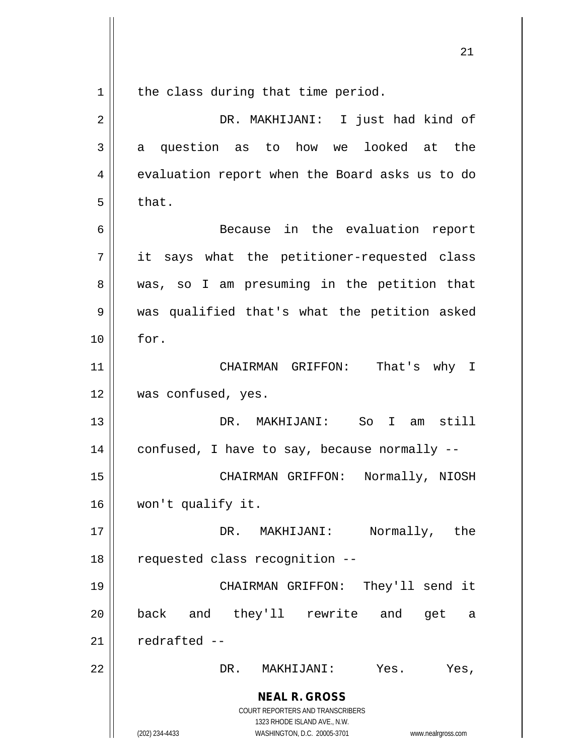the class during that time period.

DR. MAKHIJANI: I just had kind of a question as to how we looked at the evaluation report when the Board asks us to do that.

Because in the evaluation report it says what the petitioner-requested class was, so I am presuming in the petition that was qualified that's what the petition asked for.

CHAIRMAN GRIFFON: That's why I was confused, yes.

DR. MAKHIJANI: So I am still confused, I have to say, because normally --

CHAIRMAN GRIFFON: Normally, NIOSH won't qualify it.

DR. MAKHIJANI: Normally, the requested class recognition --

CHAIRMAN GRIFFON: They'll send it back and they'll rewrite and get a redrafted --

DR. MAKHIJANI: Yes. Yes,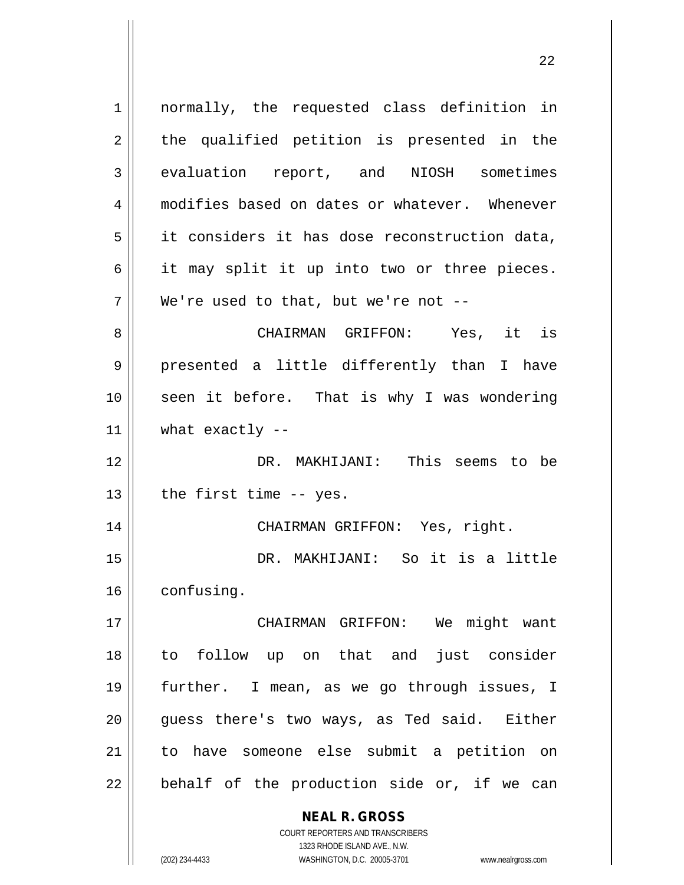normally, the requested class definition in the qualified petition is presented in the evaluation report, and NIOSH sometimes modifies based on dates or whatever. Whenever it considers it has dose reconstruction data, it may split it up into two or three pieces. We're used to that, but we're not --

CHAIRMAN GRIFFON: Yes, it is presented a little differently than I have seen it before. That is why I was wondering what exactly --

DR. MAKHIJANI: This seems to be the first time -- yes.

CHAIRMAN GRIFFON: Yes, right.

DR. MAKHIJANI: So it is a little confusing.

CHAIRMAN GRIFFON: We might want to follow up on that and just consider further. I mean, as we go through issues, I guess there's two ways, as Ted said. Either to have someone else submit a petition on behalf of the production side or, if we can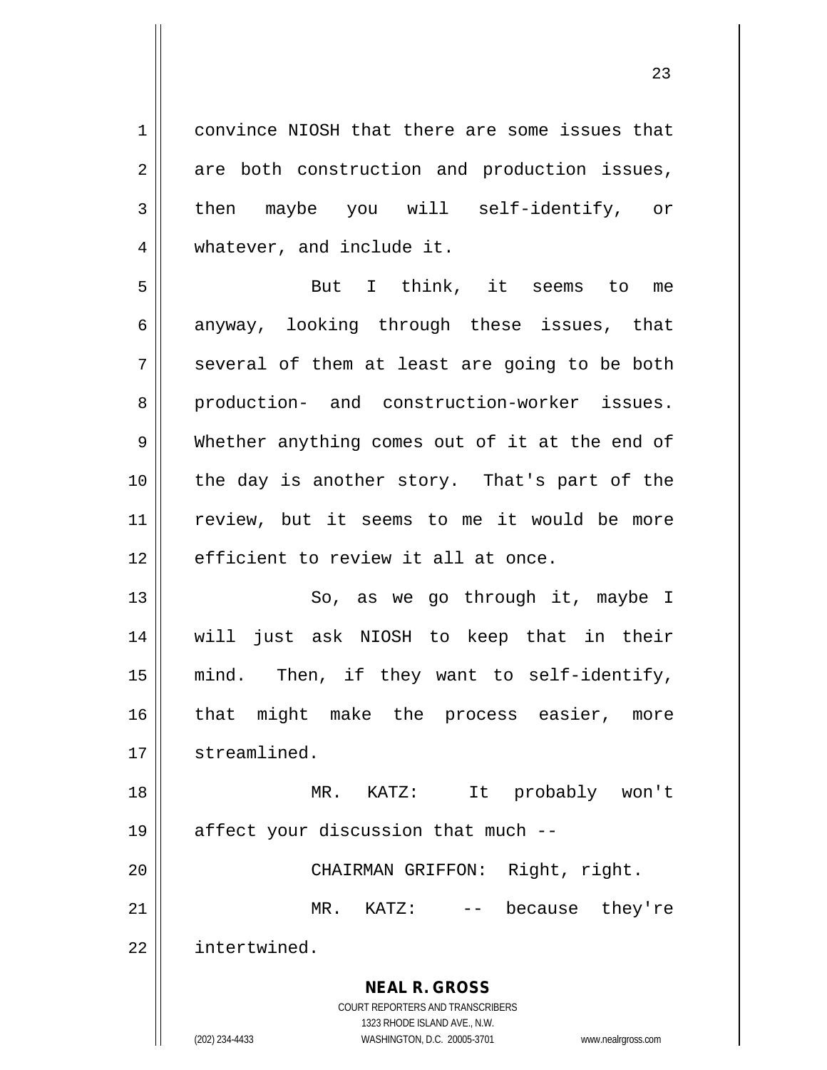convince NIOSH that there are some issues that are both construction and production issues, then maybe you will self-identify, or whatever, and include it.

But I think, it seems to me anyway, looking through these issues, that several of them at least are going to be both production- and construction-worker issues. Whether anything comes out of it at the end of the day is another story. That's part of the review, but it seems to me it would be more efficient to review it all at once.

So, as we go through it, maybe I will just ask NIOSH to keep that in their mind. Then, if they want to self-identify, that might make the process easier, more streamlined.

MR. KATZ: It probably won't affect your discussion that much --

CHAIRMAN GRIFFON: Right, right.

MR. KATZ: -- because they're intertwined.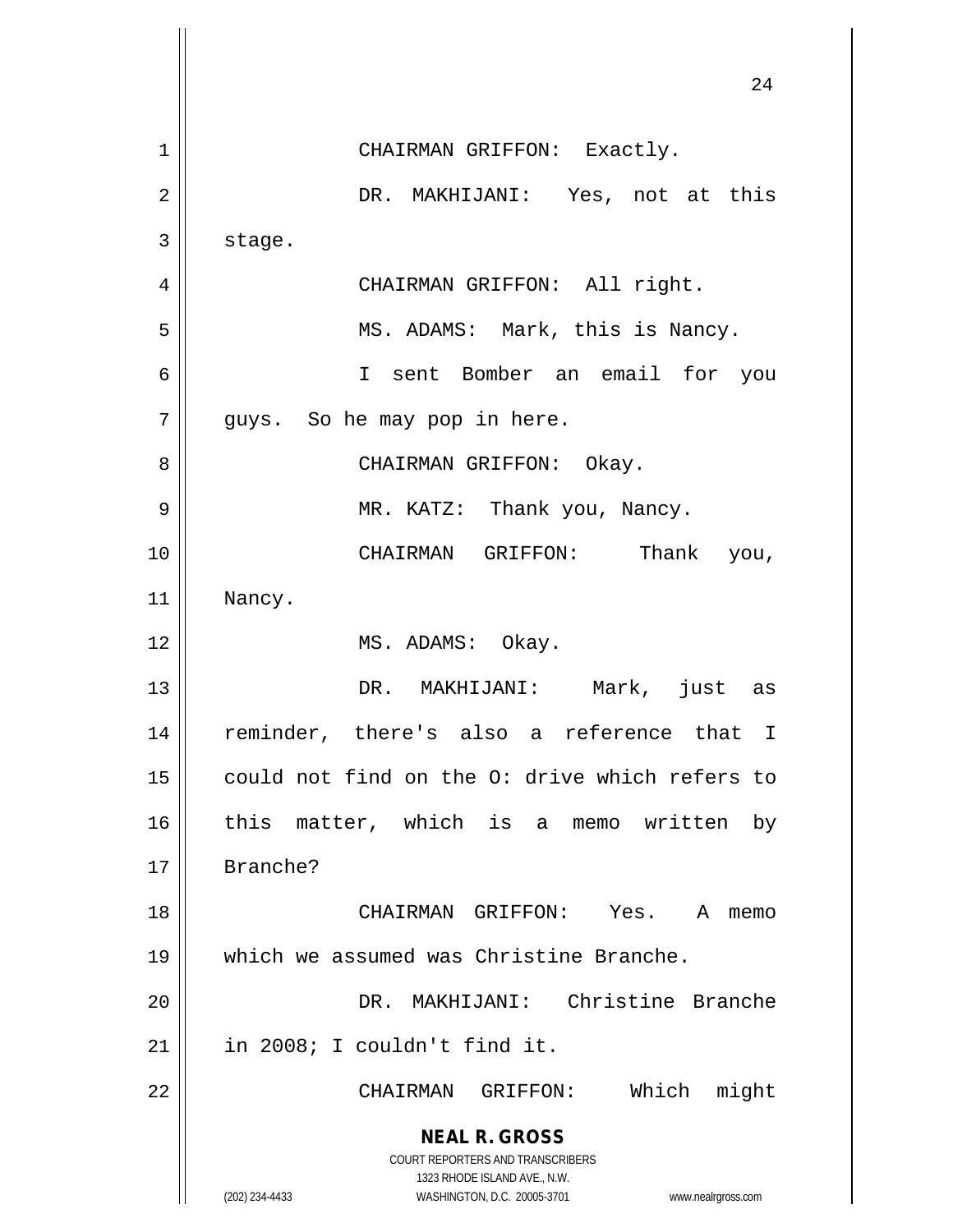CHAIRMAN GRIFFON: Exactly.

DR. MAKHIJANI: Yes, not at this stage.

CHAIRMAN GRIFFON: All right.

MS. ADAMS: Mark, this is Nancy.

I sent Bomber an email for you guys. So he may pop in here.

CHAIRMAN GRIFFON: Okay.

MR. KATZ: Thank you, Nancy.

CHAIRMAN GRIFFON: Thank you, Nancy.

MS. ADAMS: Okay.

DR. MAKHIJANI: Mark, just as reminder, there's also a reference that I could not find on the O: drive which refers to this matter, which is a memo written by Branche?

CHAIRMAN GRIFFON: Yes. A memo which we assumed was Christine Branche.

DR. MAKHIJANI: Christine Branche in 2008; I couldn't find it.

CHAIRMAN GRIFFON: Which might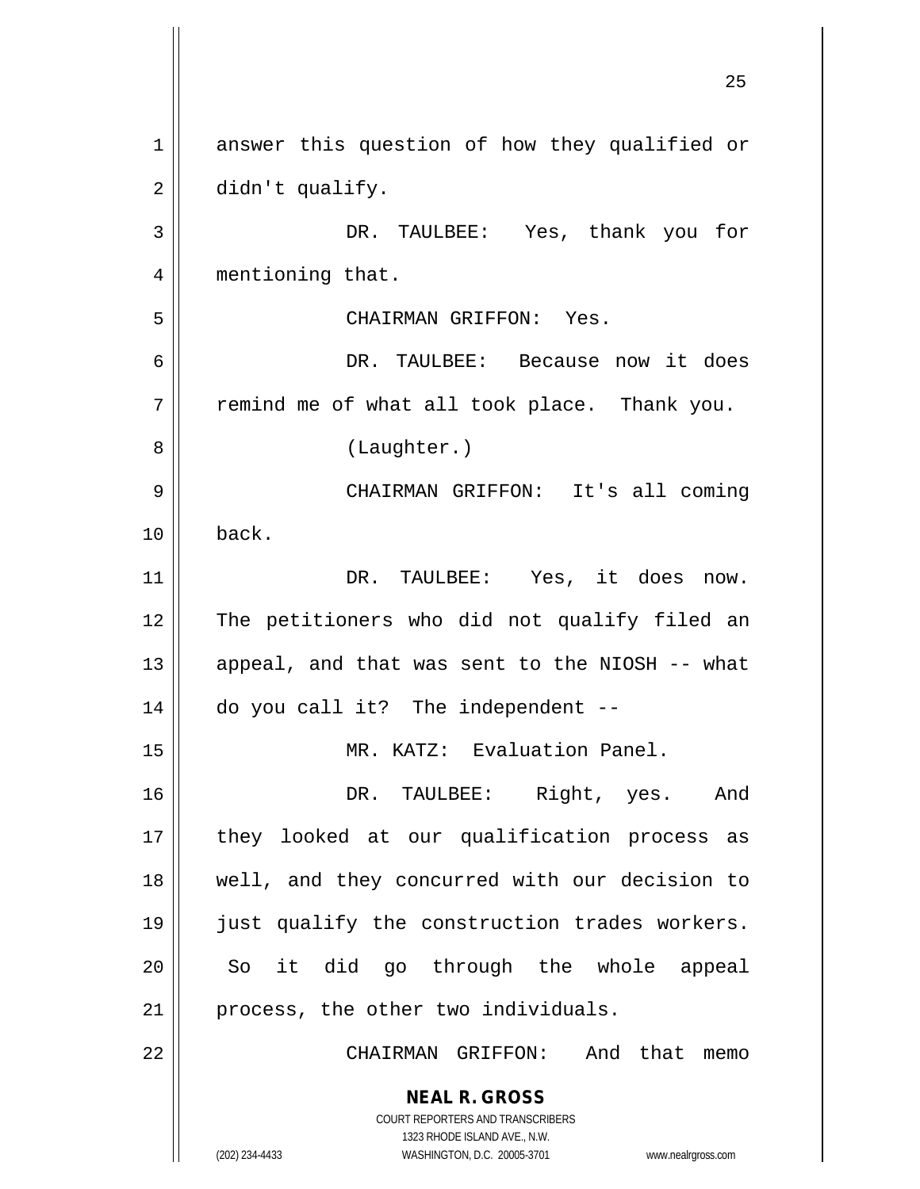answer this question of how they qualified or didn't qualify.

DR. TAULBEE: Yes, thank you for mentioning that.

CHAIRMAN GRIFFON: Yes.

DR. TAULBEE: Because now it does remind me of what all took place. Thank you.

(Laughter.)

CHAIRMAN GRIFFON: It's all coming back.

DR. TAULBEE: Yes, it does now. The petitioners who did not qualify filed an appeal, and that was sent to the NIOSH -- what do you call it? The independent --

MR. KATZ: Evaluation Panel.

DR. TAULBEE: Right, yes. And they looked at our qualification process as well, and they concurred with our decision to just qualify the construction trades workers. So it did go through the whole appeal process, the other two individuals.

CHAIRMAN GRIFFON: And that memo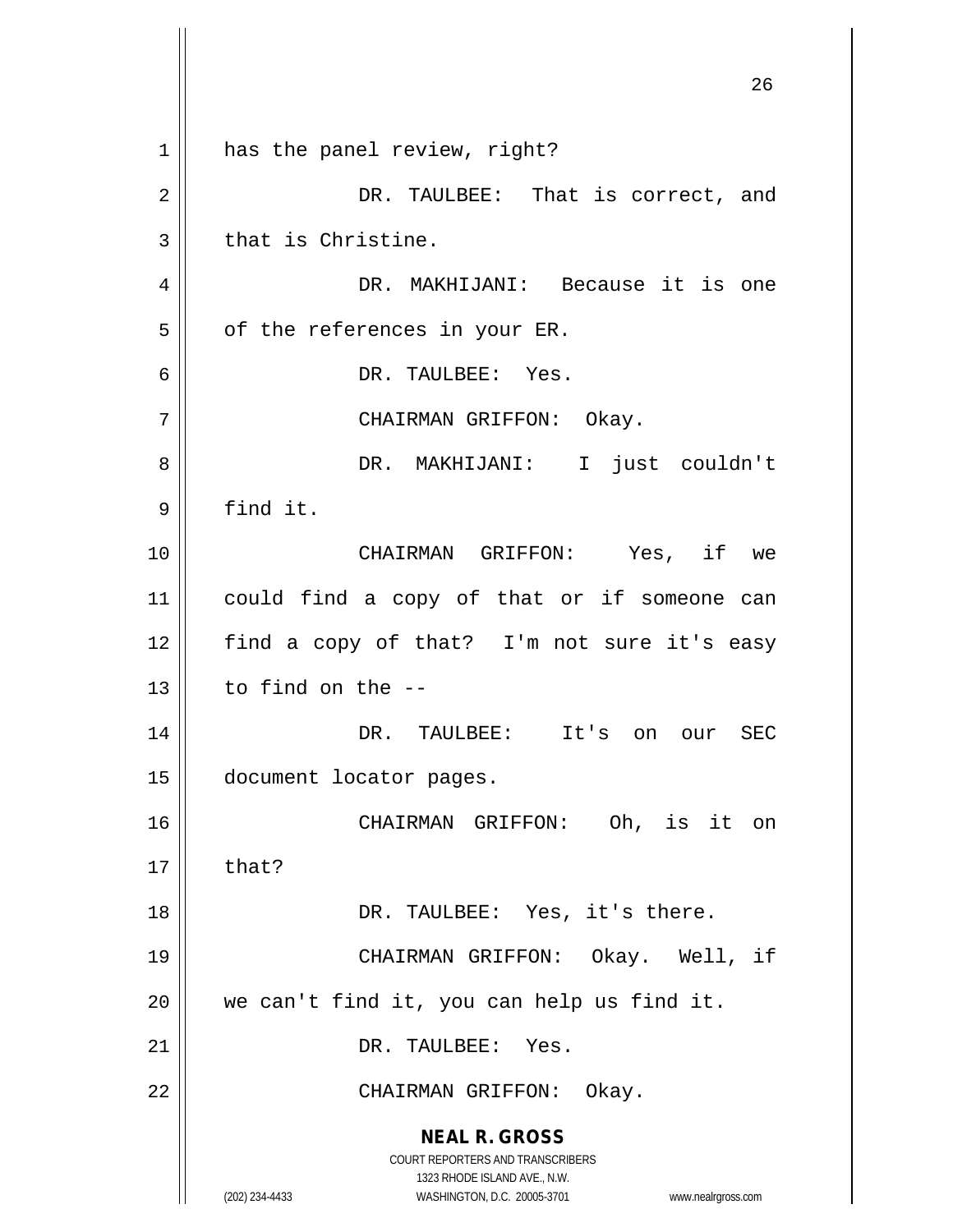has the panel review, right?

DR. TAULBEE: That is correct, and that is Christine.

DR. MAKHIJANI: Because it is one of the references in your ER.

DR. TAULBEE: Yes.

CHAIRMAN GRIFFON: Okay.

DR. MAKHIJANI: I just couldn't find it.

CHAIRMAN GRIFFON: Yes, if we could find a copy of that or if someone can find a copy of that? I'm not sure it's easy to find on the --

DR. TAULBEE: It's on our SEC document locator pages.

CHAIRMAN GRIFFON: Oh, is it on that?

DR. TAULBEE: Yes, it's there.

CHAIRMAN GRIFFON: Okay. Well, if we can't find it, you can help us find it.

DR. TAULBEE: Yes.

CHAIRMAN GRIFFON: Okay.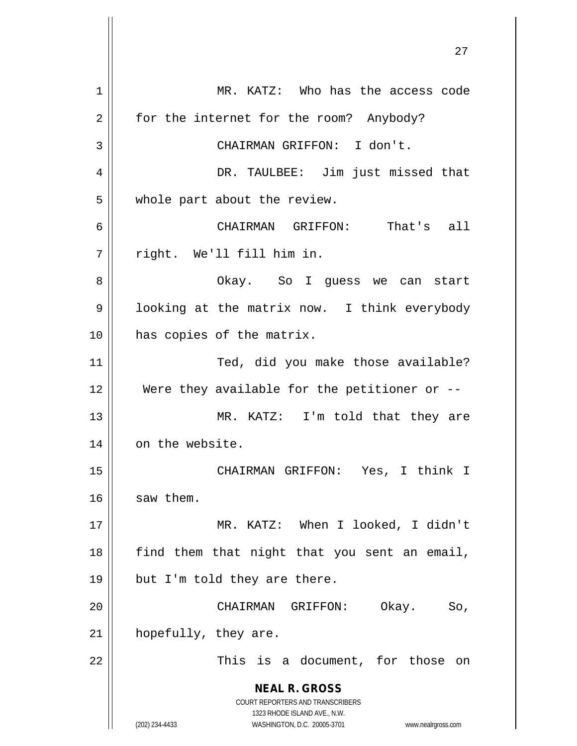MR. KATZ: Who has the access code for the internet for the room? Anybody?

CHAIRMAN GRIFFON: I don't.

DR. TAULBEE: Jim just missed that whole part about the review.

CHAIRMAN GRIFFON: That's all right. We'll fill him in.

Okay. So I guess we can start looking at the matrix now. I think everybody has copies of the matrix.

Ted, did you make those available? Were they available for the petitioner or --

MR. KATZ: I'm told that they are on the website.

CHAIRMAN GRIFFON: Yes, I think I saw them.

MR. KATZ: When I looked, I didn't find them that night that you sent an email, but I'm told they are there.

CHAIRMAN GRIFFON: Okay. So, hopefully, they are.

This is a document, for those on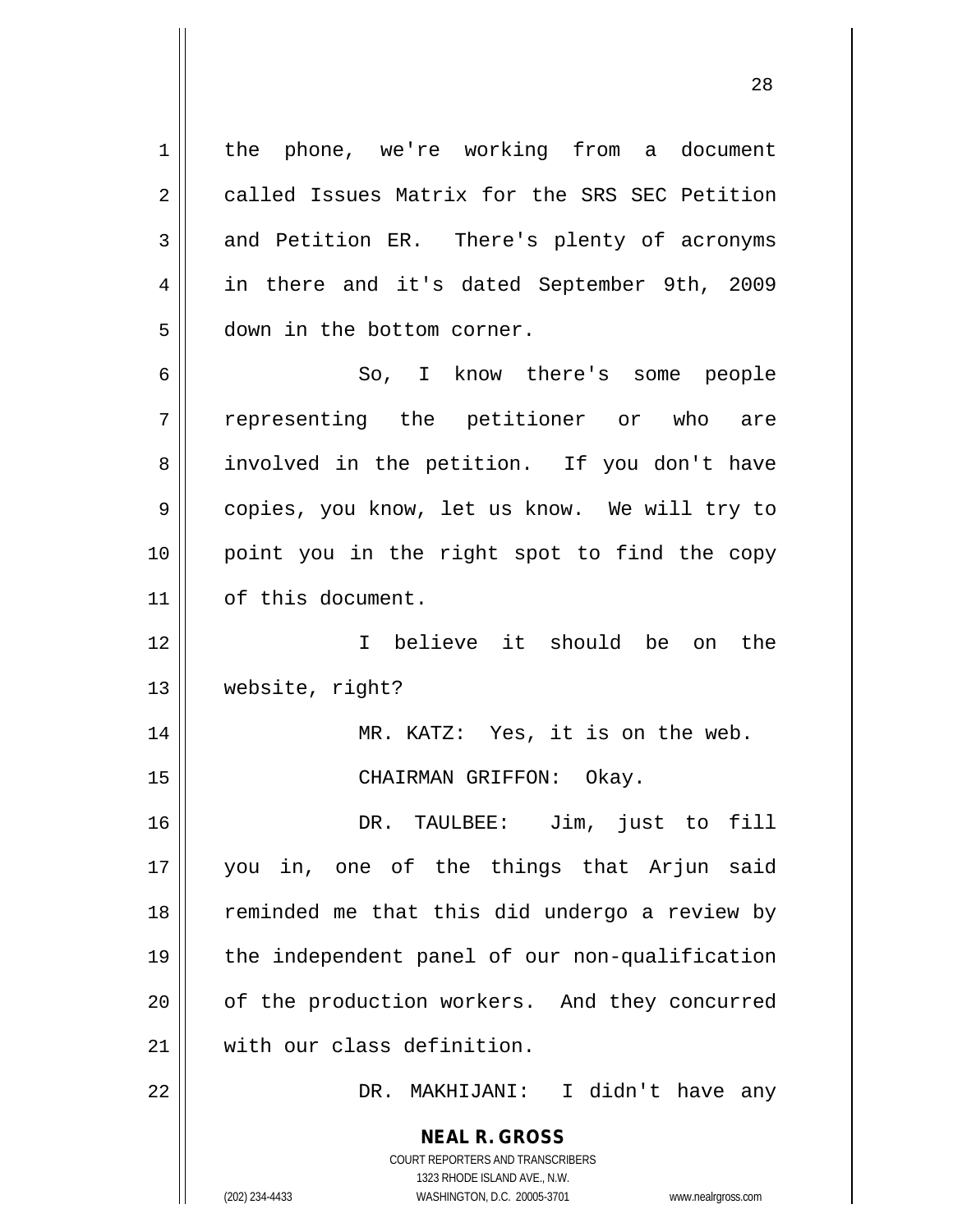the phone, we're working from a document called Issues Matrix for the SRS SEC Petition and Petition ER. There's plenty of acronyms in there and it's dated September 9th, 2009 down in the bottom corner.

So, I know there's some people representing the petitioner or who are involved in the petition. If you don't have copies, you know, let us know. We will try to point you in the right spot to find the copy of this document.

I believe it should be on the website, right?

MR. KATZ: Yes, it is on the web.

CHAIRMAN GRIFFON: Okay.

DR. TAULBEE: Jim, just to fill you in, one of the things that Arjun said reminded me that this did undergo a review by the independent panel of our non-qualification of the production workers. And they concurred with our class definition.

DR. MAKHIJANI: I didn't have any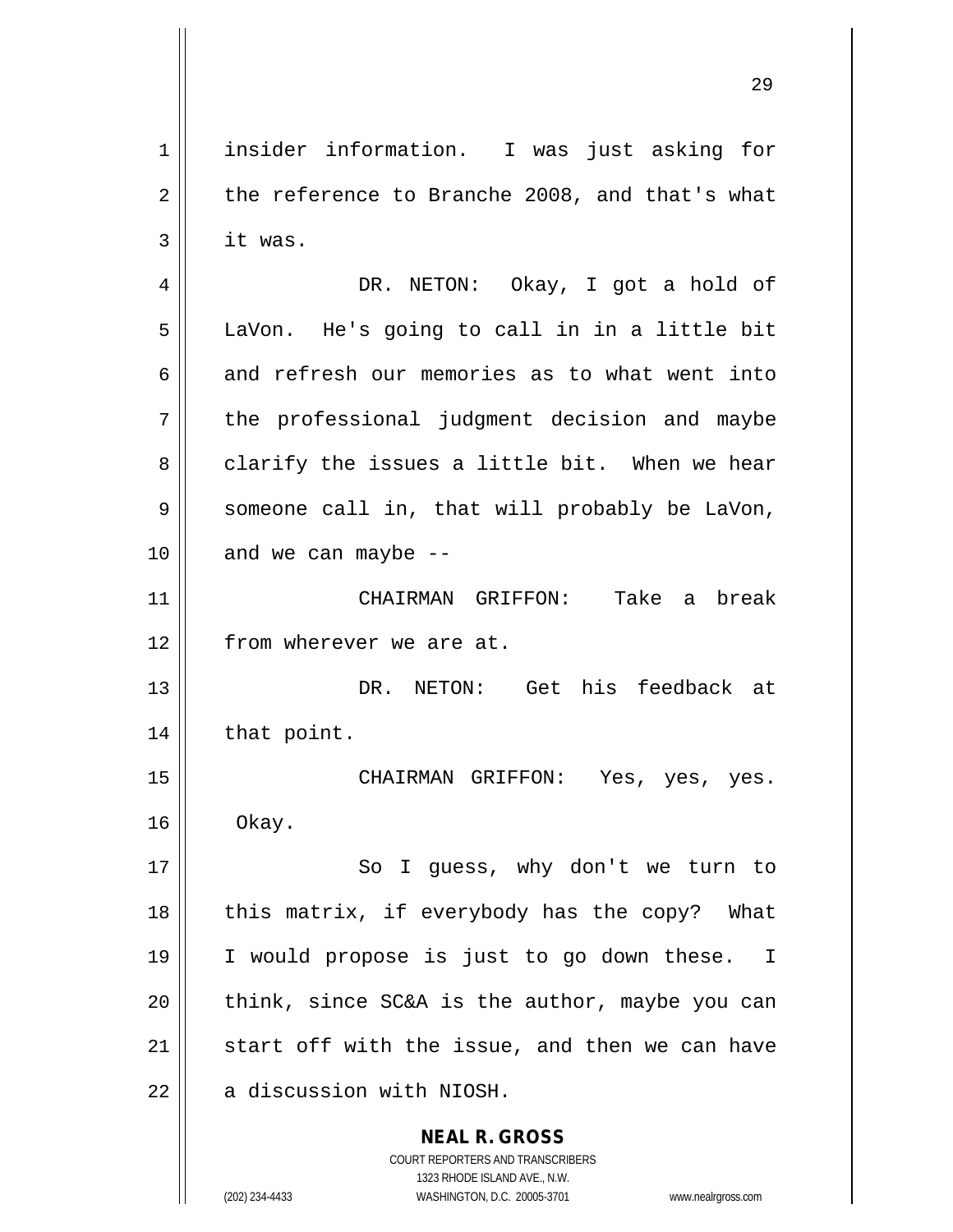insider information. I was just asking for the reference to Branche 2008, and that's what it was.

DR. NETON: Okay, I got a hold of LaVon. He's going to call in in a little bit and refresh our memories as to what went into the professional judgment decision and maybe clarify the issues a little bit. When we hear someone call in, that will probably be LaVon, and we can maybe --

CHAIRMAN GRIFFON: Take a break from wherever we are at.

DR. NETON: Get his feedback at that point.

CHAIRMAN GRIFFON: Yes, yes, yes. Okay.

So I guess, why don't we turn to this matrix, if everybody has the copy? What I would propose is just to go down these. I think, since SC&A is the author, maybe you can start off with the issue, and then we can have a discussion with NIOSH.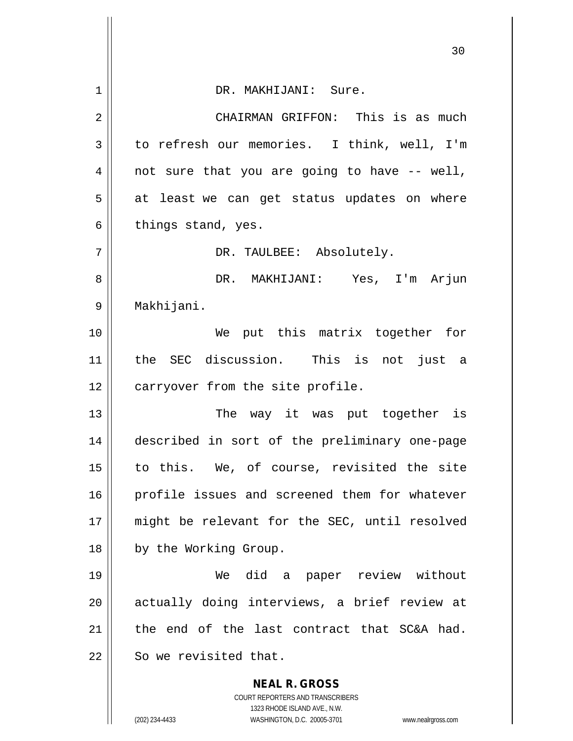DR. MAKHIJANI: Sure.

CHAIRMAN GRIFFON: This is as much to refresh our memories. I think, well, I'm not sure that you are going to have -- well, at least we can get status updates on where things stand, yes.

DR. TAULBEE: Absolutely.

DR. MAKHIJANI: Yes, I'm Arjun Makhijani.

We put this matrix together for the SEC discussion. This is not just a carryover from the site profile.

The way it was put together is described in sort of the preliminary one-page to this. We, of course, revisited the site profile issues and screened them for whatever might be relevant for the SEC, until resolved by the Working Group.

We did a paper review without actually doing interviews, a brief review at the end of the last contract that SC&A had. So we revisited that.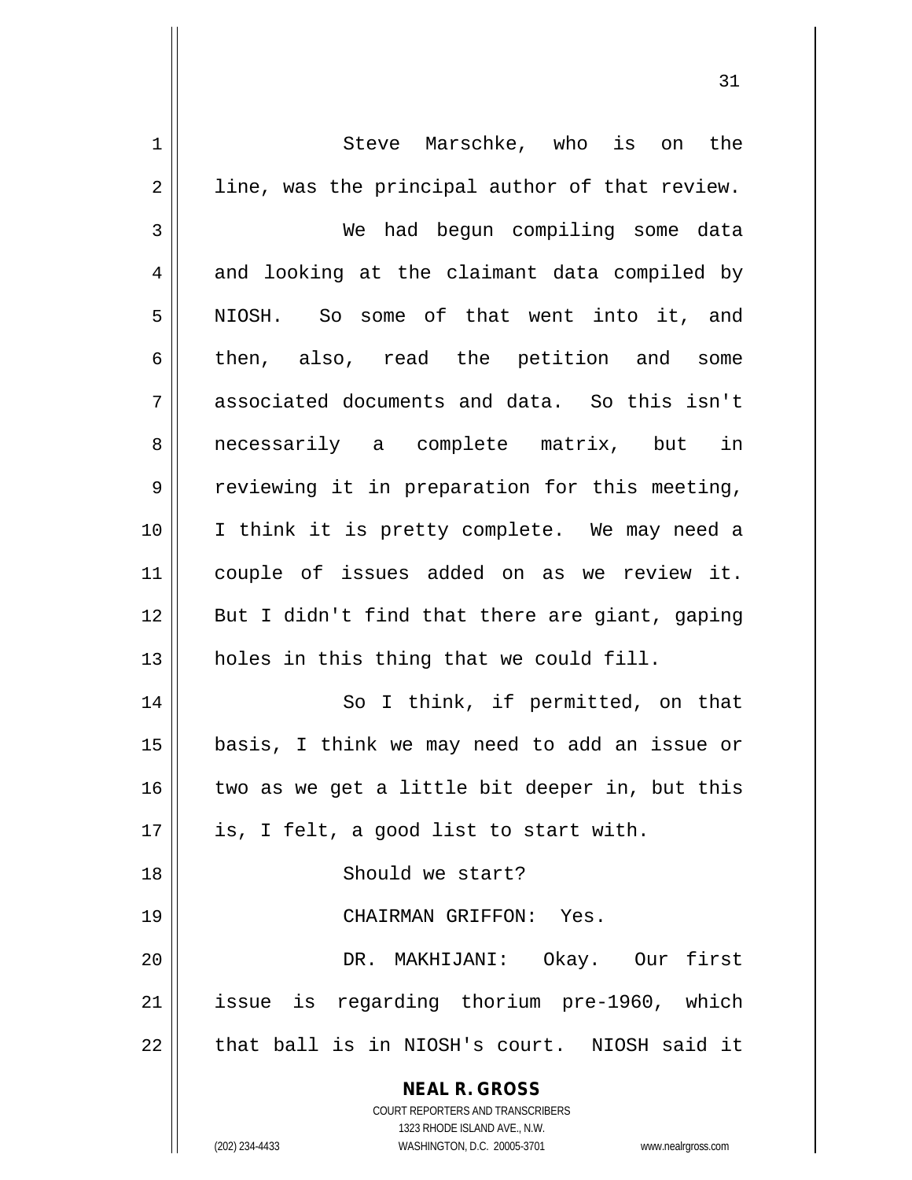Steve Marschke, who is on the line, was the principal author of that review.

We had begun compiling some data and looking at the claimant data compiled by NIOSH. So some of that went into it, and then, also, read the petition and some associated documents and data. So this isn't necessarily a complete matrix, but in reviewing it in preparation for this meeting, I think it is pretty complete. We may need a couple of issues added on as we review it. But I didn't find that there are giant, gaping holes in this thing that we could fill.

So I think, if permitted, on that basis, I think we may need to add an issue or two as we get a little bit deeper in, but this is, I felt, a good list to start with.

Should we start?

CHAIRMAN GRIFFON: Yes.

DR. MAKHIJANI: Okay. Our first issue is regarding thorium pre-1960, which that ball is in NIOSH's court. NIOSH said it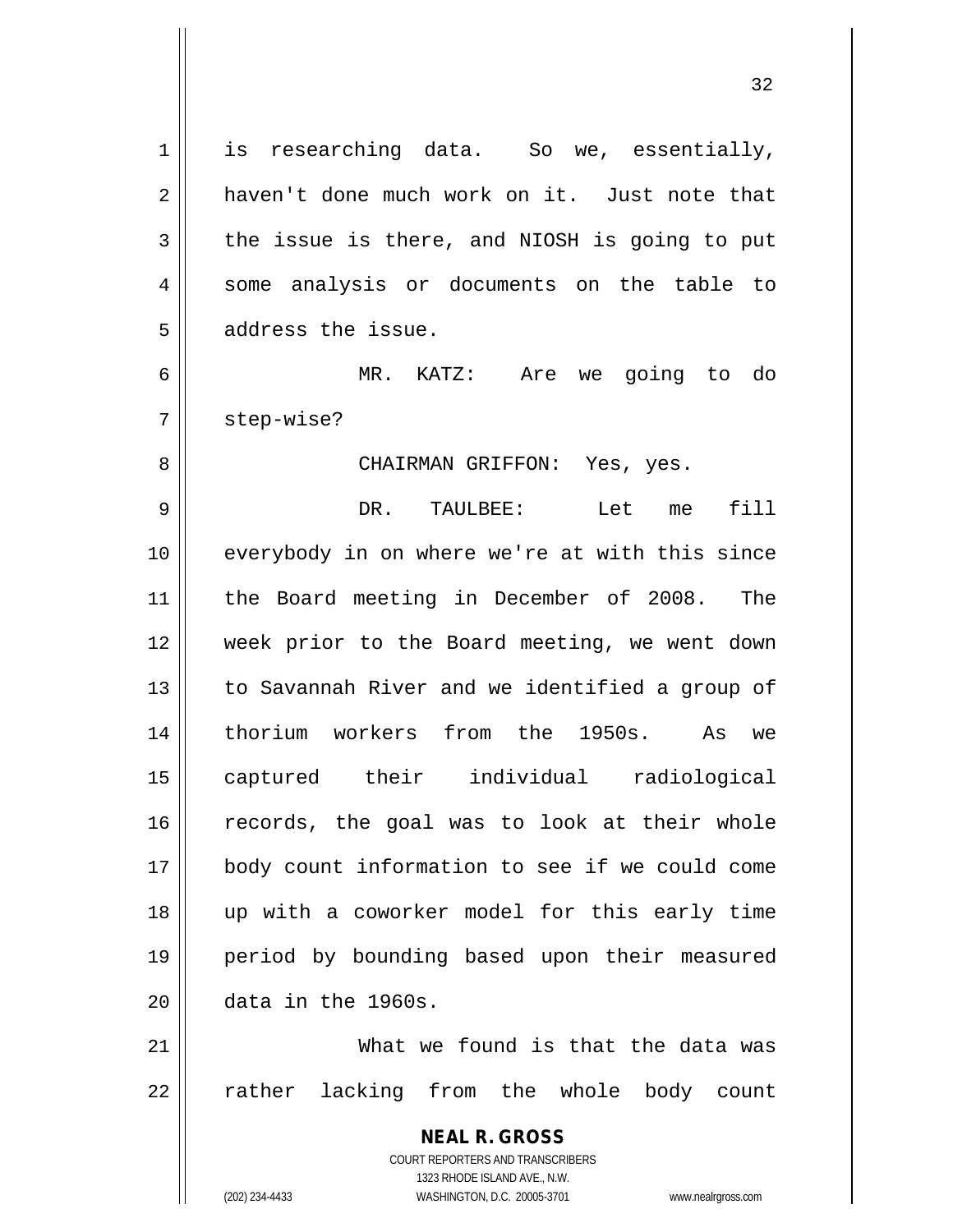is researching data. So we, essentially, haven't done much work on it. Just note that the issue is there, and NIOSH is going to put some analysis or documents on the table to address the issue.

MR. KATZ: Are we going to do step-wise?

CHAIRMAN GRIFFON: Yes, yes.

DR. TAULBEE: Let me fill everybody in on where we're at with this since the Board meeting in December of 2008. The week prior to the Board meeting, we went down to Savannah River and we identified a group of thorium workers from the 1950s. As we captured their individual radiological records, the goal was to look at their whole body count information to see if we could come up with a coworker model for this early time period by bounding based upon their measured data in the 1960s.

What we found is that the data was rather lacking from the whole body count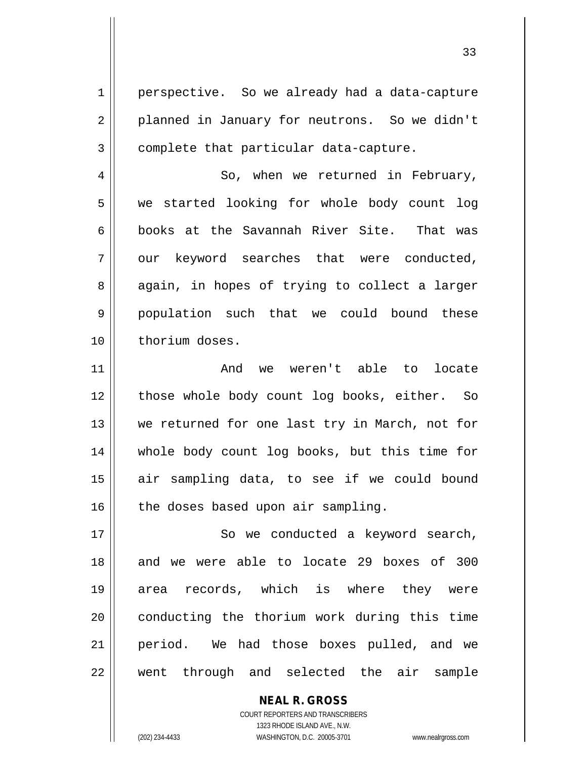perspective. So we already had a data-capture planned in January for neutrons. So we didn't complete that particular data-capture.

So, when we returned in February, we started looking for whole body count log books at the Savannah River Site. That was our keyword searches that were conducted, again, in hopes of trying to collect a larger population such that we could bound these thorium doses.

And we weren't able to locate those whole body count log books, either. So we returned for one last try in March, not for whole body count log books, but this time for air sampling data, to see if we could bound the doses based upon air sampling.

So we conducted a keyword search, and we were able to locate 29 boxes of 300 area records, which is where they were conducting the thorium work during this time period. We had those boxes pulled, and we went through and selected the air sample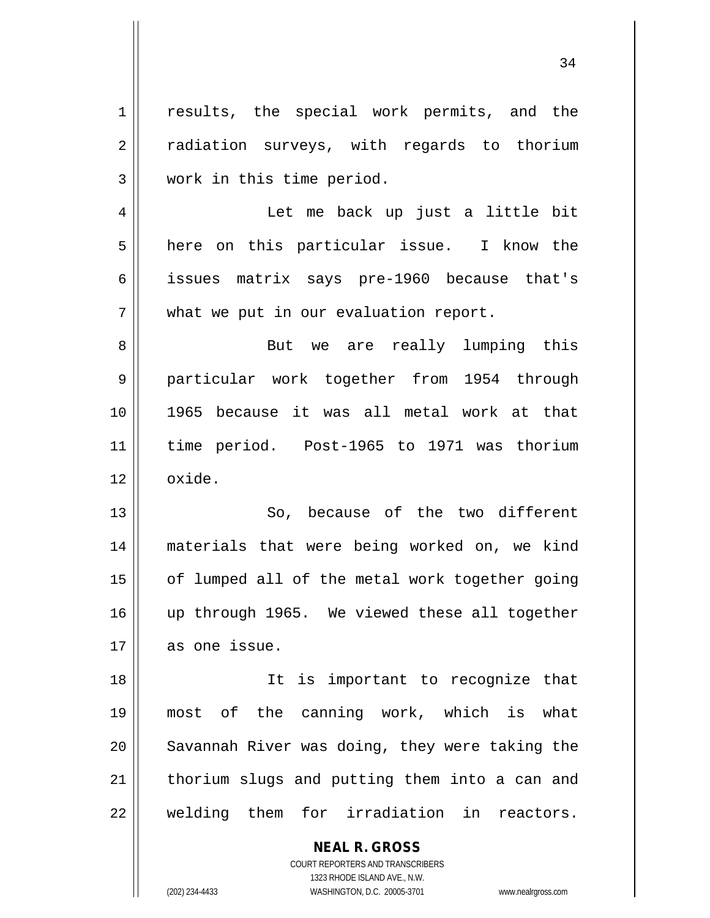results, the special work permits, and the radiation surveys, with regards to thorium work in this time period.

Let me back up just a little bit here on this particular issue. I know the issues matrix says pre-1960 because that's what we put in our evaluation report.

But we are really lumping this particular work together from 1954 through 1965 because it was all metal work at that time period. Post-1965 to 1971 was thorium oxide.

So, because of the two different materials that were being worked on, we kind of lumped all of the metal work together going up through 1965. We viewed these all together as one issue.

It is important to recognize that most of the canning work, which is what Savannah River was doing, they were taking the thorium slugs and putting them into a can and welding them for irradiation in reactors.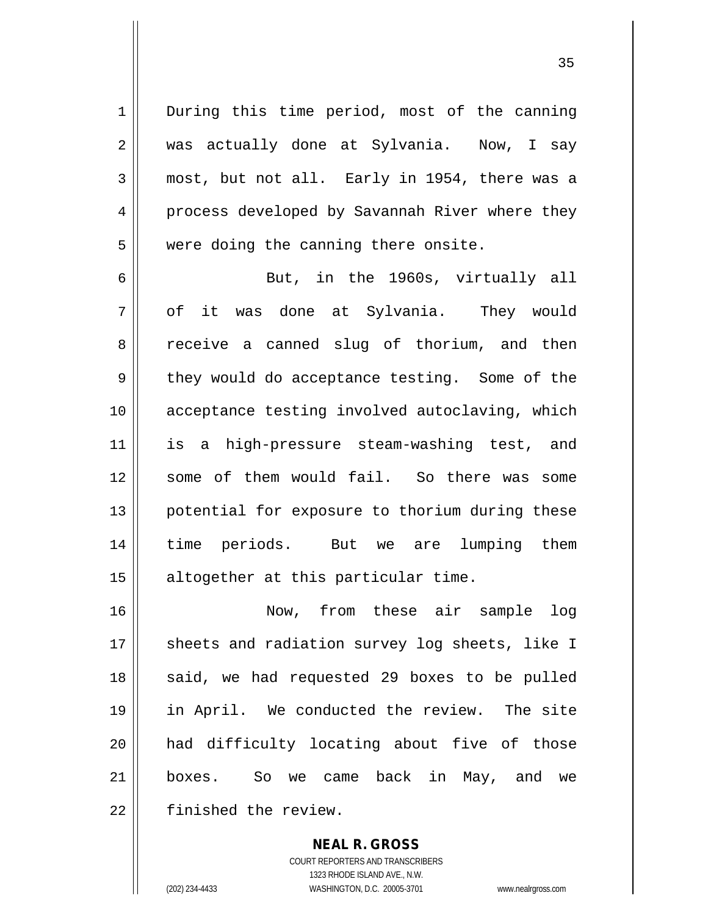During this time period, most of the canning was actually done at Sylvania. Now, I say most, but not all. Early in 1954, there was a process developed by Savannah River where they were doing the canning there onsite.

But, in the 1960s, virtually all of it was done at Sylvania. They would receive a canned slug of thorium, and then they would do acceptance testing. Some of the acceptance testing involved autoclaving, which is a high-pressure steam-washing test, and some of them would fail. So there was some potential for exposure to thorium during these time periods. But we are lumping them altogether at this particular time.

Now, from these air sample log sheets and radiation survey log sheets, like I said, we had requested 29 boxes to be pulled in April. We conducted the review. The site had difficulty locating about five of those boxes. So we came back in May, and we finished the review.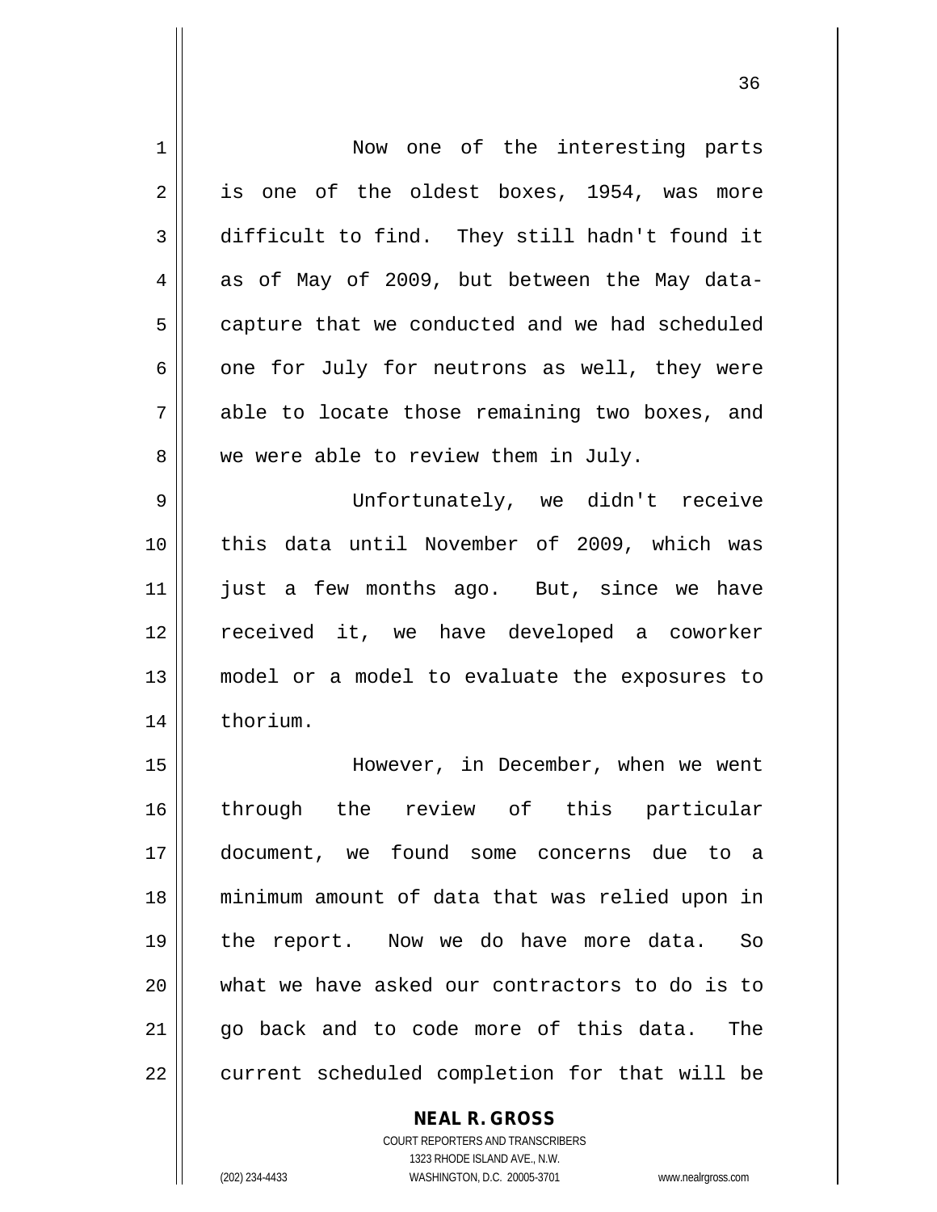Now one of the interesting parts is one of the oldest boxes, 1954, was more difficult to find. They still hadn't found it as of May of 2009, but between the May data-capture that we conducted and we had scheduled one for July for neutrons as well, they were able to locate those remaining two boxes, and we were able to review them in July.

Unfortunately, we didn't receive this data until November of 2009, which was just a few months ago. But, since we have received it, we have developed a coworker model or a model to evaluate the exposures to thorium.

However, in December, when we went through the review of this particular document, we found some concerns due to a minimum amount of data that was relied upon in the report. Now we do have more data. So what we have asked our contractors to do is to go back and to code more of this data. The current scheduled completion for that will be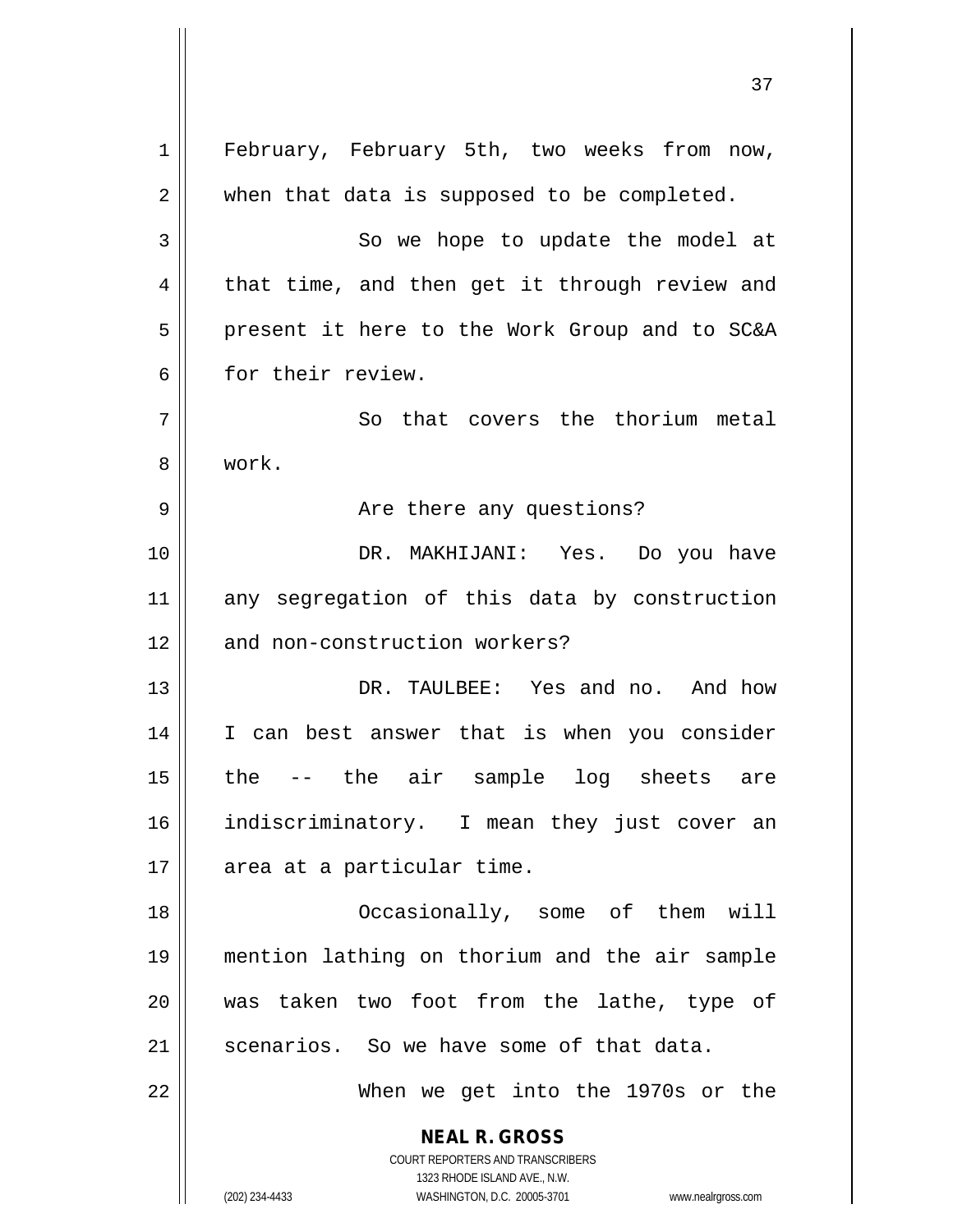February, February 5th, two weeks from now, when that data is supposed to be completed.

So we hope to update the model at that time, and then get it through review and present it here to the Work Group and to SC&A for their review.

So that covers the thorium metal work.

Are there any questions?

DR. MAKHIJANI: Yes. Do you have any segregation of this data by construction and non-construction workers?

DR. TAULBEE: Yes and no. And how I can best answer that is when you consider the -- the air sample log sheets are indiscriminatory. I mean they just cover an area at a particular time.

Occasionally, some of them will mention lathing on thorium and the air sample was taken two foot from the lathe, type of scenarios. So we have some of that data.

When we get into the 1970s or the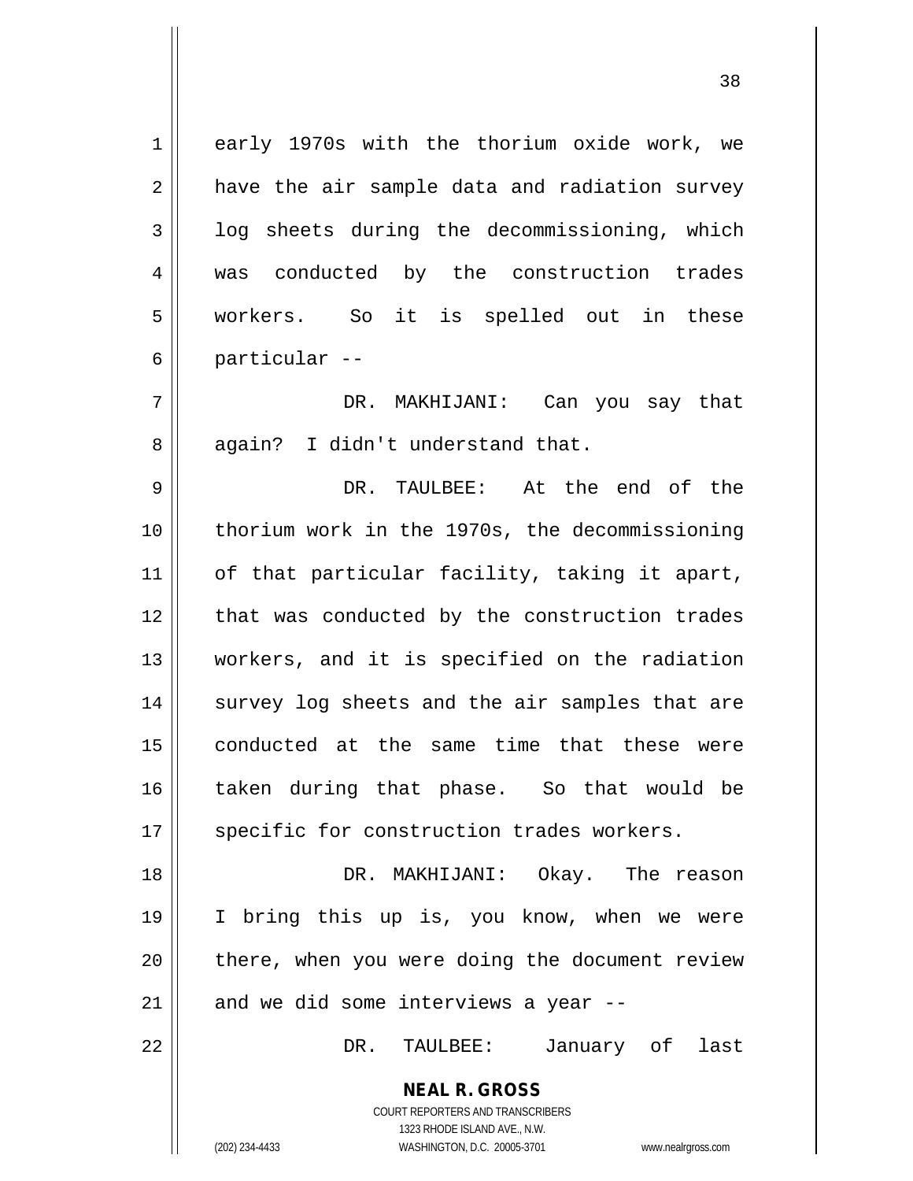early 1970s with the thorium oxide work, we have the air sample data and radiation survey log sheets during the decommissioning, which was conducted by the construction trades workers. So it is spelled out in these particular --

DR. MAKHIJANI: Can you say that again? I didn't understand that.

DR. TAULBEE: At the end of the thorium work in the 1970s, the decommissioning of that particular facility, taking it apart, that was conducted by the construction trades workers, and it is specified on the radiation survey log sheets and the air samples that are conducted at the same time that these were taken during that phase. So that would be specific for construction trades workers.

DR. MAKHIJANI: Okay. The reason I bring this up is, you know, when we were there, when you were doing the document review and we did some interviews a year --

DR. TAULBEE: January of last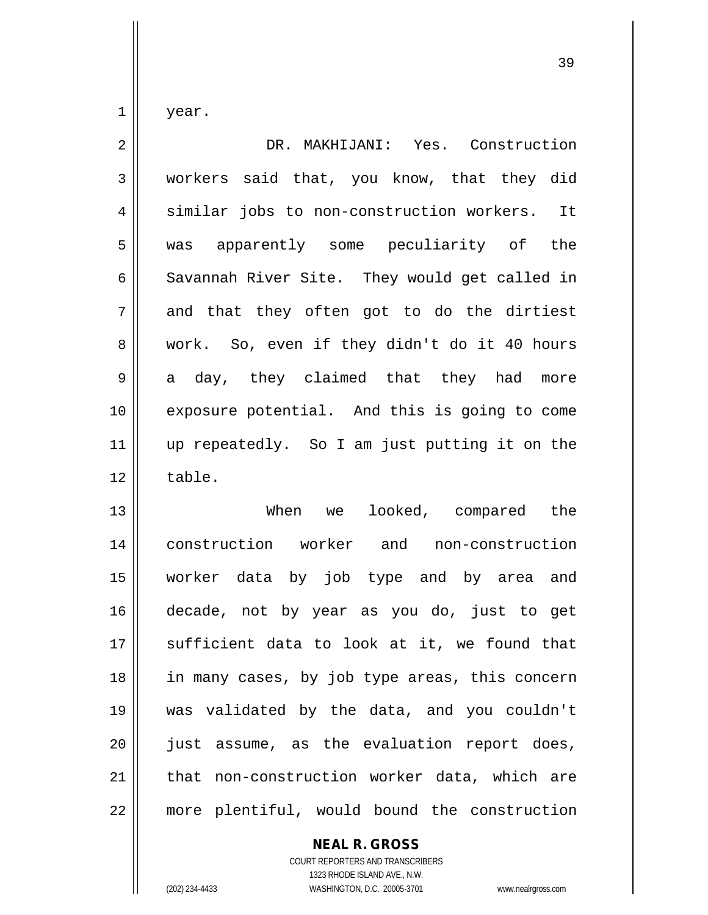year.

DR. MAKHIJANI: Yes. Construction workers said that, you know, that they did similar jobs to non-construction workers. It was apparently some peculiarity of the Savannah River Site. They would get called in and that they often got to do the dirtiest work. So, even if they didn't do it 40 hours a day, they claimed that they had more exposure potential. And this is going to come up repeatedly. So I am just putting it on the table.

When we looked, compared the construction worker and non-construction worker data by job type and by area and decade, not by year as you do, just to get sufficient data to look at it, we found that in many cases, by job type areas, this concern was validated by the data, and you couldn't just assume, as the evaluation report does, that non-construction worker data, which are more plentiful, would bound the construction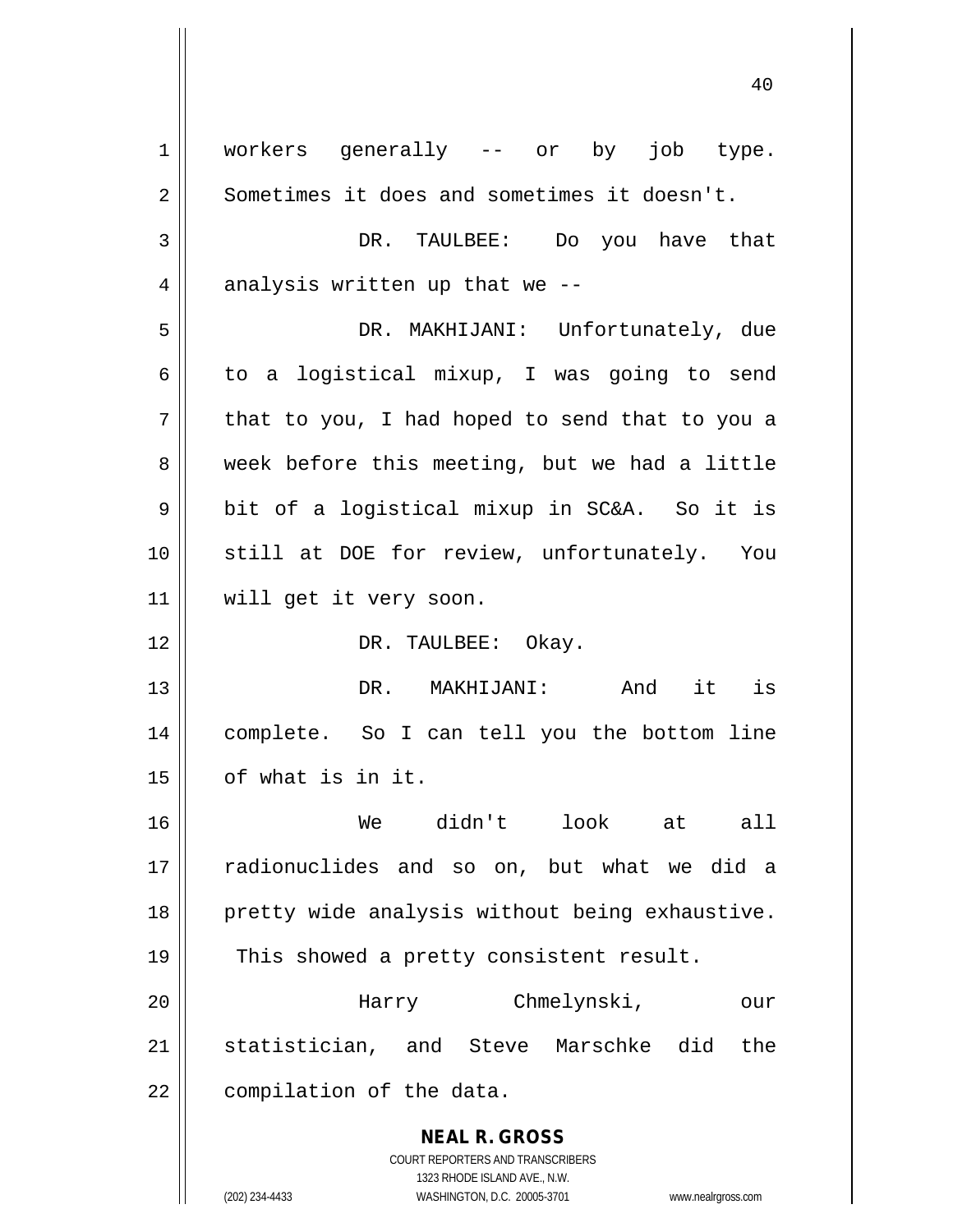workers generally -- or by job type. Sometimes it does and sometimes it doesn't.

DR. TAULBEE: Do you have that analysis written up that we --

DR. MAKHIJANI: Unfortunately, due to a logistical mixup, I was going to send that to you, I had hoped to send that to you a week before this meeting, but we had a little bit of a logistical mixup in SC&A. So it is still at DOE for review, unfortunately. You will get it very soon.

DR. TAULBEE: Okay.

DR. MAKHIJANI: And it is complete. So I can tell you the bottom line of what is in it.

We didn't look at all radionuclides and so on, but what we did a pretty wide analysis without being exhaustive. This showed a pretty consistent result.

Harry Chmelynski, our statistician, and Steve Marschke did the compilation of the data.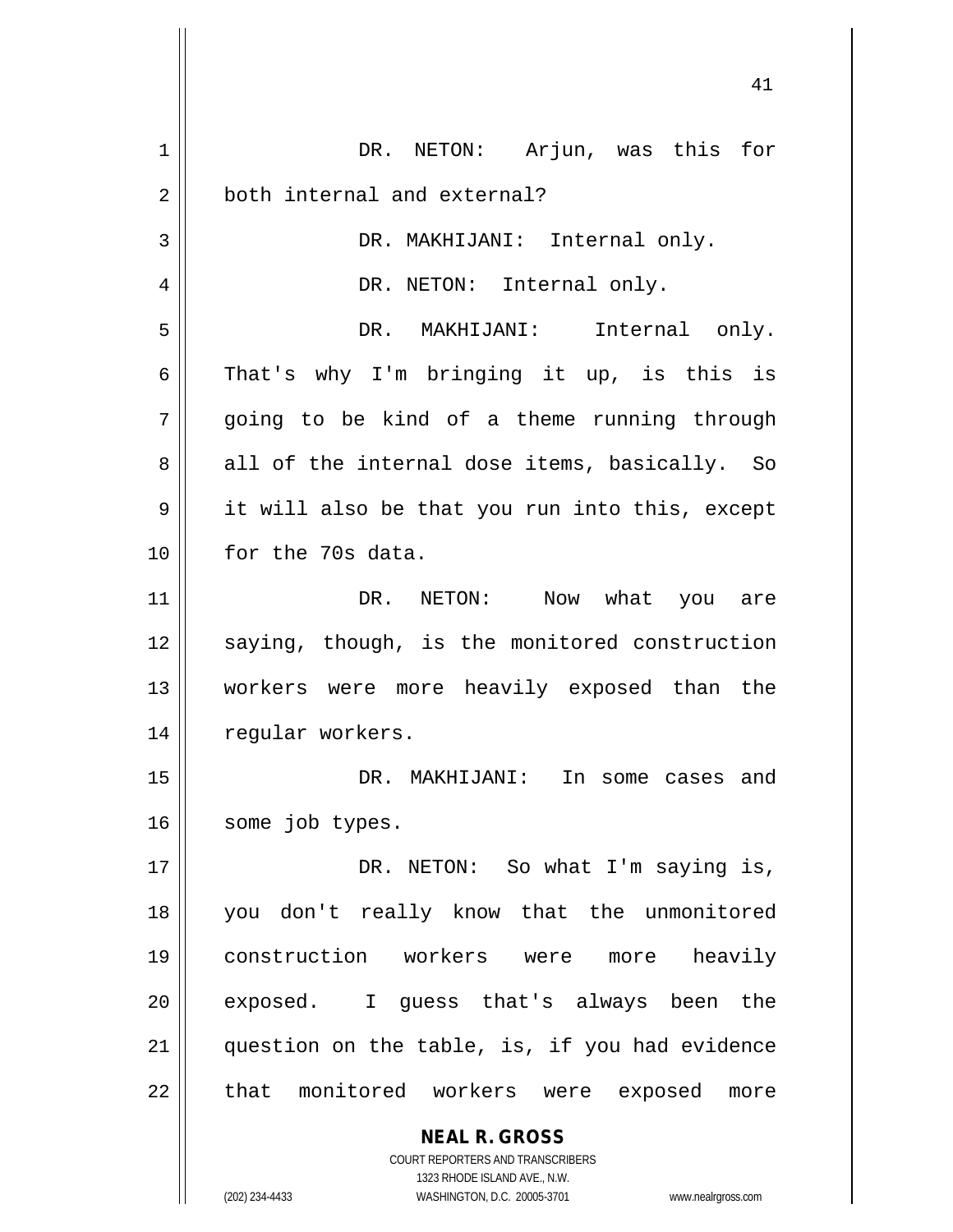DR. NETON: Arjun, was this for both internal and external?

DR. MAKHIJANI: Internal only.

DR. NETON: Internal only.

DR. MAKHIJANI: Internal only. That's why I'm bringing it up, is this is going to be kind of a theme running through all of the internal dose items, basically. So it will also be that you run into this, except for the 70s data.

DR. NETON: Now what you are saying, though, is the monitored construction workers were more heavily exposed than the regular workers.

DR. MAKHIJANI: In some cases and some job types.

DR. NETON: So what I'm saying is, you don't really know that the unmonitored construction workers were more heavily exposed. I guess that's always been the question on the table, is, if you had evidence that monitored workers were exposed more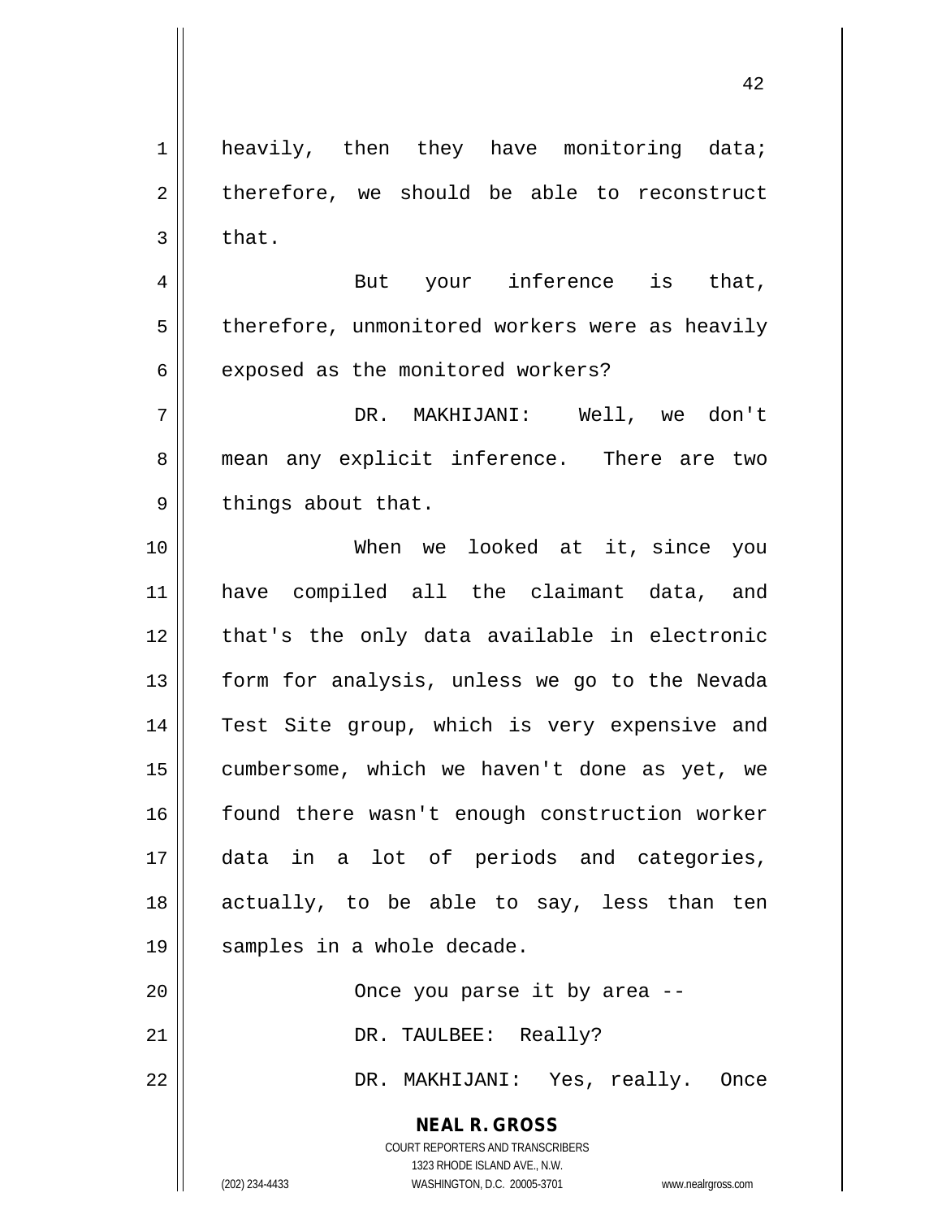heavily, then they have monitoring data; therefore, we should be able to reconstruct that.

But your inference is that, therefore, unmonitored workers were as heavily exposed as the monitored workers?

DR. MAKHIJANI: Well, we don't mean any explicit inference. There are two things about that.

When we looked at it, since you have compiled all the claimant data, and that's the only data available in electronic form for analysis, unless we go to the Nevada Test Site group, which is very expensive and cumbersome, which we haven't done as yet, we found there wasn't enough construction worker data in a lot of periods and categories, actually, to be able to say, less than ten samples in a whole decade.

Once you parse it by area --

DR. TAULBEE: Really?

DR. MAKHIJANI: Yes, really. Once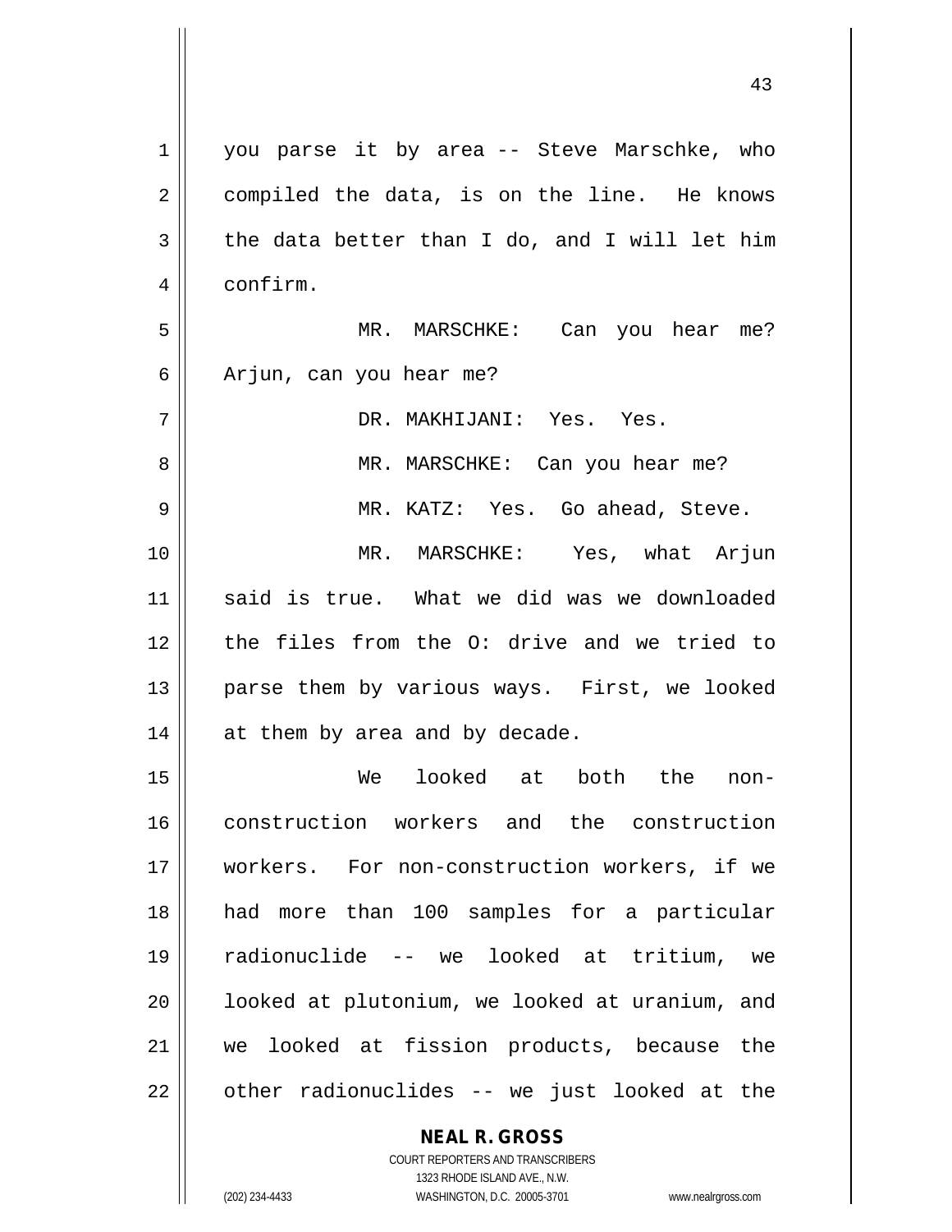you parse it by area -- Steve Marschke, who compiled the data, is on the line. He knows the data better than I do, and I will let him confirm.

MR. MARSCHKE: Can you hear me? Arjun, can you hear me?

DR. MAKHIJANI: Yes. Yes.

MR. MARSCHKE: Can you hear me?

MR. KATZ: Yes. Go ahead, Steve.

MR. MARSCHKE: Yes, what Arjun said is true. What we did was we downloaded the files from the O: drive and we tried to parse them by various ways. First, we looked at them by area and by decade.

We looked at both the non-construction workers and the construction workers. For non-construction workers, if we had more than 100 samples for a particular radionuclide -- we looked at tritium, we looked at plutonium, we looked at uranium, and we looked at fission products, because the other radionuclides -- we just looked at the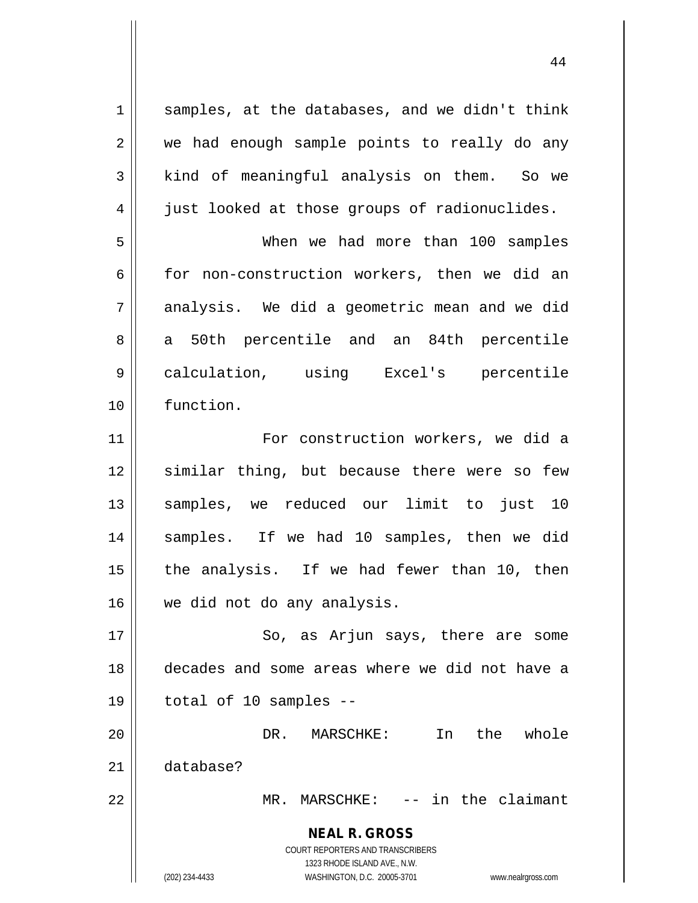samples, at the databases, and we didn't think we had enough sample points to really do any kind of meaningful analysis on them. So we just looked at those groups of radionuclides.

When we had more than 100 samples for non-construction workers, then we did an analysis. We did a geometric mean and we did a 50th percentile and an 84th percentile calculation, using Excel's percentile function.

For construction workers, we did a similar thing, but because there were so few samples, we reduced our limit to just 10 samples. If we had 10 samples, then we did the analysis. If we had fewer than 10, then we did not do any analysis.

So, as Arjun says, there are some decades and some areas where we did not have a total of 10 samples --

DR. MARSCHKE: In the whole database?

MR. MARSCHKE: -- in the claimant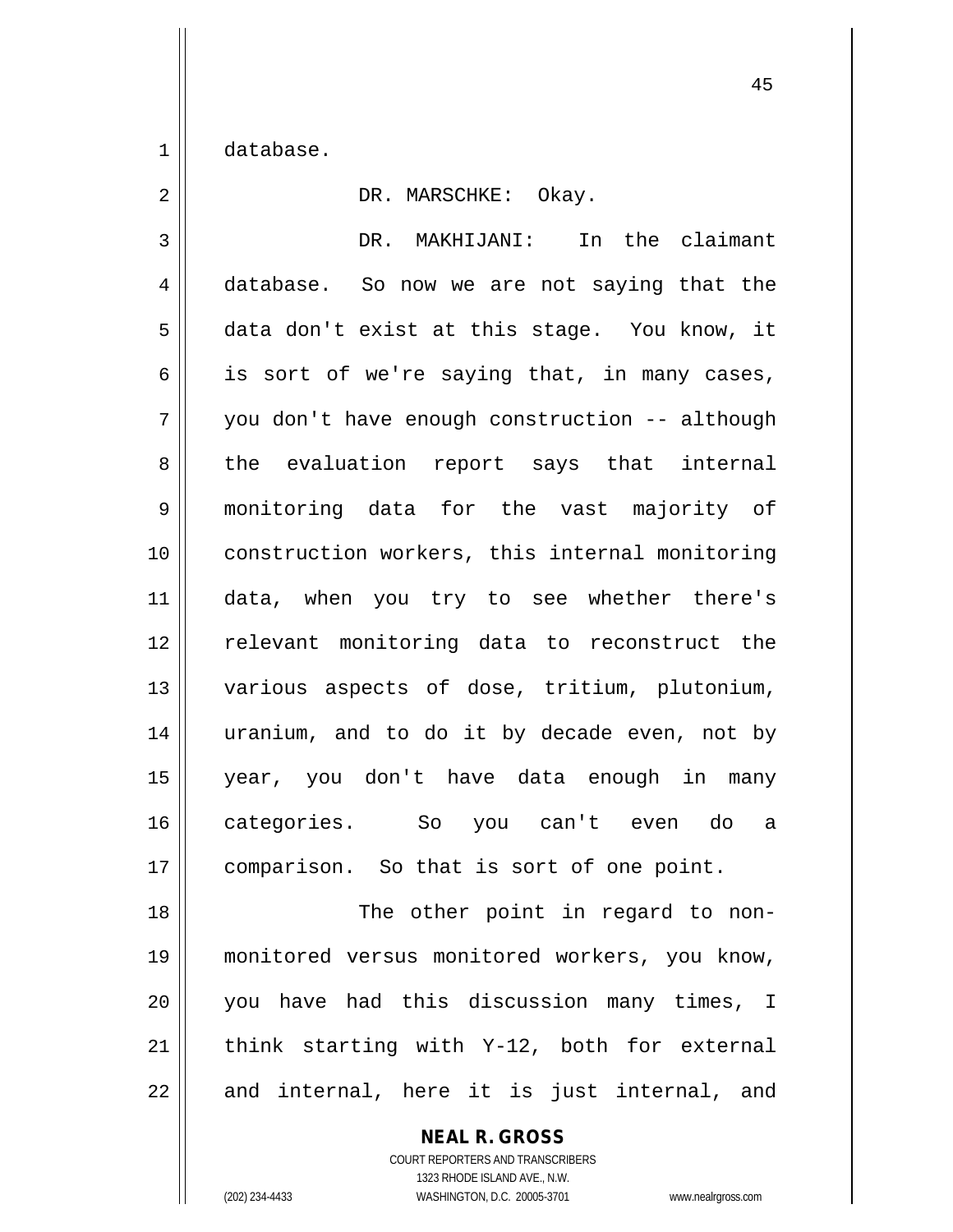database.

DR. MARSCHKE: Okay.

DR. MAKHIJANI: In the claimant database. So now we are not saying that the data don't exist at this stage. You know, it is sort of we're saying that, in many cases, you don't have enough construction -- although the evaluation report says that internal monitoring data for the vast majority of construction workers, this internal monitoring data, when you try to see whether there's relevant monitoring data to reconstruct the various aspects of dose, tritium, plutonium, uranium, and to do it by decade even, not by year, you don't have data enough in many categories. So you can't even do a comparison. So that is sort of one point.

The other point in regard to non-monitored versus monitored workers, you know, you have had this discussion many times, I think starting with Y-12, both for external and internal, here it is just internal, and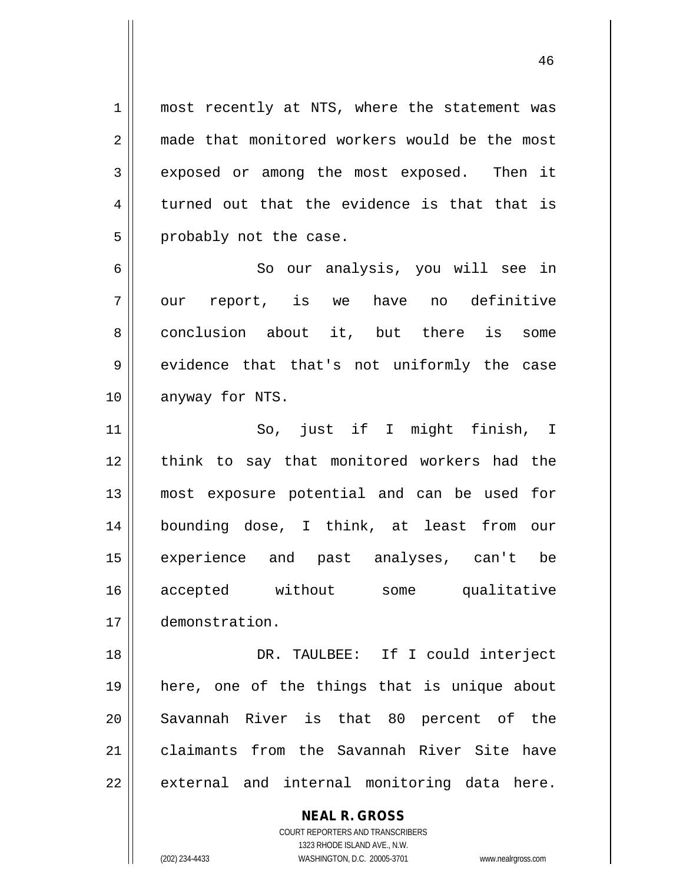most recently at NTS, where the statement was made that monitored workers would be the most exposed or among the most exposed. Then it turned out that the evidence is that that is probably not the case.

So our analysis, you will see in our report, is we have no definitive conclusion about it, but there is some evidence that that's not uniformly the case anyway for NTS.

So, just if I might finish, I think to say that monitored workers had the most exposure potential and can be used for bounding dose, I think, at least from our experience and past analyses, can't be accepted without some qualitative demonstration.

DR. TAULBEE: If I could interject here, one of the things that is unique about Savannah River is that 80 percent of the claimants from the Savannah River Site have external and internal monitoring data here.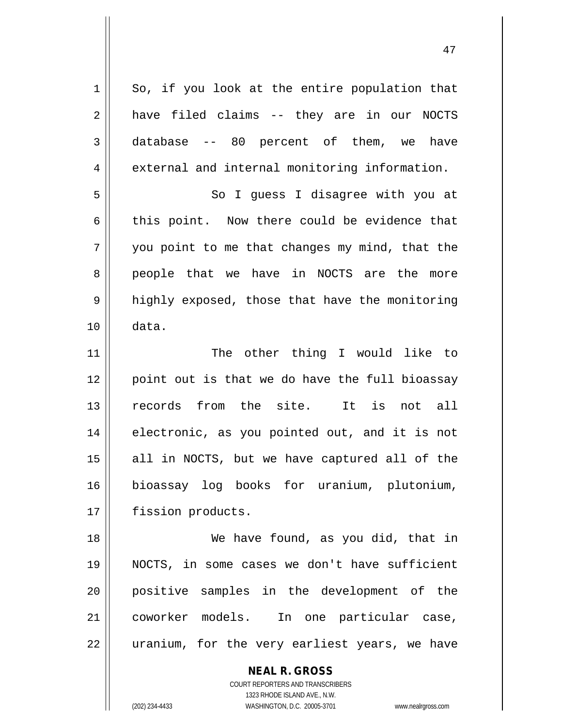So, if you look at the entire population that have filed claims -- they are in our NOCTS database -- 80 percent of them, we have external and internal monitoring information.

So I guess I disagree with you at this point. Now there could be evidence that you point to me that changes my mind, that the people that we have in NOCTS are the more highly exposed, those that have the monitoring data.

The other thing I would like to point out is that we do have the full bioassay records from the site. It is not all electronic, as you pointed out, and it is not all in NOCTS, but we have captured all of the bioassay log books for uranium, plutonium, fission products.

We have found, as you did, that in NOCTS, in some cases we don't have sufficient positive samples in the development of the coworker models. In one particular case, uranium, for the very earliest years, we have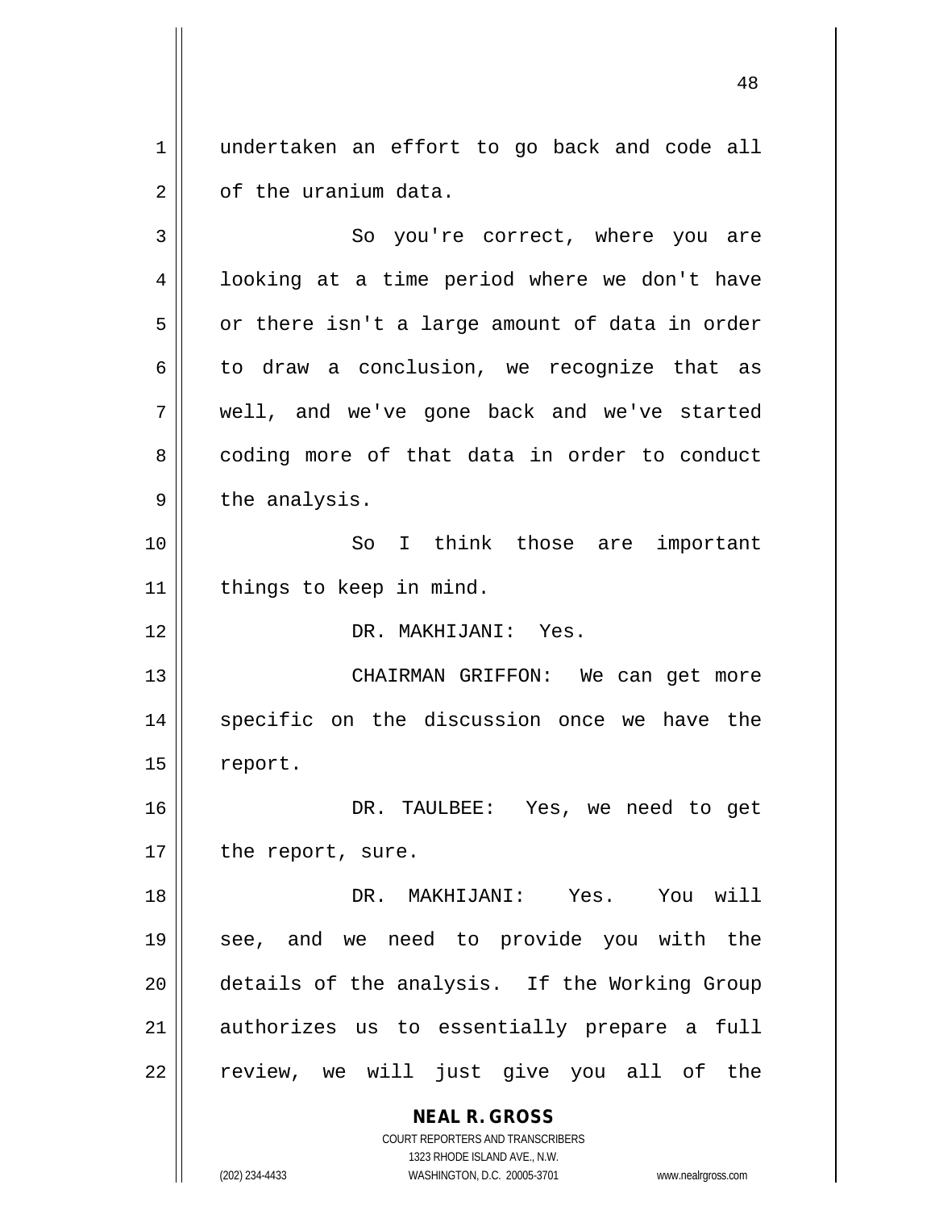undertaken an effort to go back and code all of the uranium data.

So you're correct, where you are looking at a time period where we don't have or there isn't a large amount of data in order to draw a conclusion, we recognize that as well, and we've gone back and we've started coding more of that data in order to conduct the analysis.

So I think those are important things to keep in mind.

DR. MAKHIJANI: Yes.

CHAIRMAN GRIFFON: We can get more specific on the discussion once we have the report.

DR. TAULBEE: Yes, we need to get the report, sure.

DR. MAKHIJANI: Yes. You will see, and we need to provide you with the details of the analysis. If the Working Group authorizes us to essentially prepare a full review, we will just give you all of the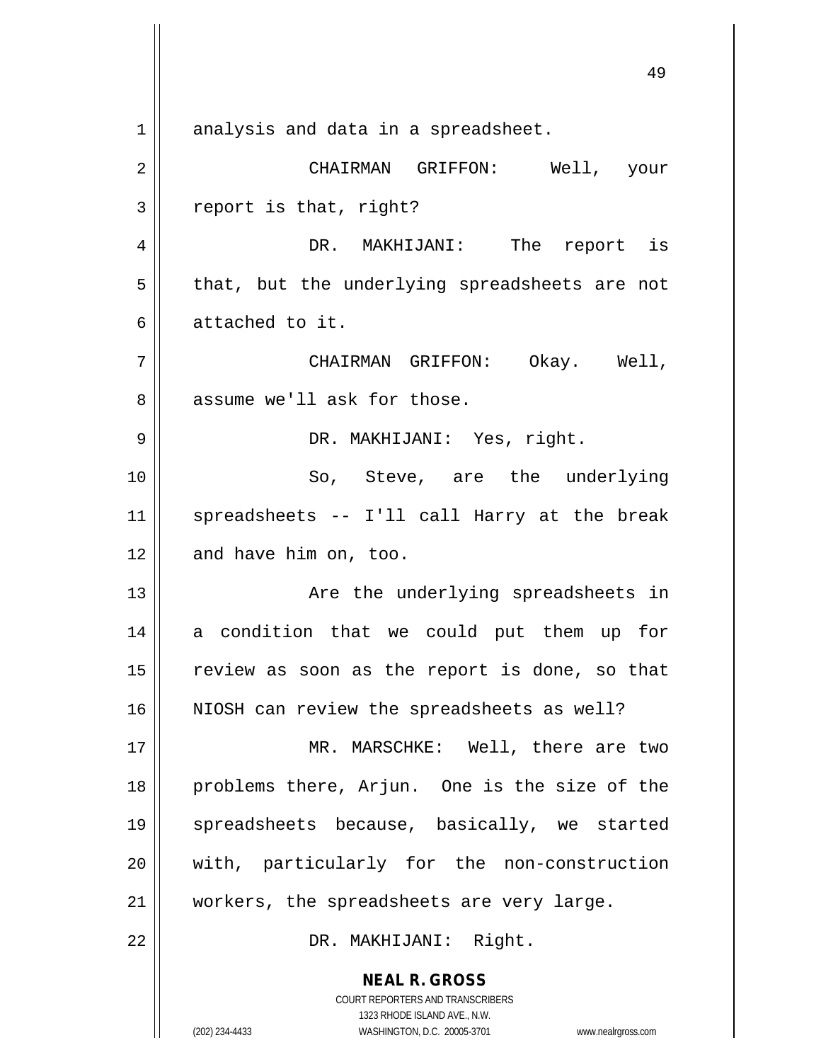analysis and data in a spreadsheet.

CHAIRMAN GRIFFON: Well, your report is that, right?

DR. MAKHIJANI: The report is that, but the underlying spreadsheets are not attached to it.

CHAIRMAN GRIFFON: Okay. Well, assume we'll ask for those.

DR. MAKHIJANI: Yes, right.

So, Steve, are the underlying spreadsheets -- I'll call Harry at the break and have him on, too.

Are the underlying spreadsheets in a condition that we could put them up for review as soon as the report is done, so that NIOSH can review the spreadsheets as well?

MR. MARSCHKE: Well, there are two problems there, Arjun. One is the size of the spreadsheets because, basically, we started with, particularly for the non-construction workers, the spreadsheets are very large.

DR. MAKHIJANI: Right.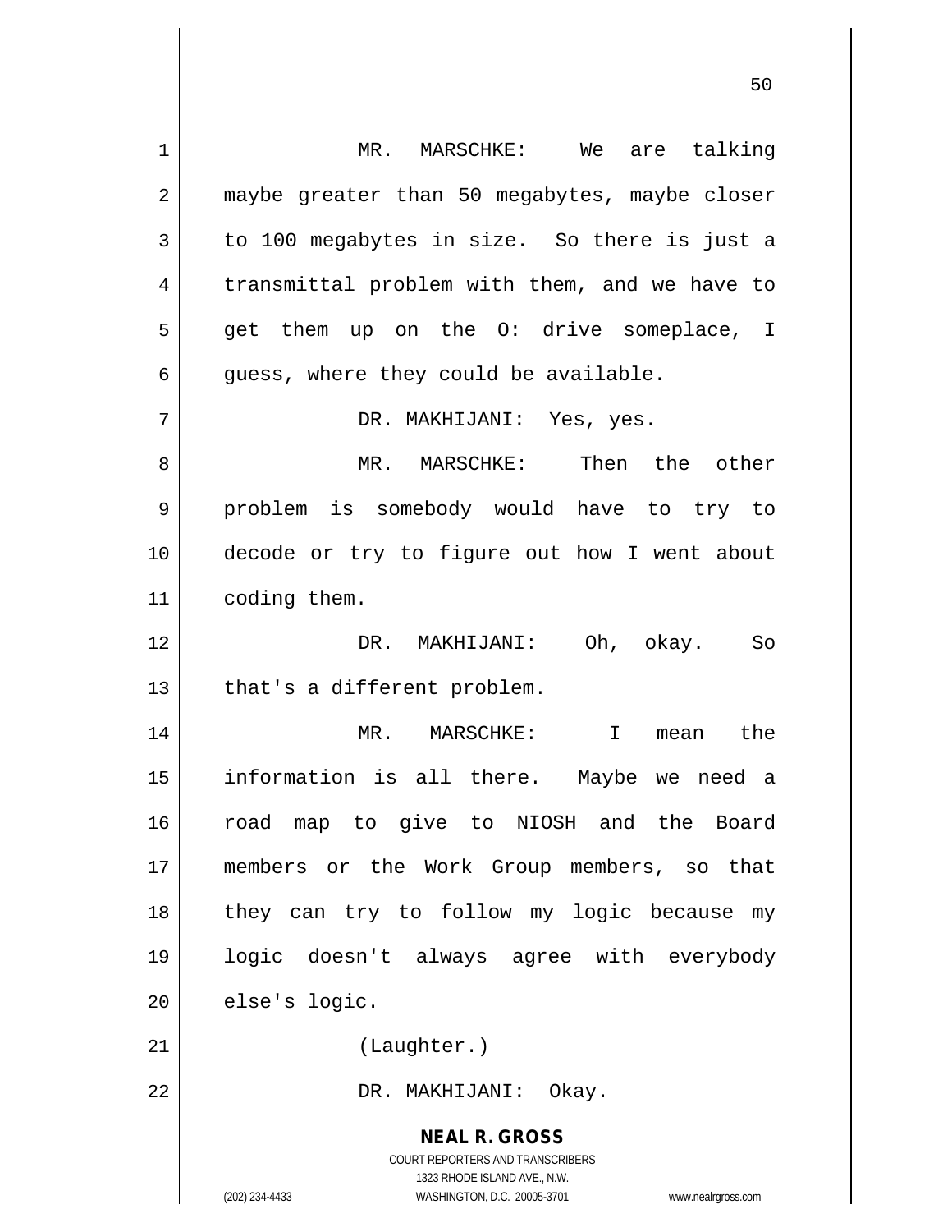MR. MARSCHKE: We are talking maybe greater than 50 megabytes, maybe closer to 100 megabytes in size. So there is just a transmittal problem with them, and we have to get them up on the O: drive someplace, I guess, where they could be available.

DR. MAKHIJANI: Yes, yes.

MR. MARSCHKE: Then the other problem is somebody would have to try to decode or try to figure out how I went about coding them.

DR. MAKHIJANI: Oh, okay. So that's a different problem.

MR. MARSCHKE: I mean the information is all there. Maybe we need a road map to give to NIOSH and the Board members or the Work Group members, so that they can try to follow my logic because my logic doesn't always agree with everybody else's logic.

(Laughter.)

DR. MAKHIJANI: Okay.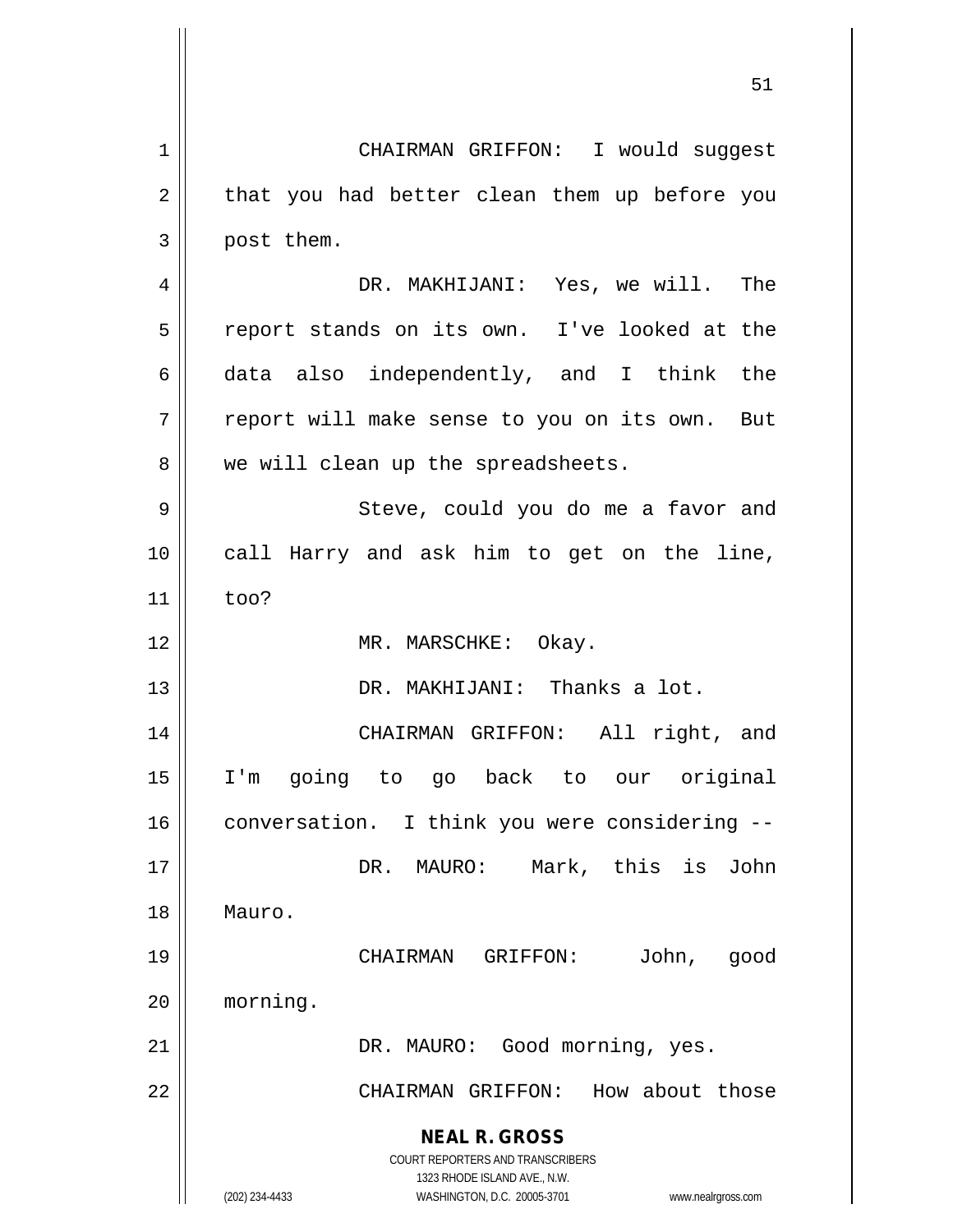CHAIRMAN GRIFFON: I would suggest that you had better clean them up before you post them.

DR. MAKHIJANI: Yes, we will. The report stands on its own. I've looked at the data also independently, and I think the report will make sense to you on its own. But we will clean up the spreadsheets.

Steve, could you do me a favor and call Harry and ask him to get on the line, too?

MR. MARSCHKE: Okay.

DR. MAKHIJANI: Thanks a lot.

CHAIRMAN GRIFFON: All right, and I'm going to go back to our original conversation. I think you were considering --

DR. MAURO: Mark, this is John Mauro.

CHAIRMAN GRIFFON: John, good morning.

DR. MAURO: Good morning, yes.

CHAIRMAN GRIFFON: How about those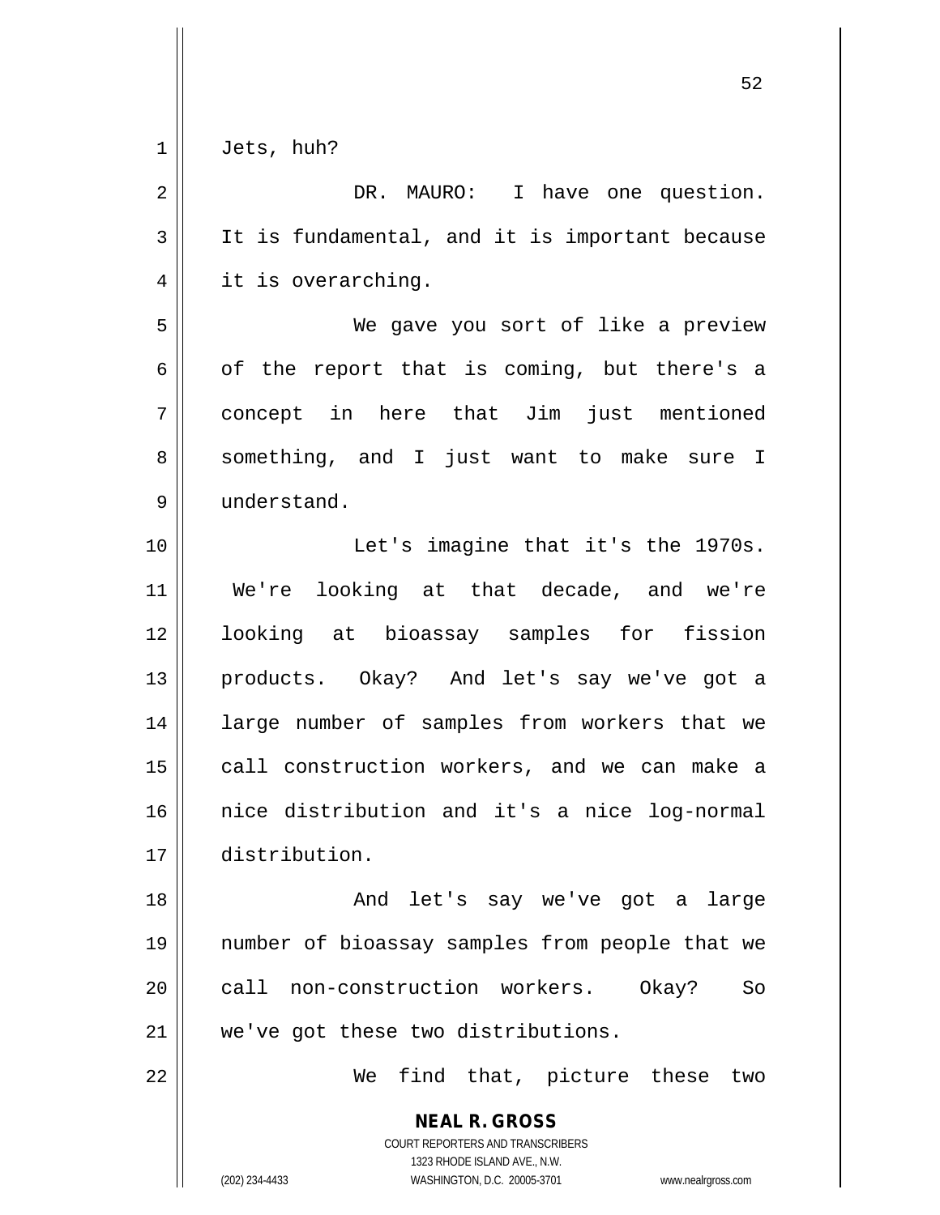Jets, huh?

DR. MAURO: I have one question. It is fundamental, and it is important because it is overarching.

We gave you sort of like a preview of the report that is coming, but there's a concept in here that Jim just mentioned something, and I just want to make sure I understand.

Let's imagine that it's the 1970s. We're looking at that decade, and we're looking at bioassay samples for fission products. Okay? And let's say we've got a large number of samples from workers that we call construction workers, and we can make a nice distribution and it's a nice log-normal distribution.

And let's say we've got a large number of bioassay samples from people that we call non-construction workers. Okay? So we've got these two distributions.

We find that, picture these two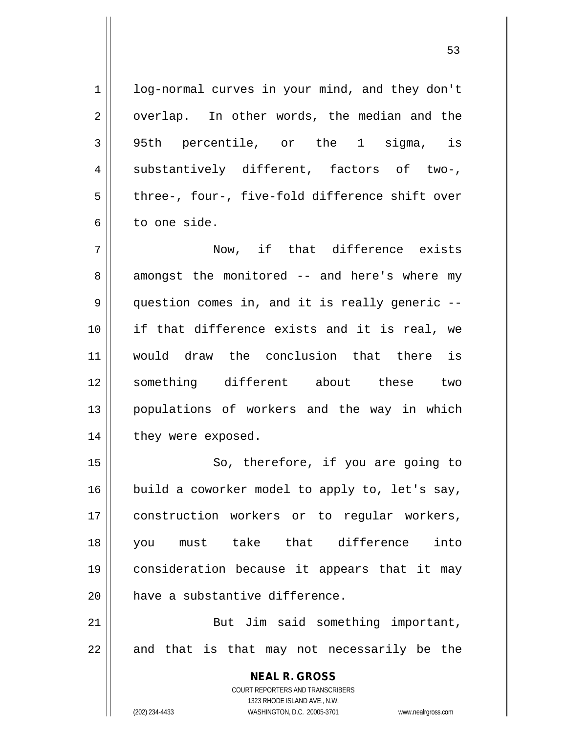log-normal curves in your mind, and they don't overlap. In other words, the median and the 95th percentile, or the 1 sigma, is substantively different, factors of two-, three-, four-, five-fold difference shift over to one side.

Now, if that difference exists amongst the monitored -- and here's where my question comes in, and it is really generic -- if that difference exists and it is real, we would draw the conclusion that there is something different about these two populations of workers and the way in which they were exposed.

So, therefore, if you are going to build a coworker model to apply to, let's say, construction workers or to regular workers, you must take that difference into consideration because it appears that it may have a substantive difference.

But Jim said something important, and that is that may not necessarily be the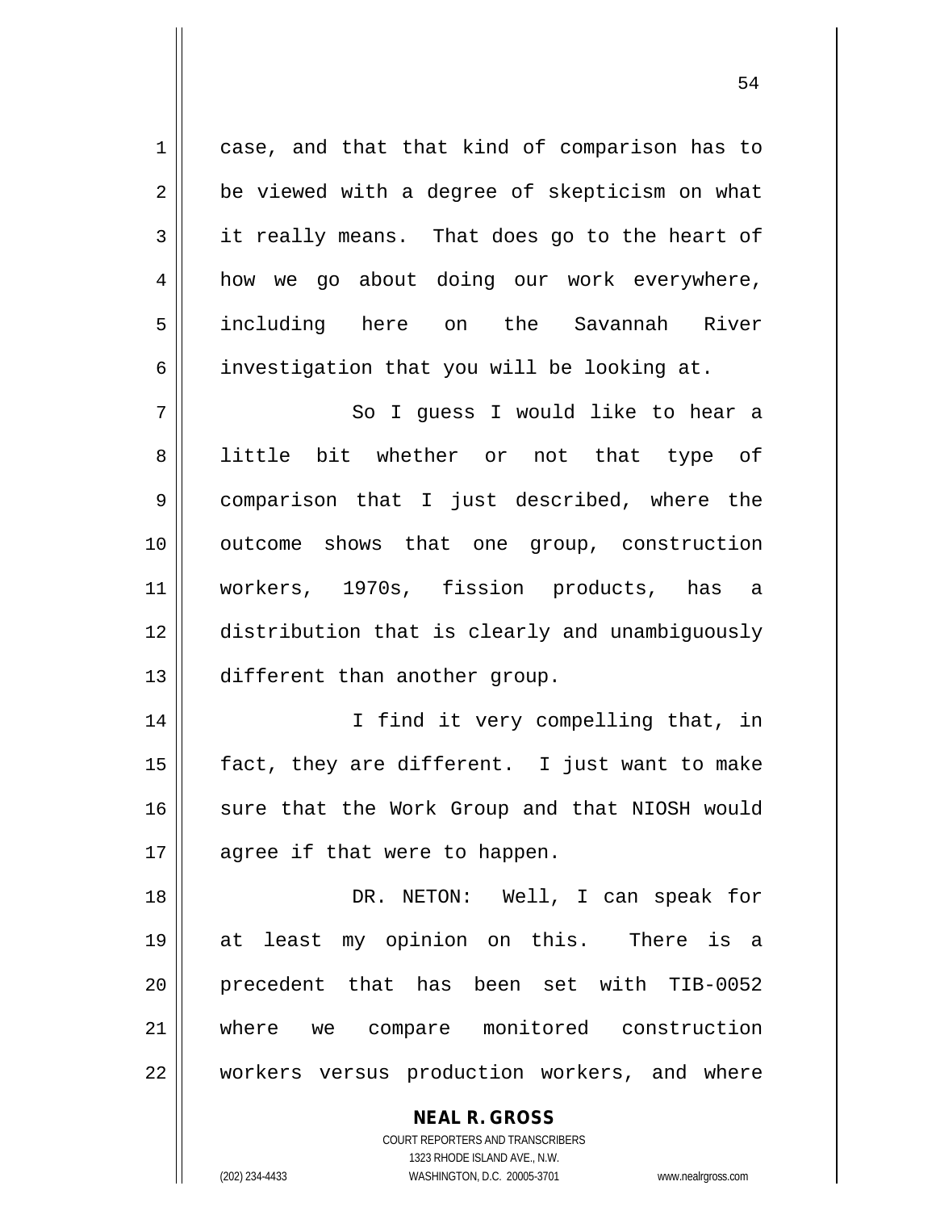case, and that that kind of comparison has to be viewed with a degree of skepticism on what it really means. That does go to the heart of how we go about doing our work everywhere, including here on the Savannah River investigation that you will be looking at.

So I guess I would like to hear a little bit whether or not that type of comparison that I just described, where the outcome shows that one group, construction workers, 1970s, fission products, has a distribution that is clearly and unambiguously different than another group.

I find it very compelling that, in fact, they are different. I just want to make sure that the Work Group and that NIOSH would agree if that were to happen.

DR. NETON: Well, I can speak for at least my opinion on this. There is a precedent that has been set with TIB-0052 where we compare monitored construction workers versus production workers, and where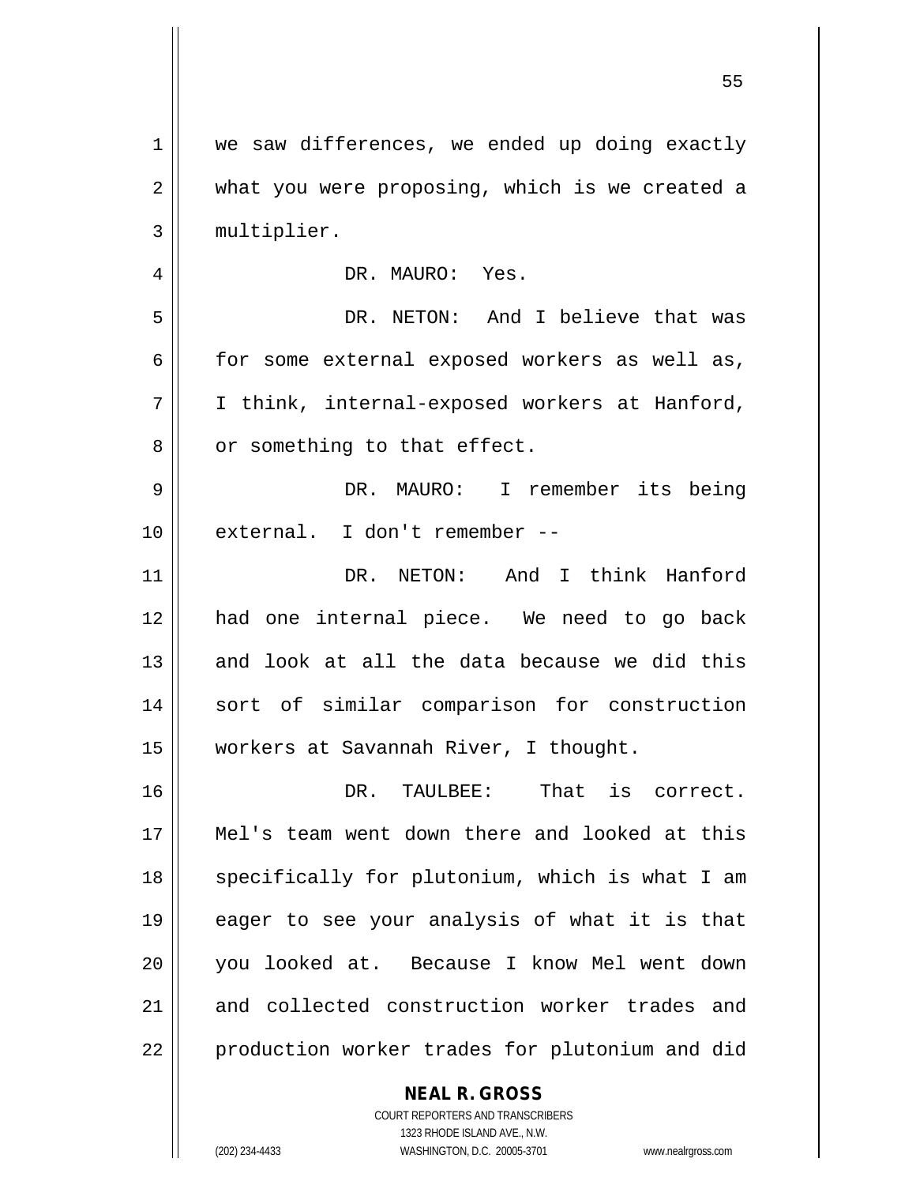we saw differences, we ended up doing exactly what you were proposing, which is we created a multiplier.

DR. MAURO: Yes.

DR. NETON: And I believe that was for some external exposed workers as well as, I think, internal-exposed workers at Hanford, or something to that effect.

DR. MAURO: I remember its being external. I don't remember --

DR. NETON: And I think Hanford had one internal piece. We need to go back and look at all the data because we did this sort of similar comparison for construction workers at Savannah River, I thought.

DR. TAULBEE: That is correct. Mel's team went down there and looked at this specifically for plutonium, which is what I am eager to see your analysis of what it is that you looked at. Because I know Mel went down and collected construction worker trades and production worker trades for plutonium and did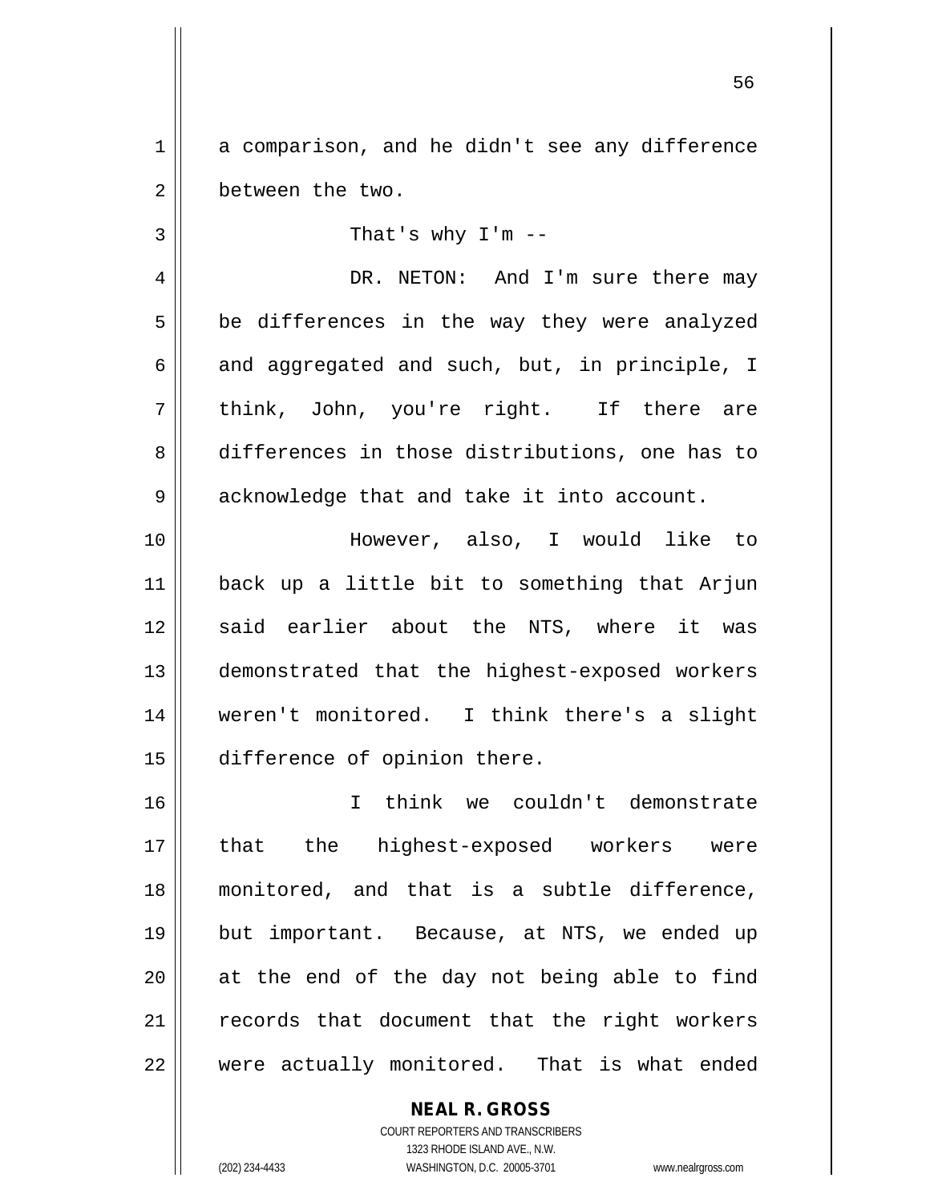a comparison, and he didn't see any difference between the two.

That's why I'm --

DR. NETON: And I'm sure there may be differences in the way they were analyzed and aggregated and such, but, in principle, I think, John, you're right. If there are differences in those distributions, one has to acknowledge that and take it into account.

However, also, I would like to back up a little bit to something that Arjun said earlier about the NTS, where it was demonstrated that the highest-exposed workers weren't monitored. I think there's a slight difference of opinion there.

I think we couldn't demonstrate that the highest-exposed workers were monitored, and that is a subtle difference, but important. Because, at NTS, we ended up at the end of the day not being able to find records that document that the right workers were actually monitored. That is what ended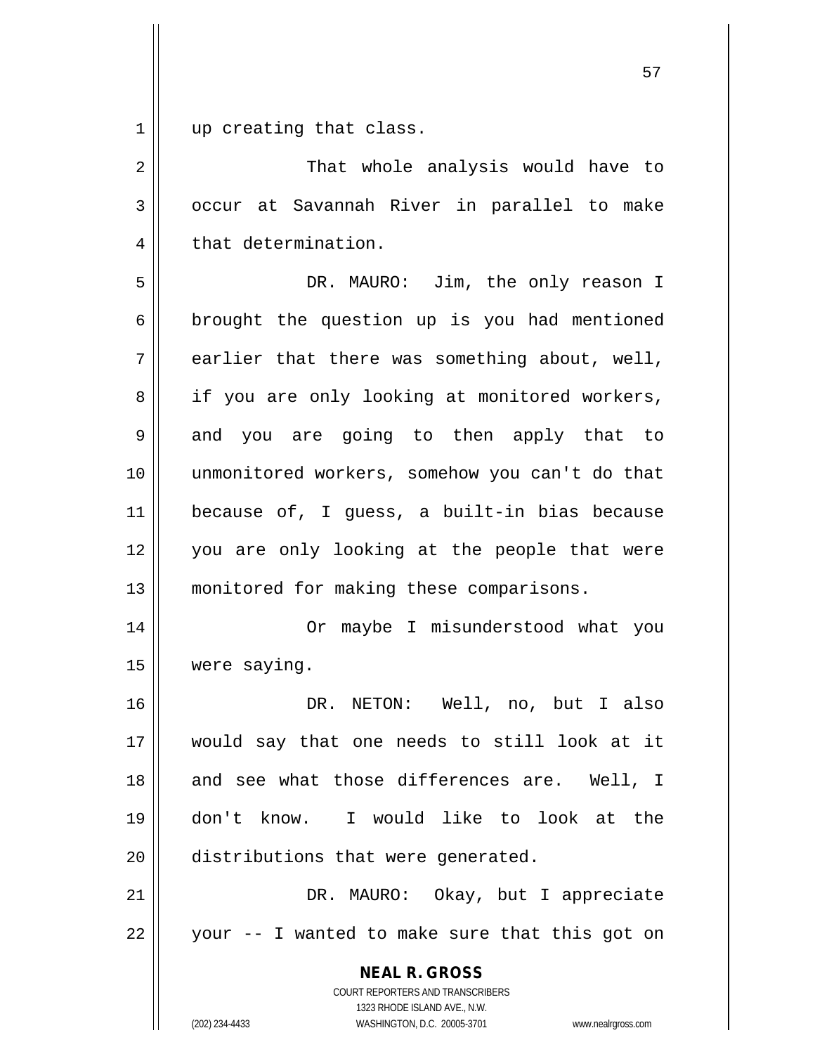up creating that class.

That whole analysis would have to occur at Savannah River in parallel to make that determination.

DR. MAURO: Jim, the only reason I brought the question up is you had mentioned earlier that there was something about, well, if you are only looking at monitored workers, and you are going to then apply that to unmonitored workers, somehow you can't do that because of, I guess, a built-in bias because you are only looking at the people that were monitored for making these comparisons.

Or maybe I misunderstood what you were saying.

DR. NETON: Well, no, but I also would say that one needs to still look at it and see what those differences are. Well, I don't know. I would like to look at the distributions that were generated.

DR. MAURO: Okay, but I appreciate your -- I wanted to make sure that this got on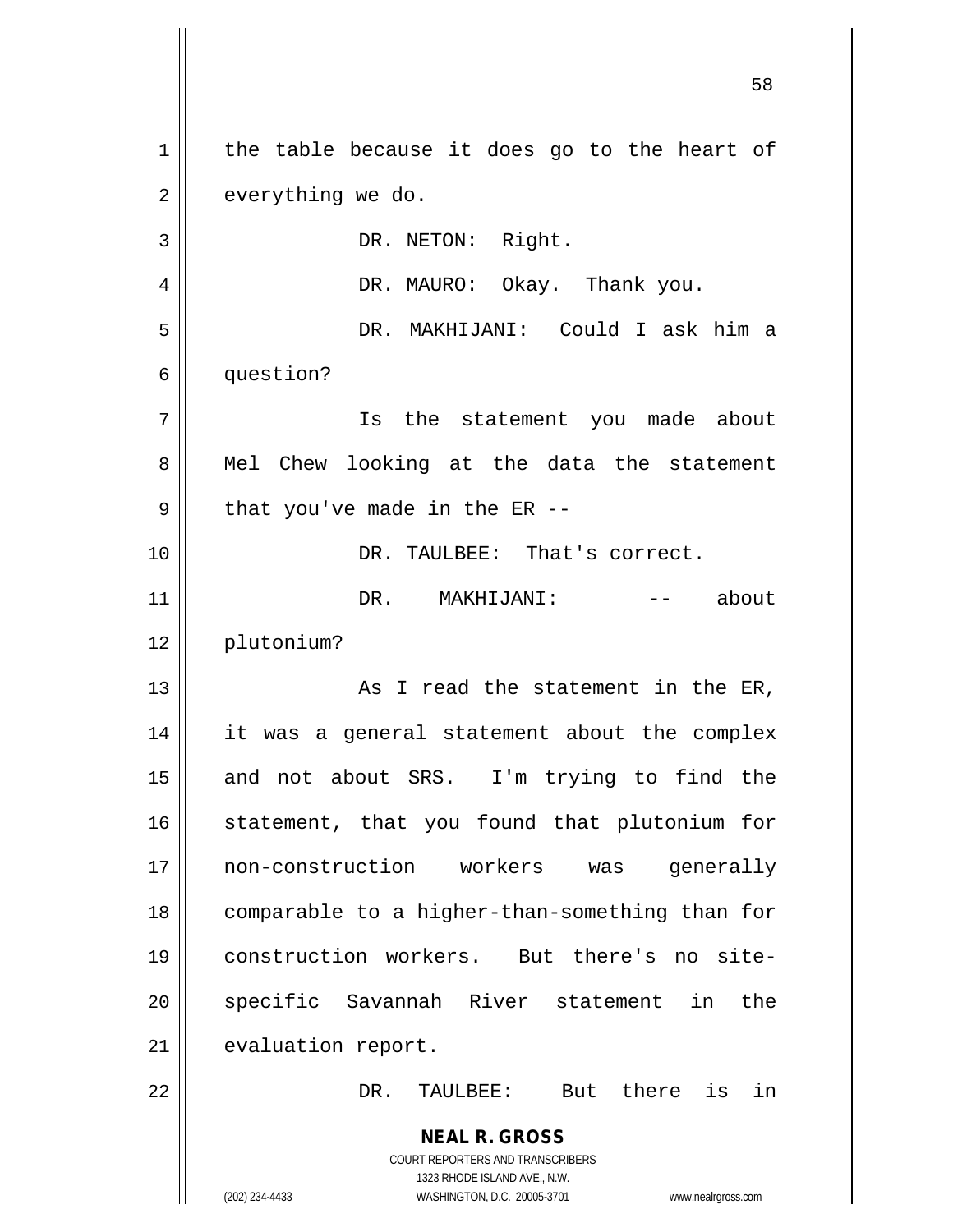the table because it does go to the heart of everything we do.

DR. NETON: Right.

DR. MAURO: Okay. Thank you.

DR. MAKHIJANI: Could I ask him a question?

Is the statement you made about Mel Chew looking at the data the statement that you've made in the ER --

DR. TAULBEE: That's correct.

DR. MAKHIJANI: -- about plutonium?

As I read the statement in the ER, it was a general statement about the complex and not about SRS. I'm trying to find the statement, that you found that plutonium for non-construction workers was generally comparable to a higher-than-something than for construction workers. But there's no site-specific Savannah River statement in the evaluation report.

DR. TAULBEE: But there is in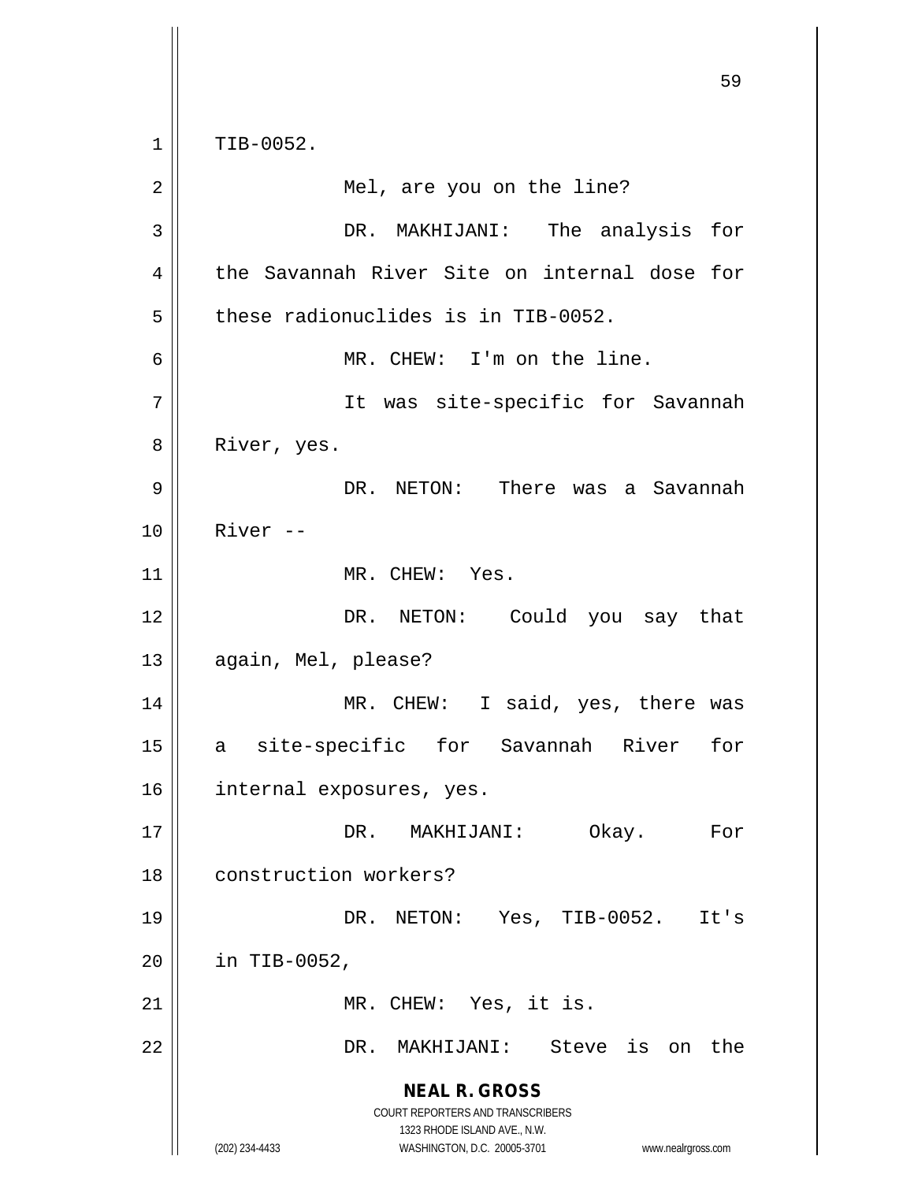TIB-0052.

Mel, are you on the line?

DR. MAKHIJANI: The analysis for the Savannah River Site on internal dose for these radionuclides is in TIB-0052.

MR. CHEW: I'm on the line.

It was site-specific for Savannah River, yes.

DR. NETON: There was a Savannah River --

MR. CHEW: Yes.

DR. NETON: Could you say that again, Mel, please?

MR. CHEW: I said, yes, there was a site-specific for Savannah River for internal exposures, yes.

DR. MAKHIJANI: Okay. For construction workers?

DR. NETON: Yes, TIB-0052. It's in TIB-0052,

MR. CHEW: Yes, it is.

DR. MAKHIJANI: Steve is on the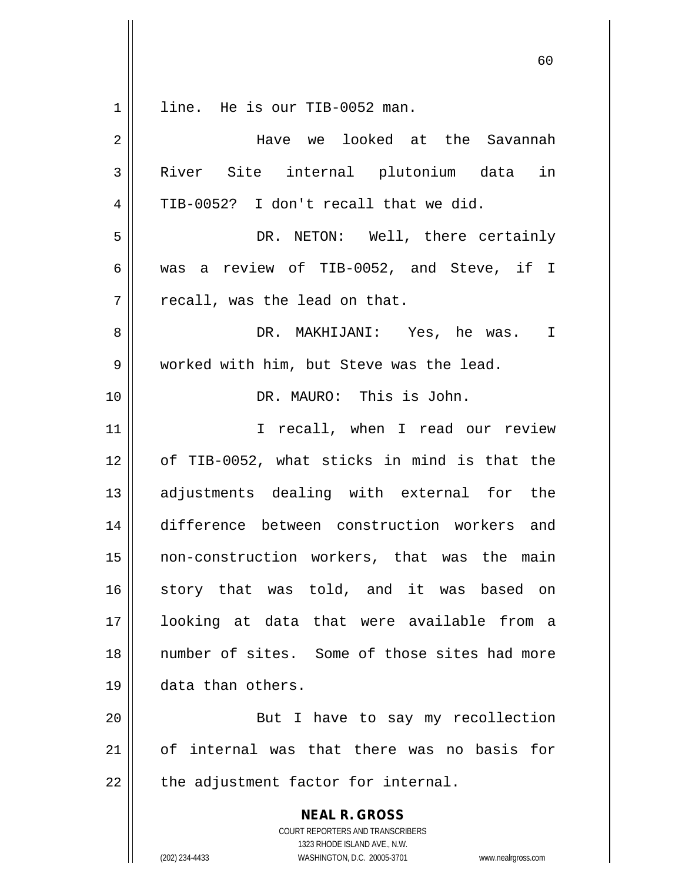line. He is our TIB-0052 man.

Have we looked at the Savannah River Site internal plutonium data in TIB-0052? I don't recall that we did.

DR. NETON: Well, there certainly was a review of TIB-0052, and Steve, if I recall, was the lead on that.

DR. MAKHIJANI: Yes, he was. I worked with him, but Steve was the lead.

DR. MAURO: This is John.

I recall, when I read our review of TIB-0052, what sticks in mind is that the adjustments dealing with external for the difference between construction workers and non-construction workers, that was the main story that was told, and it was based on looking at data that were available from a number of sites. Some of those sites had more data than others.

But I have to say my recollection of internal was that there was no basis for the adjustment factor for internal.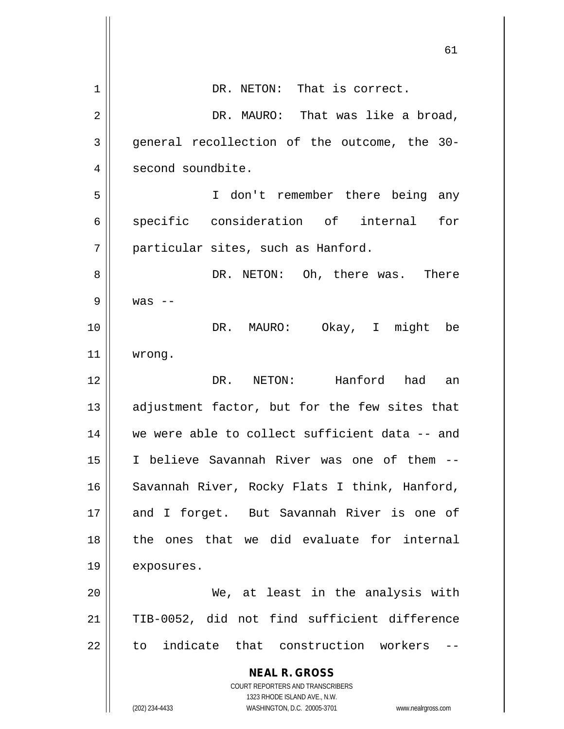DR. NETON: That is correct.

DR. MAURO: That was like a broad, general recollection of the outcome, the 30-second soundbite.

I don't remember there being any specific consideration of internal for particular sites, such as Hanford.

DR. NETON: Oh, there was. There was --

DR. MAURO: Okay, I might be wrong.

DR. NETON: Hanford had an adjustment factor, but for the few sites that we were able to collect sufficient data -- and I believe Savannah River was one of them -- Savannah River, Rocky Flats I think, Hanford, and I forget. But Savannah River is one of the ones that we did evaluate for internal exposures.

We, at least in the analysis with TIB-0052, did not find sufficient difference to indicate that construction workers --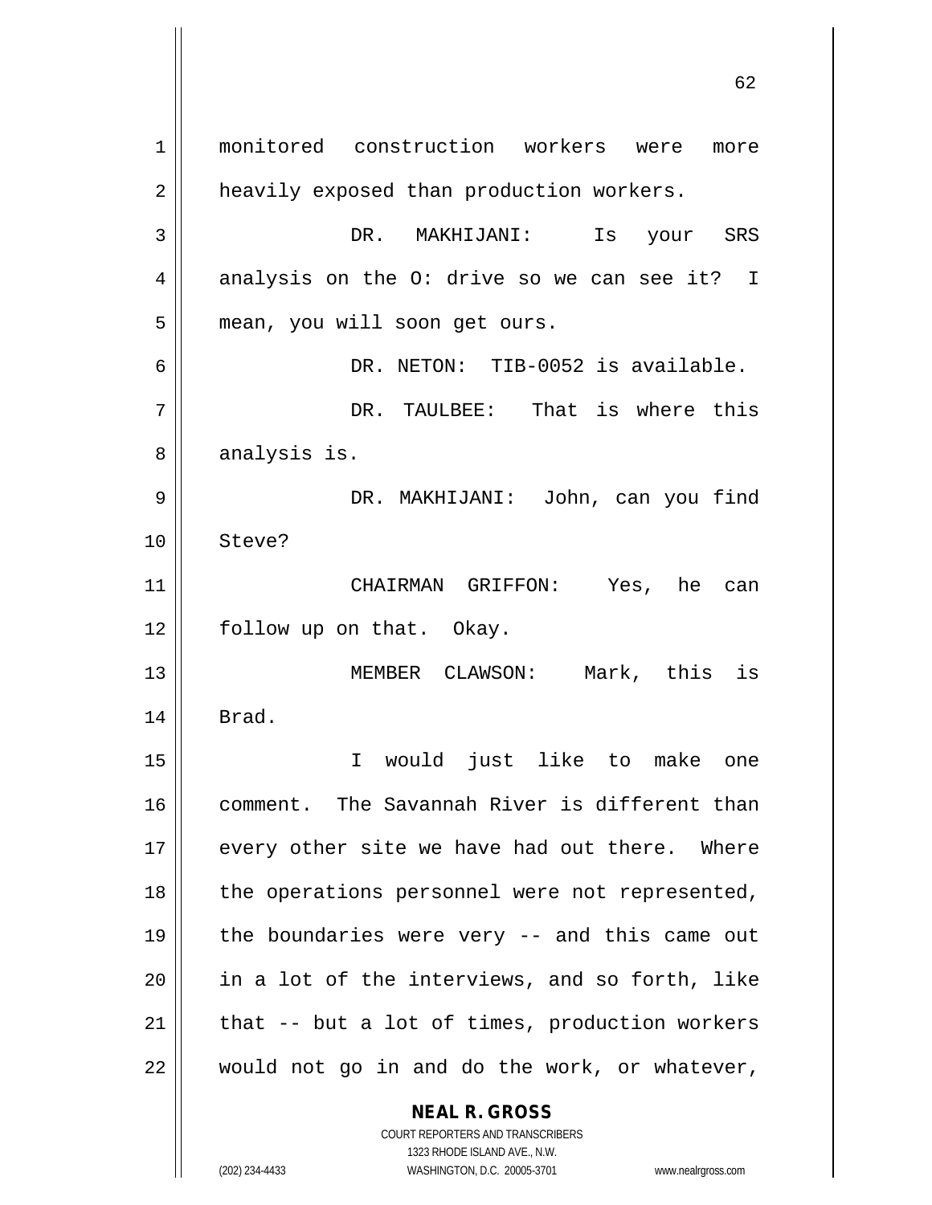monitored construction workers were more heavily exposed than production workers.

DR. MAKHIJANI: Is your SRS analysis on the O: drive so we can see it? I mean, you will soon get ours.

DR. NETON: TIB-0052 is available.

DR. TAULBEE: That is where this analysis is.

DR. MAKHIJANI: John, can you find Steve?

CHAIRMAN GRIFFON: Yes, he can follow up on that. Okay.

MEMBER CLAWSON: Mark, this is Brad.

I would just like to make one comment. The Savannah River is different than every other site we have had out there. Where the operations personnel were not represented, the boundaries were very -- and this came out in a lot of the interviews, and so forth, like that -- but a lot of times, production workers would not go in and do the work, or whatever,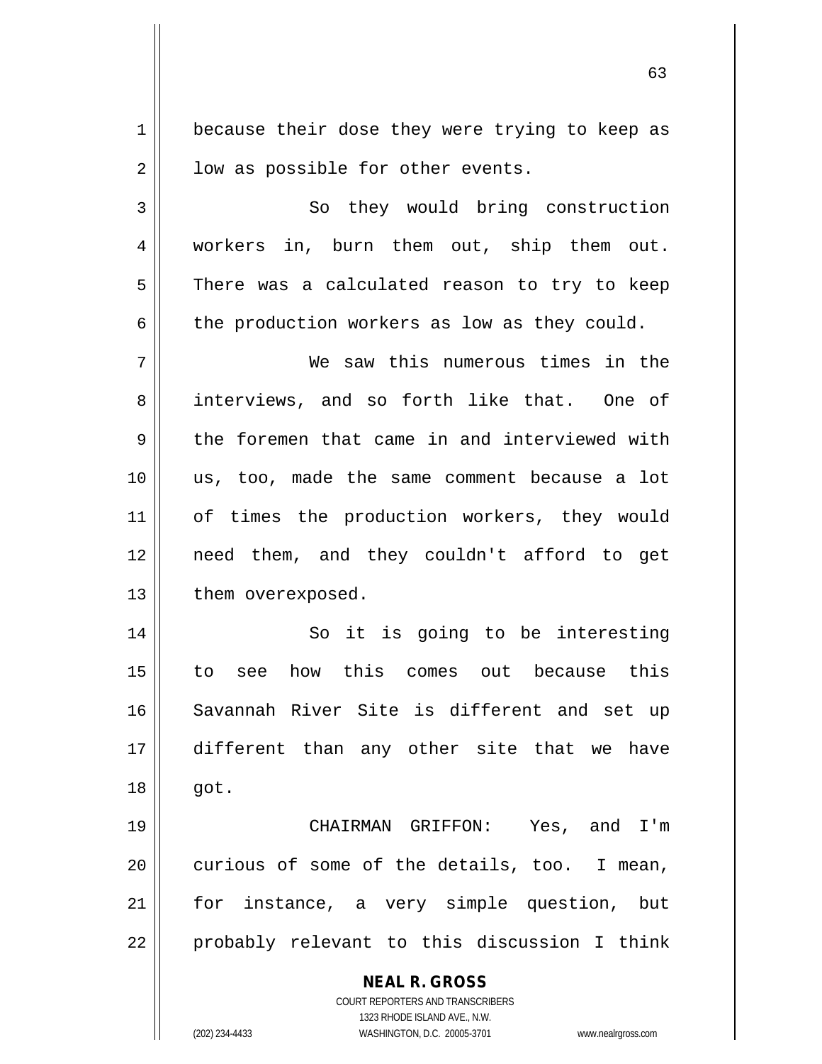because their dose they were trying to keep as low as possible for other events.

So they would bring construction workers in, burn them out, ship them out. There was a calculated reason to try to keep the production workers as low as they could.

We saw this numerous times in the interviews, and so forth like that. One of the foremen that came in and interviewed with us, too, made the same comment because a lot of times the production workers, they would need them, and they couldn't afford to get them overexposed.

So it is going to be interesting to see how this comes out because this Savannah River Site is different and set up different than any other site that we have got.

CHAIRMAN GRIFFON: Yes, and I'm curious of some of the details, too. I mean, for instance, a very simple question, but probably relevant to this discussion I think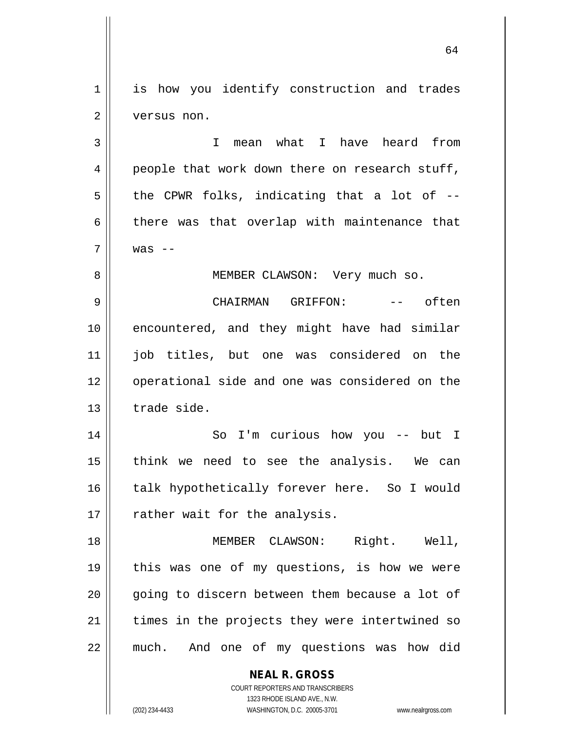is how you identify construction and trades versus non.

I mean what I have heard from people that work down there on research stuff, the CPWR folks, indicating that a lot of -- there was that overlap with maintenance that was --

MEMBER CLAWSON: Very much so.

CHAIRMAN GRIFFON: -- often encountered, and they might have had similar job titles, but one was considered on the operational side and one was considered on the trade side.

So I'm curious how you -- but I think we need to see the analysis. We can talk hypothetically forever here. So I would rather wait for the analysis.

MEMBER CLAWSON: Right. Well, this was one of my questions, is how we were going to discern between them because a lot of times in the projects they were intertwined so much. And one of my questions was how did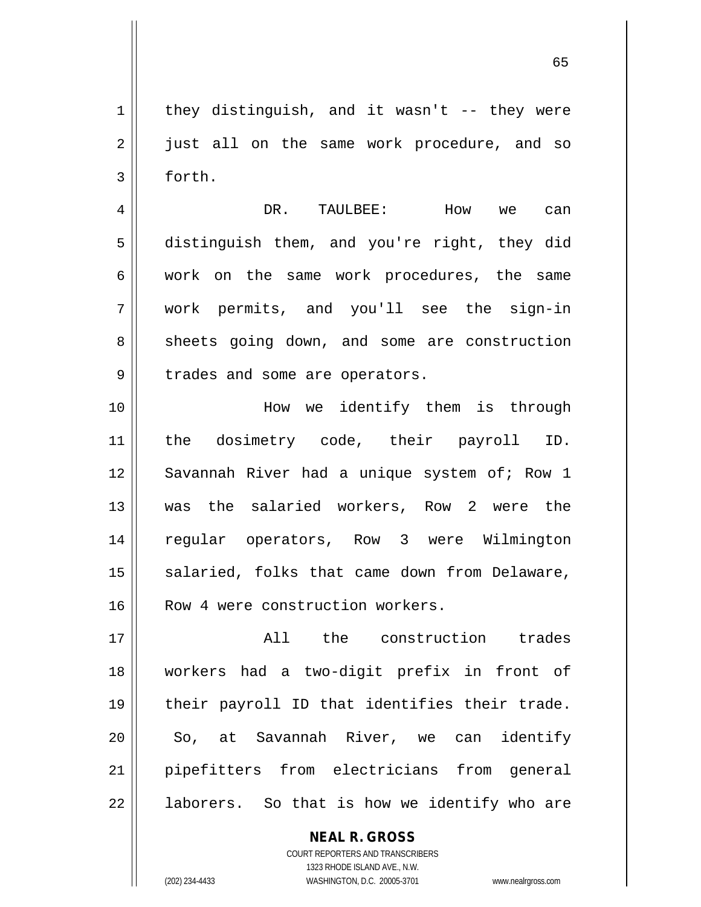they distinguish, and it wasn't -- they were just all on the same work procedure, and so forth.

DR. TAULBEE: How we can distinguish them, and you're right, they did work on the same work procedures, the same work permits, and you'll see the sign-in sheets going down, and some are construction trades and some are operators.

How we identify them is through the dosimetry code, their payroll ID. Savannah River had a unique system of; Row 1 was the salaried workers, Row 2 were the regular operators, Row 3 were Wilmington salaried, folks that came down from Delaware, Row 4 were construction workers.

All the construction trades workers had a two-digit prefix in front of their payroll ID that identifies their trade. So, at Savannah River, we can identify pipefitters from electricians from general laborers. So that is how we identify who are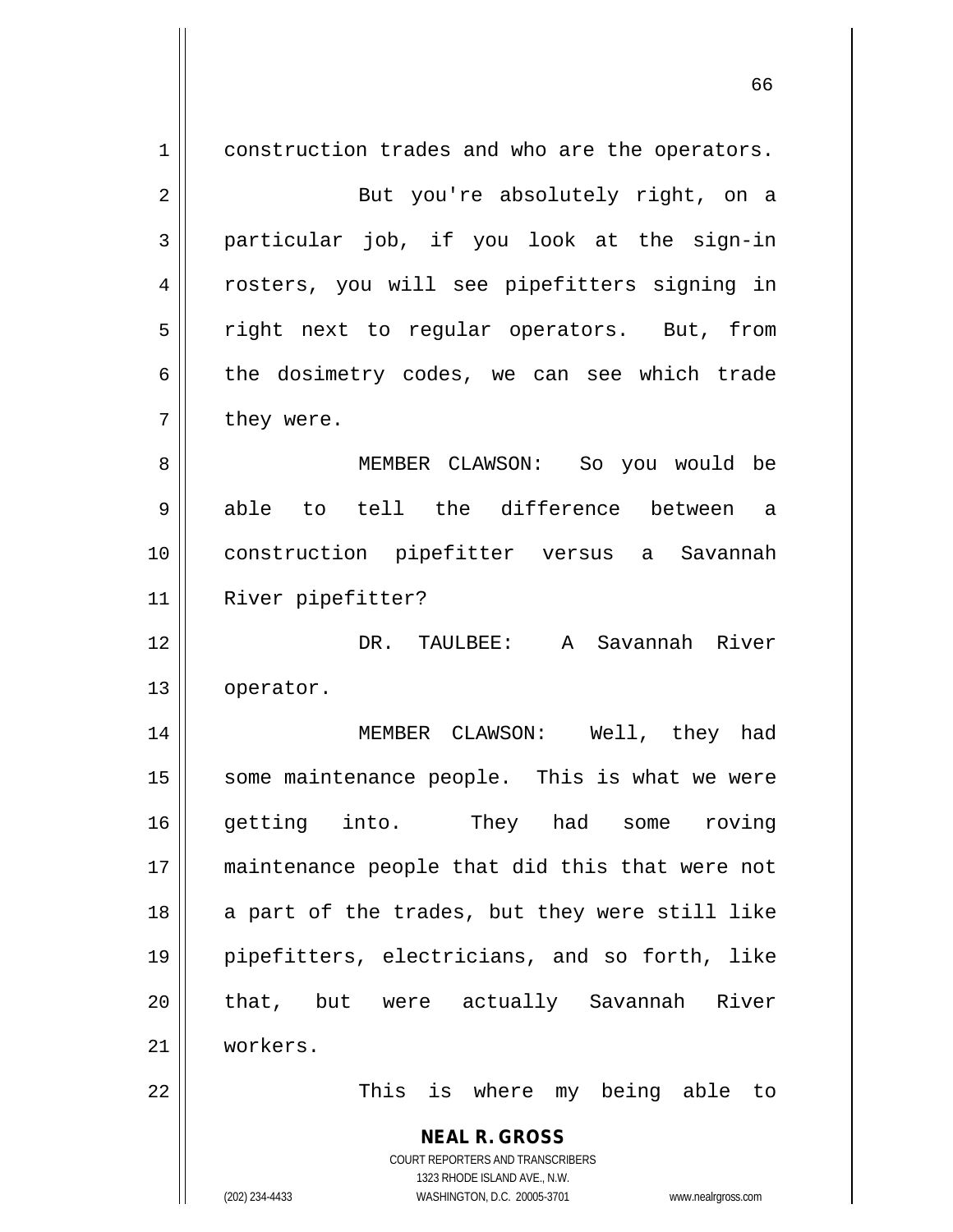construction trades and who are the operators.

But you're absolutely right, on a particular job, if you look at the sign-in rosters, you will see pipefitters signing in right next to regular operators. But, from the dosimetry codes, we can see which trade they were.

MEMBER CLAWSON: So you would be able to tell the difference between a construction pipefitter versus a Savannah River pipefitter?

DR. TAULBEE: A Savannah River operator.

MEMBER CLAWSON: Well, they had some maintenance people. This is what we were getting into. They had some roving maintenance people that did this that were not a part of the trades, but they were still like pipefitters, electricians, and so forth, like that, but were actually Savannah River workers.

This is where my being able to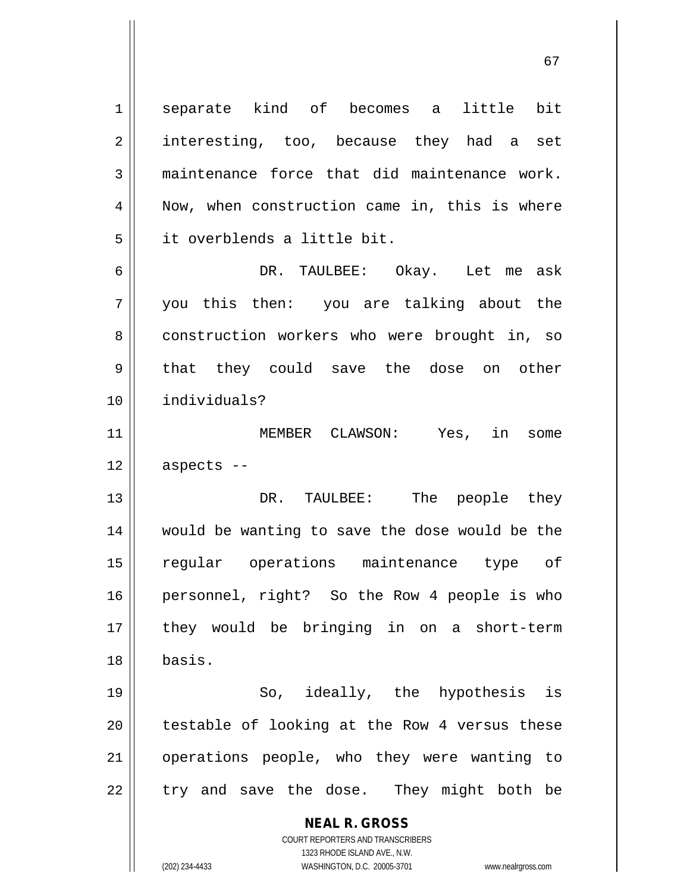separate kind of becomes a little bit interesting, too, because they had a set maintenance force that did maintenance work. Now, when construction came in, this is where it overblends a little bit.

DR. TAULBEE: Okay. Let me ask you this then: you are talking about the construction workers who were brought in, so that they could save the dose on other individuals?

MEMBER CLAWSON: Yes, in some aspects --

DR. TAULBEE: The people they would be wanting to save the dose would be the regular operations maintenance type of personnel, right? So the Row 4 people is who they would be bringing in on a short-term basis.

So, ideally, the hypothesis is testable of looking at the Row 4 versus these operations people, who they were wanting to try and save the dose. They might both be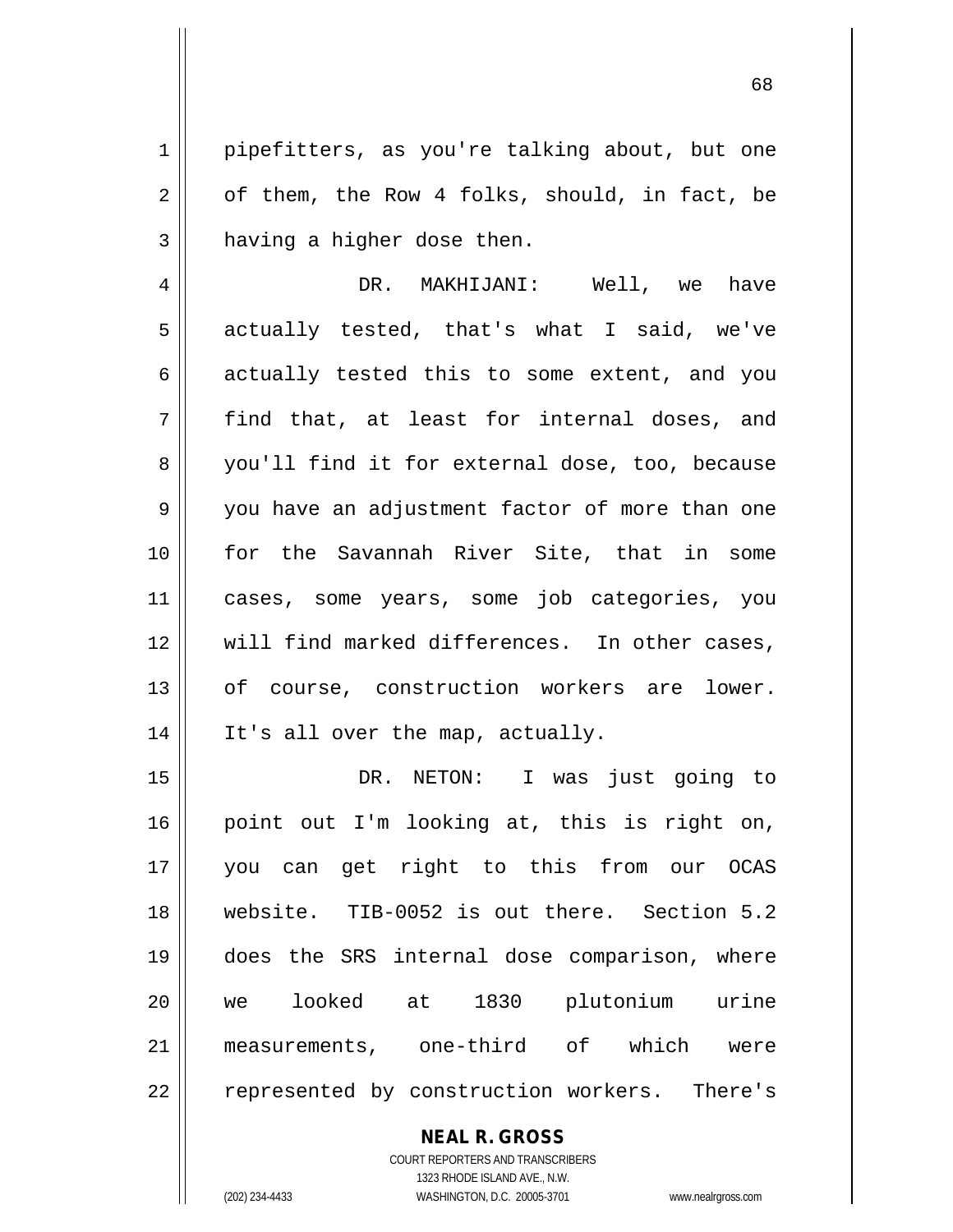pipefitters, as you're talking about, but one of them, the Row 4 folks, should, in fact, be having a higher dose then.

DR. MAKHIJANI: Well, we have actually tested, that's what I said, we've actually tested this to some extent, and you find that, at least for internal doses, and you'll find it for external dose, too, because you have an adjustment factor of more than one for the Savannah River Site, that in some cases, some years, some job categories, you will find marked differences. In other cases, of course, construction workers are lower. It's all over the map, actually.

DR. NETON: I was just going to point out I'm looking at, this is right on, you can get right to this from our OCAS website. TIB-0052 is out there. Section 5.2 does the SRS internal dose comparison, where we looked at 1830 plutonium urine measurements, one-third of which were represented by construction workers. There's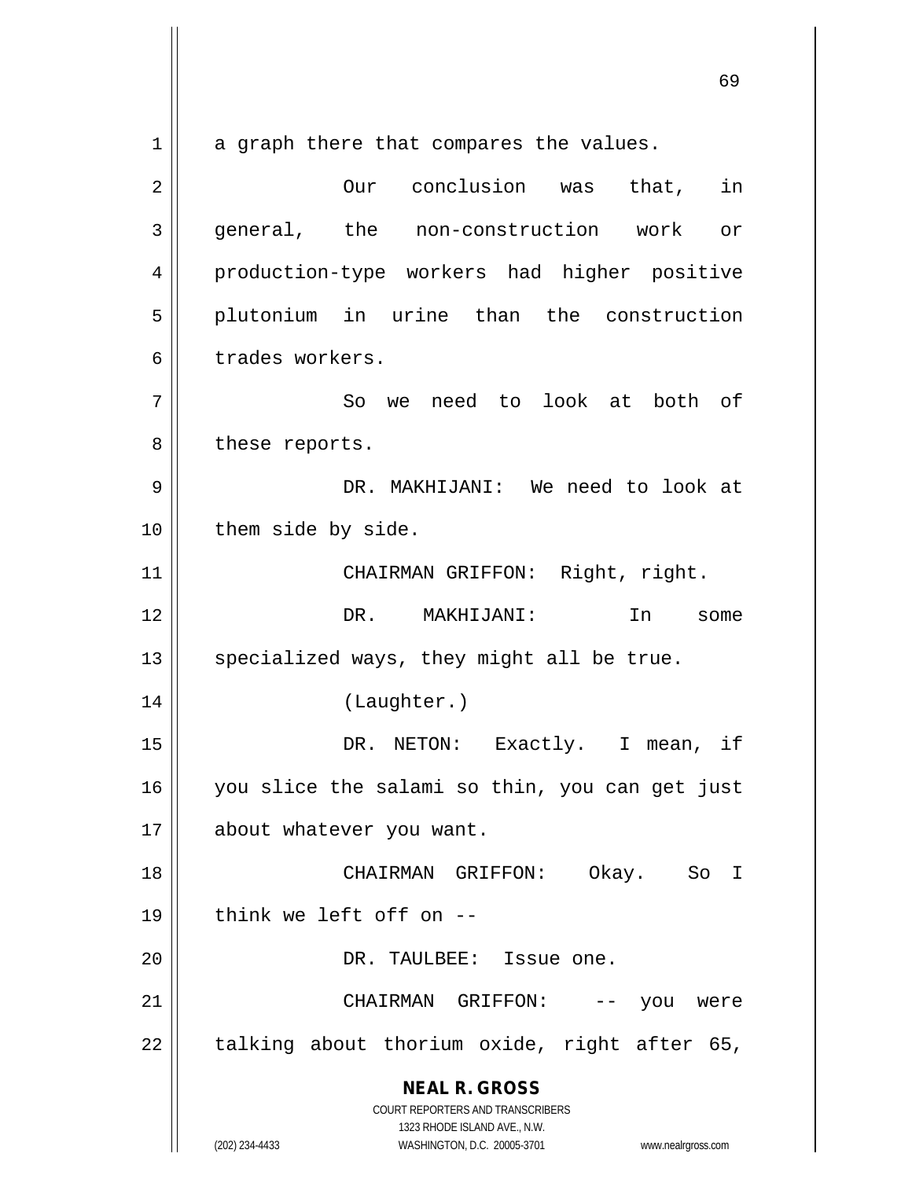a graph there that compares the values.

Our conclusion was that, in general, the non-construction work or production-type workers had higher positive plutonium in urine than the construction trades workers.

So we need to look at both of these reports.

DR. MAKHIJANI: We need to look at them side by side.

CHAIRMAN GRIFFON: Right, right.

DR. MAKHIJANI: In some specialized ways, they might all be true.

(Laughter.)

DR. NETON: Exactly. I mean, if you slice the salami so thin, you can get just about whatever you want.

CHAIRMAN GRIFFON: Okay. So I think we left off on --

DR. TAULBEE: Issue one.

CHAIRMAN GRIFFON: -- you were talking about thorium oxide, right after 65,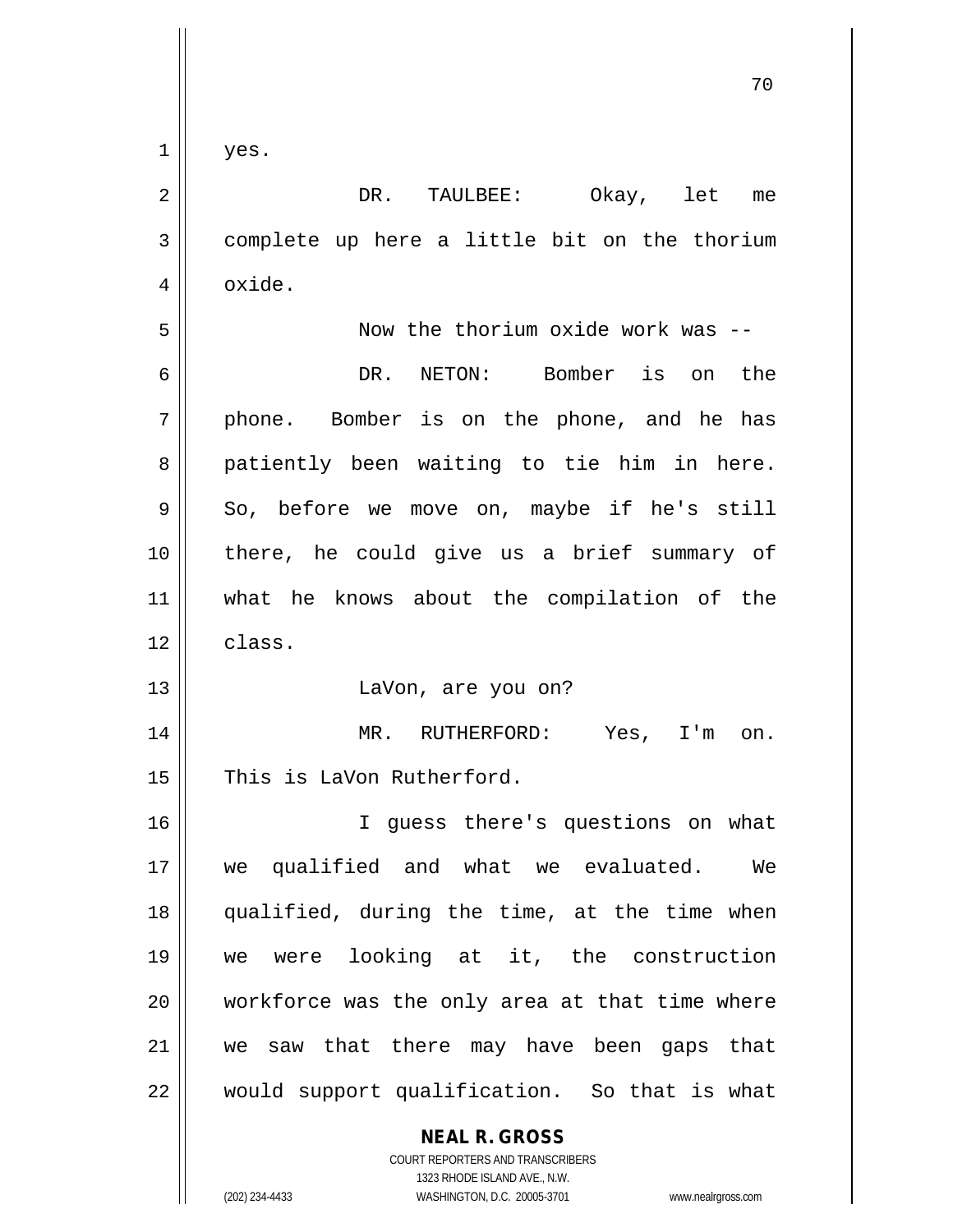yes.

DR. TAULBEE: Okay, let me complete up here a little bit on the thorium oxide.

Now the thorium oxide work was --

DR. NETON: Bomber is on the phone. Bomber is on the phone, and he has patiently been waiting to tie him in here. So, before we move on, maybe if he's still there, he could give us a brief summary of what he knows about the compilation of the class.

LaVon, are you on?

MR. RUTHERFORD: Yes, I'm on. This is LaVon Rutherford.

I guess there's questions on what we qualified and what we evaluated. We qualified, during the time, at the time when we were looking at it, the construction workforce was the only area at that time where we saw that there may have been gaps that would support qualification. So that is what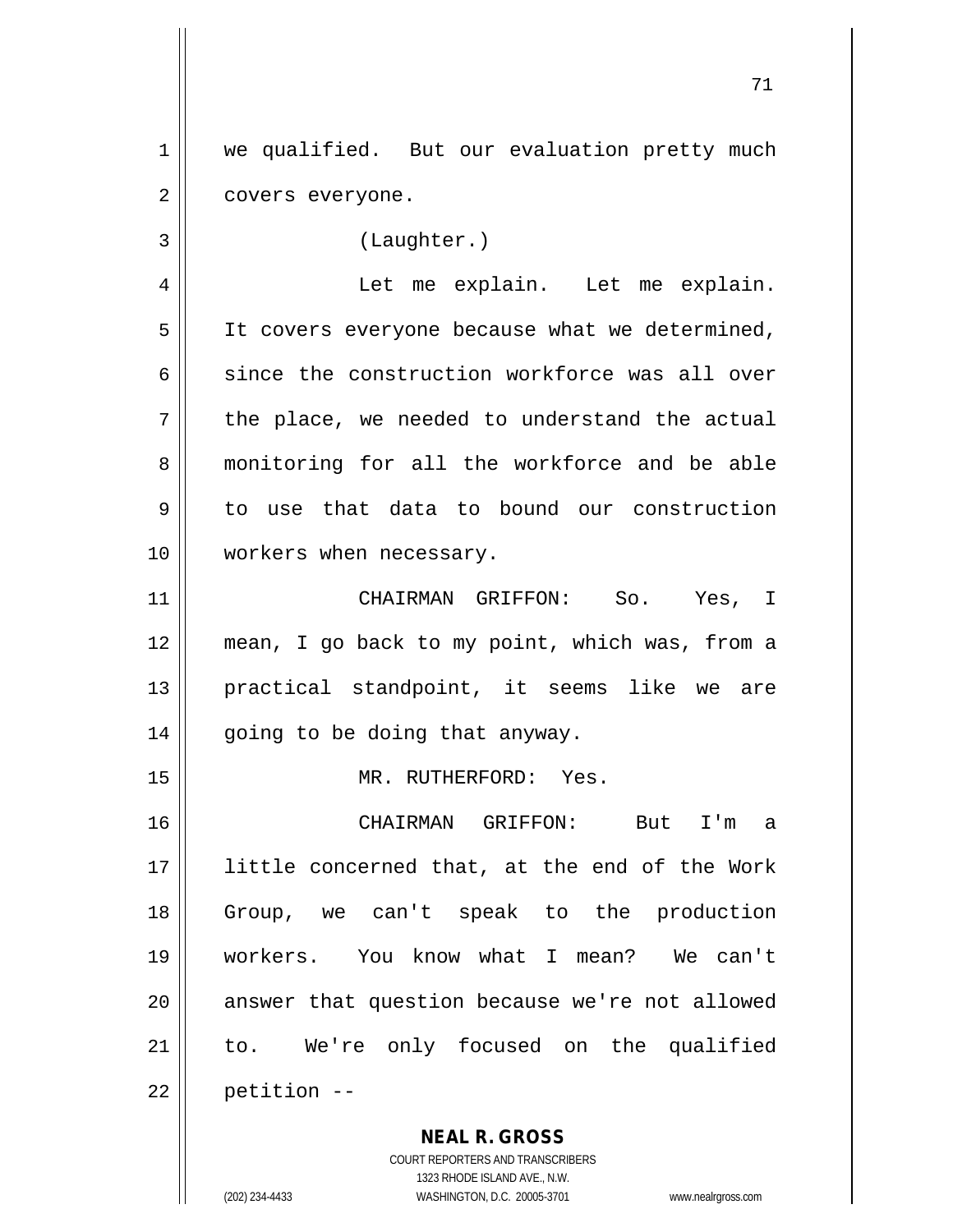we qualified. But our evaluation pretty much covers everyone.

(Laughter.)

Let me explain. Let me explain. It covers everyone because what we determined, since the construction workforce was all over the place, we needed to understand the actual monitoring for all the workforce and be able to use that data to bound our construction workers when necessary.

CHAIRMAN GRIFFON: So. Yes, I mean, I go back to my point, which was, from a practical standpoint, it seems like we are going to be doing that anyway.

MR. RUTHERFORD: Yes.

CHAIRMAN GRIFFON: But I'm a little concerned that, at the end of the Work Group, we can't speak to the production workers. You know what I mean? We can't answer that question because we're not allowed to. We're only focused on the qualified petition --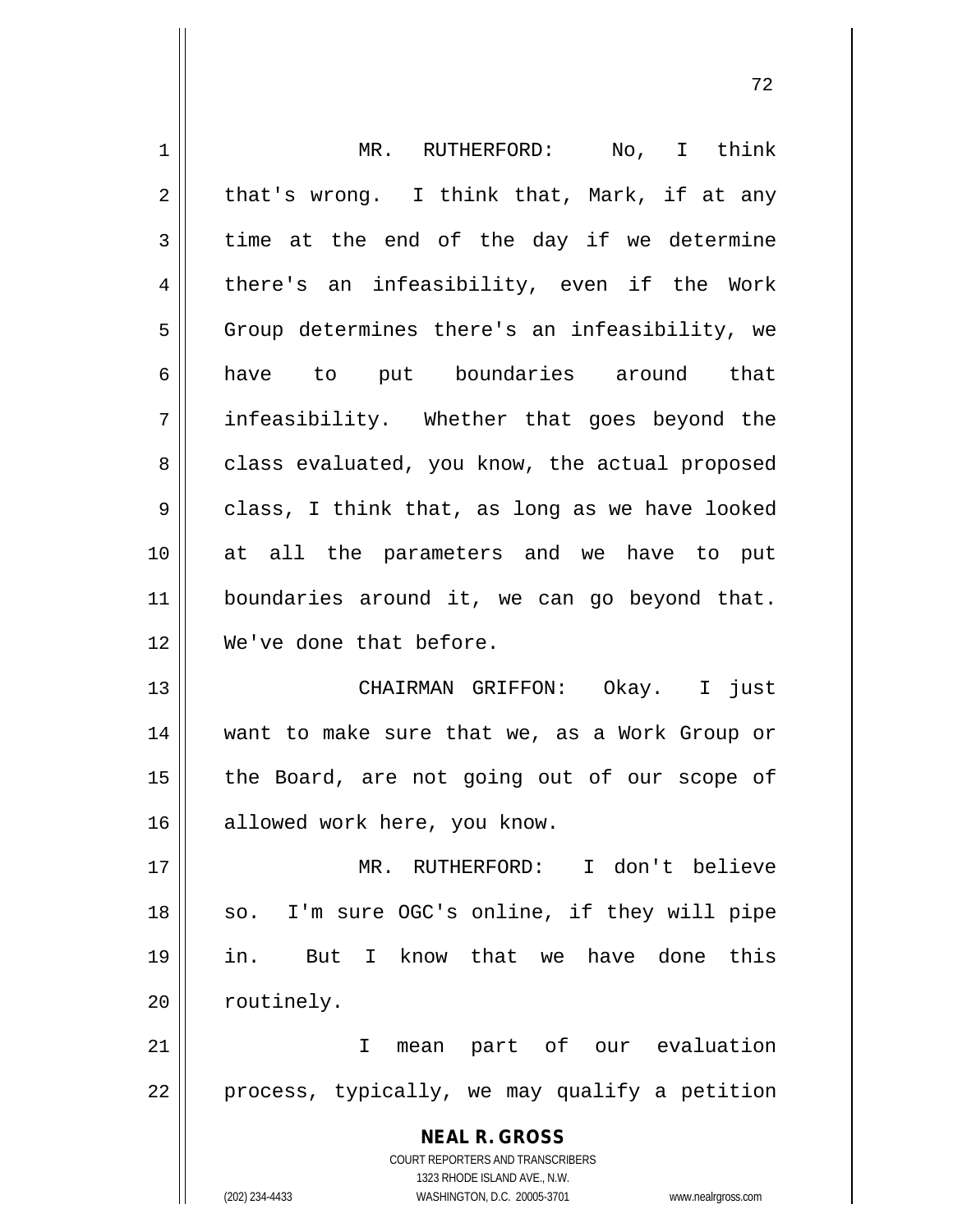MR. RUTHERFORD: No, I think that's wrong. I think that, Mark, if at any time at the end of the day if we determine there's an infeasibility, even if the Work Group determines there's an infeasibility, we have to put boundaries around that infeasibility. Whether that goes beyond the class evaluated, you know, the actual proposed class, I think that, as long as we have looked at all the parameters and we have to put boundaries around it, we can go beyond that. We've done that before.

CHAIRMAN GRIFFON: Okay. I just want to make sure that we, as a Work Group or the Board, are not going out of our scope of allowed work here, you know.

MR. RUTHERFORD: I don't believe so. I'm sure OGC's online, if they will pipe in. But I know that we have done this routinely.

I mean part of our evaluation process, typically, we may qualify a petition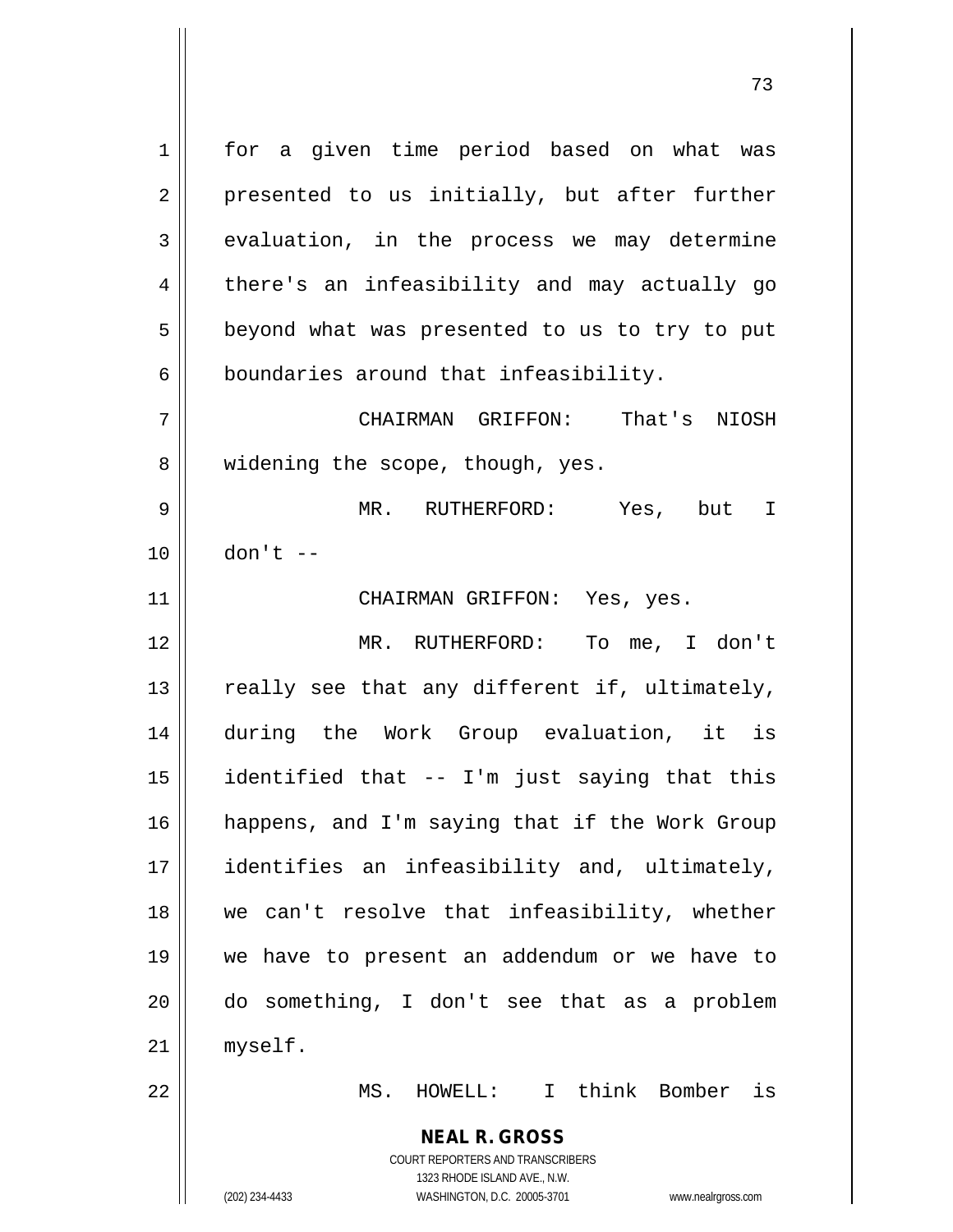for a given time period based on what was presented to us initially, but after further evaluation, in the process we may determine there's an infeasibility and may actually go beyond what was presented to us to try to put boundaries around that infeasibility.

CHAIRMAN GRIFFON: That's NIOSH widening the scope, though, yes.

MR. RUTHERFORD: Yes, but I don't --

CHAIRMAN GRIFFON: Yes, yes.

MR. RUTHERFORD: To me, I don't really see that any different if, ultimately, during the Work Group evaluation, it is identified that -- I'm just saying that this happens, and I'm saying that if the Work Group identifies an infeasibility and, ultimately, we can't resolve that infeasibility, whether we have to present an addendum or we have to do something, I don't see that as a problem myself.

MS. HOWELL: I think Bomber is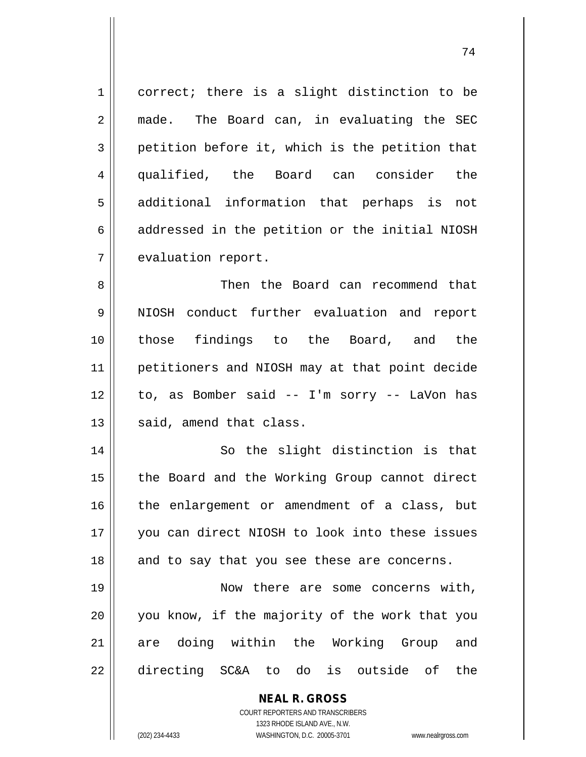correct; there is a slight distinction to be made. The Board can, in evaluating the SEC petition before it, which is the petition that qualified, the Board can consider the additional information that perhaps is not addressed in the petition or the initial NIOSH evaluation report.

Then the Board can recommend that NIOSH conduct further evaluation and report those findings to the Board, and the petitioners and NIOSH may at that point decide to, as Bomber said -- I'm sorry -- LaVon has said, amend that class.

So the slight distinction is that the Board and the Working Group cannot direct the enlargement or amendment of a class, but you can direct NIOSH to look into these issues and to say that you see these are concerns.

Now there are some concerns with, you know, if the majority of the work that you are doing within the Working Group and directing SC&A to do is outside of the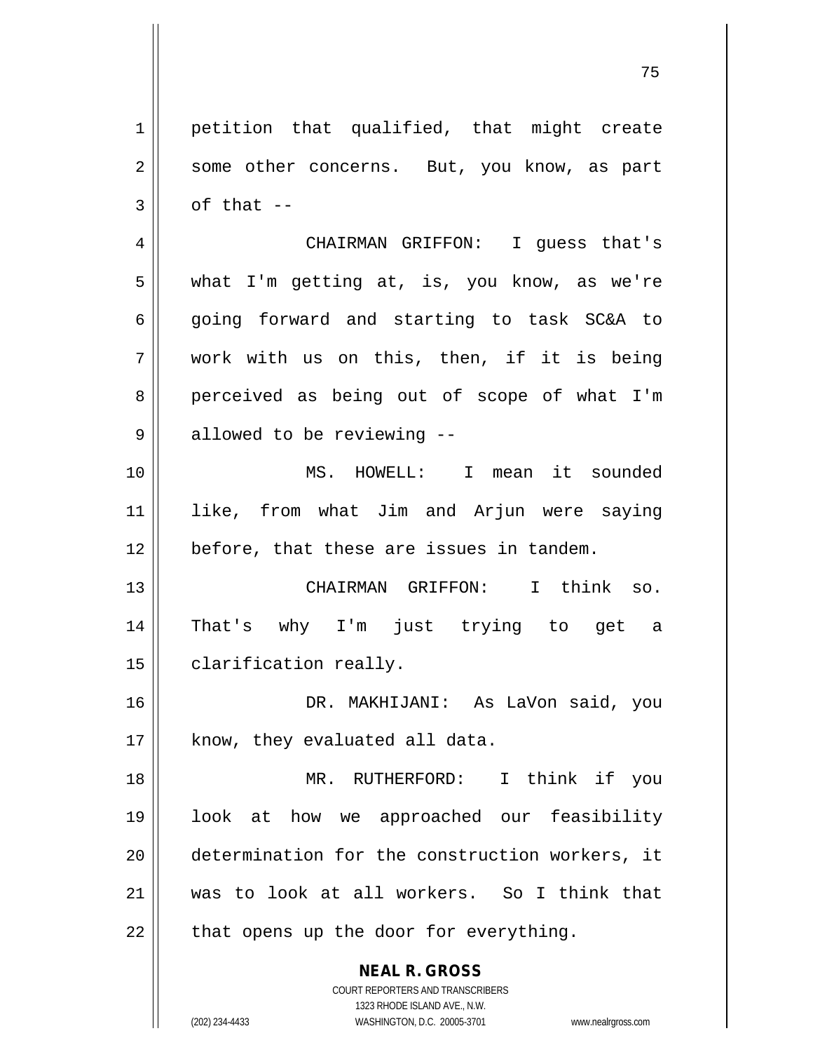petition that qualified, that might create some other concerns. But, you know, as part of that --

CHAIRMAN GRIFFON: I guess that's what I'm getting at, is, you know, as we're going forward and starting to task SC&A to work with us on this, then, if it is being perceived as being out of scope of what I'm allowed to be reviewing --

MS. HOWELL: I mean it sounded like, from what Jim and Arjun were saying before, that these are issues in tandem.

CHAIRMAN GRIFFON: I think so. That's why I'm just trying to get a clarification really.

DR. MAKHIJANI: As LaVon said, you know, they evaluated all data.

MR. RUTHERFORD: I think if you look at how we approached our feasibility determination for the construction workers, it was to look at all workers. So I think that that opens up the door for everything.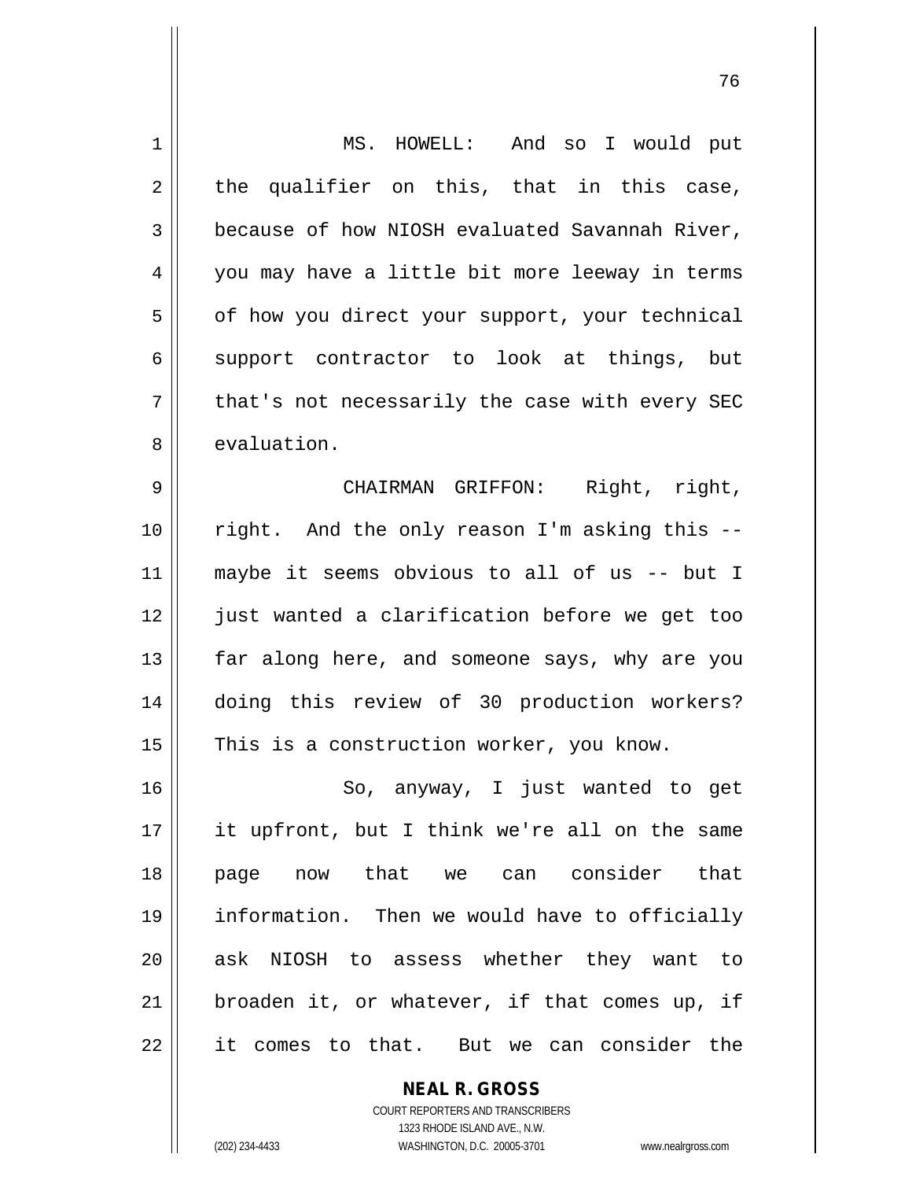MS. HOWELL: And so I would put the qualifier on this, that in this case, because of how NIOSH evaluated Savannah River, you may have a little bit more leeway in terms of how you direct your support, your technical support contractor to look at things, but that's not necessarily the case with every SEC evaluation.

CHAIRMAN GRIFFON: Right, right, right. And the only reason I'm asking this -- maybe it seems obvious to all of us -- but I just wanted a clarification before we get too far along here, and someone says, why are you doing this review of 30 production workers? This is a construction worker, you know.

So, anyway, I just wanted to get it upfront, but I think we're all on the same page now that we can consider that information. Then we would have to officially ask NIOSH to assess whether they want to broaden it, or whatever, if that comes up, if it comes to that. But we can consider the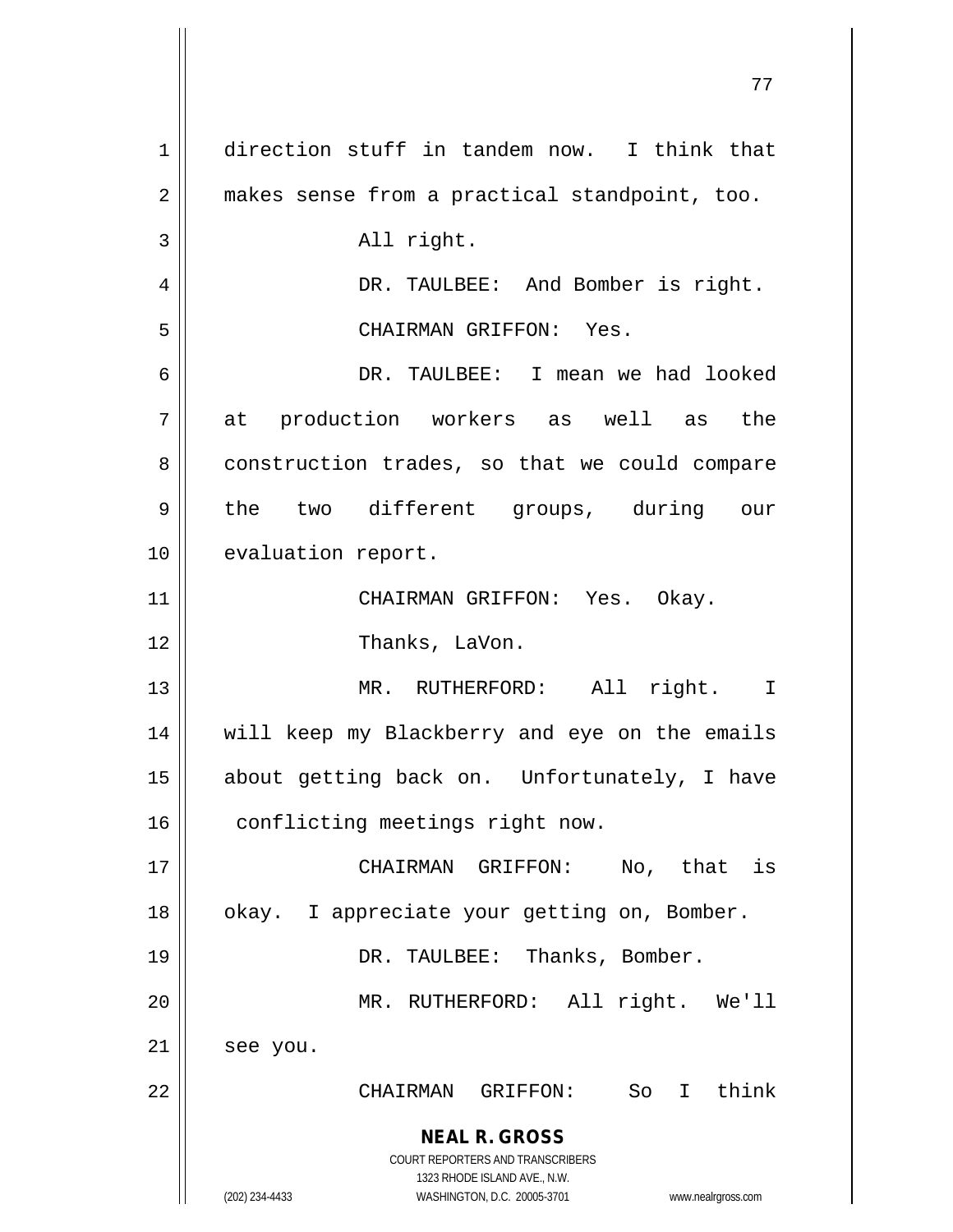direction stuff in tandem now. I think that makes sense from a practical standpoint, too.

All right.

DR. TAULBEE: And Bomber is right.

CHAIRMAN GRIFFON: Yes.

DR. TAULBEE: I mean we had looked at production workers as well as the construction trades, so that we could compare the two different groups, during our evaluation report.

CHAIRMAN GRIFFON: Yes. Okay.

Thanks, LaVon.

MR. RUTHERFORD: All right. I will keep my Blackberry and eye on the emails about getting back on. Unfortunately, I have conflicting meetings right now.

CHAIRMAN GRIFFON: No, that is okay. I appreciate your getting on, Bomber.

DR. TAULBEE: Thanks, Bomber.

MR. RUTHERFORD: All right. We'll see you.

CHAIRMAN GRIFFON: So I think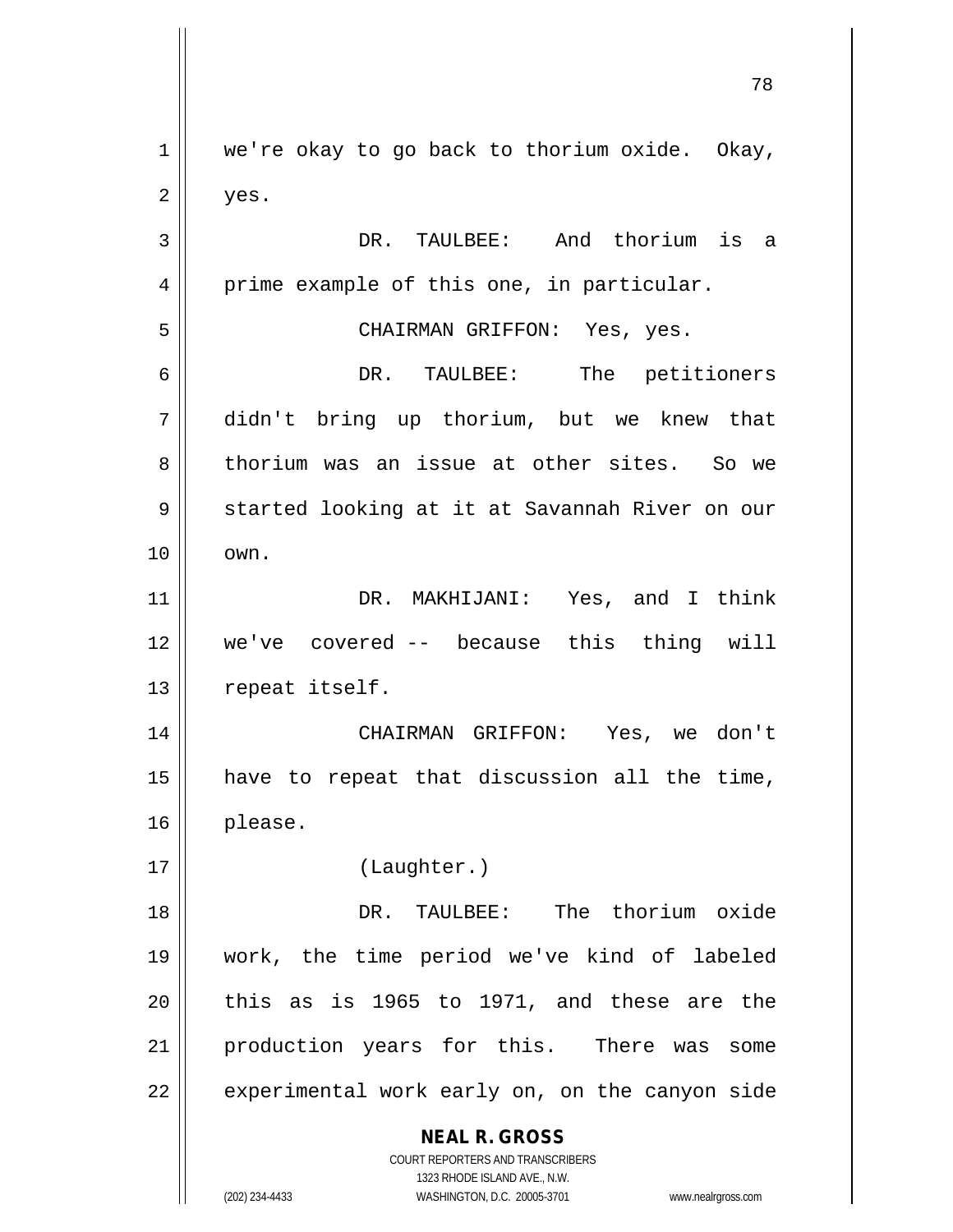we're okay to go back to thorium oxide. Okay, yes.

DR. TAULBEE: And thorium is a prime example of this one, in particular.

CHAIRMAN GRIFFON: Yes, yes.

DR. TAULBEE: The petitioners didn't bring up thorium, but we knew that thorium was an issue at other sites. So we started looking at it at Savannah River on our own.

DR. MAKHIJANI: Yes, and I think we've covered -- because this thing will repeat itself.

CHAIRMAN GRIFFON: Yes, we don't have to repeat that discussion all the time, please.

(Laughter.)

DR. TAULBEE: The thorium oxide work, the time period we've kind of labeled this as is 1965 to 1971, and these are the production years for this. There was some experimental work early on, on the canyon side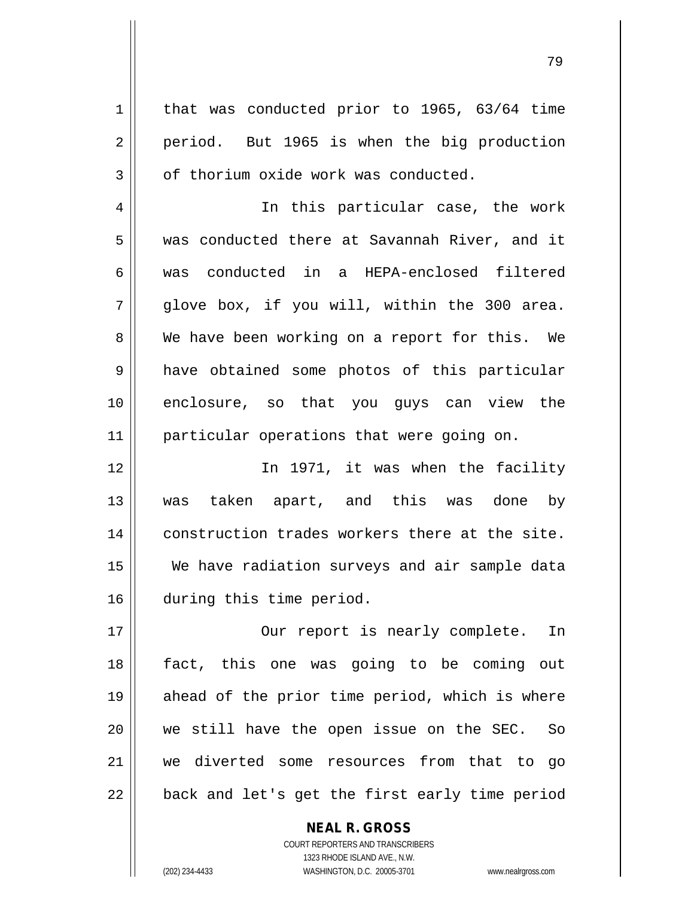that was conducted prior to 1965, 63/64 time period. But 1965 is when the big production of thorium oxide work was conducted.

In this particular case, the work was conducted there at Savannah River, and it was conducted in a HEPA-enclosed filtered glove box, if you will, within the 300 area. We have been working on a report for this. We have obtained some photos of this particular enclosure, so that you guys can view the particular operations that were going on.

In 1971, it was when the facility was taken apart, and this was done by construction trades workers there at the site. We have radiation surveys and air sample data during this time period.

Our report is nearly complete. In fact, this one was going to be coming out ahead of the prior time period, which is where we still have the open issue on the SEC. So we diverted some resources from that to go back and let's get the first early time period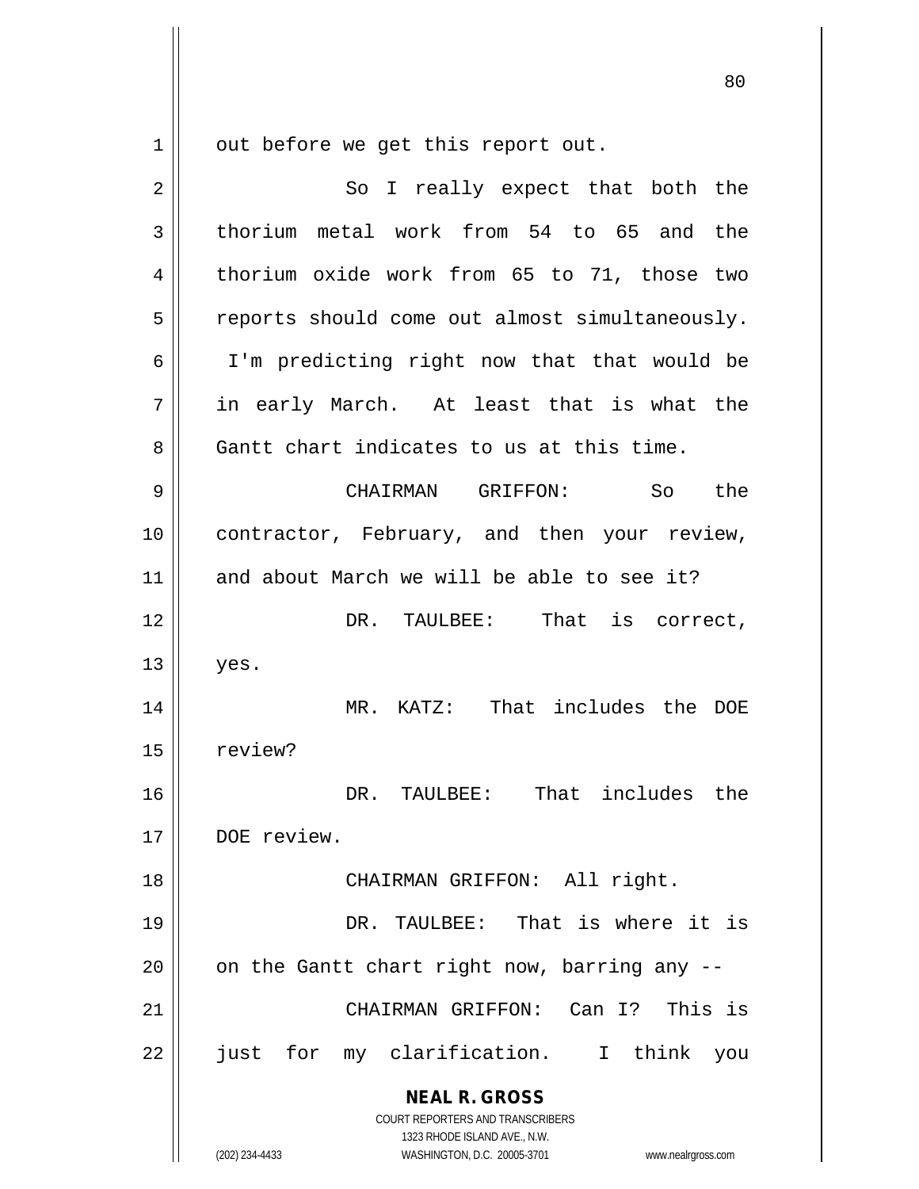out before we get this report out.

So I really expect that both the thorium metal work from 54 to 65 and the thorium oxide work from 65 to 71, those two reports should come out almost simultaneously. I'm predicting right now that that would be in early March. At least that is what the Gantt chart indicates to us at this time.

CHAIRMAN GRIFFON: So the contractor, February, and then your review, and about March we will be able to see it?

DR. TAULBEE: That is correct, yes.

MR. KATZ: That includes the DOE review?

DR. TAULBEE: That includes the DOE review.

CHAIRMAN GRIFFON: All right.

DR. TAULBEE: That is where it is on the Gantt chart right now, barring any --

CHAIRMAN GRIFFON: Can I? This is just for my clarification. I think you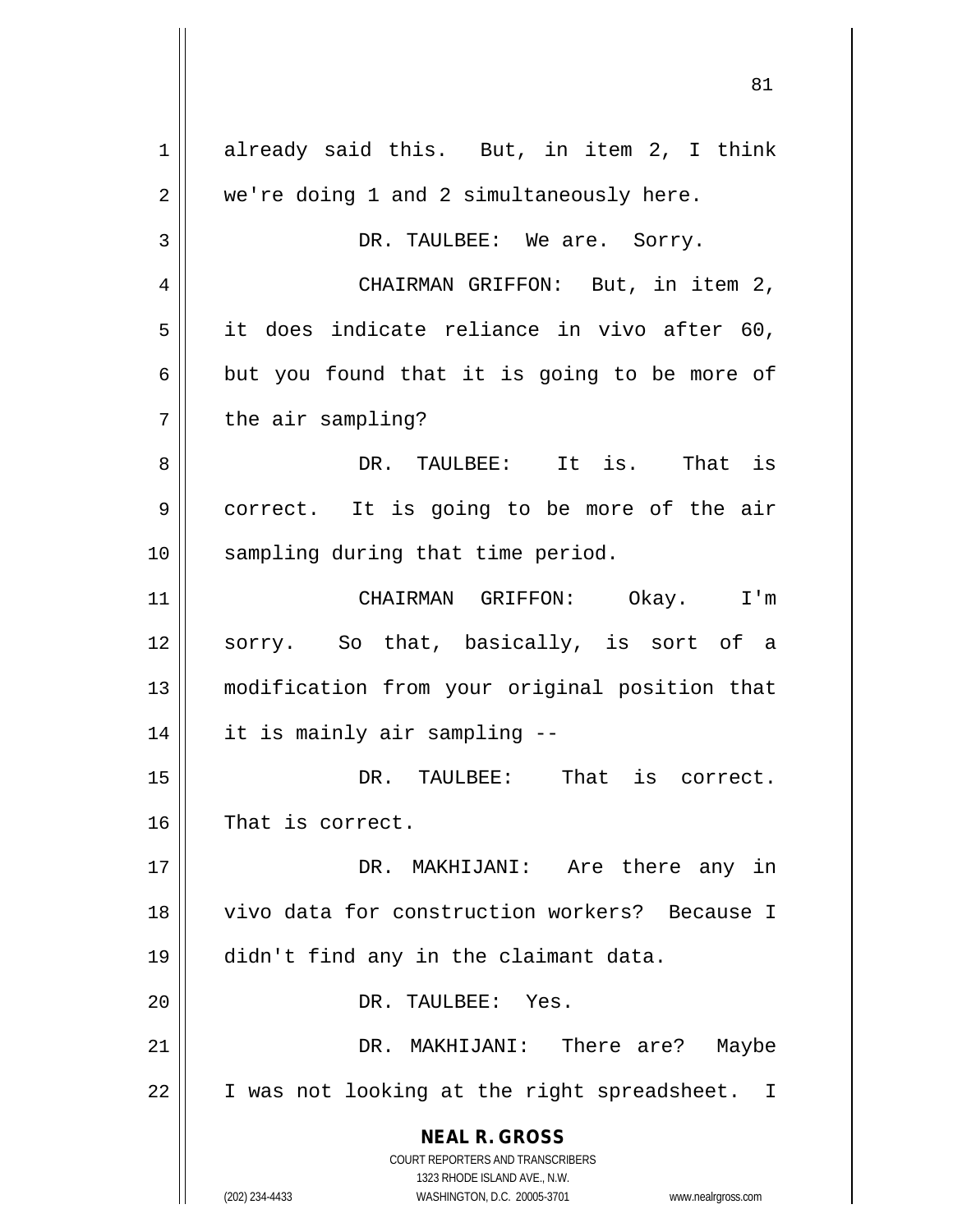already said this. But, in item 2, I think we're doing 1 and 2 simultaneously here.

DR. TAULBEE: We are. Sorry.

CHAIRMAN GRIFFON: But, in item 2, it does indicate reliance in vivo after 60, but you found that it is going to be more of the air sampling?

DR. TAULBEE: It is. That is correct. It is going to be more of the air sampling during that time period.

CHAIRMAN GRIFFON: Okay. I'm sorry. So that, basically, is sort of a modification from your original position that it is mainly air sampling --

DR. TAULBEE: That is correct. That is correct.

DR. MAKHIJANI: Are there any in vivo data for construction workers? Because I didn't find any in the claimant data.

DR. TAULBEE: Yes.

DR. MAKHIJANI: There are? Maybe I was not looking at the right spreadsheet. I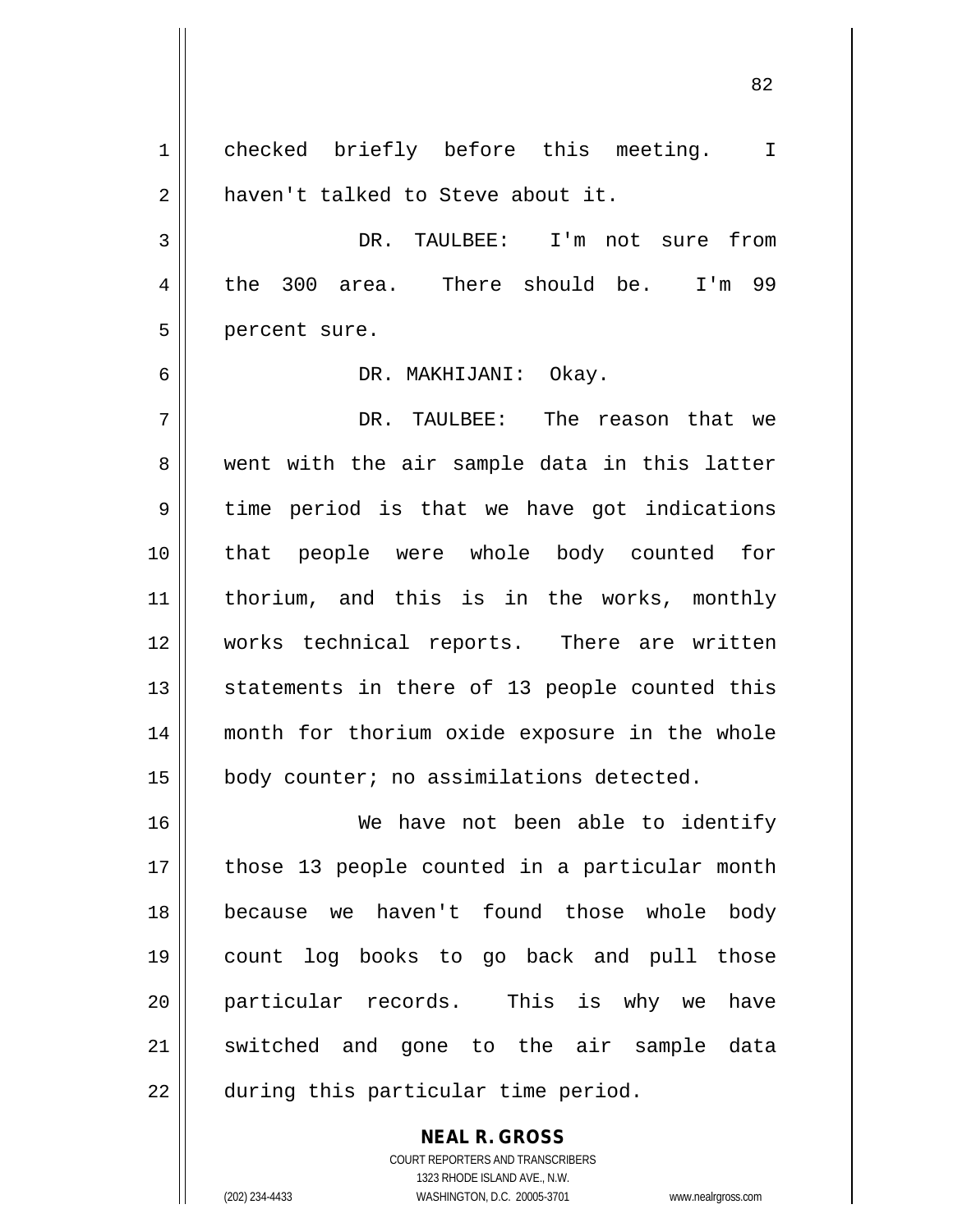checked briefly before this meeting. I haven't talked to Steve about it.

DR. TAULBEE: I'm not sure from the 300 area. There should be. I'm 99 percent sure.

DR. MAKHIJANI: Okay.

DR. TAULBEE: The reason that we went with the air sample data in this latter time period is that we have got indications that people were whole body counted for thorium, and this is in the works, monthly works technical reports. There are written statements in there of 13 people counted this month for thorium oxide exposure in the whole body counter; no assimilations detected.

We have not been able to identify those 13 people counted in a particular month because we haven't found those whole body count log books to go back and pull those particular records. This is why we have switched and gone to the air sample data during this particular time period.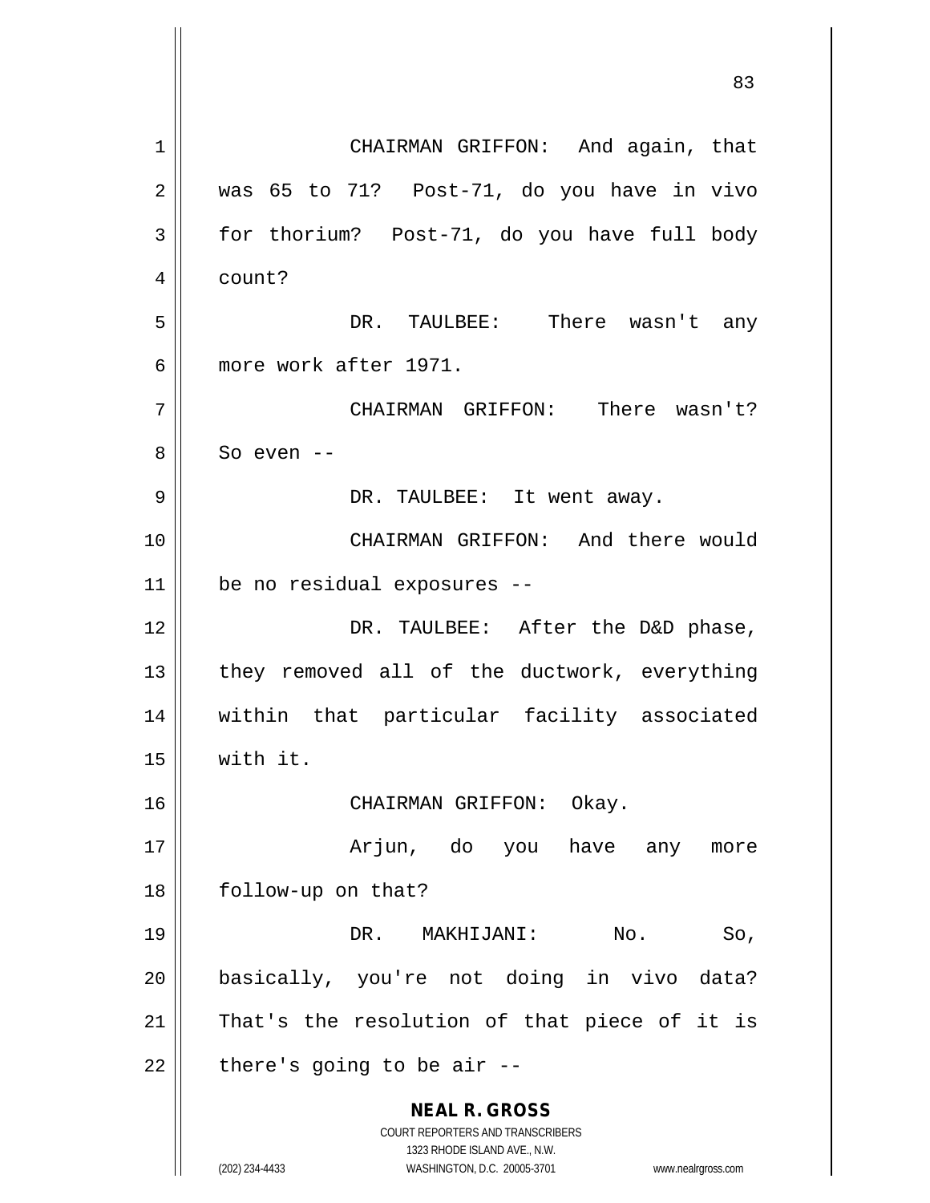CHAIRMAN GRIFFON: And again, that was 65 to 71? Post-71, do you have in vivo for thorium? Post-71, do you have full body count?

DR. TAULBEE: There wasn't any more work after 1971.

CHAIRMAN GRIFFON: There wasn't? So even --

DR. TAULBEE: It went away.

CHAIRMAN GRIFFON: And there would be no residual exposures --

DR. TAULBEE: After the D&D phase, they removed all of the ductwork, everything within that particular facility associated with it.

CHAIRMAN GRIFFON: Okay.

Arjun, do you have any more follow-up on that?

DR. MAKHIJANI: No. So, basically, you're not doing in vivo data? That's the resolution of that piece of it is there's going to be air --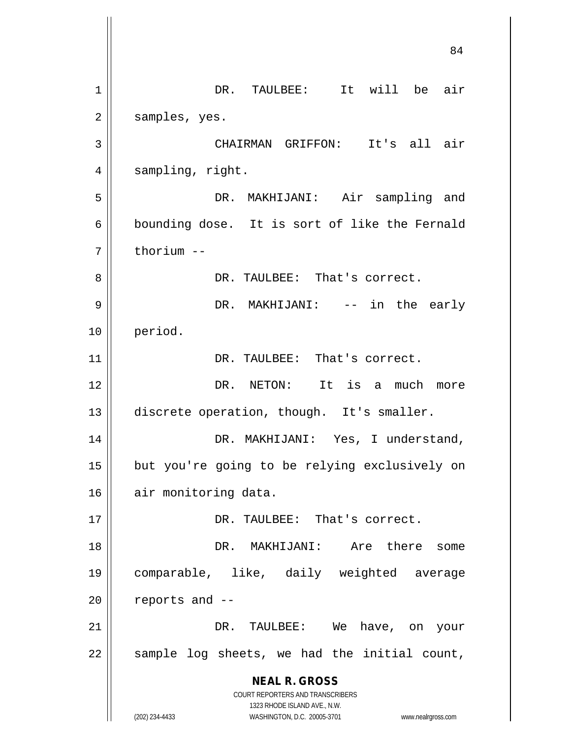DR. TAULBEE: It will be air samples, yes.

CHAIRMAN GRIFFON: It's all air sampling, right.

DR. MAKHIJANI: Air sampling and bounding dose. It is sort of like the Fernald thorium --

DR. TAULBEE: That's correct.

DR. MAKHIJANI: -- in the early period.

DR. TAULBEE: That's correct.

DR. NETON: It is a much more discrete operation, though. It's smaller.

DR. MAKHIJANI: Yes, I understand, but you're going to be relying exclusively on air monitoring data.

DR. TAULBEE: That's correct.

DR. MAKHIJANI: Are there some comparable, like, daily weighted average reports and --

DR. TAULBEE: We have, on your sample log sheets, we had the initial count,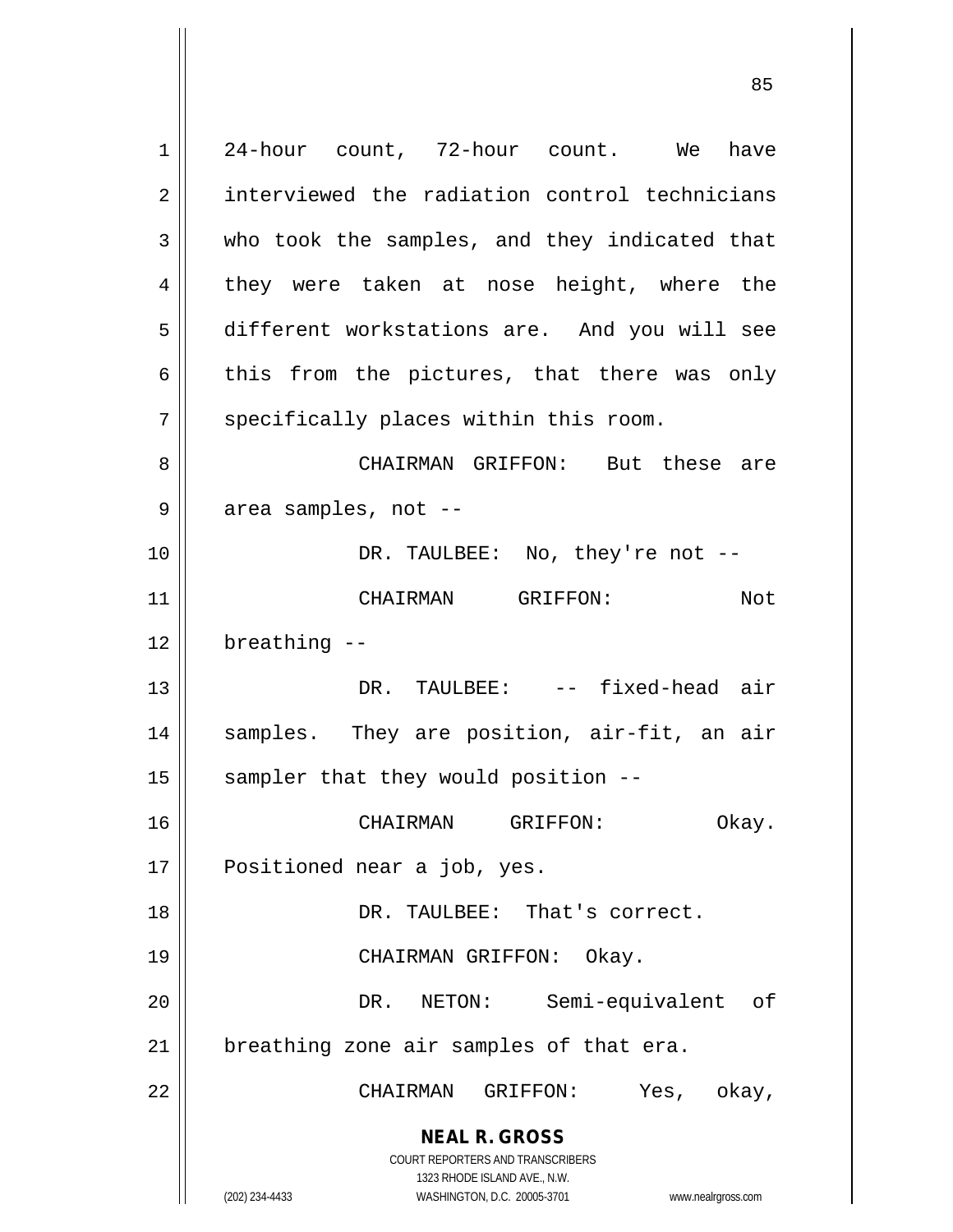24-hour count, 72-hour count. We have interviewed the radiation control technicians who took the samples, and they indicated that they were taken at nose height, where the different workstations are. And you will see this from the pictures, that there was only specifically places within this room.

CHAIRMAN GRIFFON: But these are area samples, not --

DR. TAULBEE: No, they're not --

CHAIRMAN GRIFFON: Not breathing --

DR. TAULBEE: -- fixed-head air samples. They are position, air-fit, an air sampler that they would position --

CHAIRMAN GRIFFON: Okay. Positioned near a job, yes.

DR. TAULBEE: That's correct.

CHAIRMAN GRIFFON: Okay.

DR. NETON: Semi-equivalent of breathing zone air samples of that era.

CHAIRMAN GRIFFON: Yes, okay,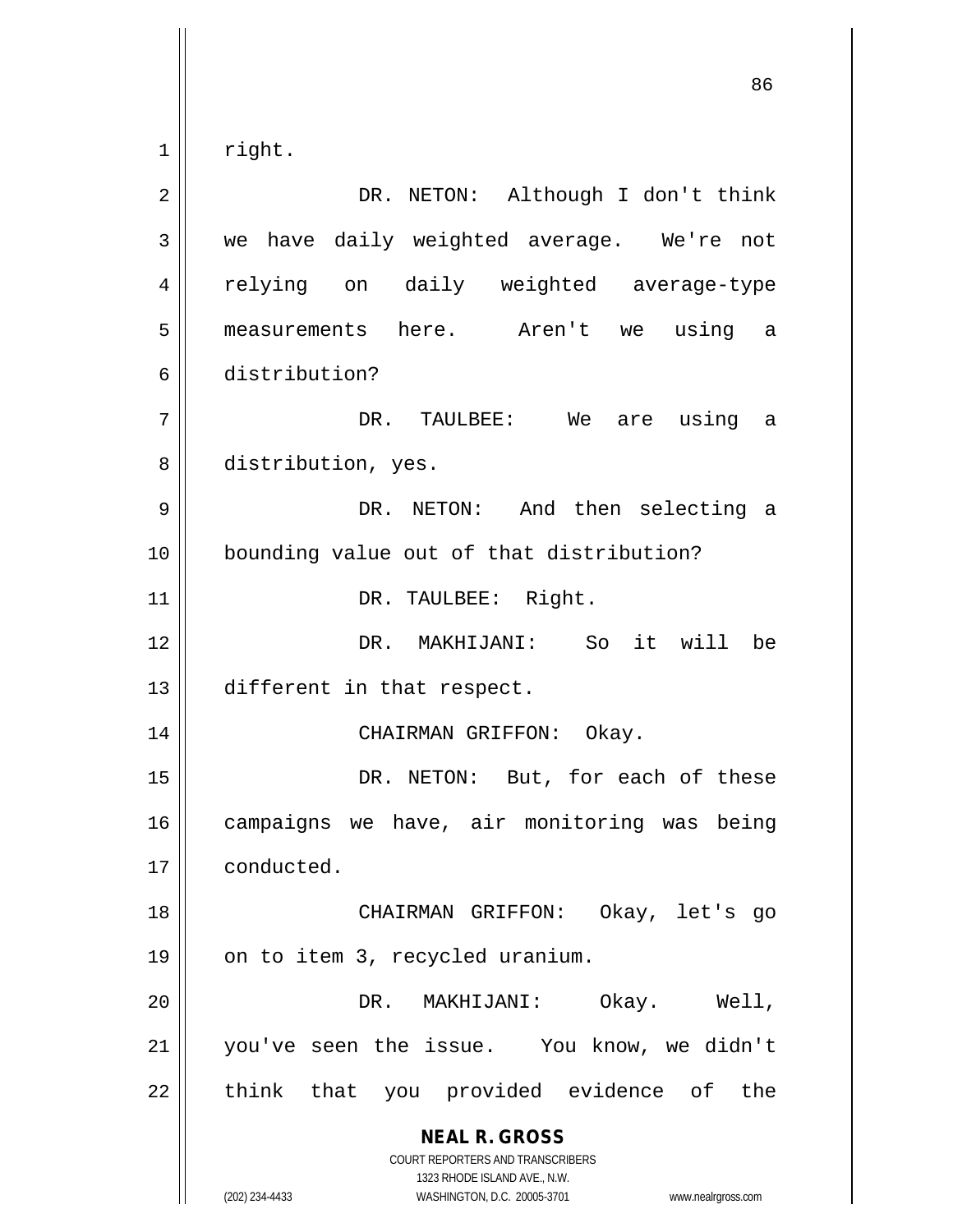right.

DR. NETON: Although I don't think we have daily weighted average. We're not relying on daily weighted average-type measurements here. Aren't we using a distribution?

DR. TAULBEE: We are using a distribution, yes.

DR. NETON: And then selecting a bounding value out of that distribution?

DR. TAULBEE: Right.

DR. MAKHIJANI: So it will be different in that respect.

CHAIRMAN GRIFFON: Okay.

DR. NETON: But, for each of these campaigns we have, air monitoring was being conducted.

CHAIRMAN GRIFFON: Okay, let's go on to item 3, recycled uranium.

DR. MAKHIJANI: Okay. Well, you've seen the issue. You know, we didn't think that you provided evidence of the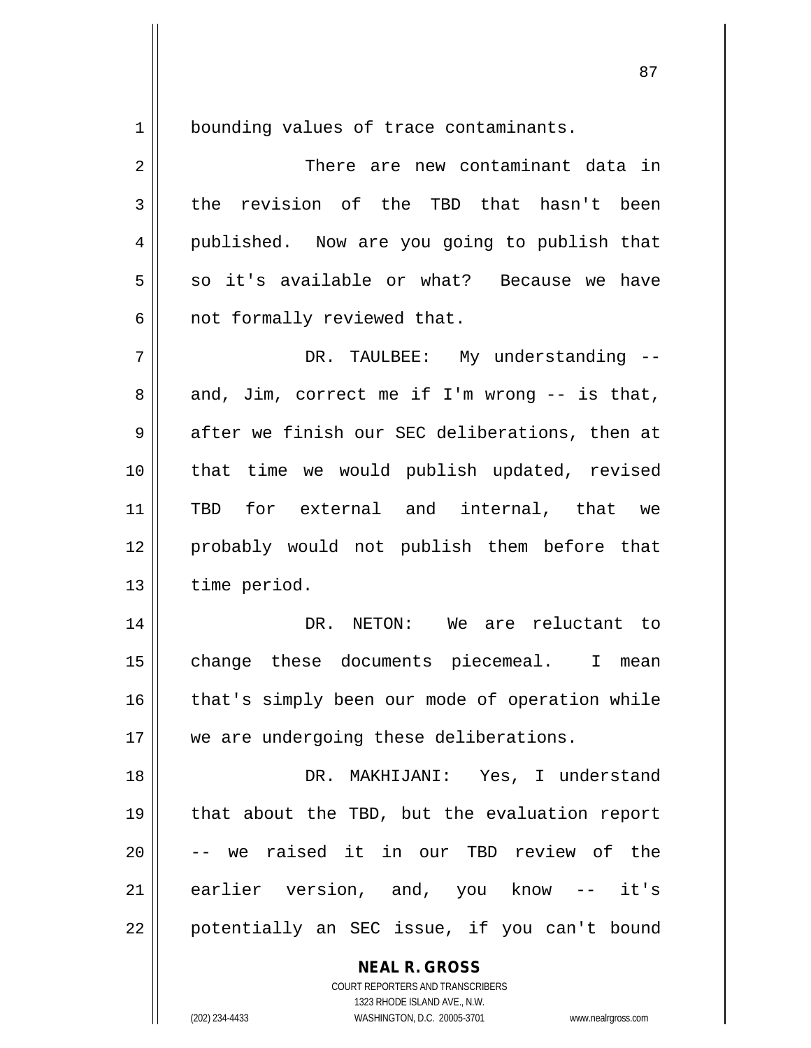bounding values of trace contaminants.

There are new contaminant data in the revision of the TBD that hasn't been published. Now are you going to publish that so it's available or what? Because we have not formally reviewed that.

DR. TAULBEE: My understanding -- and, Jim, correct me if I'm wrong -- is that, after we finish our SEC deliberations, then at that time we would publish updated, revised TBD for external and internal, that we probably would not publish them before that time period.

DR. NETON: We are reluctant to change these documents piecemeal. I mean that's simply been our mode of operation while we are undergoing these deliberations.

DR. MAKHIJANI: Yes, I understand that about the TBD, but the evaluation report -- we raised it in our TBD review of the earlier version, and, you know -- it's potentially an SEC issue, if you can't bound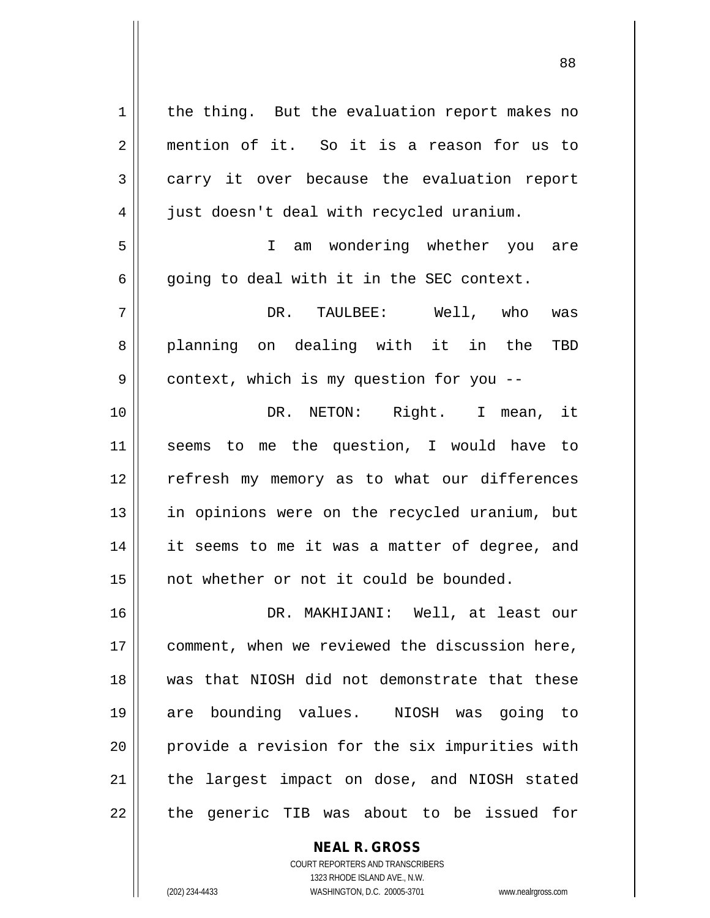the thing. But the evaluation report makes no mention of it. So it is a reason for us to carry it over because the evaluation report just doesn't deal with recycled uranium.

I am wondering whether you are going to deal with it in the SEC context.

DR. TAULBEE: Well, who was planning on dealing with it in the TBD context, which is my question for you --

DR. NETON: Right. I mean, it seems to me the question, I would have to refresh my memory as to what our differences in opinions were on the recycled uranium, but it seems to me it was a matter of degree, and not whether or not it could be bounded.

DR. MAKHIJANI: Well, at least our comment, when we reviewed the discussion here, was that NIOSH did not demonstrate that these are bounding values. NIOSH was going to provide a revision for the six impurities with the largest impact on dose, and NIOSH stated the generic TIB was about to be issued for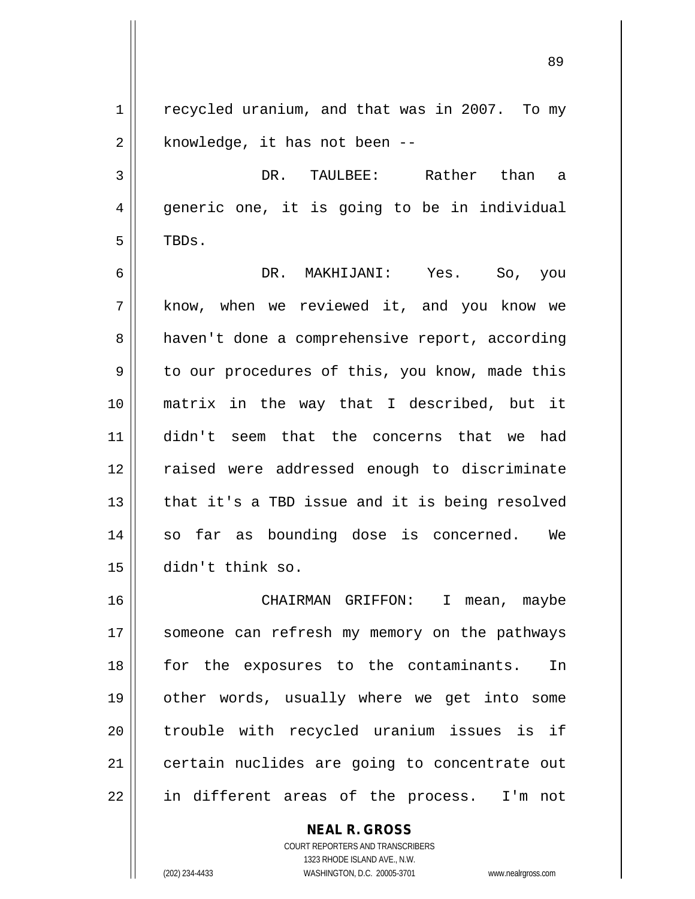recycled uranium, and that was in 2007. To my knowledge, it has not been --

DR. TAULBEE: Rather than a generic one, it is going to be in individual TBDs.

DR. MAKHIJANI: Yes. So, you know, when we reviewed it, and you know we haven't done a comprehensive report, according to our procedures of this, you know, made this matrix in the way that I described, but it didn't seem that the concerns that we had raised were addressed enough to discriminate that it's a TBD issue and it is being resolved so far as bounding dose is concerned. We didn't think so.

CHAIRMAN GRIFFON: I mean, maybe someone can refresh my memory on the pathways for the exposures to the contaminants. In other words, usually where we get into some trouble with recycled uranium issues is if certain nuclides are going to concentrate out in different areas of the process. I'm not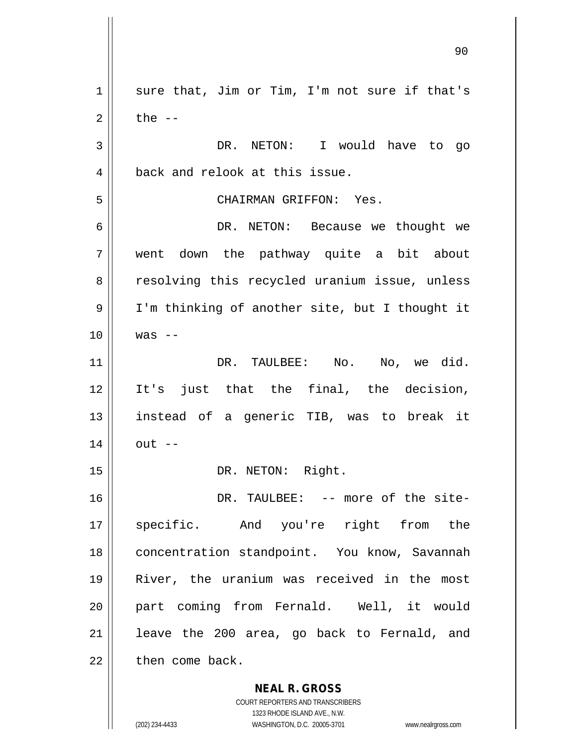sure that, Jim or Tim, I'm not sure if that's the --

DR. NETON: I would have to go back and relook at this issue.

CHAIRMAN GRIFFON: Yes.

DR. NETON: Because we thought we went down the pathway quite a bit about resolving this recycled uranium issue, unless I'm thinking of another site, but I thought it was --

DR. TAULBEE: No. No, we did. It's just that the final, the decision, instead of a generic TIB, was to break it out --

DR. NETON: Right.

DR. TAULBEE: -- more of the site-specific. And you're right from the concentration standpoint. You know, Savannah River, the uranium was received in the most part coming from Fernald. Well, it would leave the 200 area, go back to Fernald, and then come back.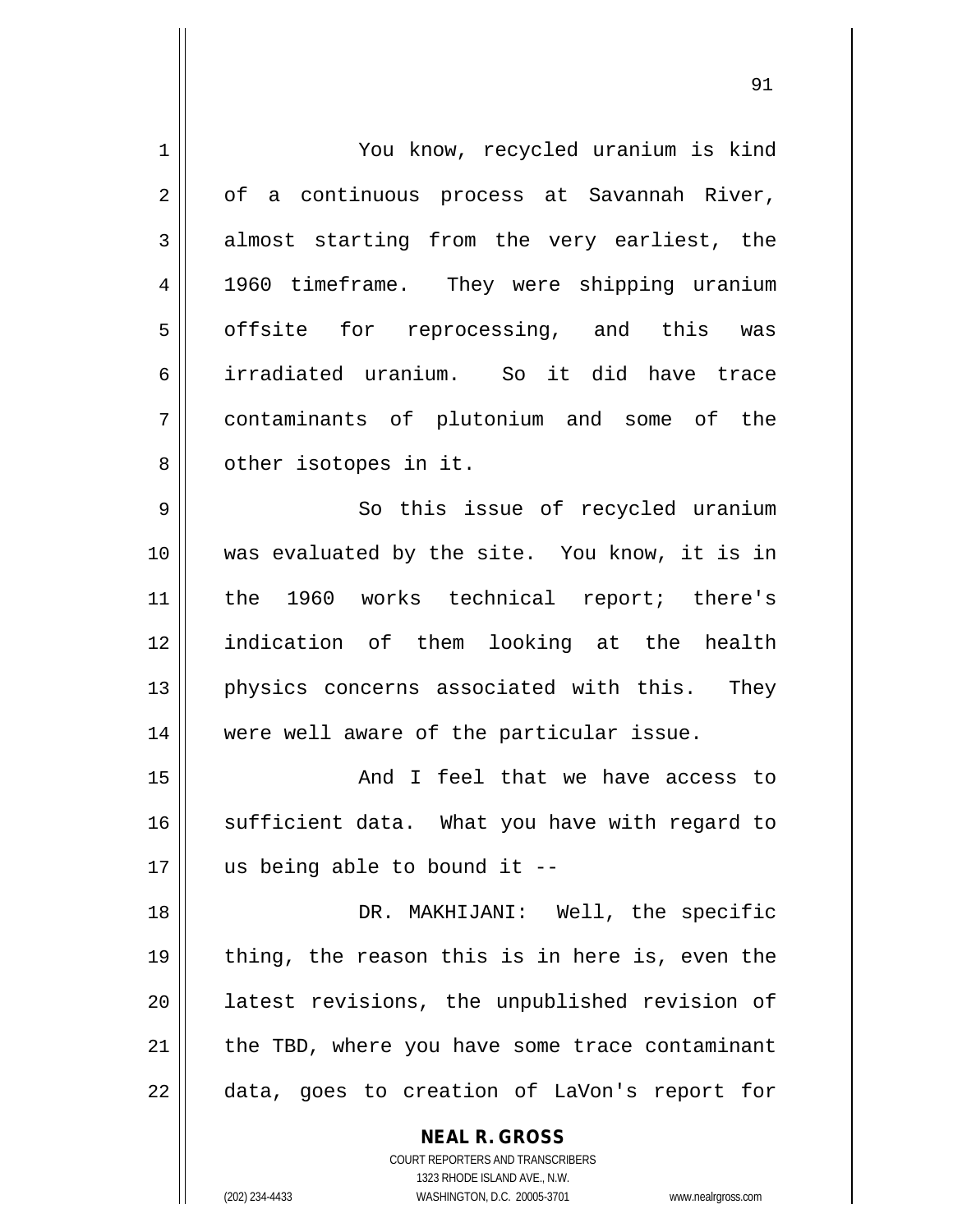You know, recycled uranium is kind of a continuous process at Savannah River, almost starting from the very earliest, the 1960 timeframe. They were shipping uranium offsite for reprocessing, and this was irradiated uranium. So it did have trace contaminants of plutonium and some of the other isotopes in it.

So this issue of recycled uranium was evaluated by the site. You know, it is in the 1960 works technical report; there's indication of them looking at the health physics concerns associated with this. They were well aware of the particular issue.

And I feel that we have access to sufficient data. What you have with regard to us being able to bound it --

DR. MAKHIJANI: Well, the specific thing, the reason this is in here is, even the latest revisions, the unpublished revision of the TBD, where you have some trace contaminant data, goes to creation of LaVon's report for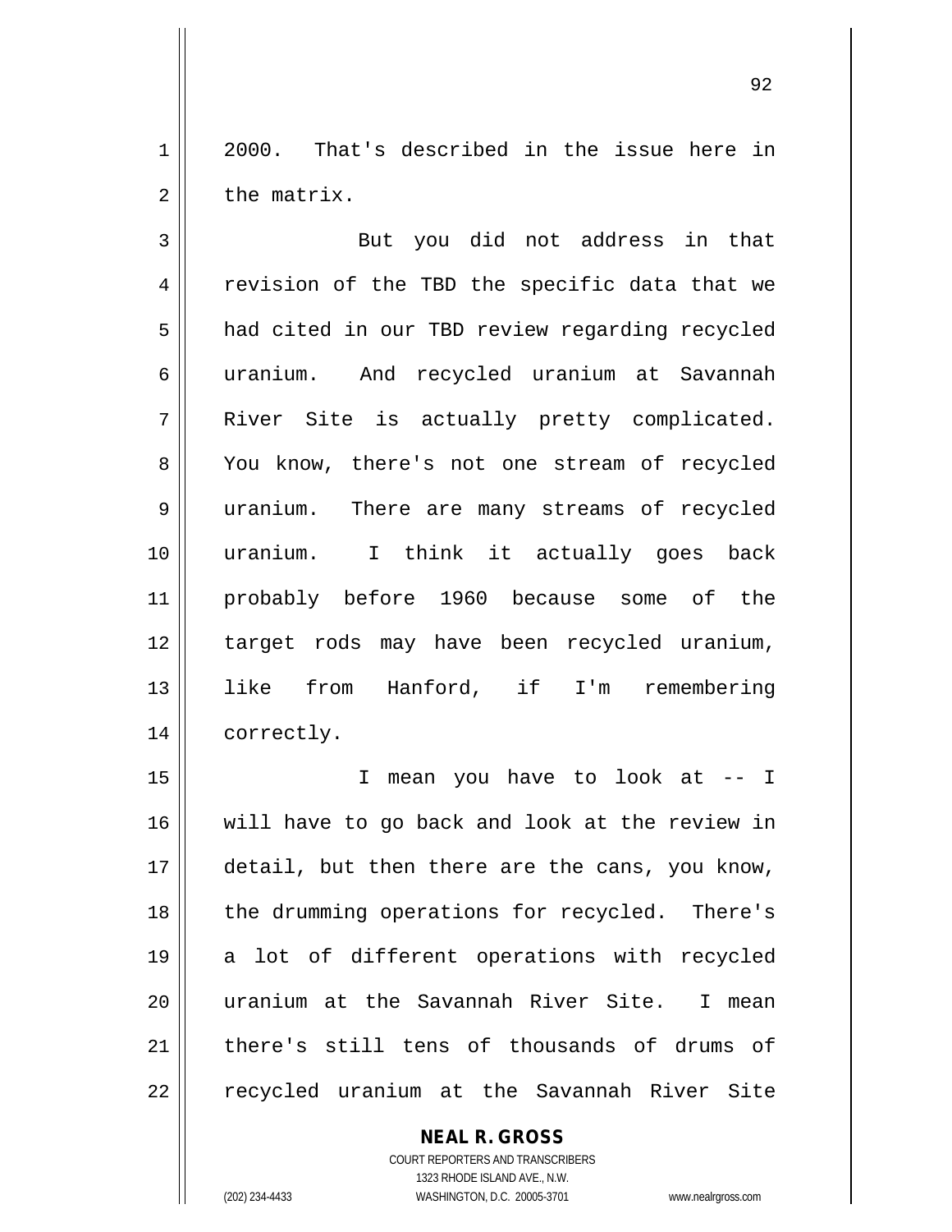2000. That's described in the issue here in the matrix.

But you did not address in that revision of the TBD the specific data that we had cited in our TBD review regarding recycled uranium. And recycled uranium at Savannah River Site is actually pretty complicated. You know, there's not one stream of recycled uranium. There are many streams of recycled uranium. I think it actually goes back probably before 1960 because some of the target rods may have been recycled uranium, like from Hanford, if I'm remembering correctly.

I mean you have to look at -- I will have to go back and look at the review in detail, but then there are the cans, you know, the drumming operations for recycled. There's a lot of different operations with recycled uranium at the Savannah River Site. I mean there's still tens of thousands of drums of recycled uranium at the Savannah River Site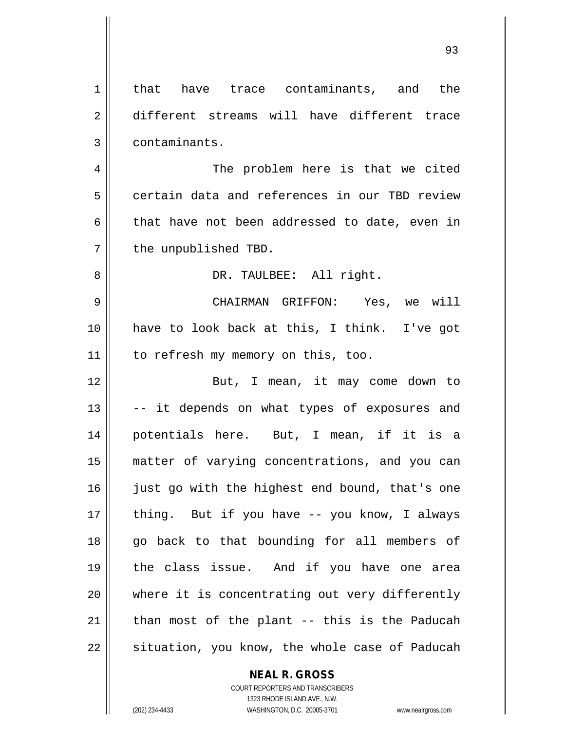that have trace contaminants, and the different streams will have different trace contaminants.

The problem here is that we cited certain data and references in our TBD review that have not been addressed to date, even in the unpublished TBD.

DR. TAULBEE: All right.

CHAIRMAN GRIFFON: Yes, we will have to look back at this, I think. I've got to refresh my memory on this, too.

But, I mean, it may come down to -- it depends on what types of exposures and potentials here. But, I mean, if it is a matter of varying concentrations, and you can just go with the highest end bound, that's one thing. But if you have -- you know, I always go back to that bounding for all members of the class issue. And if you have one area where it is concentrating out very differently than most of the plant -- this is the Paducah situation, you know, the whole case of Paducah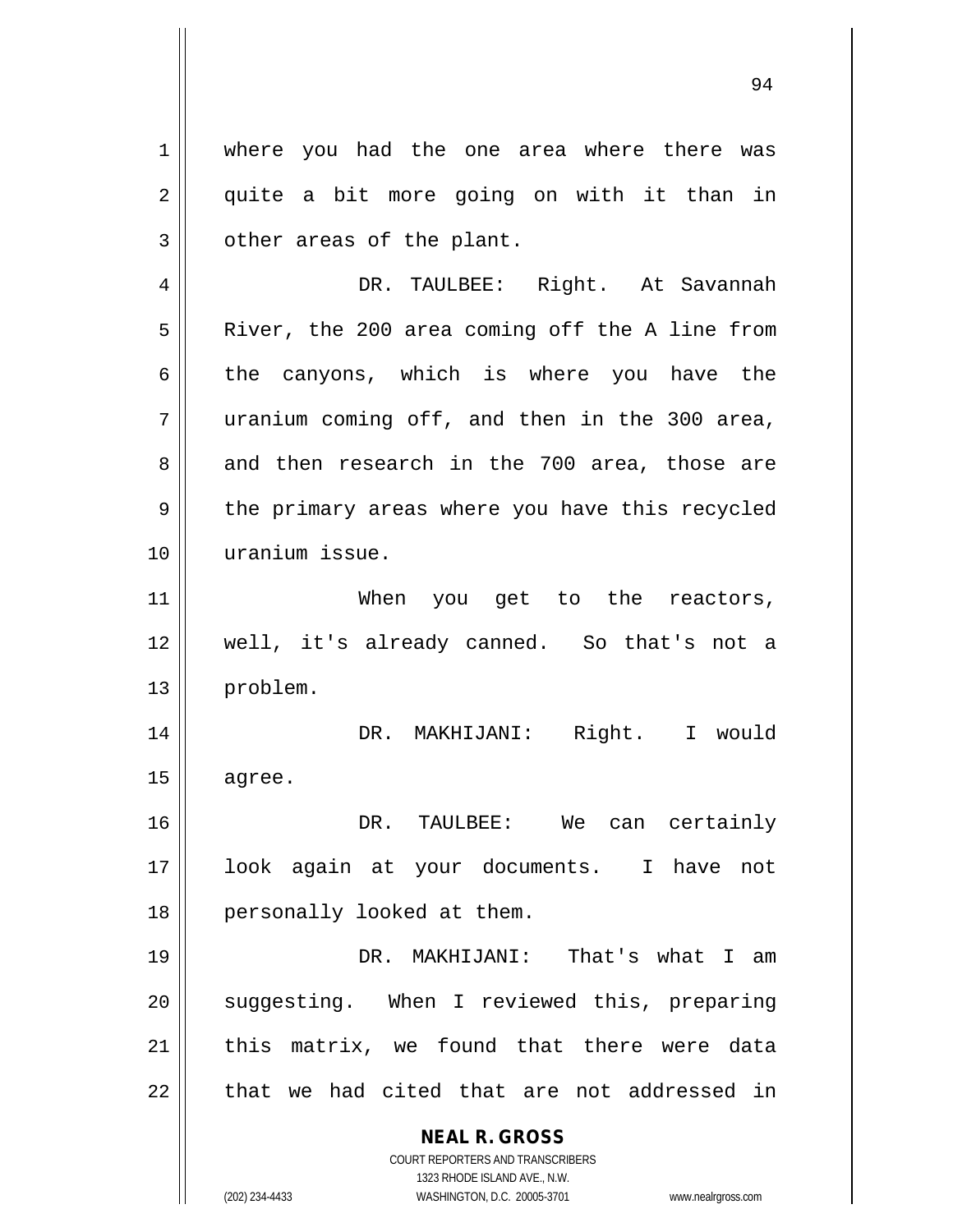where you had the one area where there was quite a bit more going on with it than in other areas of the plant.

DR. TAULBEE: Right. At Savannah River, the 200 area coming off the A line from the canyons, which is where you have the uranium coming off, and then in the 300 area, and then research in the 700 area, those are the primary areas where you have this recycled uranium issue.

When you get to the reactors, well, it's already canned. So that's not a problem.

DR. MAKHIJANI: Right. I would agree.

DR. TAULBEE: We can certainly look again at your documents. I have not personally looked at them.

DR. MAKHIJANI: That's what I am suggesting. When I reviewed this, preparing this matrix, we found that there were data that we had cited that are not addressed in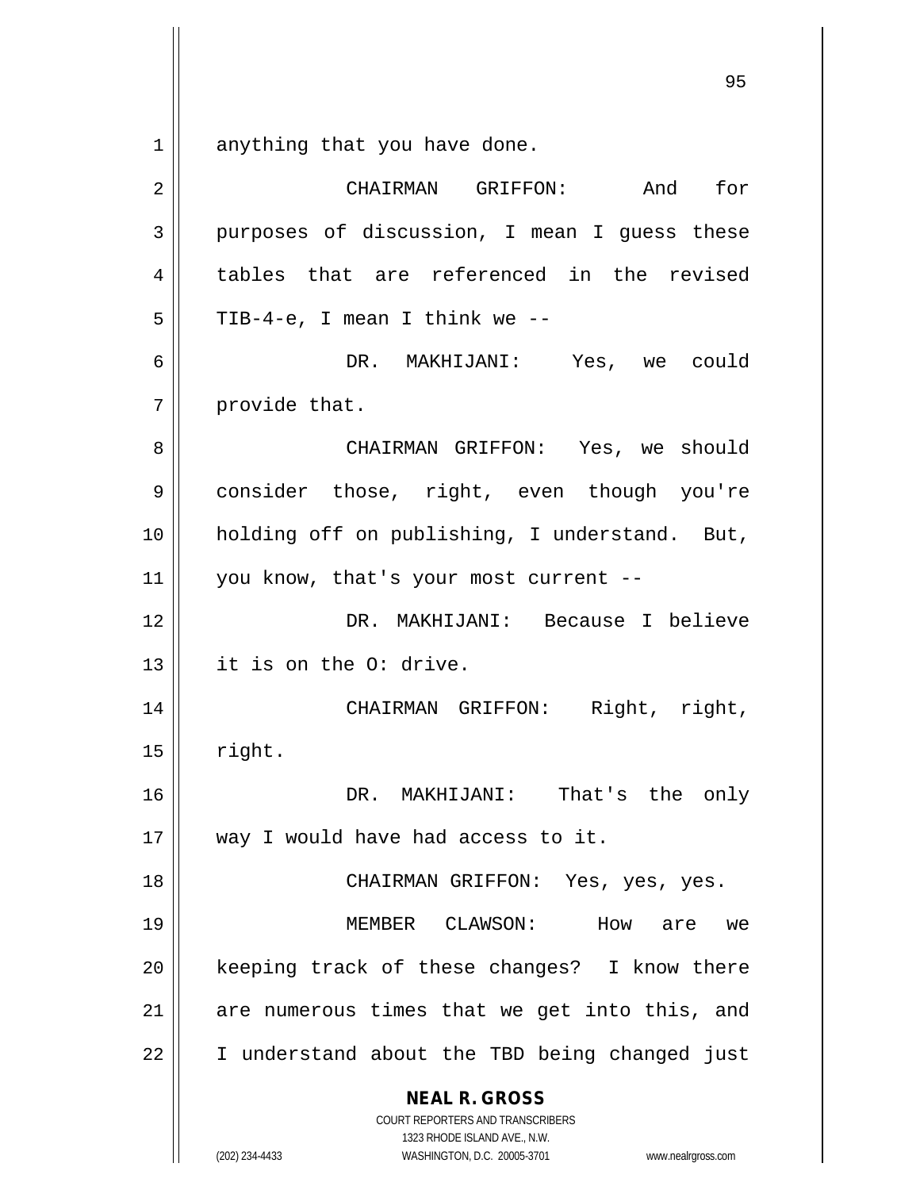anything that you have done.

CHAIRMAN GRIFFON: And for purposes of discussion, I mean I guess these tables that are referenced in the revised TIB-4-e, I mean I think we --

DR. MAKHIJANI: Yes, we could provide that.

CHAIRMAN GRIFFON: Yes, we should consider those, right, even though you're holding off on publishing, I understand. But, you know, that's your most current --

DR. MAKHIJANI: Because I believe it is on the O: drive.

CHAIRMAN GRIFFON: Right, right, right.

DR. MAKHIJANI: That's the only way I would have had access to it.

CHAIRMAN GRIFFON: Yes, yes, yes.

MEMBER CLAWSON: How are we keeping track of these changes? I know there are numerous times that we get into this, and I understand about the TBD being changed just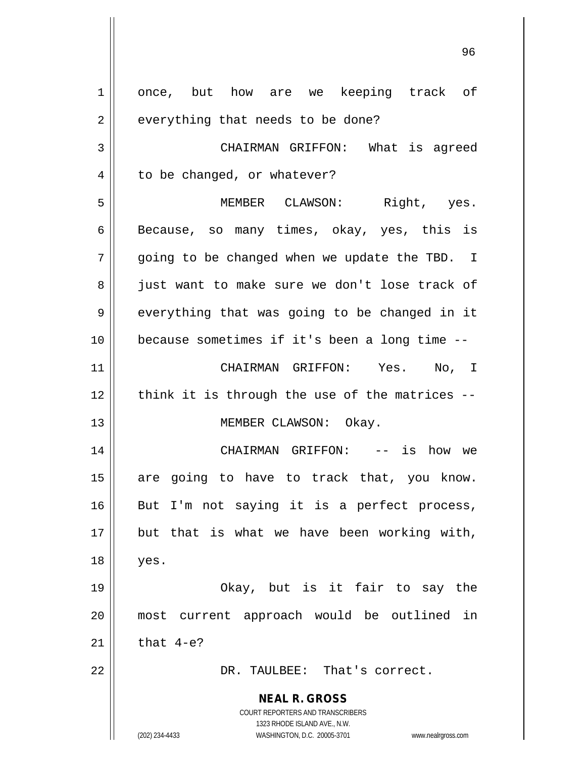once, but how are we keeping track of everything that needs to be done?

CHAIRMAN GRIFFON: What is agreed to be changed, or whatever?

MEMBER CLAWSON: Right, yes. Because, so many times, okay, yes, this is going to be changed when we update the TBD. I just want to make sure we don't lose track of everything that was going to be changed in it because sometimes if it's been a long time --

CHAIRMAN GRIFFON: Yes. No, I think it is through the use of the matrices --

MEMBER CLAWSON: Okay.

CHAIRMAN GRIFFON: -- is how we are going to have to track that, you know. But I'm not saying it is a perfect process, but that is what we have been working with, yes.

Okay, but is it fair to say the most current approach would be outlined in that 4-e?

DR. TAULBEE: That's correct.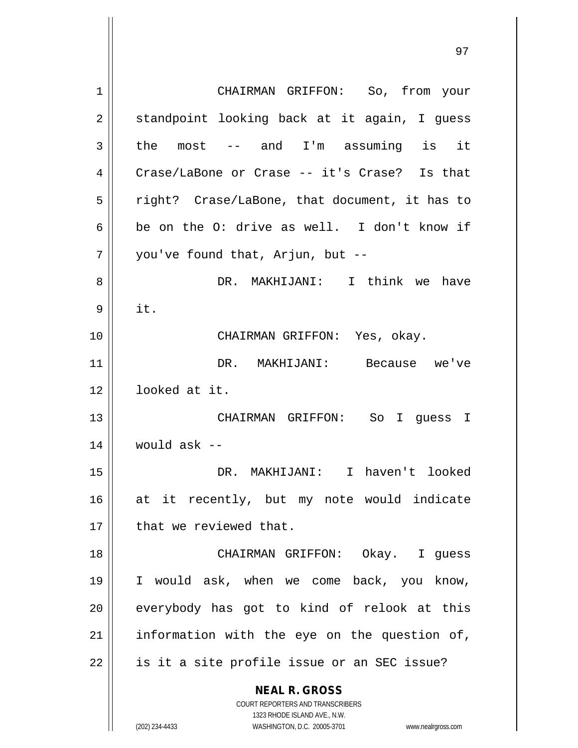CHAIRMAN GRIFFON: So, from your standpoint looking back at it again, I guess the most -- and I'm assuming is it Crase/LaBone or Crase -- it's Crase? Is that right? Crase/LaBone, that document, it has to be on the O: drive as well. I don't know if you've found that, Arjun, but --

DR. MAKHIJANI: I think we have it.

CHAIRMAN GRIFFON: Yes, okay.

DR. MAKHIJANI: Because we've looked at it.

CHAIRMAN GRIFFON: So I guess I would ask --

DR. MAKHIJANI: I haven't looked at it recently, but my note would indicate that we reviewed that.

CHAIRMAN GRIFFON: Okay. I guess I would ask, when we come back, you know, everybody has got to kind of relook at this information with the eye on the question of, is it a site profile issue or an SEC issue?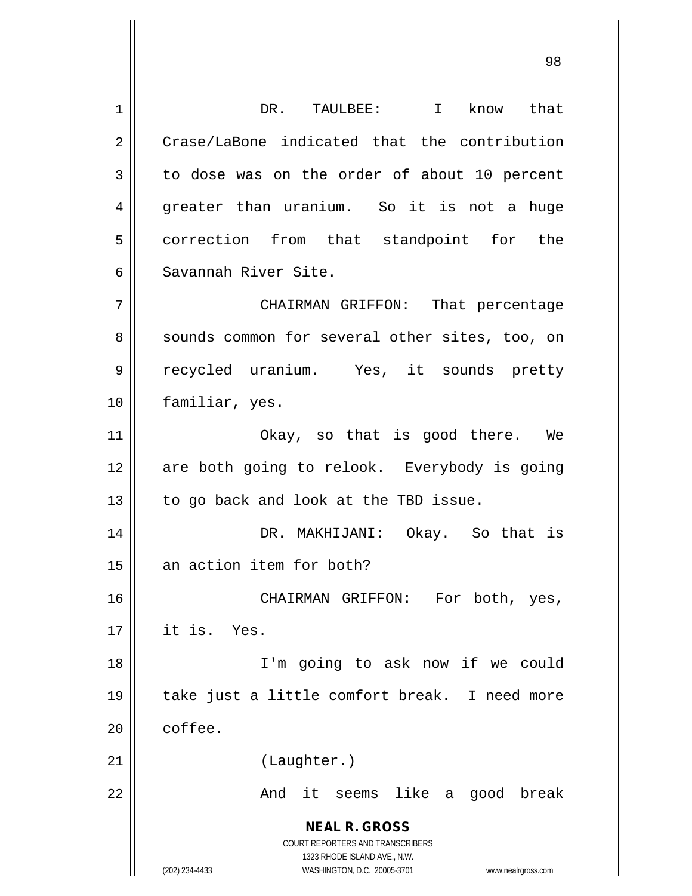DR. TAULBEE: I know that Crase/LaBone indicated that the contribution to dose was on the order of about 10 percent greater than uranium. So it is not a huge correction from that standpoint for the Savannah River Site.

CHAIRMAN GRIFFON: That percentage sounds common for several other sites, too, on recycled uranium. Yes, it sounds pretty familiar, yes.

Okay, so that is good there. We are both going to relook. Everybody is going to go back and look at the TBD issue.

DR. MAKHIJANI: Okay. So that is an action item for both?

CHAIRMAN GRIFFON: For both, yes, it is. Yes.

I'm going to ask now if we could take just a little comfort break. I need more coffee.

(Laughter.)

And it seems like a good break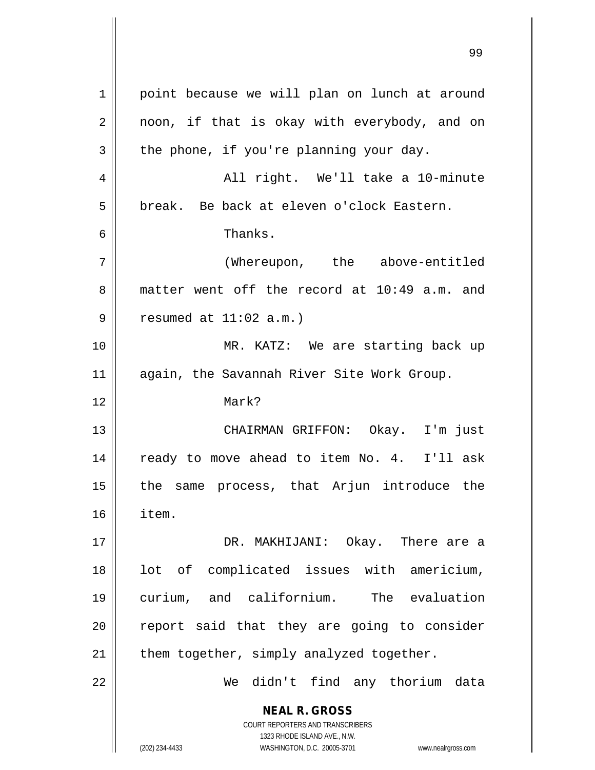point because we will plan on lunch at around noon, if that is okay with everybody, and on the phone, if you're planning your day.

All right. We'll take a 10-minute break. Be back at eleven o'clock Eastern.

Thanks.

(Whereupon, the above-entitled matter went off the record at 10:49 a.m. and resumed at 11:02 a.m.)

MR. KATZ: We are starting back up again, the Savannah River Site Work Group.

Mark?

CHAIRMAN GRIFFON: Okay. I'm just ready to move ahead to item No. 4. I'll ask the same process, that Arjun introduce the item.

DR. MAKHIJANI: Okay. There are a lot of complicated issues with americium, curium, and californium. The evaluation report said that they are going to consider them together, simply analyzed together.

We didn't find any thorium data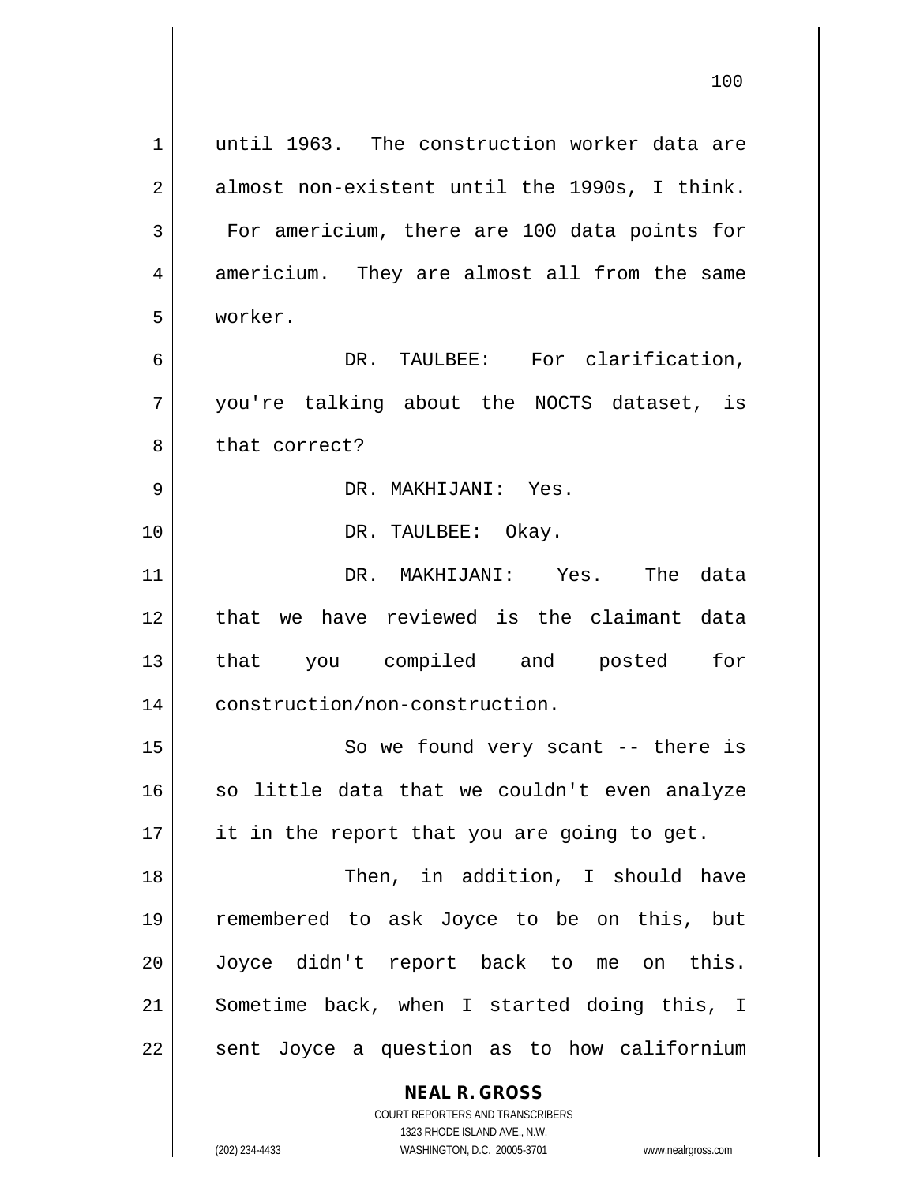until 1963. The construction worker data are almost non-existent until the 1990s, I think. For americium, there are 100 data points for americium. They are almost all from the same worker.

DR. TAULBEE: For clarification, you're talking about the NOCTS dataset, is that correct?

DR. MAKHIJANI: Yes.

DR. TAULBEE: Okay.

DR. MAKHIJANI: Yes. The data that we have reviewed is the claimant data that you compiled and posted for construction/non-construction.

So we found very scant -- there is so little data that we couldn't even analyze it in the report that you are going to get.

Then, in addition, I should have remembered to ask Joyce to be on this, but Joyce didn't report back to me on this. Sometime back, when I started doing this, I sent Joyce a question as to how californium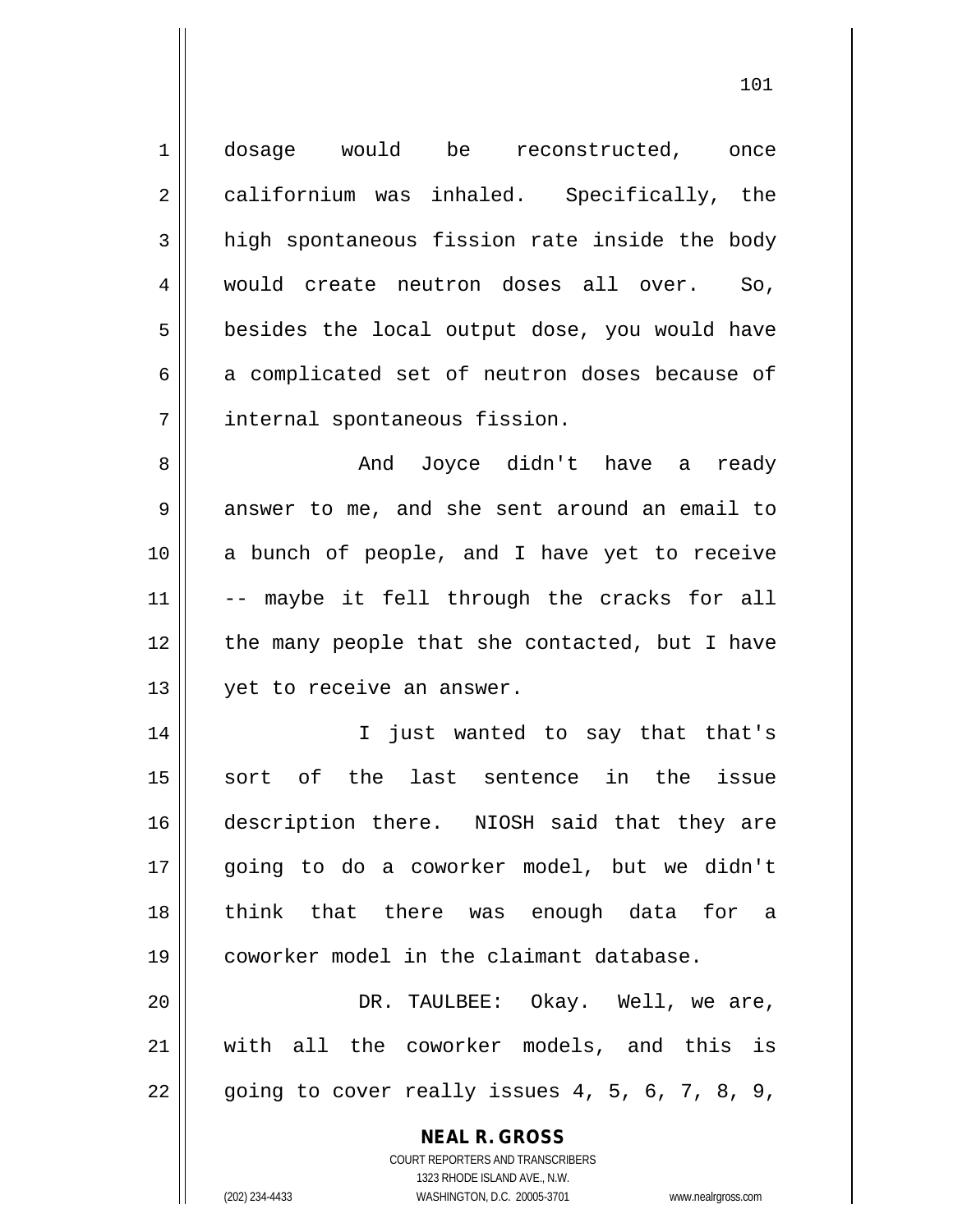dosage would be reconstructed, once californium was inhaled. Specifically, the high spontaneous fission rate inside the body would create neutron doses all over. So, besides the local output dose, you would have a complicated set of neutron doses because of internal spontaneous fission.

And Joyce didn't have a ready answer to me, and she sent around an email to a bunch of people, and I have yet to receive -- maybe it fell through the cracks for all the many people that she contacted, but I have yet to receive an answer.

I just wanted to say that that's sort of the last sentence in the issue description there. NIOSH said that they are going to do a coworker model, but we didn't think that there was enough data for a coworker model in the claimant database.

DR. TAULBEE: Okay. Well, we are, with all the coworker models, and this is going to cover really issues 4, 5, 6, 7, 8, 9,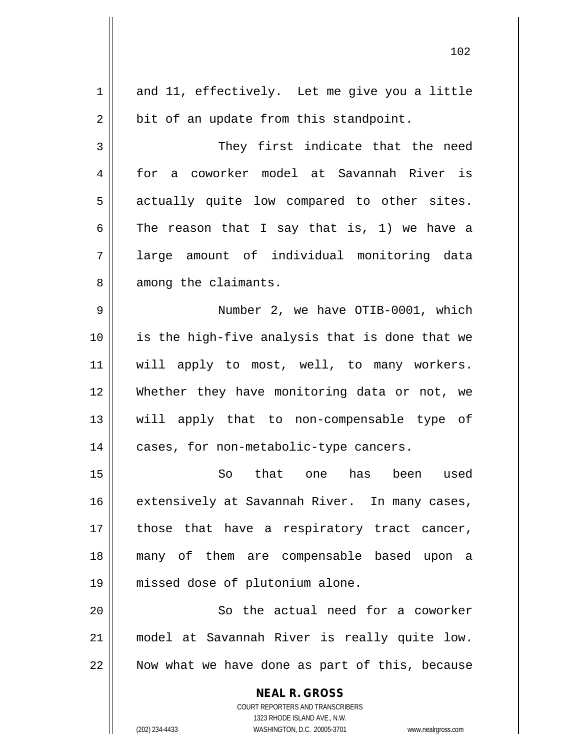and 11, effectively. Let me give you a little bit of an update from this standpoint.

They first indicate that the need for a coworker model at Savannah River is actually quite low compared to other sites. The reason that I say that is, 1) we have a large amount of individual monitoring data among the claimants.

Number 2, we have OTIB-0001, which is the high-five analysis that is done that we will apply to most, well, to many workers. Whether they have monitoring data or not, we will apply that to non-compensable type of cases, for non-metabolic-type cancers.

So that one has been used extensively at Savannah River. In many cases, those that have a respiratory tract cancer, many of them are compensable based upon a missed dose of plutonium alone.

So the actual need for a coworker model at Savannah River is really quite low. Now what we have done as part of this, because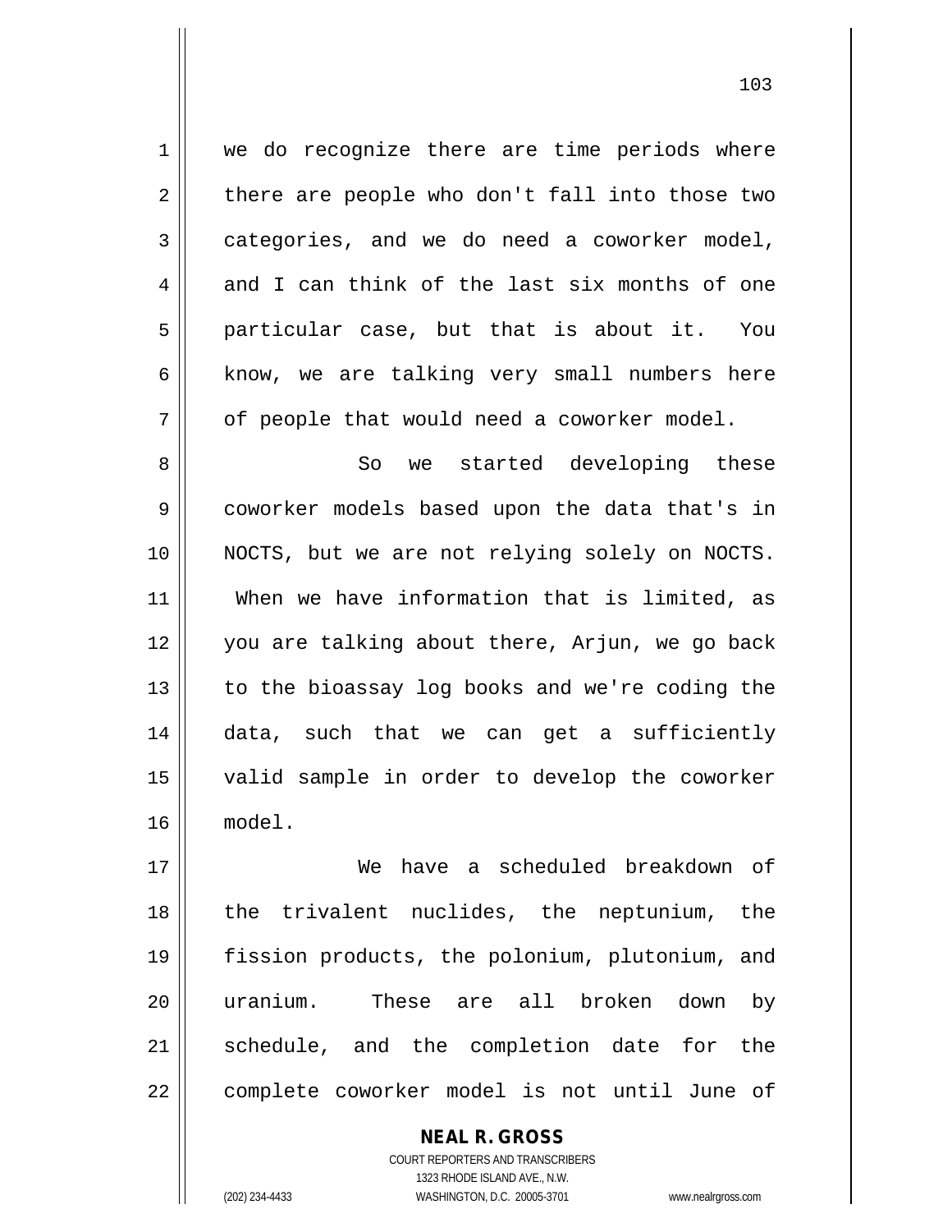we do recognize there are time periods where there are people who don't fall into those two categories, and we do need a coworker model, and I can think of the last six months of one particular case, but that is about it. You know, we are talking very small numbers here of people that would need a coworker model.

So we started developing these coworker models based upon the data that's in NOCTS, but we are not relying solely on NOCTS. When we have information that is limited, as you are talking about there, Arjun, we go back to the bioassay log books and we're coding the data, such that we can get a sufficiently valid sample in order to develop the coworker model.

We have a scheduled breakdown of the trivalent nuclides, the neptunium, the fission products, the polonium, plutonium, and uranium. These are all broken down by schedule, and the completion date for the complete coworker model is not until June of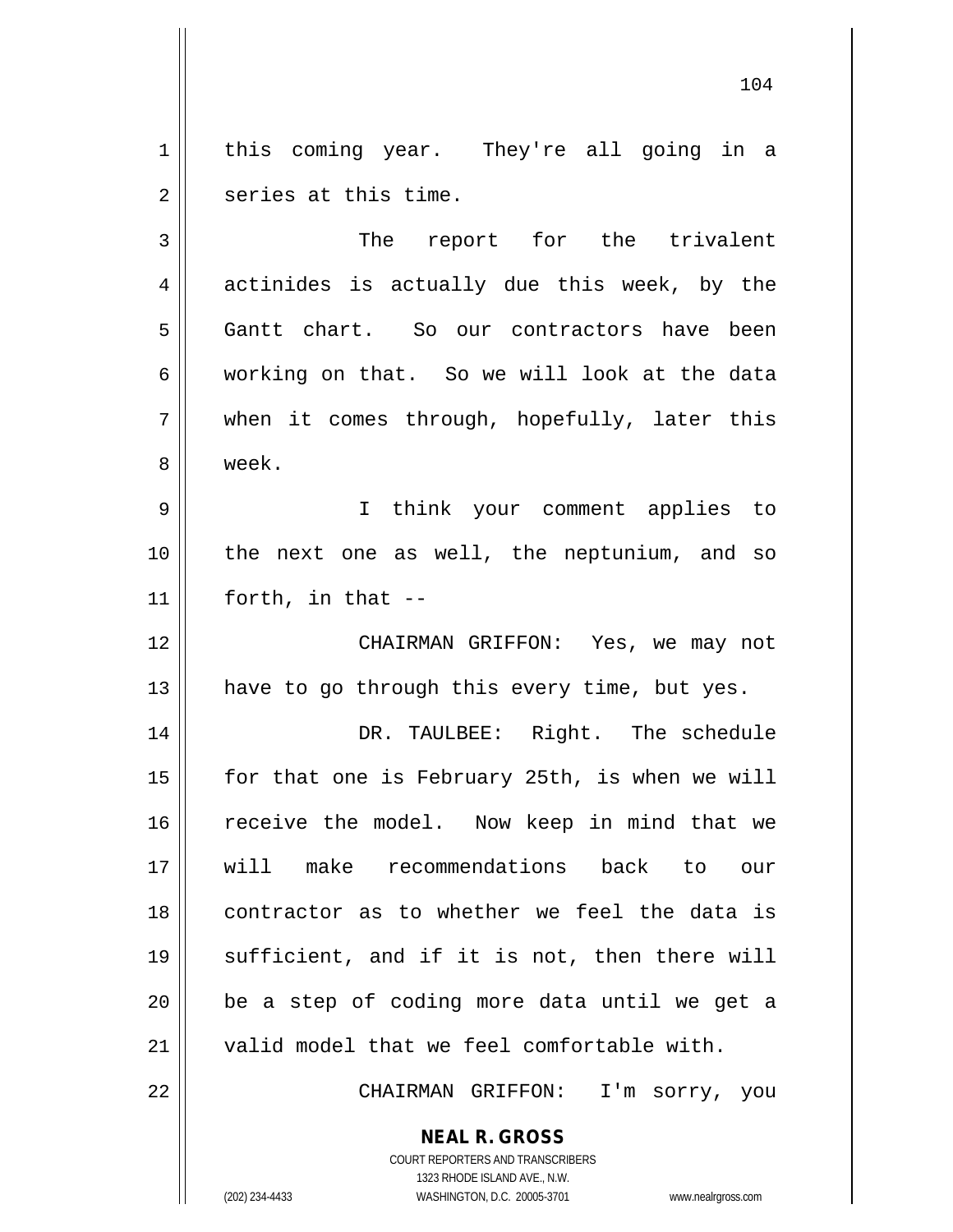this coming year. They're all going in a series at this time.

The report for the trivalent actinides is actually due this week, by the Gantt chart. So our contractors have been working on that. So we will look at the data when it comes through, hopefully, later this week.

I think your comment applies to the next one as well, the neptunium, and so forth, in that --

CHAIRMAN GRIFFON: Yes, we may not have to go through this every time, but yes.

DR. TAULBEE: Right. The schedule for that one is February 25th, is when we will receive the model. Now keep in mind that we will make recommendations back to our contractor as to whether we feel the data is sufficient, and if it is not, then there will be a step of coding more data until we get a valid model that we feel comfortable with.

CHAIRMAN GRIFFON: I'm sorry, you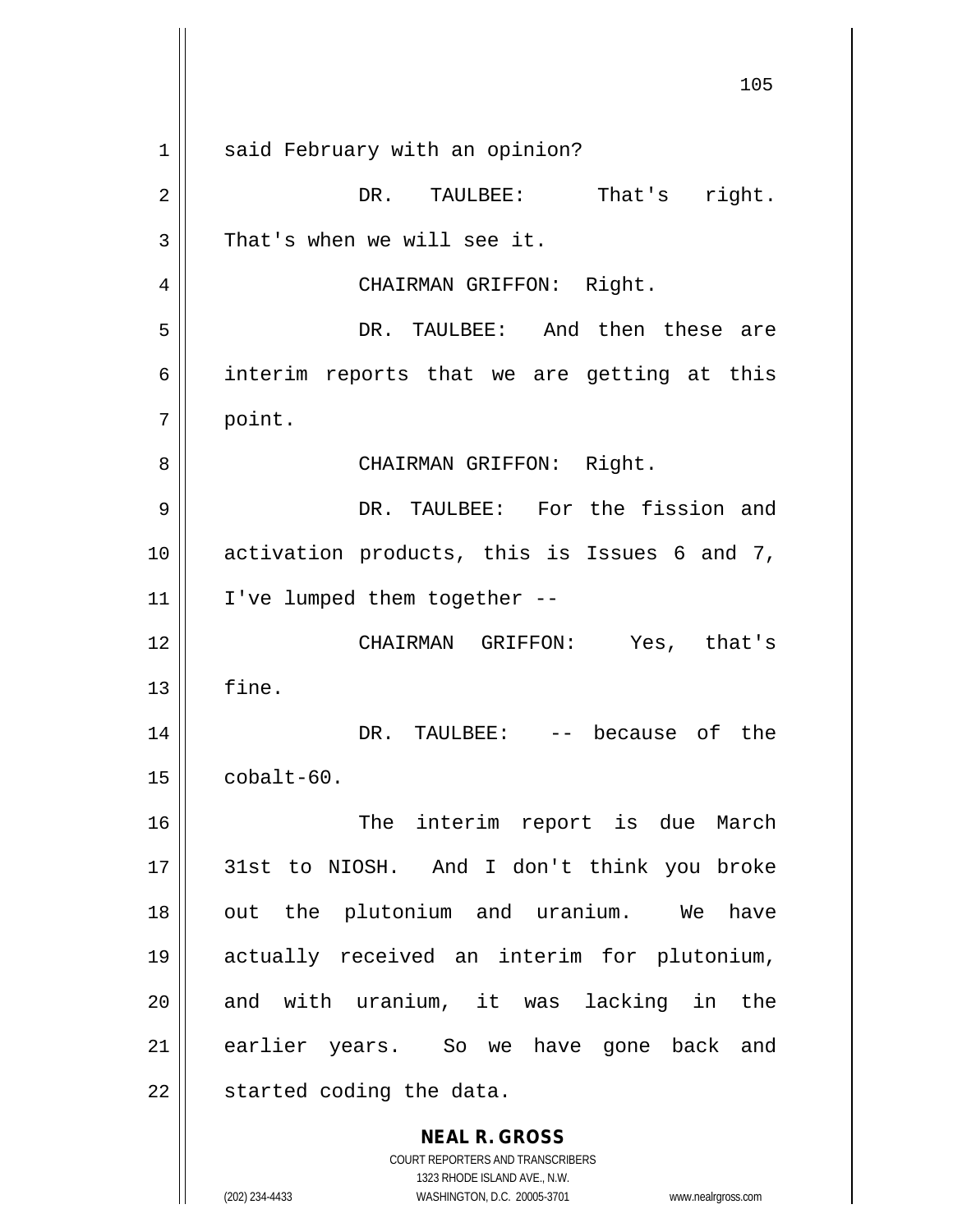said February with an opinion?

DR. TAULBEE: That's right. That's when we will see it.

CHAIRMAN GRIFFON: Right.

DR. TAULBEE: And then these are interim reports that we are getting at this point.

CHAIRMAN GRIFFON: Right.

DR. TAULBEE: For the fission and activation products, this is Issues 6 and 7, I've lumped them together --

CHAIRMAN GRIFFON: Yes, that's fine.

DR. TAULBEE: -- because of the cobalt-60.

The interim report is due March 31st to NIOSH. And I don't think you broke out the plutonium and uranium. We have actually received an interim for plutonium, and with uranium, it was lacking in the earlier years. So we have gone back and started coding the data.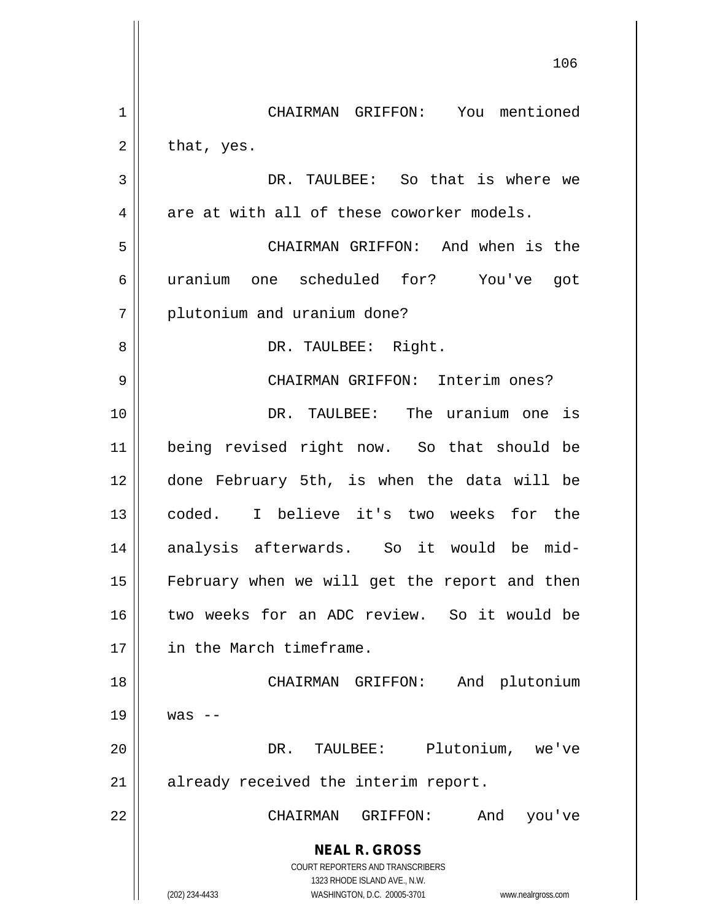CHAIRMAN GRIFFON: You mentioned that, yes.

DR. TAULBEE: So that is where we are at with all of these coworker models.

CHAIRMAN GRIFFON: And when is the uranium one scheduled for? You've got plutonium and uranium done?

DR. TAULBEE: Right.

CHAIRMAN GRIFFON: Interim ones?

DR. TAULBEE: The uranium one is being revised right now. So that should be done February 5th, is when the data will be coded. I believe it's two weeks for the analysis afterwards. So it would be mid-February when we will get the report and then two weeks for an ADC review. So it would be in the March timeframe.

CHAIRMAN GRIFFON: And plutonium was --

DR. TAULBEE: Plutonium, we've already received the interim report.

CHAIRMAN GRIFFON: And you've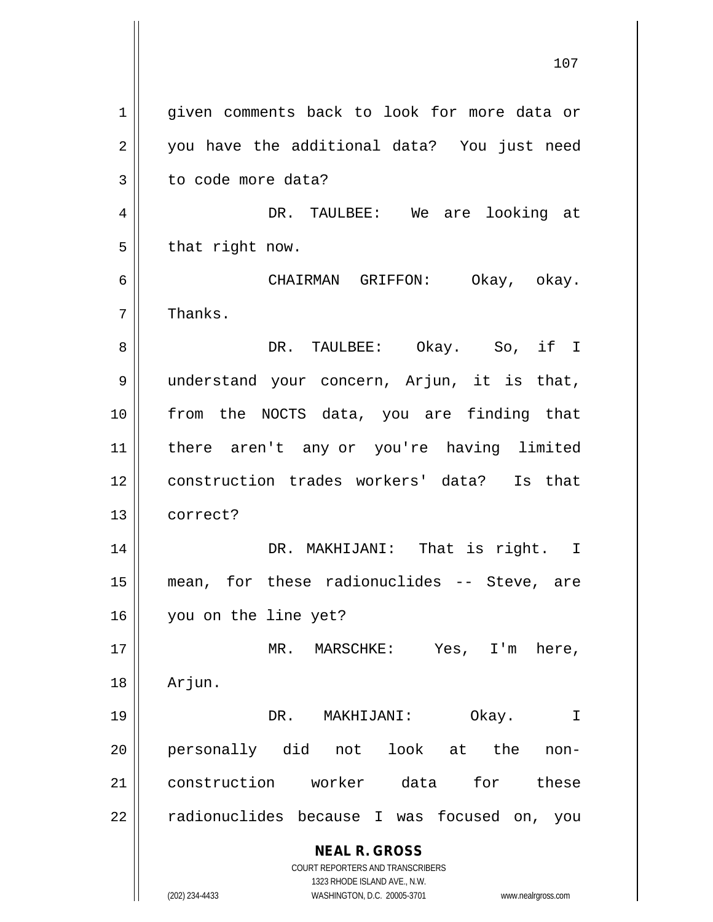given comments back to look for more data or you have the additional data? You just need to code more data?

DR. TAULBEE: We are looking at that right now.

CHAIRMAN GRIFFON: Okay, okay. Thanks.

DR. TAULBEE: Okay. So, if I understand your concern, Arjun, it is that, from the NOCTS data, you are finding that there aren't any or you're having limited construction trades workers' data? Is that correct?

DR. MAKHIJANI: That is right. I mean, for these radionuclides -- Steve, are you on the line yet?

MR. MARSCHKE: Yes, I'm here, Arjun.

DR. MAKHIJANI: Okay. I personally did not look at the non-construction worker data for these radionuclides because I was focused on, you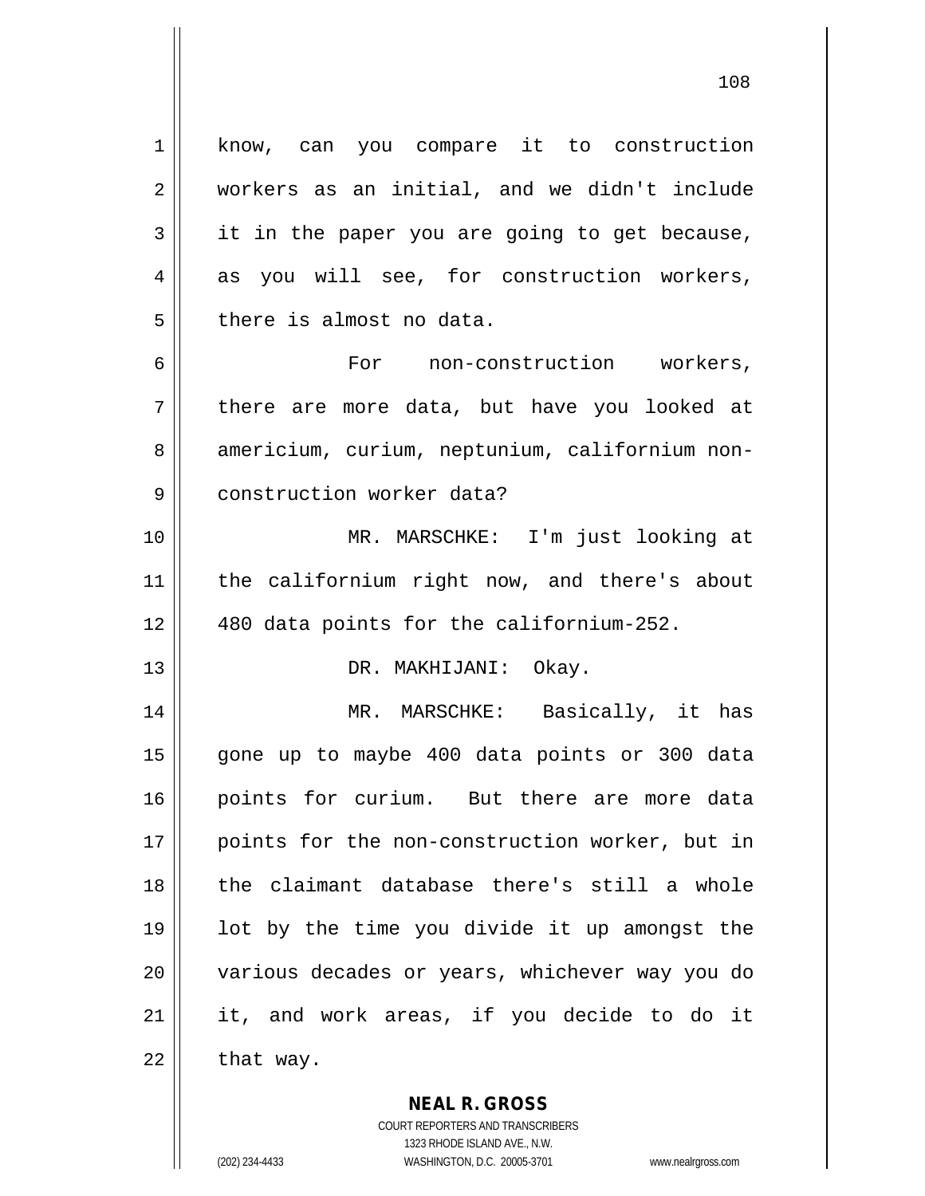know, can you compare it to construction workers as an initial, and we didn't include it in the paper you are going to get because, as you will see, for construction workers, there is almost no data.

For non-construction workers, there are more data, but have you looked at americium, curium, neptunium, californium non-construction worker data?

MR. MARSCHKE: I'm just looking at the californium right now, and there's about 480 data points for the californium-252.

DR. MAKHIJANI: Okay.

MR. MARSCHKE: Basically, it has gone up to maybe 400 data points or 300 data points for curium. But there are more data points for the non-construction worker, but in the claimant database there's still a whole lot by the time you divide it up amongst the various decades or years, whichever way you do it, and work areas, if you decide to do it that way.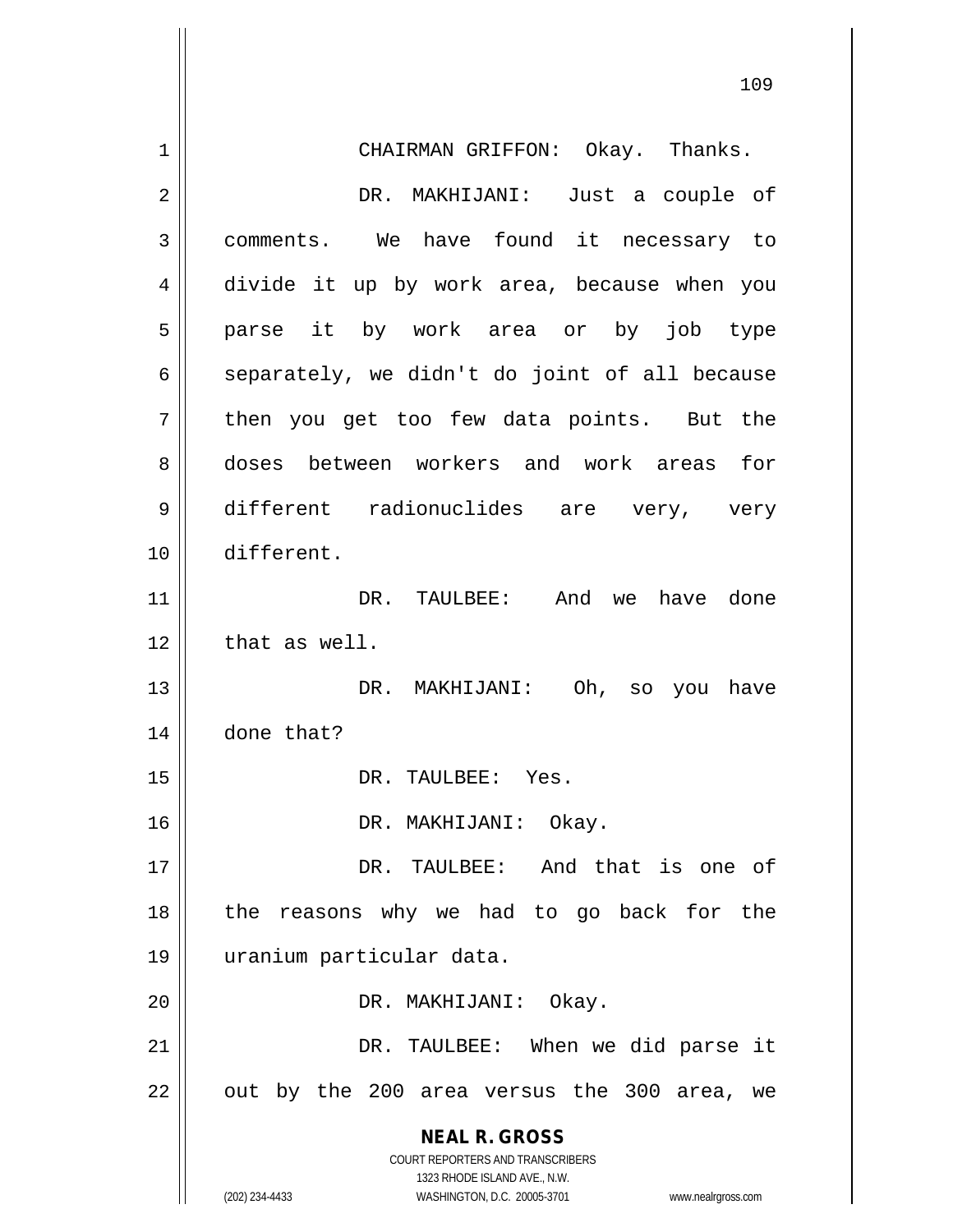CHAIRMAN GRIFFON: Okay. Thanks.

DR. MAKHIJANI: Just a couple of comments. We have found it necessary to divide it up by work area, because when you parse it by work area or by job type separately, we didn't do joint of all because then you get too few data points. But the doses between workers and work areas for different radionuclides are very, very different.

DR. TAULBEE: And we have done that as well.

DR. MAKHIJANI: Oh, so you have done that?

DR. TAULBEE: Yes.

DR. MAKHIJANI: Okay.

DR. TAULBEE: And that is one of the reasons why we had to go back for the uranium particular data.

DR. MAKHIJANI: Okay.

DR. TAULBEE: When we did parse it out by the 200 area versus the 300 area, we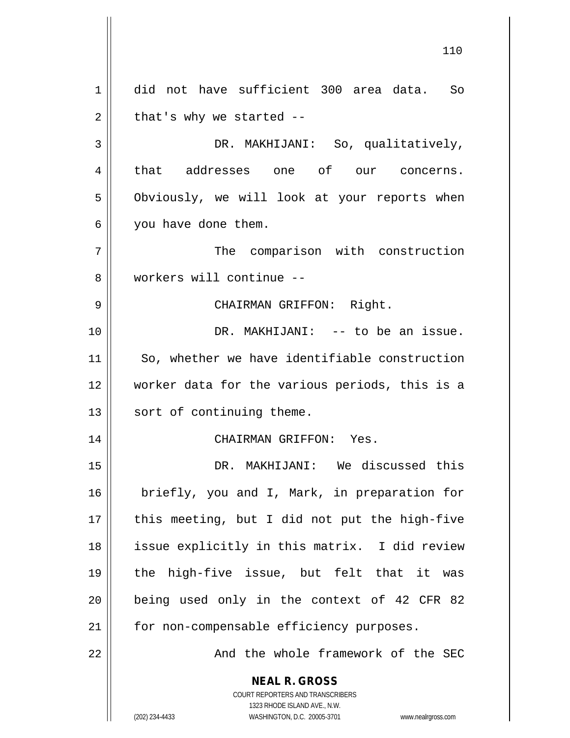did not have sufficient 300 area data. So that's why we started --

DR. MAKHIJANI: So, qualitatively, that addresses one of our concerns. Obviously, we will look at your reports when you have done them.

The comparison with construction workers will continue --

CHAIRMAN GRIFFON: Right.

DR. MAKHIJANI: -- to be an issue. So, whether we have identifiable construction worker data for the various periods, this is a sort of continuing theme.

CHAIRMAN GRIFFON: Yes.

DR. MAKHIJANI: We discussed this briefly, you and I, Mark, in preparation for this meeting, but I did not put the high-five issue explicitly in this matrix. I did review the high-five issue, but felt that it was being used only in the context of 42 CFR 82 for non-compensable efficiency purposes.

And the whole framework of the SEC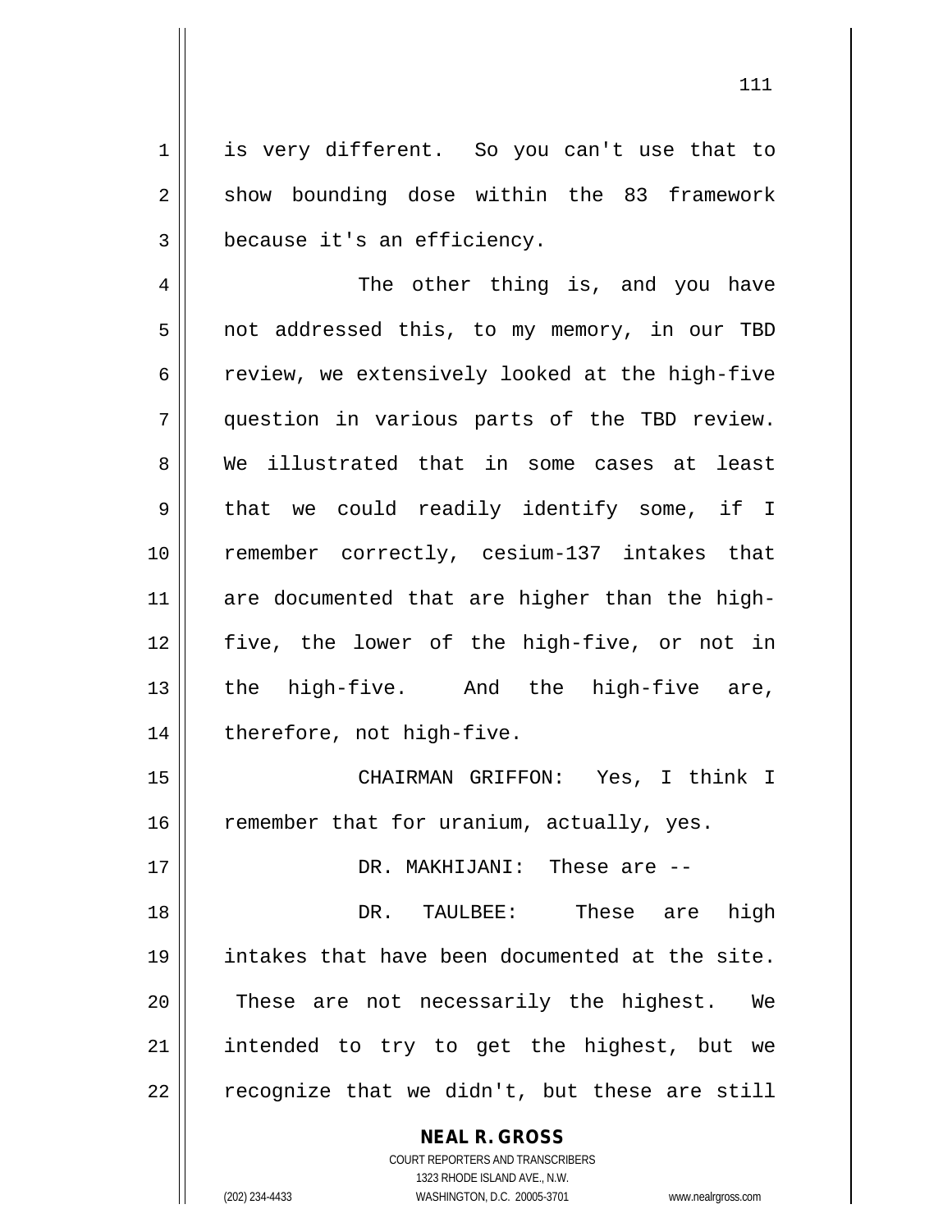is very different. So you can't use that to show bounding dose within the 83 framework because it's an efficiency.

The other thing is, and you have not addressed this, to my memory, in our TBD review, we extensively looked at the high-five question in various parts of the TBD review. We illustrated that in some cases at least that we could readily identify some, if I remember correctly, cesium-137 intakes that are documented that are higher than the high-five, the lower of the high-five, or not in the high-five. And the high-five are, therefore, not high-five.

CHAIRMAN GRIFFON: Yes, I think I remember that for uranium, actually, yes.

DR. MAKHIJANI: These are --

DR. TAULBEE: These are high intakes that have been documented at the site. These are not necessarily the highest. We intended to try to get the highest, but we recognize that we didn't, but these are still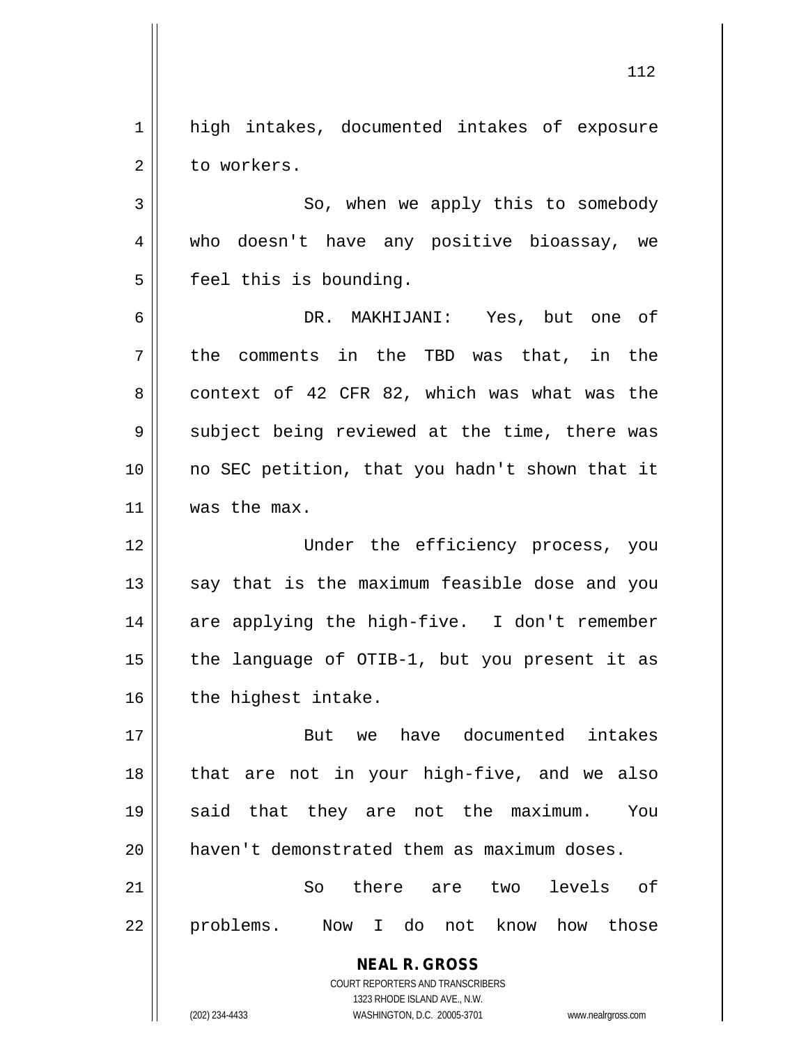high intakes, documented intakes of exposure to workers.

So, when we apply this to somebody who doesn't have any positive bioassay, we feel this is bounding.

DR. MAKHIJANI: Yes, but one of the comments in the TBD was that, in the context of 42 CFR 82, which was what was the subject being reviewed at the time, there was no SEC petition, that you hadn't shown that it was the max.

Under the efficiency process, you say that is the maximum feasible dose and you are applying the high-five. I don't remember the language of OTIB-1, but you present it as the highest intake.

But we have documented intakes that are not in your high-five, and we also said that they are not the maximum. You haven't demonstrated them as maximum doses.

So there are two levels of problems. Now I do not know how those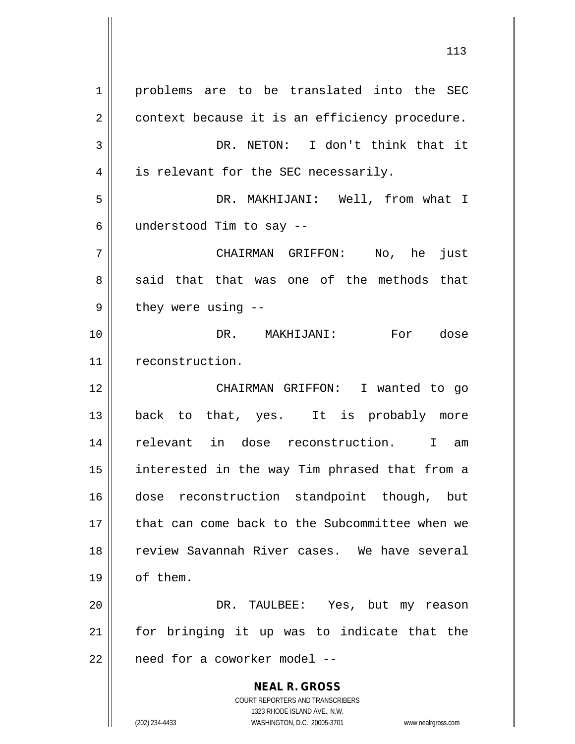problems are to be translated into the SEC context because it is an efficiency procedure.

DR. NETON: I don't think that it is relevant for the SEC necessarily.

DR. MAKHIJANI: Well, from what I understood Tim to say --

CHAIRMAN GRIFFON: No, he just said that that was one of the methods that they were using --

DR. MAKHIJANI: For dose reconstruction.

CHAIRMAN GRIFFON: I wanted to go back to that, yes. It is probably more relevant in dose reconstruction. I am interested in the way Tim phrased that from a dose reconstruction standpoint though, but that can come back to the Subcommittee when we review Savannah River cases. We have several of them.

DR. TAULBEE: Yes, but my reason for bringing it up was to indicate that the need for a coworker model --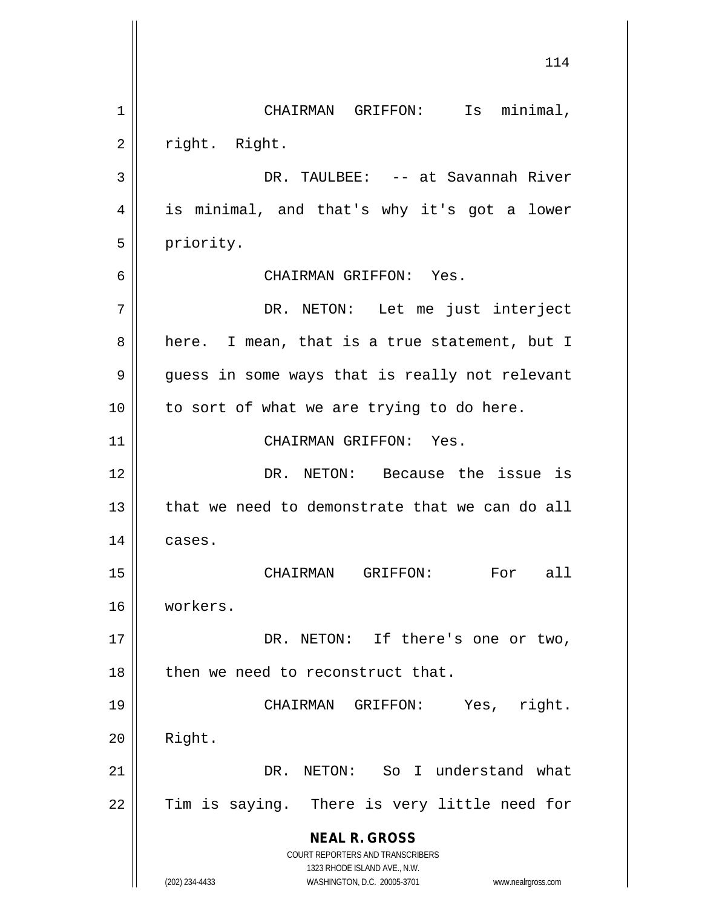CHAIRMAN GRIFFON: Is minimal, right. Right.

DR. TAULBEE: -- at Savannah River is minimal, and that's why it's got a lower priority.

CHAIRMAN GRIFFON: Yes.

DR. NETON: Let me just interject here. I mean, that is a true statement, but I guess in some ways that is really not relevant to sort of what we are trying to do here.

CHAIRMAN GRIFFON: Yes.

DR. NETON: Because the issue is that we need to demonstrate that we can do all cases.

CHAIRMAN GRIFFON: For all workers.

DR. NETON: If there's one or two, then we need to reconstruct that.

CHAIRMAN GRIFFON: Yes, right. Right.

DR. NETON: So I understand what Tim is saying. There is very little need for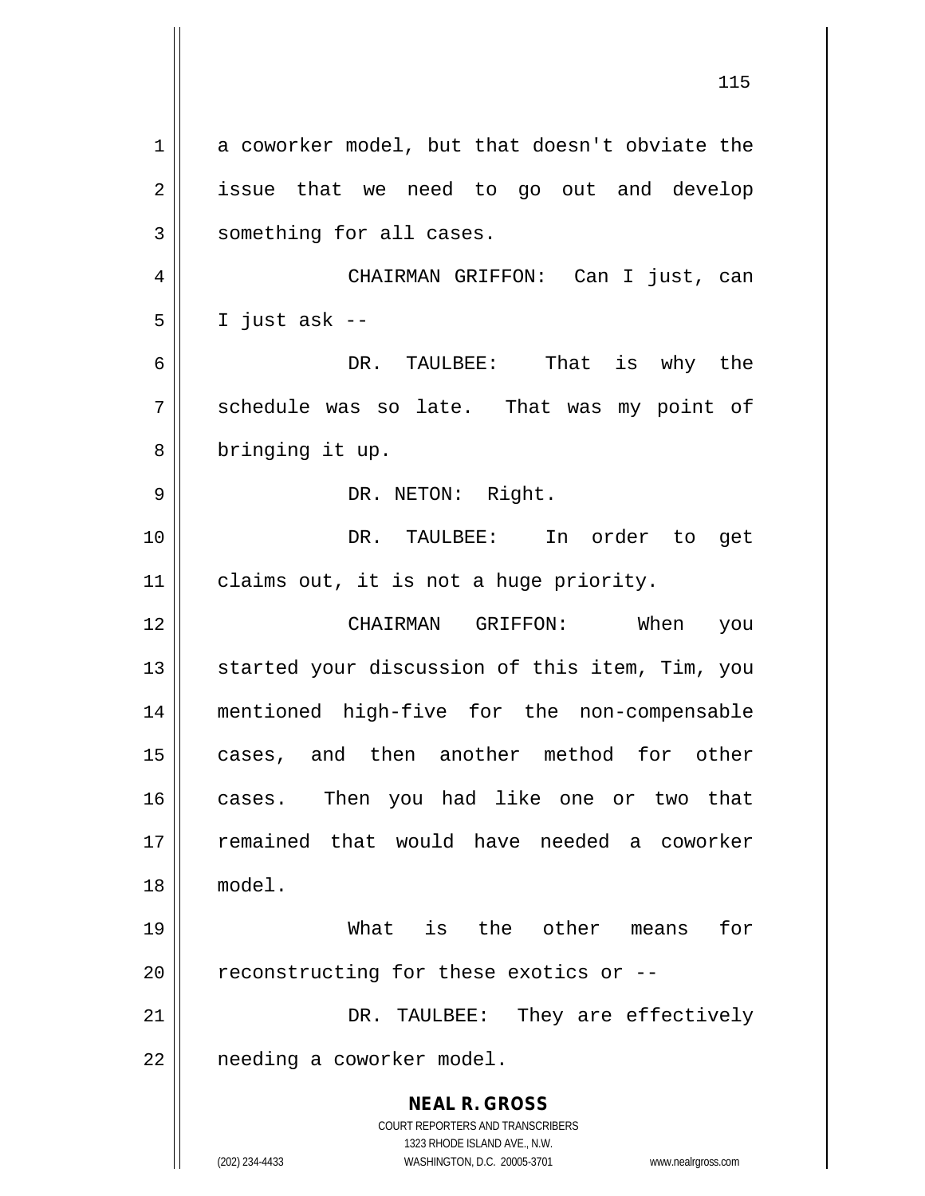a coworker model, but that doesn't obviate the issue that we need to go out and develop something for all cases.

CHAIRMAN GRIFFON: Can I just, can I just ask --

DR. TAULBEE: That is why the schedule was so late. That was my point of bringing it up.

DR. NETON: Right.

DR. TAULBEE: In order to get claims out, it is not a huge priority.

CHAIRMAN GRIFFON: When you started your discussion of this item, Tim, you mentioned high-five for the non-compensable cases, and then another method for other cases. Then you had like one or two that remained that would have needed a coworker model.

What is the other means for reconstructing for these exotics or --

DR. TAULBEE: They are effectively needing a coworker model.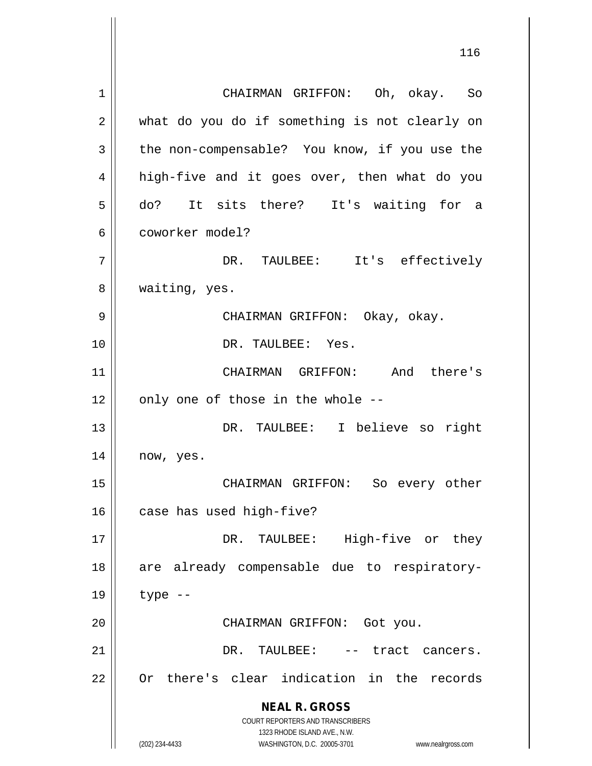CHAIRMAN GRIFFON: Oh, okay. So what do you do if something is not clearly on the non-compensable? You know, if you use the high-five and it goes over, then what do you do? It sits there? It's waiting for a coworker model?

DR. TAULBEE: It's effectively waiting, yes.

CHAIRMAN GRIFFON: Okay, okay.

DR. TAULBEE: Yes.

CHAIRMAN GRIFFON: And there's only one of those in the whole --

DR. TAULBEE: I believe so right now, yes.

CHAIRMAN GRIFFON: So every other case has used high-five?

DR. TAULBEE: High-five or they are already compensable due to respiratory-type --

CHAIRMAN GRIFFON: Got you.

DR. TAULBEE: -- tract cancers. Or there's clear indication in the records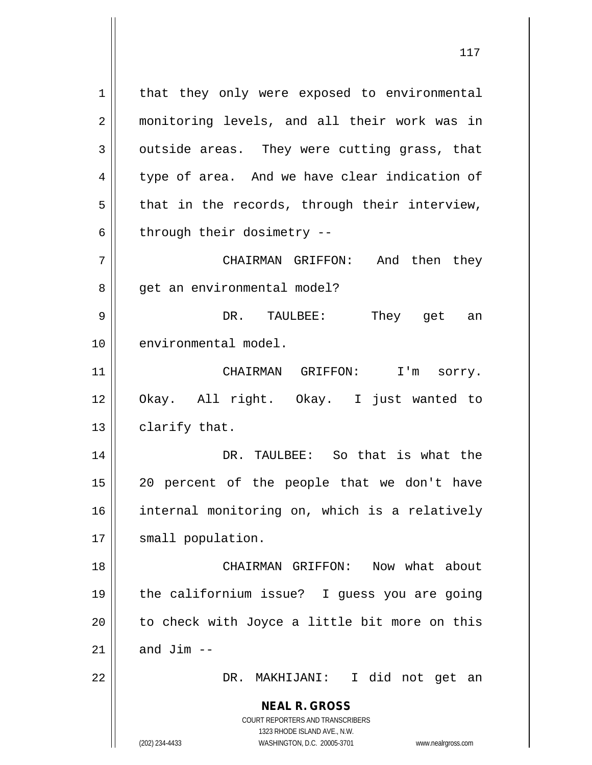that they only were exposed to environmental monitoring levels, and all their work was in outside areas. They were cutting grass, that type of area. And we have clear indication of that in the records, through their interview, through their dosimetry --

CHAIRMAN GRIFFON: And then they get an environmental model?

DR. TAULBEE: They get an environmental model.

CHAIRMAN GRIFFON: I'm sorry. Okay. All right. Okay. I just wanted to clarify that.

DR. TAULBEE: So that is what the 20 percent of the people that we don't have internal monitoring on, which is a relatively small population.

CHAIRMAN GRIFFON: Now what about the californium issue? I guess you are going to check with Joyce a little bit more on this and Jim --

DR. MAKHIJANI: I did not get an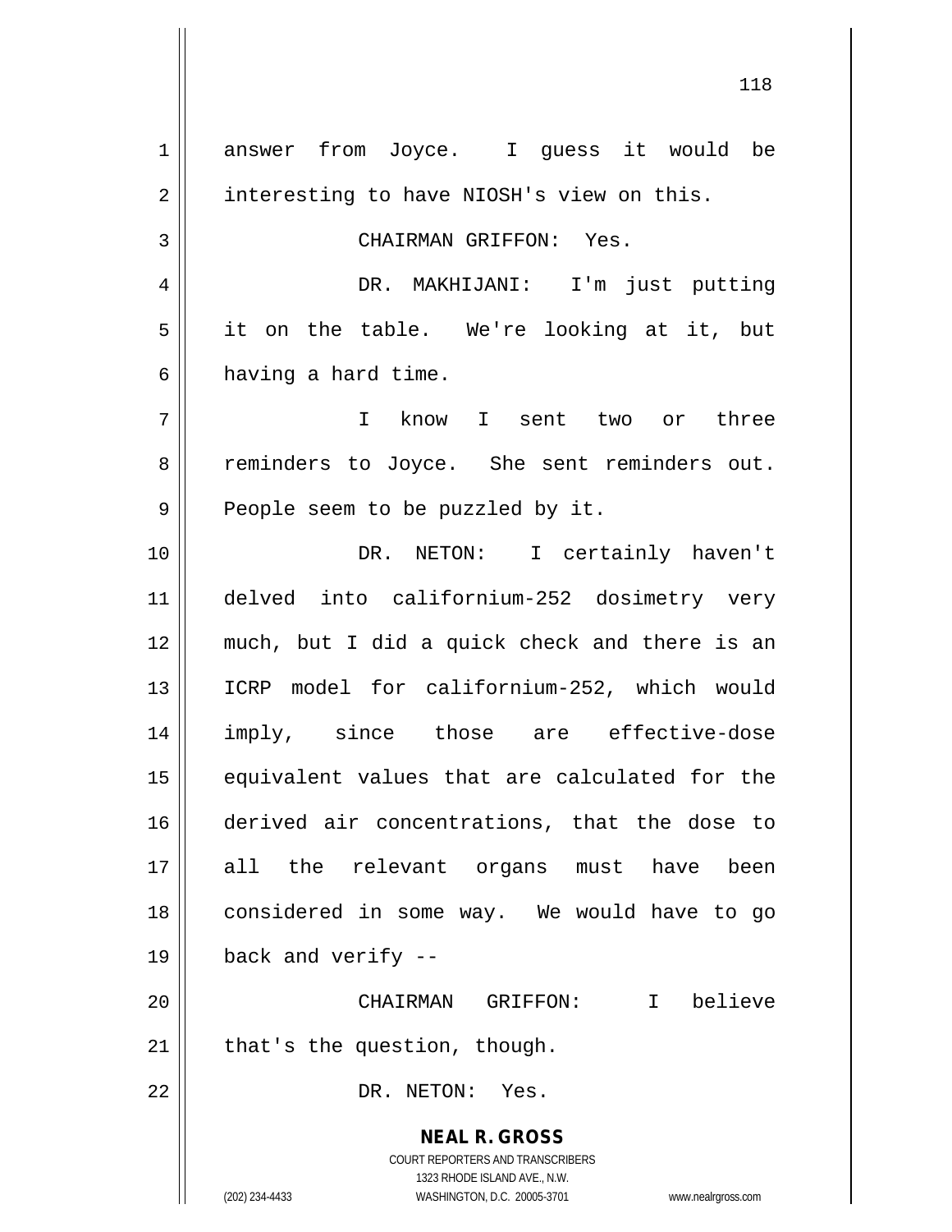answer from Joyce. I guess it would be interesting to have NIOSH's view on this.

CHAIRMAN GRIFFON: Yes.

DR. MAKHIJANI: I'm just putting it on the table. We're looking at it, but having a hard time.

I know I sent two or three reminders to Joyce. She sent reminders out. People seem to be puzzled by it.

DR. NETON: I certainly haven't delved into californium-252 dosimetry very much, but I did a quick check and there is an ICRP model for californium-252, which would imply, since those are effective-dose equivalent values that are calculated for the derived air concentrations, that the dose to all the relevant organs must have been considered in some way. We would have to go back and verify --

CHAIRMAN GRIFFON: I believe that's the question, though.

DR. NETON: Yes.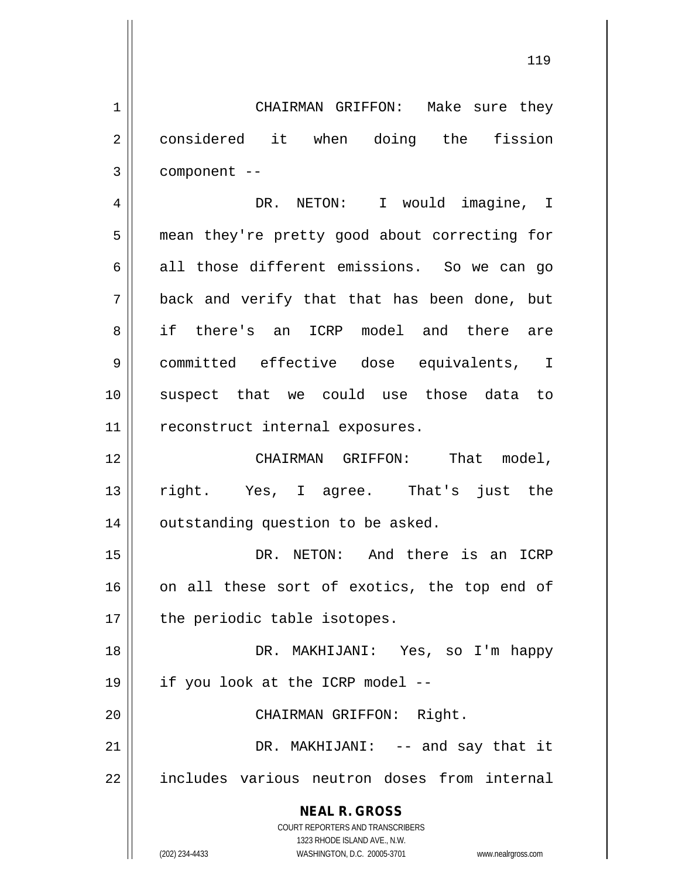CHAIRMAN GRIFFON: Make sure they considered it when doing the fission component --

DR. NETON: I would imagine, I mean they're pretty good about correcting for all those different emissions. So we can go back and verify that that has been done, but if there's an ICRP model and there are committed effective dose equivalents, I suspect that we could use those data to reconstruct internal exposures.

CHAIRMAN GRIFFON: That model, right. Yes, I agree. That's just the outstanding question to be asked.

DR. NETON: And there is an ICRP on all these sort of exotics, the top end of the periodic table isotopes.

DR. MAKHIJANI: Yes, so I'm happy if you look at the ICRP model --

CHAIRMAN GRIFFON: Right.

DR. MAKHIJANI: -- and say that it includes various neutron doses from internal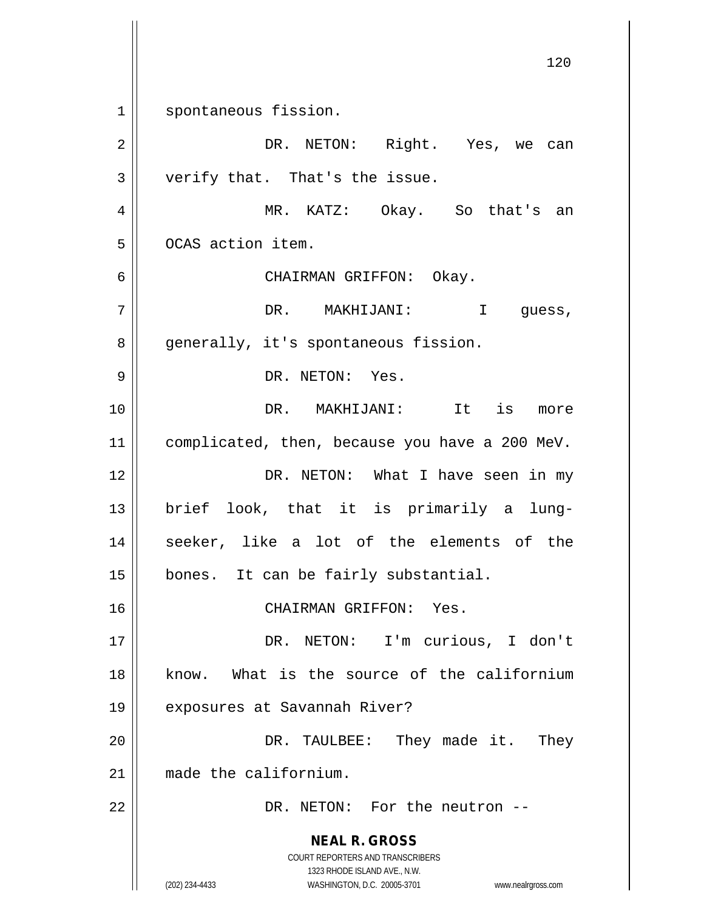spontaneous fission.

DR. NETON: Right. Yes, we can verify that. That's the issue.

MR. KATZ: Okay. So that's an OCAS action item.

CHAIRMAN GRIFFON: Okay.

DR. MAKHIJANI: I guess, generally, it's spontaneous fission.

DR. NETON: Yes.

DR. MAKHIJANI: It is more complicated, then, because you have a 200 MeV.

DR. NETON: What I have seen in my brief look, that it is primarily a lung-seeker, like a lot of the elements of the bones. It can be fairly substantial.

CHAIRMAN GRIFFON: Yes.

DR. NETON: I'm curious, I don't know. What is the source of the californium exposures at Savannah River?

DR. TAULBEE: They made it. They made the californium.

DR. NETON: For the neutron --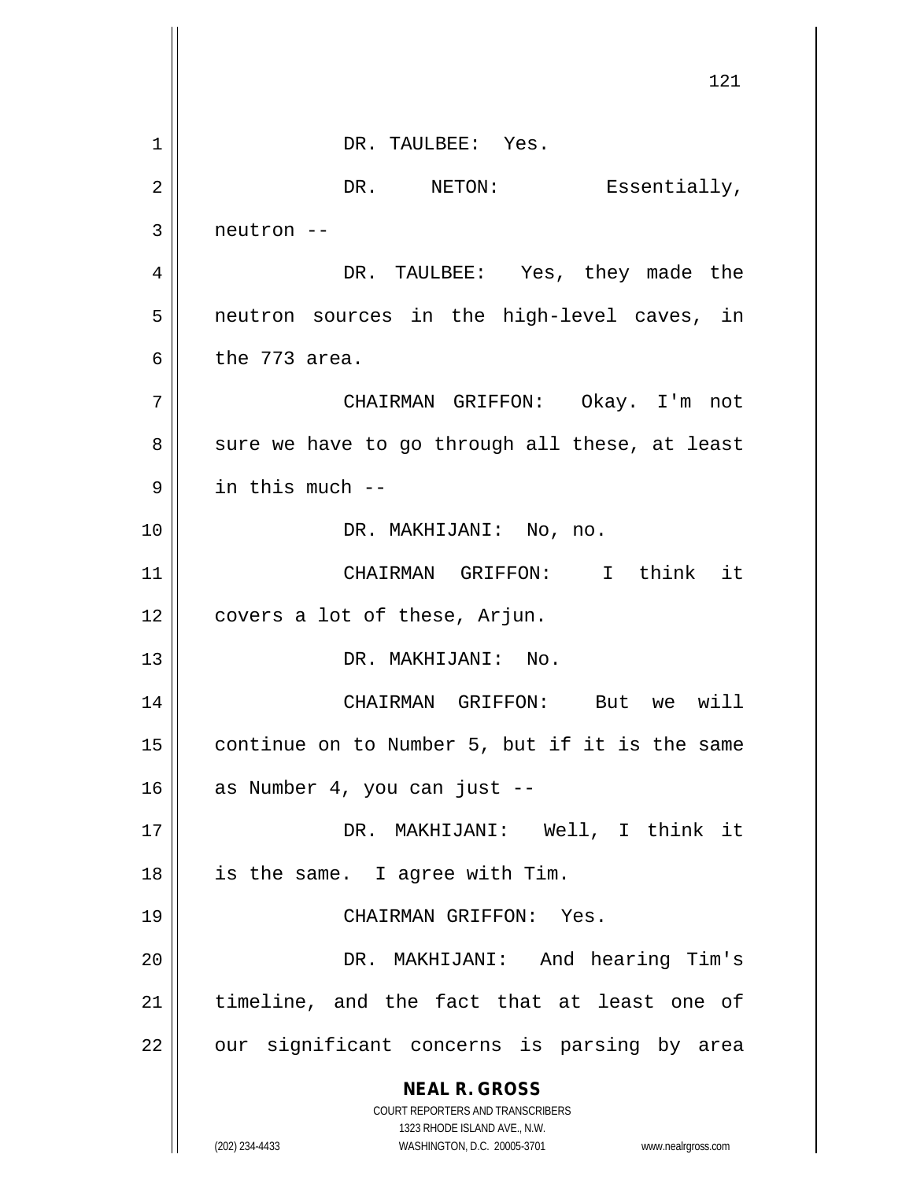DR. TAULBEE: Yes.

DR. NETON: Essentially, neutron --

DR. TAULBEE: Yes, they made the neutron sources in the high-level caves, in the 773 area.

CHAIRMAN GRIFFON: Okay. I'm not sure we have to go through all these, at least in this much --

DR. MAKHIJANI: No, no.

CHAIRMAN GRIFFON: I think it covers a lot of these, Arjun.

DR. MAKHIJANI: No.

CHAIRMAN GRIFFON: But we will continue on to Number 5, but if it is the same as Number 4, you can just --

DR. MAKHIJANI: Well, I think it is the same. I agree with Tim.

CHAIRMAN GRIFFON: Yes.

DR. MAKHIJANI: And hearing Tim's timeline, and the fact that at least one of our significant concerns is parsing by area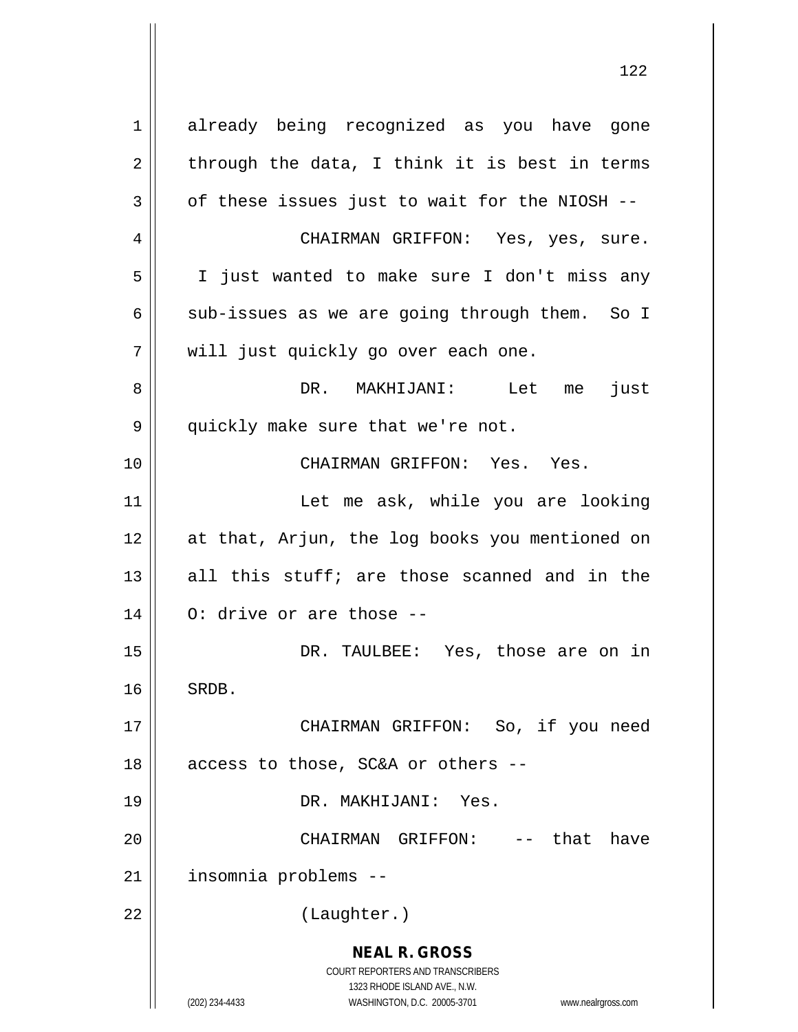already being recognized as you have gone through the data, I think it is best in terms of these issues just to wait for the NIOSH --

CHAIRMAN GRIFFON: Yes, yes, sure. I just wanted to make sure I don't miss any sub-issues as we are going through them. So I will just quickly go over each one.

DR. MAKHIJANI: Let me just quickly make sure that we're not.

CHAIRMAN GRIFFON: Yes. Yes.

Let me ask, while you are looking at that, Arjun, the log books you mentioned on all this stuff; are those scanned and in the O: drive or are those --

DR. TAULBEE: Yes, those are on in SRDB.

CHAIRMAN GRIFFON: So, if you need access to those, SC&A or others --

DR. MAKHIJANI: Yes.

CHAIRMAN GRIFFON: -- that have insomnia problems --

(Laughter.)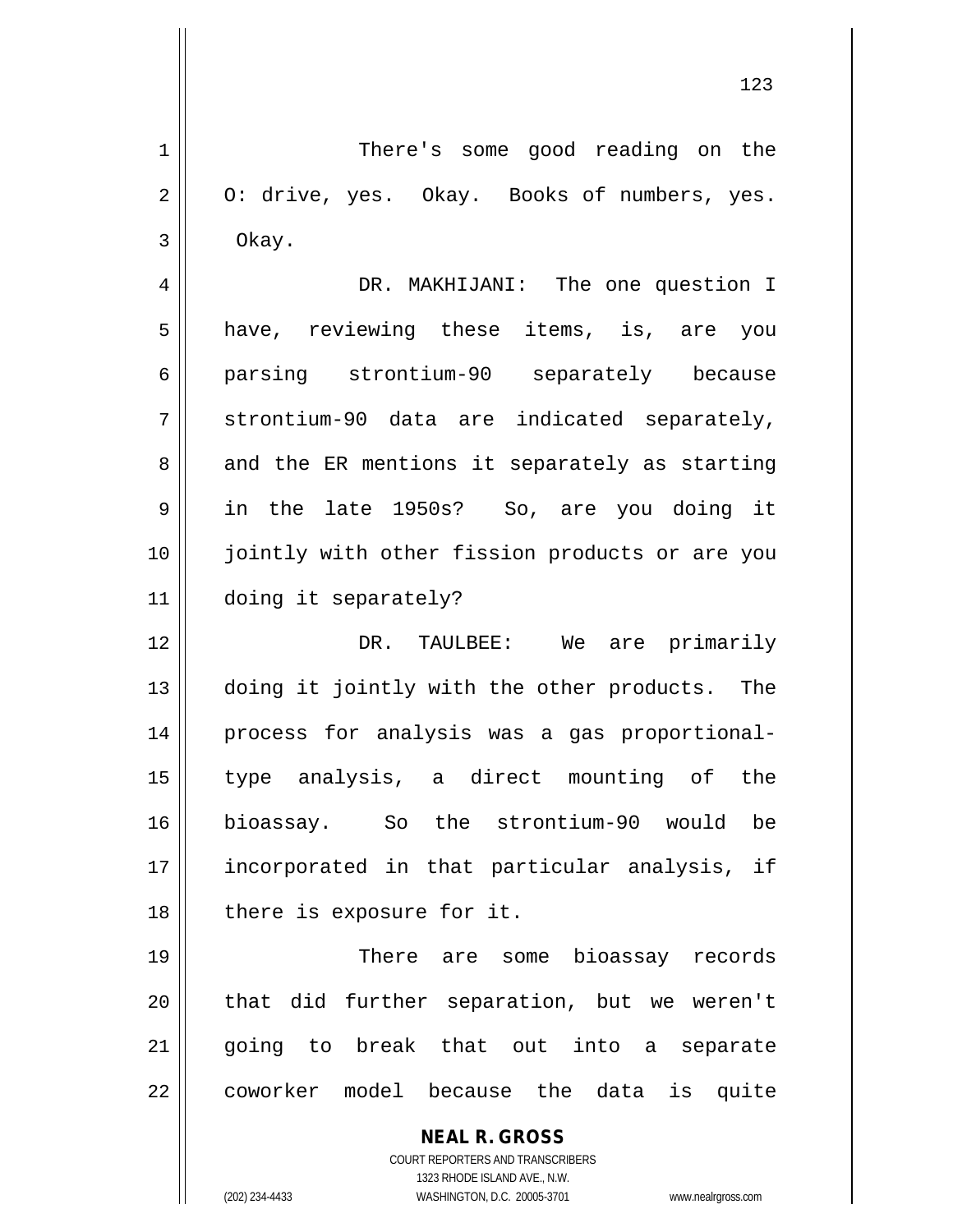There's some good reading on the O: drive, yes. Okay. Books of numbers, yes. Okay.

DR. MAKHIJANI: The one question I have, reviewing these items, is, are you parsing strontium-90 separately because strontium-90 data are indicated separately, and the ER mentions it separately as starting in the late 1950s? So, are you doing it jointly with other fission products or are you doing it separately?

DR. TAULBEE: We are primarily doing it jointly with the other products. The process for analysis was a gas proportional-type analysis, a direct mounting of the bioassay. So the strontium-90 would be incorporated in that particular analysis, if there is exposure for it.

There are some bioassay records that did further separation, but we weren't going to break that out into a separate coworker model because the data is quite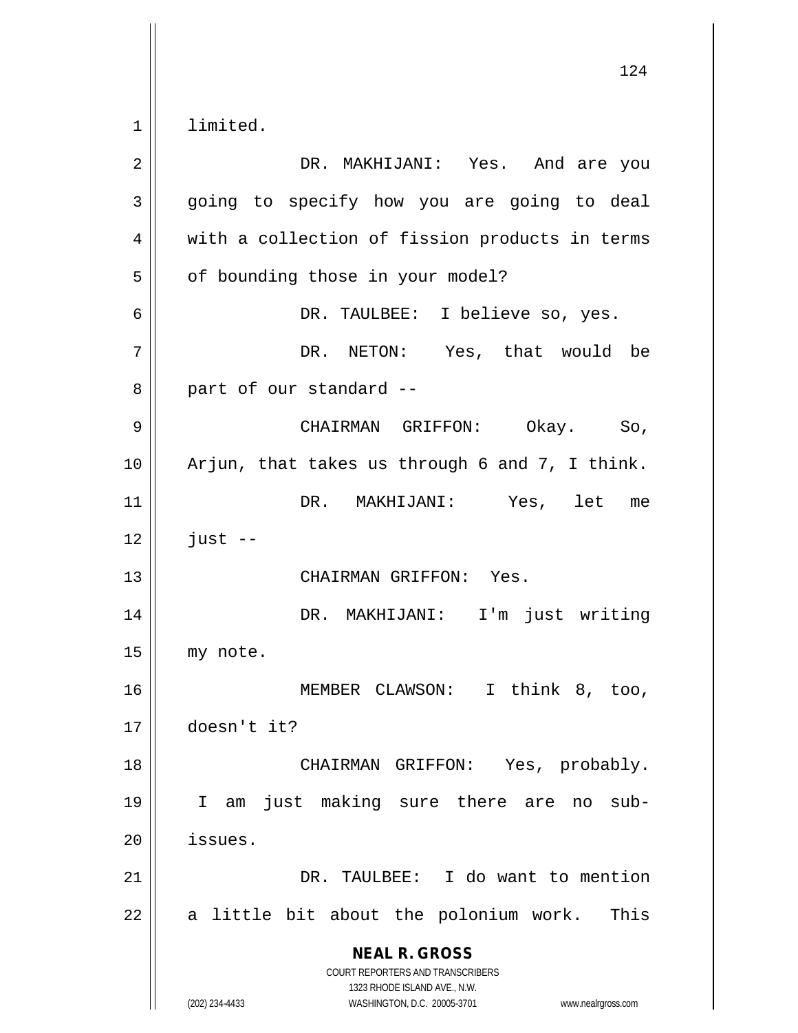limited.

DR. MAKHIJANI: Yes. And are you going to specify how you are going to deal with a collection of fission products in terms of bounding those in your model?

DR. TAULBEE: I believe so, yes.

DR. NETON: Yes, that would be part of our standard --

CHAIRMAN GRIFFON: Okay. So, Arjun, that takes us through 6 and 7, I think.

DR. MAKHIJANI: Yes, let me just --

CHAIRMAN GRIFFON: Yes.

DR. MAKHIJANI: I'm just writing my note.

MEMBER CLAWSON: I think 8, too, doesn't it?

CHAIRMAN GRIFFON: Yes, probably. I am just making sure there are no sub-issues.

DR. TAULBEE: I do want to mention a little bit about the polonium work. This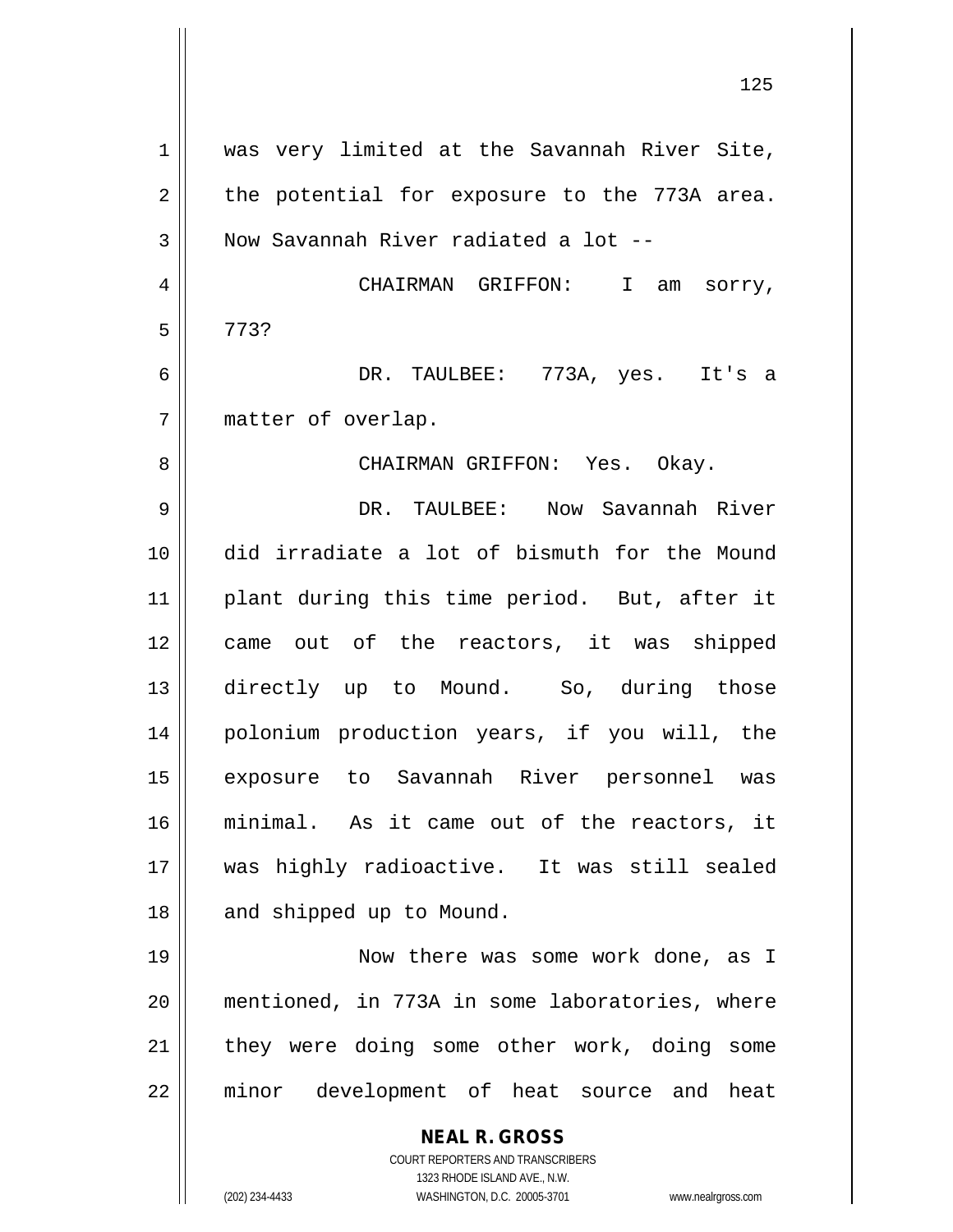was very limited at the Savannah River Site, the potential for exposure to the 773A area. Now Savannah River radiated a lot --

CHAIRMAN GRIFFON: I am sorry, 773?

DR. TAULBEE: 773A, yes. It's a matter of overlap.

CHAIRMAN GRIFFON: Yes. Okay.

DR. TAULBEE: Now Savannah River did irradiate a lot of bismuth for the Mound plant during this time period. But, after it came out of the reactors, it was shipped directly up to Mound. So, during those polonium production years, if you will, the exposure to Savannah River personnel was minimal. As it came out of the reactors, it was highly radioactive. It was still sealed and shipped up to Mound.

Now there was some work done, as I mentioned, in 773A in some laboratories, where they were doing some other work, doing some minor development of heat source and heat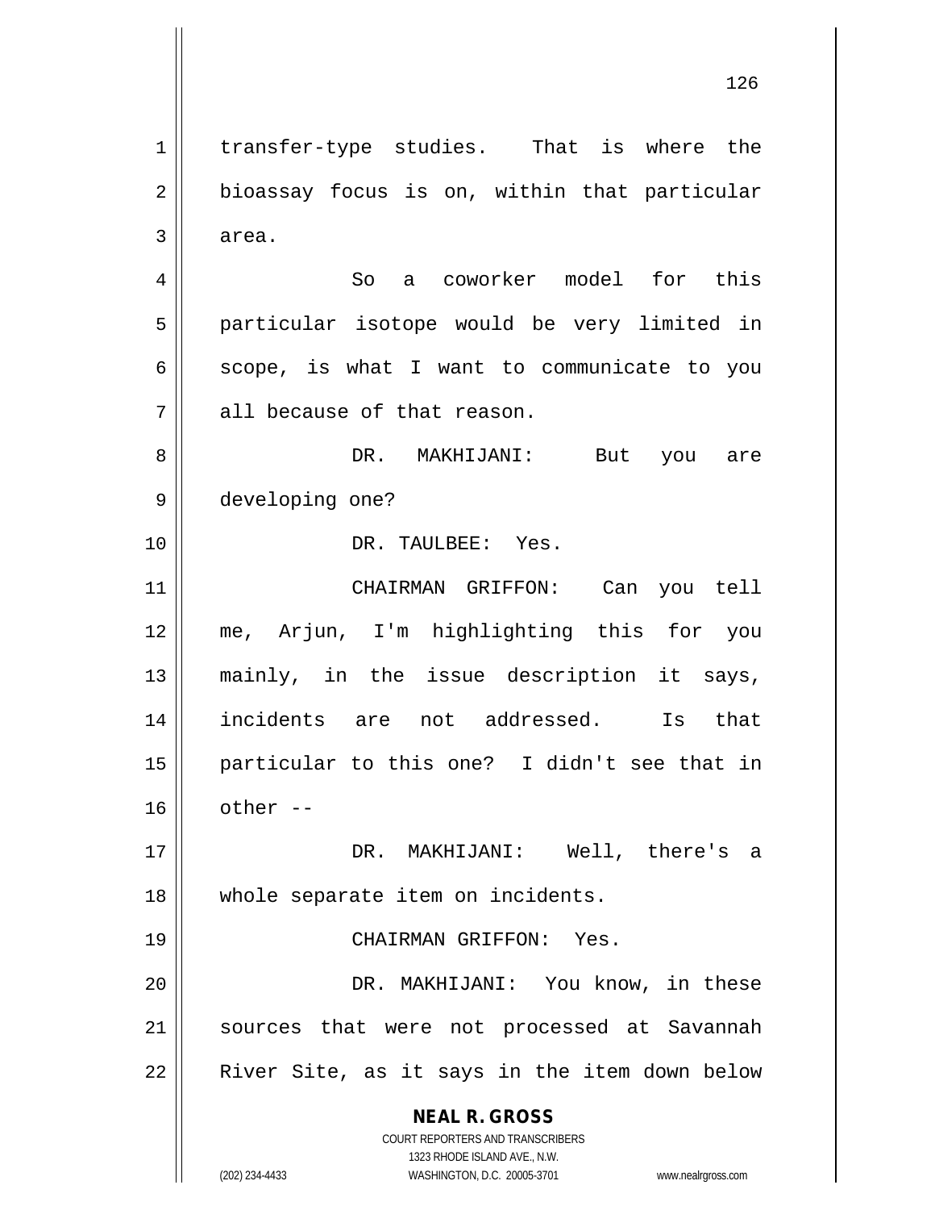transfer-type studies. That is where the bioassay focus is on, within that particular area.

So a coworker model for this particular isotope would be very limited in scope, is what I want to communicate to you all because of that reason.

DR. MAKHIJANI: But you are developing one?

DR. TAULBEE: Yes.

CHAIRMAN GRIFFON: Can you tell me, Arjun, I'm highlighting this for you mainly, in the issue description it says, incidents are not addressed. Is that particular to this one? I didn't see that in other --

DR. MAKHIJANI: Well, there's a whole separate item on incidents.

CHAIRMAN GRIFFON: Yes.

DR. MAKHIJANI: You know, in these sources that were not processed at Savannah River Site, as it says in the item down below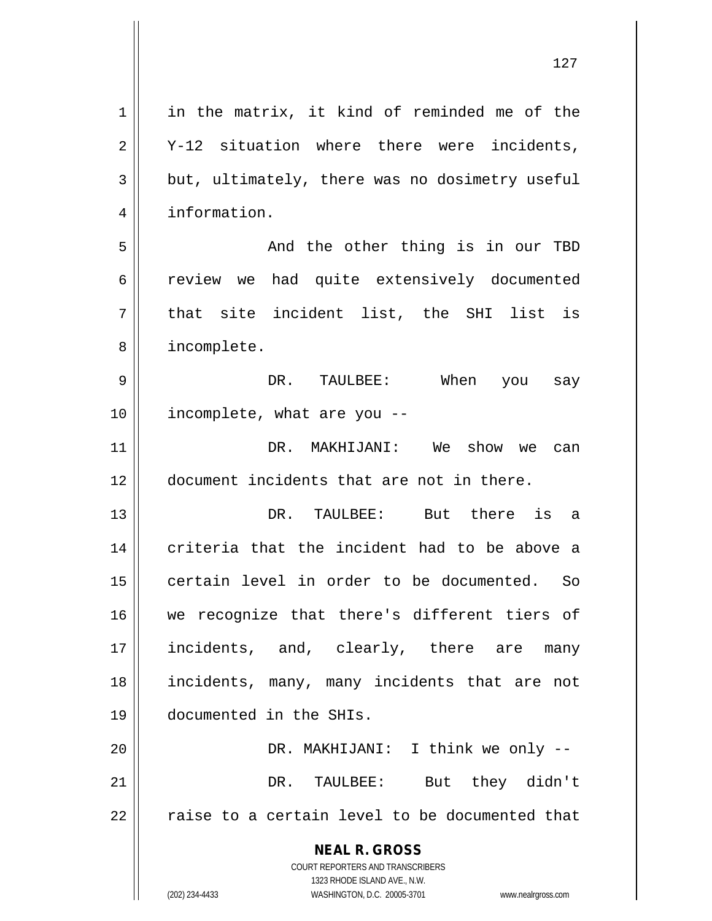in the matrix, it kind of reminded me of the Y-12 situation where there were incidents, but, ultimately, there was no dosimetry useful information.

And the other thing is in our TBD review we had quite extensively documented that site incident list, the SHI list is incomplete.

DR. TAULBEE: When you say incomplete, what are you --

DR. MAKHIJANI: We show we can document incidents that are not in there.

DR. TAULBEE: But there is a criteria that the incident had to be above a certain level in order to be documented. So we recognize that there's different tiers of incidents, and, clearly, there are many incidents, many, many incidents that are not documented in the SHIs.

DR. MAKHIJANI: I think we only --

DR. TAULBEE: But they didn't raise to a certain level to be documented that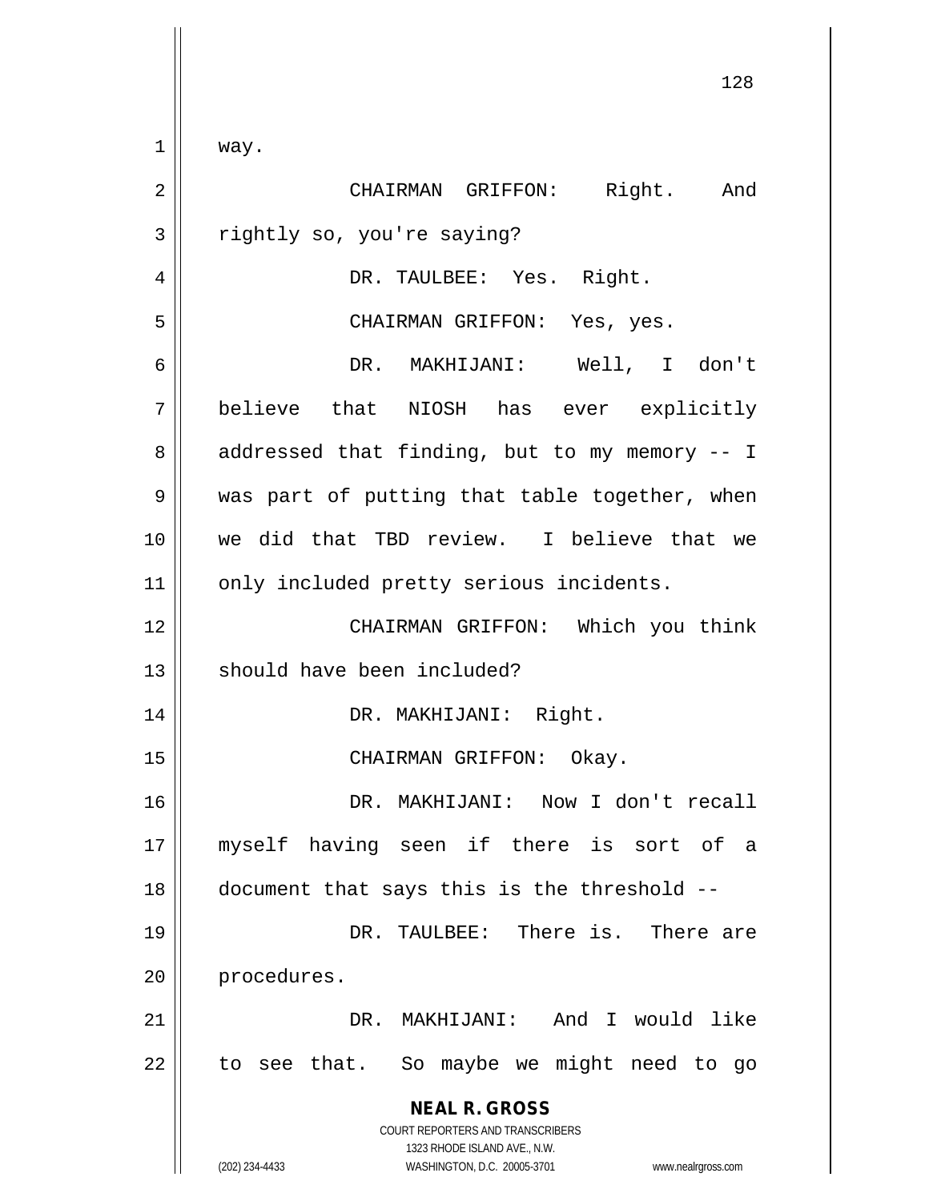way.

CHAIRMAN GRIFFON: Right. And rightly so, you're saying?

DR. TAULBEE: Yes. Right.

CHAIRMAN GRIFFON: Yes, yes.

DR. MAKHIJANI: Well, I don't believe that NIOSH has ever explicitly addressed that finding, but to my memory -- I was part of putting that table together, when we did that TBD review. I believe that we only included pretty serious incidents.

CHAIRMAN GRIFFON: Which you think should have been included?

DR. MAKHIJANI: Right.

CHAIRMAN GRIFFON: Okay.

DR. MAKHIJANI: Now I don't recall myself having seen if there is sort of a document that says this is the threshold --

DR. TAULBEE: There is. There are procedures.

DR. MAKHIJANI: And I would like to see that. So maybe we might need to go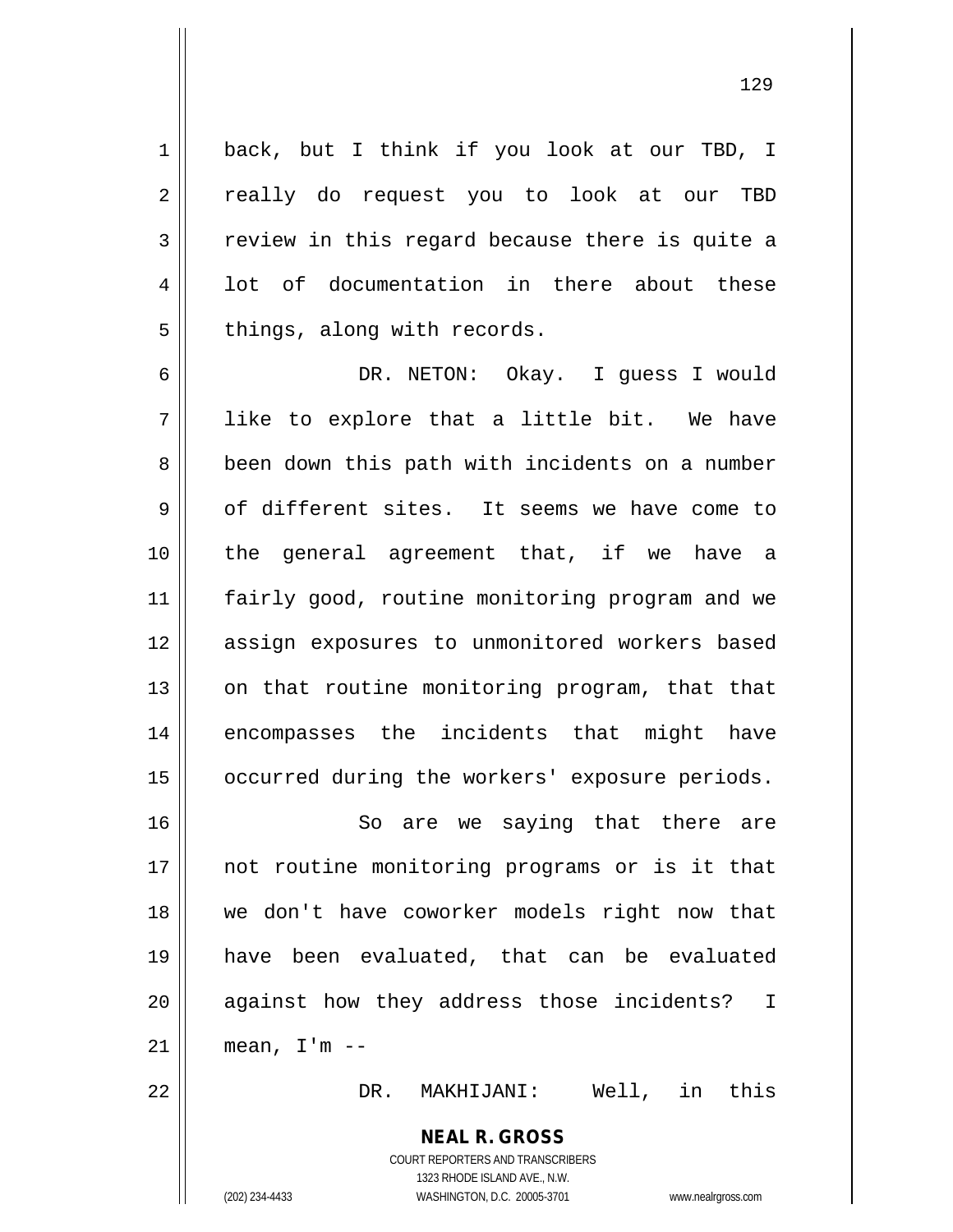back, but I think if you look at our TBD, I really do request you to look at our TBD review in this regard because there is quite a lot of documentation in there about these things, along with records.

DR. NETON: Okay. I guess I would like to explore that a little bit. We have been down this path with incidents on a number of different sites. It seems we have come to the general agreement that, if we have a fairly good, routine monitoring program and we assign exposures to unmonitored workers based on that routine monitoring program, that that encompasses the incidents that might have occurred during the workers' exposure periods.

So are we saying that there are not routine monitoring programs or is it that we don't have coworker models right now that have been evaluated, that can be evaluated against how they address those incidents? I mean, I'm --

DR. MAKHIJANI: Well, in this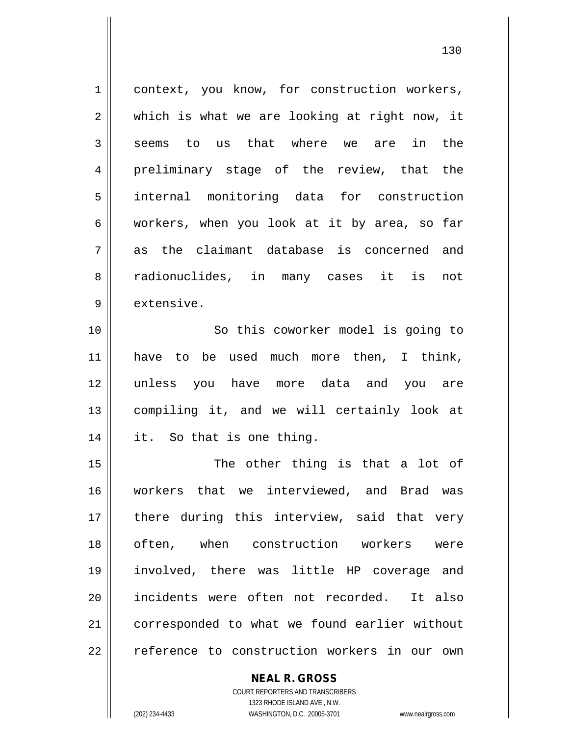context, you know, for construction workers, which is what we are looking at right now, it seems to us that where we are in the preliminary stage of the review, that the internal monitoring data for construction workers, when you look at it by area, so far as the claimant database is concerned and radionuclides, in many cases it is not extensive.

So this coworker model is going to have to be used much more then, I think, unless you have more data and you are compiling it, and we will certainly look at it. So that is one thing.

The other thing is that a lot of workers that we interviewed, and Brad was there during this interview, said that very often, when construction workers were involved, there was little HP coverage and incidents were often not recorded. It also corresponded to what we found earlier without reference to construction workers in our own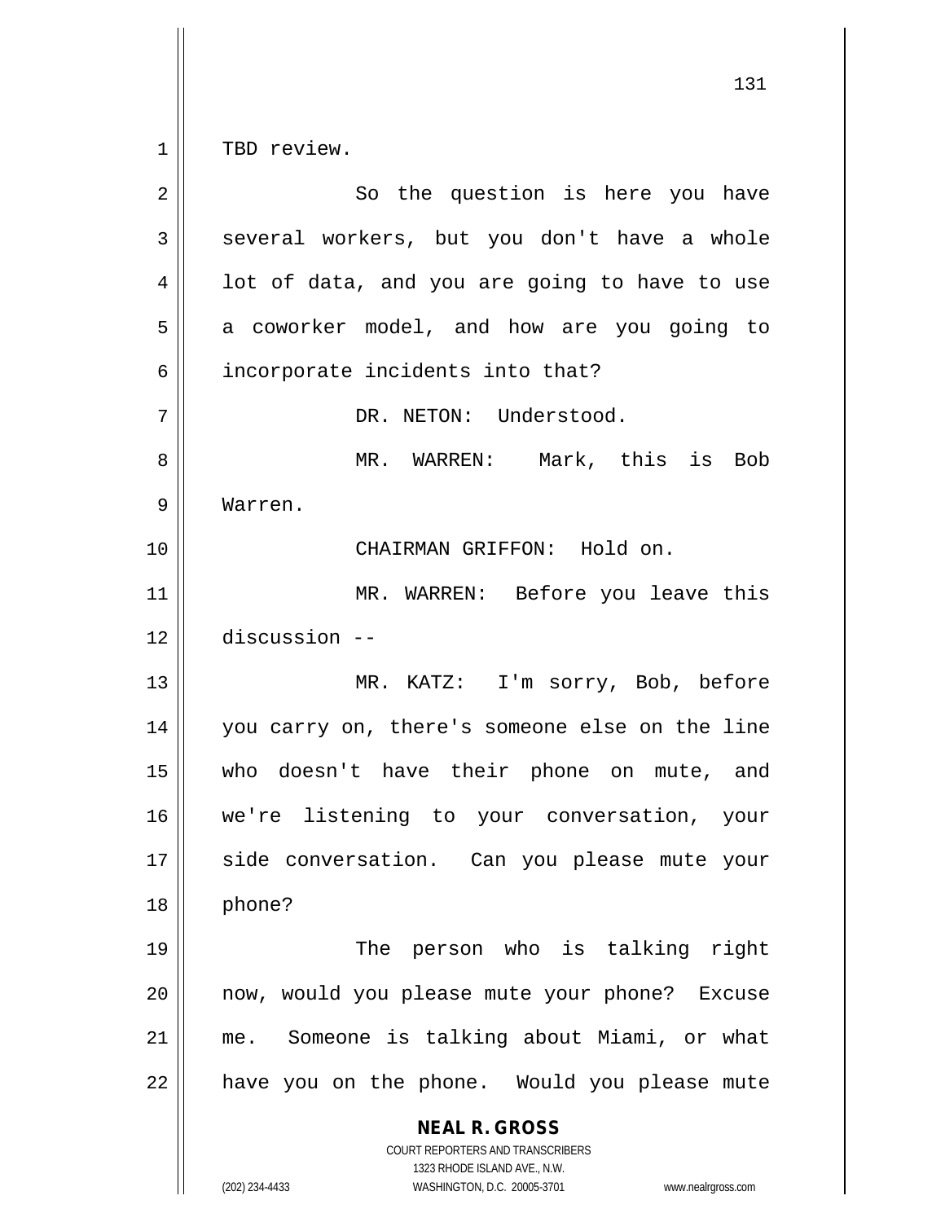TBD review.

So the question is here you have several workers, but you don't have a whole lot of data, and you are going to have to use a coworker model, and how are you going to incorporate incidents into that?

DR. NETON: Understood.

MR. WARREN: Mark, this is Bob Warren.

CHAIRMAN GRIFFON: Hold on.

MR. WARREN: Before you leave this discussion --

MR. KATZ: I'm sorry, Bob, before you carry on, there's someone else on the line who doesn't have their phone on mute, and we're listening to your conversation, your side conversation. Can you please mute your phone?

The person who is talking right now, would you please mute your phone? Excuse me. Someone is talking about Miami, or what have you on the phone. Would you please mute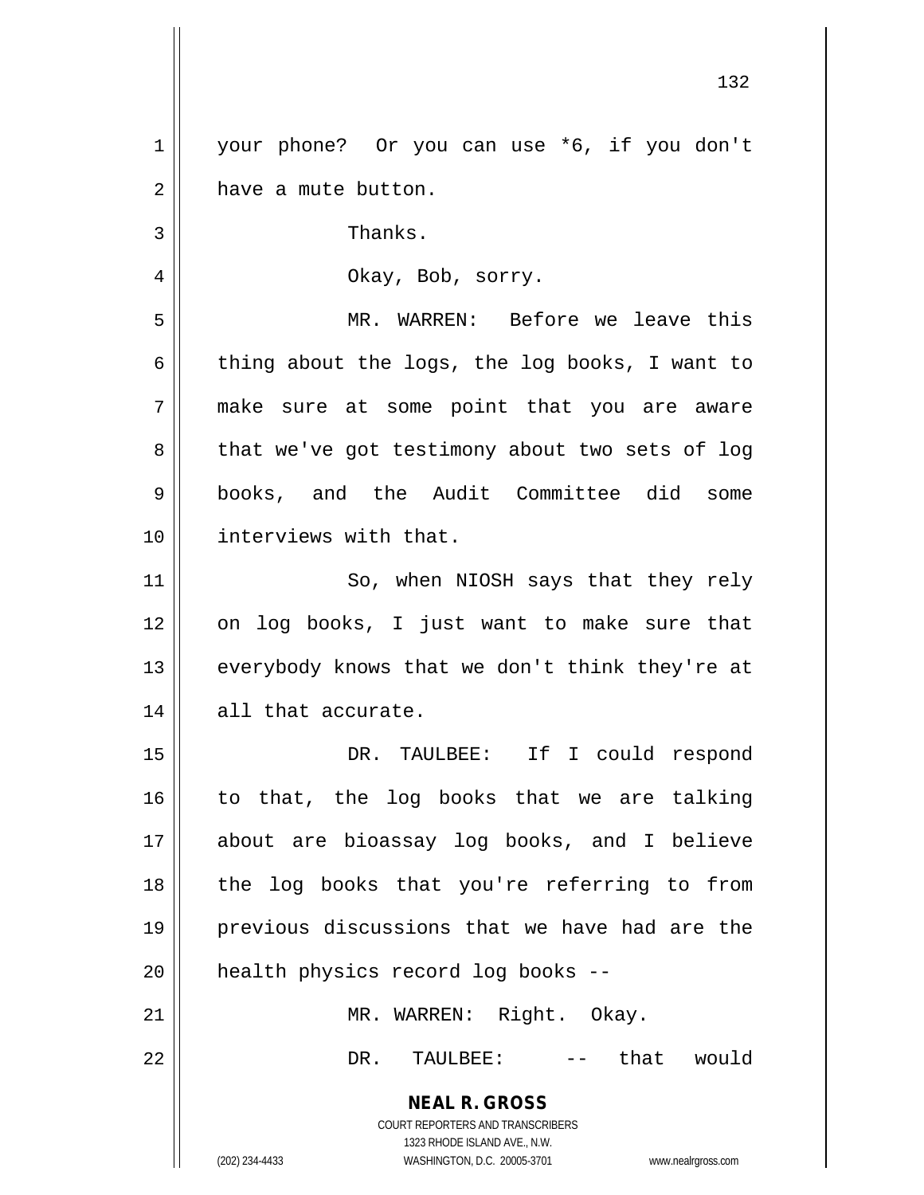your phone? Or you can use *6, if you don't have a mute button.

Thanks.

Okay, Bob, sorry.

MR. WARREN: Before we leave this thing about the logs, the log books, I want to make sure at some point that you are aware that we've got testimony about two sets of log books, and the Audit Committee did some interviews with that.

So, when NIOSH says that they rely on log books, I just want to make sure that everybody knows that we don't think they're at all that accurate.

DR. TAULBEE: If I could respond to that, the log books that we are talking about are bioassay log books, and I believe the log books that you're referring to from previous discussions that we have had are the health physics record log books --

MR. WARREN: Right. Okay.

DR. TAULBEE: -- that would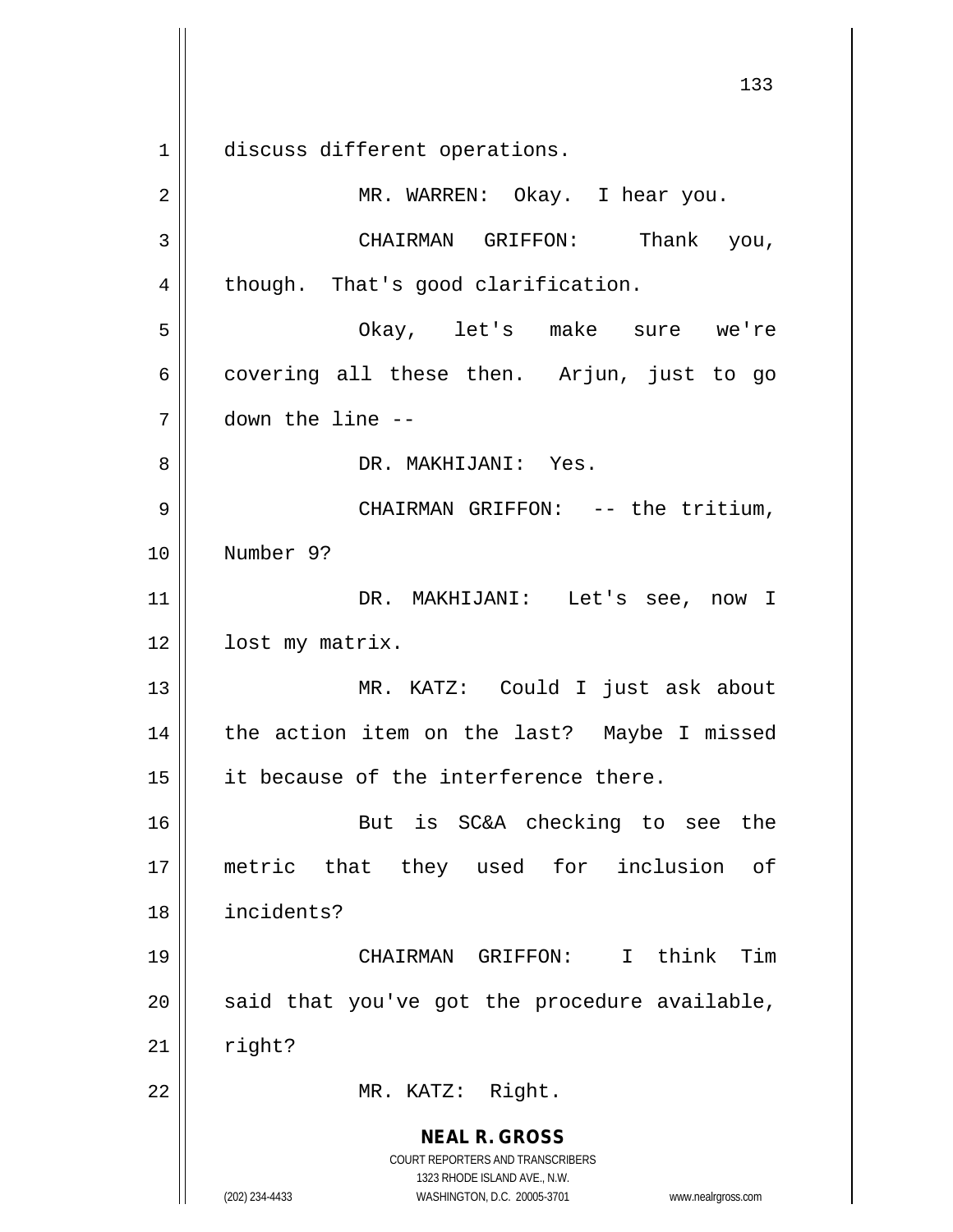discuss different operations.

MR. WARREN: Okay. I hear you.

CHAIRMAN GRIFFON: Thank you, though. That's good clarification.

Okay, let's make sure we're covering all these then. Arjun, just to go down the line --

DR. MAKHIJANI: Yes.

CHAIRMAN GRIFFON: -- the tritium, Number 9?

DR. MAKHIJANI: Let's see, now I lost my matrix.

MR. KATZ: Could I just ask about the action item on the last? Maybe I missed it because of the interference there.

But is SC&A checking to see the metric that they used for inclusion of incidents?

CHAIRMAN GRIFFON: I think Tim said that you've got the procedure available, right?

MR. KATZ: Right.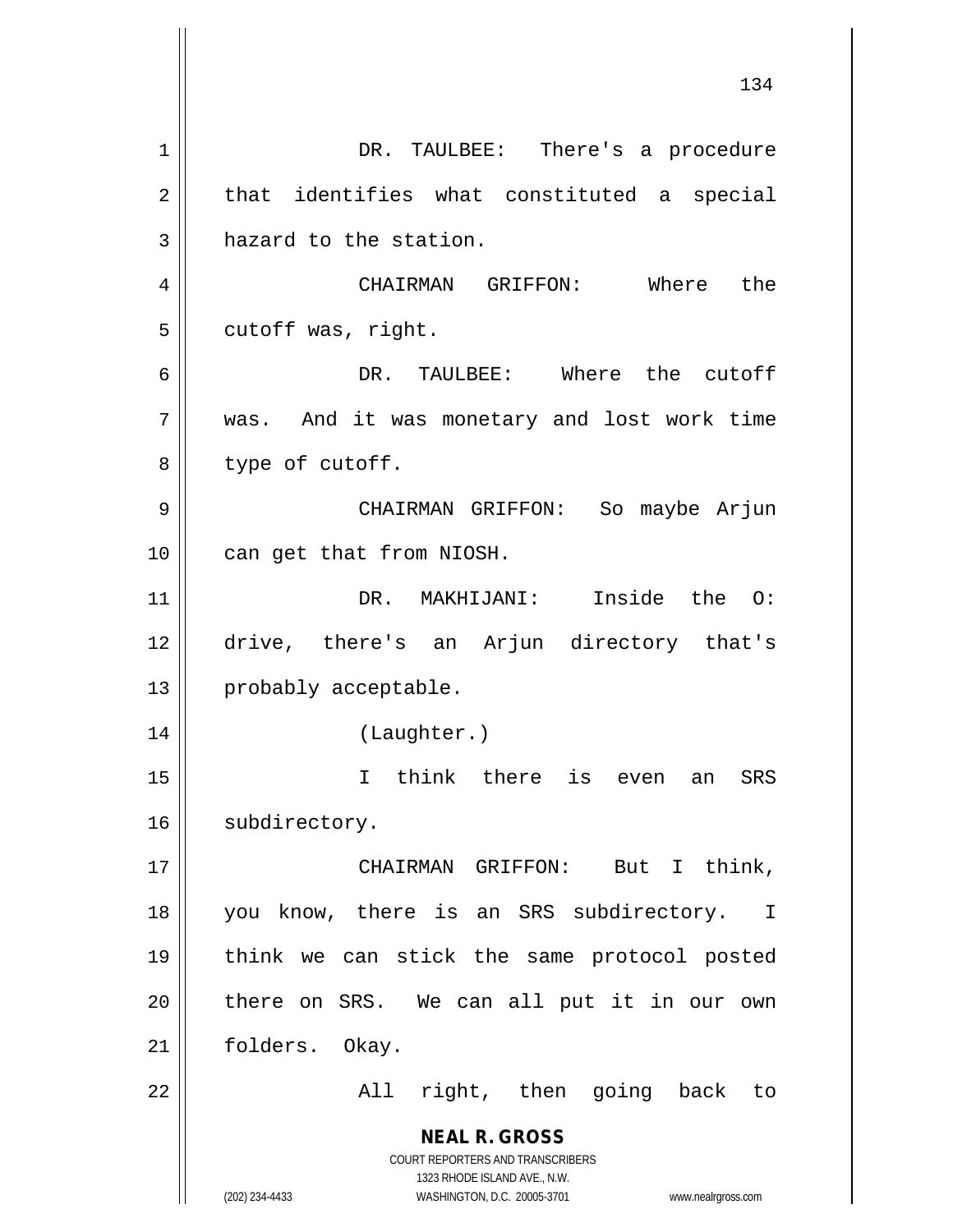DR. TAULBEE: There's a procedure that identifies what constituted a special hazard to the station.

CHAIRMAN GRIFFON: Where the cutoff was, right.

DR. TAULBEE: Where the cutoff was. And it was monetary and lost work time type of cutoff.

CHAIRMAN GRIFFON: So maybe Arjun can get that from NIOSH.

DR. MAKHIJANI: Inside the O: drive, there's an Arjun directory that's probably acceptable.

(Laughter.)

I think there is even an SRS subdirectory.

CHAIRMAN GRIFFON: But I think, you know, there is an SRS subdirectory. I think we can stick the same protocol posted there on SRS. We can all put it in our own folders. Okay.

All right, then going back to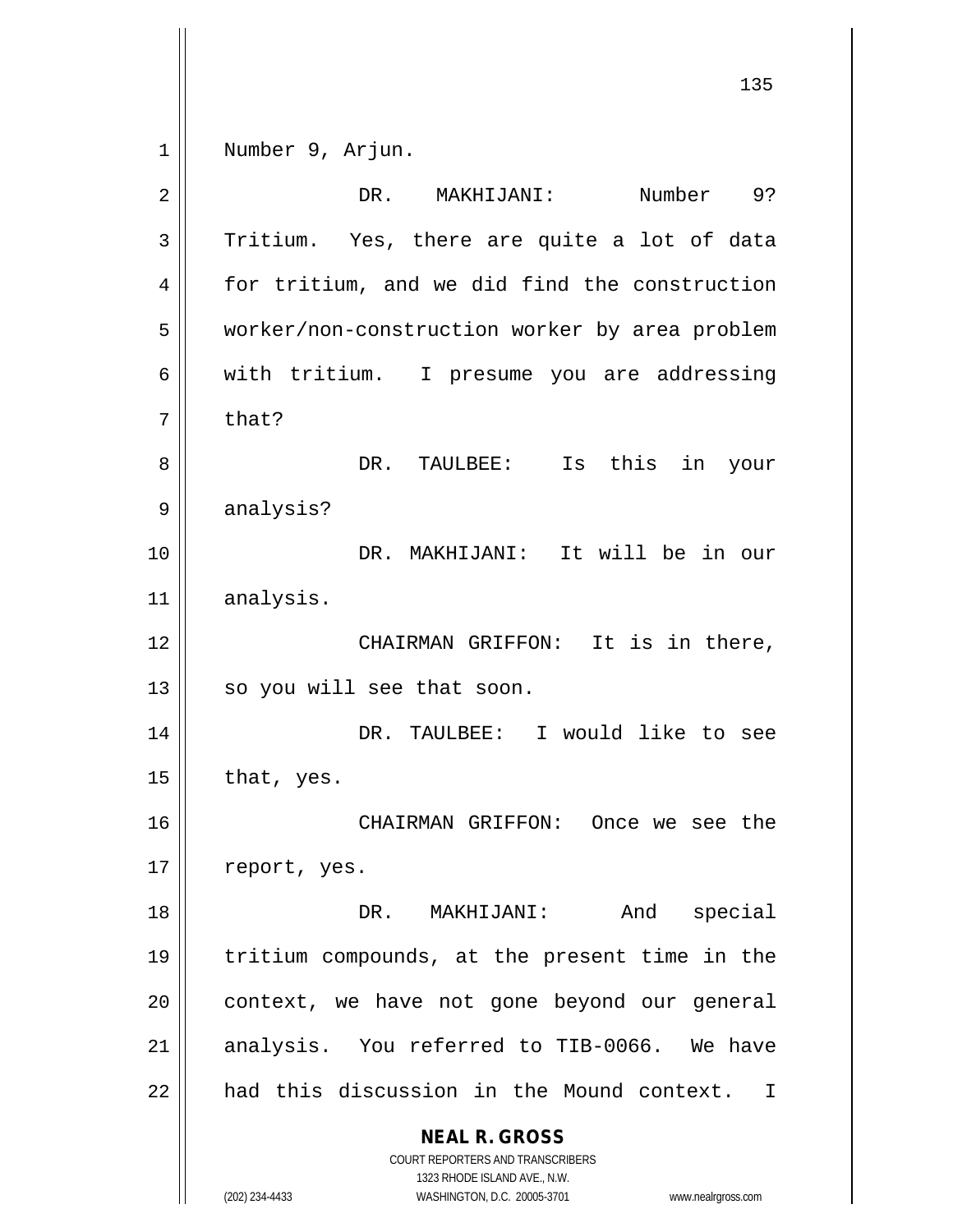Number 9, Arjun.

DR. MAKHIJANI: Number 9? Tritium. Yes, there are quite a lot of data for tritium, and we did find the construction worker/non-construction worker by area problem with tritium. I presume you are addressing that?

DR. TAULBEE: Is this in your analysis?

DR. MAKHIJANI: It will be in our analysis.

CHAIRMAN GRIFFON: It is in there, so you will see that soon.

DR. TAULBEE: I would like to see that, yes.

CHAIRMAN GRIFFON: Once we see the report, yes.

DR. MAKHIJANI: And special tritium compounds, at the present time in the context, we have not gone beyond our general analysis. You referred to TIB-0066. We have had this discussion in the Mound context. I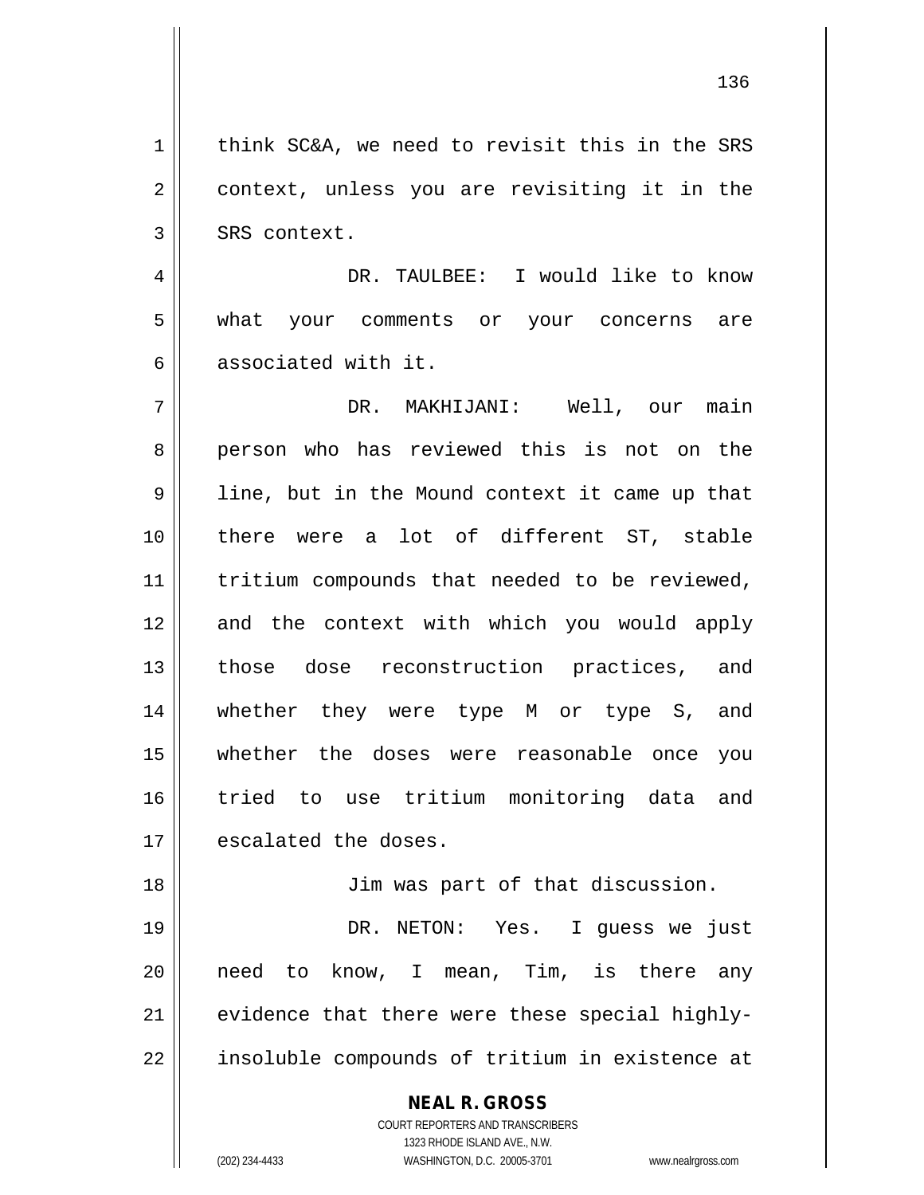think SC&A, we need to revisit this in the SRS context, unless you are revisiting it in the SRS context.

DR. TAULBEE: I would like to know what your comments or your concerns are associated with it.

DR. MAKHIJANI: Well, our main person who has reviewed this is not on the line, but in the Mound context it came up that there were a lot of different ST, stable tritium compounds that needed to be reviewed, and the context with which you would apply those dose reconstruction practices, and whether they were type M or type S, and whether the doses were reasonable once you tried to use tritium monitoring data and escalated the doses.

Jim was part of that discussion.

DR. NETON: Yes. I guess we just need to know, I mean, Tim, is there any evidence that there were these special highly-insoluble compounds of tritium in existence at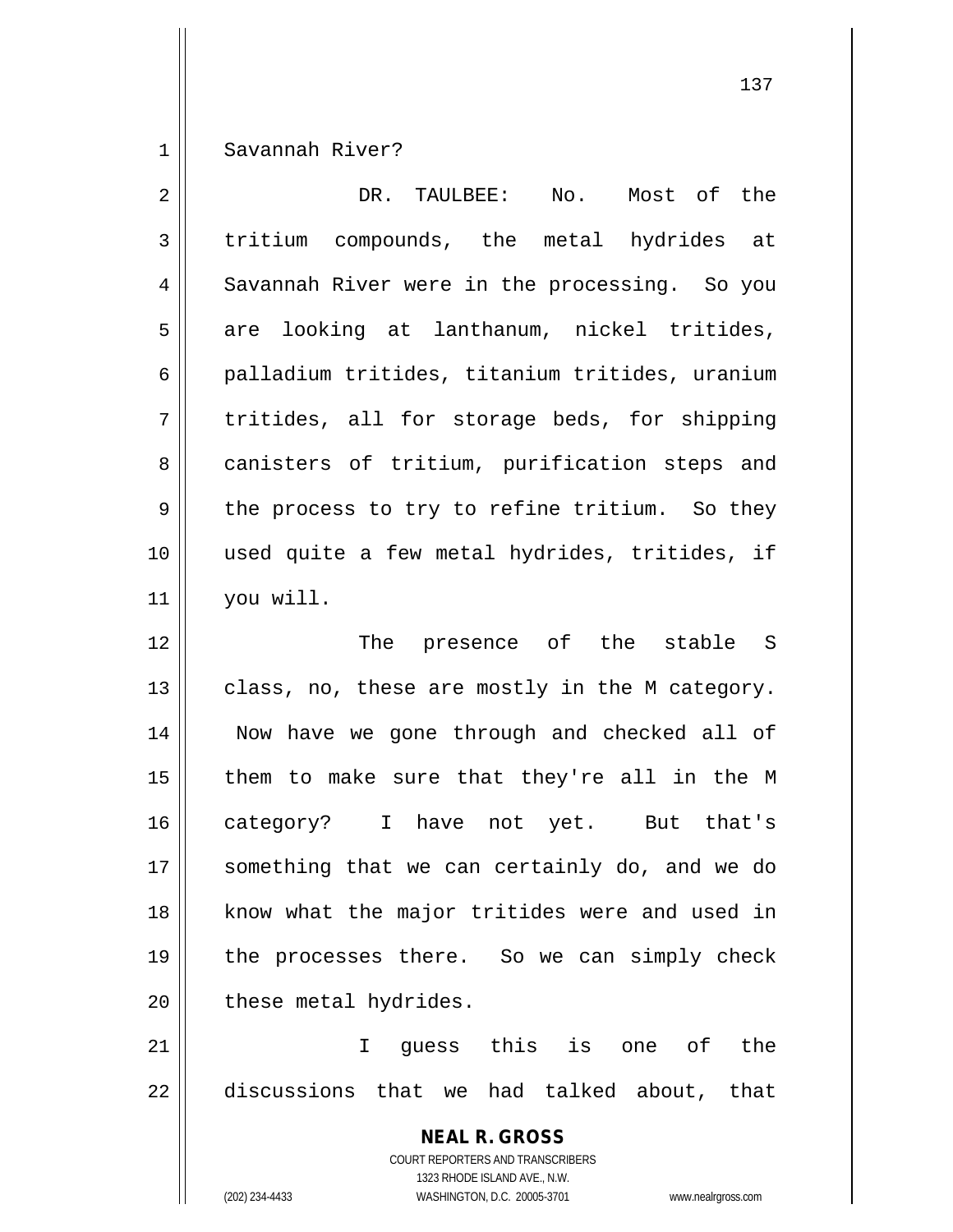Savannah River?

DR. TAULBEE: No. Most of the tritium compounds, the metal hydrides at Savannah River were in the processing. So you are looking at lanthanum, nickel tritides, palladium tritides, titanium tritides, uranium tritides, all for storage beds, for shipping canisters of tritium, purification steps and the process to try to refine tritium. So they used quite a few metal hydrides, tritides, if you will.

The presence of the stable S class, no, these are mostly in the M category. Now have we gone through and checked all of them to make sure that they're all in the M category? I have not yet. But that's something that we can certainly do, and we do know what the major tritides were and used in the processes there. So we can simply check these metal hydrides.

I guess this is one of the discussions that we had talked about, that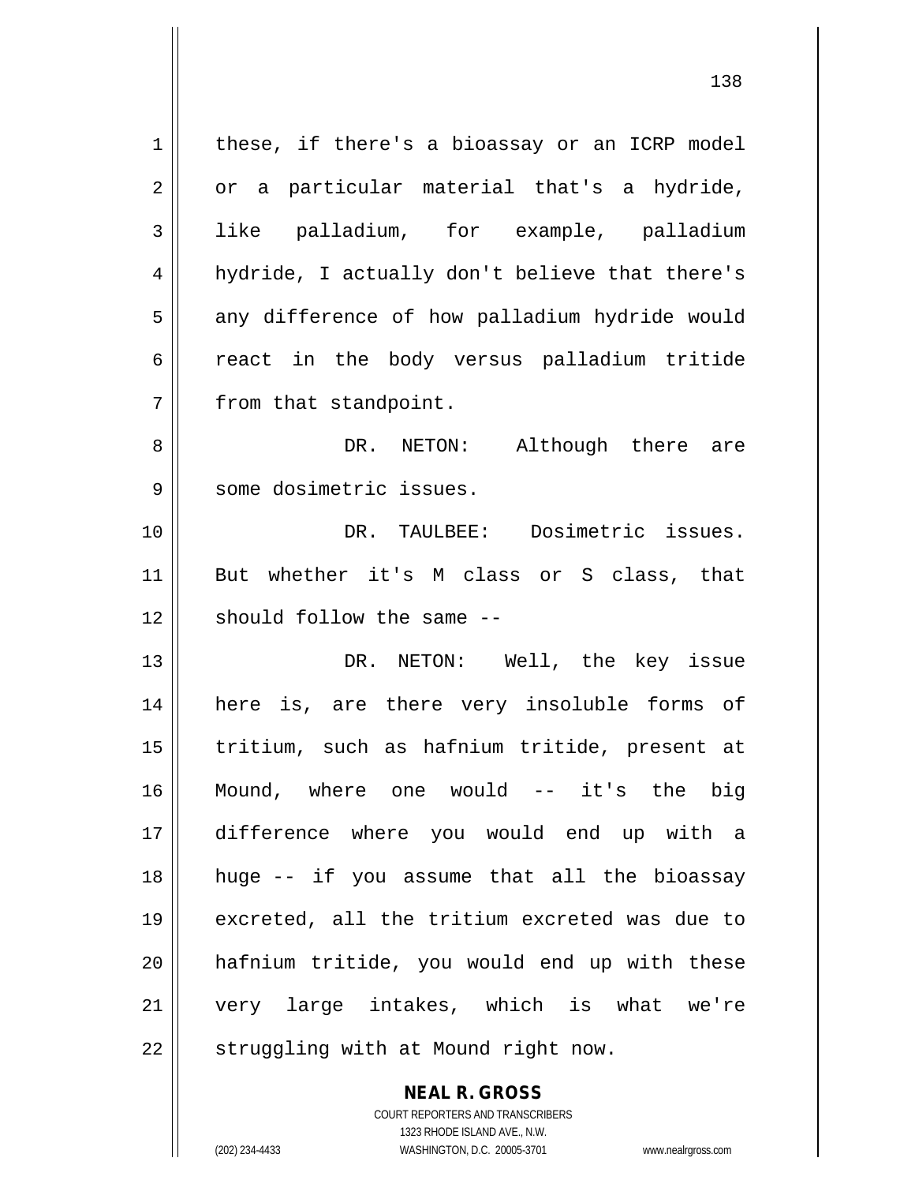these, if there's a bioassay or an ICRP model or a particular material that's a hydride, like palladium, for example, palladium hydride, I actually don't believe that there's any difference of how palladium hydride would react in the body versus palladium tritide from that standpoint.

DR. NETON: Although there are some dosimetric issues.

DR. TAULBEE: Dosimetric issues. But whether it's M class or S class, that should follow the same --

DR. NETON: Well, the key issue here is, are there very insoluble forms of tritium, such as hafnium tritide, present at Mound, where one would -- it's the big difference where you would end up with a huge -- if you assume that all the bioassay excreted, all the tritium excreted was due to hafnium tritide, you would end up with these very large intakes, which is what we're struggling with at Mound right now.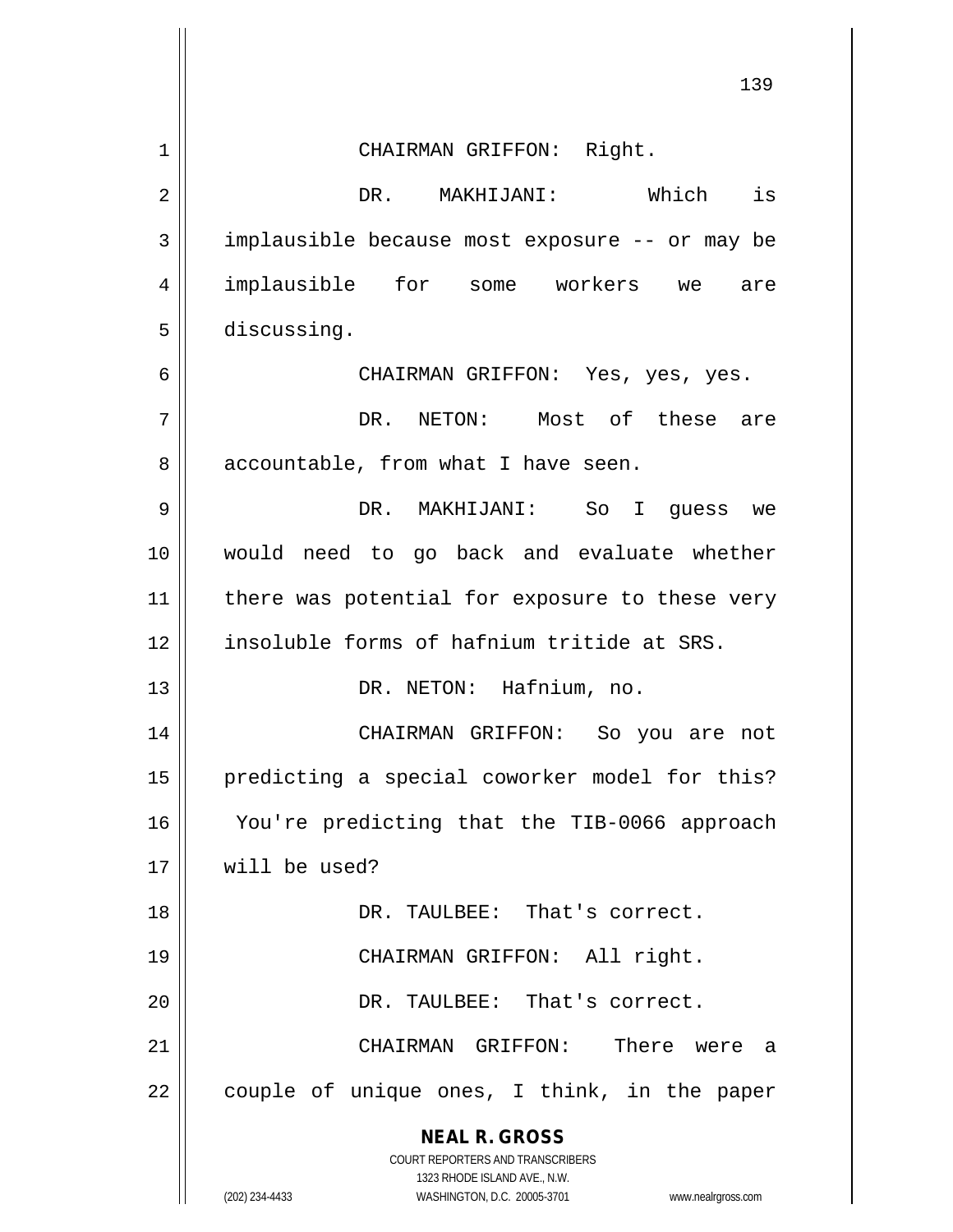CHAIRMAN GRIFFON: Right.

DR. MAKHIJANI: Which is implausible because most exposure -- or may be implausible for some workers we are discussing.

CHAIRMAN GRIFFON: Yes, yes, yes.

DR. NETON: Most of these are accountable, from what I have seen.

DR. MAKHIJANI: So I guess we would need to go back and evaluate whether there was potential for exposure to these very insoluble forms of hafnium tritide at SRS.

DR. NETON: Hafnium, no.

CHAIRMAN GRIFFON: So you are not predicting a special coworker model for this? You're predicting that the TIB-0066 approach will be used?

DR. TAULBEE: That's correct.

CHAIRMAN GRIFFON: All right.

DR. TAULBEE: That's correct.

CHAIRMAN GRIFFON: There were a couple of unique ones, I think, in the paper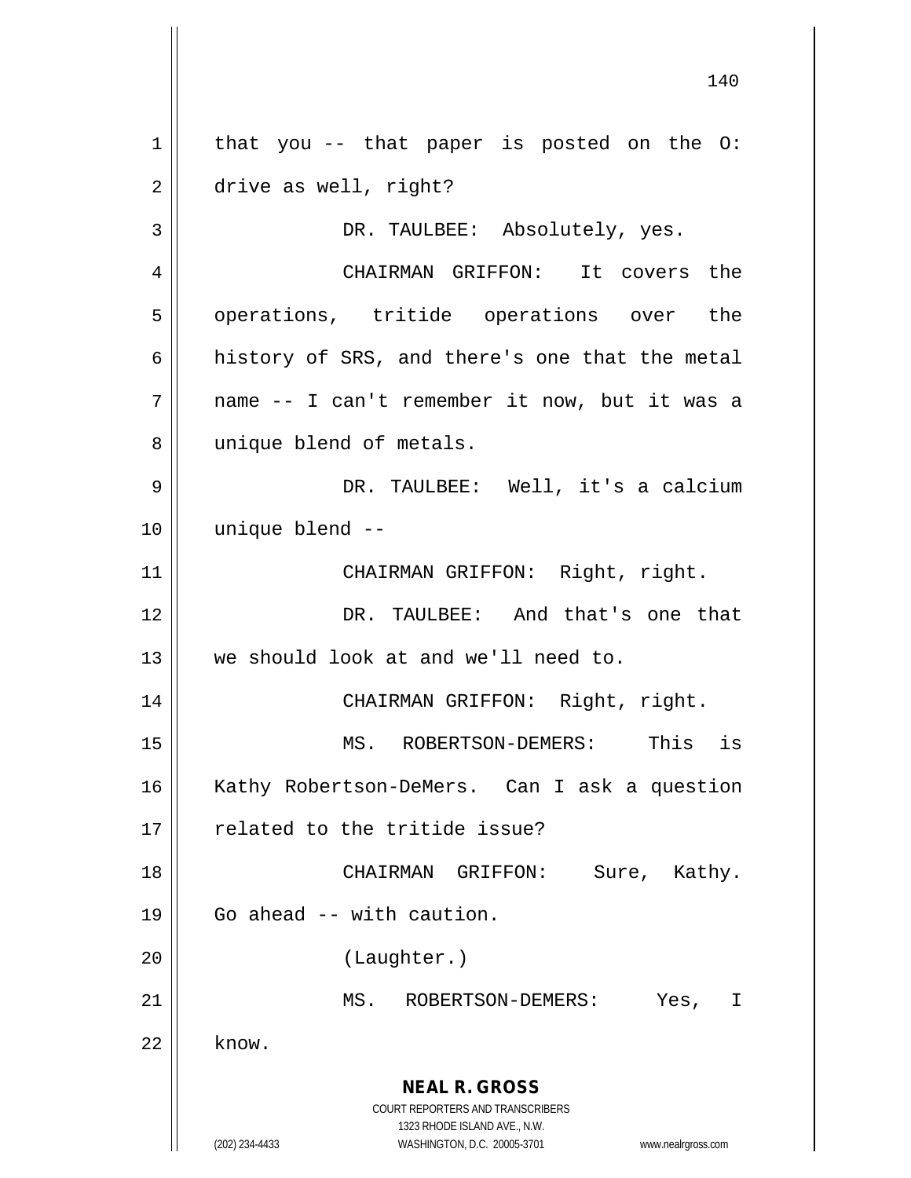that you -- that paper is posted on the O: drive as well, right?

DR. TAULBEE: Absolutely, yes.

CHAIRMAN GRIFFON: It covers the operations, tritide operations over the history of SRS, and there's one that the metal name -- I can't remember it now, but it was a unique blend of metals.

DR. TAULBEE: Well, it's a calcium unique blend --

CHAIRMAN GRIFFON: Right, right.

DR. TAULBEE: And that's one that we should look at and we'll need to.

CHAIRMAN GRIFFON: Right, right.

MS. ROBERTSON-DEMERS: This is Kathy Robertson-DeMers. Can I ask a question related to the tritide issue?

CHAIRMAN GRIFFON: Sure, Kathy. Go ahead -- with caution.

(Laughter.)

MS. ROBERTSON-DEMERS: Yes, I know.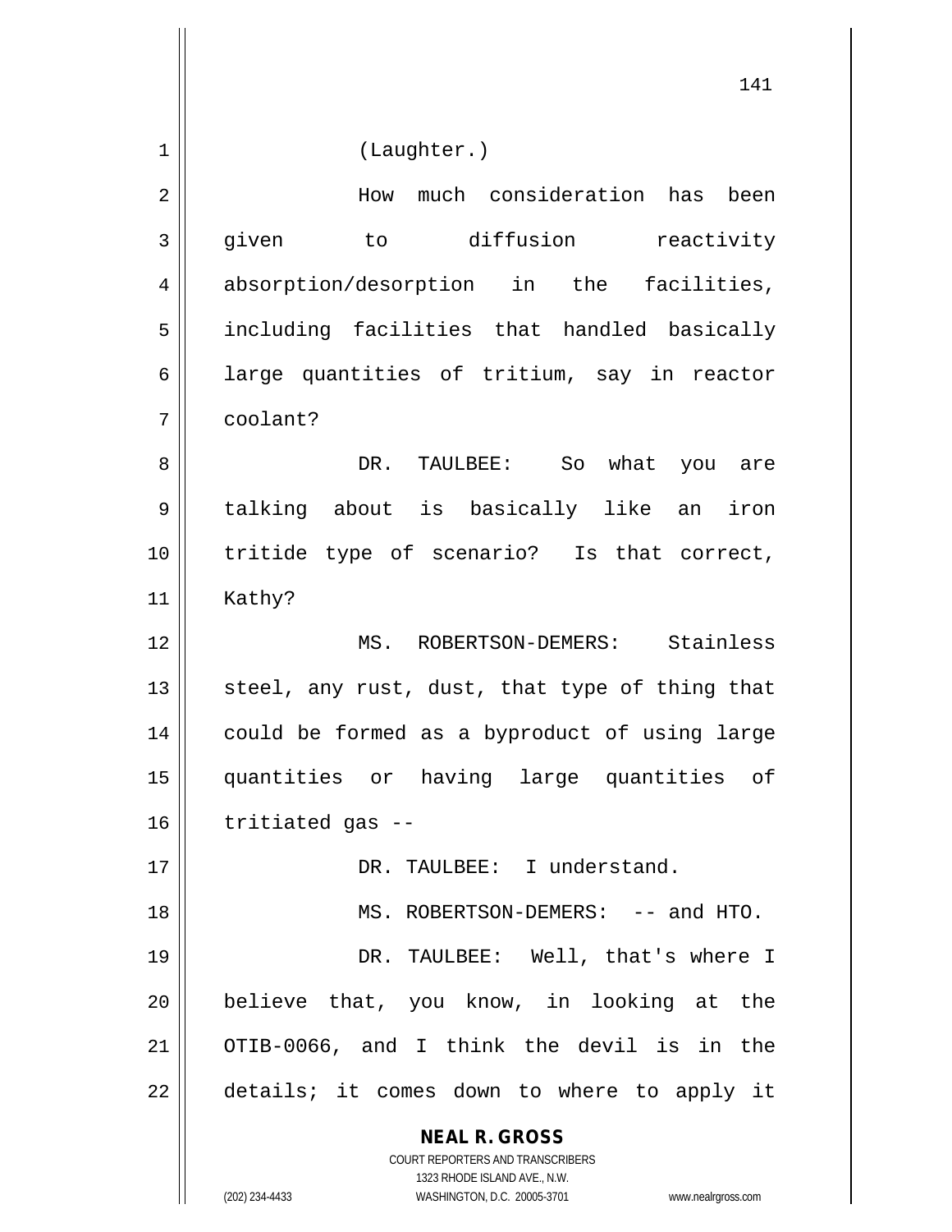(Laughter.)

How much consideration has been given to diffusion reactivity absorption/desorption in the facilities, including facilities that handled basically large quantities of tritium, say in reactor coolant?

DR. TAULBEE: So what you are talking about is basically like an iron tritide type of scenario? Is that correct, Kathy?

MS. ROBERTSON-DEMERS: Stainless steel, any rust, dust, that type of thing that could be formed as a byproduct of using large quantities or having large quantities of tritiated gas --

DR. TAULBEE: I understand.

MS. ROBERTSON-DEMERS: -- and HTO.

DR. TAULBEE: Well, that's where I believe that, you know, in looking at the OTIB-0066, and I think the devil is in the details; it comes down to where to apply it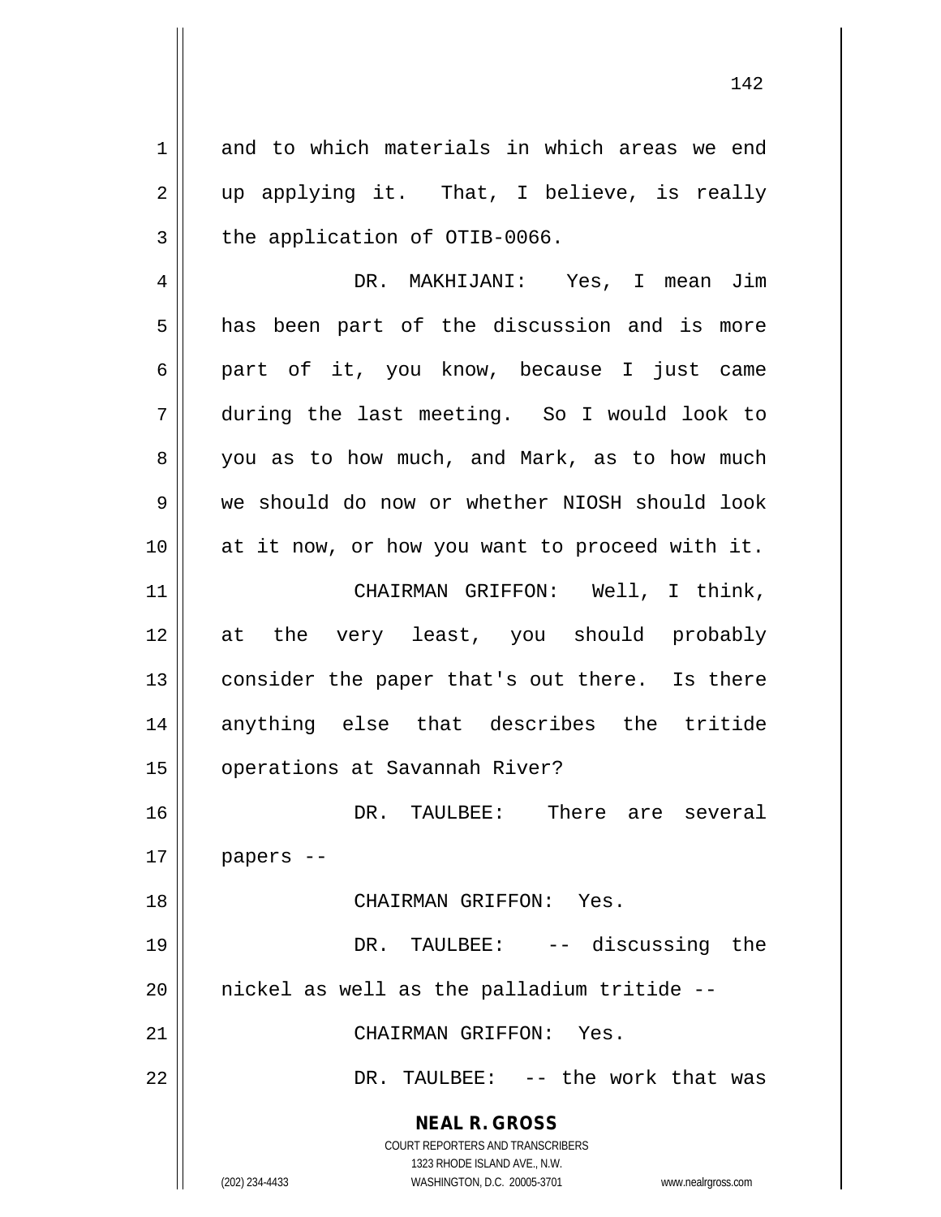and to which materials in which areas we end up applying it. That, I believe, is really the application of OTIB-0066.

DR. MAKHIJANI: Yes, I mean Jim has been part of the discussion and is more part of it, you know, because I just came during the last meeting. So I would look to you as to how much, and Mark, as to how much we should do now or whether NIOSH should look at it now, or how you want to proceed with it.

CHAIRMAN GRIFFON: Well, I think, at the very least, you should probably consider the paper that's out there. Is there anything else that describes the tritide operations at Savannah River?

DR. TAULBEE: There are several papers --

CHAIRMAN GRIFFON: Yes.

DR. TAULBEE: -- discussing the nickel as well as the palladium tritide --

CHAIRMAN GRIFFON: Yes.

DR. TAULBEE: -- the work that was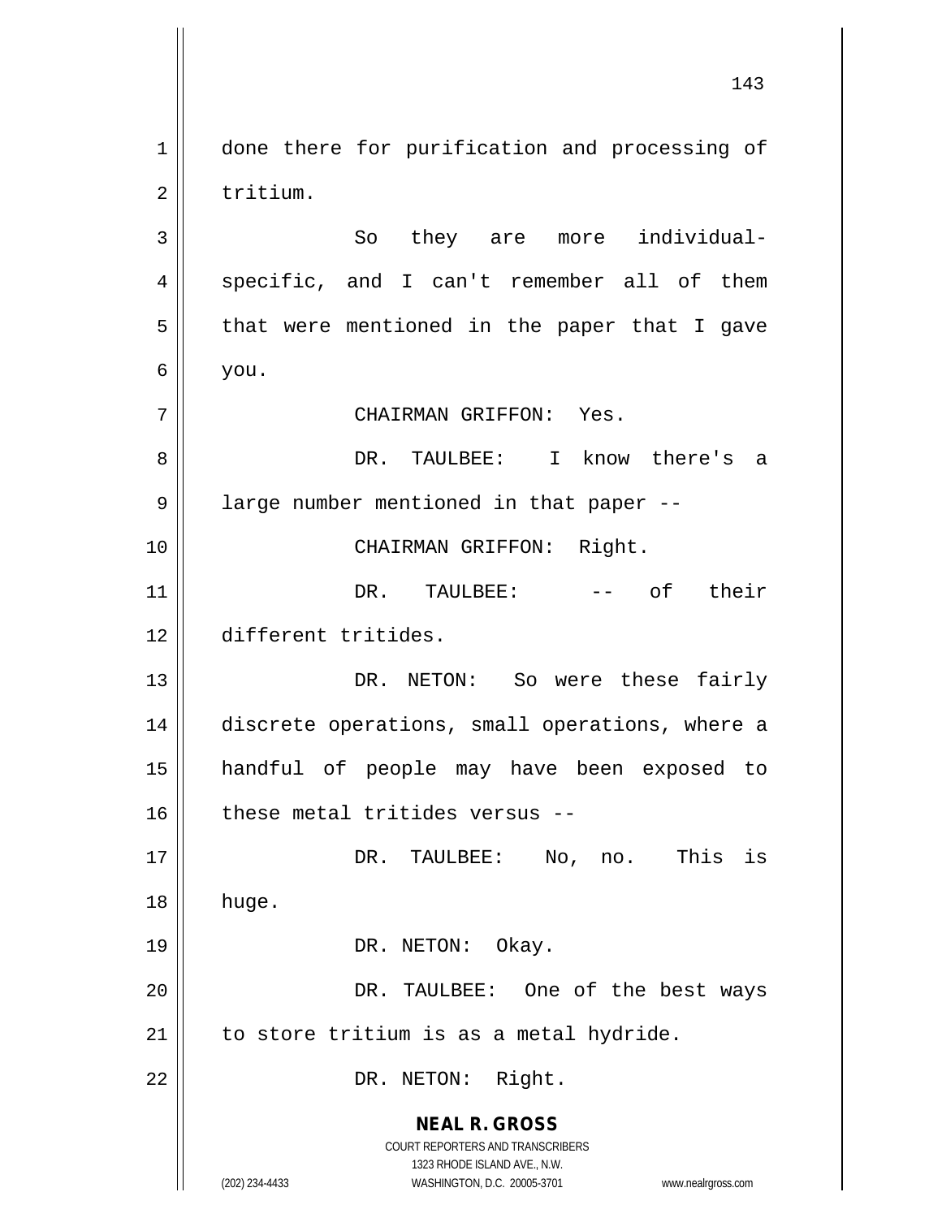done there for purification and processing of tritium.

So they are more individual-specific, and I can't remember all of them that were mentioned in the paper that I gave you.

CHAIRMAN GRIFFON: Yes.

DR. TAULBEE: I know there's a large number mentioned in that paper --

CHAIRMAN GRIFFON: Right.

DR. TAULBEE: -- of their different tritides.

DR. NETON: So were these fairly discrete operations, small operations, where a handful of people may have been exposed to these metal tritides versus --

DR. TAULBEE: No, no. This is huge.

DR. NETON: Okay.

DR. TAULBEE: One of the best ways to store tritium is as a metal hydride.

DR. NETON: Right.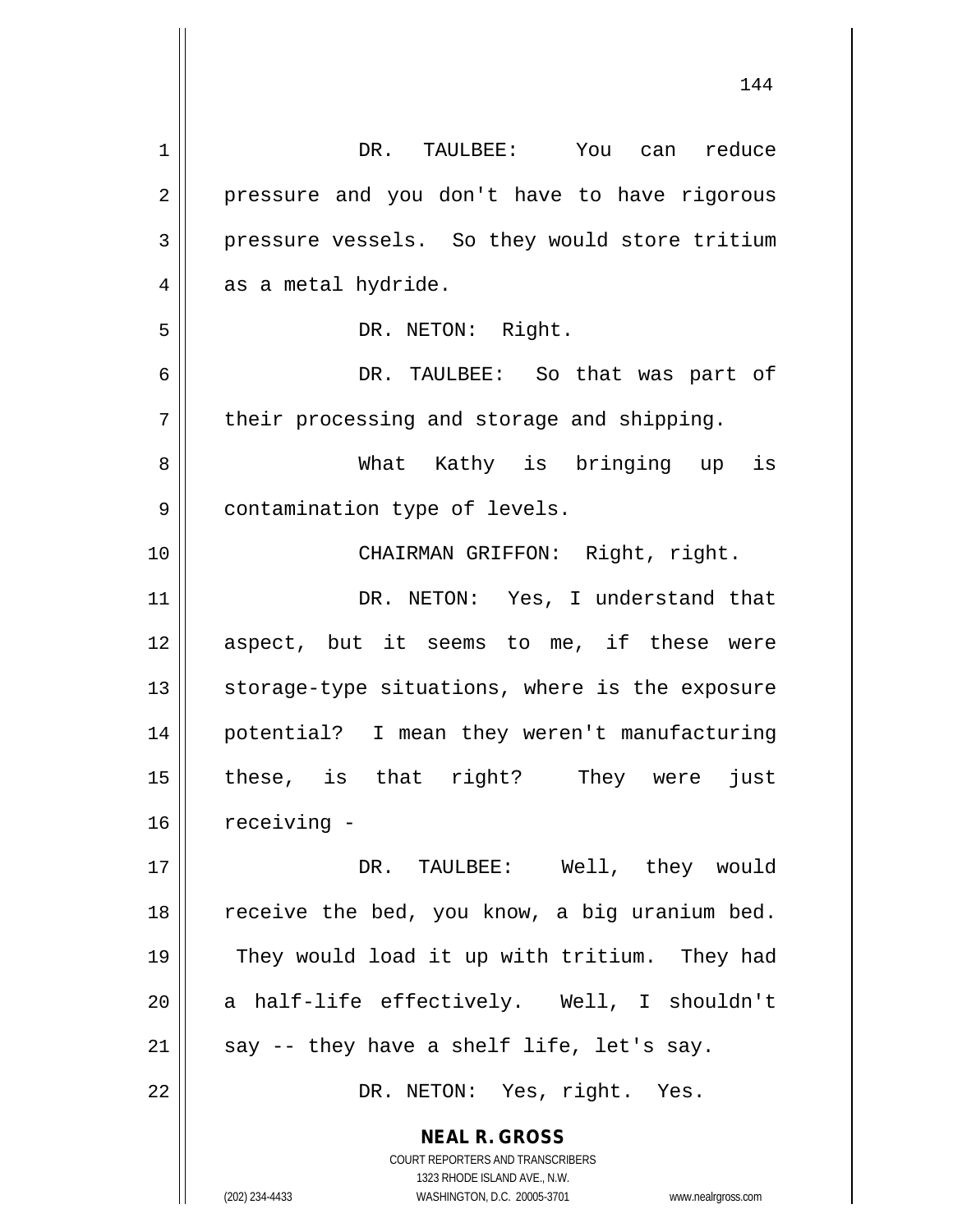DR. TAULBEE: You can reduce pressure and you don't have to have rigorous pressure vessels. So they would store tritium as a metal hydride.

DR. NETON: Right.

DR. TAULBEE: So that was part of their processing and storage and shipping.

What Kathy is bringing up is contamination type of levels.

CHAIRMAN GRIFFON: Right, right.

DR. NETON: Yes, I understand that aspect, but it seems to me, if these were storage-type situations, where is the exposure potential? I mean they weren't manufacturing these, is that right? They were just receiving -

DR. TAULBEE: Well, they would receive the bed, you know, a big uranium bed. They would load it up with tritium. They had a half-life effectively. Well, I shouldn't say -- they have a shelf life, let's say.

DR. NETON: Yes, right. Yes.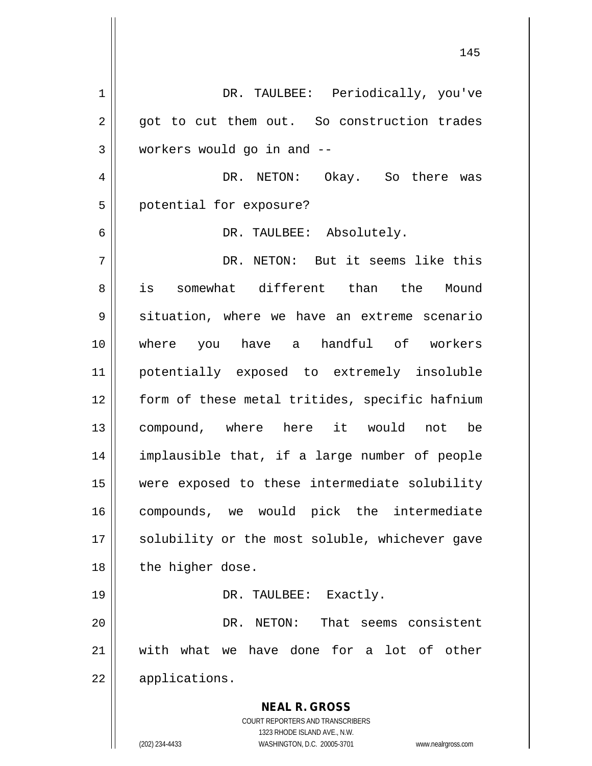DR. TAULBEE: Periodically, you've got to cut them out. So construction trades workers would go in and --

DR. NETON: Okay. So there was potential for exposure?

DR. TAULBEE: Absolutely.

DR. NETON: But it seems like this is somewhat different than the Mound situation, where we have an extreme scenario where you have a handful of workers potentially exposed to extremely insoluble form of these metal tritides, specific hafnium compound, where here it would not be implausible that, if a large number of people were exposed to these intermediate solubility compounds, we would pick the intermediate solubility or the most soluble, whichever gave the higher dose.

DR. TAULBEE: Exactly.

DR. NETON: That seems consistent with what we have done for a lot of other applications.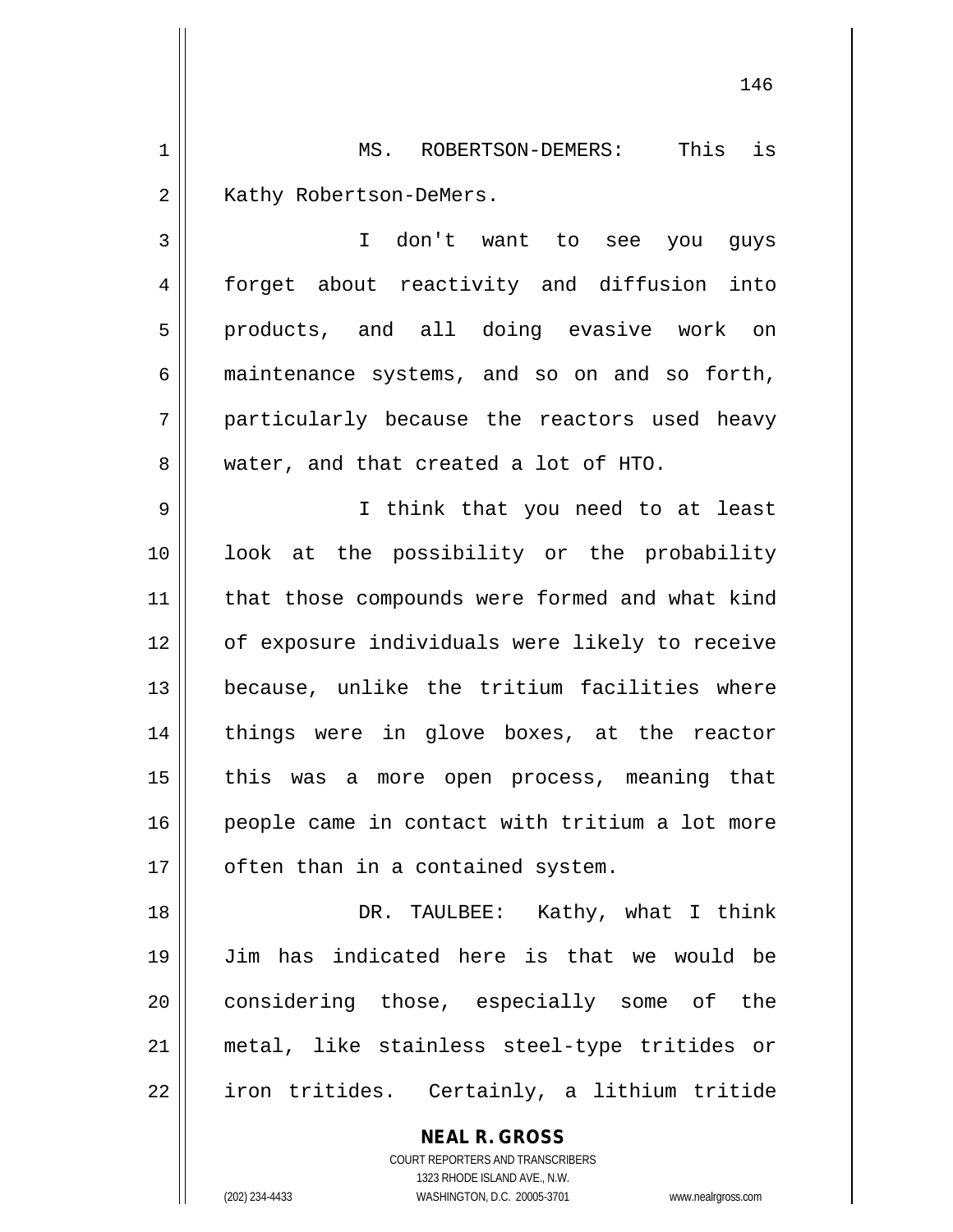MS. ROBERTSON-DEMERS: This is Kathy Robertson-DeMers.

I don't want to see you guys forget about reactivity and diffusion into products, and all doing evasive work on maintenance systems, and so on and so forth, particularly because the reactors used heavy water, and that created a lot of HTO.

I think that you need to at least look at the possibility or the probability that those compounds were formed and what kind of exposure individuals were likely to receive because, unlike the tritium facilities where things were in glove boxes, at the reactor this was a more open process, meaning that people came in contact with tritium a lot more often than in a contained system.

DR. TAULBEE: Kathy, what I think Jim has indicated here is that we would be considering those, especially some of the metal, like stainless steel-type tritides or iron tritides. Certainly, a lithium tritide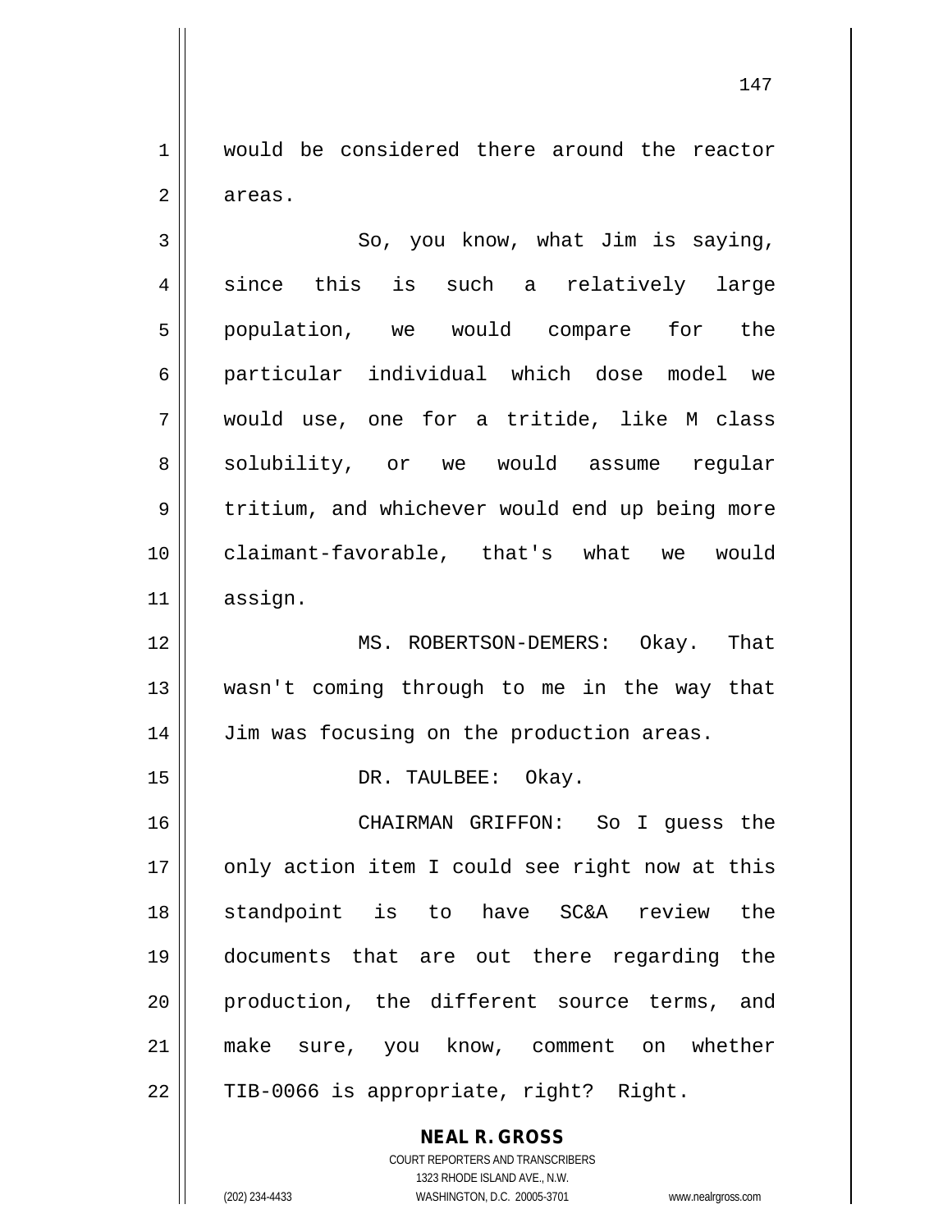would be considered there around the reactor areas.

So, you know, what Jim is saying, since this is such a relatively large population, we would compare for the particular individual which dose model we would use, one for a tritide, like M class solubility, or we would assume regular tritium, and whichever would end up being more claimant-favorable, that's what we would assign.

MS. ROBERTSON-DEMERS: Okay. That wasn't coming through to me in the way that Jim was focusing on the production areas.

DR. TAULBEE: Okay.

CHAIRMAN GRIFFON: So I guess the only action item I could see right now at this standpoint is to have SC&A review the documents that are out there regarding the production, the different source terms, and make sure, you know, comment on whether TIB-0066 is appropriate, right? Right.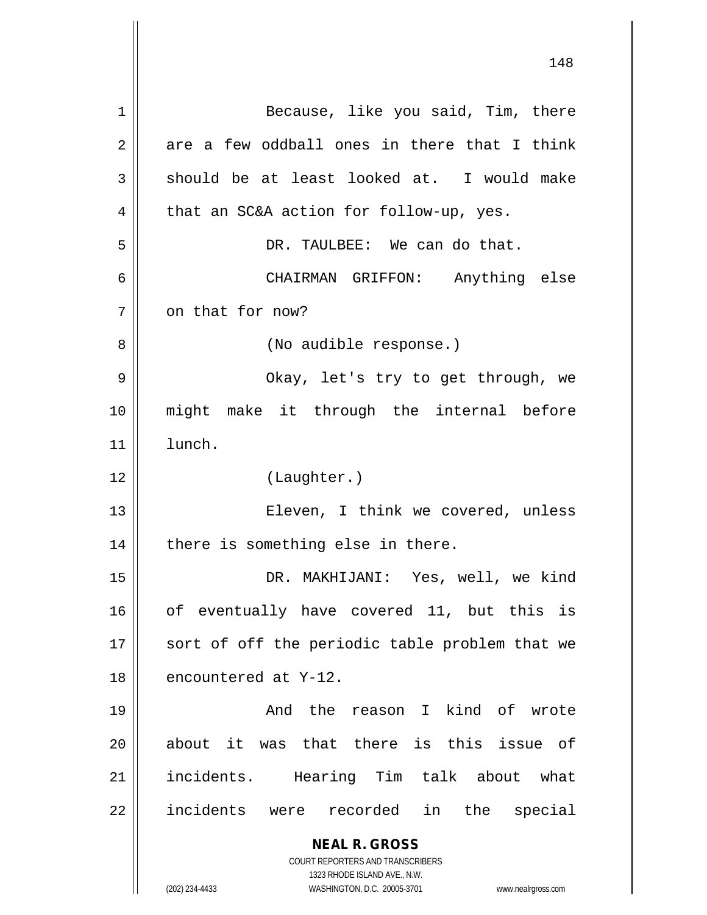Because, like you said, Tim, there are a few oddball ones in there that I think should be at least looked at. I would make that an SC&A action for follow-up, yes.

DR. TAULBEE: We can do that.

CHAIRMAN GRIFFON: Anything else on that for now?

(No audible response.)

Okay, let's try to get through, we might make it through the internal before lunch.

(Laughter.)

Eleven, I think we covered, unless there is something else in there.

DR. MAKHIJANI: Yes, well, we kind of eventually have covered 11, but this is sort of off the periodic table problem that we encountered at Y-12.

And the reason I kind of wrote about it was that there is this issue of incidents. Hearing Tim talk about what incidents were recorded in the special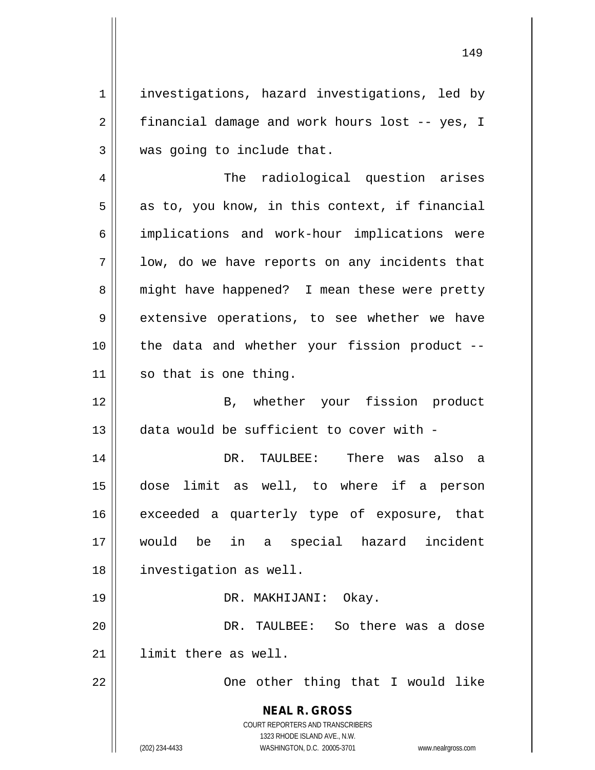investigations, hazard investigations, led by financial damage and work hours lost -- yes, I was going to include that.

The radiological question arises as to, you know, in this context, if financial implications and work-hour implications were low, do we have reports on any incidents that might have happened? I mean these were pretty extensive operations, to see whether we have the data and whether your fission product -- so that is one thing.

B, whether your fission product data would be sufficient to cover with -

DR. TAULBEE: There was also a dose limit as well, to where if a person exceeded a quarterly type of exposure, that would be in a special hazard incident investigation as well.

DR. MAKHIJANI: Okay.

DR. TAULBEE: So there was a dose limit there as well.

One other thing that I would like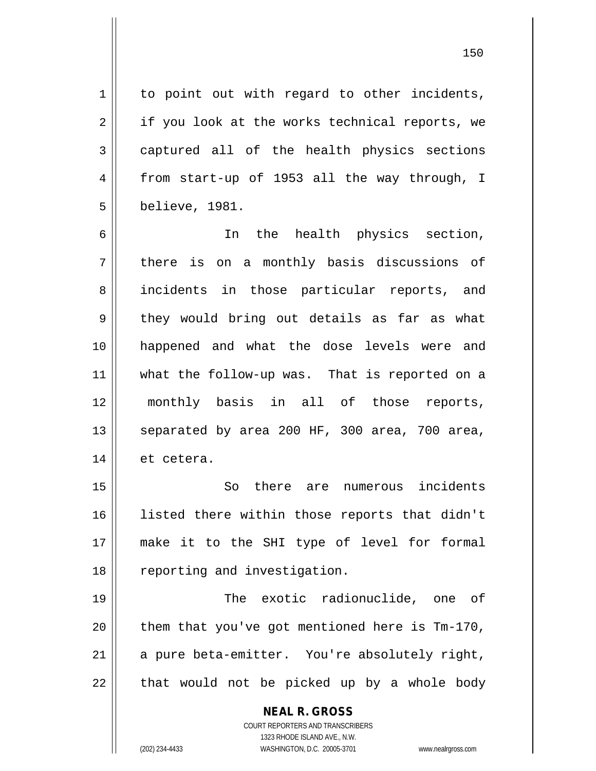to point out with regard to other incidents, if you look at the works technical reports, we captured all of the health physics sections from start-up of 1953 all the way through, I believe, 1981.

In the health physics section, there is on a monthly basis discussions of incidents in those particular reports, and they would bring out details as far as what happened and what the dose levels were and what the follow-up was. That is reported on a monthly basis in all of those reports, separated by area 200 HF, 300 area, 700 area, et cetera.

So there are numerous incidents listed there within those reports that didn't make it to the SHI type of level for formal reporting and investigation.

The exotic radionuclide, one of them that you've got mentioned here is Tm-170, a pure beta-emitter. You're absolutely right, that would not be picked up by a whole body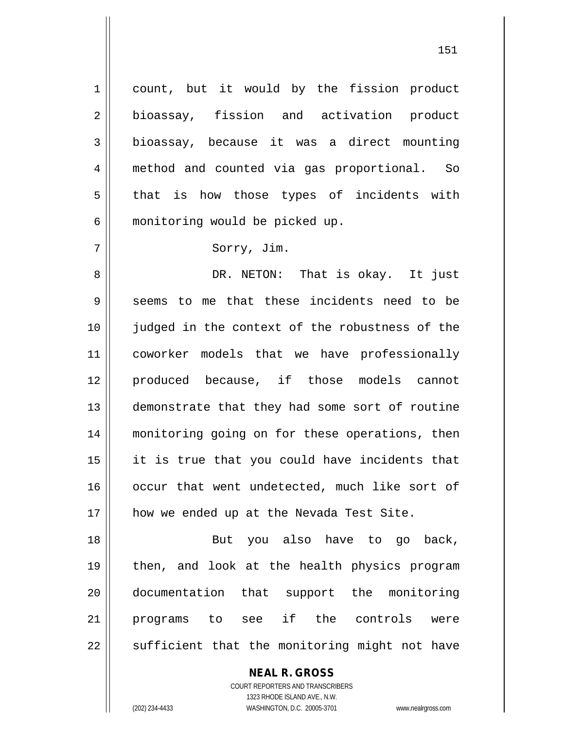count, but it would by the fission product bioassay, fission and activation product bioassay, because it was a direct mounting method and counted via gas proportional. So that is how those types of incidents with monitoring would be picked up.

Sorry, Jim.

DR. NETON: That is okay. It just seems to me that these incidents need to be judged in the context of the robustness of the coworker models that we have professionally produced because, if those models cannot demonstrate that they had some sort of routine monitoring going on for these operations, then it is true that you could have incidents that occur that went undetected, much like sort of how we ended up at the Nevada Test Site.

But you also have to go back, then, and look at the health physics program documentation that support the monitoring programs to see if the controls were sufficient that the monitoring might not have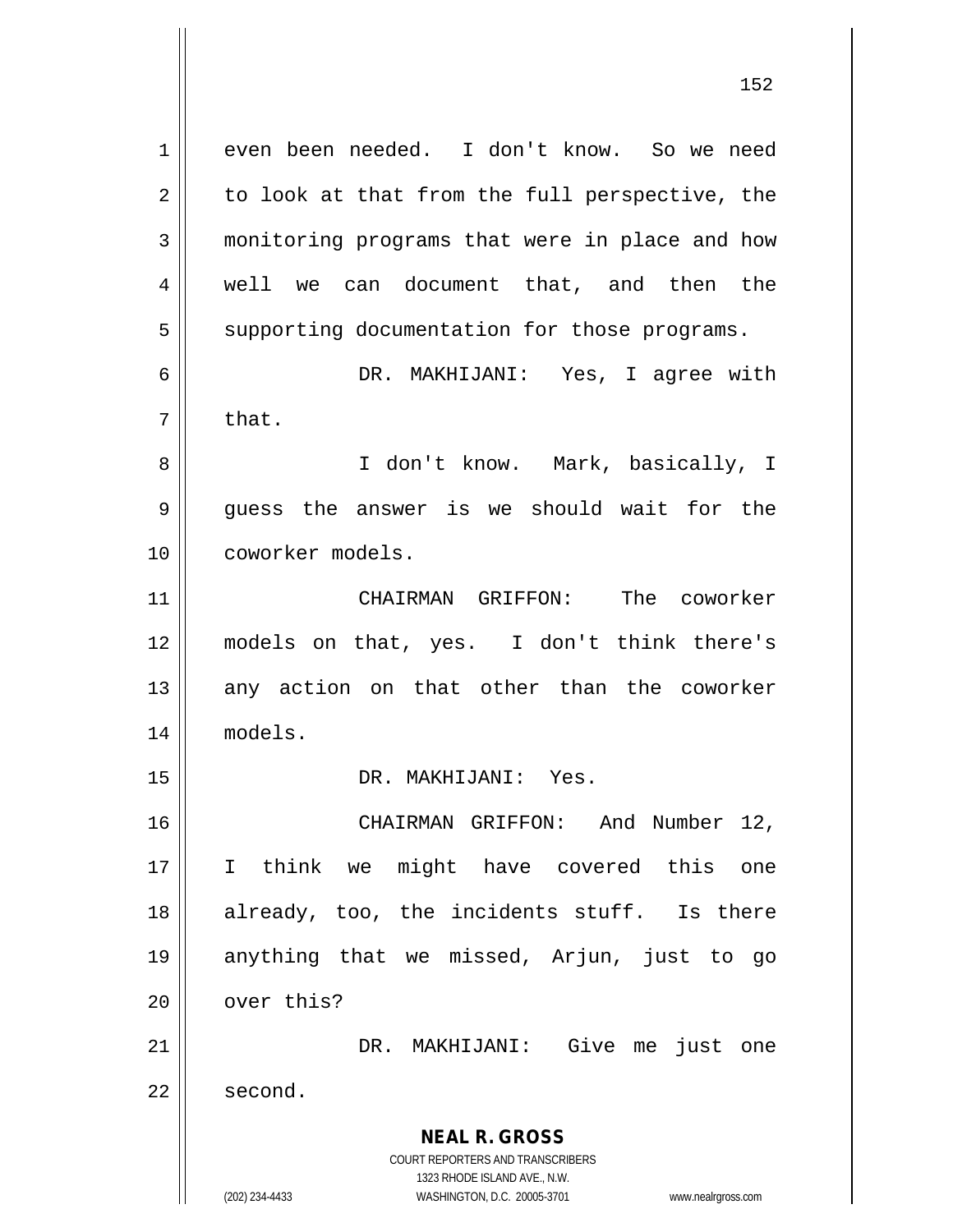even been needed. I don't know. So we need to look at that from the full perspective, the monitoring programs that were in place and how well we can document that, and then the supporting documentation for those programs.

DR. MAKHIJANI: Yes, I agree with that.

I don't know. Mark, basically, I guess the answer is we should wait for the coworker models.

CHAIRMAN GRIFFON: The coworker models on that, yes. I don't think there's any action on that other than the coworker models.

DR. MAKHIJANI: Yes.

CHAIRMAN GRIFFON: And Number 12, I think we might have covered this one already, too, the incidents stuff. Is there anything that we missed, Arjun, just to go over this?

DR. MAKHIJANI: Give me just one second.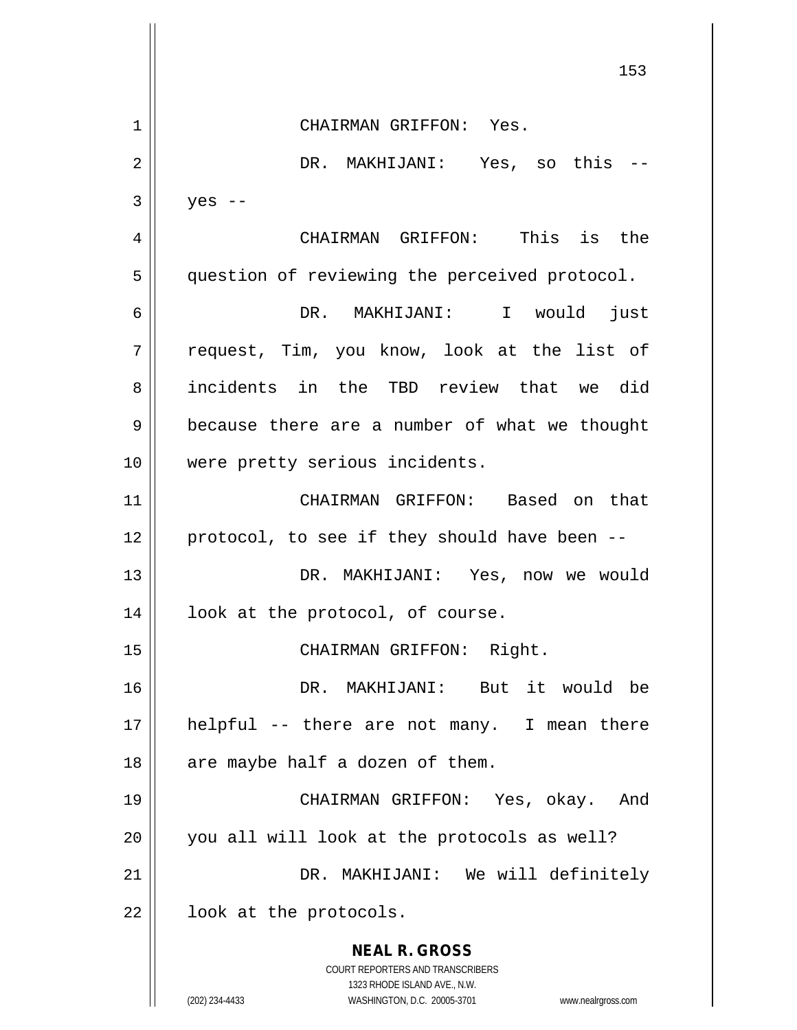CHAIRMAN GRIFFON: Yes.

DR. MAKHIJANI: Yes, so this -- yes --

CHAIRMAN GRIFFON: This is the question of reviewing the perceived protocol.

DR. MAKHIJANI: I would just request, Tim, you know, look at the list of incidents in the TBD review that we did because there are a number of what we thought were pretty serious incidents.

CHAIRMAN GRIFFON: Based on that protocol, to see if they should have been --

DR. MAKHIJANI: Yes, now we would look at the protocol, of course.

CHAIRMAN GRIFFON: Right.

DR. MAKHIJANI: But it would be helpful -- there are not many. I mean there are maybe half a dozen of them.

CHAIRMAN GRIFFON: Yes, okay. And you all will look at the protocols as well?

DR. MAKHIJANI: We will definitely look at the protocols.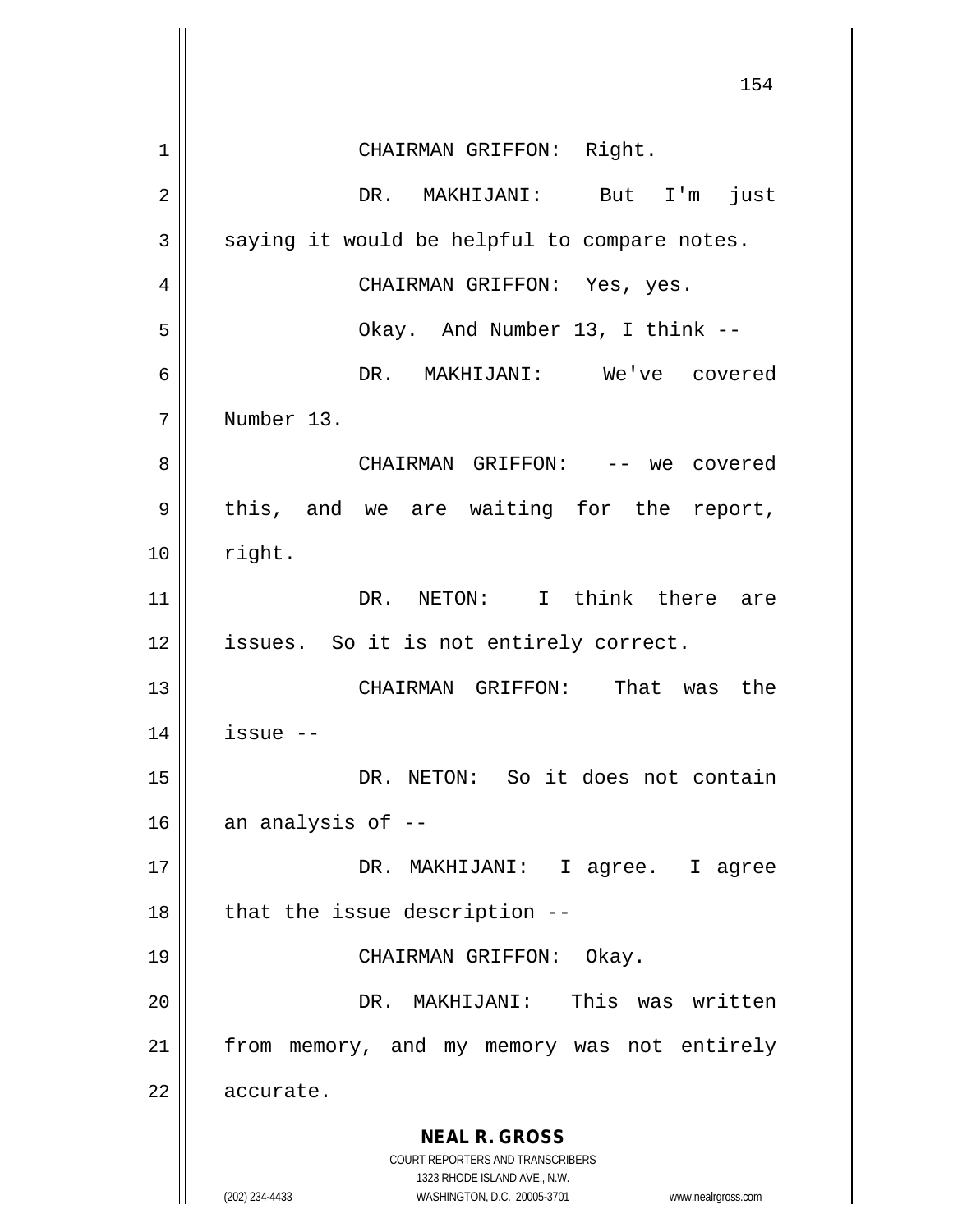CHAIRMAN GRIFFON: Right.

DR. MAKHIJANI: But I'm just saying it would be helpful to compare notes.

CHAIRMAN GRIFFON: Yes, yes.

Okay. And Number 13, I think --

DR. MAKHIJANI: We've covered Number 13.

CHAIRMAN GRIFFON: -- we covered this, and we are waiting for the report, right.

DR. NETON: I think there are issues. So it is not entirely correct.

CHAIRMAN GRIFFON: That was the issue --

DR. NETON: So it does not contain an analysis of --

DR. MAKHIJANI: I agree. I agree that the issue description --

CHAIRMAN GRIFFON: Okay.

DR. MAKHIJANI: This was written from memory, and my memory was not entirely accurate.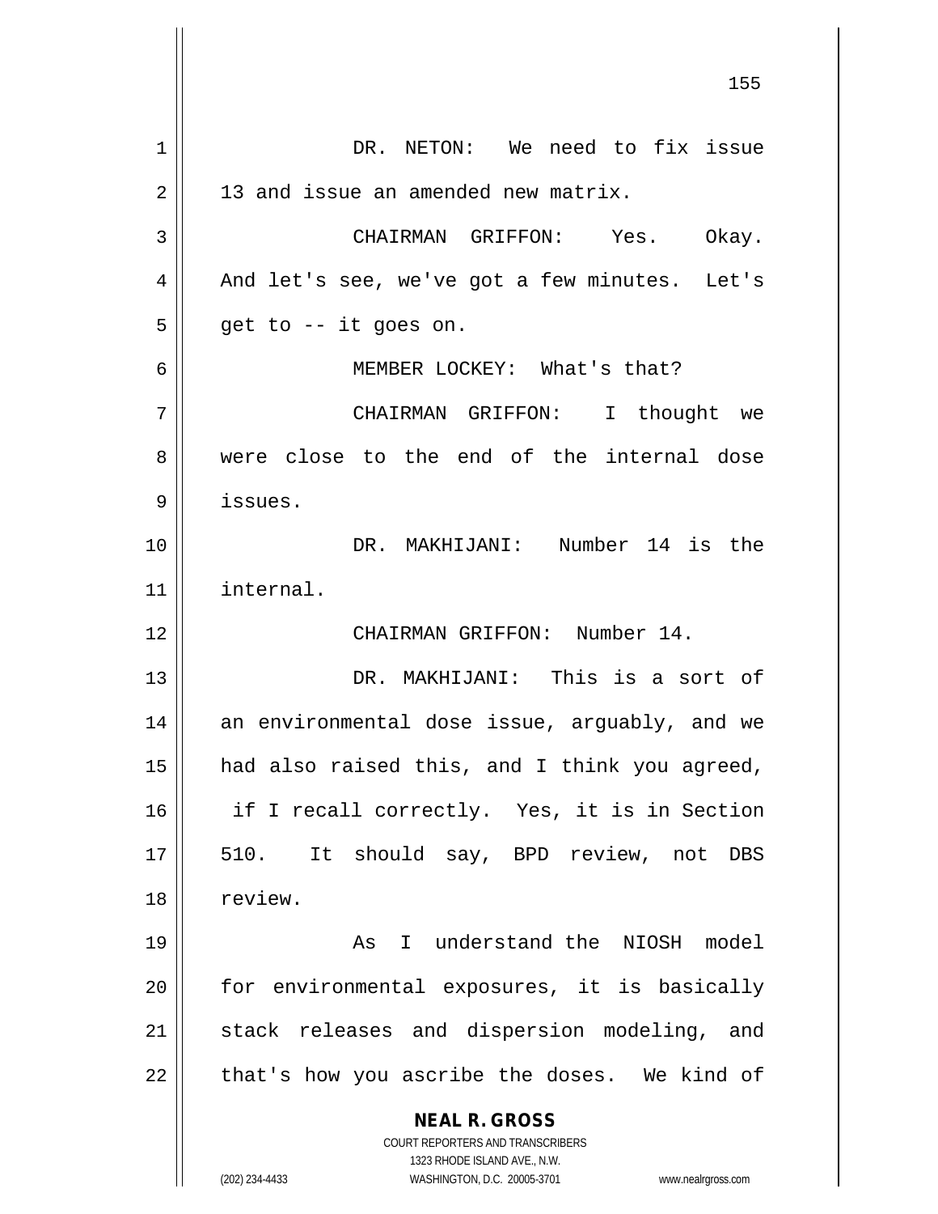DR. NETON: We need to fix issue 13 and issue an amended new matrix.

CHAIRMAN GRIFFON: Yes. Okay. And let's see, we've got a few minutes. Let's get to -- it goes on.

MEMBER LOCKEY: What's that?

CHAIRMAN GRIFFON: I thought we were close to the end of the internal dose issues.

DR. MAKHIJANI: Number 14 is the internal.

CHAIRMAN GRIFFON: Number 14.

DR. MAKHIJANI: This is a sort of an environmental dose issue, arguably, and we had also raised this, and I think you agreed, if I recall correctly. Yes, it is in Section 510. It should say, BPD review, not DBS review.

As I understand the NIOSH model for environmental exposures, it is basically stack releases and dispersion modeling, and that's how you ascribe the doses. We kind of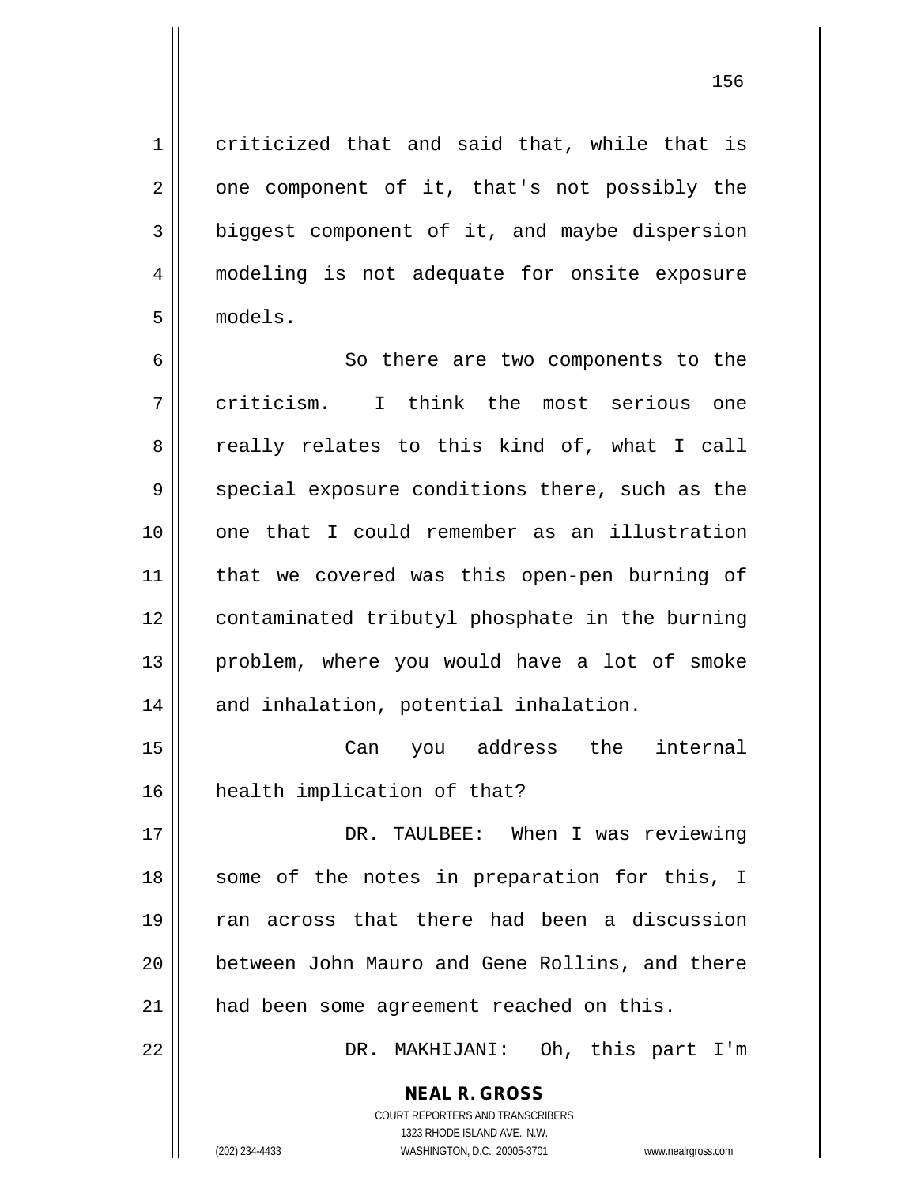criticized that and said that, while that is one component of it, that's not possibly the biggest component of it, and maybe dispersion modeling is not adequate for onsite exposure models.

So there are two components to the criticism. I think the most serious one really relates to this kind of, what I call special exposure conditions there, such as the one that I could remember as an illustration that we covered was this open-pen burning of contaminated tributyl phosphate in the burning problem, where you would have a lot of smoke and inhalation, potential inhalation.

Can you address the internal health implication of that?

DR. TAULBEE: When I was reviewing some of the notes in preparation for this, I ran across that there had been a discussion between John Mauro and Gene Rollins, and there had been some agreement reached on this.

DR. MAKHIJANI: Oh, this part I'm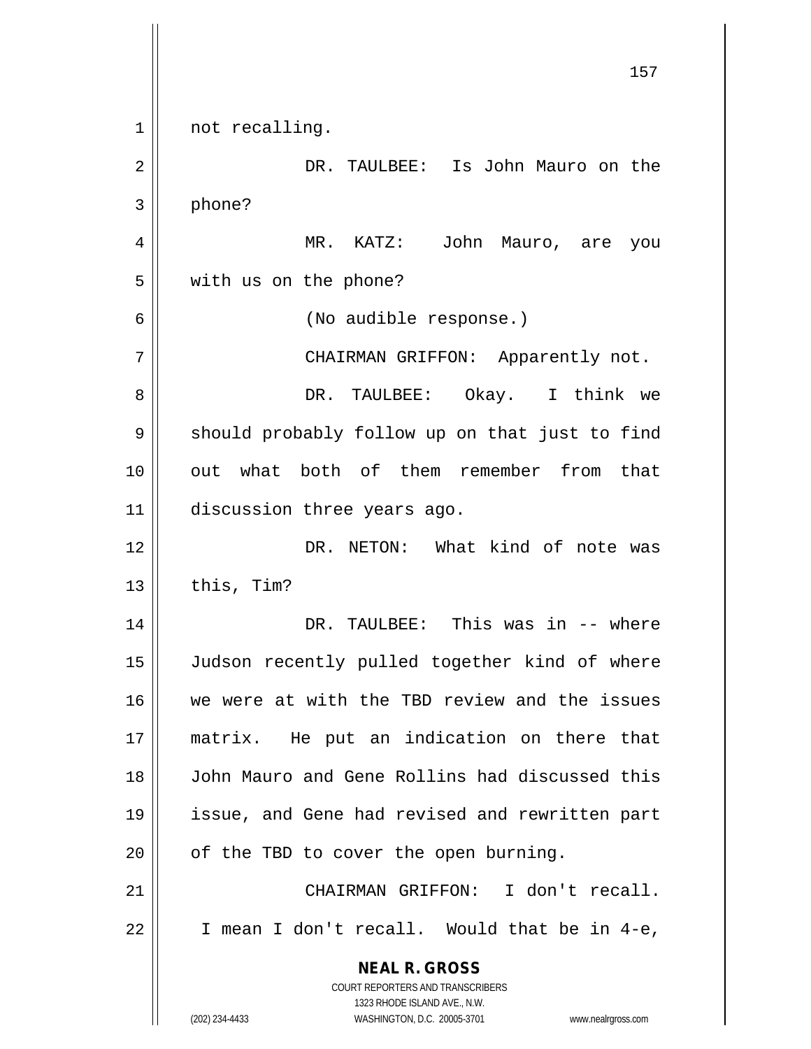not recalling.

DR. TAULBEE: Is John Mauro on the phone?

MR. KATZ: John Mauro, are you with us on the phone?

(No audible response.)

CHAIRMAN GRIFFON: Apparently not.

DR. TAULBEE: Okay. I think we should probably follow up on that just to find out what both of them remember from that discussion three years ago.

DR. NETON: What kind of note was this, Tim?

DR. TAULBEE: This was in -- where Judson recently pulled together kind of where we were at with the TBD review and the issues matrix. He put an indication on there that John Mauro and Gene Rollins had discussed this issue, and Gene had revised and rewritten part of the TBD to cover the open burning.

CHAIRMAN GRIFFON: I don't recall. I mean I don't recall. Would that be in 4-e,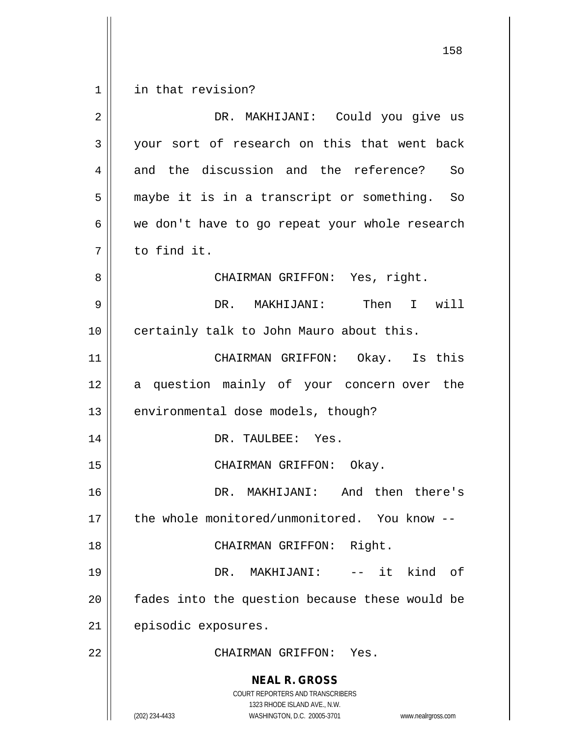in that revision?

DR. MAKHIJANI: Could you give us your sort of research on this that went back and the discussion and the reference? So maybe it is in a transcript or something. So we don't have to go repeat your whole research to find it.

CHAIRMAN GRIFFON: Yes, right.

DR. MAKHIJANI: Then I will certainly talk to John Mauro about this.

CHAIRMAN GRIFFON: Okay. Is this a question mainly of your concern over the environmental dose models, though?

DR. TAULBEE: Yes.

CHAIRMAN GRIFFON: Okay.

DR. MAKHIJANI: And then there's the whole monitored/unmonitored. You know --

CHAIRMAN GRIFFON: Right.

DR. MAKHIJANI: -- it kind of fades into the question because these would be episodic exposures.

CHAIRMAN GRIFFON: Yes.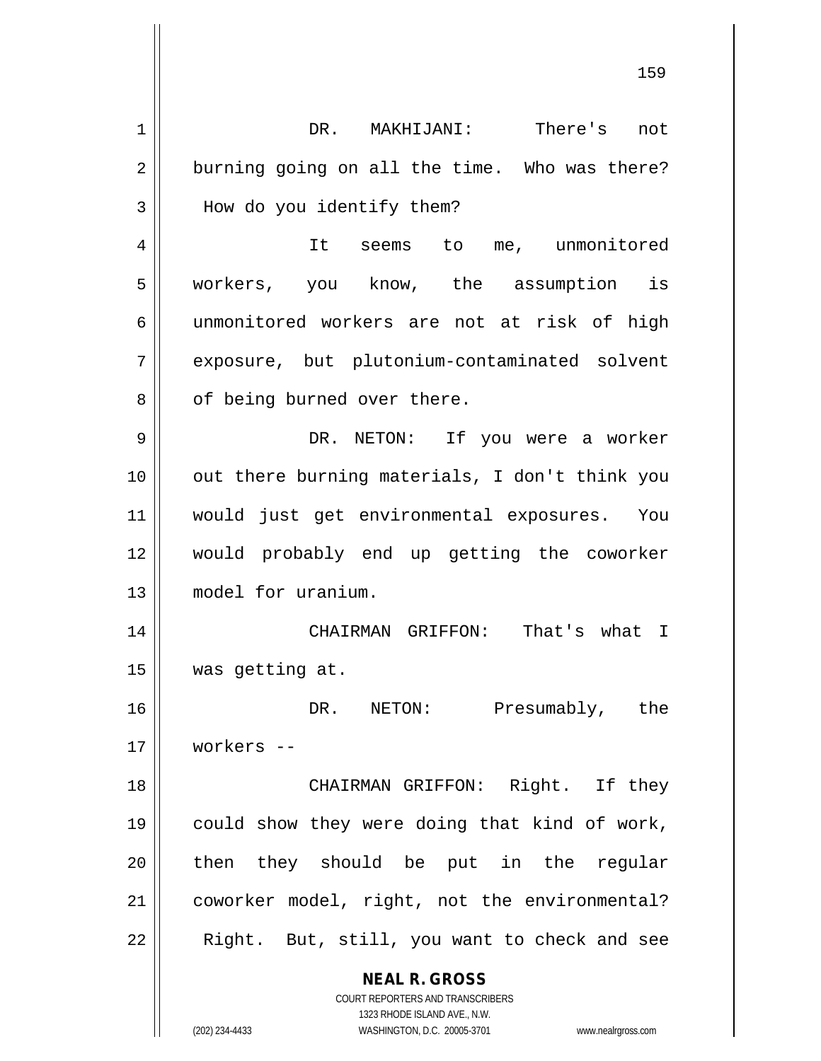DR. MAKHIJANI: There's not burning going on all the time. Who was there? How do you identify them?

It seems to me, unmonitored workers, you know, the assumption is unmonitored workers are not at risk of high exposure, but plutonium-contaminated solvent of being burned over there.

DR. NETON: If you were a worker out there burning materials, I don't think you would just get environmental exposures. You would probably end up getting the coworker model for uranium.

CHAIRMAN GRIFFON: That's what I was getting at.

DR. NETON: Presumably, the workers --

CHAIRMAN GRIFFON: Right. If they could show they were doing that kind of work, then they should be put in the regular coworker model, right, not the environmental? Right. But, still, you want to check and see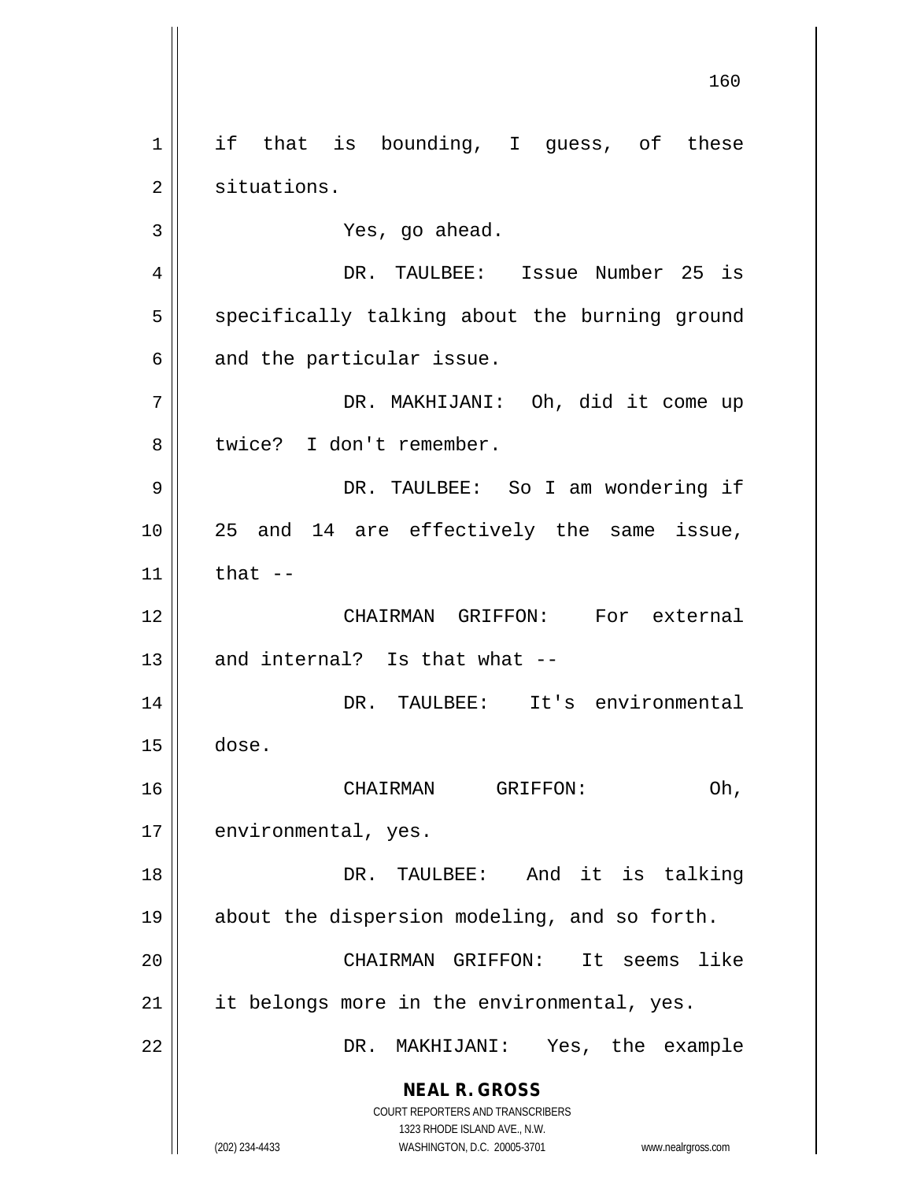if that is bounding, I guess, of these situations.

Yes, go ahead.

DR. TAULBEE: Issue Number 25 is specifically talking about the burning ground and the particular issue.

DR. MAKHIJANI: Oh, did it come up twice? I don't remember.

DR. TAULBEE: So I am wondering if 25 and 14 are effectively the same issue, that --

CHAIRMAN GRIFFON: For external and internal? Is that what --

DR. TAULBEE: It's environmental dose.

CHAIRMAN GRIFFON: Oh, environmental, yes.

DR. TAULBEE: And it is talking about the dispersion modeling, and so forth.

CHAIRMAN GRIFFON: It seems like it belongs more in the environmental, yes.

DR. MAKHIJANI: Yes, the example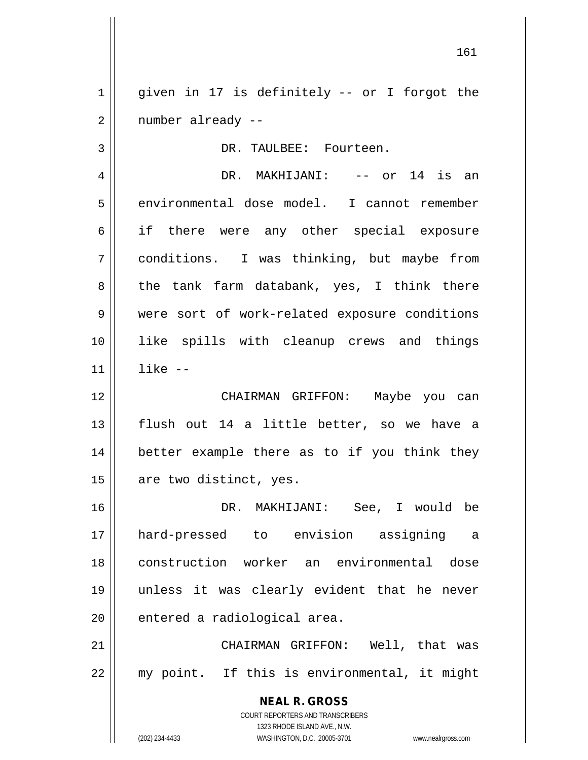given in 17 is definitely -- or I forgot the number already --

DR. TAULBEE: Fourteen.

DR. MAKHIJANI: -- or 14 is an environmental dose model. I cannot remember if there were any other special exposure conditions. I was thinking, but maybe from the tank farm databank, yes, I think there were sort of work-related exposure conditions like spills with cleanup crews and things like --

CHAIRMAN GRIFFON: Maybe you can flush out 14 a little better, so we have a better example there as to if you think they are two distinct, yes.

DR. MAKHIJANI: See, I would be hard-pressed to envision assigning a construction worker an environmental dose unless it was clearly evident that he never entered a radiological area.

CHAIRMAN GRIFFON: Well, that was my point. If this is environmental, it might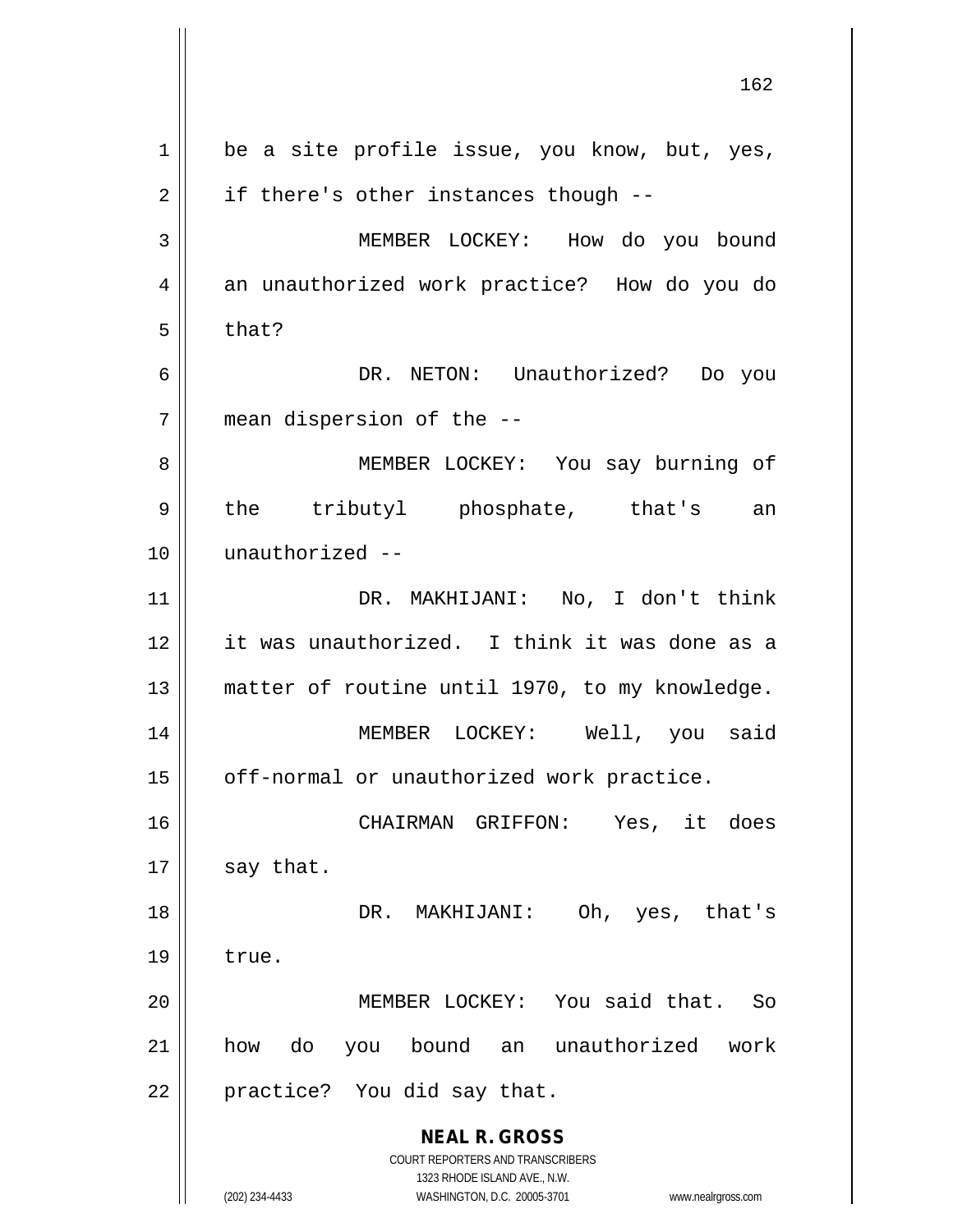be a site profile issue, you know, but, yes, if there's other instances though --

MEMBER LOCKEY: How do you bound an unauthorized work practice? How do you do that?

DR. NETON: Unauthorized? Do you mean dispersion of the --

MEMBER LOCKEY: You say burning of the tributyl phosphate, that's an unauthorized --

DR. MAKHIJANI: No, I don't think it was unauthorized. I think it was done as a matter of routine until 1970, to my knowledge.

MEMBER LOCKEY: Well, you said off-normal or unauthorized work practice.

CHAIRMAN GRIFFON: Yes, it does say that.

DR. MAKHIJANI: Oh, yes, that's true.

MEMBER LOCKEY: You said that. So how do you bound an unauthorized work practice? You did say that.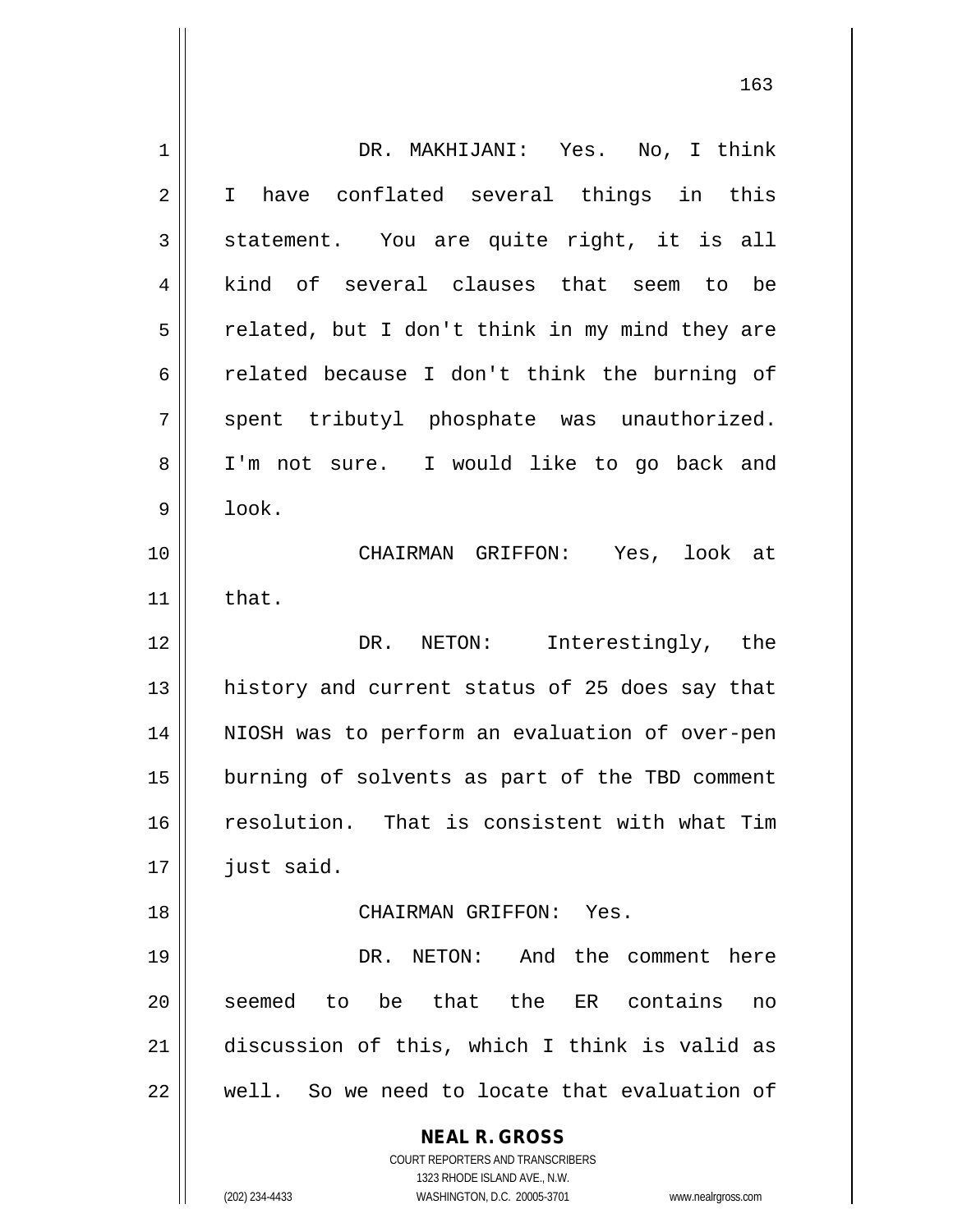DR. MAKHIJANI: Yes. No, I think I have conflated several things in this statement. You are quite right, it is all kind of several clauses that seem to be related, but I don't think in my mind they are related because I don't think the burning of spent tributyl phosphate was unauthorized. I'm not sure. I would like to go back and look.

CHAIRMAN GRIFFON: Yes, look at that.

DR. NETON: Interestingly, the history and current status of 25 does say that NIOSH was to perform an evaluation of over-pen burning of solvents as part of the TBD comment resolution. That is consistent with what Tim just said.

CHAIRMAN GRIFFON: Yes.

DR. NETON: And the comment here seemed to be that the ER contains no discussion of this, which I think is valid as well. So we need to locate that evaluation of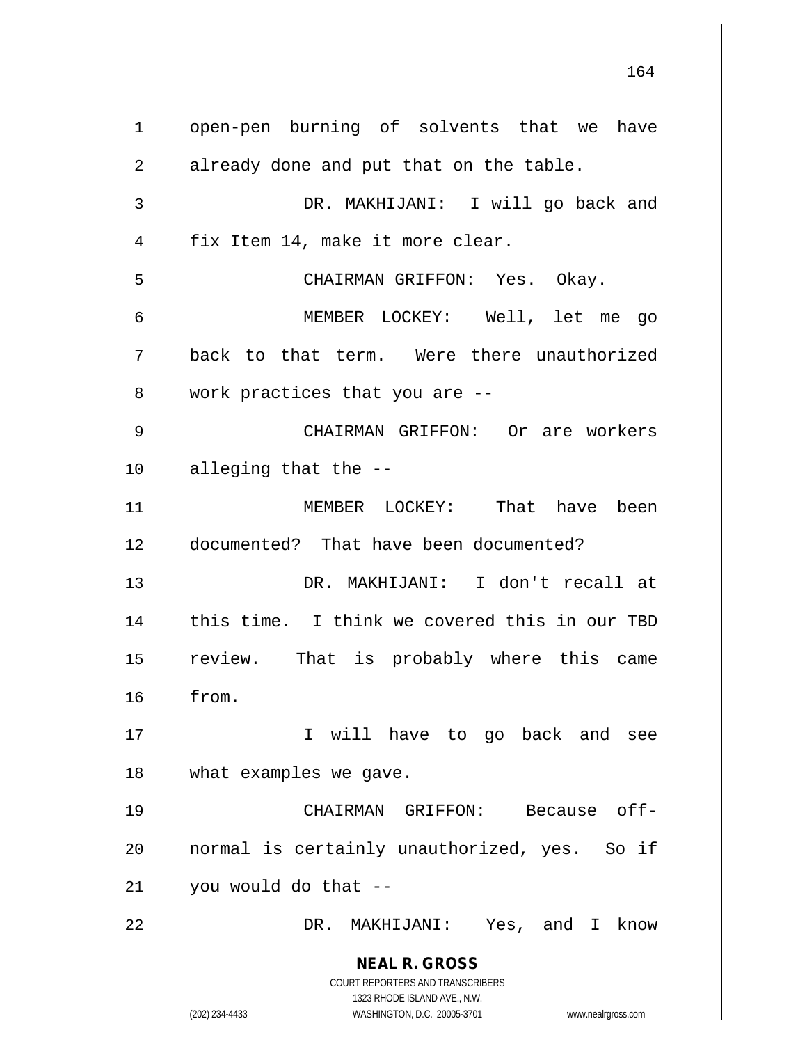open-pen burning of solvents that we have already done and put that on the table.

DR. MAKHIJANI: I will go back and fix Item 14, make it more clear.

CHAIRMAN GRIFFON: Yes. Okay.

MEMBER LOCKEY: Well, let me go back to that term. Were there unauthorized work practices that you are --

CHAIRMAN GRIFFON: Or are workers alleging that the --

MEMBER LOCKEY: That have been documented? That have been documented?

DR. MAKHIJANI: I don't recall at this time. I think we covered this in our TBD review. That is probably where this came from.

I will have to go back and see what examples we gave.

CHAIRMAN GRIFFON: Because off-normal is certainly unauthorized, yes. So if you would do that --

DR. MAKHIJANI: Yes, and I know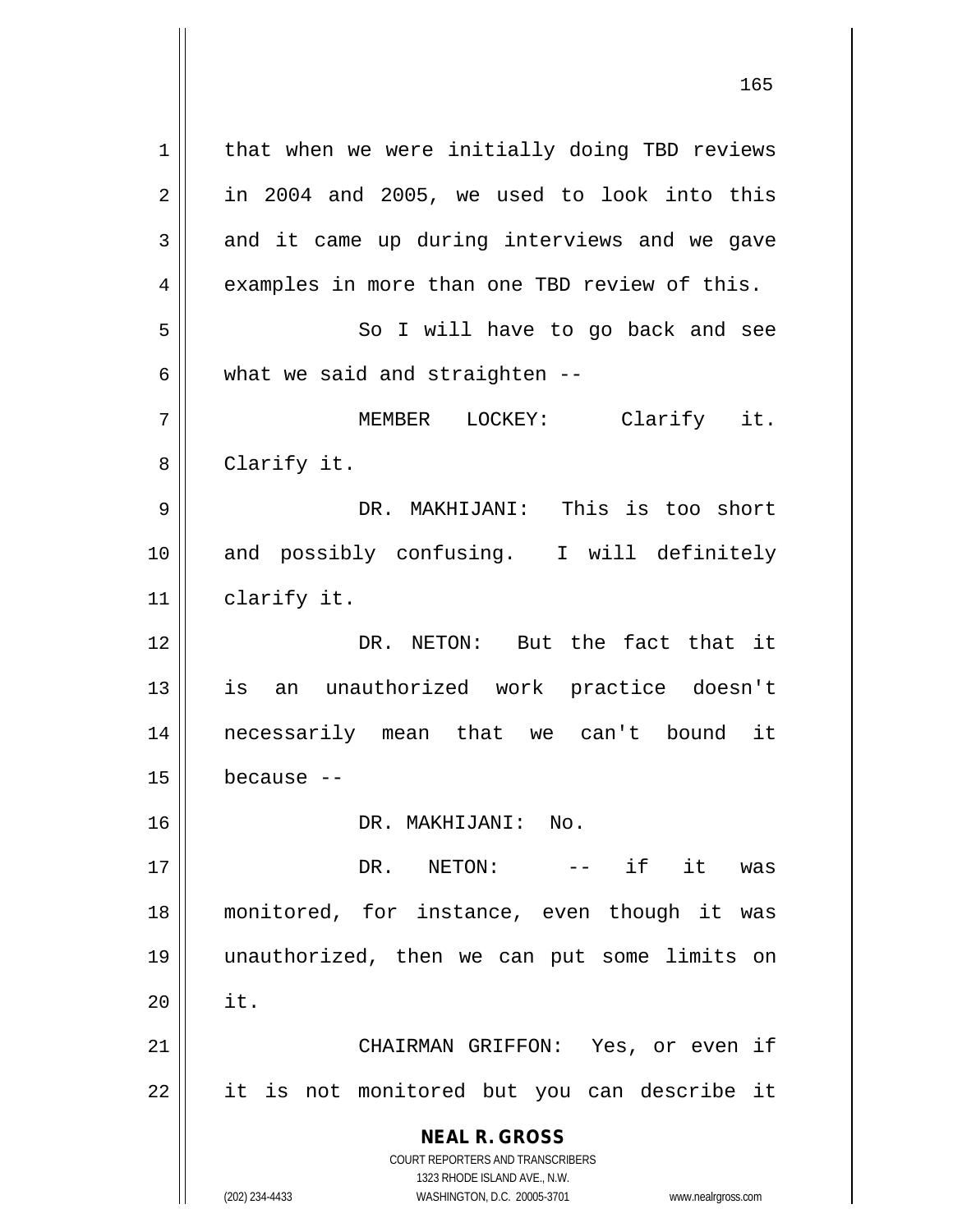that when we were initially doing TBD reviews in 2004 and 2005, we used to look into this and it came up during interviews and we gave examples in more than one TBD review of this.

So I will have to go back and see what we said and straighten --

MEMBER LOCKEY: Clarify it. Clarify it.

DR. MAKHIJANI: This is too short and possibly confusing. I will definitely clarify it.

DR. NETON: But the fact that it is an unauthorized work practice doesn't necessarily mean that we can't bound it because --

DR. MAKHIJANI: No.

DR. NETON: -- if it was monitored, for instance, even though it was unauthorized, then we can put some limits on it.

CHAIRMAN GRIFFON: Yes, or even if it is not monitored but you can describe it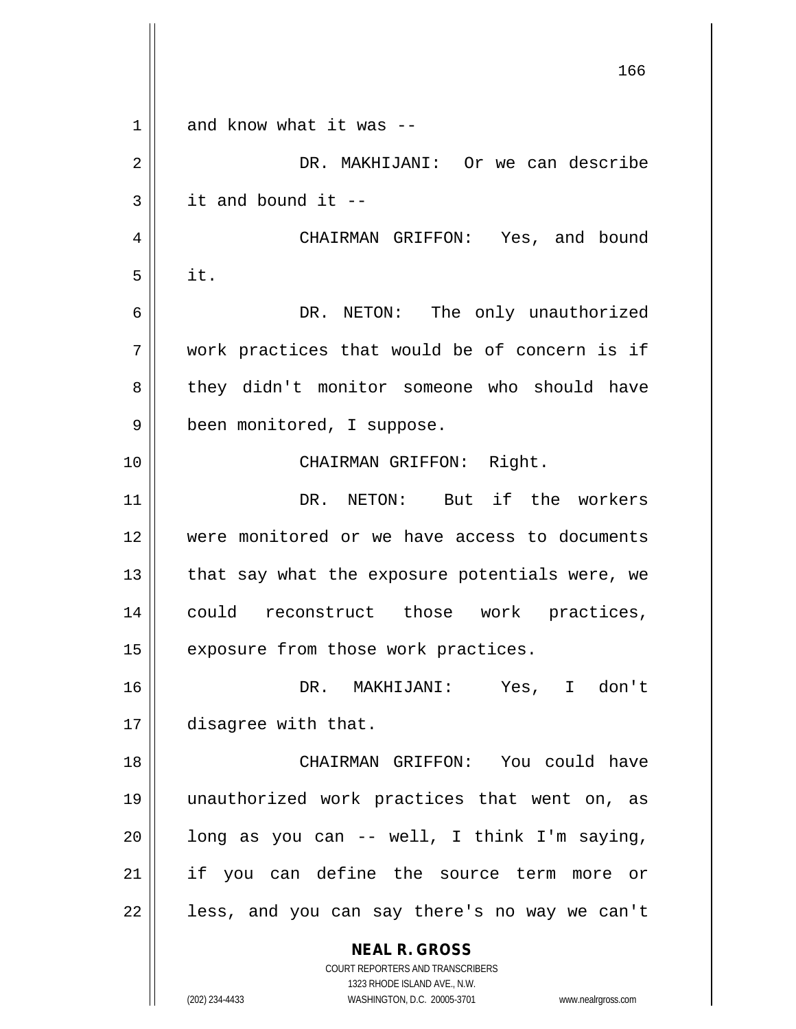and know what it was --

DR. MAKHIJANI: Or we can describe it and bound it --

CHAIRMAN GRIFFON: Yes, and bound it.

DR. NETON: The only unauthorized work practices that would be of concern is if they didn't monitor someone who should have been monitored, I suppose.

CHAIRMAN GRIFFON: Right.

DR. NETON: But if the workers were monitored or we have access to documents that say what the exposure potentials were, we could reconstruct those work practices, exposure from those work practices.

DR. MAKHIJANI: Yes, I don't disagree with that.

CHAIRMAN GRIFFON: You could have unauthorized work practices that went on, as long as you can -- well, I think I'm saying, if you can define the source term more or less, and you can say there's no way we can't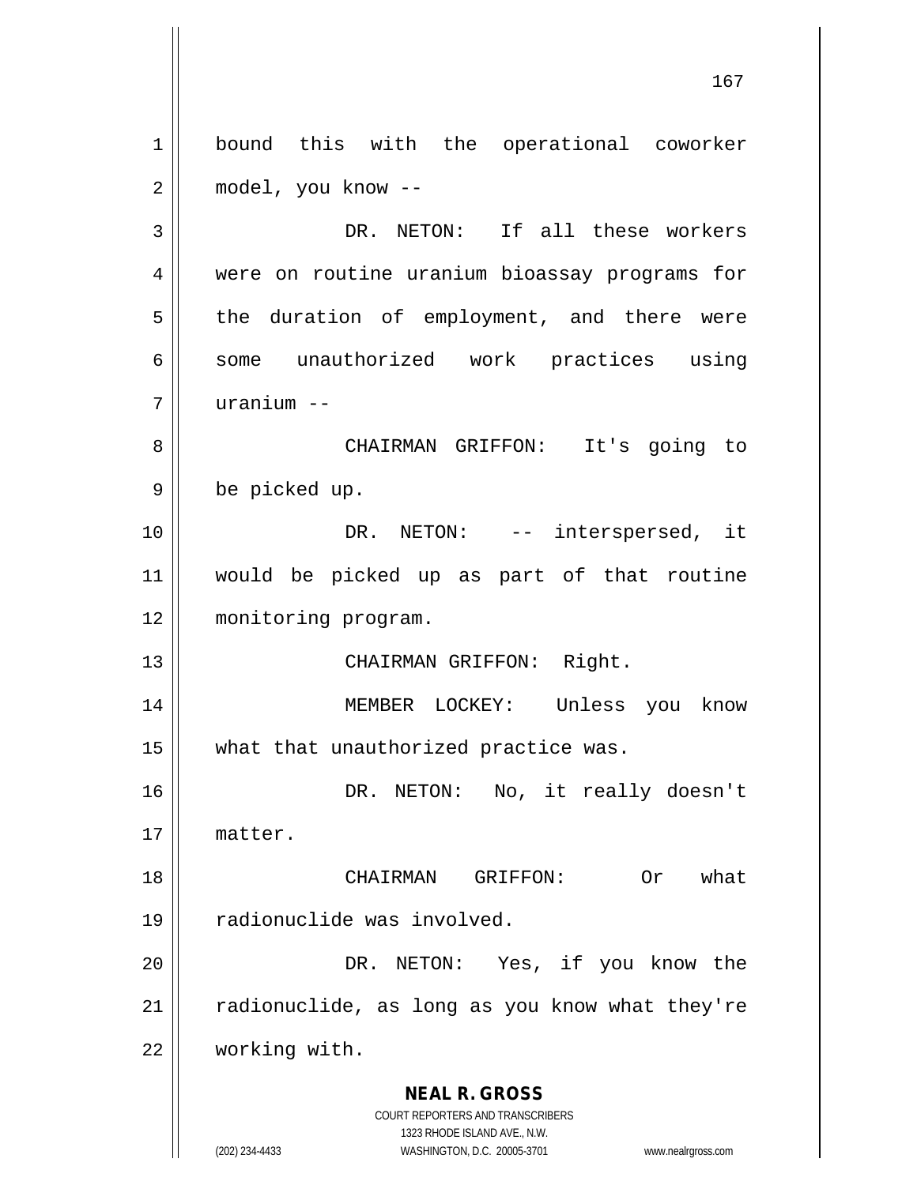bound this with the operational coworker model, you know --

DR. NETON: If all these workers were on routine uranium bioassay programs for the duration of employment, and there were some unauthorized work practices using uranium --

CHAIRMAN GRIFFON: It's going to be picked up.

DR. NETON: -- interspersed, it would be picked up as part of that routine monitoring program.

CHAIRMAN GRIFFON: Right.

MEMBER LOCKEY: Unless you know what that unauthorized practice was.

DR. NETON: No, it really doesn't matter.

CHAIRMAN GRIFFON: Or what radionuclide was involved.

DR. NETON: Yes, if you know the radionuclide, as long as you know what they're working with.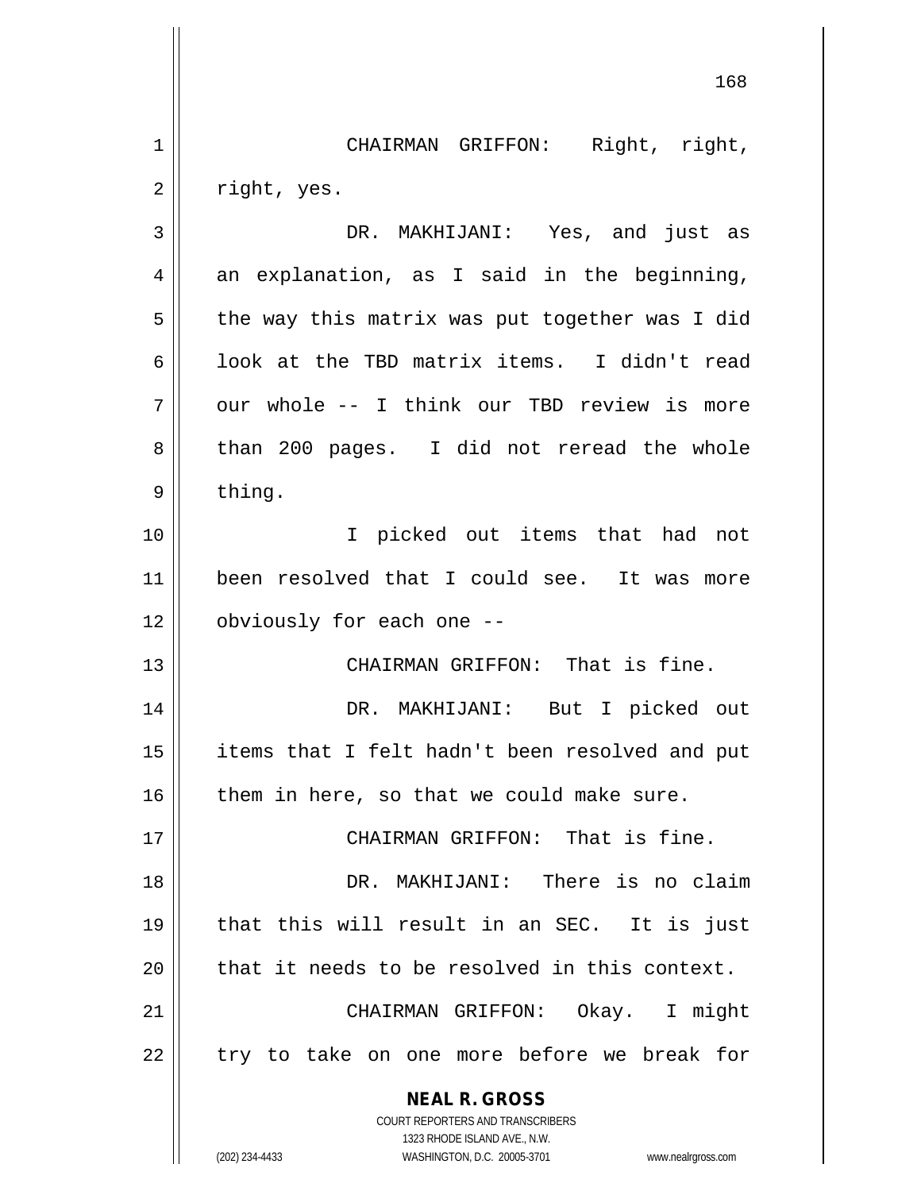CHAIRMAN GRIFFON: Right, right, right, yes.

DR. MAKHIJANI: Yes, and just as an explanation, as I said in the beginning, the way this matrix was put together was I did look at the TBD matrix items. I didn't read our whole -- I think our TBD review is more than 200 pages. I did not reread the whole thing.

I picked out items that had not been resolved that I could see. It was more obviously for each one --

CHAIRMAN GRIFFON: That is fine.

DR. MAKHIJANI: But I picked out items that I felt hadn't been resolved and put them in here, so that we could make sure.

CHAIRMAN GRIFFON: That is fine.

DR. MAKHIJANI: There is no claim that this will result in an SEC. It is just that it needs to be resolved in this context.

CHAIRMAN GRIFFON: Okay. I might try to take on one more before we break for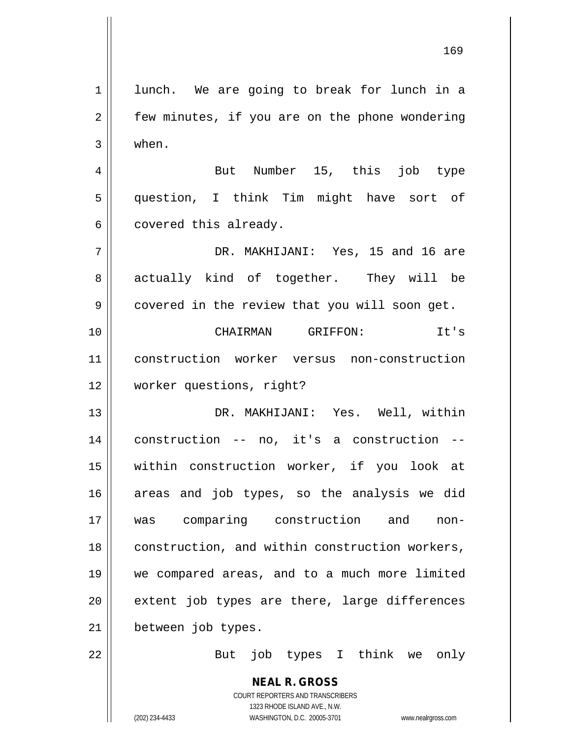lunch. We are going to break for lunch in a few minutes, if you are on the phone wondering when.

But Number 15, this job type question, I think Tim might have sort of covered this already.

DR. MAKHIJANI: Yes, 15 and 16 are actually kind of together. They will be covered in the review that you will soon get.

CHAIRMAN GRIFFON: It's construction worker versus non-construction worker questions, right?

DR. MAKHIJANI: Yes. Well, within construction -- no, it's a construction -- within construction worker, if you look at areas and job types, so the analysis we did was comparing construction and non-construction, and within construction workers, we compared areas, and to a much more limited extent job types are there, large differences between job types.

But job types I think we only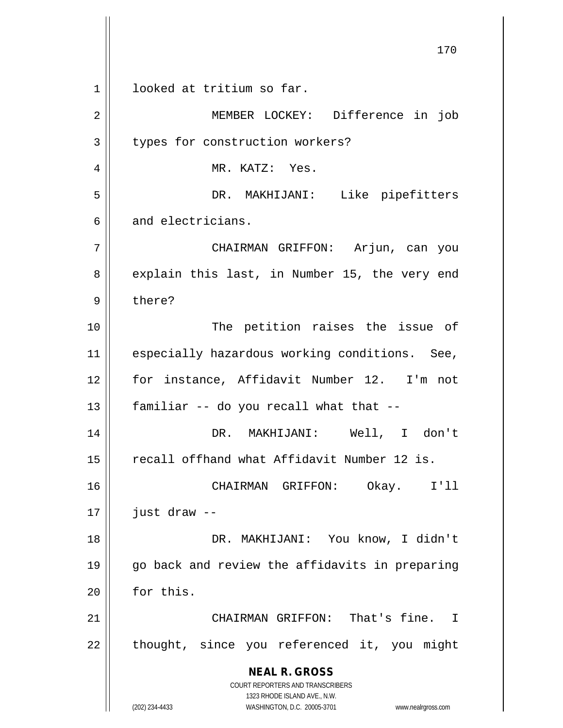looked at tritium so far.

MEMBER LOCKEY: Difference in job types for construction workers?

MR. KATZ: Yes.

DR. MAKHIJANI: Like pipefitters and electricians.

CHAIRMAN GRIFFON: Arjun, can you explain this last, in Number 15, the very end there?

The petition raises the issue of especially hazardous working conditions. See, for instance, Affidavit Number 12. I'm not familiar -- do you recall what that --

DR. MAKHIJANI: Well, I don't recall offhand what Affidavit Number 12 is.

CHAIRMAN GRIFFON: Okay. I'll just draw --

DR. MAKHIJANI: You know, I didn't go back and review the affidavits in preparing for this.

CHAIRMAN GRIFFON: That's fine. I thought, since you referenced it, you might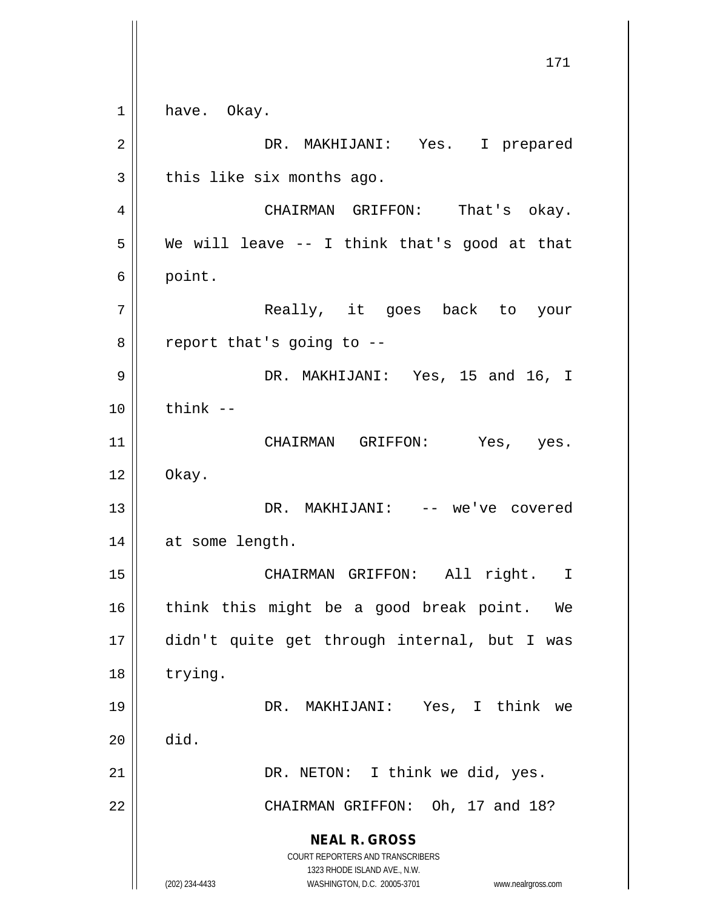have. Okay.

DR. MAKHIJANI: Yes. I prepared this like six months ago.

CHAIRMAN GRIFFON: That's okay. We will leave -- I think that's good at that point.

Really, it goes back to your report that's going to --

DR. MAKHIJANI: Yes, 15 and 16, I think --

CHAIRMAN GRIFFON: Yes, yes. Okay.

DR. MAKHIJANI: -- we've covered at some length.

CHAIRMAN GRIFFON: All right. I think this might be a good break point. We didn't quite get through internal, but I was trying.

DR. MAKHIJANI: Yes, I think we did.

DR. NETON: I think we did, yes.

CHAIRMAN GRIFFON: Oh, 17 and 18?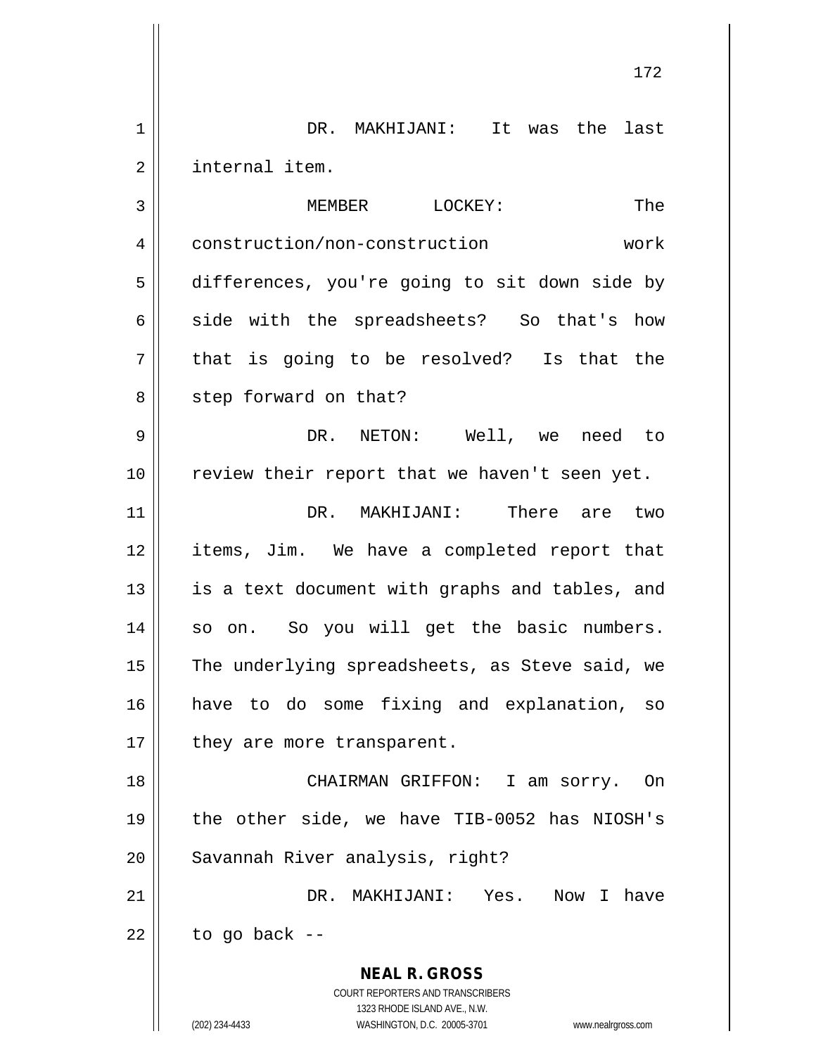DR. MAKHIJANI: It was the last internal item.

MEMBER LOCKEY: The construction/non-construction work differences, you're going to sit down side by side with the spreadsheets? So that's how that is going to be resolved? Is that the step forward on that?

DR. NETON: Well, we need to review their report that we haven't seen yet.

DR. MAKHIJANI: There are two items, Jim. We have a completed report that is a text document with graphs and tables, and so on. So you will get the basic numbers. The underlying spreadsheets, as Steve said, we have to do some fixing and explanation, so they are more transparent.

CHAIRMAN GRIFFON: I am sorry. On the other side, we have TIB-0052 has NIOSH's Savannah River analysis, right?

DR. MAKHIJANI: Yes. Now I have to go back --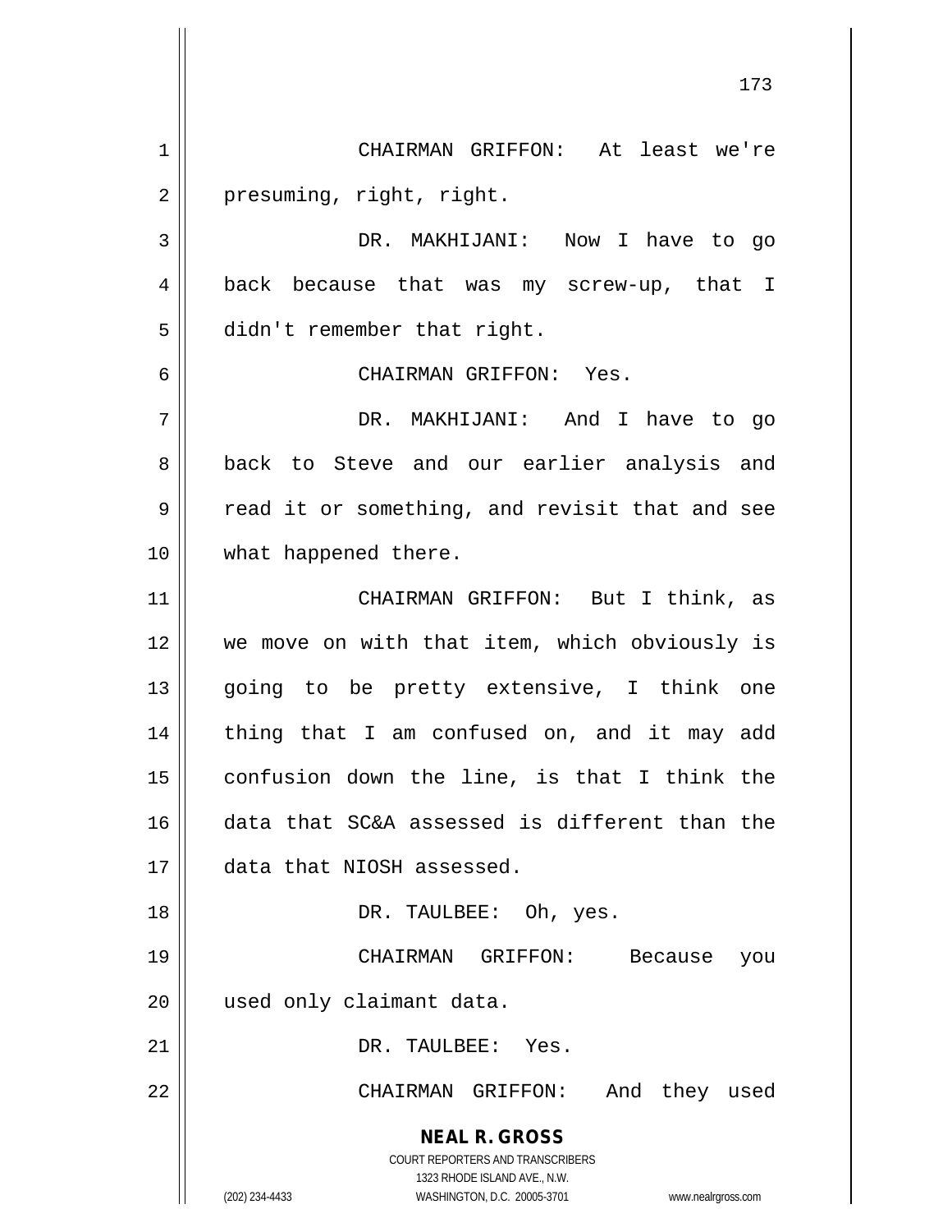CHAIRMAN GRIFFON: At least we're presuming, right, right.

DR. MAKHIJANI: Now I have to go back because that was my screw-up, that I didn't remember that right.

CHAIRMAN GRIFFON: Yes.

DR. MAKHIJANI: And I have to go back to Steve and our earlier analysis and read it or something, and revisit that and see what happened there.

CHAIRMAN GRIFFON: But I think, as we move on with that item, which obviously is going to be pretty extensive, I think one thing that I am confused on, and it may add confusion down the line, is that I think the data that SC&A assessed is different than the data that NIOSH assessed.

DR. TAULBEE: Oh, yes.

CHAIRMAN GRIFFON: Because you used only claimant data.

DR. TAULBEE: Yes.

CHAIRMAN GRIFFON: And they used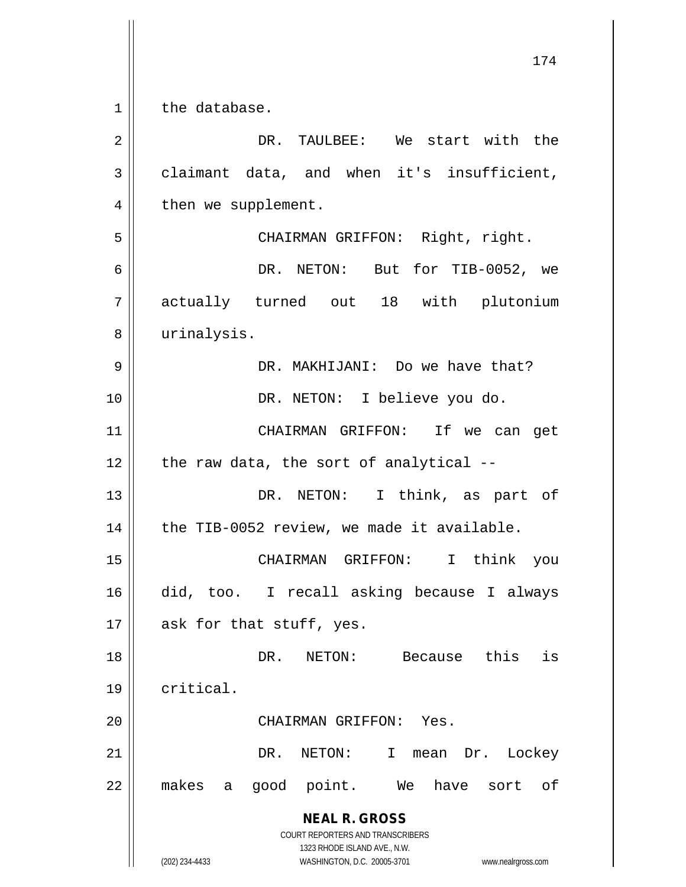the database.

DR. TAULBEE: We start with the claimant data, and when it's insufficient, then we supplement.

CHAIRMAN GRIFFON: Right, right.

DR. NETON: But for TIB-0052, we actually turned out 18 with plutonium urinalysis.

DR. MAKHIJANI: Do we have that?

DR. NETON: I believe you do.

CHAIRMAN GRIFFON: If we can get the raw data, the sort of analytical --

DR. NETON: I think, as part of the TIB-0052 review, we made it available.

CHAIRMAN GRIFFON: I think you did, too. I recall asking because I always ask for that stuff, yes.

DR. NETON: Because this is critical.

CHAIRMAN GRIFFON: Yes.

DR. NETON: I mean Dr. Lockey makes a good point. We have sort of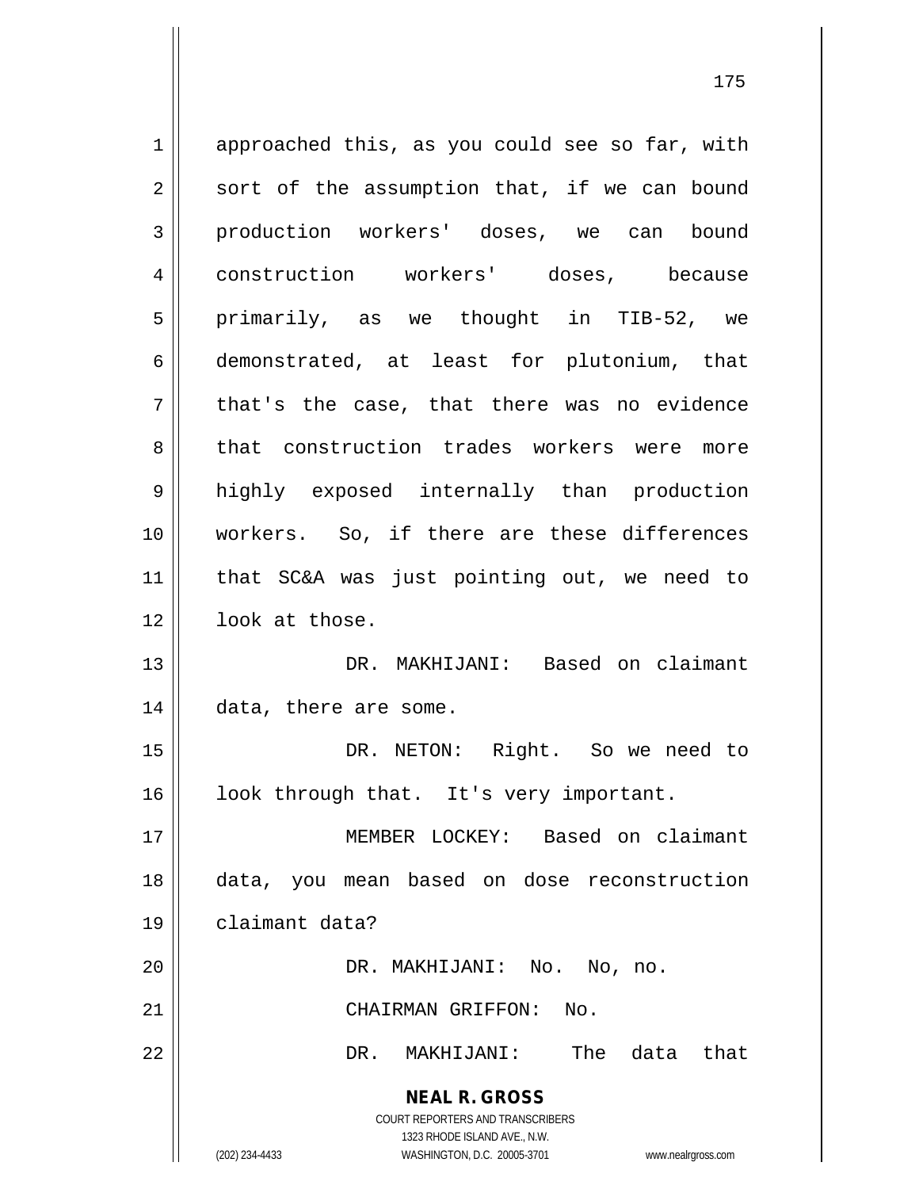approached this, as you could see so far, with sort of the assumption that, if we can bound production workers' doses, we can bound construction workers' doses, because primarily, as we thought in TIB-52, we demonstrated, at least for plutonium, that that's the case, that there was no evidence that construction trades workers were more highly exposed internally than production workers. So, if there are these differences that SC&A was just pointing out, we need to look at those.

DR. MAKHIJANI: Based on claimant data, there are some.

DR. NETON: Right. So we need to look through that. It's very important.

MEMBER LOCKEY: Based on claimant data, you mean based on dose reconstruction claimant data?

DR. MAKHIJANI: No. No, no.

CHAIRMAN GRIFFON: No.

DR. MAKHIJANI: The data that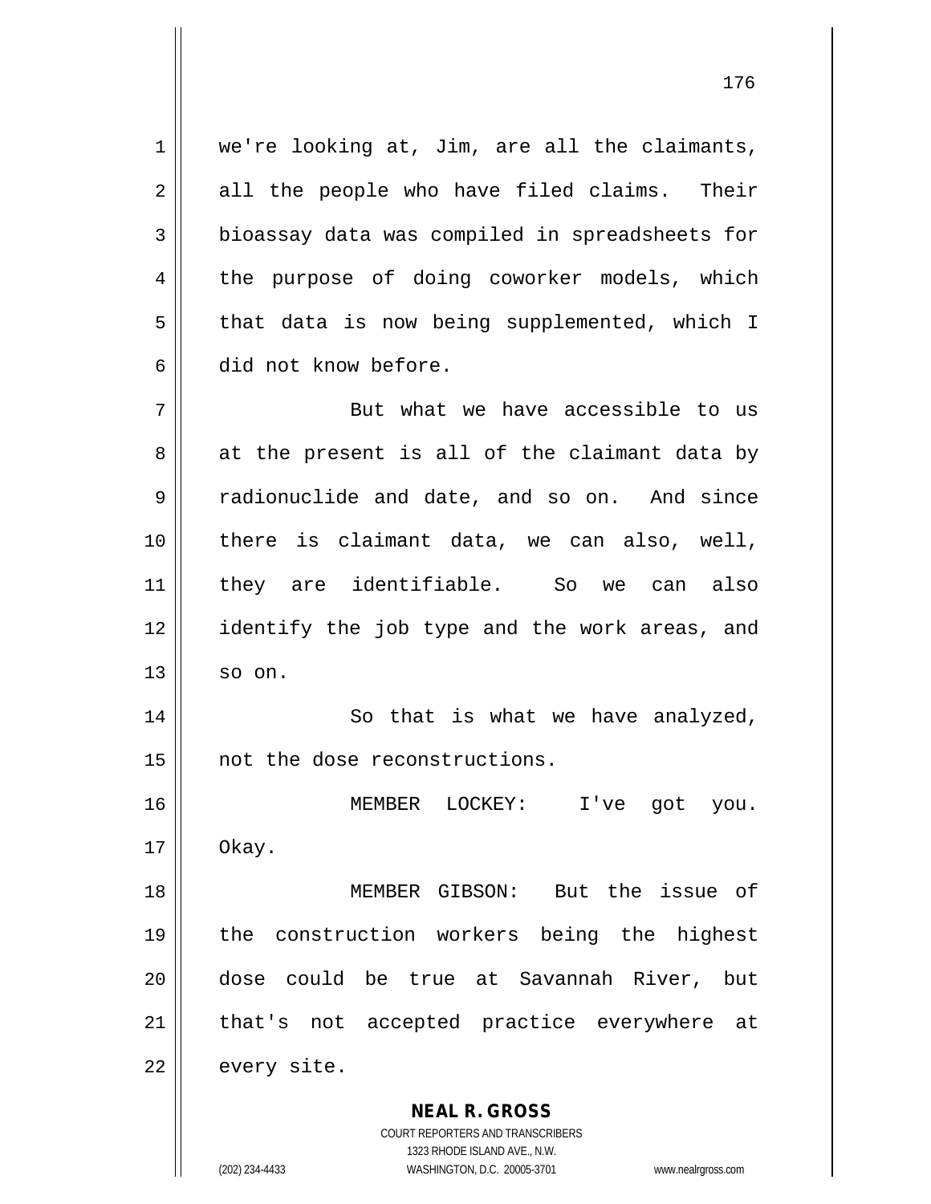we're looking at, Jim, are all the claimants, all the people who have filed claims. Their bioassay data was compiled in spreadsheets for the purpose of doing coworker models, which that data is now being supplemented, which I did not know before.

But what we have accessible to us at the present is all of the claimant data by radionuclide and date, and so on. And since there is claimant data, we can also, well, they are identifiable. So we can also identify the job type and the work areas, and so on.

So that is what we have analyzed, not the dose reconstructions.

MEMBER LOCKEY: I've got you. Okay.

MEMBER GIBSON: But the issue of the construction workers being the highest dose could be true at Savannah River, but that's not accepted practice everywhere at every site.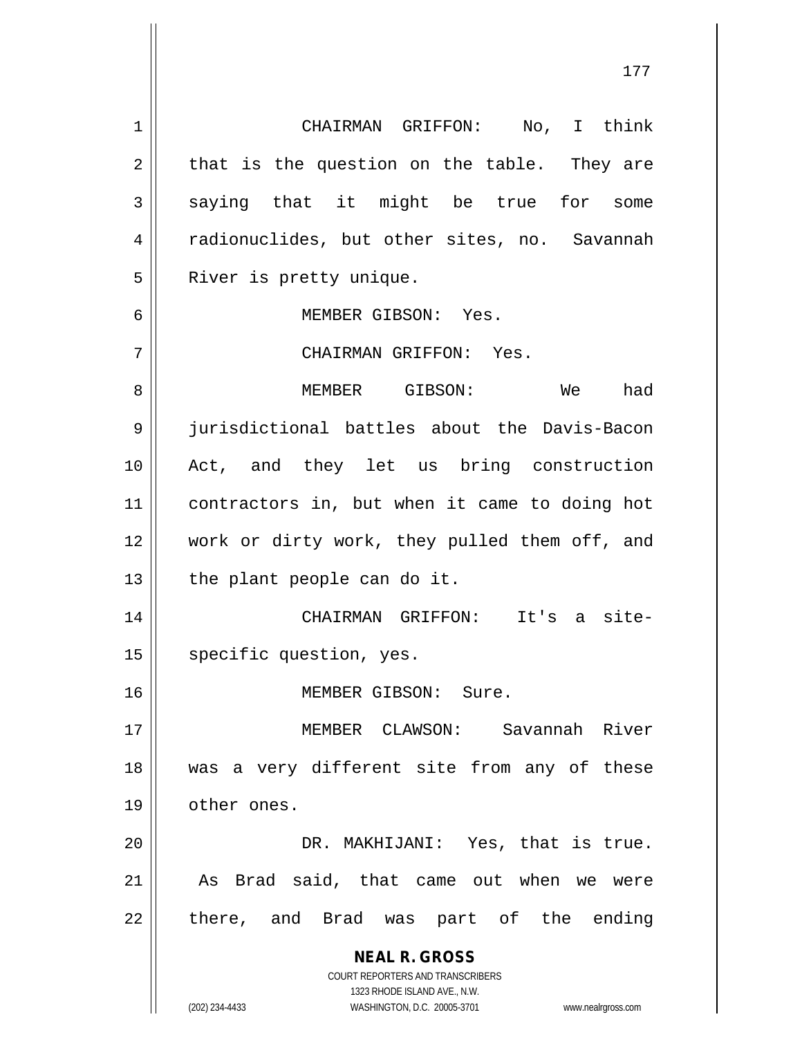CHAIRMAN GRIFFON: No, I think that is the question on the table. They are saying that it might be true for some radionuclides, but other sites, no. Savannah River is pretty unique.

MEMBER GIBSON: Yes.

CHAIRMAN GRIFFON: Yes.

MEMBER GIBSON: We had jurisdictional battles about the Davis-Bacon Act, and they let us bring construction contractors in, but when it came to doing hot work or dirty work, they pulled them off, and the plant people can do it.

CHAIRMAN GRIFFON: It's a site-specific question, yes.

MEMBER GIBSON: Sure.

MEMBER CLAWSON: Savannah River was a very different site from any of these other ones.

DR. MAKHIJANI: Yes, that is true. As Brad said, that came out when we were there, and Brad was part of the ending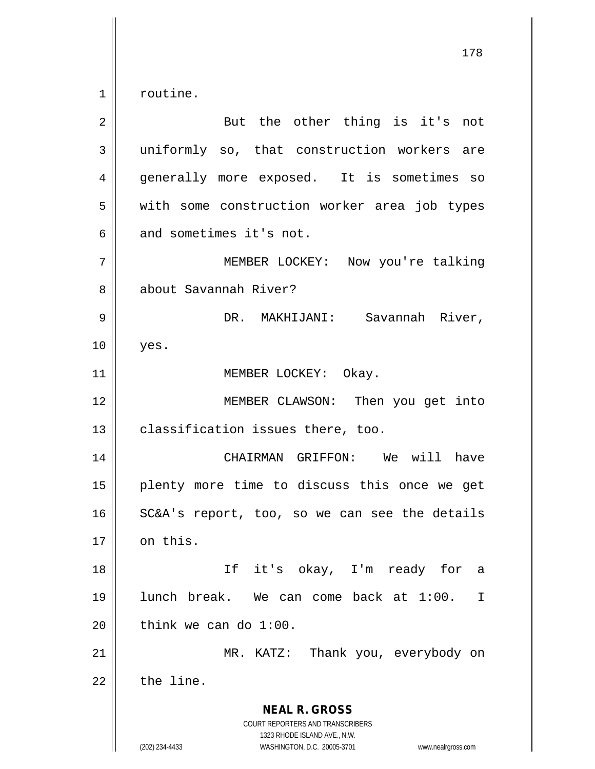routine.

But the other thing is it's not uniformly so, that construction workers are generally more exposed. It is sometimes so with some construction worker area job types and sometimes it's not.

MEMBER LOCKEY: Now you're talking about Savannah River?

DR. MAKHIJANI: Savannah River, yes.

MEMBER LOCKEY: Okay.

MEMBER CLAWSON: Then you get into classification issues there, too.

CHAIRMAN GRIFFON: We will have plenty more time to discuss this once we get SC&A's report, too, so we can see the details on this.

If it's okay, I'm ready for a lunch break. We can come back at 1:00. I think we can do 1:00.

MR. KATZ: Thank you, everybody on the line.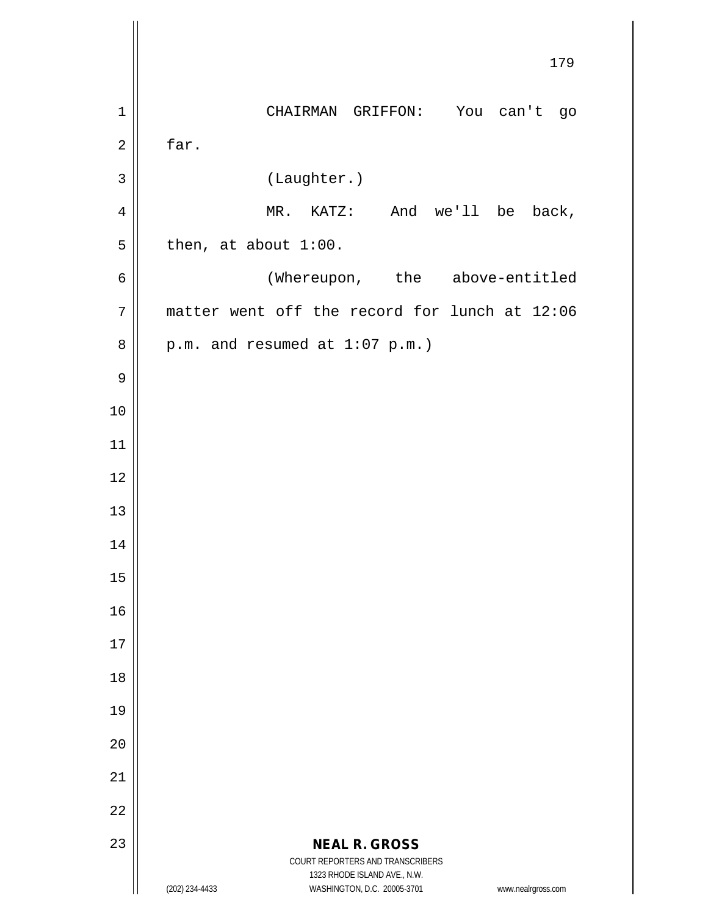CHAIRMAN GRIFFON: You can't go far.

(Laughter.)

MR. KATZ: And we'll be back, then, at about 1:00.

(Whereupon, the above-entitled matter went off the record for lunch at 12:06 p.m. and resumed at 1:07 p.m.)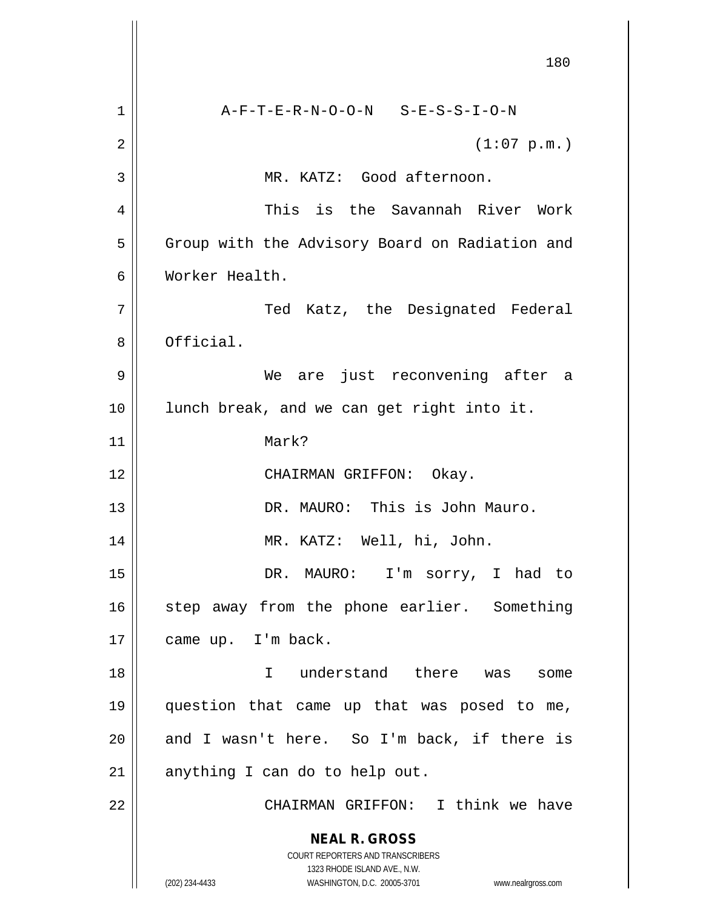A-F-T-E-R-N-O-O-N S-E-S-S-I-O-N

(1:07 p.m.)

MR. KATZ: Good afternoon.

This is the Savannah River Work Group with the Advisory Board on Radiation and Worker Health.

Ted Katz, the Designated Federal Official.

We are just reconvening after a lunch break, and we can get right into it.

Mark?

CHAIRMAN GRIFFON: Okay.

DR. MAURO: This is John Mauro.

MR. KATZ: Well, hi, John.

DR. MAURO: I'm sorry, I had to step away from the phone earlier. Something came up. I'm back.

I understand there was some question that came up that was posed to me, and I wasn't here. So I'm back, if there is anything I can do to help out.

CHAIRMAN GRIFFON: I think we have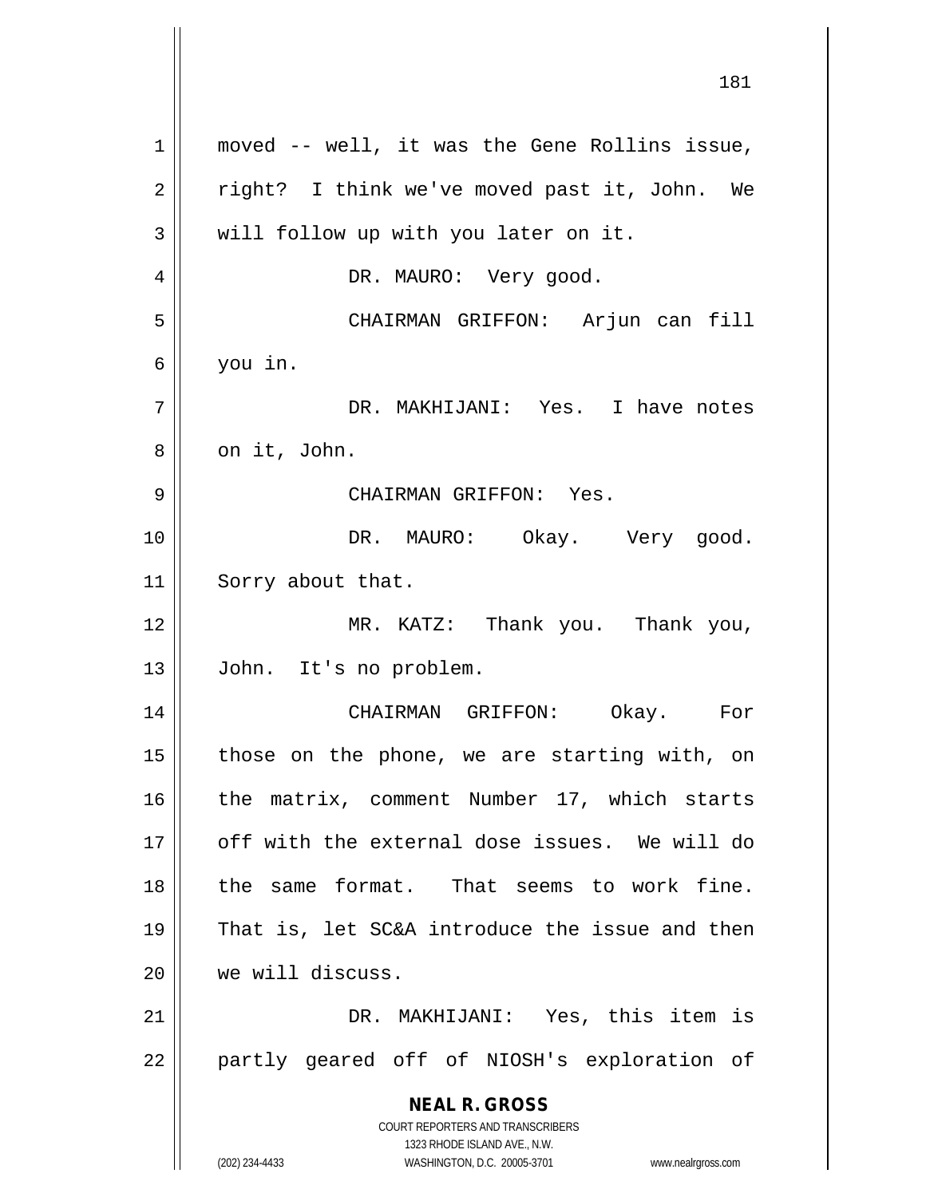moved -- well, it was the Gene Rollins issue, right? I think we've moved past it, John. We will follow up with you later on it.

DR. MAURO: Very good.

CHAIRMAN GRIFFON: Arjun can fill you in.

DR. MAKHIJANI: Yes. I have notes on it, John.

CHAIRMAN GRIFFON: Yes.

DR. MAURO: Okay. Very good. Sorry about that.

MR. KATZ: Thank you. Thank you, John. It's no problem.

CHAIRMAN GRIFFON: Okay. For those on the phone, we are starting with, on the matrix, comment Number 17, which starts off with the external dose issues. We will do the same format. That seems to work fine. That is, let SC&A introduce the issue and then we will discuss.

DR. MAKHIJANI: Yes, this item is partly geared off of NIOSH's exploration of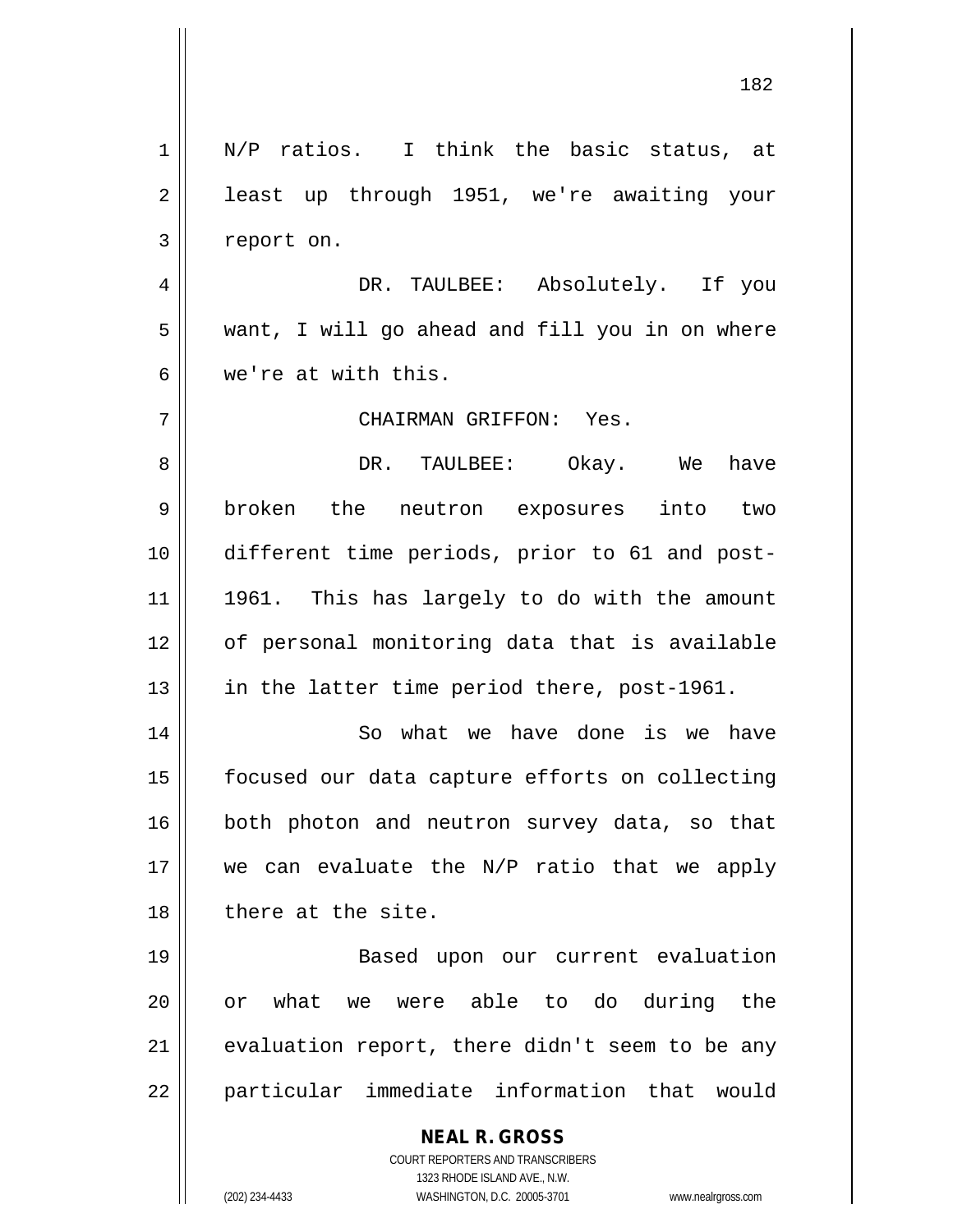N/P ratios. I think the basic status, at least up through 1951, we're awaiting your report on.

DR. TAULBEE: Absolutely. If you want, I will go ahead and fill you in on where we're at with this.

CHAIRMAN GRIFFON: Yes.

DR. TAULBEE: Okay. We have broken the neutron exposures into two different time periods, prior to 61 and post-1961. This has largely to do with the amount of personal monitoring data that is available in the latter time period there, post-1961.

So what we have done is we have focused our data capture efforts on collecting both photon and neutron survey data, so that we can evaluate the N/P ratio that we apply there at the site.

Based upon our current evaluation or what we were able to do during the evaluation report, there didn't seem to be any particular immediate information that would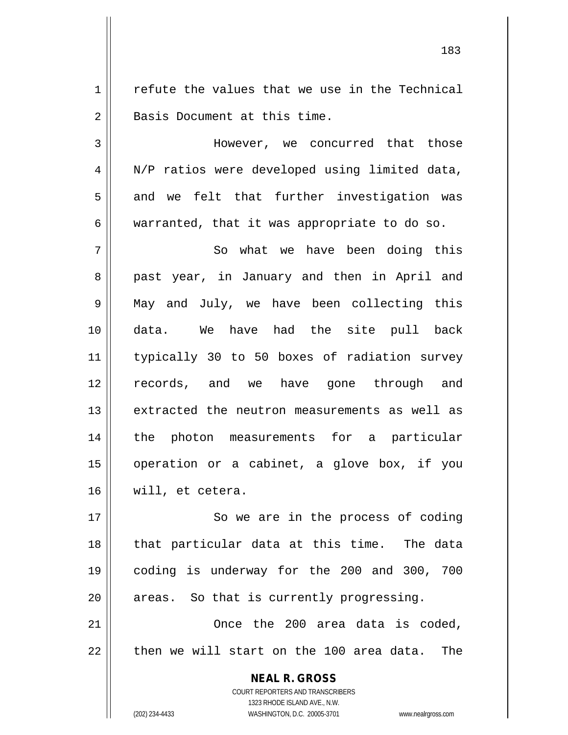refute the values that we use in the Technical Basis Document at this time.

However, we concurred that those N/P ratios were developed using limited data, and we felt that further investigation was warranted, that it was appropriate to do so.

So what we have been doing this past year, in January and then in April and May and July, we have been collecting this data. We have had the site pull back typically 30 to 50 boxes of radiation survey records, and we have gone through and extracted the neutron measurements as well as the photon measurements for a particular operation or a cabinet, a glove box, if you will, et cetera.

So we are in the process of coding that particular data at this time. The data coding is underway for the 200 and 300, 700 areas. So that is currently progressing.

Once the 200 area data is coded, then we will start on the 100 area data. The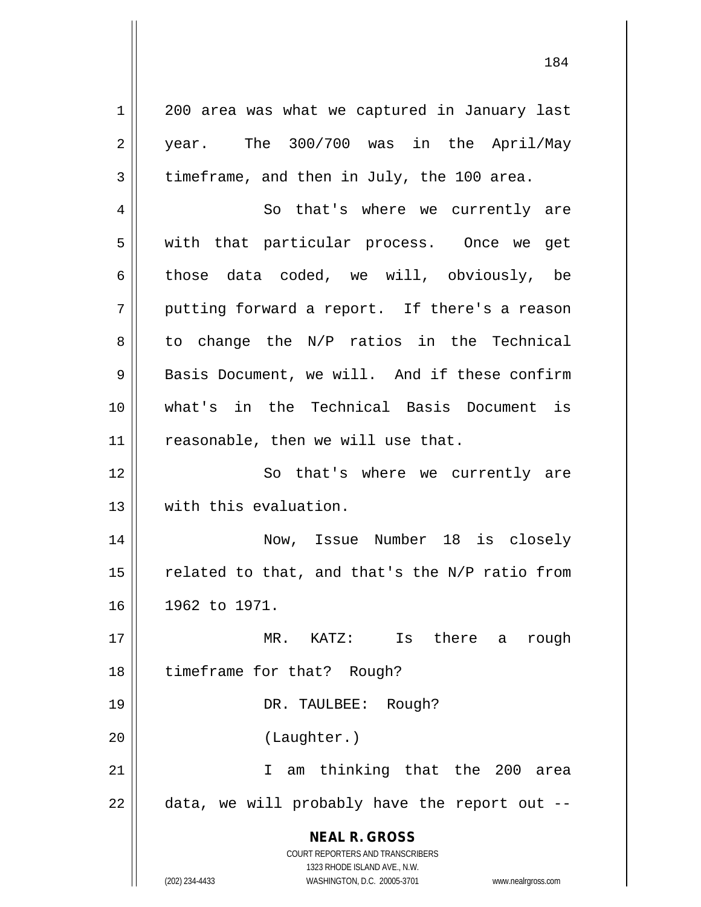200 area was what we captured in January last year. The 300/700 was in the April/May timeframe, and then in July, the 100 area.

So that's where we currently are with that particular process. Once we get those data coded, we will, obviously, be putting forward a report. If there's a reason to change the N/P ratios in the Technical Basis Document, we will. And if these confirm what's in the Technical Basis Document is reasonable, then we will use that.

So that's where we currently are with this evaluation.

Now, Issue Number 18 is closely related to that, and that's the N/P ratio from 1962 to 1971.

MR. KATZ: Is there a rough timeframe for that? Rough?

DR. TAULBEE: Rough?

(Laughter.)

I am thinking that the 200 area data, we will probably have the report out --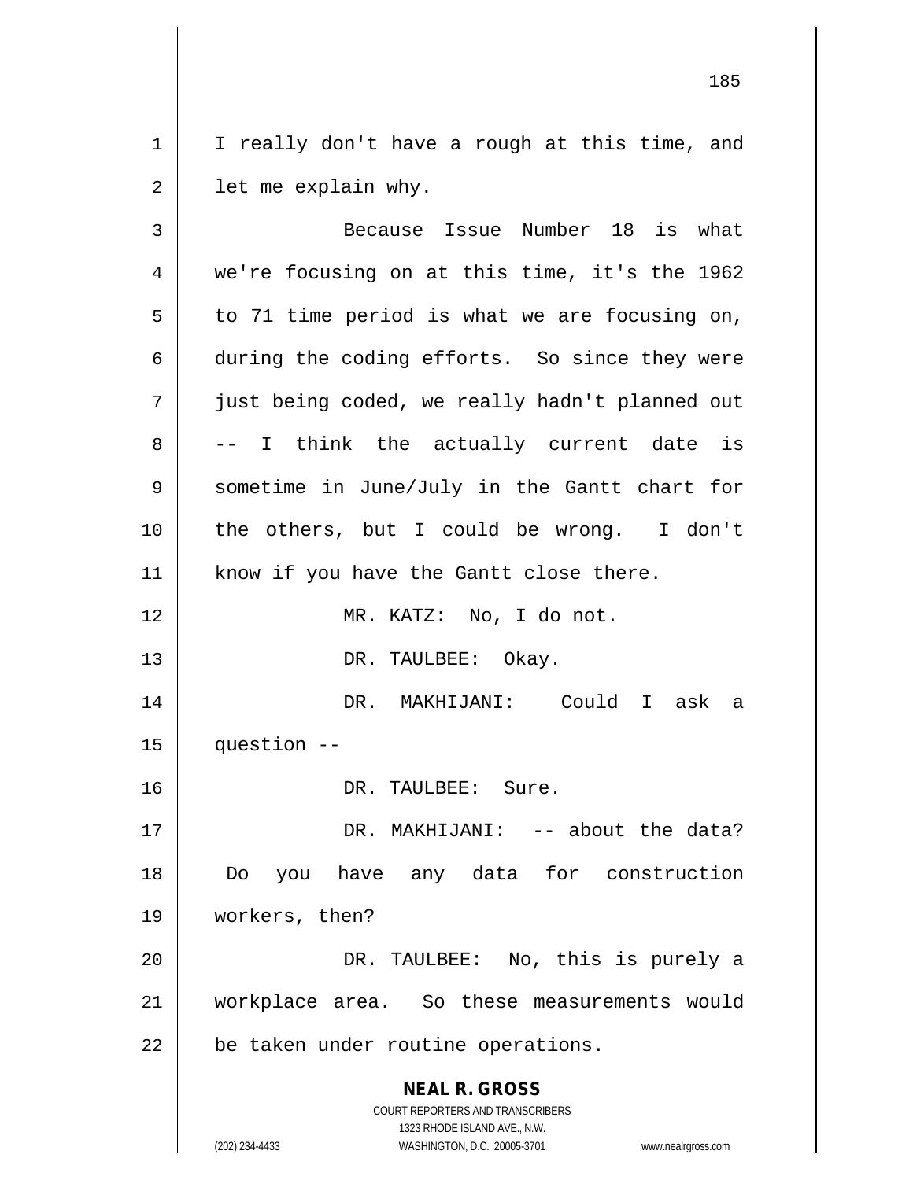I really don't have a rough at this time, and let me explain why.

Because Issue Number 18 is what we're focusing on at this time, it's the 1962 to 71 time period is what we are focusing on, during the coding efforts. So since they were just being coded, we really hadn't planned out -- I think the actually current date is sometime in June/July in the Gantt chart for the others, but I could be wrong. I don't know if you have the Gantt close there.

MR. KATZ: No, I do not.

DR. TAULBEE: Okay.

DR. MAKHIJANI: Could I ask a question --

DR. TAULBEE: Sure.

DR. MAKHIJANI: -- about the data? Do you have any data for construction workers, then?

DR. TAULBEE: No, this is purely a workplace area. So these measurements would be taken under routine operations.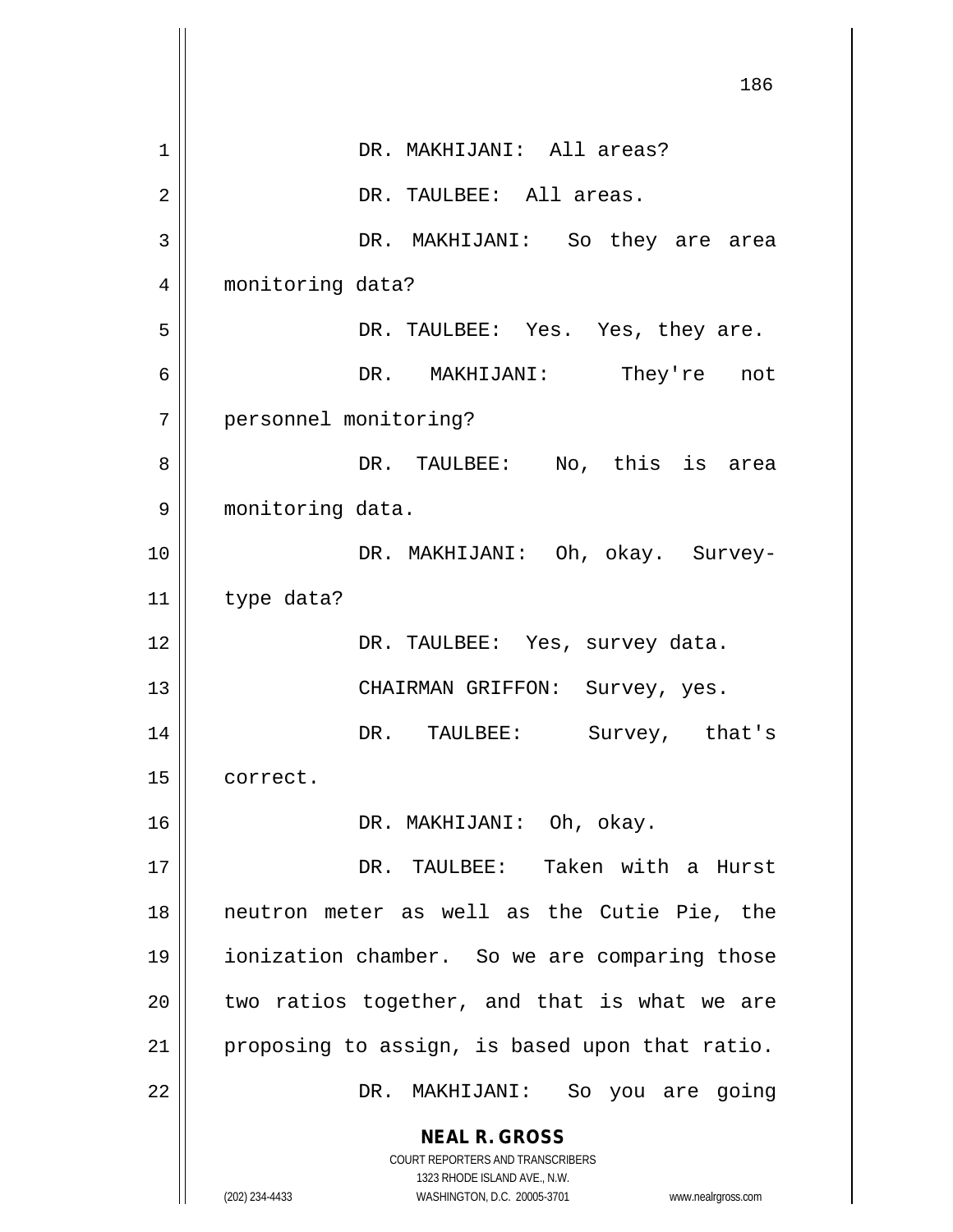DR. MAKHIJANI: All areas?

DR. TAULBEE: All areas.

DR. MAKHIJANI: So they are area monitoring data?

DR. TAULBEE: Yes. Yes, they are.

DR. MAKHIJANI: They're not personnel monitoring?

DR. TAULBEE: No, this is area monitoring data.

DR. MAKHIJANI: Oh, okay. Survey-type data?

DR. TAULBEE: Yes, survey data.

CHAIRMAN GRIFFON: Survey, yes.

DR. TAULBEE: Survey, that's correct.

DR. MAKHIJANI: Oh, okay.

DR. TAULBEE: Taken with a Hurst neutron meter as well as the Cutie Pie, the ionization chamber. So we are comparing those two ratios together, and that is what we are proposing to assign, is based upon that ratio.

DR. MAKHIJANI: So you are going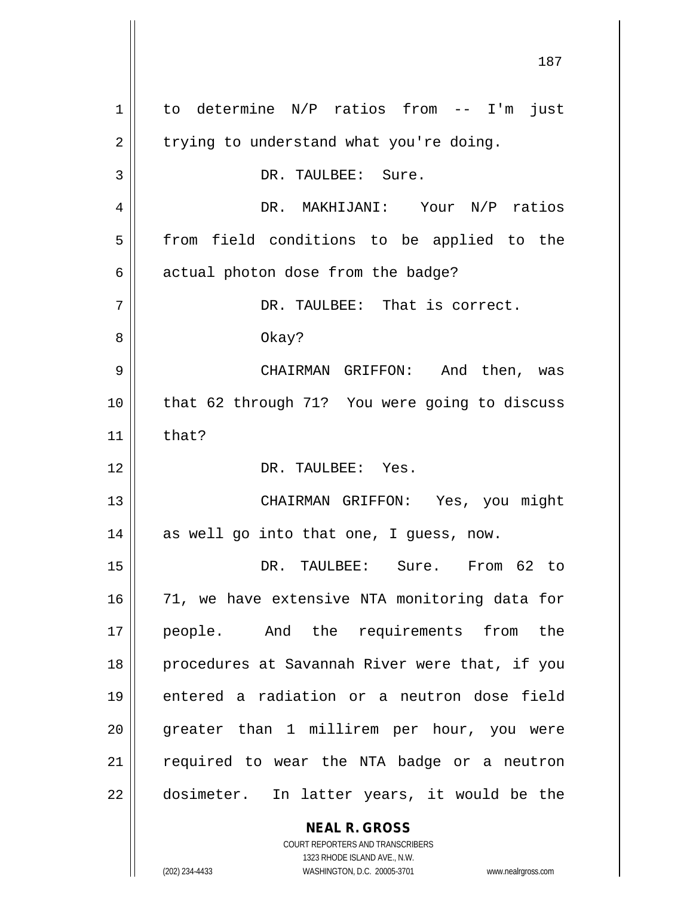to determine N/P ratios from -- I'm just trying to understand what you're doing.

DR. TAULBEE: Sure.

DR. MAKHIJANI: Your N/P ratios from field conditions to be applied to the actual photon dose from the badge?

DR. TAULBEE: That is correct.

Okay?

CHAIRMAN GRIFFON: And then, was that 62 through 71? You were going to discuss that?

DR. TAULBEE: Yes.

CHAIRMAN GRIFFON: Yes, you might as well go into that one, I guess, now.

DR. TAULBEE: Sure. From 62 to 71, we have extensive NTA monitoring data for people. And the requirements from the procedures at Savannah River were that, if you entered a radiation or a neutron dose field greater than 1 millirem per hour, you were required to wear the NTA badge or a neutron dosimeter. In latter years, it would be the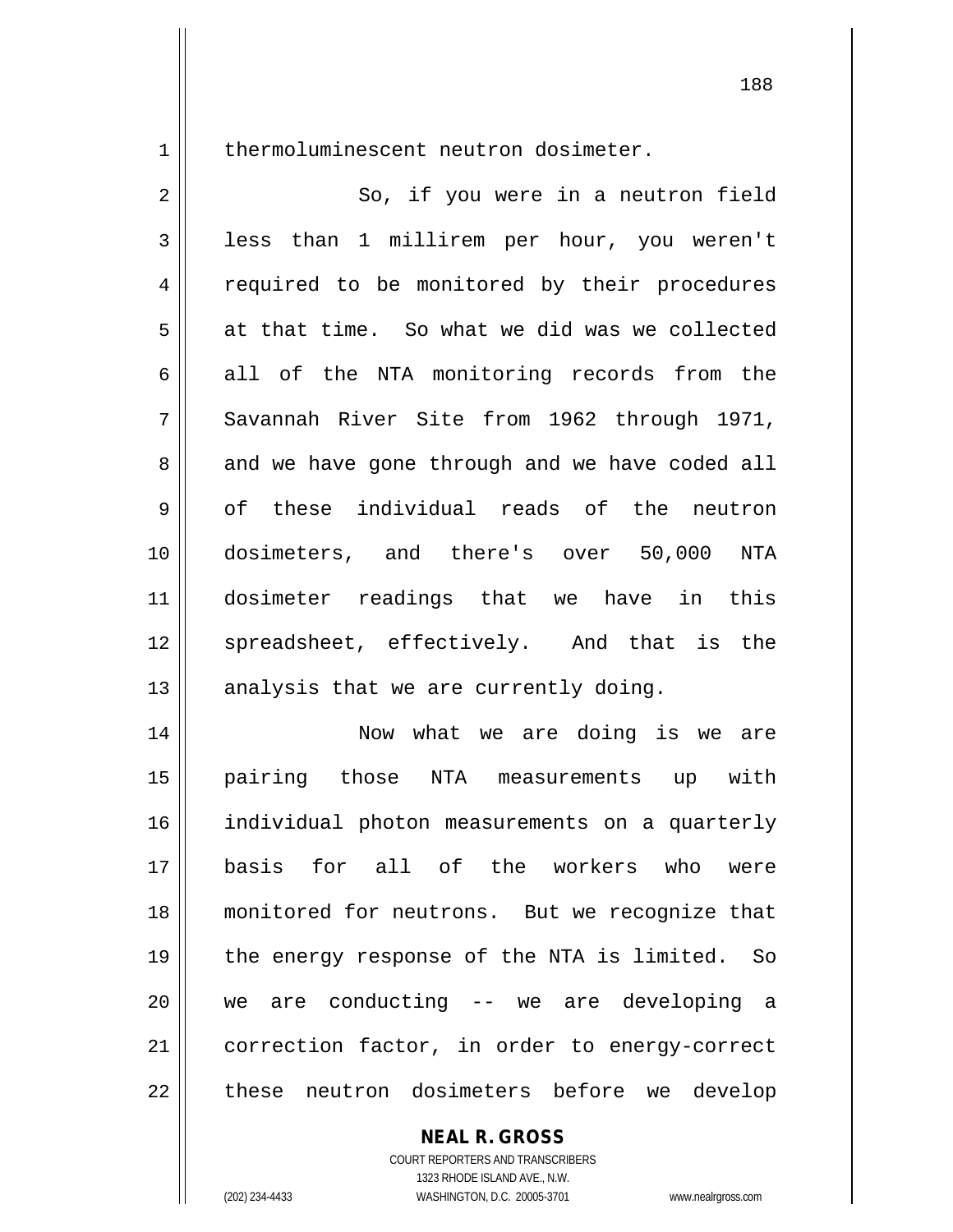thermoluminescent neutron dosimeter.

So, if you were in a neutron field less than 1 millirem per hour, you weren't required to be monitored by their procedures at that time. So what we did was we collected all of the NTA monitoring records from the Savannah River Site from 1962 through 1971, and we have gone through and we have coded all of these individual reads of the neutron dosimeters, and there's over 50,000 NTA dosimeter readings that we have in this spreadsheet, effectively. And that is the analysis that we are currently doing.

Now what we are doing is we are pairing those NTA measurements up with individual photon measurements on a quarterly basis for all of the workers who were monitored for neutrons. But we recognize that the energy response of the NTA is limited. So we are conducting -- we are developing a correction factor, in order to energy-correct these neutron dosimeters before we develop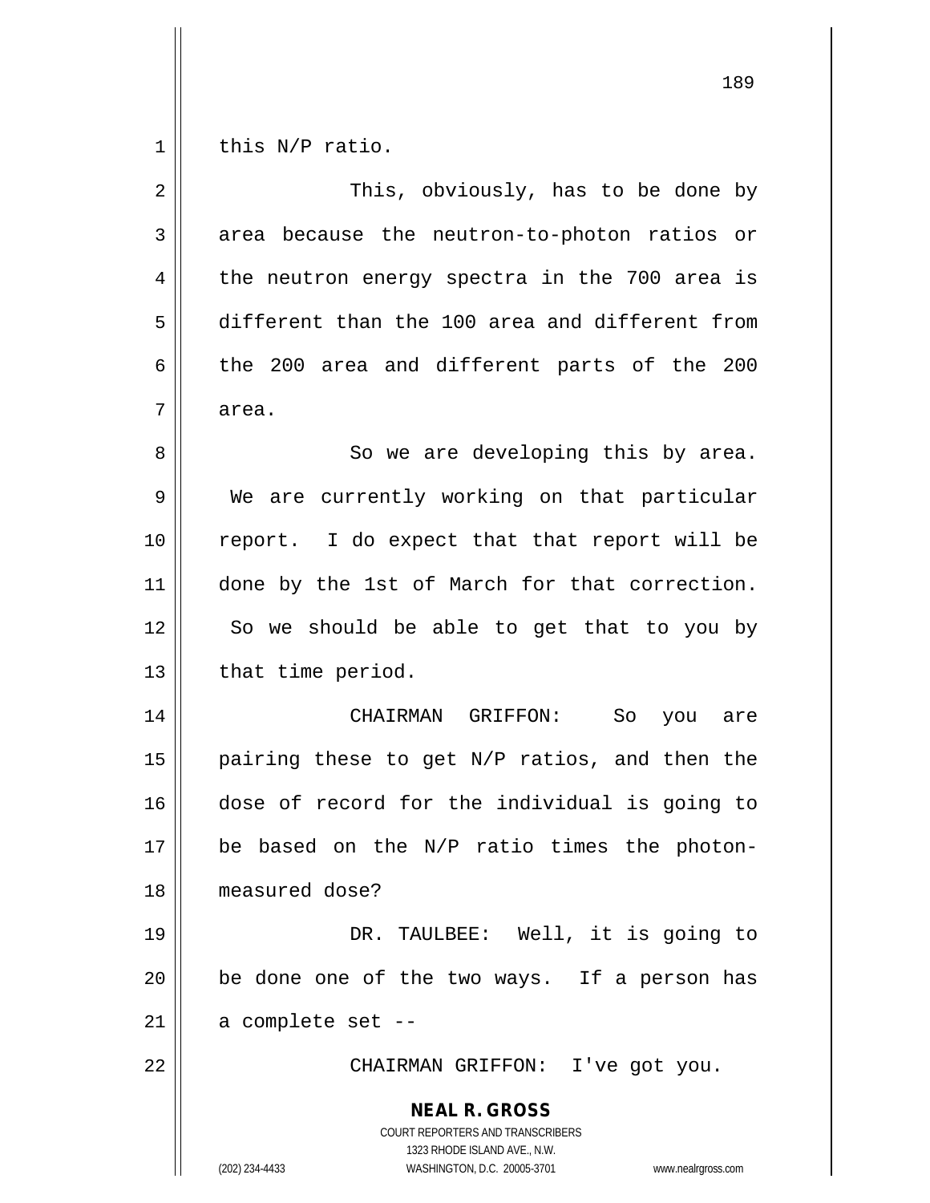this N/P ratio.

This, obviously, has to be done by area because the neutron-to-photon ratios or the neutron energy spectra in the 700 area is different than the 100 area and different from the 200 area and different parts of the 200 area.

So we are developing this by area. We are currently working on that particular report. I do expect that that report will be done by the 1st of March for that correction. So we should be able to get that to you by that time period.

CHAIRMAN GRIFFON: So you are pairing these to get N/P ratios, and then the dose of record for the individual is going to be based on the N/P ratio times the photon-measured dose?

DR. TAULBEE: Well, it is going to be done one of the two ways. If a person has a complete set --

CHAIRMAN GRIFFON: I've got you.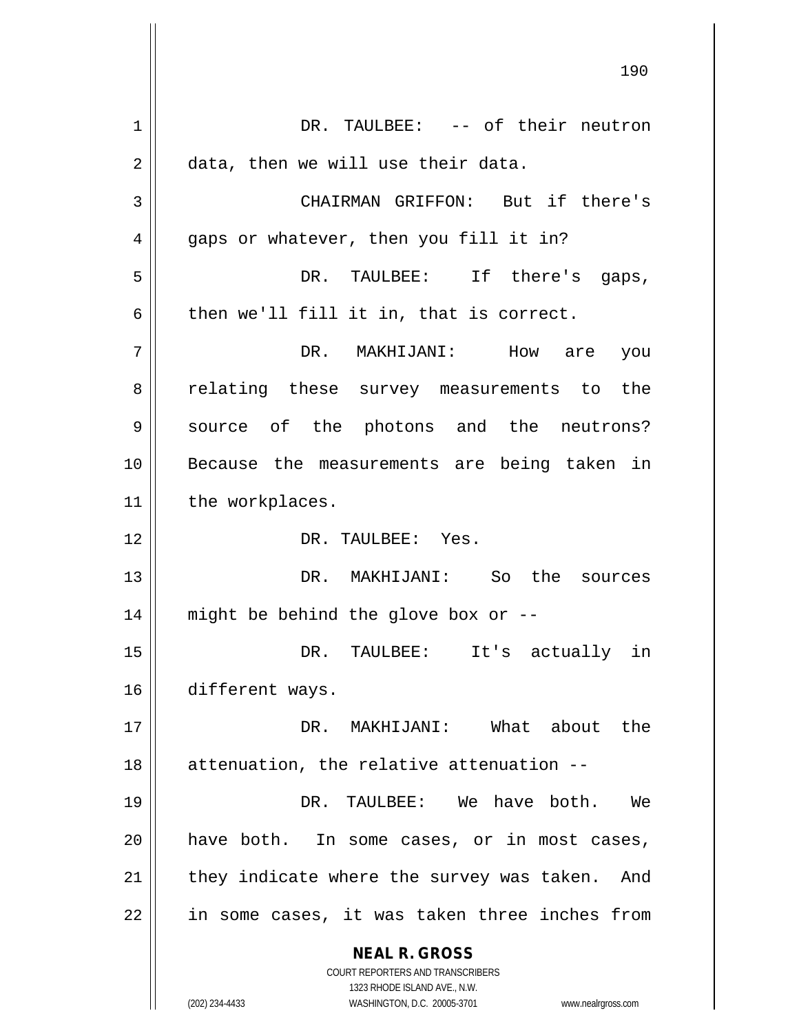DR. TAULBEE: -- of their neutron data, then we will use their data.

CHAIRMAN GRIFFON: But if there's gaps or whatever, then you fill it in?

DR. TAULBEE: If there's gaps, then we'll fill it in, that is correct.

DR. MAKHIJANI: How are you relating these survey measurements to the source of the photons and the neutrons? Because the measurements are being taken in the workplaces.

DR. TAULBEE: Yes.

DR. MAKHIJANI: So the sources might be behind the glove box or --

DR. TAULBEE: It's actually in different ways.

DR. MAKHIJANI: What about the attenuation, the relative attenuation --

DR. TAULBEE: We have both. We have both. In some cases, or in most cases, they indicate where the survey was taken. And in some cases, it was taken three inches from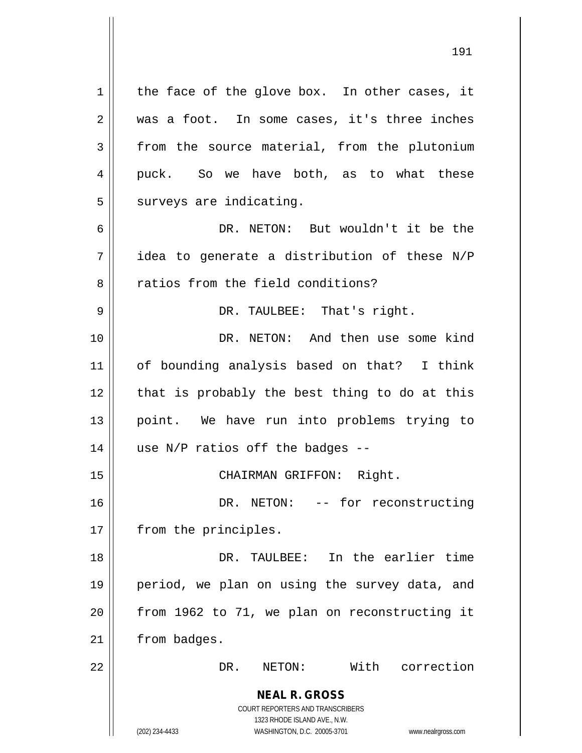the face of the glove box. In other cases, it was a foot. In some cases, it's three inches from the source material, from the plutonium puck. So we have both, as to what these surveys are indicating.

DR. NETON: But wouldn't it be the idea to generate a distribution of these N/P ratios from the field conditions?

DR. TAULBEE: That's right.

DR. NETON: And then use some kind of bounding analysis based on that? I think that is probably the best thing to do at this point. We have run into problems trying to use N/P ratios off the badges --

CHAIRMAN GRIFFON: Right.

DR. NETON: -- for reconstructing from the principles.

DR. TAULBEE: In the earlier time period, we plan on using the survey data, and from 1962 to 71, we plan on reconstructing it from badges.

DR. NETON: With correction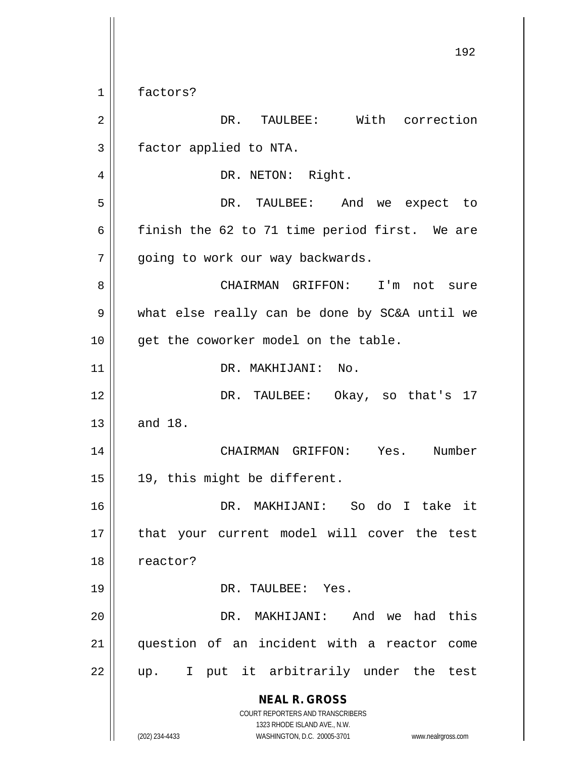factors?

DR. TAULBEE: With correction factor applied to NTA.

DR. NETON: Right.

DR. TAULBEE: And we expect to finish the 62 to 71 time period first. We are going to work our way backwards.

CHAIRMAN GRIFFON: I'm not sure what else really can be done by SC&A until we get the coworker model on the table.

DR. MAKHIJANI: No.

DR. TAULBEE: Okay, so that's 17 and 18.

CHAIRMAN GRIFFON: Yes. Number 19, this might be different.

DR. MAKHIJANI: So do I take it that your current model will cover the test reactor?

DR. TAULBEE: Yes.

DR. MAKHIJANI: And we had this question of an incident with a reactor come up. I put it arbitrarily under the test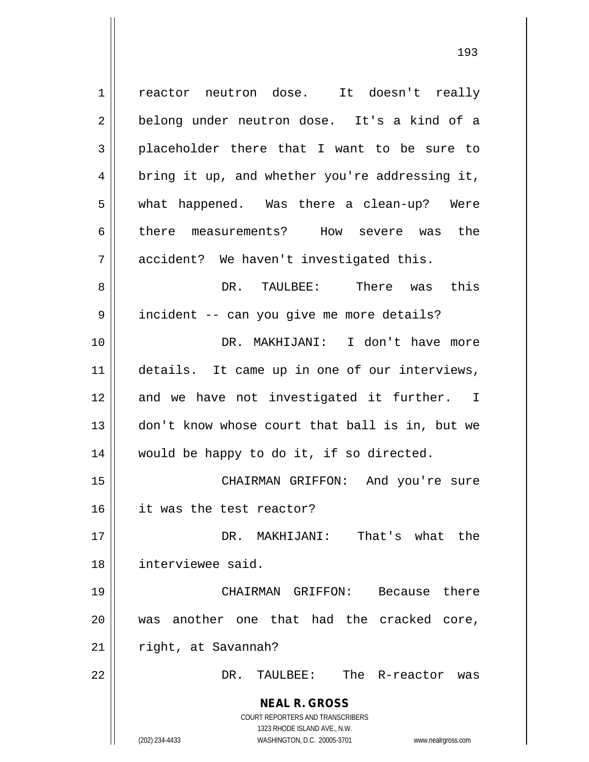reactor neutron dose. It doesn't really belong under neutron dose. It's a kind of a placeholder there that I want to be sure to bring it up, and whether you're addressing it, what happened. Was there a clean-up? Were there measurements? How severe was the accident? We haven't investigated this.

DR. TAULBEE: There was this incident -- can you give me more details?

DR. MAKHIJANI: I don't have more details. It came up in one of our interviews, and we have not investigated it further. I don't know whose court that ball is in, but we would be happy to do it, if so directed.

CHAIRMAN GRIFFON: And you're sure it was the test reactor?

DR. MAKHIJANI: That's what the interviewee said.

CHAIRMAN GRIFFON: Because there was another one that had the cracked core, right, at Savannah?

DR. TAULBEE: The R-reactor was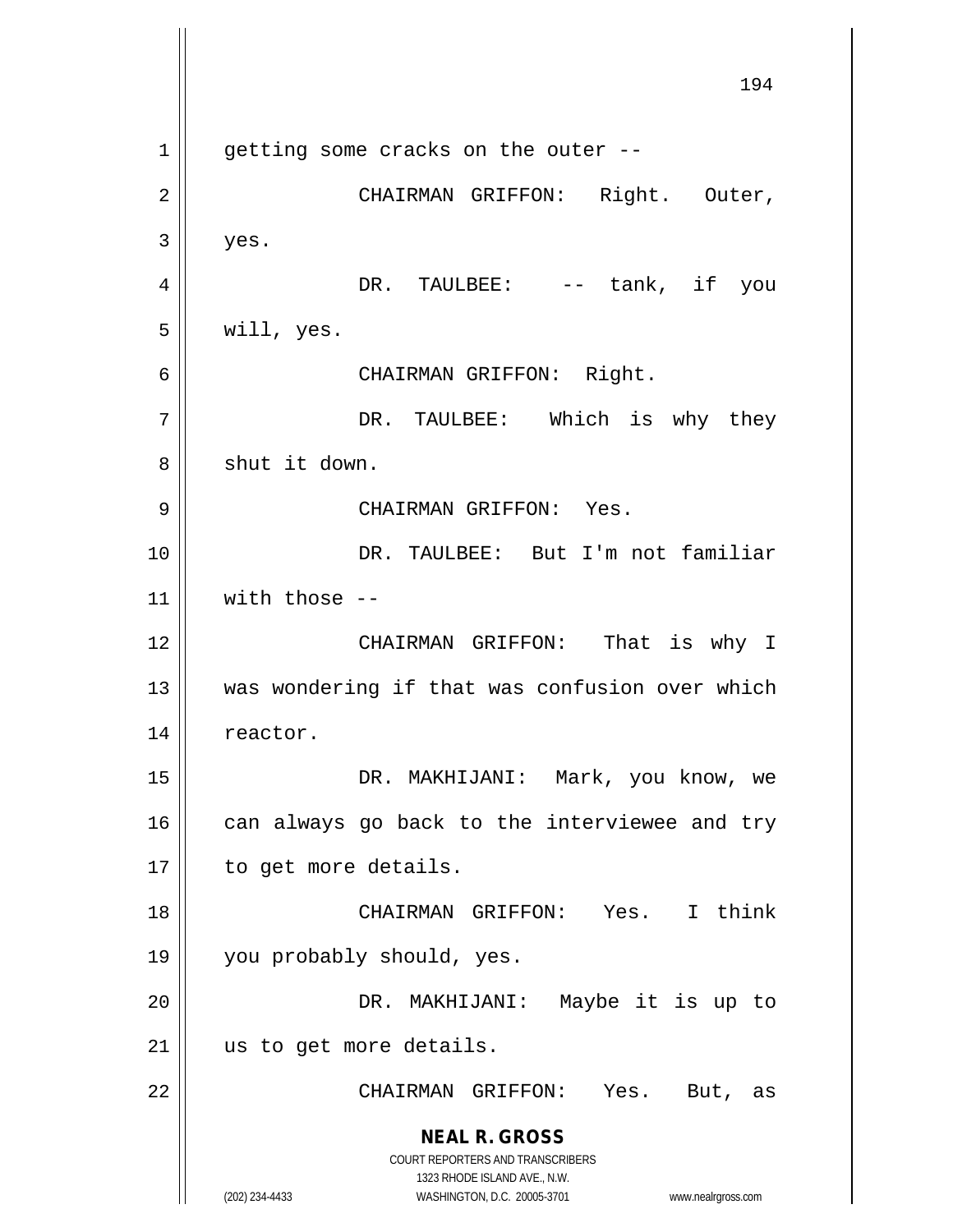getting some cracks on the outer --

CHAIRMAN GRIFFON: Right. Outer, yes.

DR. TAULBEE: -- tank, if you will, yes.

CHAIRMAN GRIFFON: Right.

DR. TAULBEE: Which is why they shut it down.

CHAIRMAN GRIFFON: Yes.

DR. TAULBEE: But I'm not familiar with those --

CHAIRMAN GRIFFON: That is why I was wondering if that was confusion over which reactor.

DR. MAKHIJANI: Mark, you know, we can always go back to the interviewee and try to get more details.

CHAIRMAN GRIFFON: Yes. I think you probably should, yes.

DR. MAKHIJANI: Maybe it is up to us to get more details.

CHAIRMAN GRIFFON: Yes. But, as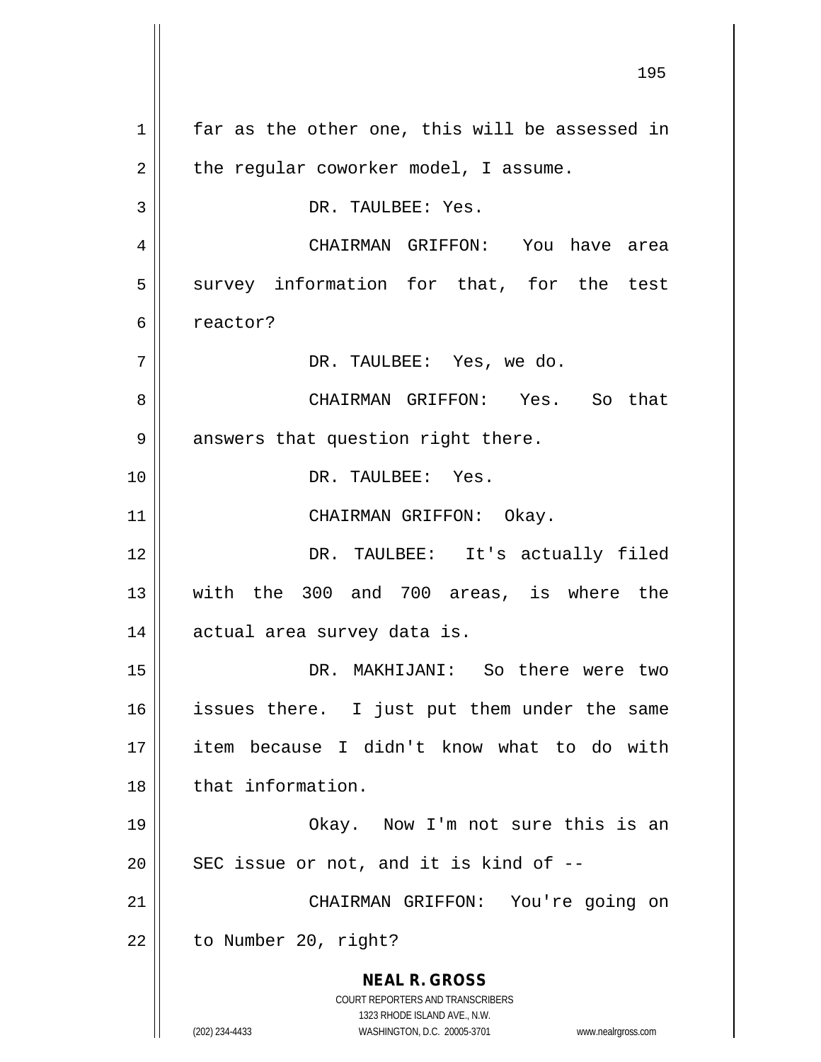far as the other one, this will be assessed in the regular coworker model, I assume.

DR. TAULBEE: Yes.

CHAIRMAN GRIFFON: You have area survey information for that, for the test reactor?

DR. TAULBEE: Yes, we do.

CHAIRMAN GRIFFON: Yes. So that answers that question right there.

DR. TAULBEE: Yes.

CHAIRMAN GRIFFON: Okay.

DR. TAULBEE: It's actually filed with the 300 and 700 areas, is where the actual area survey data is.

DR. MAKHIJANI: So there were two issues there. I just put them under the same item because I didn't know what to do with that information.

Okay. Now I'm not sure this is an SEC issue or not, and it is kind of --

CHAIRMAN GRIFFON: You're going on to Number 20, right?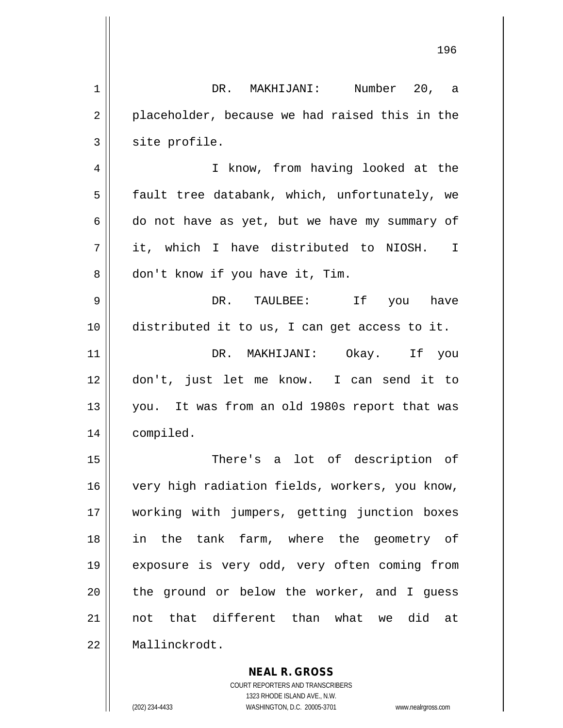DR. MAKHIJANI: Number 20, a placeholder, because we had raised this in the site profile.

I know, from having looked at the fault tree databank, which, unfortunately, we do not have as yet, but we have my summary of it, which I have distributed to NIOSH. I don't know if you have it, Tim.

DR. TAULBEE: If you have distributed it to us, I can get access to it.

DR. MAKHIJANI: Okay. If you don't, just let me know. I can send it to you. It was from an old 1980s report that was compiled.

There's a lot of description of very high radiation fields, workers, you know, working with jumpers, getting junction boxes in the tank farm, where the geometry of exposure is very odd, very often coming from the ground or below the worker, and I guess not that different than what we did at Mallinckrodt.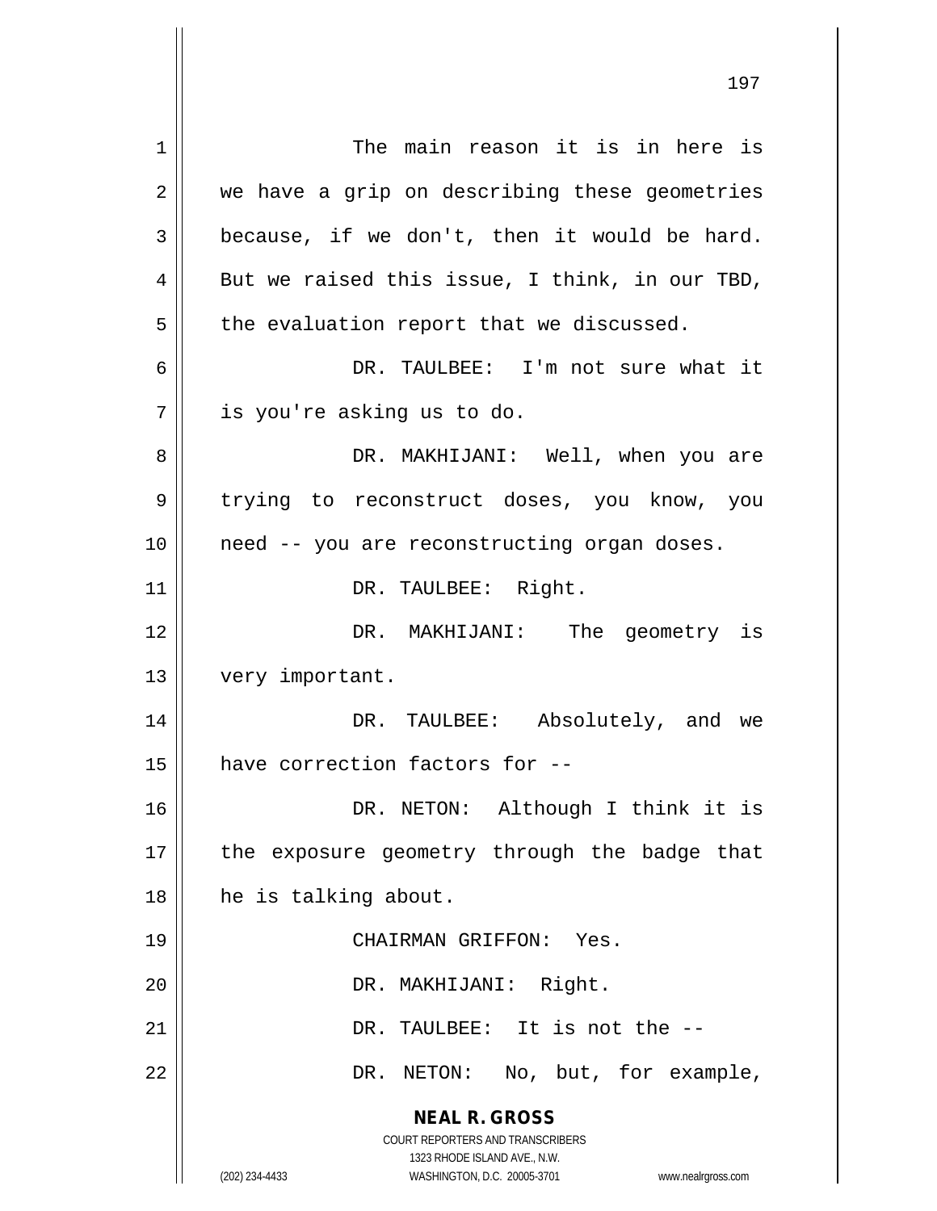The main reason it is in here is we have a grip on describing these geometries because, if we don't, then it would be hard. But we raised this issue, I think, in our TBD, the evaluation report that we discussed.

DR. TAULBEE: I'm not sure what it is you're asking us to do.

DR. MAKHIJANI: Well, when you are trying to reconstruct doses, you know, you need -- you are reconstructing organ doses.

DR. TAULBEE: Right.

DR. MAKHIJANI: The geometry is very important.

DR. TAULBEE: Absolutely, and we have correction factors for --

DR. NETON: Although I think it is the exposure geometry through the badge that he is talking about.

CHAIRMAN GRIFFON: Yes.

DR. MAKHIJANI: Right.

DR. TAULBEE: It is not the --

DR. NETON: No, but, for example,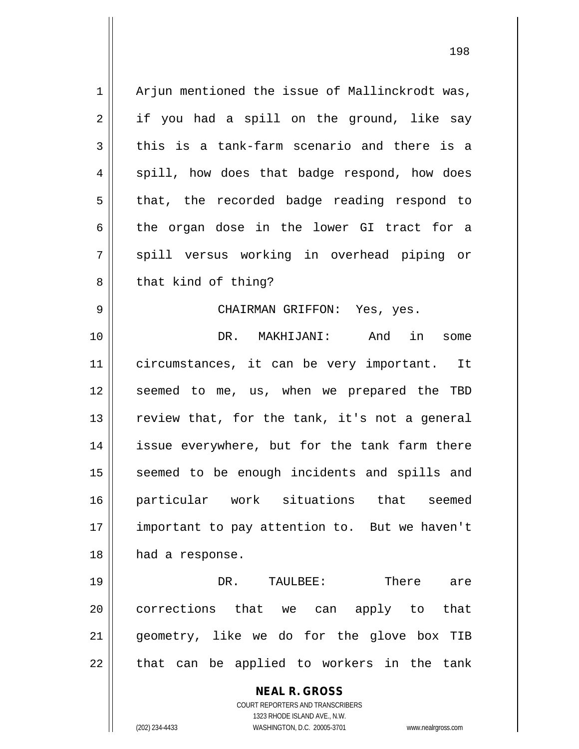Arjun mentioned the issue of Mallinckrodt was, if you had a spill on the ground, like say this is a tank-farm scenario and there is a spill, how does that badge respond, how does that, the recorded badge reading respond to the organ dose in the lower GI tract for a spill versus working in overhead piping or that kind of thing?

CHAIRMAN GRIFFON: Yes, yes.

DR. MAKHIJANI: And in some circumstances, it can be very important. It seemed to me, us, when we prepared the TBD review that, for the tank, it's not a general issue everywhere, but for the tank farm there seemed to be enough incidents and spills and particular work situations that seemed important to pay attention to. But we haven't had a response.

DR. TAULBEE: There are corrections that we can apply to that geometry, like we do for the glove box TIB that can be applied to workers in the tank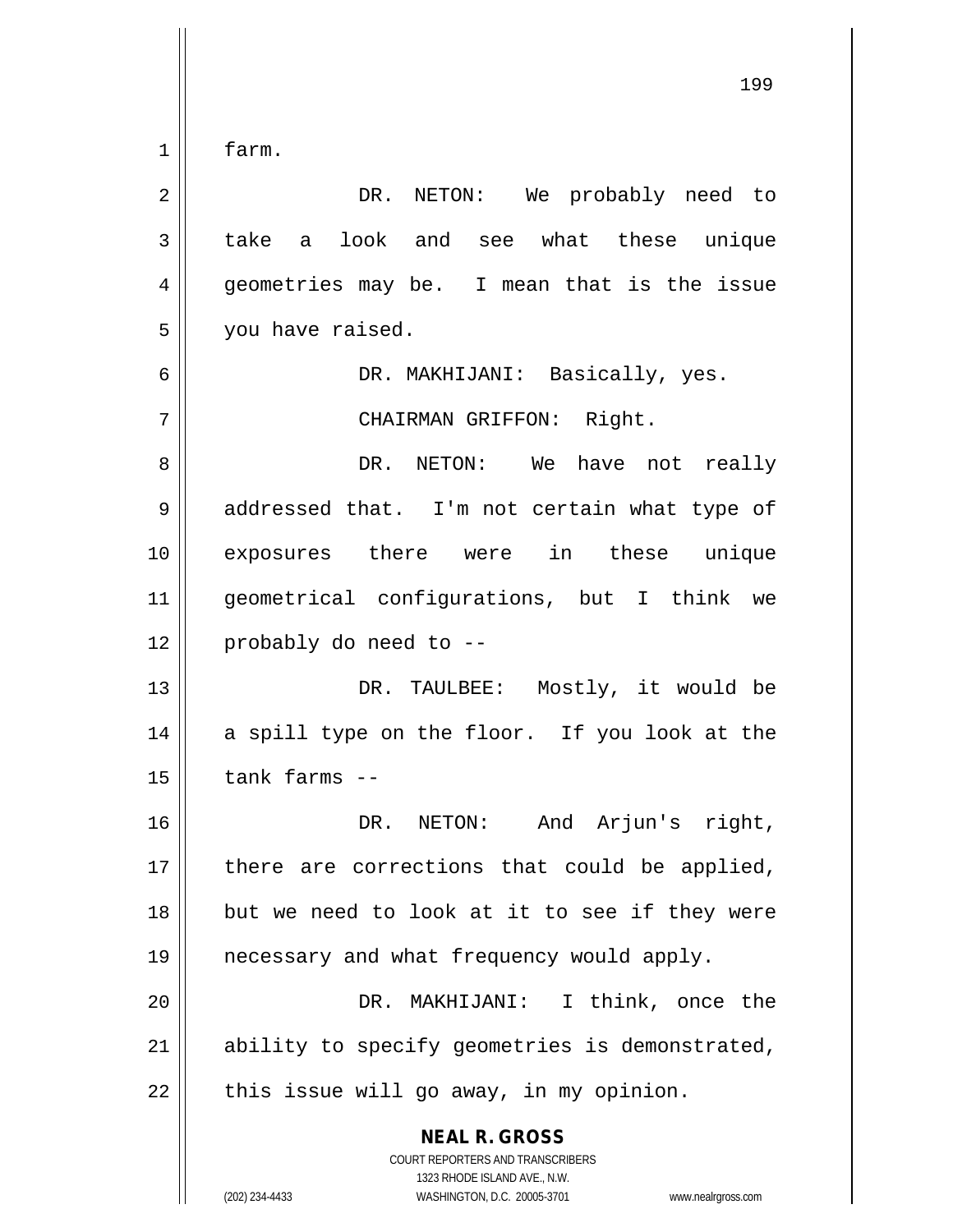farm.

DR. NETON: We probably need to take a look and see what these unique geometries may be. I mean that is the issue you have raised.

DR. MAKHIJANI: Basically, yes.

CHAIRMAN GRIFFON: Right.

DR. NETON: We have not really addressed that. I'm not certain what type of exposures there were in these unique geometrical configurations, but I think we probably do need to --

DR. TAULBEE: Mostly, it would be a spill type on the floor. If you look at the tank farms --

DR. NETON: And Arjun's right, there are corrections that could be applied, but we need to look at it to see if they were necessary and what frequency would apply.

DR. MAKHIJANI: I think, once the ability to specify geometries is demonstrated, this issue will go away, in my opinion.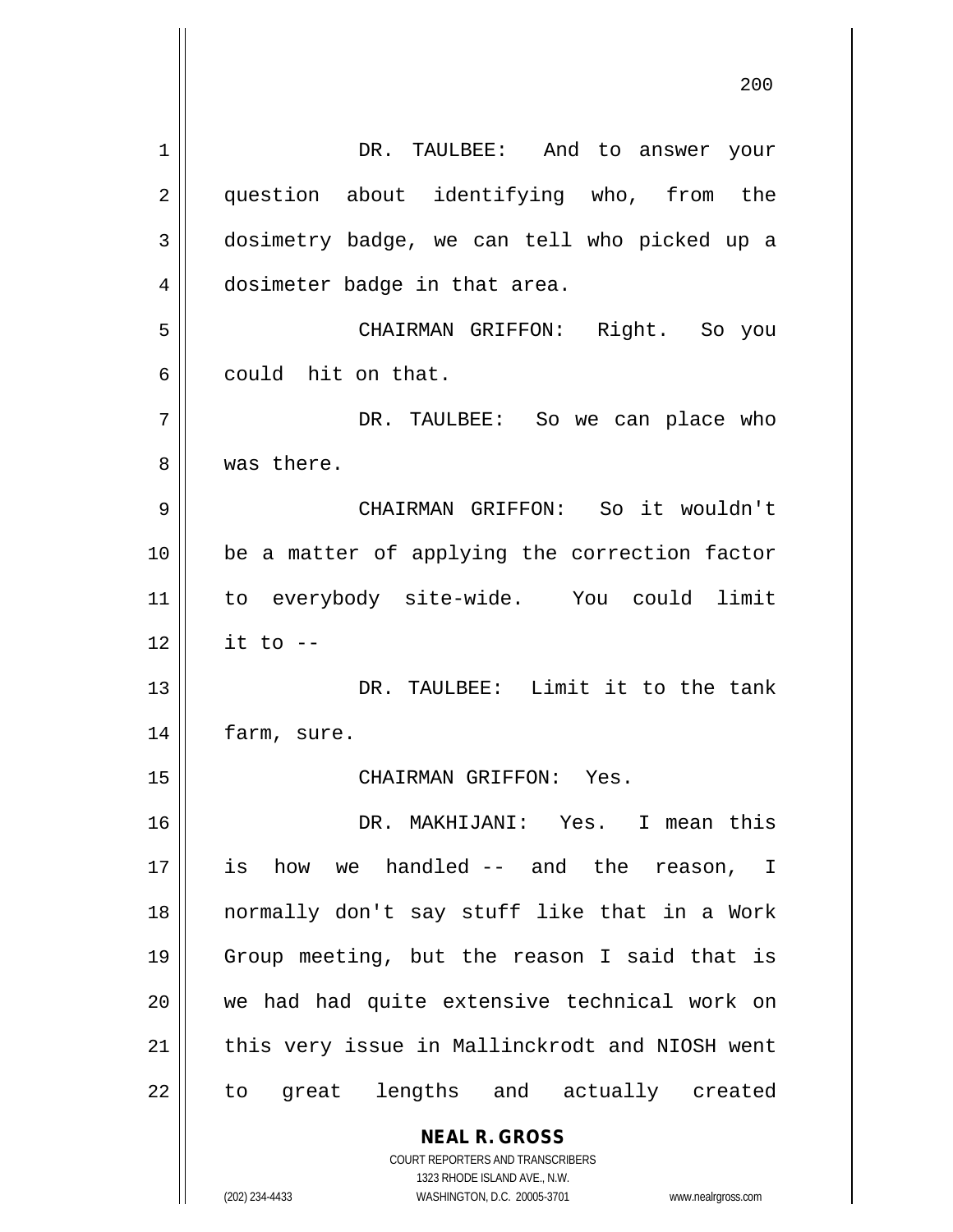DR. TAULBEE: And to answer your question about identifying who, from the dosimetry badge, we can tell who picked up a dosimeter badge in that area.

CHAIRMAN GRIFFON: Right. So you could hit on that.

DR. TAULBEE: So we can place who was there.

CHAIRMAN GRIFFON: So it wouldn't be a matter of applying the correction factor to everybody site-wide. You could limit it to --

DR. TAULBEE: Limit it to the tank farm, sure.

CHAIRMAN GRIFFON: Yes.

DR. MAKHIJANI: Yes. I mean this is how we handled -- and the reason, I normally don't say stuff like that in a Work Group meeting, but the reason I said that is we had had quite extensive technical work on this very issue in Mallinckrodt and NIOSH went to great lengths and actually created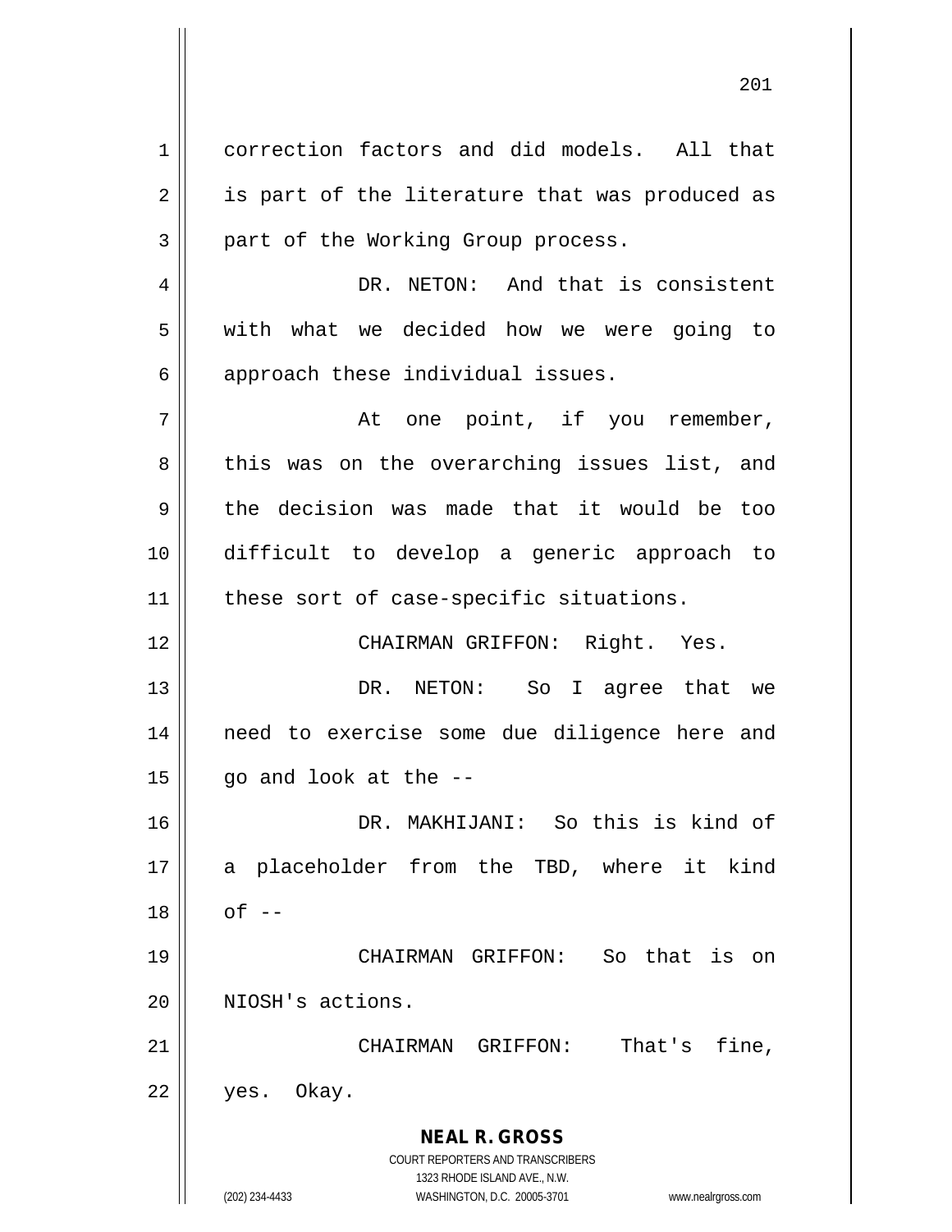correction factors and did models. All that is part of the literature that was produced as part of the Working Group process.

DR. NETON: And that is consistent with what we decided how we were going to approach these individual issues.

At one point, if you remember, this was on the overarching issues list, and the decision was made that it would be too difficult to develop a generic approach to these sort of case-specific situations.

CHAIRMAN GRIFFON: Right. Yes.

DR. NETON: So I agree that we need to exercise some due diligence here and go and look at the --

DR. MAKHIJANI: So this is kind of a placeholder from the TBD, where it kind of --

CHAIRMAN GRIFFON: So that is on NIOSH's actions.

CHAIRMAN GRIFFON: That's fine, yes. Okay.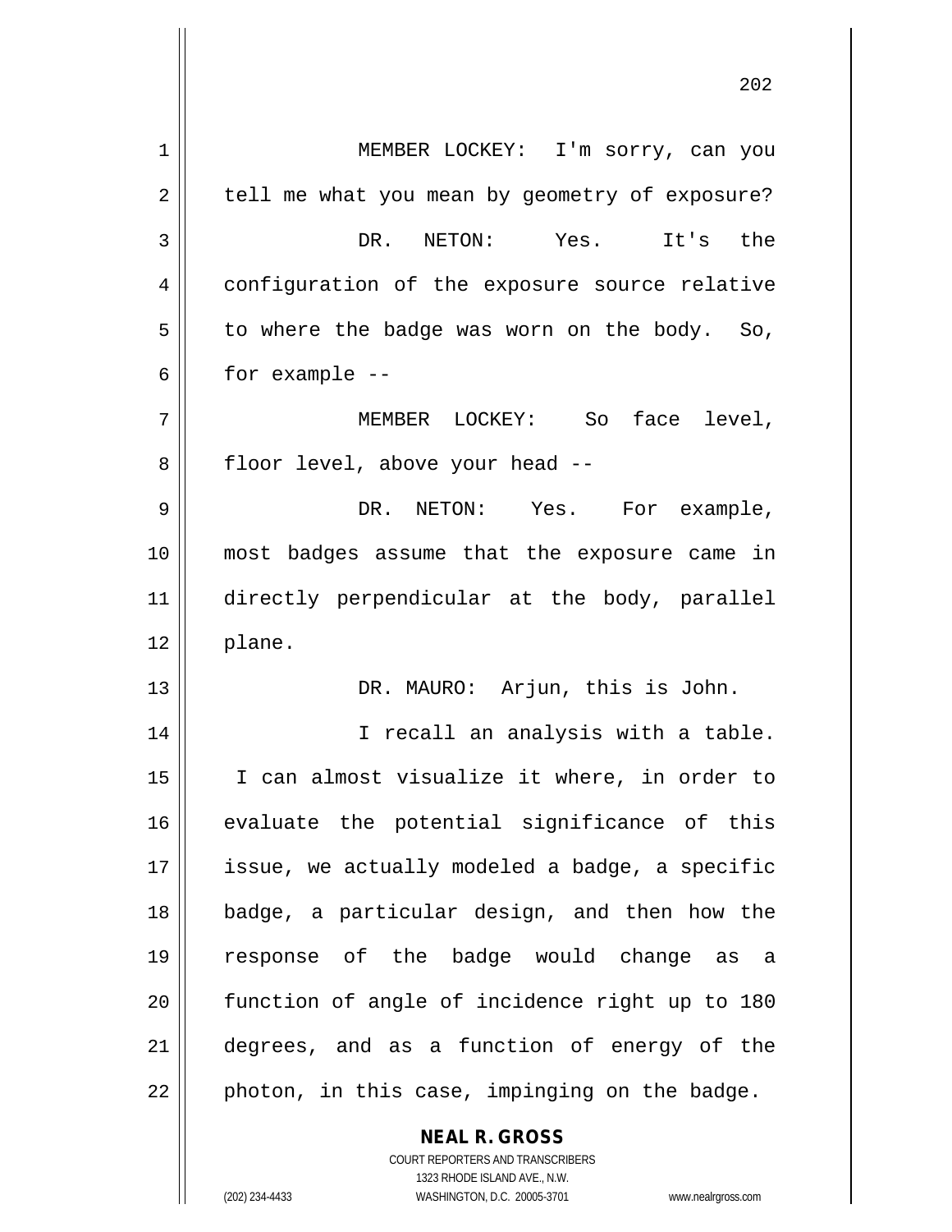MEMBER LOCKEY: I'm sorry, can you tell me what you mean by geometry of exposure?

DR. NETON: Yes. It's the configuration of the exposure source relative to where the badge was worn on the body. So, for example --

MEMBER LOCKEY: So face level, floor level, above your head --

DR. NETON: Yes. For example, most badges assume that the exposure came in directly perpendicular at the body, parallel plane.

DR. MAURO: Arjun, this is John.

I recall an analysis with a table. I can almost visualize it where, in order to evaluate the potential significance of this issue, we actually modeled a badge, a specific badge, a particular design, and then how the response of the badge would change as a function of angle of incidence right up to 180 degrees, and as a function of energy of the photon, in this case, impinging on the badge.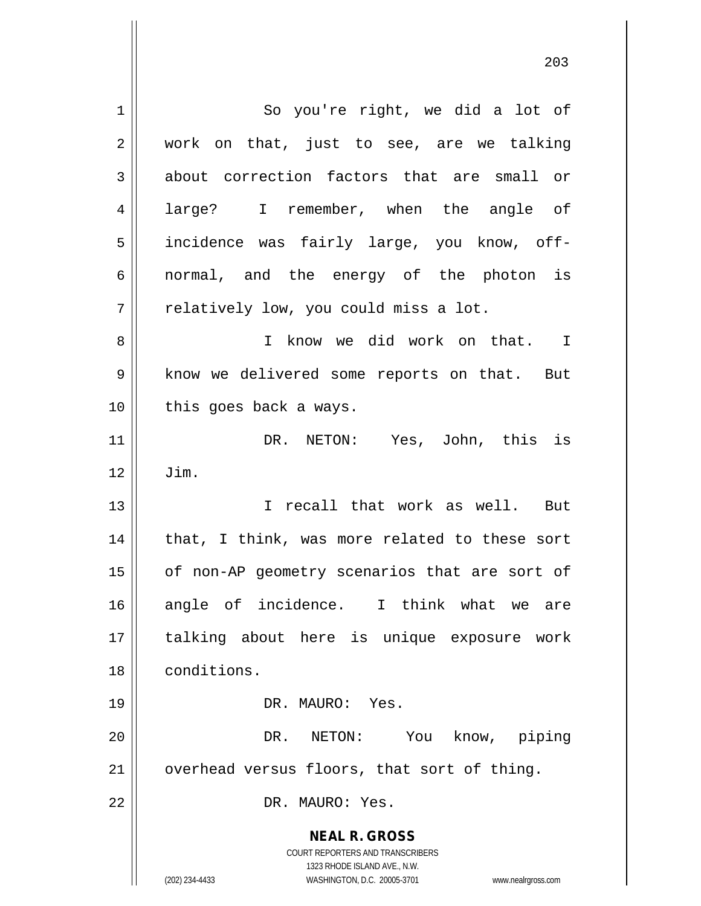So you're right, we did a lot of work on that, just to see, are we talking about correction factors that are small or large? I remember, when the angle of incidence was fairly large, you know, off-normal, and the energy of the photon is relatively low, you could miss a lot.

I know we did work on that. I know we delivered some reports on that. But this goes back a ways.

DR. NETON: Yes, John, this is Jim.

I recall that work as well. But that, I think, was more related to these sort of non-AP geometry scenarios that are sort of angle of incidence. I think what we are talking about here is unique exposure work conditions.

DR. MAURO: Yes.

DR. NETON: You know, piping overhead versus floors, that sort of thing.

DR. MAURO: Yes.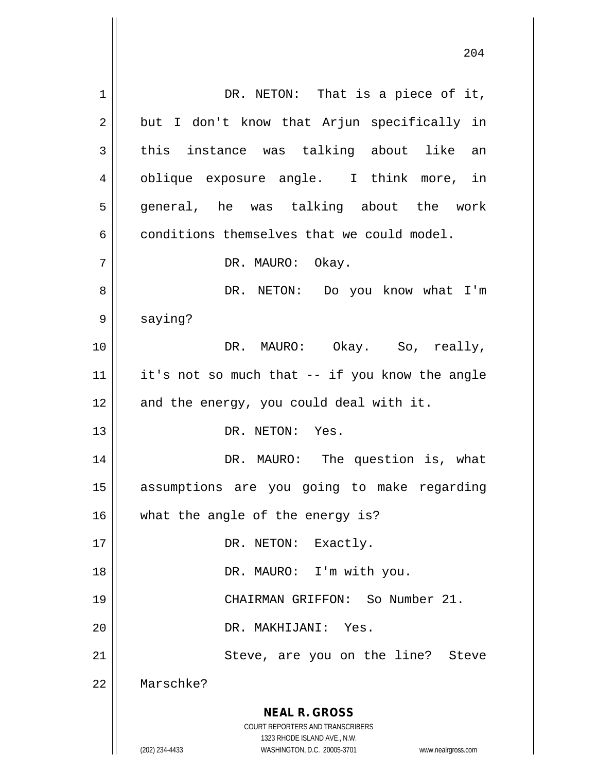DR. NETON: That is a piece of it, but I don't know that Arjun specifically in this instance was talking about like an oblique exposure angle. I think more, in general, he was talking about the work conditions themselves that we could model.

DR. MAURO: Okay.

DR. NETON: Do you know what I'm saying?

DR. MAURO: Okay. So, really, it's not so much that -- if you know the angle and the energy, you could deal with it.

DR. NETON: Yes.

DR. MAURO: The question is, what assumptions are you going to make regarding what the angle of the energy is?

DR. NETON: Exactly.

DR. MAURO: I'm with you.

CHAIRMAN GRIFFON: So Number 21.

DR. MAKHIJANI: Yes.

Steve, are you on the line? Steve Marschke?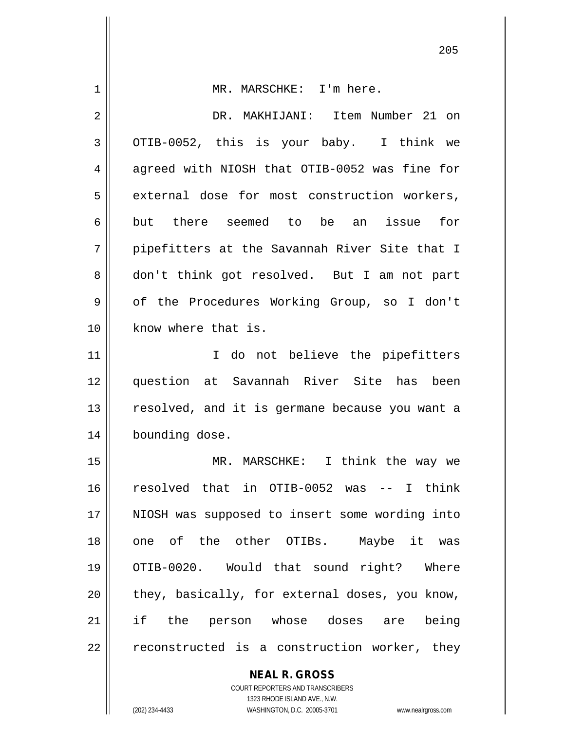MR. MARSCHKE: I'm here.

DR. MAKHIJANI: Item Number 21 on OTIB-0052, this is your baby. I think we agreed with NIOSH that OTIB-0052 was fine for external dose for most construction workers, but there seemed to be an issue for pipefitters at the Savannah River Site that I don't think got resolved. But I am not part of the Procedures Working Group, so I don't know where that is.

I do not believe the pipefitters question at Savannah River Site has been resolved, and it is germane because you want a bounding dose.

MR. MARSCHKE: I think the way we resolved that in OTIB-0052 was -- I think NIOSH was supposed to insert some wording into one of the other OTIBs. Maybe it was OTIB-0020. Would that sound right? Where they, basically, for external doses, you know, if the person whose doses are being reconstructed is a construction worker, they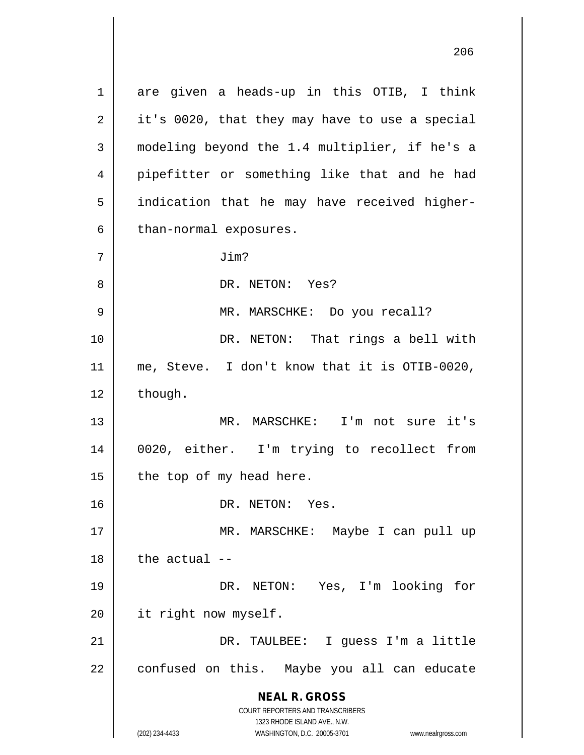are given a heads-up in this OTIB, I think it's 0020, that they may have to use a special modeling beyond the 1.4 multiplier, if he's a pipefitter or something like that and he had indication that he may have received higher-than-normal exposures.

Jim?

DR. NETON: Yes?

MR. MARSCHKE: Do you recall?

DR. NETON: That rings a bell with me, Steve. I don't know that it is OTIB-0020, though.

MR. MARSCHKE: I'm not sure it's 0020, either. I'm trying to recollect from the top of my head here.

DR. NETON: Yes.

MR. MARSCHKE: Maybe I can pull up the actual --

DR. NETON: Yes, I'm looking for it right now myself.

DR. TAULBEE: I guess I'm a little confused on this. Maybe you all can educate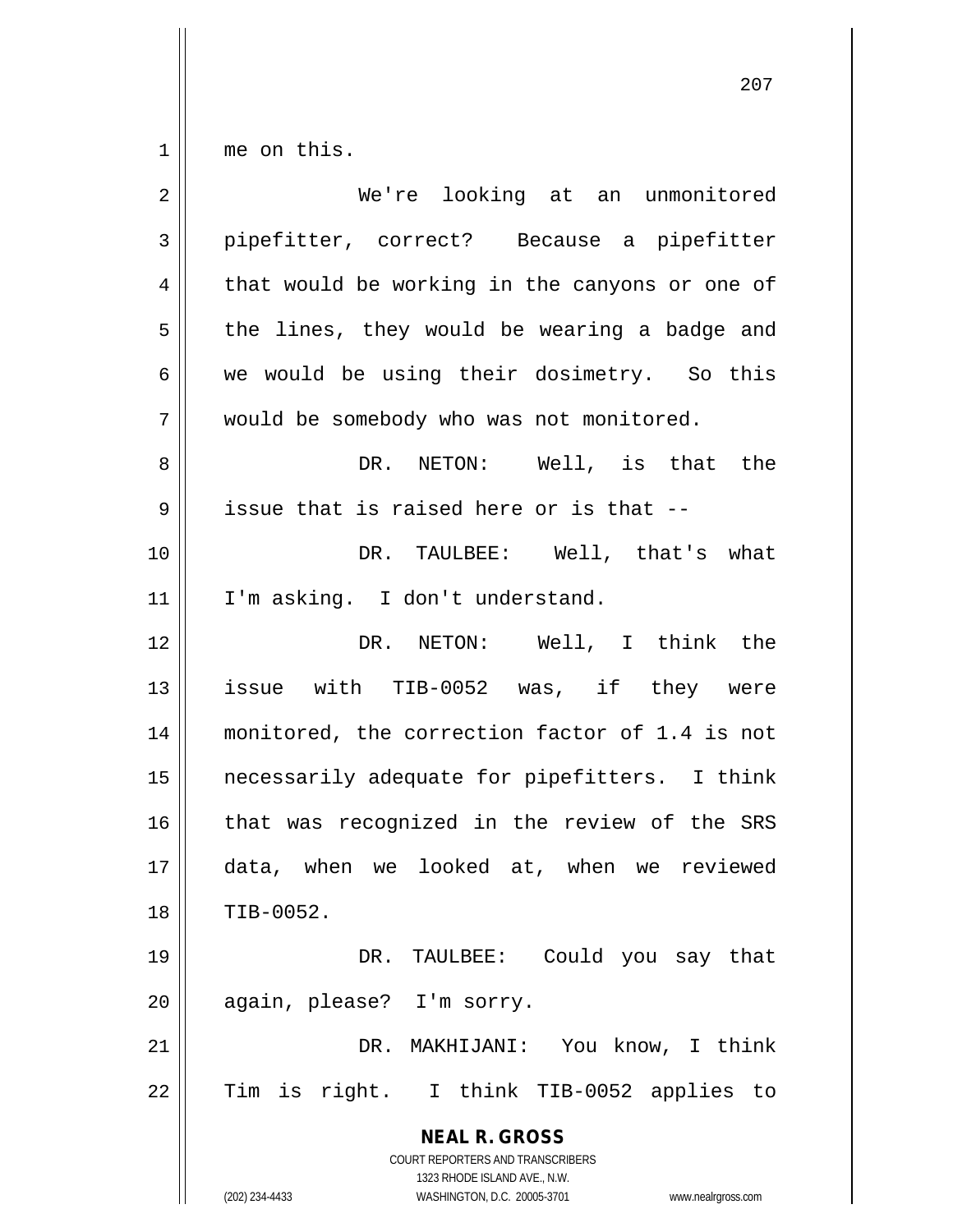me on this.

We're looking at an unmonitored pipefitter, correct? Because a pipefitter that would be working in the canyons or one of the lines, they would be wearing a badge and we would be using their dosimetry. So this would be somebody who was not monitored.

DR. NETON: Well, is that the issue that is raised here or is that --

DR. TAULBEE: Well, that's what I'm asking. I don't understand.

DR. NETON: Well, I think the issue with TIB-0052 was, if they were monitored, the correction factor of 1.4 is not necessarily adequate for pipefitters. I think that was recognized in the review of the SRS data, when we looked at, when we reviewed TIB-0052.

DR. TAULBEE: Could you say that again, please? I'm sorry.

DR. MAKHIJANI: You know, I think Tim is right. I think TIB-0052 applies to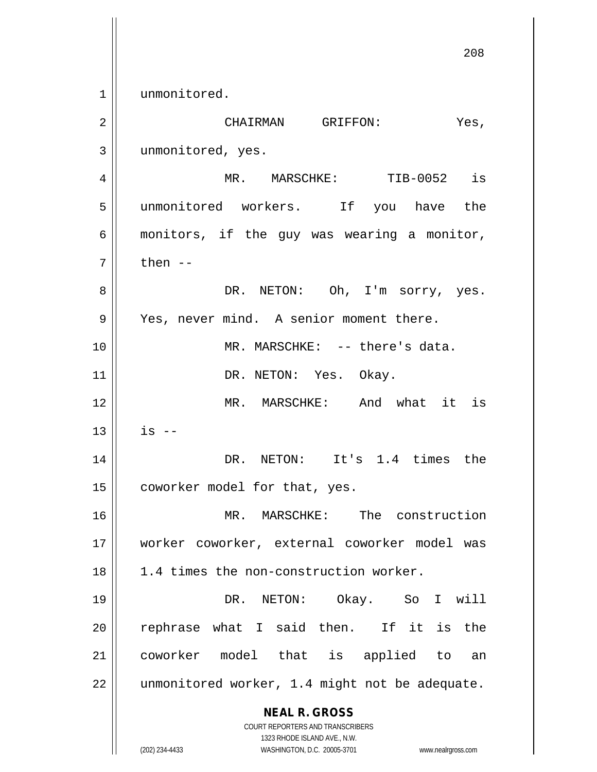unmonitored.

CHAIRMAN GRIFFON: Yes, unmonitored, yes.

MR. MARSCHKE: TIB-0052 is unmonitored workers. If you have the monitors, if the guy was wearing a monitor, then --

DR. NETON: Oh, I'm sorry, yes. Yes, never mind. A senior moment there.

MR. MARSCHKE: -- there's data.

DR. NETON: Yes. Okay.

MR. MARSCHKE: And what it is is --

DR. NETON: It's 1.4 times the coworker model for that, yes.

MR. MARSCHKE: The construction worker coworker, external coworker model was 1.4 times the non-construction worker.

DR. NETON: Okay. So I will rephrase what I said then. If it is the coworker model that is applied to an unmonitored worker, 1.4 might not be adequate.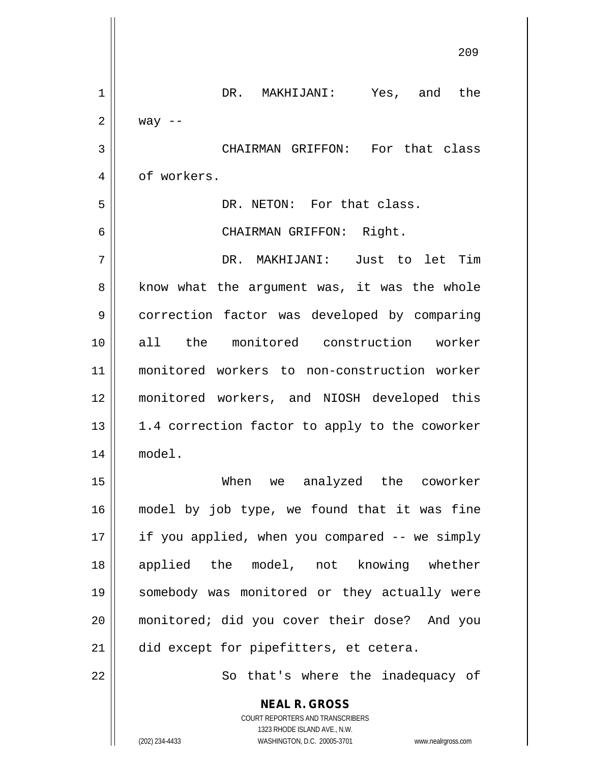DR. MAKHIJANI: Yes, and the way --

CHAIRMAN GRIFFON: For that class of workers.

DR. NETON: For that class.

CHAIRMAN GRIFFON: Right.

DR. MAKHIJANI: Just to let Tim know what the argument was, it was the whole correction factor was developed by comparing all the monitored construction worker monitored workers to non-construction worker monitored workers, and NIOSH developed this 1.4 correction factor to apply to the coworker model.

When we analyzed the coworker model by job type, we found that it was fine if you applied, when you compared -- we simply applied the model, not knowing whether somebody was monitored or they actually were monitored; did you cover their dose? And you did except for pipefitters, et cetera.

So that's where the inadequacy of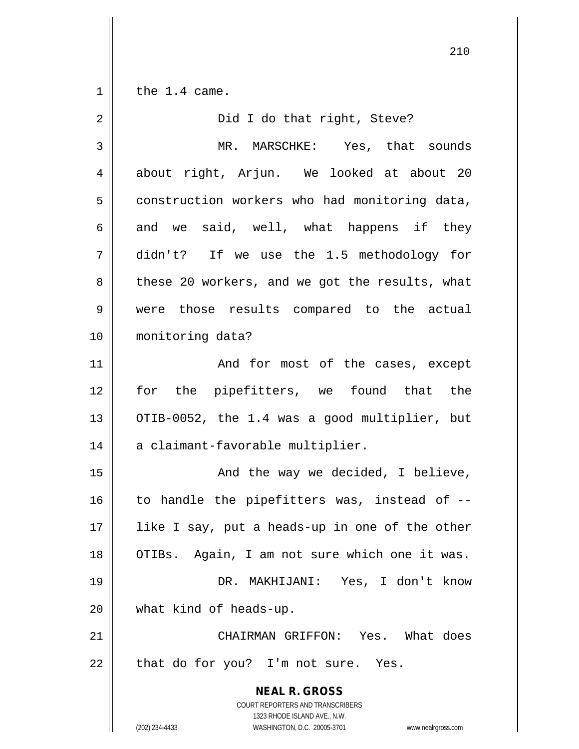the 1.4 came.

Did I do that right, Steve?

MR. MARSCHKE: Yes, that sounds about right, Arjun. We looked at about 20 construction workers who had monitoring data, and we said, well, what happens if they didn't? If we use the 1.5 methodology for these 20 workers, and we got the results, what were those results compared to the actual monitoring data?

And for most of the cases, except for the pipefitters, we found that the OTIB-0052, the 1.4 was a good multiplier, but a claimant-favorable multiplier.

And the way we decided, I believe, to handle the pipefitters was, instead of -- like I say, put a heads-up in one of the other OTIBs. Again, I am not sure which one it was.

DR. MAKHIJANI: Yes, I don't know what kind of heads-up.

CHAIRMAN GRIFFON: Yes. What does that do for you? I'm not sure. Yes.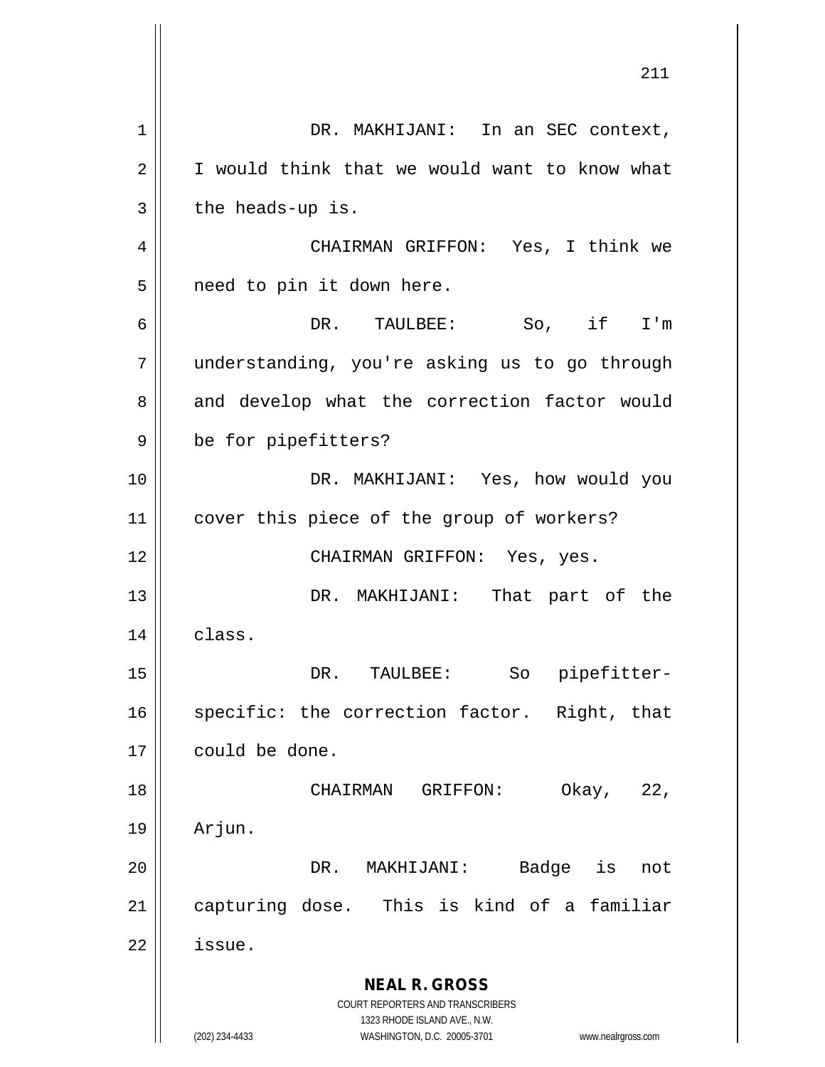DR. MAKHIJANI: In an SEC context, I would think that we would want to know what the heads-up is.

CHAIRMAN GRIFFON: Yes, I think we need to pin it down here.

DR. TAULBEE: So, if I'm understanding, you're asking us to go through and develop what the correction factor would be for pipefitters?

DR. MAKHIJANI: Yes, how would you cover this piece of the group of workers?

CHAIRMAN GRIFFON: Yes, yes.

DR. MAKHIJANI: That part of the class.

DR. TAULBEE: So pipefitter-specific: the correction factor. Right, that could be done.

CHAIRMAN GRIFFON: Okay, 22, Arjun.

DR. MAKHIJANI: Badge is not capturing dose. This is kind of a familiar issue.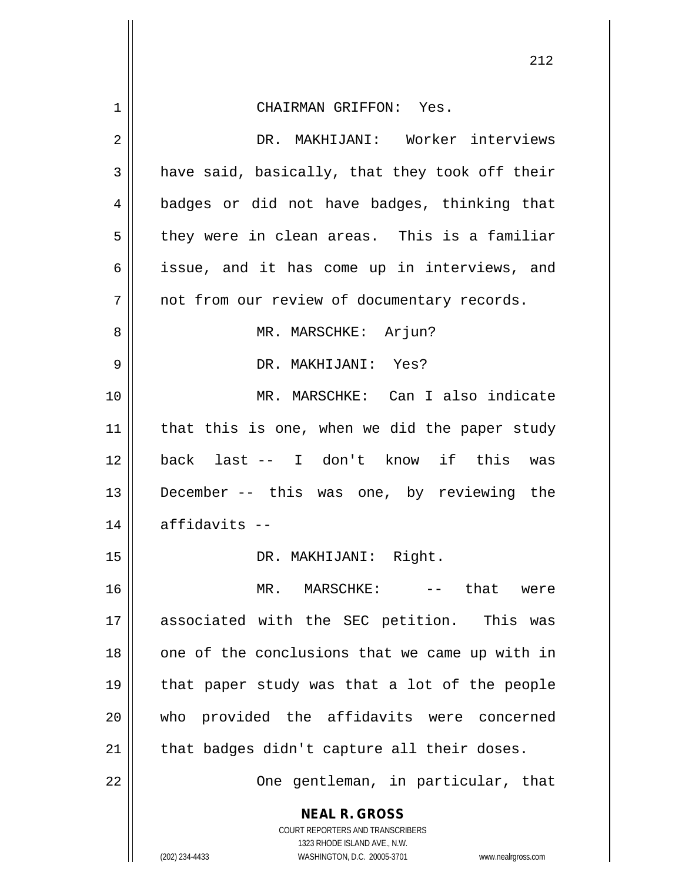CHAIRMAN GRIFFON: Yes.

DR. MAKHIJANI: Worker interviews have said, basically, that they took off their badges or did not have badges, thinking that they were in clean areas. This is a familiar issue, and it has come up in interviews, and not from our review of documentary records.

MR. MARSCHKE: Arjun?

DR. MAKHIJANI: Yes?

MR. MARSCHKE: Can I also indicate that this is one, when we did the paper study back last -- I don't know if this was December -- this was one, by reviewing the affidavits --

DR. MAKHIJANI: Right.

MR. MARSCHKE: -- that were associated with the SEC petition. This was one of the conclusions that we came up with in that paper study was that a lot of the people who provided the affidavits were concerned that badges didn't capture all their doses.

One gentleman, in particular, that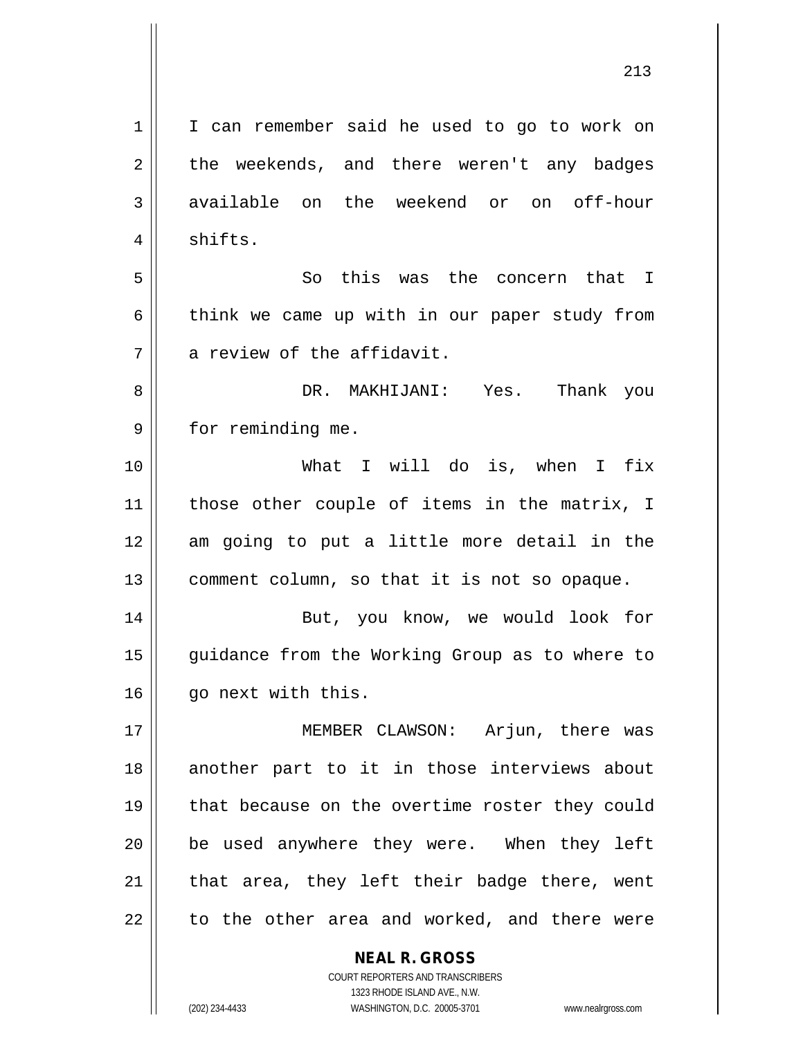I can remember said he used to go to work on the weekends, and there weren't any badges available on the weekend or on off-hour shifts.

So this was the concern that I think we came up with in our paper study from a review of the affidavit.

DR. MAKHIJANI: Yes. Thank you for reminding me.

What I will do is, when I fix those other couple of items in the matrix, I am going to put a little more detail in the comment column, so that it is not so opaque.

But, you know, we would look for guidance from the Working Group as to where to go next with this.

MEMBER CLAWSON: Arjun, there was another part to it in those interviews about that because on the overtime roster they could be used anywhere they were. When they left that area, they left their badge there, went to the other area and worked, and there were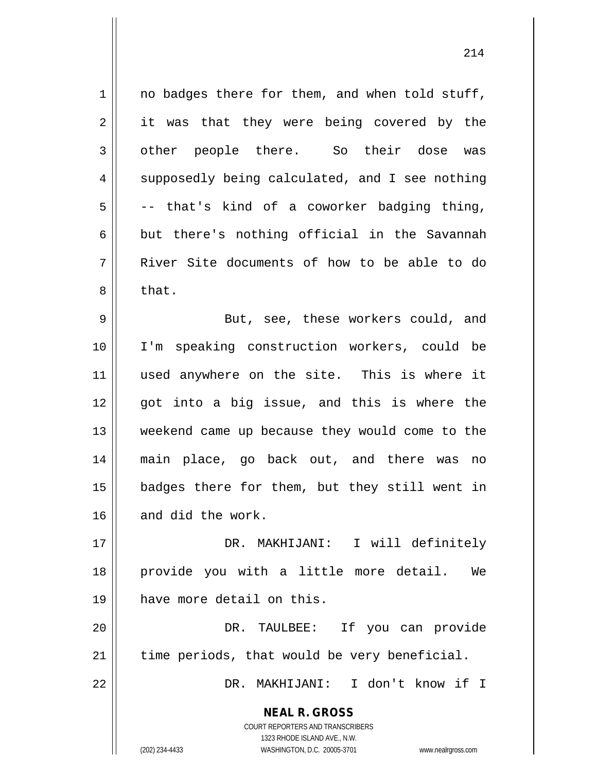no badges there for them, and when told stuff, it was that they were being covered by the other people there. So their dose was supposedly being calculated, and I see nothing -- that's kind of a coworker badging thing, but there's nothing official in the Savannah River Site documents of how to be able to do that.

But, see, these workers could, and I'm speaking construction workers, could be used anywhere on the site. This is where it got into a big issue, and this is where the weekend came up because they would come to the main place, go back out, and there was no badges there for them, but they still went in and did the work.

DR. MAKHIJANI: I will definitely provide you with a little more detail. We have more detail on this.

DR. TAULBEE: If you can provide time periods, that would be very beneficial.

DR. MAKHIJANI: I don't know if I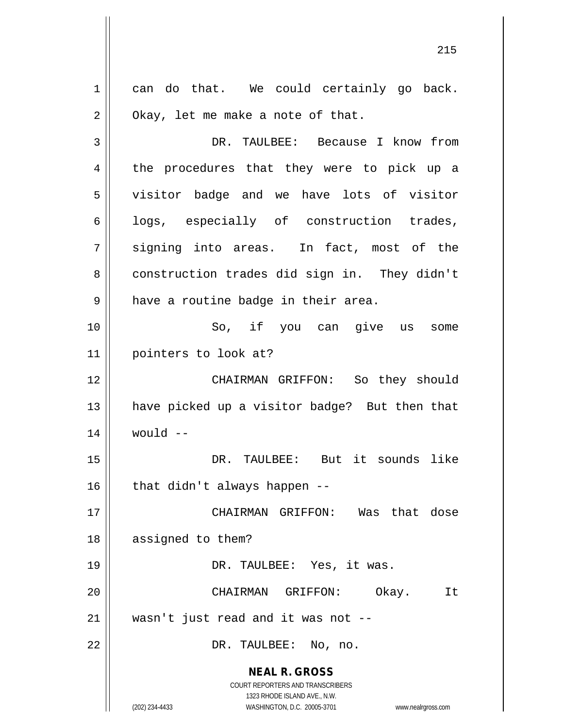can do that. We could certainly go back. Okay, let me make a note of that.

DR. TAULBEE: Because I know from the procedures that they were to pick up a visitor badge and we have lots of visitor logs, especially of construction trades, signing into areas. In fact, most of the construction trades did sign in. They didn't have a routine badge in their area.

So, if you can give us some pointers to look at?

CHAIRMAN GRIFFON: So they should have picked up a visitor badge? But then that would --

DR. TAULBEE: But it sounds like that didn't always happen --

CHAIRMAN GRIFFON: Was that dose assigned to them?

DR. TAULBEE: Yes, it was.

CHAIRMAN GRIFFON: Okay. It wasn't just read and it was not --

DR. TAULBEE: No, no.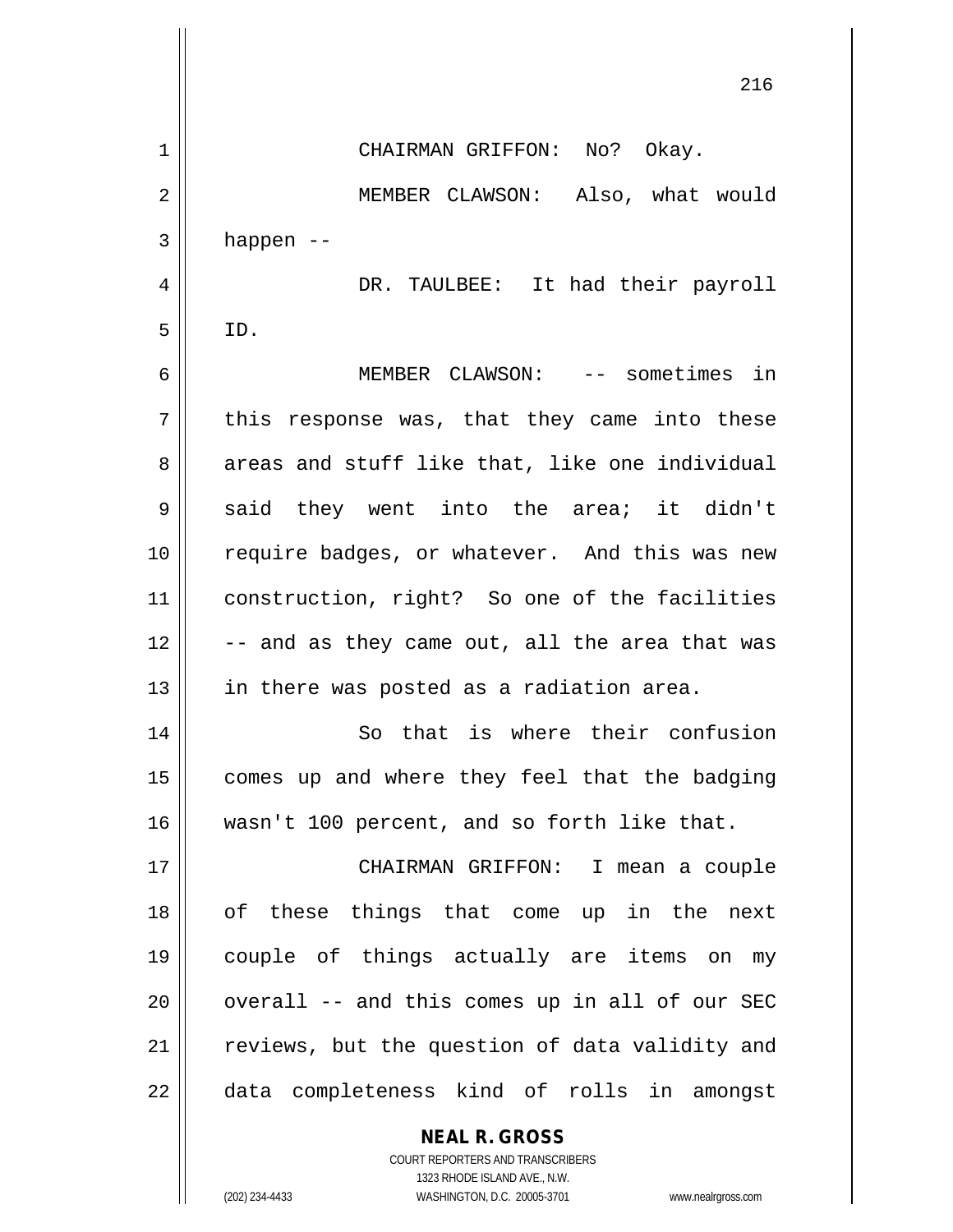CHAIRMAN GRIFFON: No? Okay.

MEMBER CLAWSON: Also, what would happen --

DR. TAULBEE: It had their payroll ID.

MEMBER CLAWSON: -- sometimes in this response was, that they came into these areas and stuff like that, like one individual said they went into the area; it didn't require badges, or whatever. And this was new construction, right? So one of the facilities -- and as they came out, all the area that was in there was posted as a radiation area.

So that is where their confusion comes up and where they feel that the badging wasn't 100 percent, and so forth like that.

CHAIRMAN GRIFFON: I mean a couple of these things that come up in the next couple of things actually are items on my overall -- and this comes up in all of our SEC reviews, but the question of data validity and data completeness kind of rolls in amongst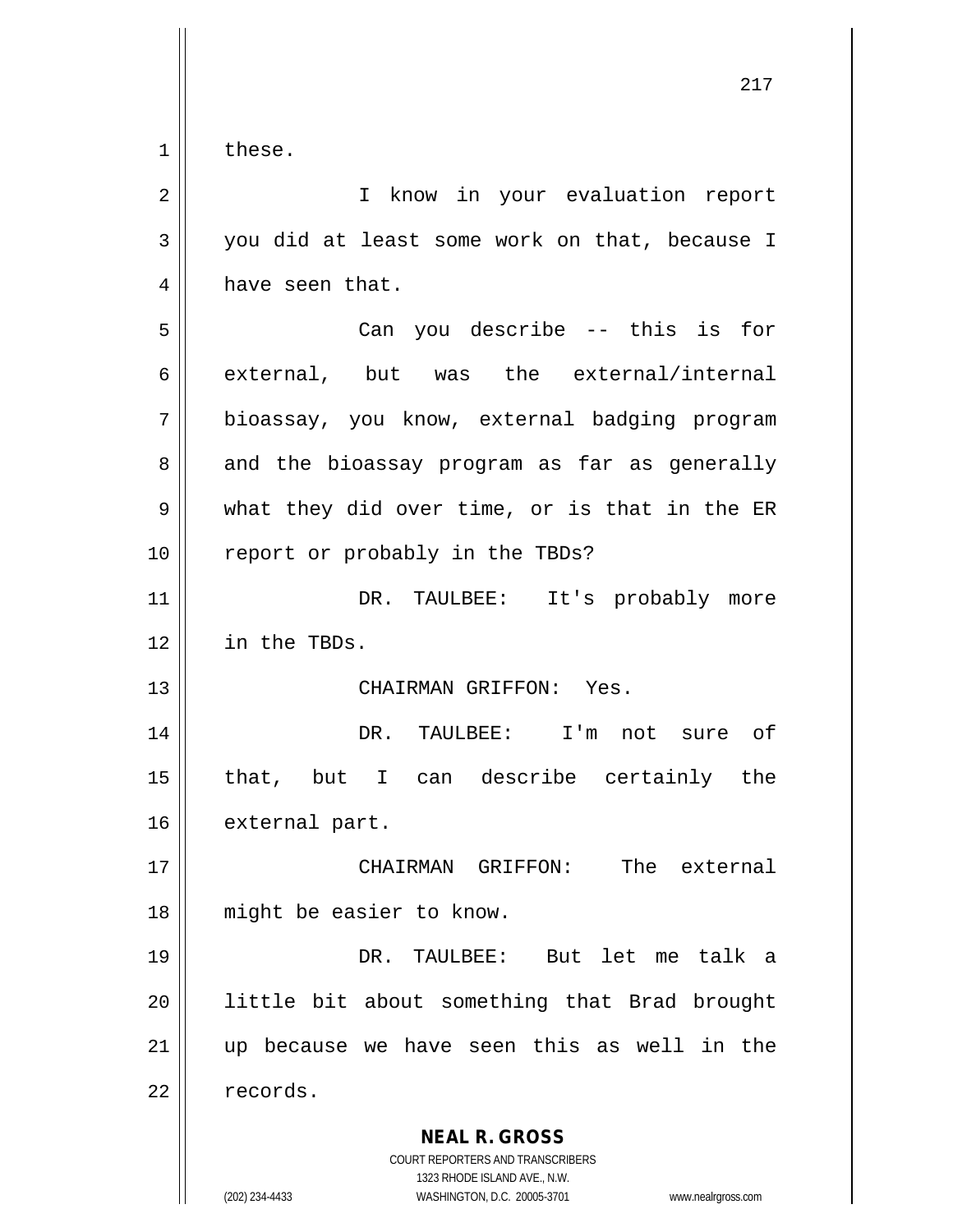these.

I know in your evaluation report you did at least some work on that, because I have seen that.

Can you describe -- this is for external, but was the external/internal bioassay, you know, external badging program and the bioassay program as far as generally what they did over time, or is that in the ER report or probably in the TBDs?

DR. TAULBEE: It's probably more in the TBDs.

CHAIRMAN GRIFFON: Yes.

DR. TAULBEE: I'm not sure of that, but I can describe certainly the external part.

CHAIRMAN GRIFFON: The external might be easier to know.

DR. TAULBEE: But let me talk a little bit about something that Brad brought up because we have seen this as well in the records.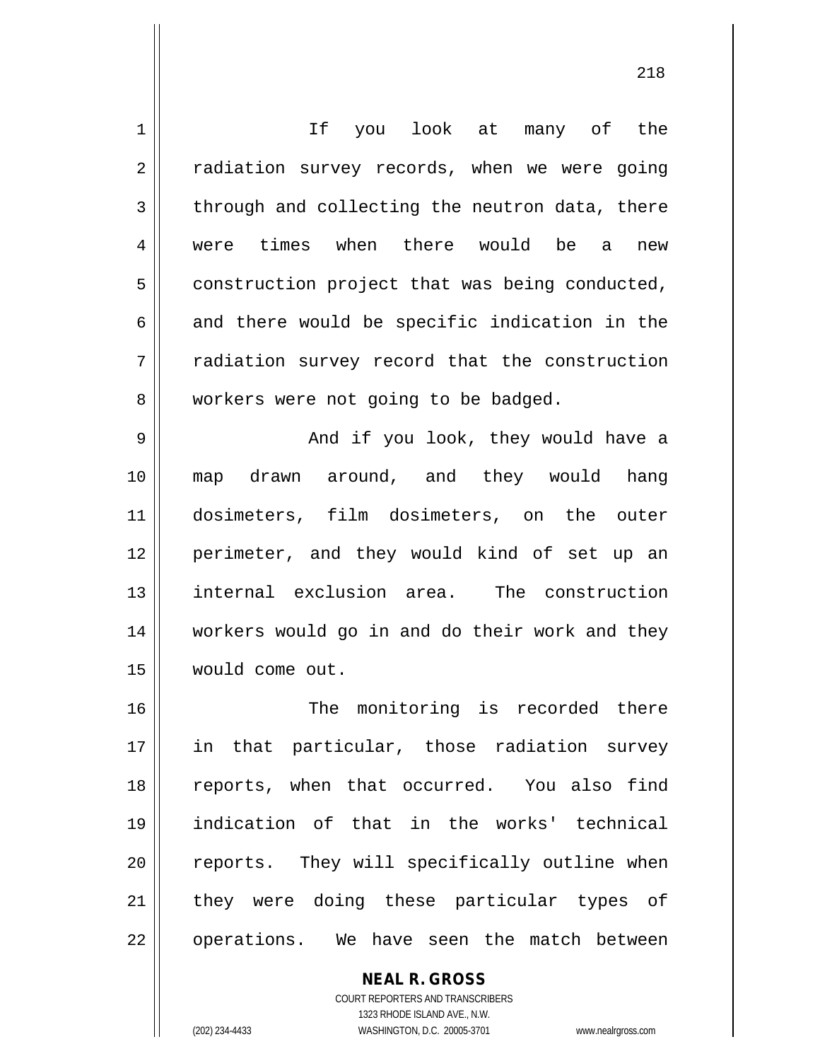If you look at many of the radiation survey records, when we were going through and collecting the neutron data, there were times when there would be a new construction project that was being conducted, and there would be specific indication in the radiation survey record that the construction workers were not going to be badged.

And if you look, they would have a map drawn around, and they would hang dosimeters, film dosimeters, on the outer perimeter, and they would kind of set up an internal exclusion area. The construction workers would go in and do their work and they would come out.

The monitoring is recorded there in that particular, those radiation survey reports, when that occurred. You also find indication of that in the works' technical reports. They will specifically outline when they were doing these particular types of operations. We have seen the match between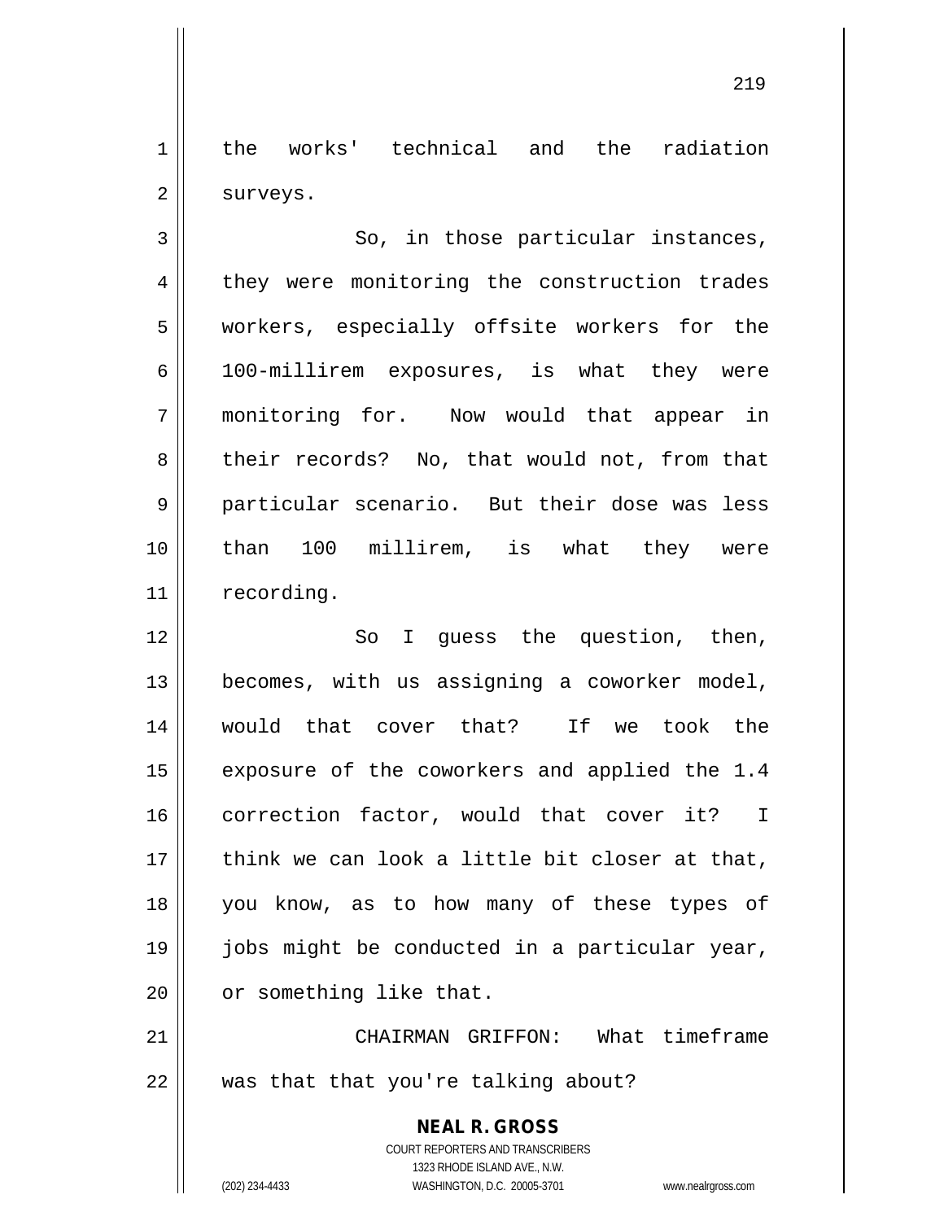the works' technical and the radiation surveys.

So, in those particular instances, they were monitoring the construction trades workers, especially offsite workers for the 100-millirem exposures, is what they were monitoring for. Now would that appear in their records? No, that would not, from that particular scenario. But their dose was less than 100 millirem, is what they were recording.

So I guess the question, then, becomes, with us assigning a coworker model, would that cover that? If we took the exposure of the coworkers and applied the 1.4 correction factor, would that cover it? I think we can look a little bit closer at that, you know, as to how many of these types of jobs might be conducted in a particular year, or something like that.

CHAIRMAN GRIFFON: What timeframe was that that you're talking about?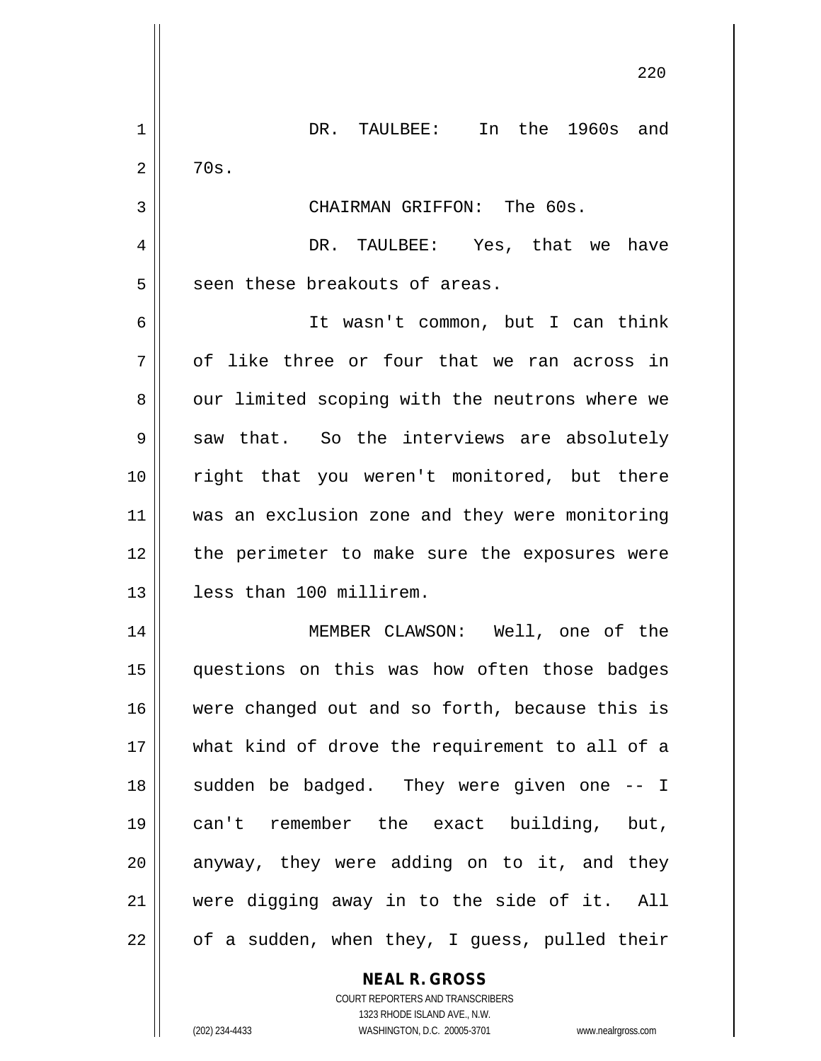DR. TAULBEE: In the 1960s and 70s.

CHAIRMAN GRIFFON: The 60s.

DR. TAULBEE: Yes, that we have seen these breakouts of areas.

It wasn't common, but I can think of like three or four that we ran across in our limited scoping with the neutrons where we saw that. So the interviews are absolutely right that you weren't monitored, but there was an exclusion zone and they were monitoring the perimeter to make sure the exposures were less than 100 millirem.

MEMBER CLAWSON: Well, one of the questions on this was how often those badges were changed out and so forth, because this is what kind of drove the requirement to all of a sudden be badged. They were given one -- I can't remember the exact building, but, anyway, they were adding on to it, and they were digging away in to the side of it. All of a sudden, when they, I guess, pulled their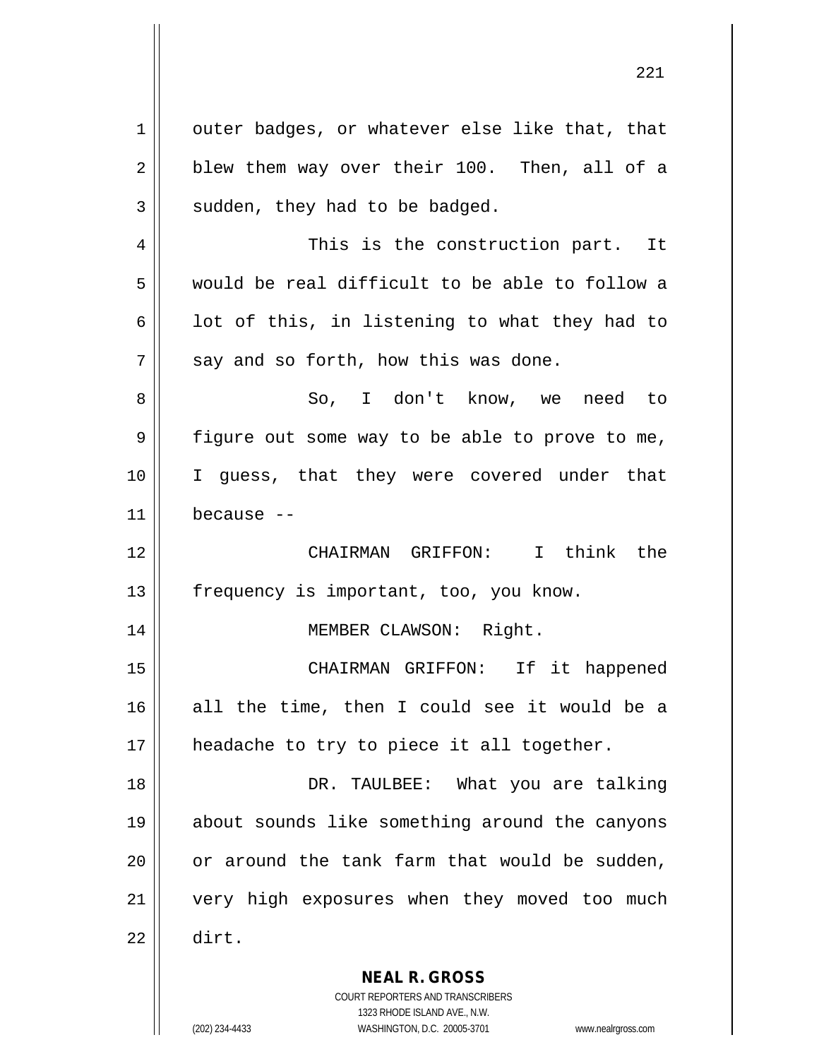outer badges, or whatever else like that, that blew them way over their 100. Then, all of a sudden, they had to be badged.

This is the construction part. It would be real difficult to be able to follow a lot of this, in listening to what they had to say and so forth, how this was done.

So, I don't know, we need to figure out some way to be able to prove to me, I guess, that they were covered under that because --

CHAIRMAN GRIFFON: I think the frequency is important, too, you know.

MEMBER CLAWSON: Right.

CHAIRMAN GRIFFON: If it happened all the time, then I could see it would be a headache to try to piece it all together.

DR. TAULBEE: What you are talking about sounds like something around the canyons or around the tank farm that would be sudden, very high exposures when they moved too much dirt.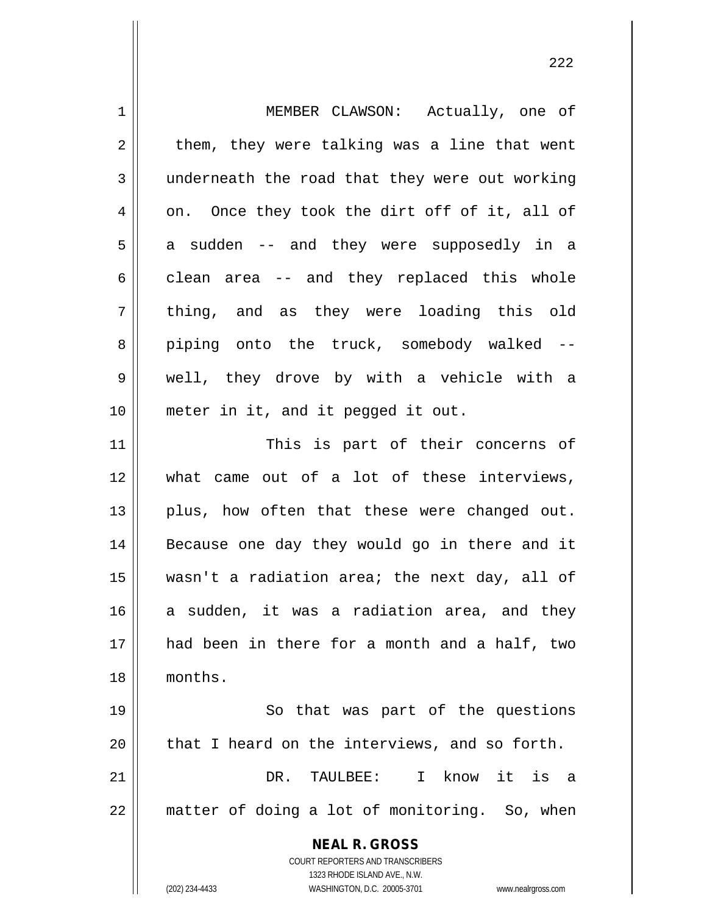MEMBER CLAWSON: Actually, one of them, they were talking was a line that went underneath the road that they were out working on. Once they took the dirt off of it, all of a sudden -- and they were supposedly in a clean area -- and they replaced this whole thing, and as they were loading this old piping onto the truck, somebody walked -- well, they drove by with a vehicle with a meter in it, and it pegged it out.

This is part of their concerns of what came out of a lot of these interviews, plus, how often that these were changed out. Because one day they would go in there and it wasn't a radiation area; the next day, all of a sudden, it was a radiation area, and they had been in there for a month and a half, two months.

So that was part of the questions that I heard on the interviews, and so forth.

DR. TAULBEE: I know it is a matter of doing a lot of monitoring. So, when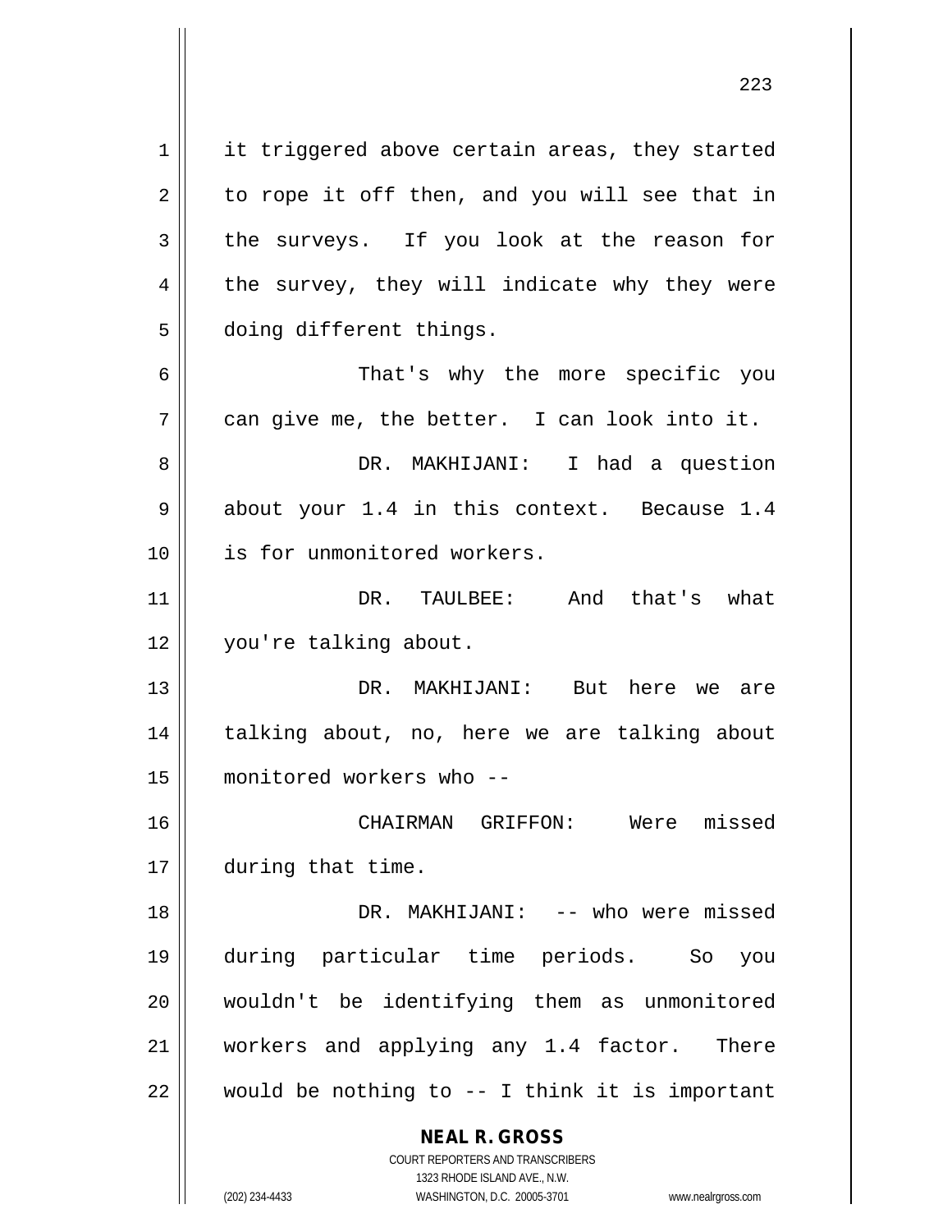it triggered above certain areas, they started to rope it off then, and you will see that in the surveys. If you look at the reason for the survey, they will indicate why they were doing different things.

That's why the more specific you can give me, the better. I can look into it.

DR. MAKHIJANI: I had a question about your 1.4 in this context. Because 1.4 is for unmonitored workers.

DR. TAULBEE: And that's what you're talking about.

DR. MAKHIJANI: But here we are talking about, no, here we are talking about monitored workers who --

CHAIRMAN GRIFFON: Were missed during that time.

DR. MAKHIJANI: -- who were missed during particular time periods. So you wouldn't be identifying them as unmonitored workers and applying any 1.4 factor. There would be nothing to -- I think it is important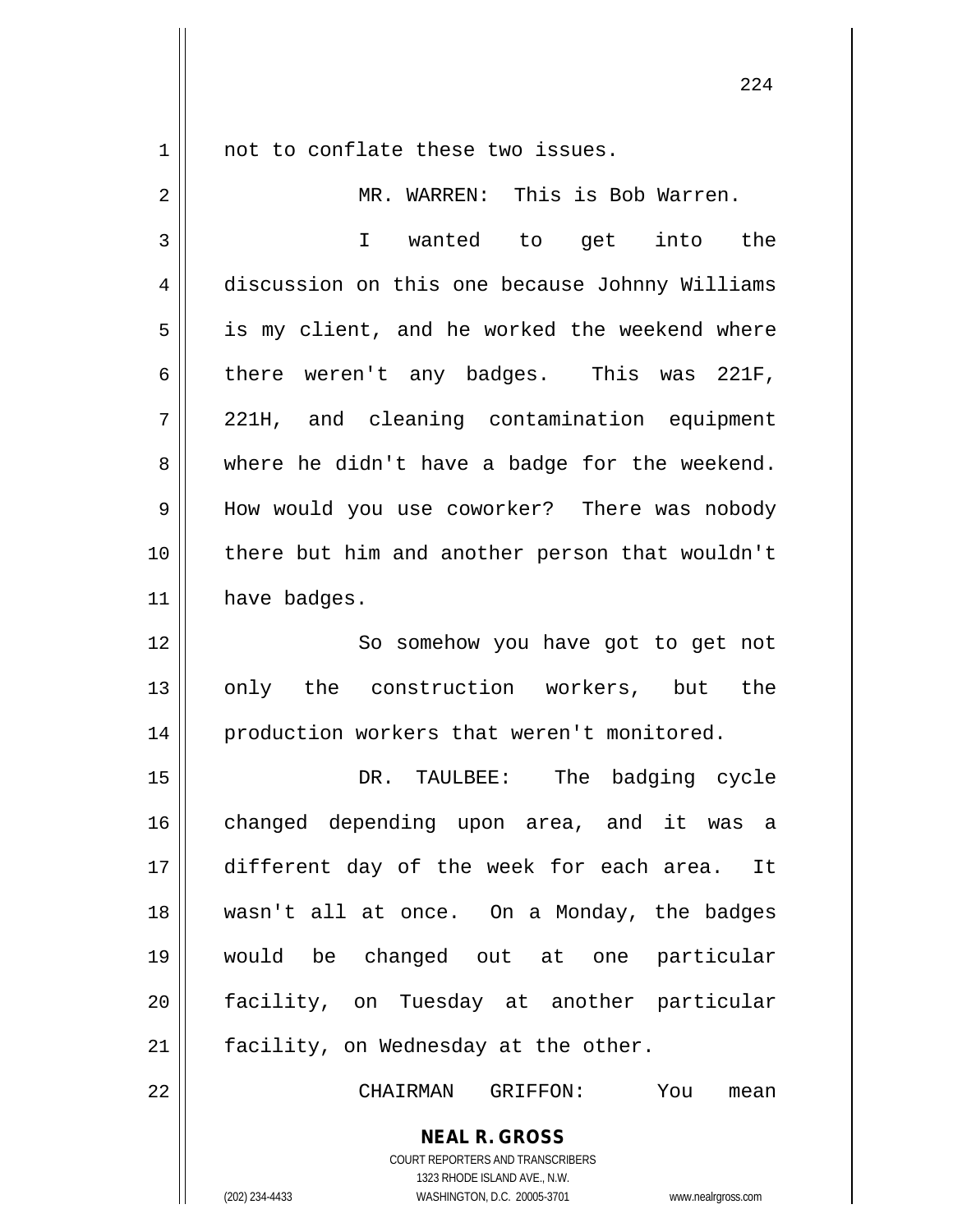not to conflate these two issues.

MR. WARREN: This is Bob Warren.

I wanted to get into the discussion on this one because Johnny Williams is my client, and he worked the weekend where there weren't any badges. This was 221F, 221H, and cleaning contamination equipment where he didn't have a badge for the weekend. How would you use coworker? There was nobody there but him and another person that wouldn't have badges.

So somehow you have got to get not only the construction workers, but the production workers that weren't monitored.

DR. TAULBEE: The badging cycle changed depending upon area, and it was a different day of the week for each area. It wasn't all at once. On a Monday, the badges would be changed out at one particular facility, on Tuesday at another particular facility, on Wednesday at the other.

CHAIRMAN GRIFFON: You mean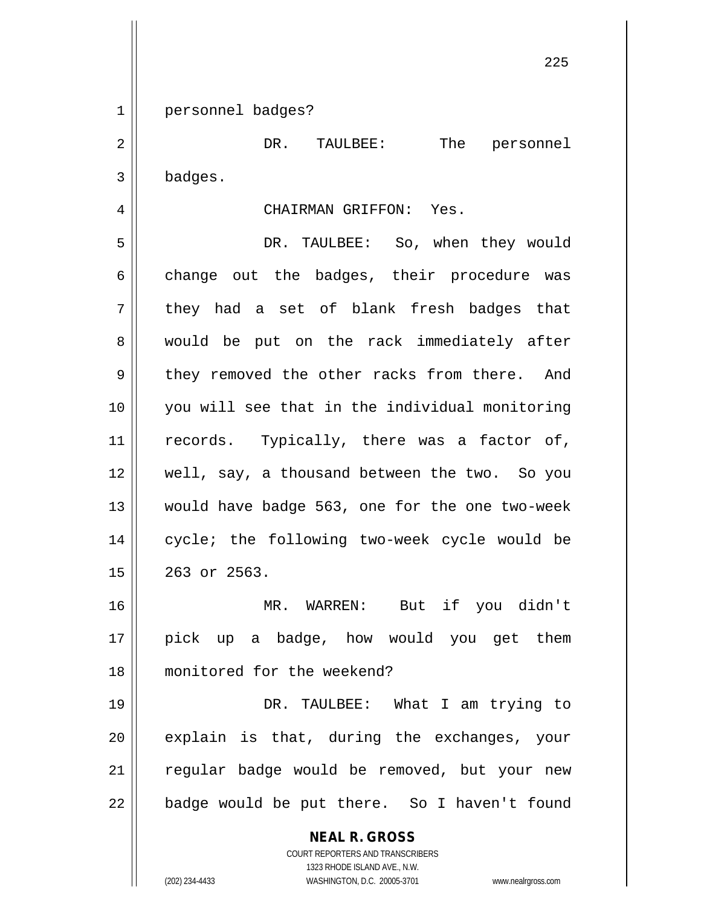personnel badges?

DR. TAULBEE: The personnel badges.

CHAIRMAN GRIFFON: Yes.

DR. TAULBEE: So, when they would change out the badges, their procedure was they had a set of blank fresh badges that would be put on the rack immediately after they removed the other racks from there. And you will see that in the individual monitoring records. Typically, there was a factor of, well, say, a thousand between the two. So you would have badge 563, one for the one two-week cycle; the following two-week cycle would be 263 or 2563.

MR. WARREN: But if you didn't pick up a badge, how would you get them monitored for the weekend?

DR. TAULBEE: What I am trying to explain is that, during the exchanges, your regular badge would be removed, but your new badge would be put there. So I haven't found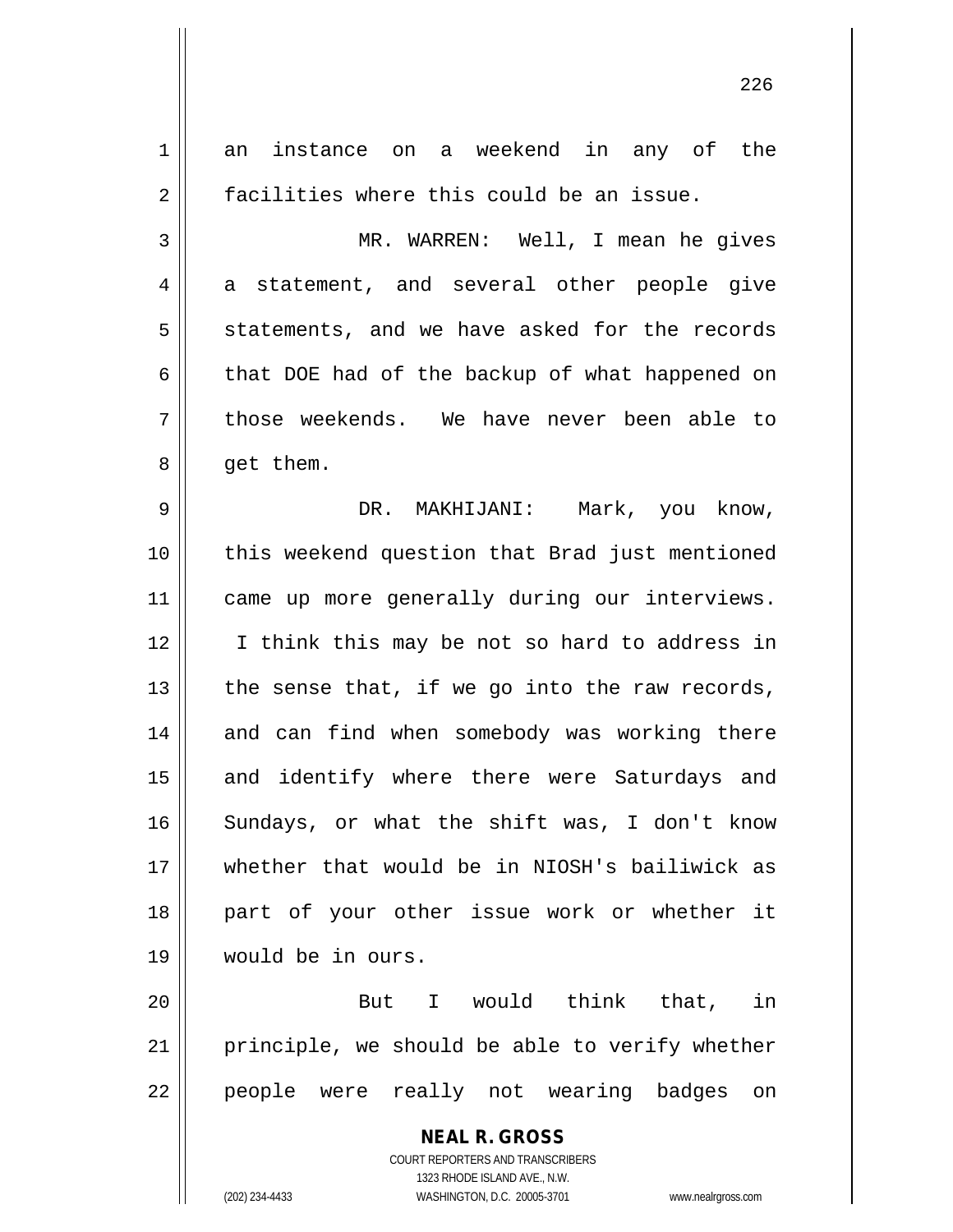an instance on a weekend in any of the facilities where this could be an issue.

MR. WARREN: Well, I mean he gives a statement, and several other people give statements, and we have asked for the records that DOE had of the backup of what happened on those weekends. We have never been able to get them.

DR. MAKHIJANI: Mark, you know, this weekend question that Brad just mentioned came up more generally during our interviews. I think this may be not so hard to address in the sense that, if we go into the raw records, and can find when somebody was working there and identify where there were Saturdays and Sundays, or what the shift was, I don't know whether that would be in NIOSH's bailiwick as part of your other issue work or whether it would be in ours.

But I would think that, in principle, we should be able to verify whether people were really not wearing badges on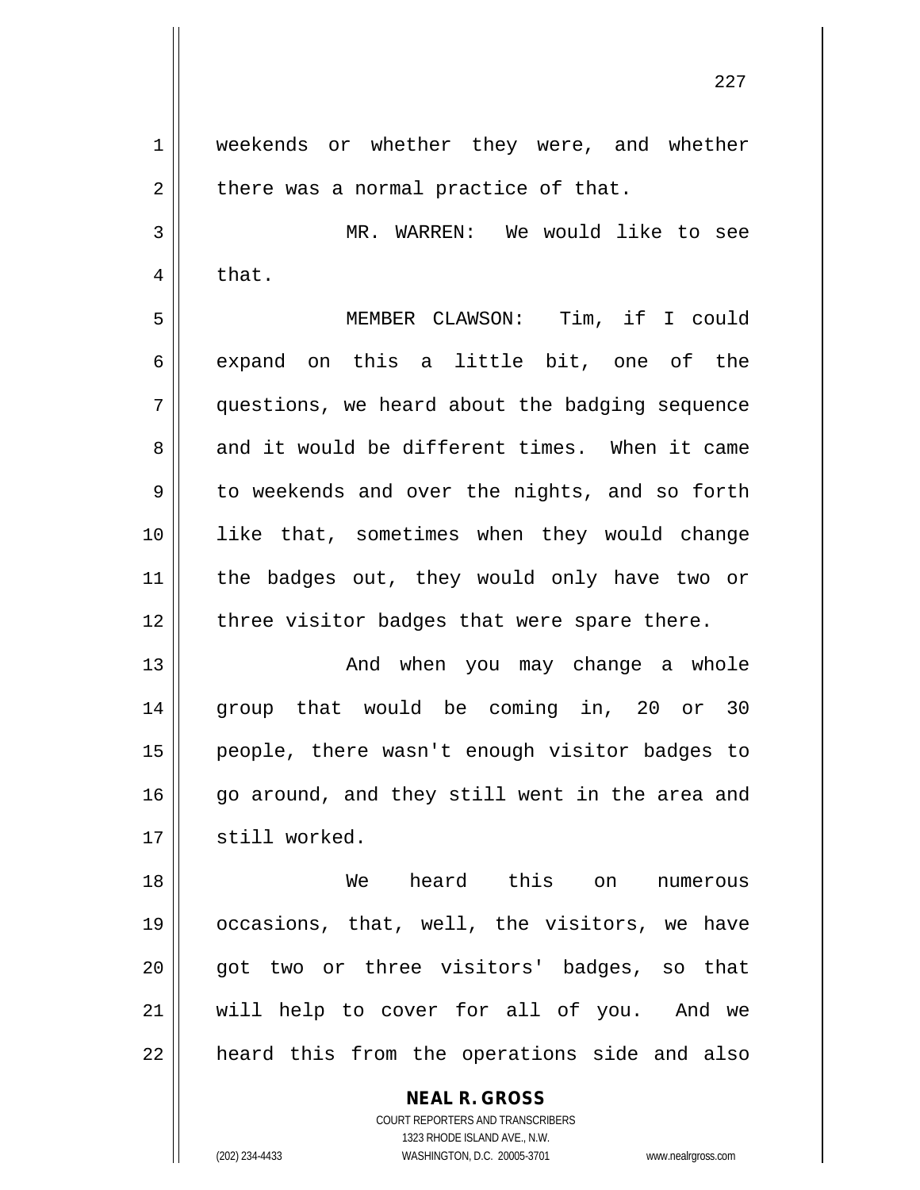weekends or whether they were, and whether there was a normal practice of that.

MR. WARREN: We would like to see that.

MEMBER CLAWSON: Tim, if I could expand on this a little bit, one of the questions, we heard about the badging sequence and it would be different times. When it came to weekends and over the nights, and so forth like that, sometimes when they would change the badges out, they would only have two or three visitor badges that were spare there.

And when you may change a whole group that would be coming in, 20 or 30 people, there wasn't enough visitor badges to go around, and they still went in the area and still worked.

We heard this on numerous occasions, that, well, the visitors, we have got two or three visitors' badges, so that will help to cover for all of you. And we heard this from the operations side and also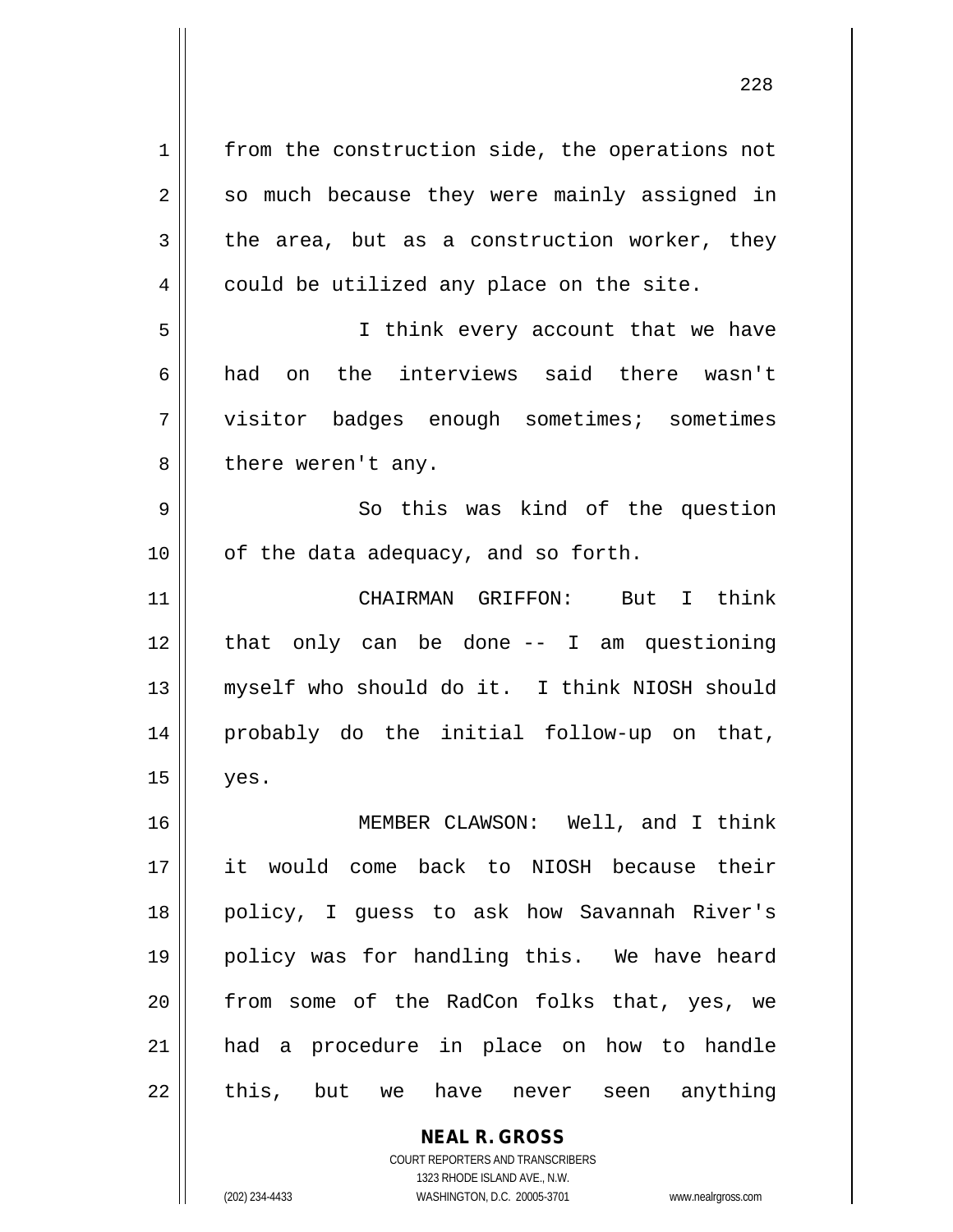from the construction side, the operations not so much because they were mainly assigned in the area, but as a construction worker, they could be utilized any place on the site.

I think every account that we have had on the interviews said there wasn't visitor badges enough sometimes; sometimes there weren't any.

So this was kind of the question of the data adequacy, and so forth.

CHAIRMAN GRIFFON: But I think that only can be done -- I am questioning myself who should do it. I think NIOSH should probably do the initial follow-up on that, yes.

MEMBER CLAWSON: Well, and I think it would come back to NIOSH because their policy, I guess to ask how Savannah River's policy was for handling this. We have heard from some of the RadCon folks that, yes, we had a procedure in place on how to handle this, but we have never seen anything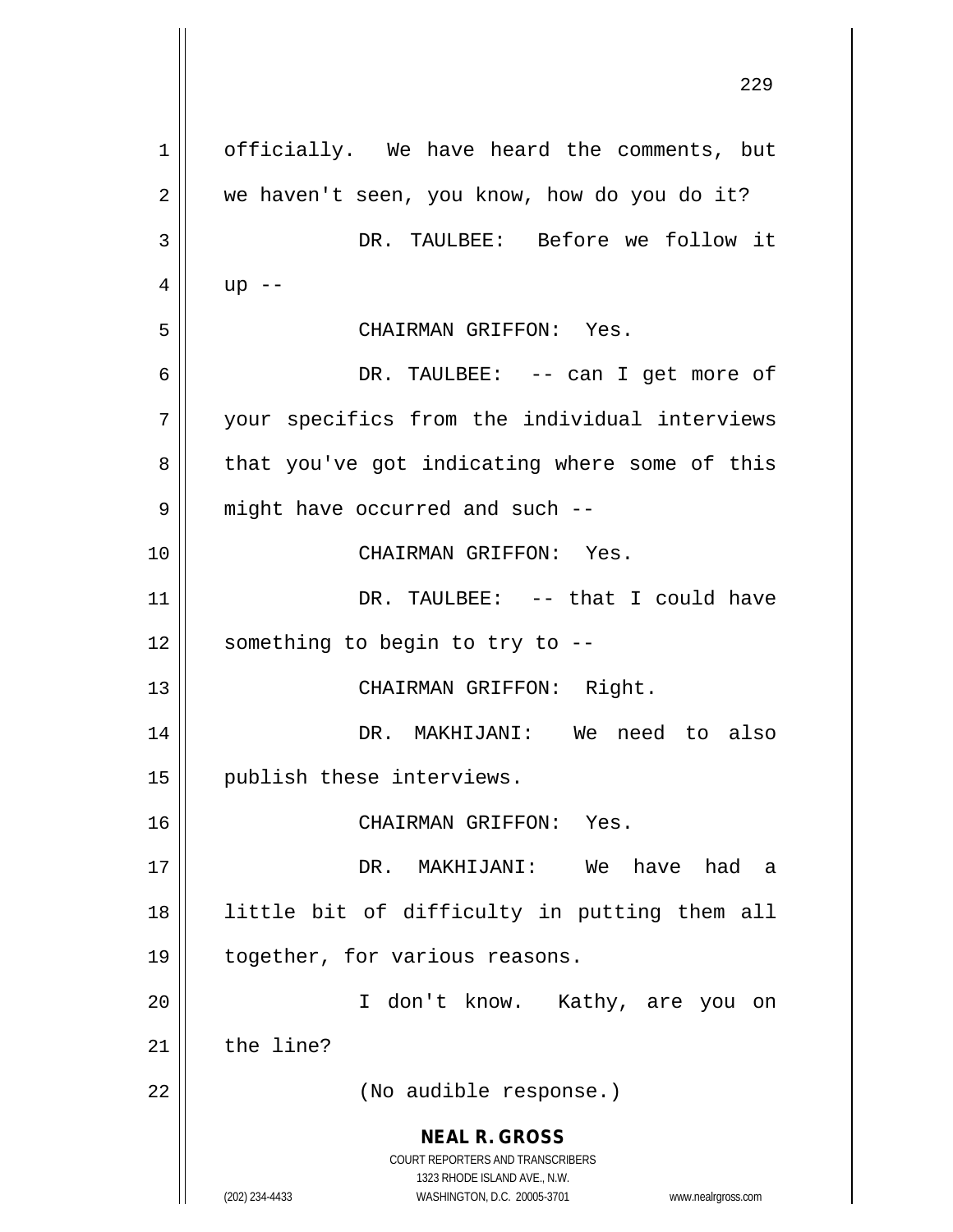officially. We have heard the comments, but we haven't seen, you know, how do you do it?

DR. TAULBEE: Before we follow it up --

CHAIRMAN GRIFFON: Yes.

DR. TAULBEE: -- can I get more of your specifics from the individual interviews that you've got indicating where some of this might have occurred and such --

CHAIRMAN GRIFFON: Yes.

DR. TAULBEE: -- that I could have something to begin to try to --

CHAIRMAN GRIFFON: Right.

DR. MAKHIJANI: We need to also publish these interviews.

CHAIRMAN GRIFFON: Yes.

DR. MAKHIJANI: We have had a little bit of difficulty in putting them all together, for various reasons.

I don't know. Kathy, are you on the line?

(No audible response.)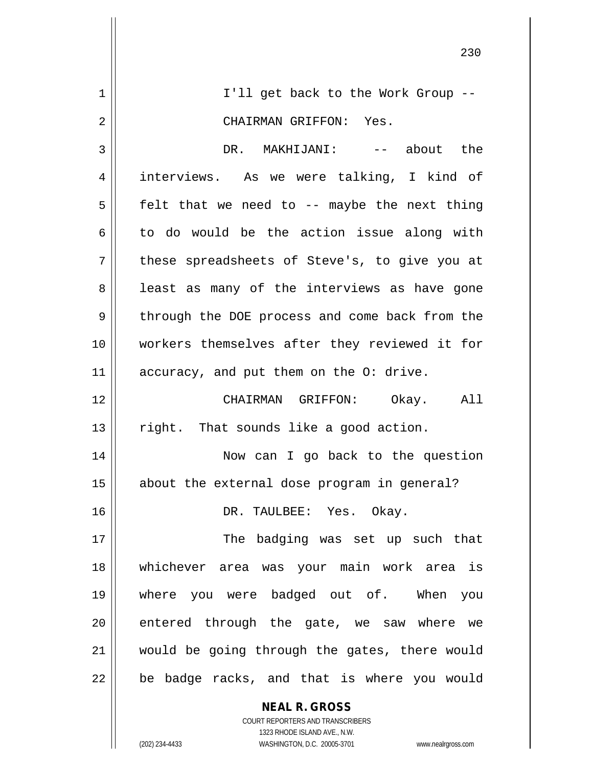I'll get back to the Work Group --

CHAIRMAN GRIFFON: Yes.

DR. MAKHIJANI: -- about the interviews. As we were talking, I kind of felt that we need to -- maybe the next thing to do would be the action issue along with these spreadsheets of Steve's, to give you at least as many of the interviews as have gone through the DOE process and come back from the workers themselves after they reviewed it for accuracy, and put them on the O: drive.

CHAIRMAN GRIFFON: Okay. All right. That sounds like a good action.

Now can I go back to the question about the external dose program in general?

DR. TAULBEE: Yes. Okay.

The badging was set up such that whichever area was your main work area is where you were badged out of. When you entered through the gate, we saw where we would be going through the gates, there would be badge racks, and that is where you would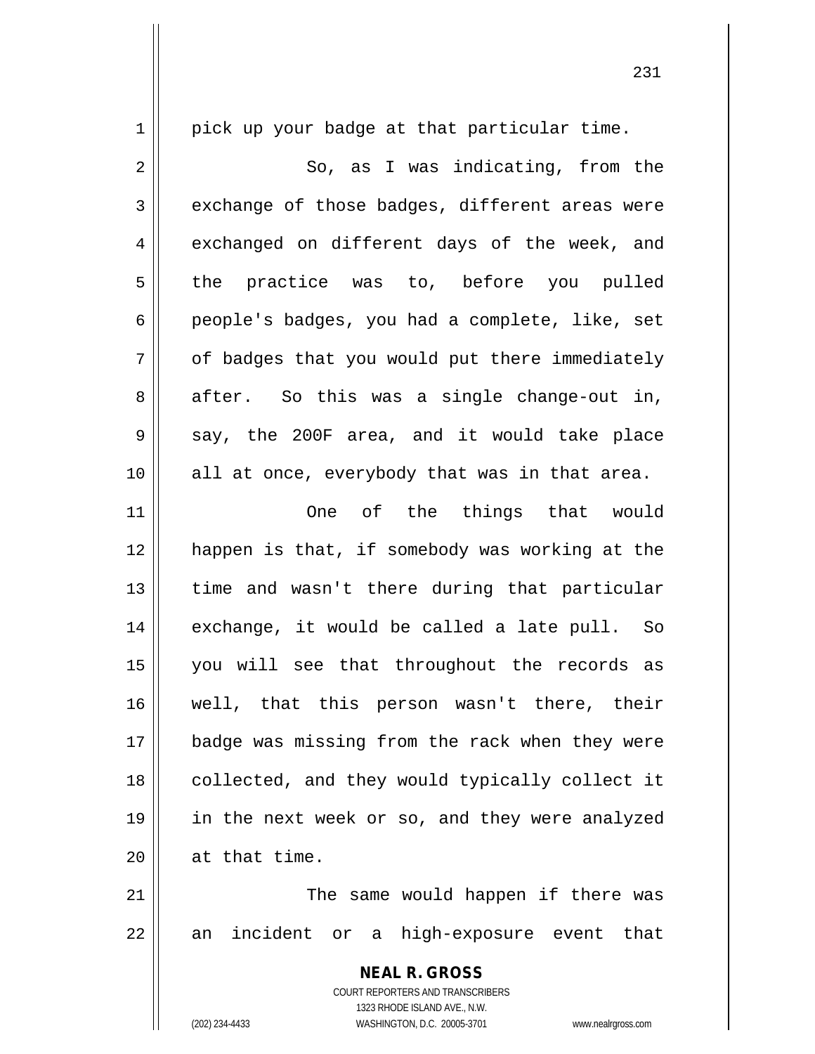pick up your badge at that particular time.

So, as I was indicating, from the exchange of those badges, different areas were exchanged on different days of the week, and the practice was to, before you pulled people's badges, you had a complete, like, set of badges that you would put there immediately after. So this was a single change-out in, say, the 200F area, and it would take place all at once, everybody that was in that area.

One of the things that would happen is that, if somebody was working at the time and wasn't there during that particular exchange, it would be called a late pull. So you will see that throughout the records as well, that this person wasn't there, their badge was missing from the rack when they were collected, and they would typically collect it in the next week or so, and they were analyzed at that time.

The same would happen if there was an incident or a high-exposure event that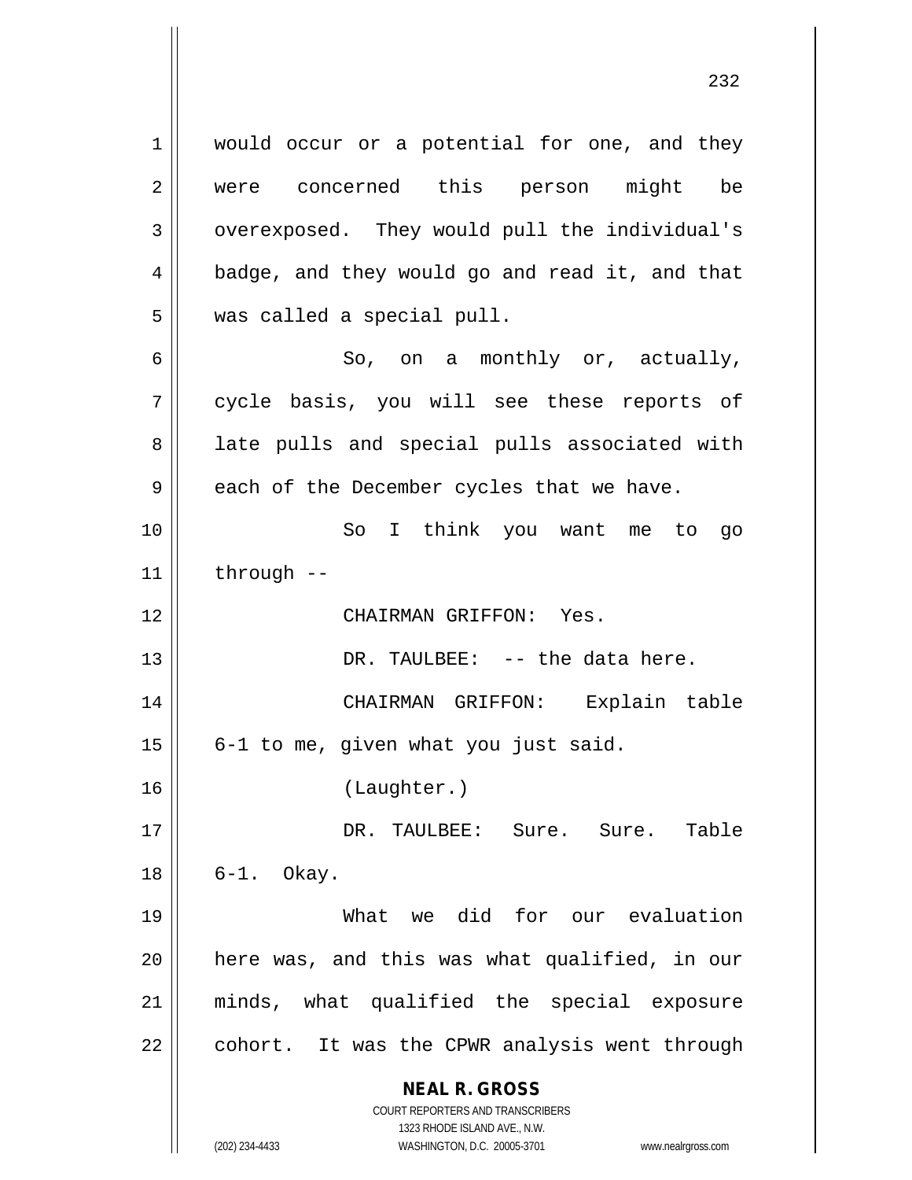would occur or a potential for one, and they were concerned this person might be overexposed. They would pull the individual's badge, and they would go and read it, and that was called a special pull.

So, on a monthly or, actually, cycle basis, you will see these reports of late pulls and special pulls associated with each of the December cycles that we have.

So I think you want me to go through --

CHAIRMAN GRIFFON: Yes.

DR. TAULBEE: -- the data here.

CHAIRMAN GRIFFON: Explain table 6-1 to me, given what you just said.

(Laughter.)

DR. TAULBEE: Sure. Sure. Table 6-1. Okay.

What we did for our evaluation here was, and this was what qualified, in our minds, what qualified the special exposure cohort. It was the CPWR analysis went through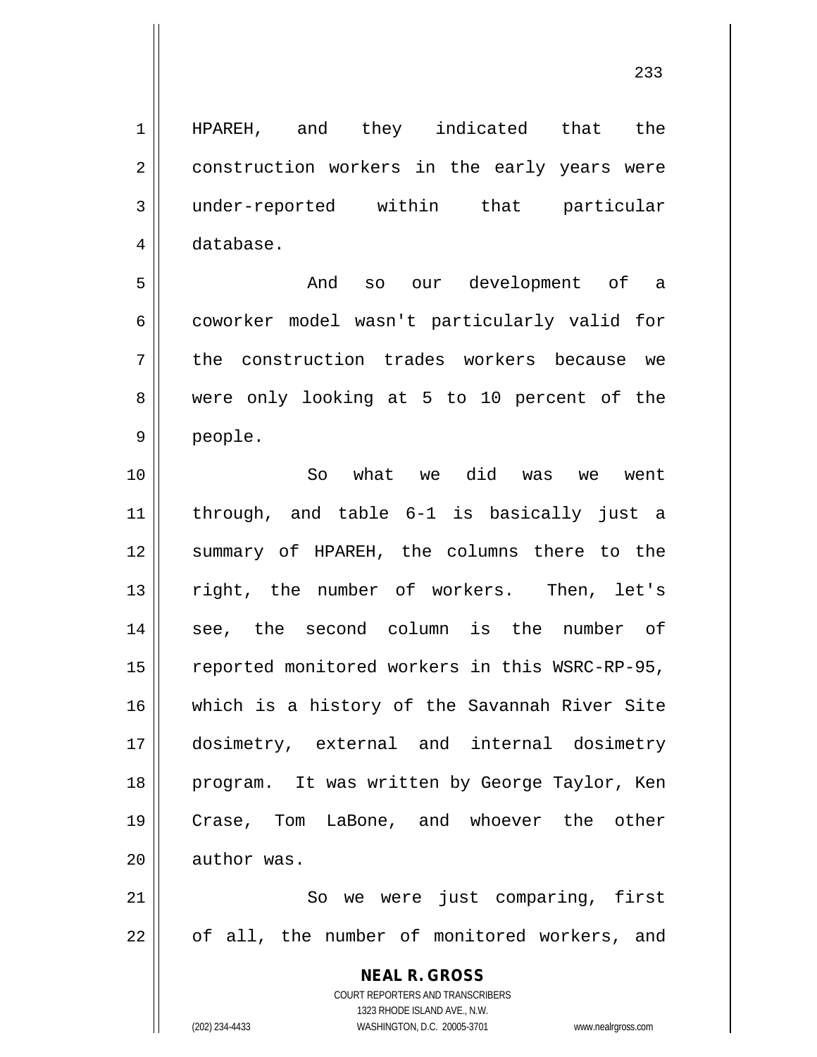HPAREH, and they indicated that the construction workers in the early years were under-reported within that particular database.

And so our development of a coworker model wasn't particularly valid for the construction trades workers because we were only looking at 5 to 10 percent of the people.

So what we did was we went through, and table 6-1 is basically just a summary of HPAREH, the columns there to the right, the number of workers. Then, let's see, the second column is the number of reported monitored workers in this WSRC-RP-95, which is a history of the Savannah River Site dosimetry, external and internal dosimetry program. It was written by George Taylor, Ken Crase, Tom LaBone, and whoever the other author was.

So we were just comparing, first of all, the number of monitored workers, and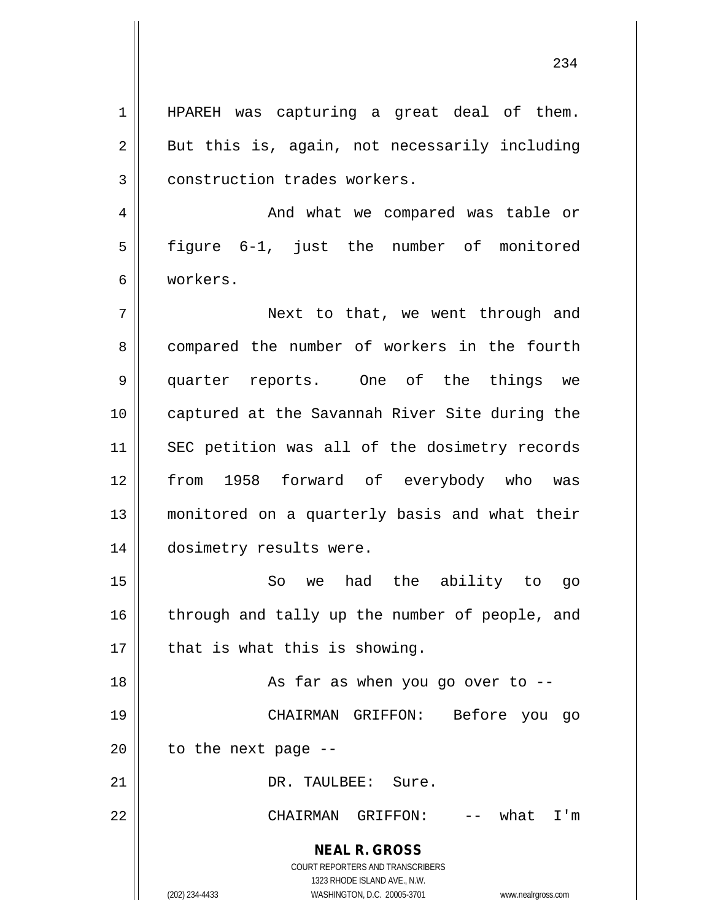HPAREH was capturing a great deal of them. But this is, again, not necessarily including construction trades workers.

And what we compared was table or figure 6-1, just the number of monitored workers.

Next to that, we went through and compared the number of workers in the fourth quarter reports. One of the things we captured at the Savannah River Site during the SEC petition was all of the dosimetry records from 1958 forward of everybody who was monitored on a quarterly basis and what their dosimetry results were.

So we had the ability to go through and tally up the number of people, and that is what this is showing.

As far as when you go over to --

CHAIRMAN GRIFFON: Before you go to the next page --

DR. TAULBEE: Sure.

CHAIRMAN GRIFFON: -- what I'm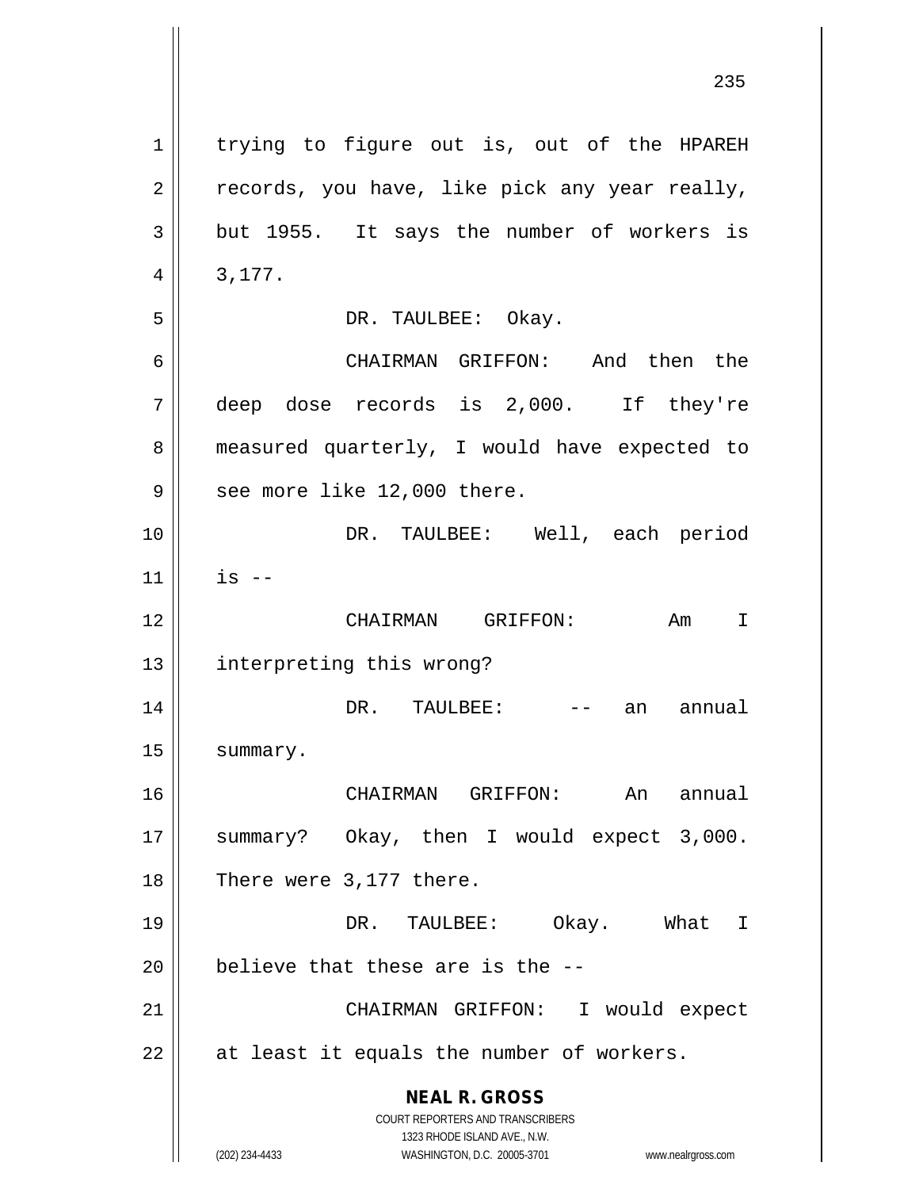trying to figure out is, out of the HPAREH records, you have, like pick any year really, but 1955. It says the number of workers is 3,177.

DR. TAULBEE: Okay.

CHAIRMAN GRIFFON: And then the deep dose records is 2,000. If they're measured quarterly, I would have expected to see more like 12,000 there.

DR. TAULBEE: Well, each period is --

CHAIRMAN GRIFFON: Am I interpreting this wrong?

DR. TAULBEE: -- an annual summary.

CHAIRMAN GRIFFON: An annual summary? Okay, then I would expect 3,000. There were 3,177 there.

DR. TAULBEE: Okay. What I believe that these are is the --

CHAIRMAN GRIFFON: I would expect at least it equals the number of workers.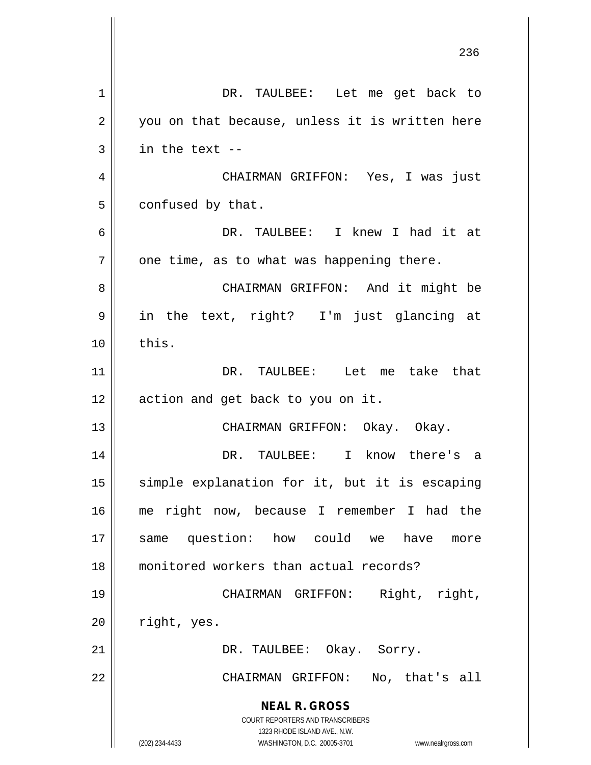DR. TAULBEE: Let me get back to you on that because, unless it is written here in the text --

CHAIRMAN GRIFFON: Yes, I was just confused by that.

DR. TAULBEE: I knew I had it at one time, as to what was happening there.

CHAIRMAN GRIFFON: And it might be in the text, right? I'm just glancing at this.

DR. TAULBEE: Let me take that action and get back to you on it.

CHAIRMAN GRIFFON: Okay. Okay.

DR. TAULBEE: I know there's a simple explanation for it, but it is escaping me right now, because I remember I had the same question: how could we have more monitored workers than actual records?

CHAIRMAN GRIFFON: Right, right, right, yes.

DR. TAULBEE: Okay. Sorry.

CHAIRMAN GRIFFON: No, that's all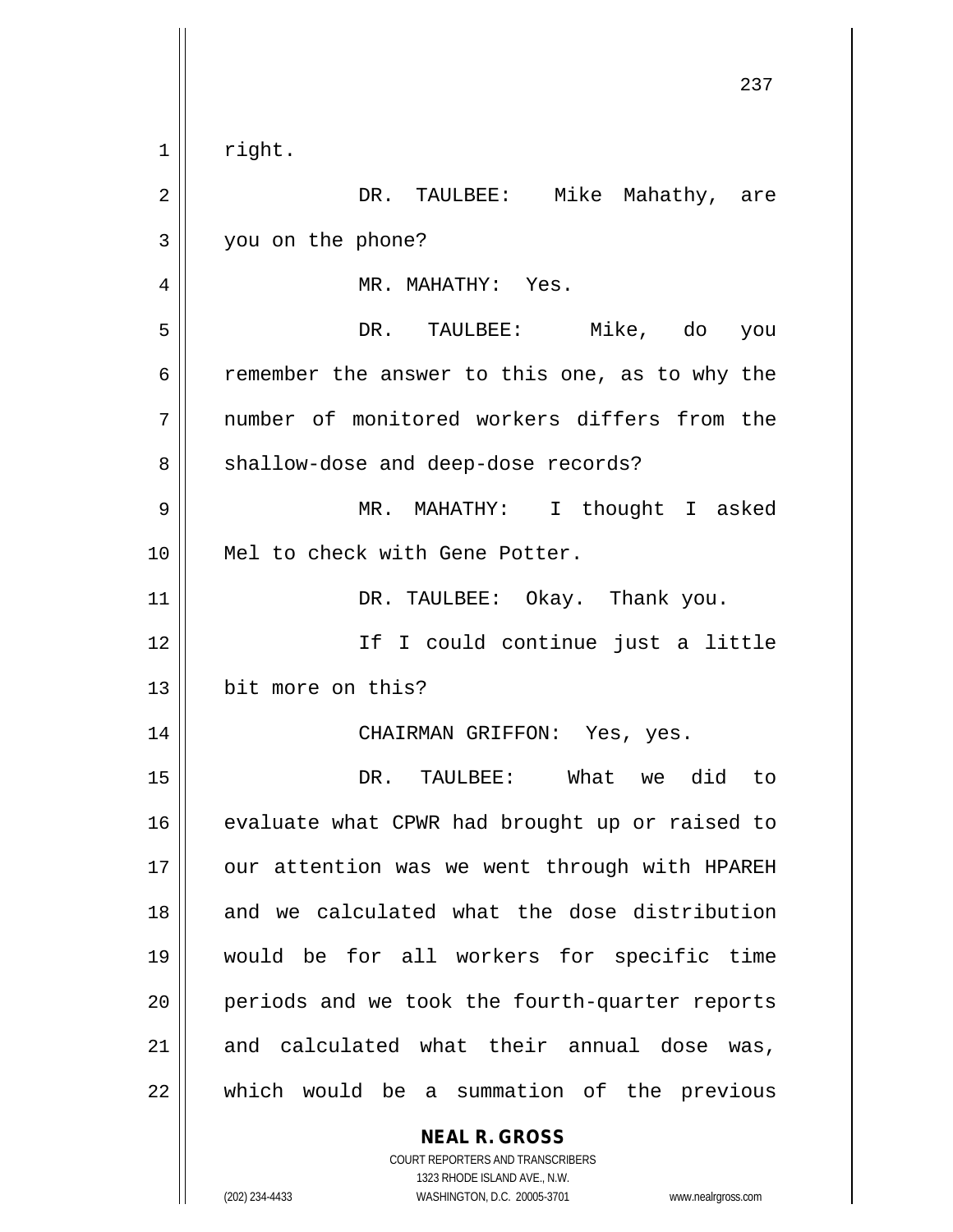right.

DR. TAULBEE: Mike Mahathy, are you on the phone?

MR. MAHATHY: Yes.

DR. TAULBEE: Mike, do you remember the answer to this one, as to why the number of monitored workers differs from the shallow-dose and deep-dose records?

MR. MAHATHY: I thought I asked Mel to check with Gene Potter.

DR. TAULBEE: Okay. Thank you.

If I could continue just a little bit more on this?

CHAIRMAN GRIFFON: Yes, yes.

DR. TAULBEE: What we did to evaluate what CPWR had brought up or raised to our attention was we went through with HPAREH and we calculated what the dose distribution would be for all workers for specific time periods and we took the fourth-quarter reports and calculated what their annual dose was, which would be a summation of the previous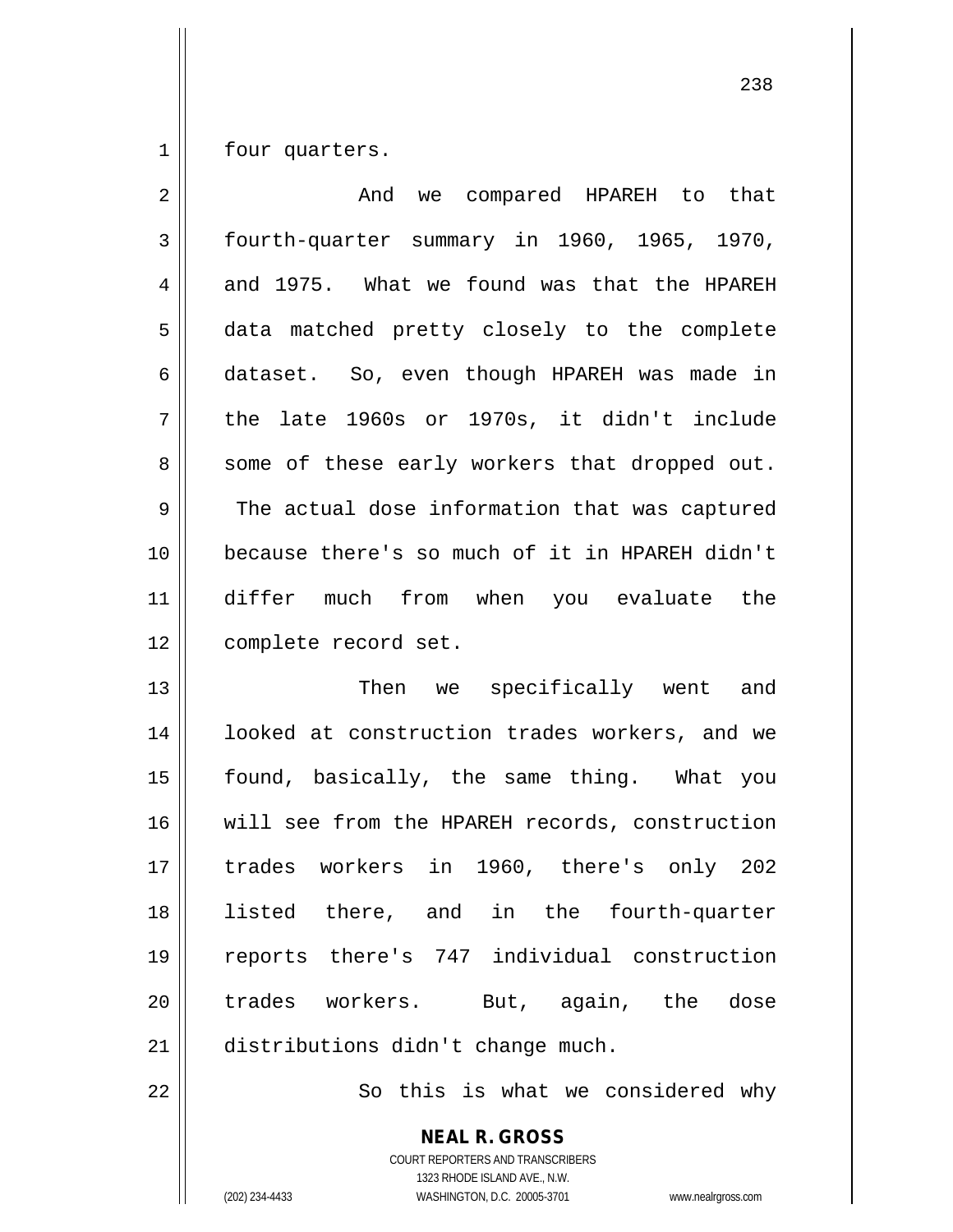four quarters.

And we compared HPAREH to that fourth-quarter summary in 1960, 1965, 1970, and 1975. What we found was that the HPAREH data matched pretty closely to the complete dataset. So, even though HPAREH was made in the late 1960s or 1970s, it didn't include some of these early workers that dropped out. The actual dose information that was captured because there's so much of it in HPAREH didn't differ much from when you evaluate the complete record set.

Then we specifically went and looked at construction trades workers, and we found, basically, the same thing. What you will see from the HPAREH records, construction trades workers in 1960, there's only 202 listed there, and in the fourth-quarter reports there's 747 individual construction trades workers. But, again, the dose distributions didn't change much.

So this is what we considered why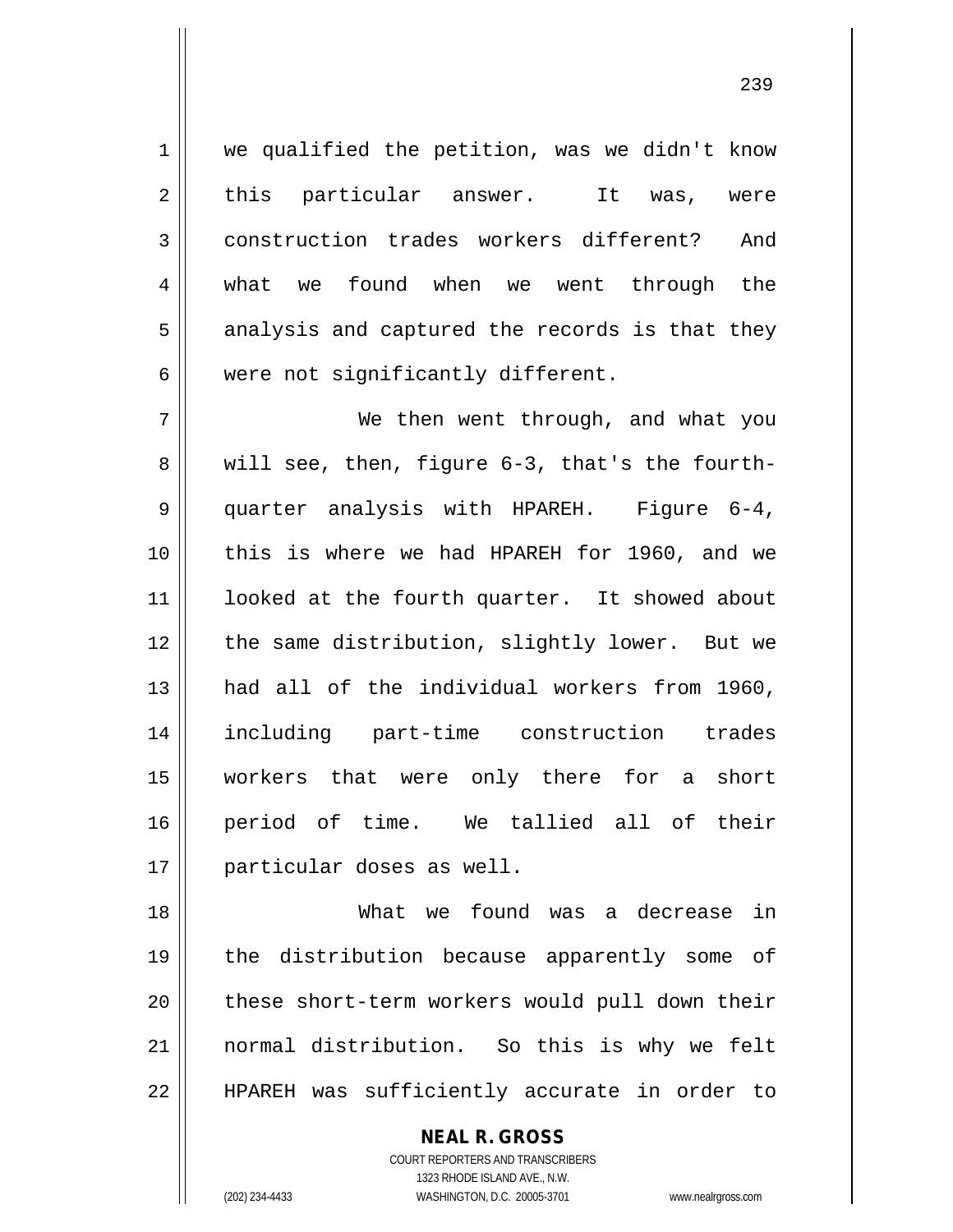we qualified the petition, was we didn't know this particular answer. It was, were construction trades workers different? And what we found when we went through the analysis and captured the records is that they were not significantly different.

We then went through, and what you will see, then, figure 6-3, that's the fourth-quarter analysis with HPAREH. Figure 6-4, this is where we had HPAREH for 1960, and we looked at the fourth quarter. It showed about the same distribution, slightly lower. But we had all of the individual workers from 1960, including part-time construction trades workers that were only there for a short period of time. We tallied all of their particular doses as well.

What we found was a decrease in the distribution because apparently some of these short-term workers would pull down their normal distribution. So this is why we felt HPAREH was sufficiently accurate in order to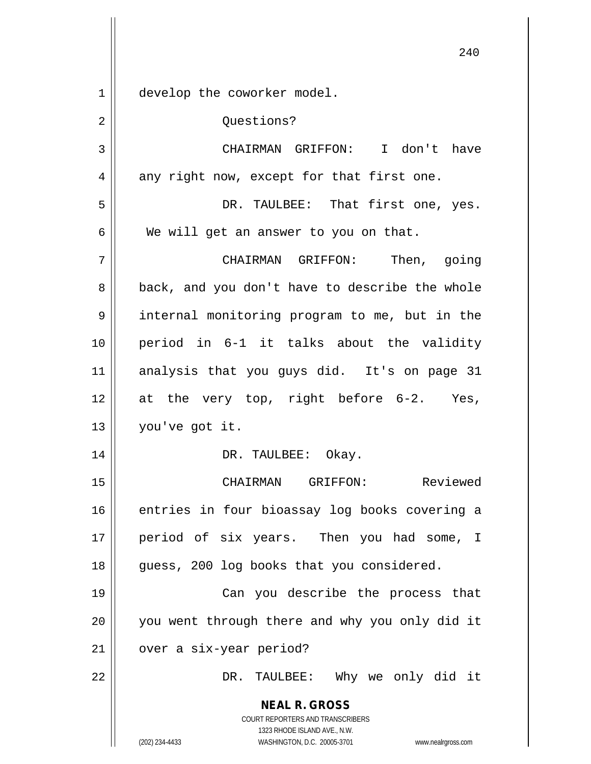develop the coworker model.

Questions?

CHAIRMAN GRIFFON: I don't have any right now, except for that first one.

DR. TAULBEE: That first one, yes. We will get an answer to you on that.

CHAIRMAN GRIFFON: Then, going back, and you don't have to describe the whole internal monitoring program to me, but in the period in 6-1 it talks about the validity analysis that you guys did. It's on page 31 at the very top, right before 6-2. Yes, you've got it.

DR. TAULBEE: Okay.

CHAIRMAN GRIFFON: Reviewed entries in four bioassay log books covering a period of six years. Then you had some, I guess, 200 log books that you considered.

Can you describe the process that you went through there and why you only did it over a six-year period?

DR. TAULBEE: Why we only did it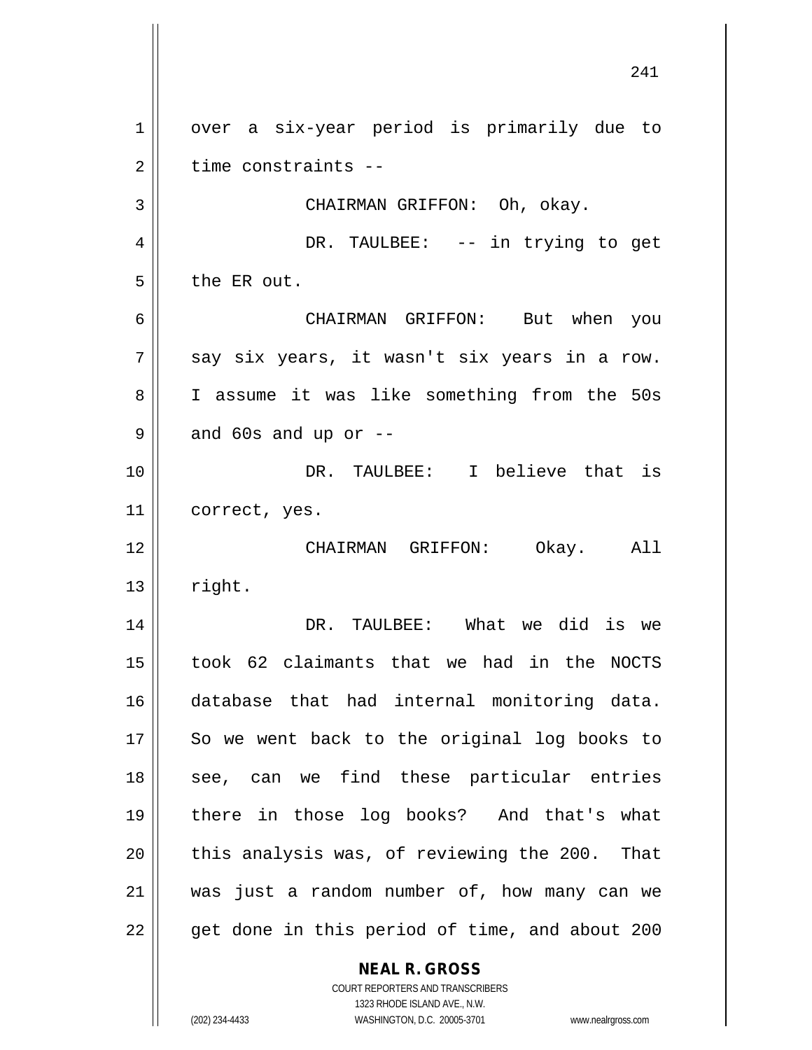over a six-year period is primarily due to time constraints --

CHAIRMAN GRIFFON: Oh, okay.

DR. TAULBEE: -- in trying to get the ER out.

CHAIRMAN GRIFFON: But when you say six years, it wasn't six years in a row. I assume it was like something from the 50s and 60s and up or --

DR. TAULBEE: I believe that is correct, yes.

CHAIRMAN GRIFFON: Okay. All right.

DR. TAULBEE: What we did is we took 62 claimants that we had in the NOCTS database that had internal monitoring data. So we went back to the original log books to see, can we find these particular entries there in those log books? And that's what this analysis was, of reviewing the 200. That was just a random number of, how many can we get done in this period of time, and about 200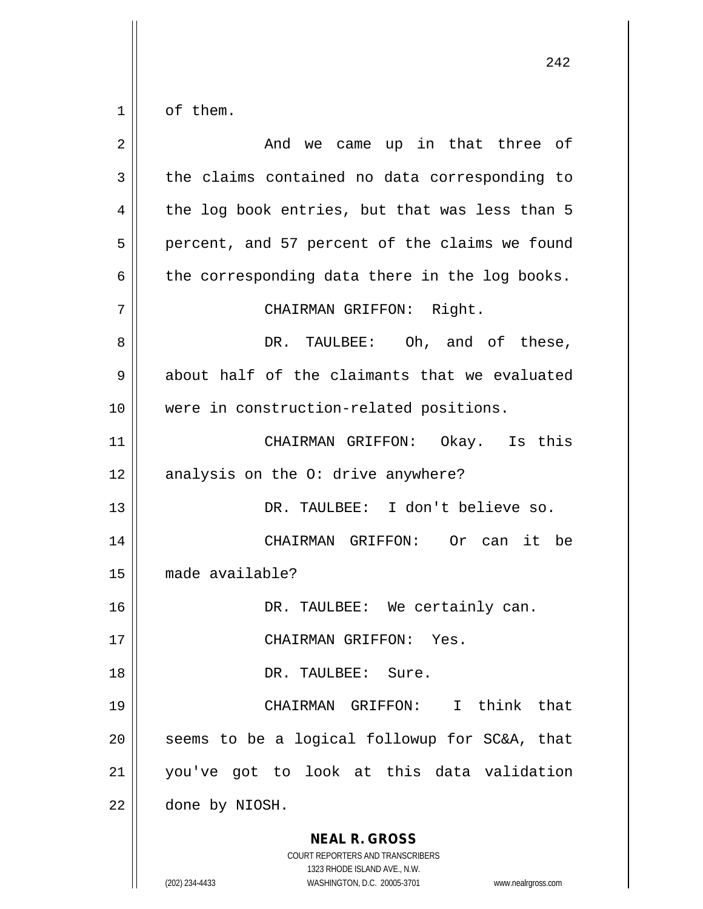of them.

And we came up in that three of the claims contained no data corresponding to the log book entries, but that was less than 5 percent, and 57 percent of the claims we found the corresponding data there in the log books.

CHAIRMAN GRIFFON: Right.

DR. TAULBEE: Oh, and of these, about half of the claimants that we evaluated were in construction-related positions.

CHAIRMAN GRIFFON: Okay. Is this analysis on the O: drive anywhere?

DR. TAULBEE: I don't believe so.

CHAIRMAN GRIFFON: Or can it be made available?

DR. TAULBEE: We certainly can.

CHAIRMAN GRIFFON: Yes.

DR. TAULBEE: Sure.

CHAIRMAN GRIFFON: I think that seems to be a logical followup for SC&A, that you've got to look at this data validation done by NIOSH.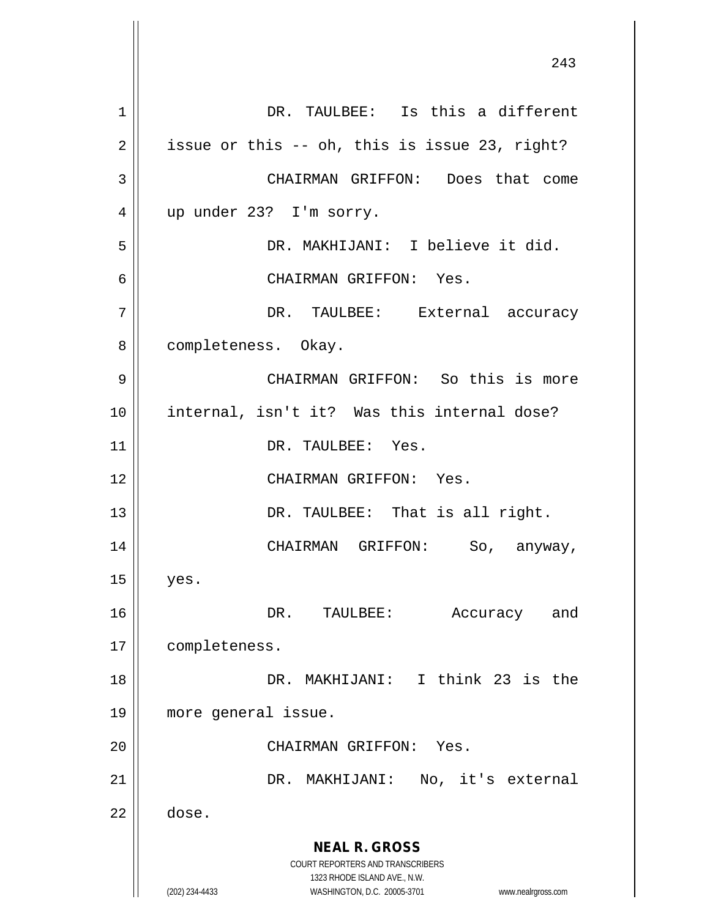DR. TAULBEE: Is this a different issue or this -- oh, this is issue 23, right?

CHAIRMAN GRIFFON: Does that come up under 23? I'm sorry.

DR. MAKHIJANI: I believe it did.

CHAIRMAN GRIFFON: Yes.

DR. TAULBEE: External accuracy completeness. Okay.

CHAIRMAN GRIFFON: So this is more internal, isn't it? Was this internal dose?

DR. TAULBEE: Yes.

CHAIRMAN GRIFFON: Yes.

DR. TAULBEE: That is all right.

CHAIRMAN GRIFFON: So, anyway, yes.

DR. TAULBEE: Accuracy and completeness.

DR. MAKHIJANI: I think 23 is the more general issue.

CHAIRMAN GRIFFON: Yes.

DR. MAKHIJANI: No, it's external dose.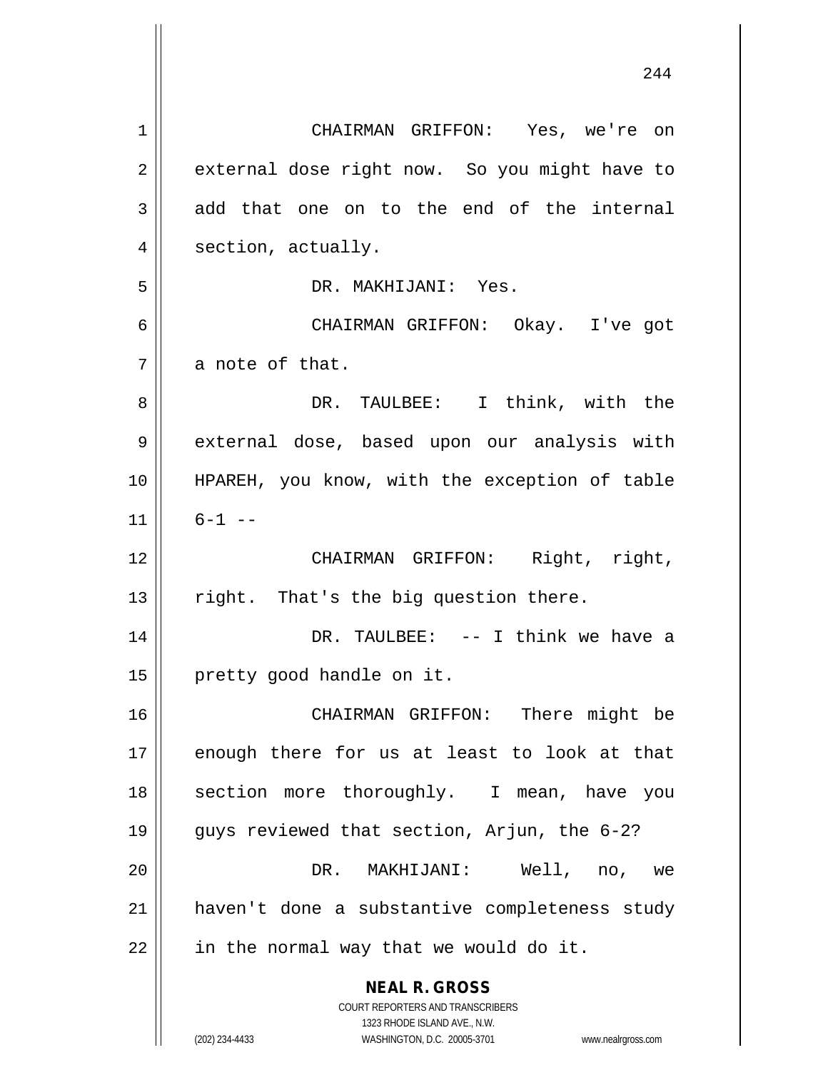CHAIRMAN GRIFFON: Yes, we're on external dose right now. So you might have to add that one on to the end of the internal section, actually.

DR. MAKHIJANI: Yes.

CHAIRMAN GRIFFON: Okay. I've got a note of that.

DR. TAULBEE: I think, with the external dose, based upon our analysis with HPAREH, you know, with the exception of table 6-1 --

CHAIRMAN GRIFFON: Right, right, right. That's the big question there.

DR. TAULBEE: -- I think we have a pretty good handle on it.

CHAIRMAN GRIFFON: There might be enough there for us at least to look at that section more thoroughly. I mean, have you guys reviewed that section, Arjun, the 6-2?

DR. MAKHIJANI: Well, no, we haven't done a substantive completeness study in the normal way that we would do it.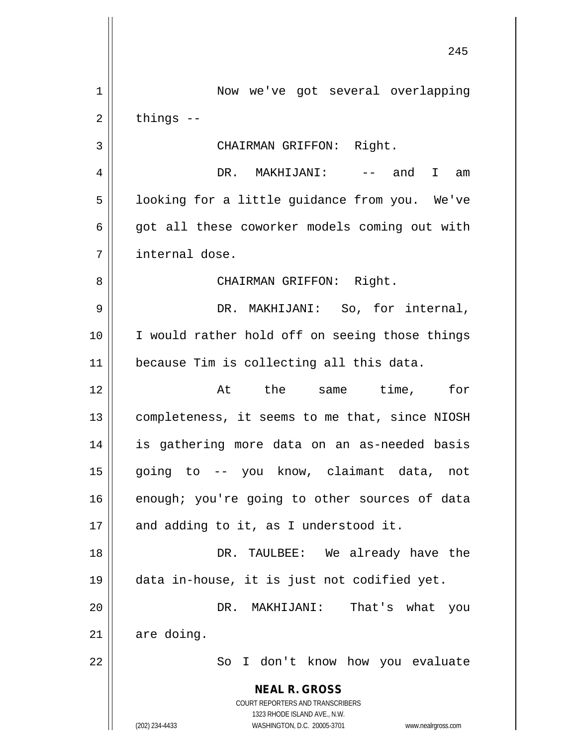Now we've got several overlapping things --

CHAIRMAN GRIFFON: Right.

DR. MAKHIJANI: -- and I am looking for a little guidance from you. We've got all these coworker models coming out with internal dose.

CHAIRMAN GRIFFON: Right.

DR. MAKHIJANI: So, for internal, I would rather hold off on seeing those things because Tim is collecting all this data.

At the same time, for completeness, it seems to me that, since NIOSH is gathering more data on an as-needed basis going to -- you know, claimant data, not enough; you're going to other sources of data and adding to it, as I understood it.

DR. TAULBEE: We already have the data in-house, it is just not codified yet.

DR. MAKHIJANI: That's what you are doing.

So I don't know how you evaluate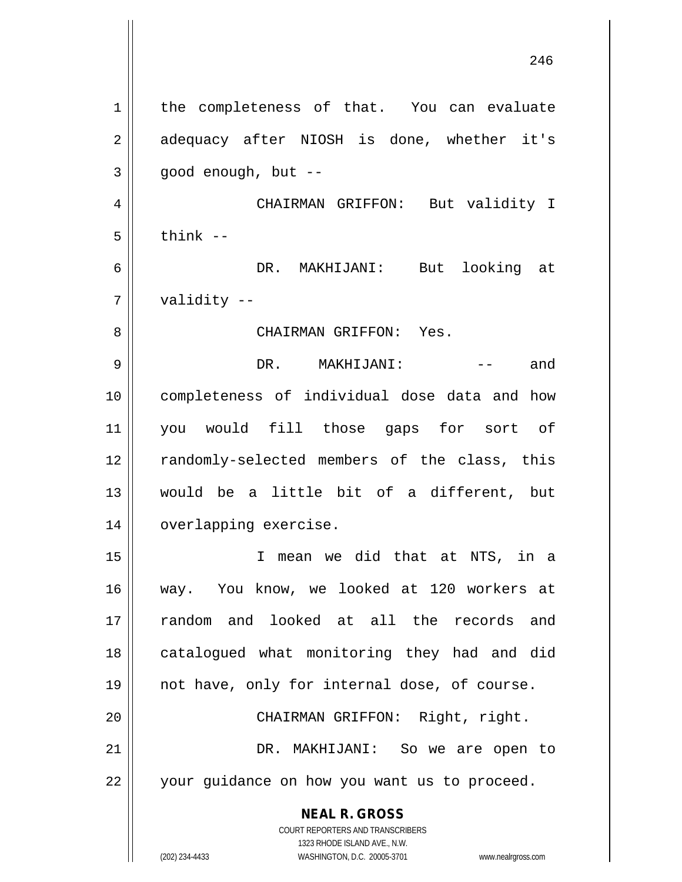the completeness of that. You can evaluate adequacy after NIOSH is done, whether it's good enough, but --

CHAIRMAN GRIFFON: But validity I think --

DR. MAKHIJANI: But looking at validity --

CHAIRMAN GRIFFON: Yes.

DR. MAKHIJANI: -- and completeness of individual dose data and how you would fill those gaps for sort of randomly-selected members of the class, this would be a little bit of a different, but overlapping exercise.

I mean we did that at NTS, in a way. You know, we looked at 120 workers at random and looked at all the records and catalogued what monitoring they had and did not have, only for internal dose, of course.

CHAIRMAN GRIFFON: Right, right.

DR. MAKHIJANI: So we are open to your guidance on how you want us to proceed.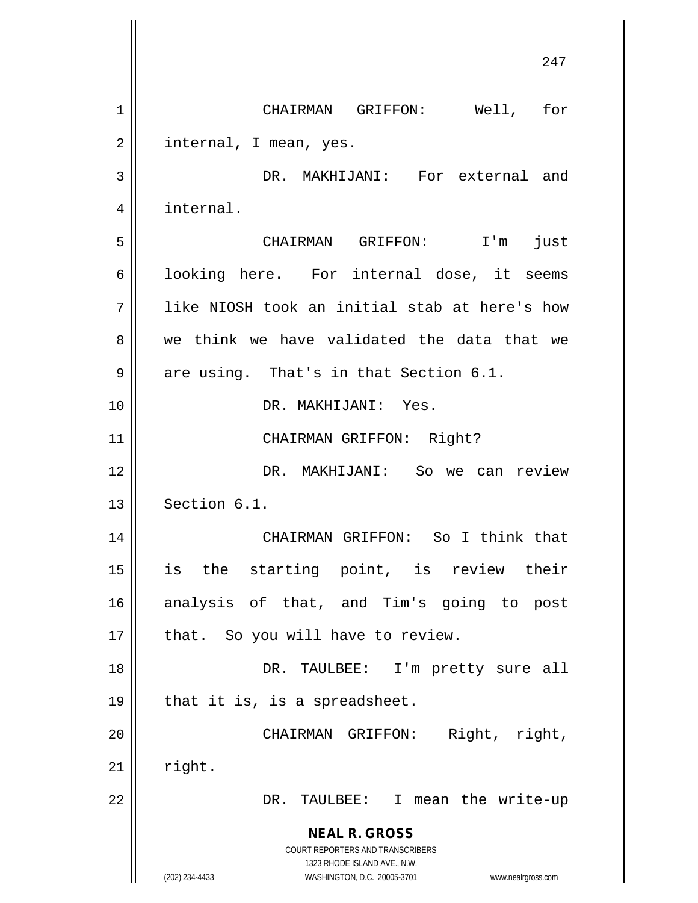CHAIRMAN GRIFFON: Well, for internal, I mean, yes.

DR. MAKHIJANI: For external and internal.

CHAIRMAN GRIFFON: I'm just looking here. For internal dose, it seems like NIOSH took an initial stab at here's how we think we have validated the data that we are using. That's in that Section 6.1.

DR. MAKHIJANI: Yes.

CHAIRMAN GRIFFON: Right?

DR. MAKHIJANI: So we can review Section 6.1.

CHAIRMAN GRIFFON: So I think that is the starting point, is review their analysis of that, and Tim's going to post that. So you will have to review.

DR. TAULBEE: I'm pretty sure all that it is, is a spreadsheet.

CHAIRMAN GRIFFON: Right, right, right.

DR. TAULBEE: I mean the write-up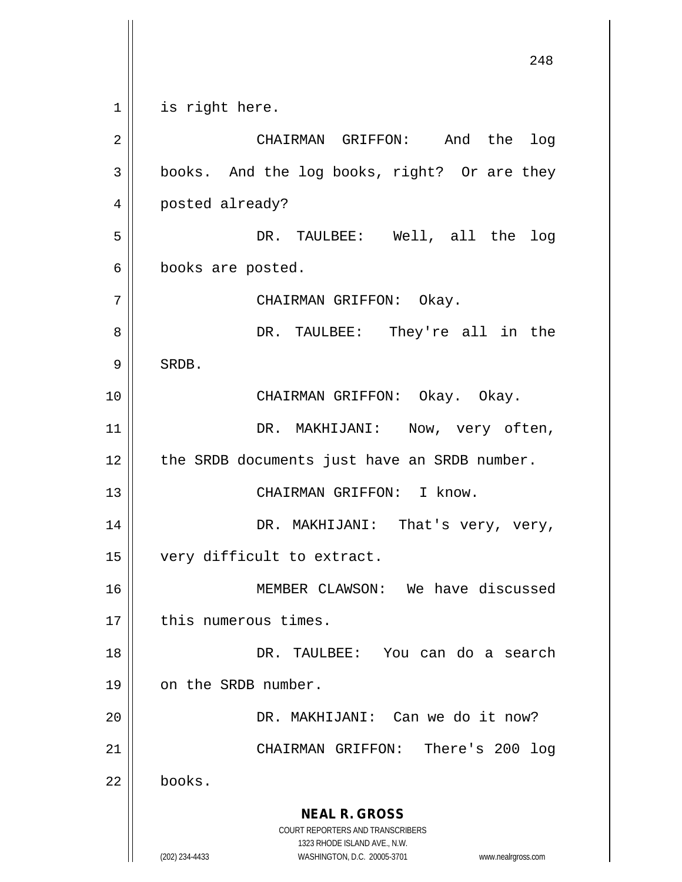is right here.

CHAIRMAN GRIFFON: And the log books. And the log books, right? Or are they posted already?

DR. TAULBEE: Well, all the log books are posted.

CHAIRMAN GRIFFON: Okay.

DR. TAULBEE: They're all in the SRDB.

CHAIRMAN GRIFFON: Okay. Okay.

DR. MAKHIJANI: Now, very often, the SRDB documents just have an SRDB number.

CHAIRMAN GRIFFON: I know.

DR. MAKHIJANI: That's very, very, very difficult to extract.

MEMBER CLAWSON: We have discussed this numerous times.

DR. TAULBEE: You can do a search on the SRDB number.

DR. MAKHIJANI: Can we do it now?

CHAIRMAN GRIFFON: There's 200 log books.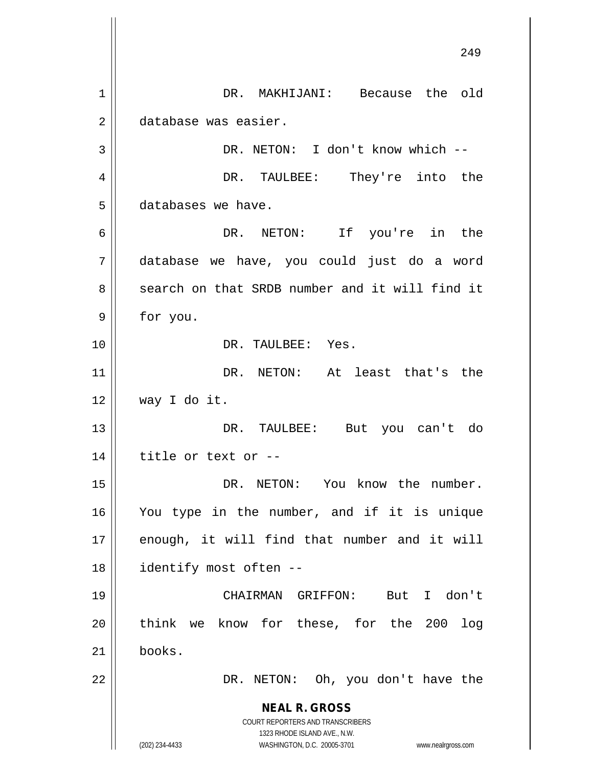DR. MAKHIJANI: Because the old database was easier.

DR. NETON: I don't know which --

DR. TAULBEE: They're into the databases we have.

DR. NETON: If you're in the database we have, you could just do a word search on that SRDB number and it will find it for you.

DR. TAULBEE: Yes.

DR. NETON: At least that's the way I do it.

DR. TAULBEE: But you can't do title or text or --

DR. NETON: You know the number. You type in the number, and if it is unique enough, it will find that number and it will identify most often --

CHAIRMAN GRIFFON: But I don't think we know for these, for the 200 log books.

DR. NETON: Oh, you don't have the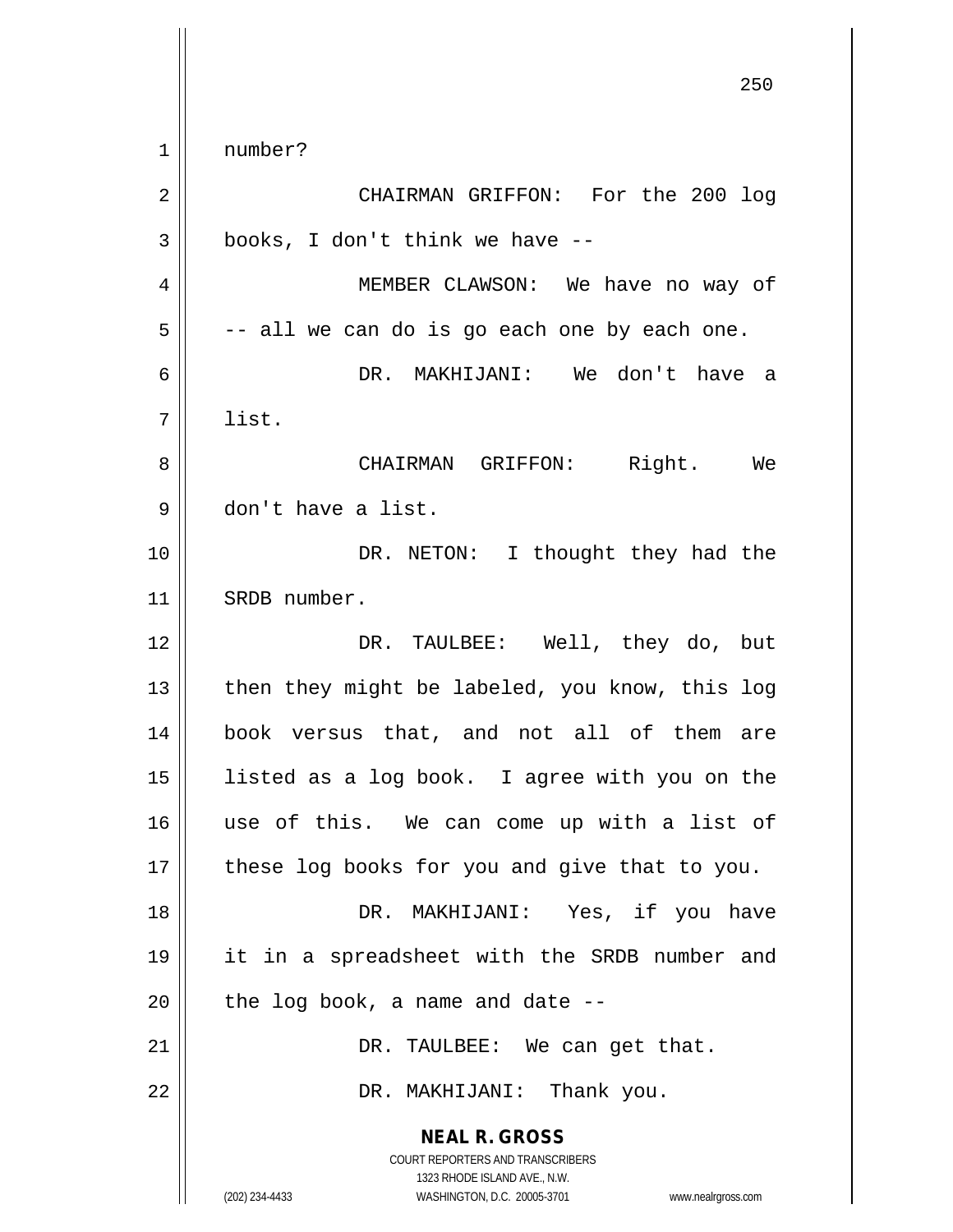number?

CHAIRMAN GRIFFON: For the 200 log books, I don't think we have --

MEMBER CLAWSON: We have no way of -- all we can do is go each one by each one.

DR. MAKHIJANI: We don't have a list.

CHAIRMAN GRIFFON: Right. We don't have a list.

DR. NETON: I thought they had the SRDB number.

DR. TAULBEE: Well, they do, but then they might be labeled, you know, this log book versus that, and not all of them are listed as a log book. I agree with you on the use of this. We can come up with a list of these log books for you and give that to you.

DR. MAKHIJANI: Yes, if you have it in a spreadsheet with the SRDB number and the log book, a name and date --

DR. TAULBEE: We can get that.

DR. MAKHIJANI: Thank you.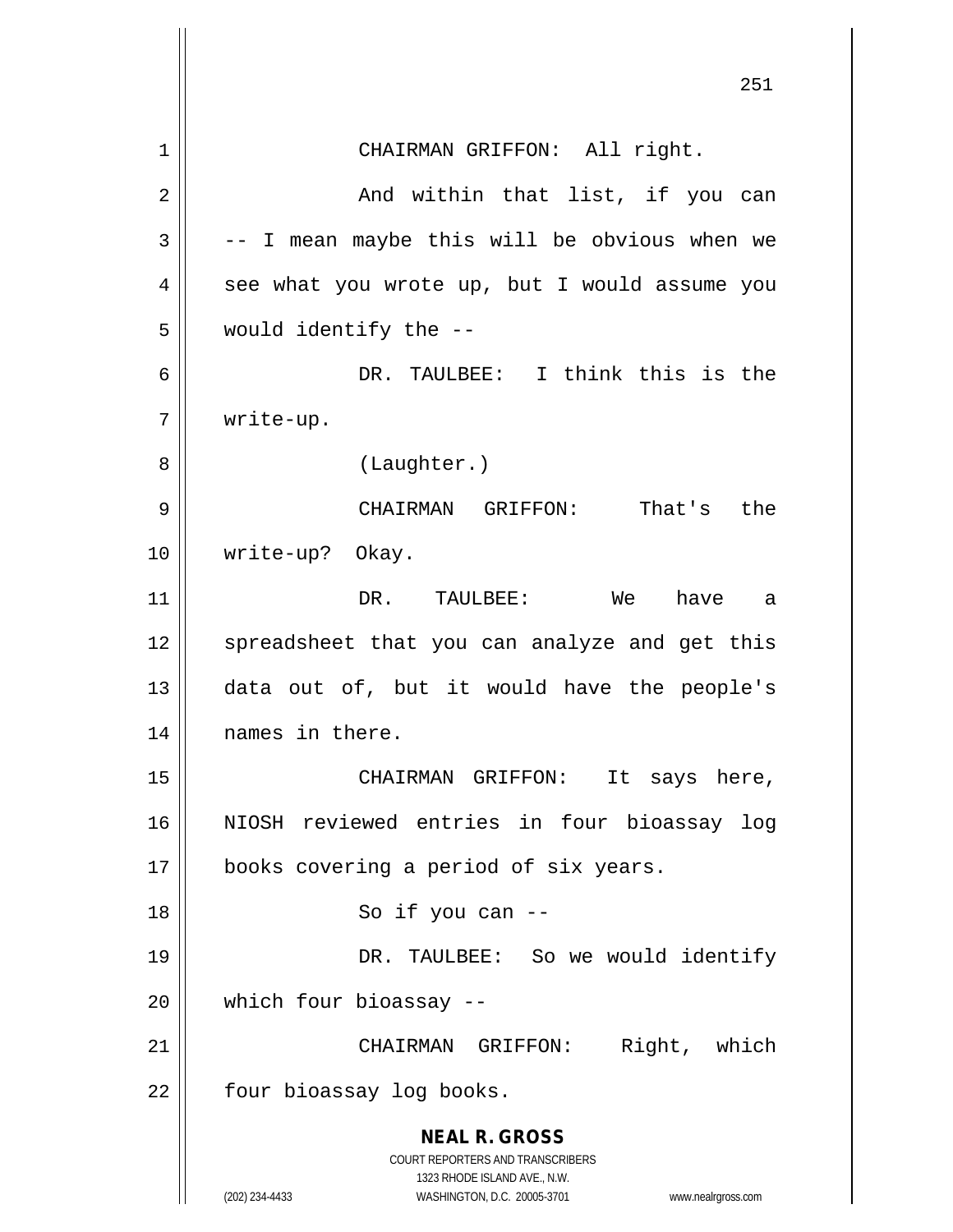CHAIRMAN GRIFFON: All right.

And within that list, if you can -- I mean maybe this will be obvious when we see what you wrote up, but I would assume you would identify the --

DR. TAULBEE: I think this is the write-up.

(Laughter.)

CHAIRMAN GRIFFON: That's the write-up? Okay.

DR. TAULBEE: We have a spreadsheet that you can analyze and get this data out of, but it would have the people's names in there.

CHAIRMAN GRIFFON: It says here, NIOSH reviewed entries in four bioassay log books covering a period of six years.

So if you can --

DR. TAULBEE: So we would identify which four bioassay --

CHAIRMAN GRIFFON: Right, which four bioassay log books.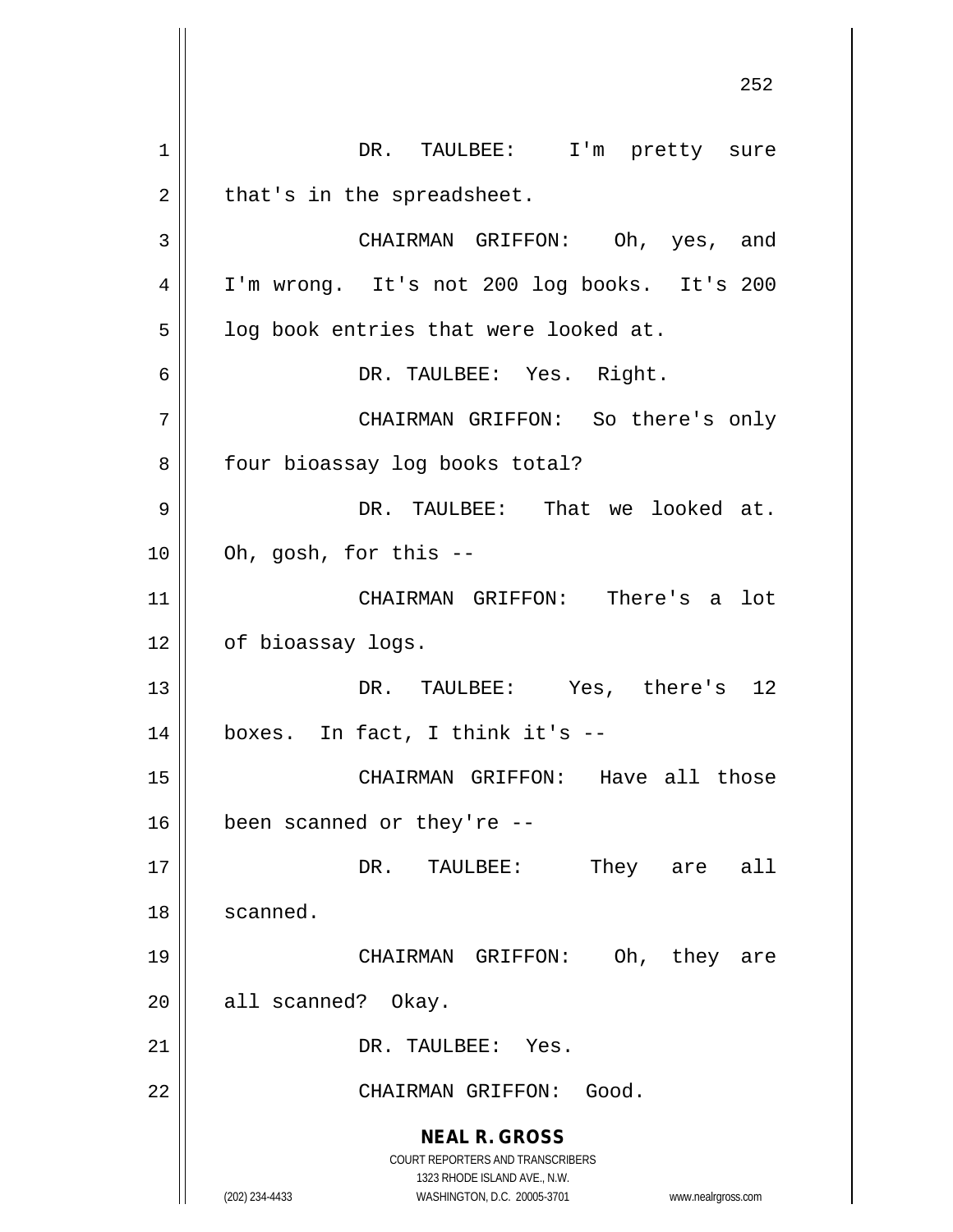DR. TAULBEE: I'm pretty sure that's in the spreadsheet.

CHAIRMAN GRIFFON: Oh, yes, and I'm wrong. It's not 200 log books. It's 200 log book entries that were looked at.

DR. TAULBEE: Yes. Right.

CHAIRMAN GRIFFON: So there's only four bioassay log books total?

DR. TAULBEE: That we looked at. Oh, gosh, for this --

CHAIRMAN GRIFFON: There's a lot of bioassay logs.

DR. TAULBEE: Yes, there's 12 boxes. In fact, I think it's --

CHAIRMAN GRIFFON: Have all those been scanned or they're --

DR. TAULBEE: They are all scanned.

CHAIRMAN GRIFFON: Oh, they are all scanned? Okay.

DR. TAULBEE: Yes.

CHAIRMAN GRIFFON: Good.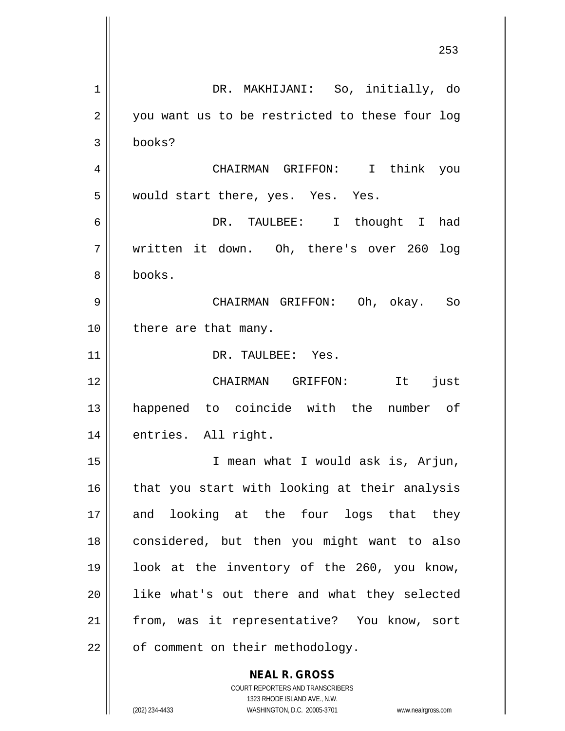DR. MAKHIJANI: So, initially, do you want us to be restricted to these four log books?

CHAIRMAN GRIFFON: I think you would start there, yes. Yes. Yes.

DR. TAULBEE: I thought I had written it down. Oh, there's over 260 log books.

CHAIRMAN GRIFFON: Oh, okay. So there are that many.

DR. TAULBEE: Yes.

CHAIRMAN GRIFFON: It just happened to coincide with the number of entries. All right.

I mean what I would ask is, Arjun, that you start with looking at their analysis and looking at the four logs that they considered, but then you might want to also look at the inventory of the 260, you know, like what's out there and what they selected from, was it representative? You know, sort of comment on their methodology.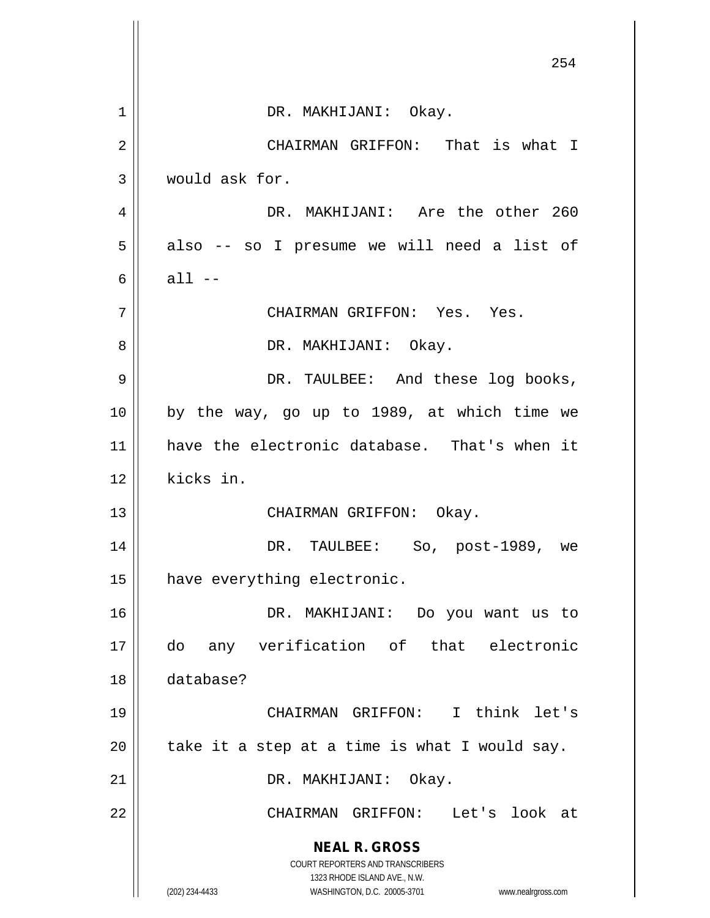DR. MAKHIJANI: Okay.

CHAIRMAN GRIFFON: That is what I would ask for.

DR. MAKHIJANI: Are the other 260 also -- so I presume we will need a list of all --

CHAIRMAN GRIFFON: Yes. Yes.

DR. MAKHIJANI: Okay.

DR. TAULBEE: And these log books, by the way, go up to 1989, at which time we have the electronic database. That's when it kicks in.

CHAIRMAN GRIFFON: Okay.

DR. TAULBEE: So, post-1989, we have everything electronic.

DR. MAKHIJANI: Do you want us to do any verification of that electronic database?

CHAIRMAN GRIFFON: I think let's take it a step at a time is what I would say.

DR. MAKHIJANI: Okay.

CHAIRMAN GRIFFON: Let's look at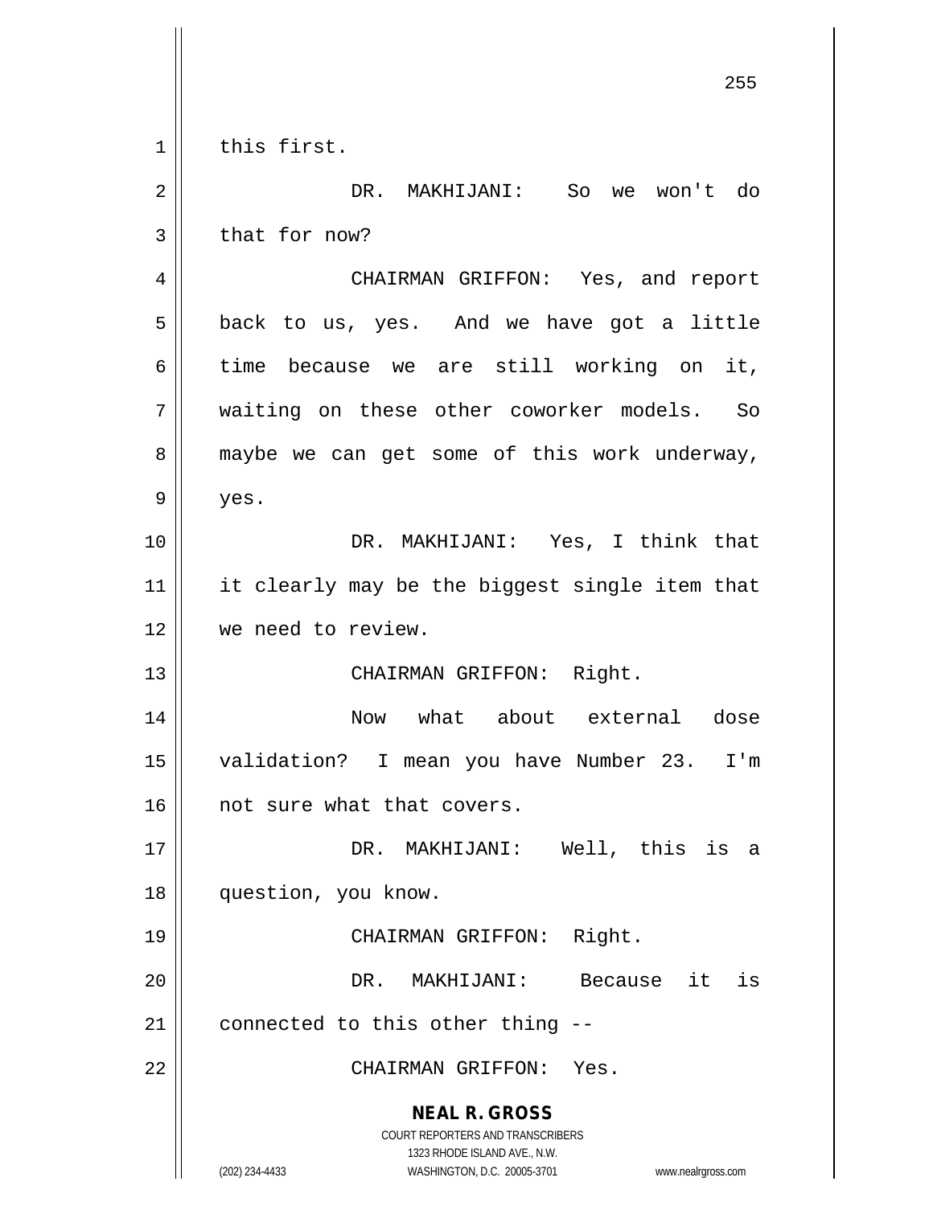this first.

DR. MAKHIJANI: So we won't do that for now?

CHAIRMAN GRIFFON: Yes, and report back to us, yes. And we have got a little time because we are still working on it, waiting on these other coworker models. So maybe we can get some of this work underway, yes.

DR. MAKHIJANI: Yes, I think that it clearly may be the biggest single item that we need to review.

CHAIRMAN GRIFFON: Right.

Now what about external dose validation? I mean you have Number 23. I'm not sure what that covers.

DR. MAKHIJANI: Well, this is a question, you know.

CHAIRMAN GRIFFON: Right.

DR. MAKHIJANI: Because it is connected to this other thing --

CHAIRMAN GRIFFON: Yes.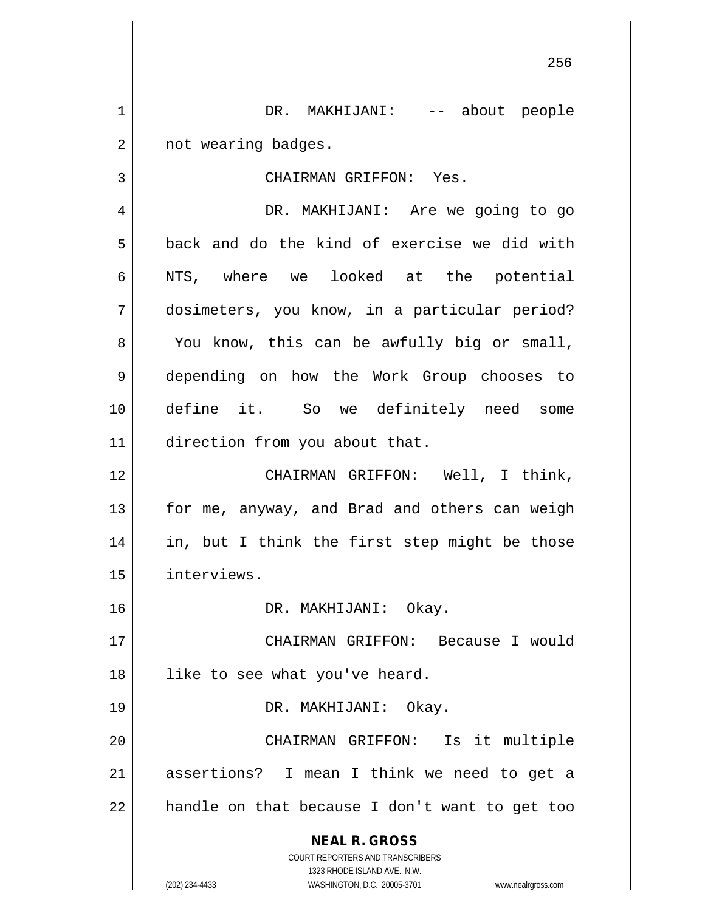DR. MAKHIJANI: -- about people not wearing badges.

CHAIRMAN GRIFFON: Yes.

DR. MAKHIJANI: Are we going to go back and do the kind of exercise we did with NTS, where we looked at the potential dosimeters, you know, in a particular period? You know, this can be awfully big or small, depending on how the Work Group chooses to define it. So we definitely need some direction from you about that.

CHAIRMAN GRIFFON: Well, I think, for me, anyway, and Brad and others can weigh in, but I think the first step might be those interviews.

DR. MAKHIJANI: Okay.

CHAIRMAN GRIFFON: Because I would like to see what you've heard.

DR. MAKHIJANI: Okay.

CHAIRMAN GRIFFON: Is it multiple assertions? I mean I think we need to get a handle on that because I don't want to get too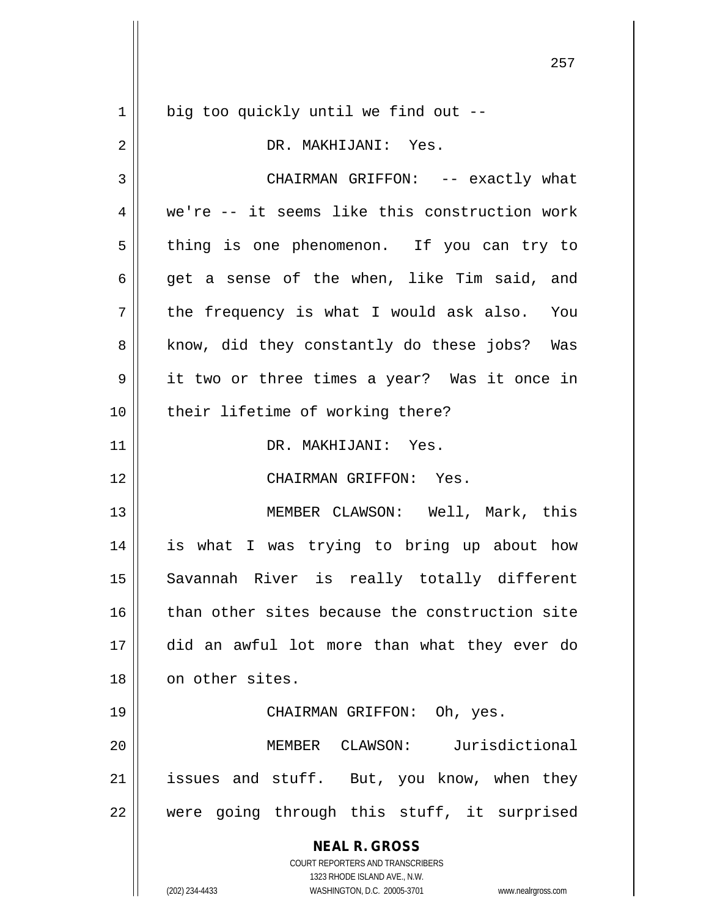big too quickly until we find out --

DR. MAKHIJANI: Yes.

CHAIRMAN GRIFFON: -- exactly what we're -- it seems like this construction work thing is one phenomenon. If you can try to get a sense of the when, like Tim said, and the frequency is what I would ask also. You know, did they constantly do these jobs? Was it two or three times a year? Was it once in their lifetime of working there?

DR. MAKHIJANI: Yes.

CHAIRMAN GRIFFON: Yes.

MEMBER CLAWSON: Well, Mark, this is what I was trying to bring up about how Savannah River is really totally different than other sites because the construction site did an awful lot more than what they ever do on other sites.

CHAIRMAN GRIFFON: Oh, yes.

MEMBER CLAWSON: Jurisdictional issues and stuff. But, you know, when they were going through this stuff, it surprised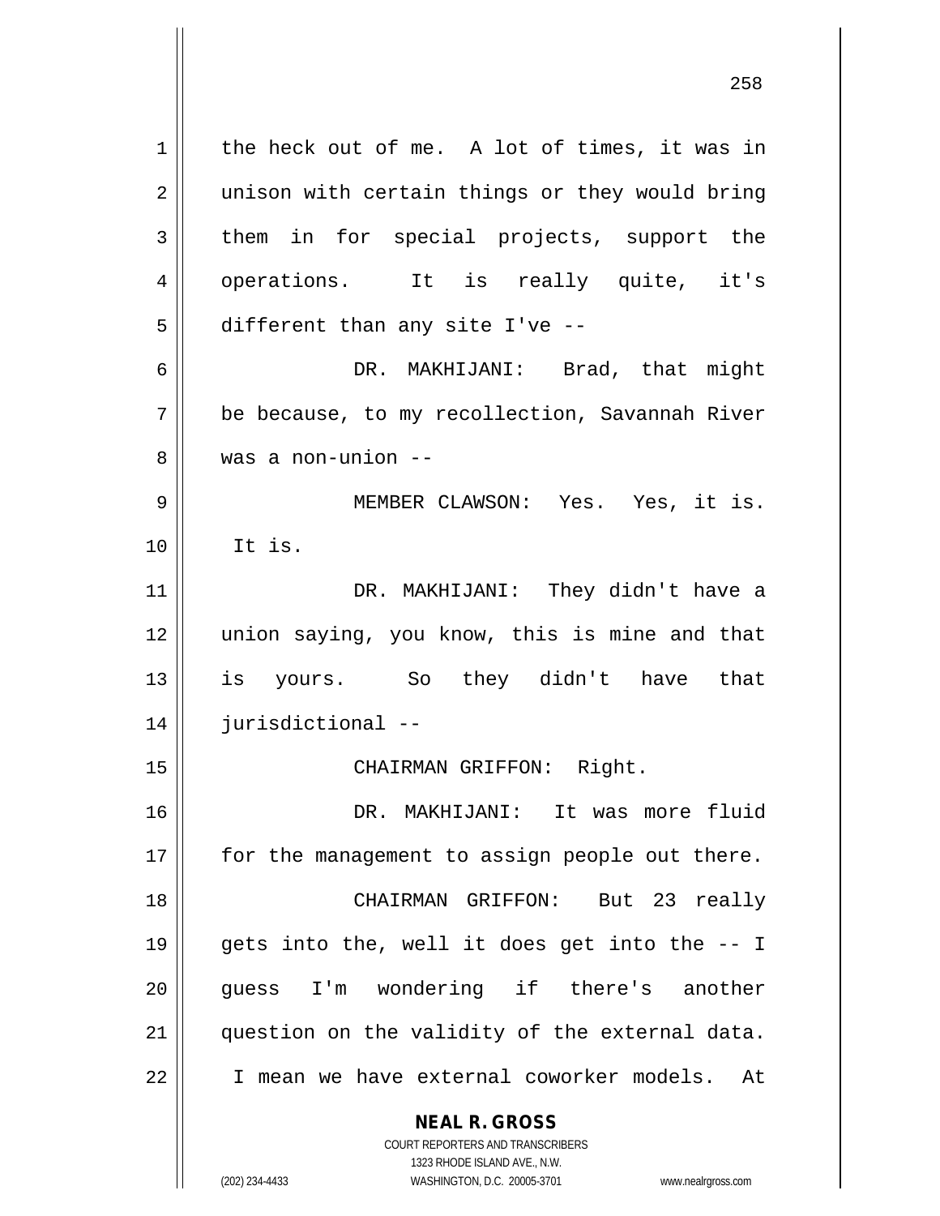the heck out of me. A lot of times, it was in unison with certain things or they would bring them in for special projects, support the operations. It is really quite, it's different than any site I've --

DR. MAKHIJANI: Brad, that might be because, to my recollection, Savannah River was a non-union --

MEMBER CLAWSON: Yes. Yes, it is. It is.

DR. MAKHIJANI: They didn't have a union saying, you know, this is mine and that is yours. So they didn't have that jurisdictional --

CHAIRMAN GRIFFON: Right.

DR. MAKHIJANI: It was more fluid for the management to assign people out there.

CHAIRMAN GRIFFON: But 23 really gets into the, well it does get into the -- I guess I'm wondering if there's another question on the validity of the external data. I mean we have external coworker models. At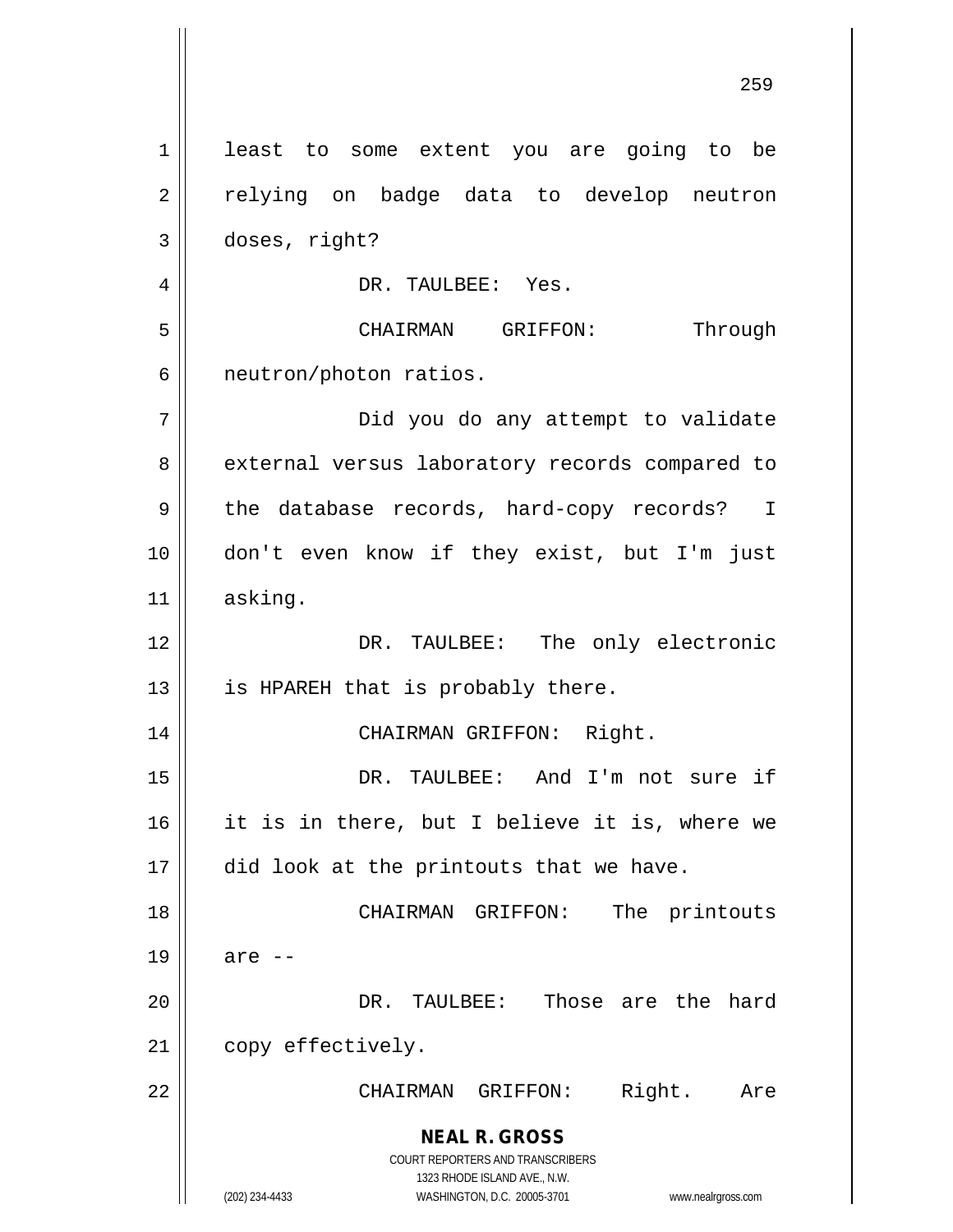least to some extent you are going to be relying on badge data to develop neutron doses, right?

DR. TAULBEE: Yes.

CHAIRMAN GRIFFON: Through neutron/photon ratios.

Did you do any attempt to validate external versus laboratory records compared to the database records, hard-copy records? I don't even know if they exist, but I'm just asking.

DR. TAULBEE: The only electronic is HPAREH that is probably there.

CHAIRMAN GRIFFON: Right.

DR. TAULBEE: And I'm not sure if it is in there, but I believe it is, where we did look at the printouts that we have.

CHAIRMAN GRIFFON: The printouts are --

DR. TAULBEE: Those are the hard copy effectively.

CHAIRMAN GRIFFON: Right. Are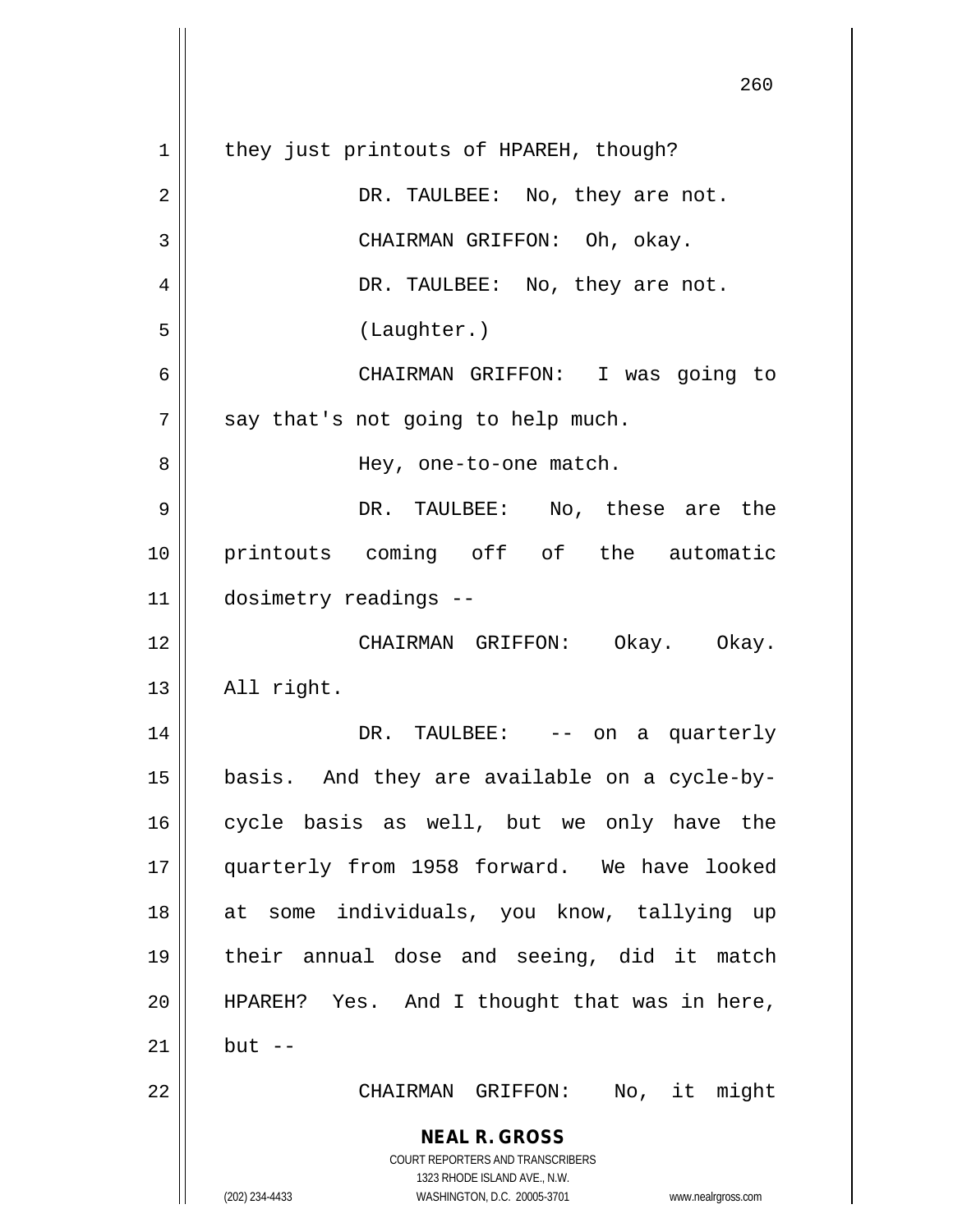they just printouts of HPAREH, though?

DR. TAULBEE: No, they are not.

CHAIRMAN GRIFFON: Oh, okay.

DR. TAULBEE: No, they are not.

(Laughter.)

CHAIRMAN GRIFFON: I was going to say that's not going to help much.

Hey, one-to-one match.

DR. TAULBEE: No, these are the printouts coming off of the automatic dosimetry readings --

CHAIRMAN GRIFFON: Okay. Okay. All right.

DR. TAULBEE: -- on a quarterly basis. And they are available on a cycle-by-cycle basis as well, but we only have the quarterly from 1958 forward. We have looked at some individuals, you know, tallying up their annual dose and seeing, did it match HPAREH? Yes. And I thought that was in here, but --

CHAIRMAN GRIFFON: No, it might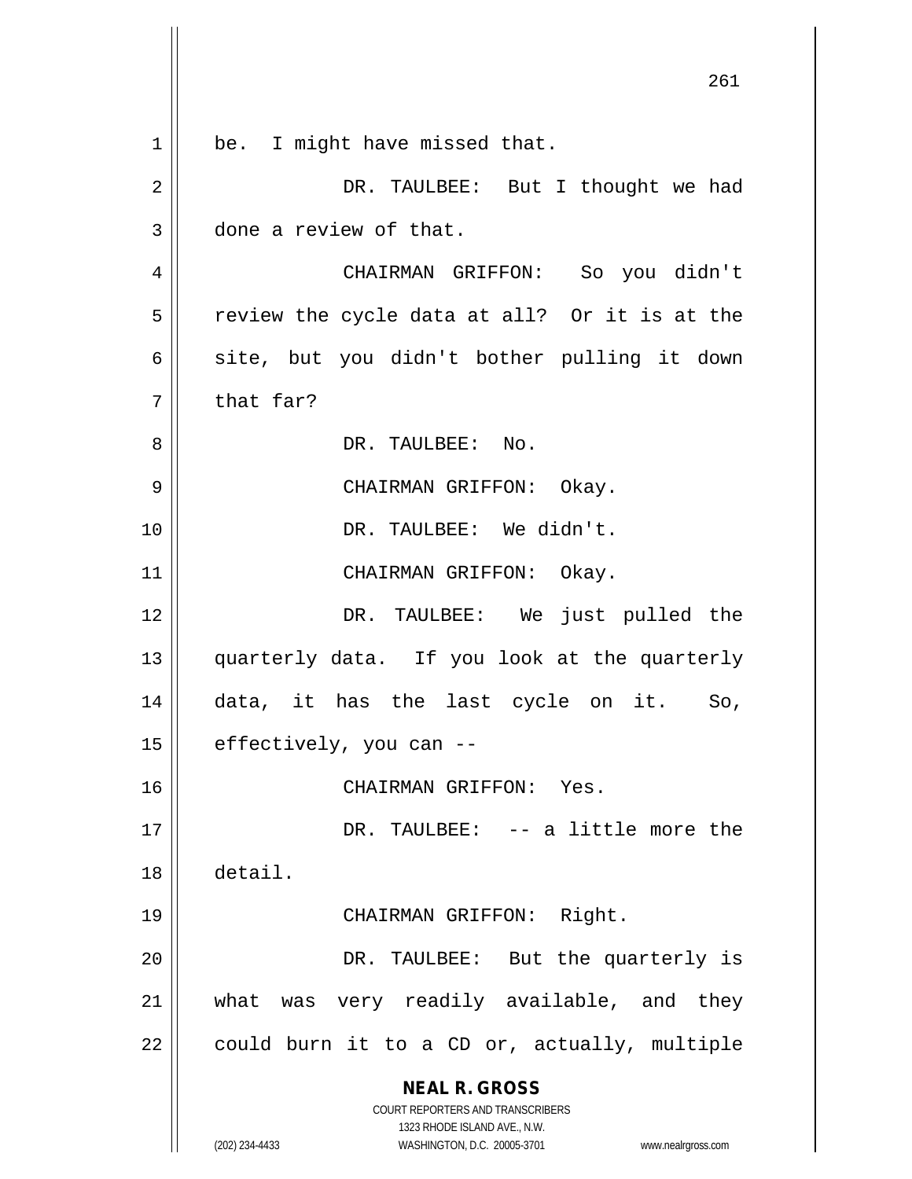be. I might have missed that.

DR. TAULBEE: But I thought we had done a review of that.

CHAIRMAN GRIFFON: So you didn't review the cycle data at all? Or it is at the site, but you didn't bother pulling it down that far?

DR. TAULBEE: No.

CHAIRMAN GRIFFON: Okay.

DR. TAULBEE: We didn't.

CHAIRMAN GRIFFON: Okay.

DR. TAULBEE: We just pulled the quarterly data. If you look at the quarterly data, it has the last cycle on it. So, effectively, you can --

CHAIRMAN GRIFFON: Yes.

DR. TAULBEE: -- a little more the detail.

CHAIRMAN GRIFFON: Right.

DR. TAULBEE: But the quarterly is what was very readily available, and they could burn it to a CD or, actually, multiple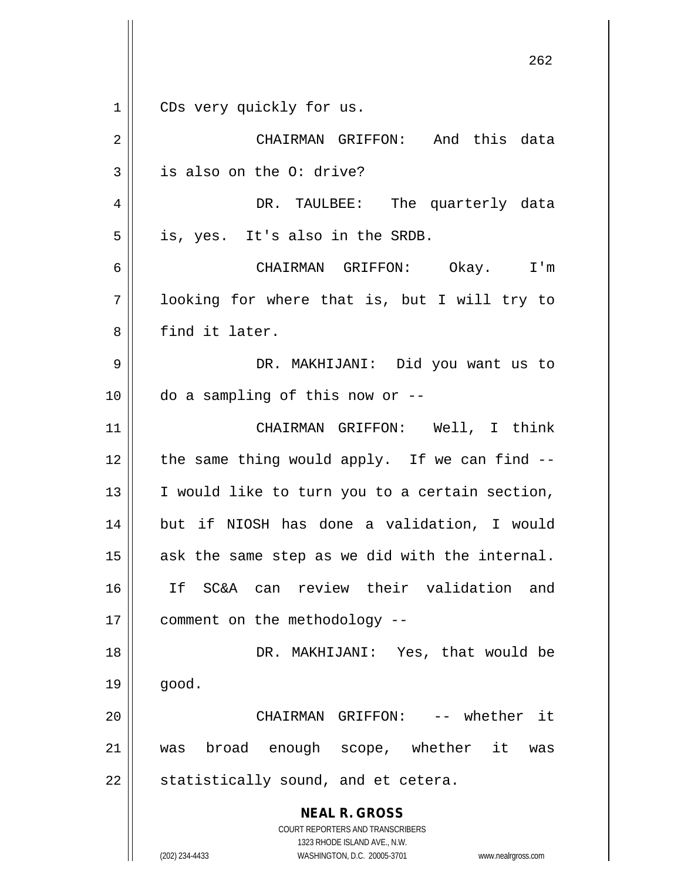CDs very quickly for us.

CHAIRMAN GRIFFON: And this data is also on the O: drive?

DR. TAULBEE: The quarterly data is, yes. It's also in the SRDB.

CHAIRMAN GRIFFON: Okay. I'm looking for where that is, but I will try to find it later.

DR. MAKHIJANI: Did you want us to do a sampling of this now or --

CHAIRMAN GRIFFON: Well, I think the same thing would apply. If we can find -- I would like to turn you to a certain section, but if NIOSH has done a validation, I would ask the same step as we did with the internal. If SC&A can review their validation and comment on the methodology --

DR. MAKHIJANI: Yes, that would be good.

CHAIRMAN GRIFFON: -- whether it was broad enough scope, whether it was statistically sound, and et cetera.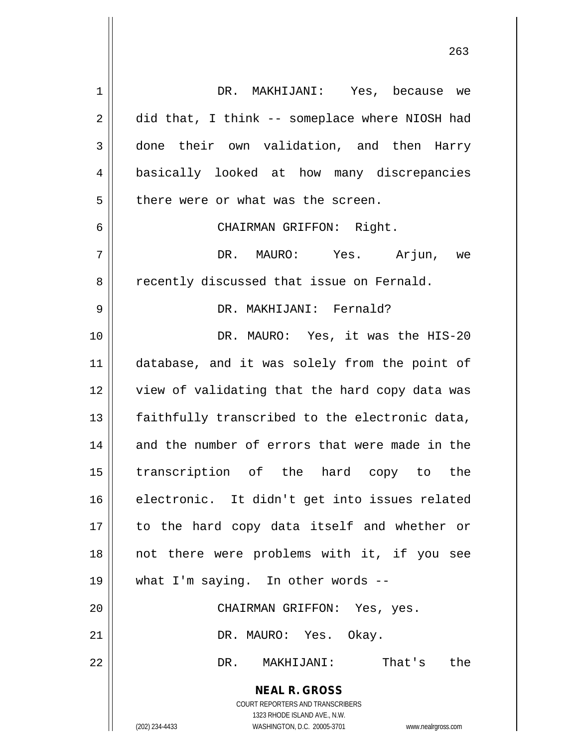DR. MAKHIJANI: Yes, because we did that, I think -- someplace where NIOSH had done their own validation, and then Harry basically looked at how many discrepancies there were or what was the screen.

CHAIRMAN GRIFFON: Right.

DR. MAURO: Yes. Arjun, we recently discussed that issue on Fernald.

DR. MAKHIJANI: Fernald?

DR. MAURO: Yes, it was the HIS-20 database, and it was solely from the point of view of validating that the hard copy data was faithfully transcribed to the electronic data, and the number of errors that were made in the transcription of the hard copy to the electronic. It didn't get into issues related to the hard copy data itself and whether or not there were problems with it, if you see what I'm saying. In other words --

CHAIRMAN GRIFFON: Yes, yes.

DR. MAURO: Yes. Okay.

DR. MAKHIJANI: That's the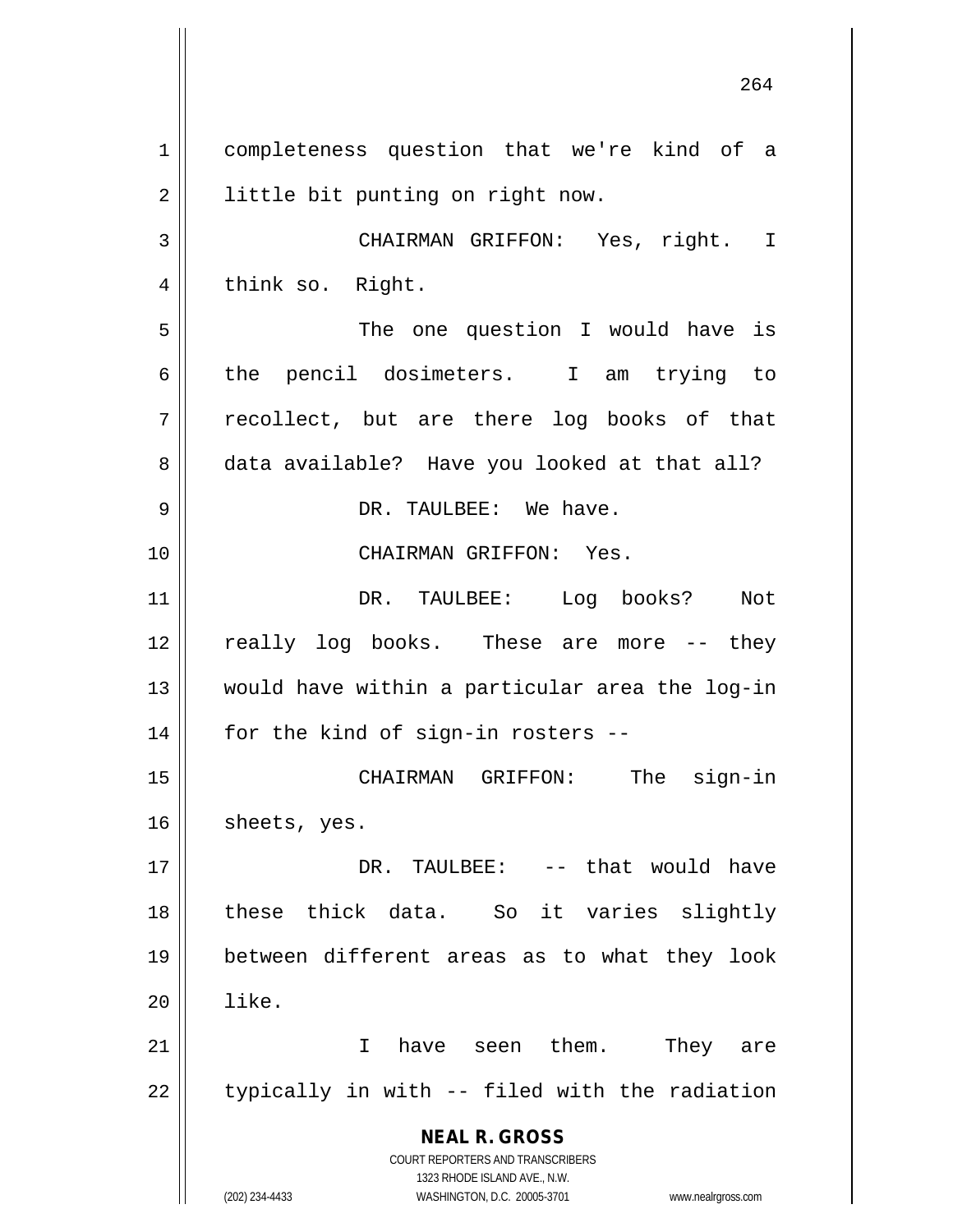completeness question that we're kind of a little bit punting on right now.

CHAIRMAN GRIFFON: Yes, right. I think so. Right.

The one question I would have is the pencil dosimeters. I am trying to recollect, but are there log books of that data available? Have you looked at that all?

DR. TAULBEE: We have.

CHAIRMAN GRIFFON: Yes.

DR. TAULBEE: Log books? Not really log books. These are more -- they would have within a particular area the log-in for the kind of sign-in rosters --

CHAIRMAN GRIFFON: The sign-in sheets, yes.

DR. TAULBEE: -- that would have these thick data. So it varies slightly between different areas as to what they look like.

I have seen them. They are typically in with -- filed with the radiation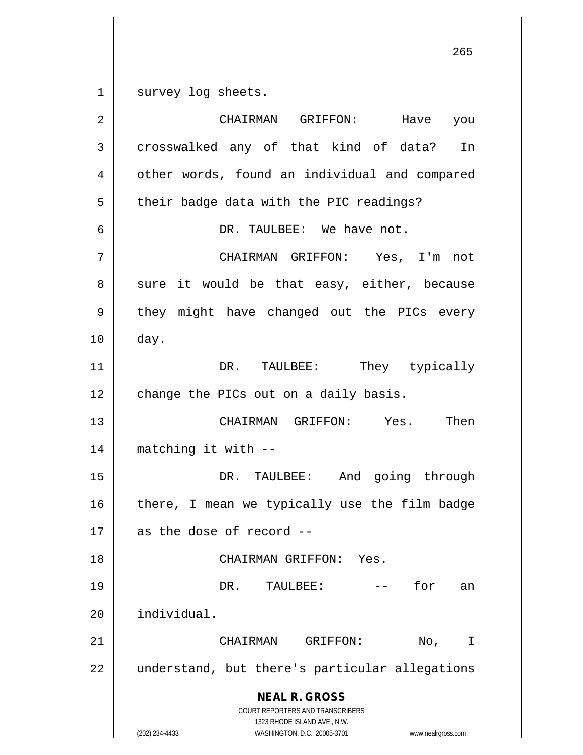survey log sheets.

CHAIRMAN GRIFFON: Have you crosswalked any of that kind of data? In other words, found an individual and compared their badge data with the PIC readings?

DR. TAULBEE: We have not.

CHAIRMAN GRIFFON: Yes, I'm not sure it would be that easy, either, because they might have changed out the PICs every day.

DR. TAULBEE: They typically change the PICs out on a daily basis.

CHAIRMAN GRIFFON: Yes. Then matching it with --

DR. TAULBEE: And going through there, I mean we typically use the film badge as the dose of record --

CHAIRMAN GRIFFON: Yes.

DR. TAULBEE: -- for an individual.

CHAIRMAN GRIFFON: No, I understand, but there's particular allegations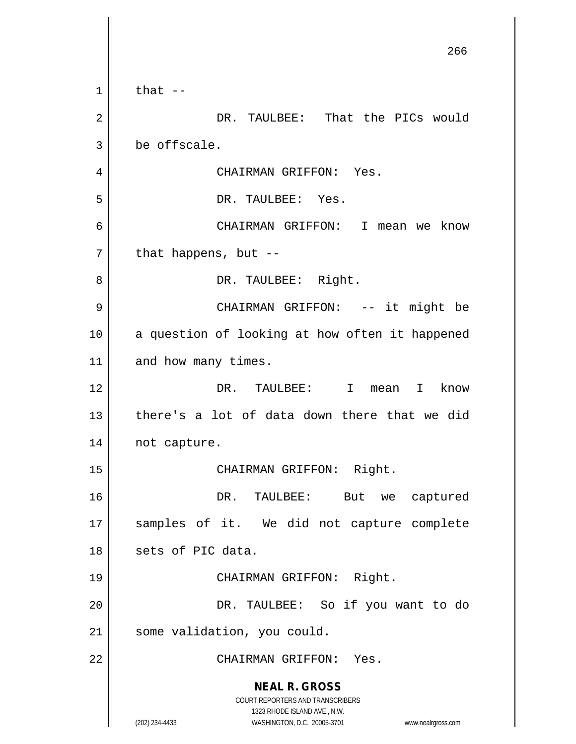that --

DR. TAULBEE: That the PICs would be offscale.

CHAIRMAN GRIFFON: Yes.

DR. TAULBEE: Yes.

CHAIRMAN GRIFFON: I mean we know that happens, but --

DR. TAULBEE: Right.

CHAIRMAN GRIFFON: -- it might be a question of looking at how often it happened and how many times.

DR. TAULBEE: I mean I know there's a lot of data down there that we did not capture.

CHAIRMAN GRIFFON: Right.

DR. TAULBEE: But we captured samples of it. We did not capture complete sets of PIC data.

CHAIRMAN GRIFFON: Right.

DR. TAULBEE: So if you want to do some validation, you could.

CHAIRMAN GRIFFON: Yes.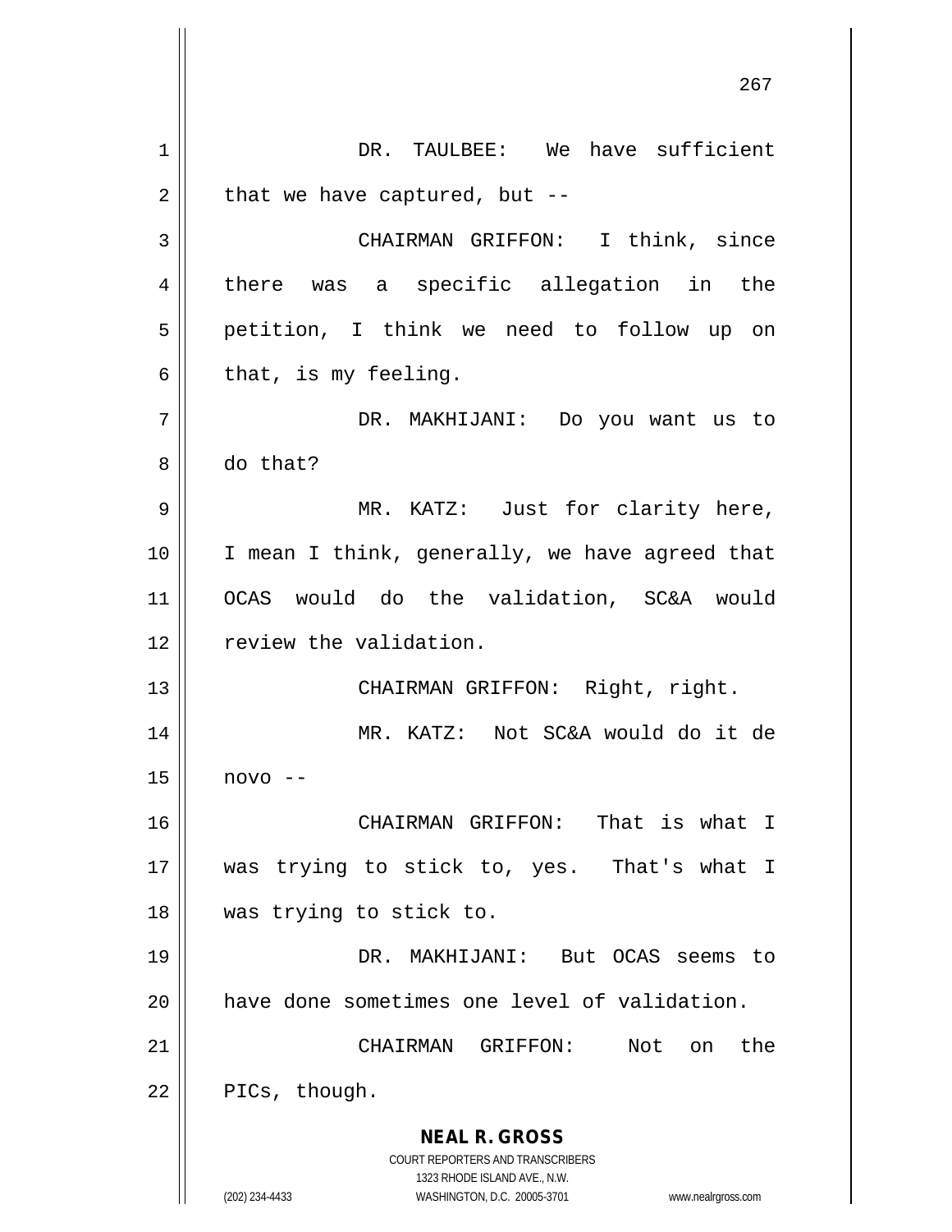DR. TAULBEE: We have sufficient that we have captured, but --

CHAIRMAN GRIFFON: I think, since there was a specific allegation in the petition, I think we need to follow up on that, is my feeling.

DR. MAKHIJANI: Do you want us to do that?

MR. KATZ: Just for clarity here, I mean I think, generally, we have agreed that OCAS would do the validation, SC&A would review the validation.

CHAIRMAN GRIFFON: Right, right.

MR. KATZ: Not SC&A would do it de novo --

CHAIRMAN GRIFFON: That is what I was trying to stick to, yes. That's what I was trying to stick to.

DR. MAKHIJANI: But OCAS seems to have done sometimes one level of validation.

CHAIRMAN GRIFFON: Not on the PICs, though.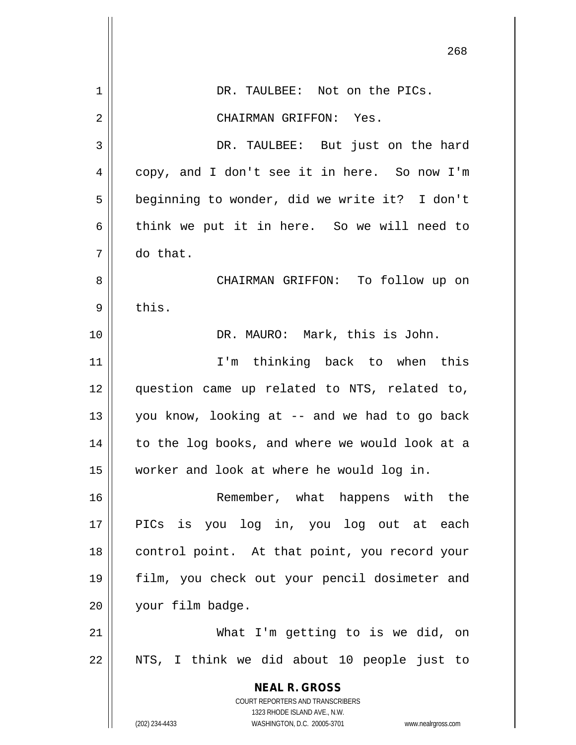DR. TAULBEE: Not on the PICs.

CHAIRMAN GRIFFON: Yes.

DR. TAULBEE: But just on the hard copy, and I don't see it in here. So now I'm beginning to wonder, did we write it? I don't think we put it in here. So we will need to do that.

CHAIRMAN GRIFFON: To follow up on this.

DR. MAURO: Mark, this is John.

I'm thinking back to when this question came up related to NTS, related to, you know, looking at -- and we had to go back to the log books, and where we would look at a worker and look at where he would log in.

Remember, what happens with the PICs is you log in, you log out at each control point. At that point, you record your film, you check out your pencil dosimeter and your film badge.

What I'm getting to is we did, on NTS, I think we did about 10 people just to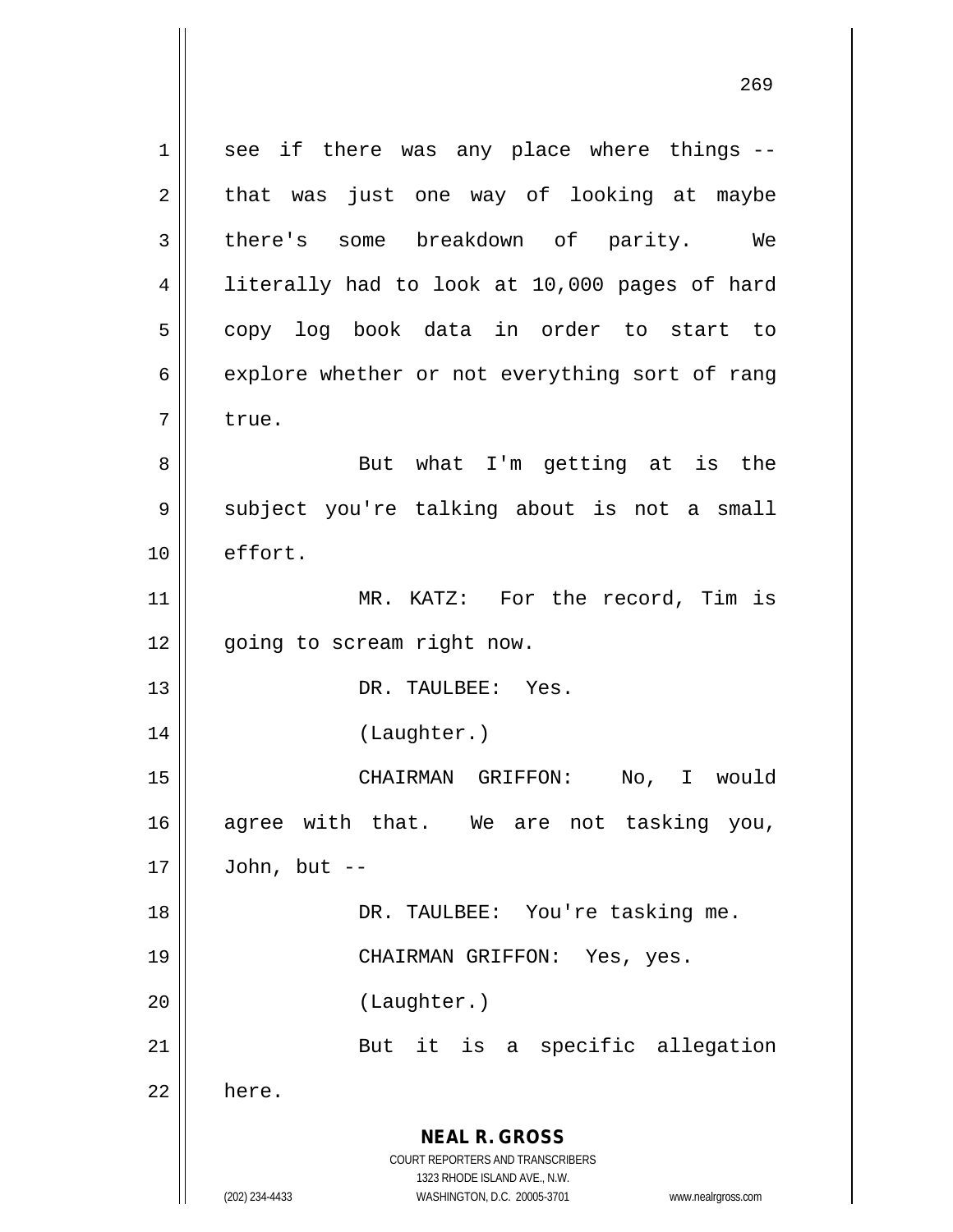see if there was any place where things -- that was just one way of looking at maybe there's some breakdown of parity. We literally had to look at 10,000 pages of hard copy log book data in order to start to explore whether or not everything sort of rang true.

But what I'm getting at is the subject you're talking about is not a small effort.

MR. KATZ: For the record, Tim is going to scream right now.

DR. TAULBEE: Yes.

(Laughter.)

CHAIRMAN GRIFFON: No, I would agree with that. We are not tasking you, John, but --

DR. TAULBEE: You're tasking me.

CHAIRMAN GRIFFON: Yes, yes.

(Laughter.)

But it is a specific allegation here.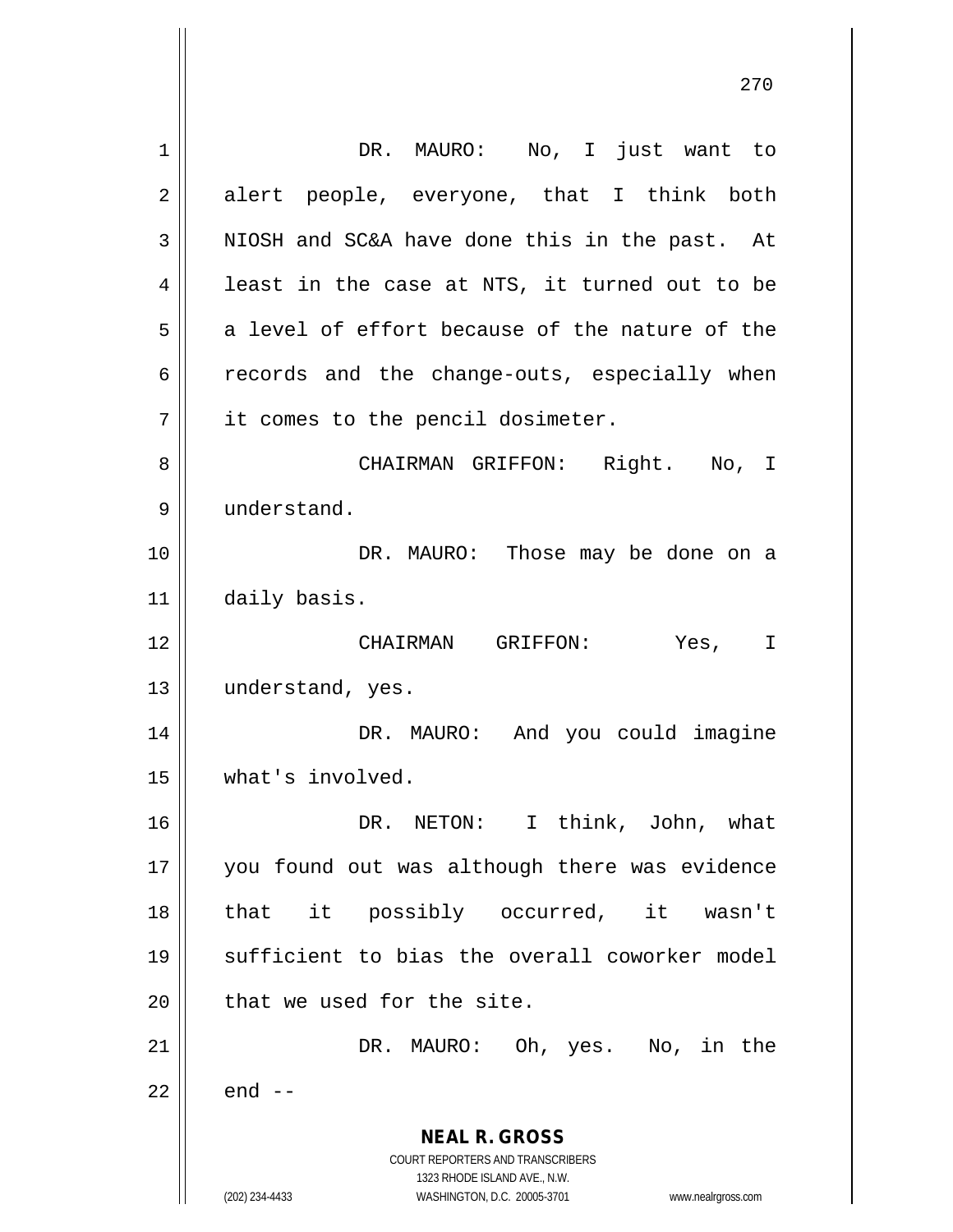DR. MAURO: No, I just want to alert people, everyone, that I think both NIOSH and SC&A have done this in the past. At least in the case at NTS, it turned out to be a level of effort because of the nature of the records and the change-outs, especially when it comes to the pencil dosimeter.

CHAIRMAN GRIFFON: Right. No, I understand.

DR. MAURO: Those may be done on a daily basis.

CHAIRMAN GRIFFON: Yes, I understand, yes.

DR. MAURO: And you could imagine what's involved.

DR. NETON: I think, John, what you found out was although there was evidence that it possibly occurred, it wasn't sufficient to bias the overall coworker model that we used for the site.

DR. MAURO: Oh, yes. No, in the end --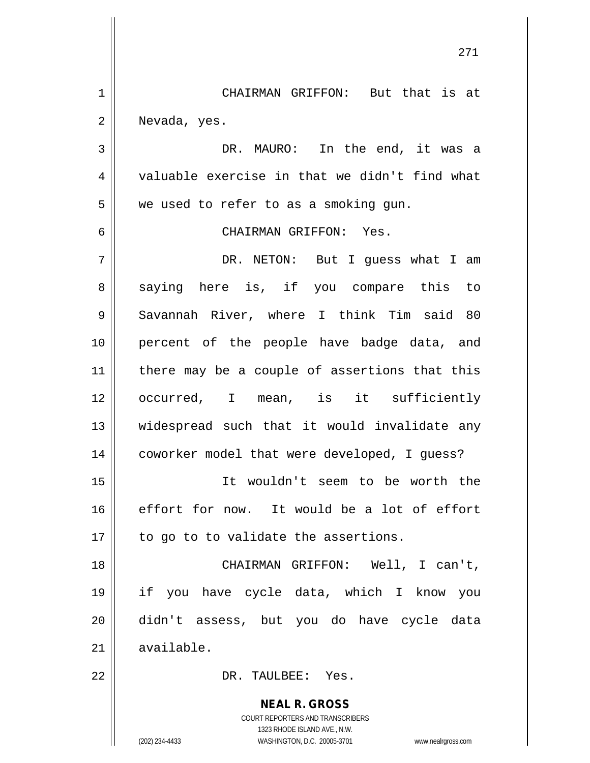CHAIRMAN GRIFFON: But that is at Nevada, yes.

DR. MAURO: In the end, it was a valuable exercise in that we didn't find what we used to refer to as a smoking gun.

CHAIRMAN GRIFFON: Yes.

DR. NETON: But I guess what I am saying here is, if you compare this to Savannah River, where I think Tim said 80 percent of the people have badge data, and there may be a couple of assertions that this occurred, I mean, is it sufficiently widespread such that it would invalidate any coworker model that were developed, I guess?

It wouldn't seem to be worth the effort for now. It would be a lot of effort to go to to validate the assertions.

CHAIRMAN GRIFFON: Well, I can't, if you have cycle data, which I know you didn't assess, but you do have cycle data available.

DR. TAULBEE: Yes.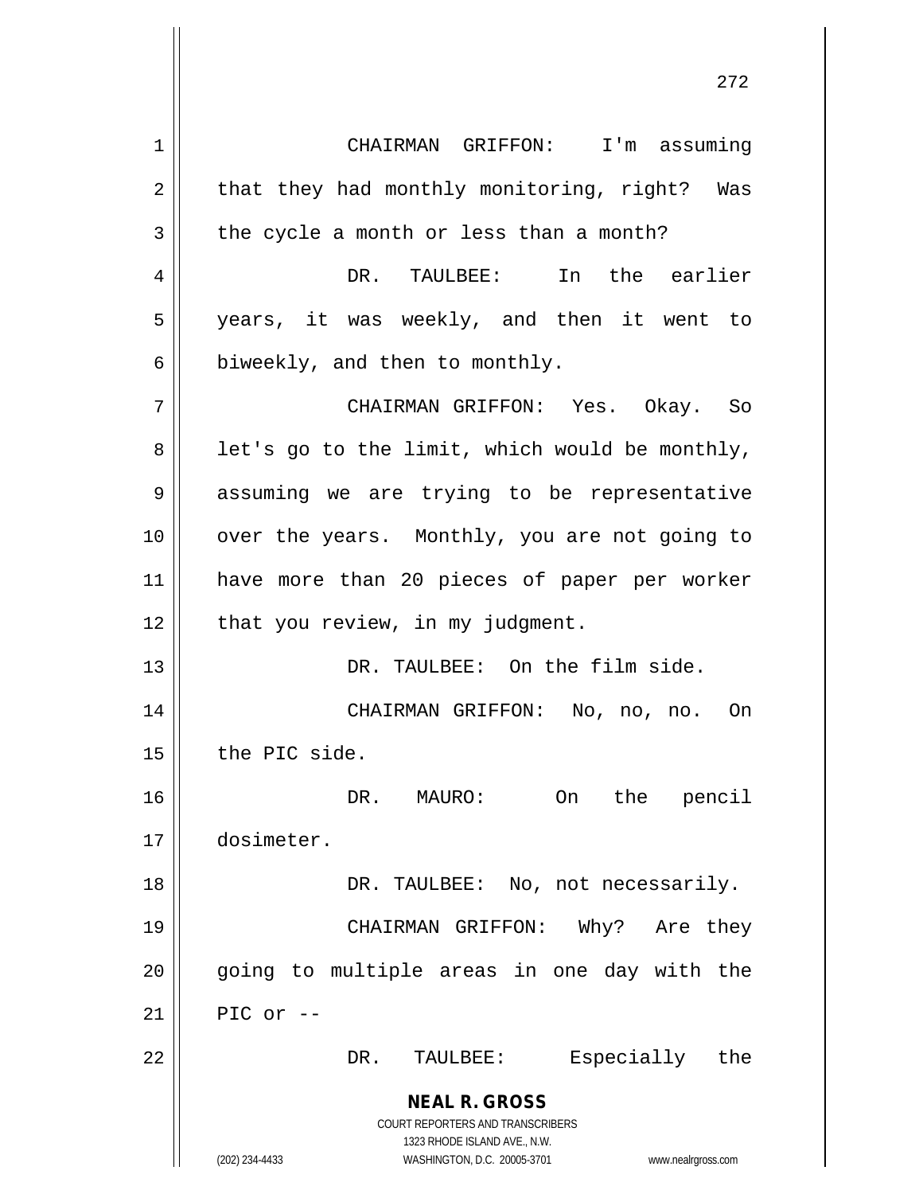CHAIRMAN GRIFFON: I'm assuming that they had monthly monitoring, right? Was the cycle a month or less than a month?

DR. TAULBEE: In the earlier years, it was weekly, and then it went to biweekly, and then to monthly.

CHAIRMAN GRIFFON: Yes. Okay. So let's go to the limit, which would be monthly, assuming we are trying to be representative over the years. Monthly, you are not going to have more than 20 pieces of paper per worker that you review, in my judgment.

DR. TAULBEE: On the film side.

CHAIRMAN GRIFFON: No, no, no. On the PIC side.

DR. MAURO: On the pencil dosimeter.

DR. TAULBEE: No, not necessarily.

CHAIRMAN GRIFFON: Why? Are they going to multiple areas in one day with the PIC or --

DR. TAULBEE: Especially the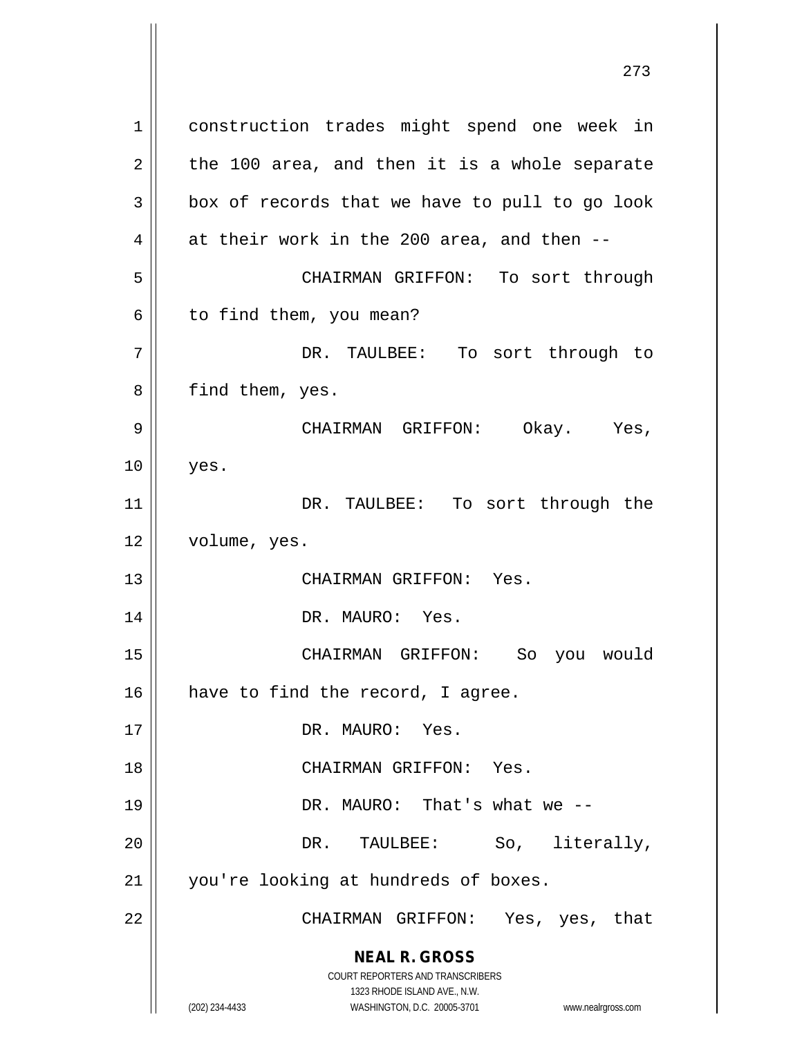construction trades might spend one week in the 100 area, and then it is a whole separate box of records that we have to pull to go look at their work in the 200 area, and then --

CHAIRMAN GRIFFON: To sort through to find them, you mean?

DR. TAULBEE: To sort through to find them, yes.

CHAIRMAN GRIFFON: Okay. Yes, yes.

DR. TAULBEE: To sort through the volume, yes.

CHAIRMAN GRIFFON: Yes.

DR. MAURO: Yes.

CHAIRMAN GRIFFON: So you would have to find the record, I agree.

DR. MAURO: Yes.

CHAIRMAN GRIFFON: Yes.

DR. MAURO: That's what we --

DR. TAULBEE: So, literally, you're looking at hundreds of boxes.

CHAIRMAN GRIFFON: Yes, yes, that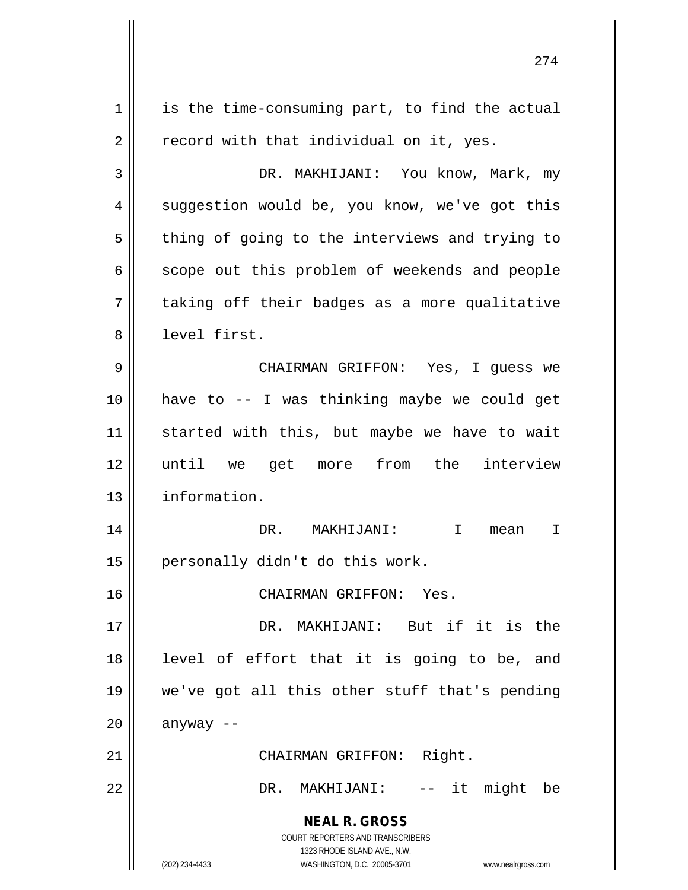is the time-consuming part, to find the actual record with that individual on it, yes.

DR. MAKHIJANI: You know, Mark, my suggestion would be, you know, we've got this thing of going to the interviews and trying to scope out this problem of weekends and people taking off their badges as a more qualitative level first.

CHAIRMAN GRIFFON: Yes, I guess we have to -- I was thinking maybe we could get started with this, but maybe we have to wait until we get more from the interview information.

DR. MAKHIJANI: I mean I personally didn't do this work.

CHAIRMAN GRIFFON: Yes.

DR. MAKHIJANI: But if it is the level of effort that it is going to be, and we've got all this other stuff that's pending anyway --

CHAIRMAN GRIFFON: Right.

DR. MAKHIJANI: -- it might be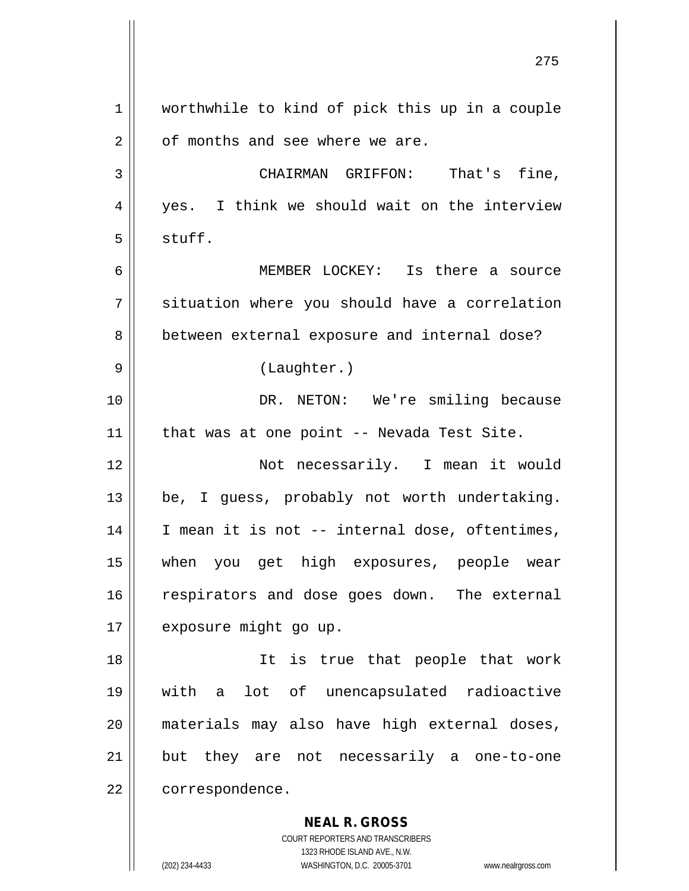worthwhile to kind of pick this up in a couple of months and see where we are.

CHAIRMAN GRIFFON: That's fine, yes. I think we should wait on the interview stuff.

MEMBER LOCKEY: Is there a source situation where you should have a correlation between external exposure and internal dose?

(Laughter.)

DR. NETON: We're smiling because that was at one point -- Nevada Test Site.

Not necessarily. I mean it would be, I guess, probably not worth undertaking. I mean it is not -- internal dose, oftentimes, when you get high exposures, people wear respirators and dose goes down. The external exposure might go up.

It is true that people that work with a lot of unencapsulated radioactive materials may also have high external doses, but they are not necessarily a one-to-one correspondence.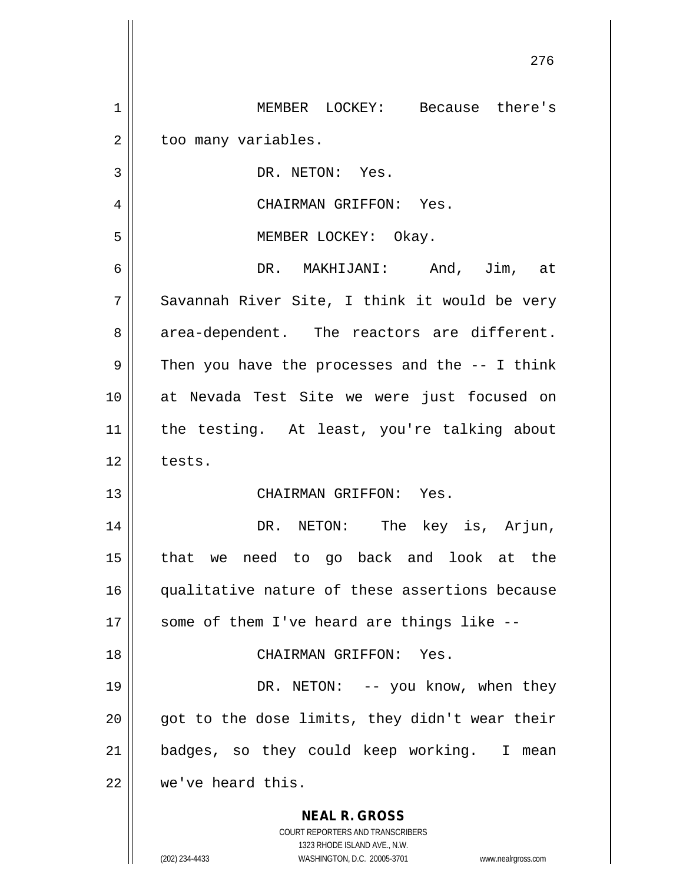MEMBER LOCKEY: Because there's too many variables.

DR. NETON: Yes.

CHAIRMAN GRIFFON: Yes.

MEMBER LOCKEY: Okay.

DR. MAKHIJANI: And, Jim, at Savannah River Site, I think it would be very area-dependent. The reactors are different. Then you have the processes and the -- I think at Nevada Test Site we were just focused on the testing. At least, you're talking about tests.

CHAIRMAN GRIFFON: Yes.

DR. NETON: The key is, Arjun, that we need to go back and look at the qualitative nature of these assertions because some of them I've heard are things like --

CHAIRMAN GRIFFON: Yes.

DR. NETON: -- you know, when they got to the dose limits, they didn't wear their badges, so they could keep working. I mean we've heard this.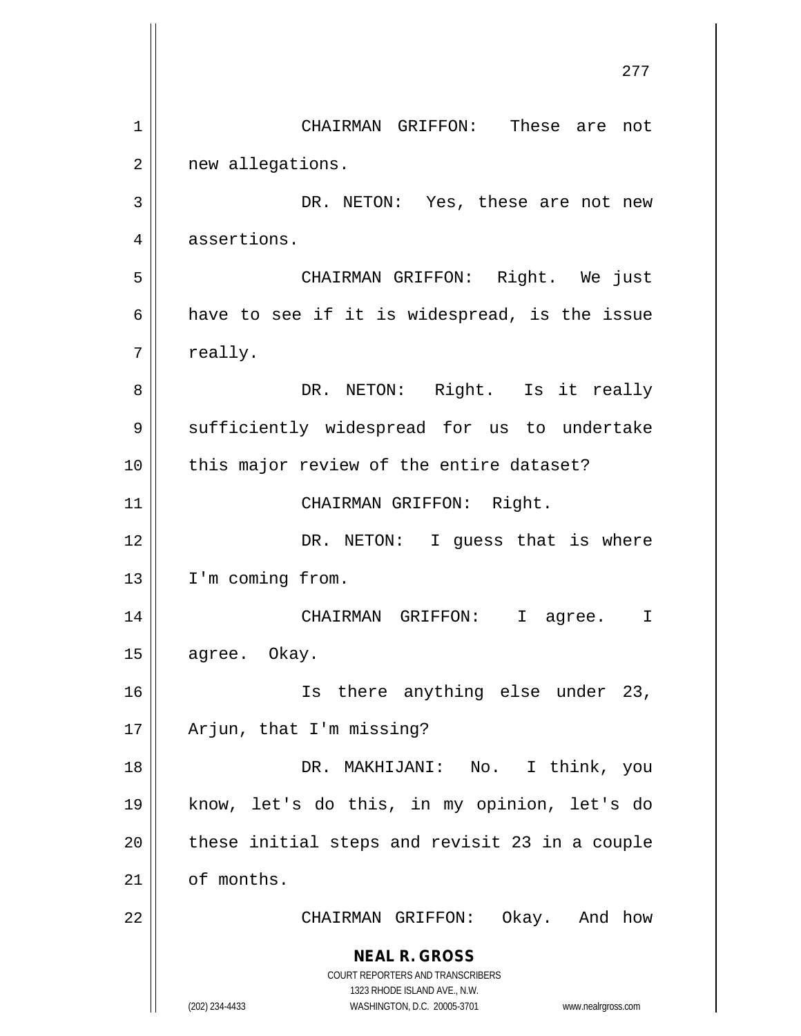CHAIRMAN GRIFFON: These are not new allegations.

DR. NETON: Yes, these are not new assertions.

CHAIRMAN GRIFFON: Right. We just have to see if it is widespread, is the issue really.

DR. NETON: Right. Is it really sufficiently widespread for us to undertake this major review of the entire dataset?

CHAIRMAN GRIFFON: Right.

DR. NETON: I guess that is where I'm coming from.

CHAIRMAN GRIFFON: I agree. I agree. Okay.

Is there anything else under 23, Arjun, that I'm missing?

DR. MAKHIJANI: No. I think, you know, let's do this, in my opinion, let's do these initial steps and revisit 23 in a couple of months.

CHAIRMAN GRIFFON: Okay. And how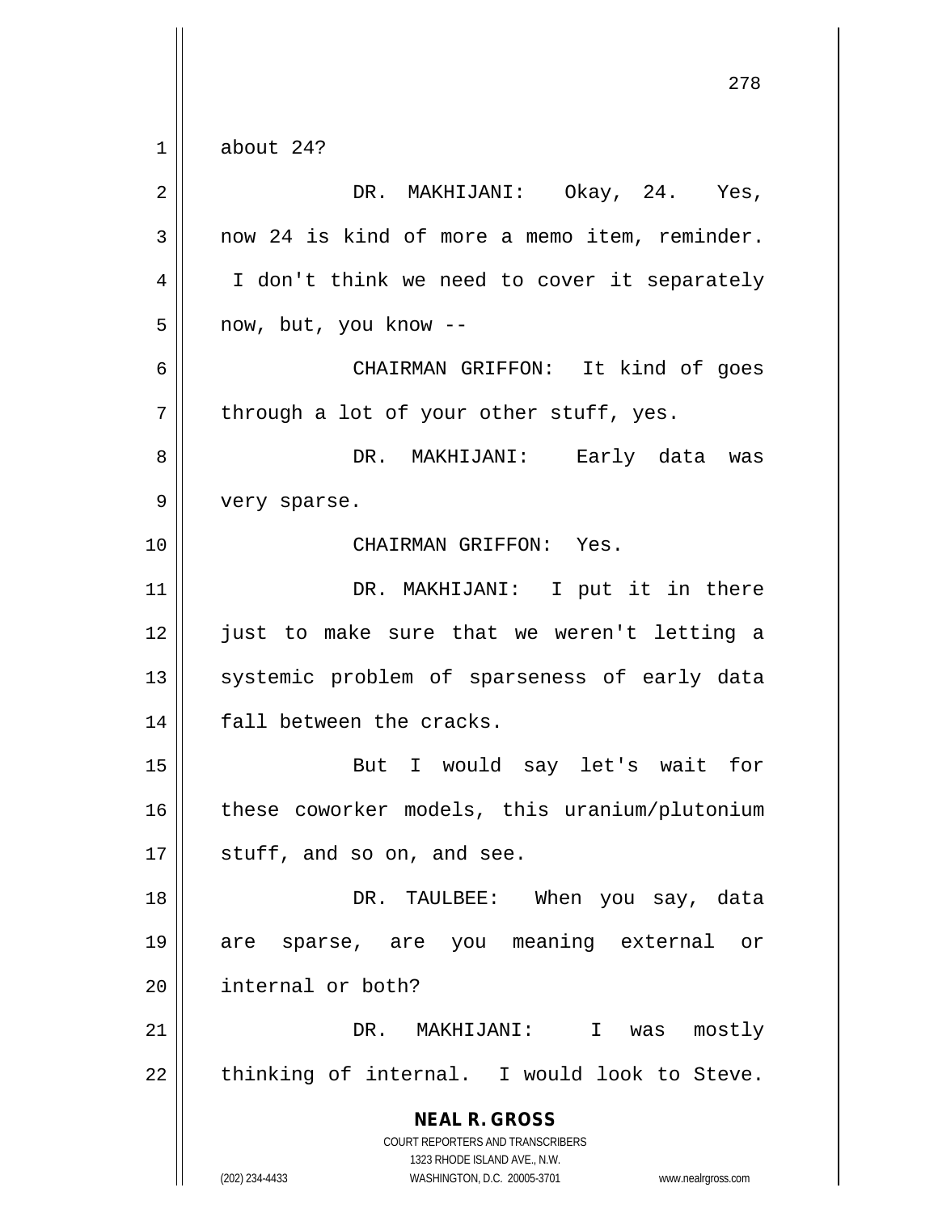about 24?

DR. MAKHIJANI: Okay, 24. Yes, now 24 is kind of more a memo item, reminder. I don't think we need to cover it separately now, but, you know --

CHAIRMAN GRIFFON: It kind of goes through a lot of your other stuff, yes.

DR. MAKHIJANI: Early data was very sparse.

CHAIRMAN GRIFFON: Yes.

DR. MAKHIJANI: I put it in there just to make sure that we weren't letting a systemic problem of sparseness of early data fall between the cracks.

But I would say let's wait for these coworker models, this uranium/plutonium stuff, and so on, and see.

DR. TAULBEE: When you say, data are sparse, are you meaning external or internal or both?

DR. MAKHIJANI: I was mostly thinking of internal. I would look to Steve.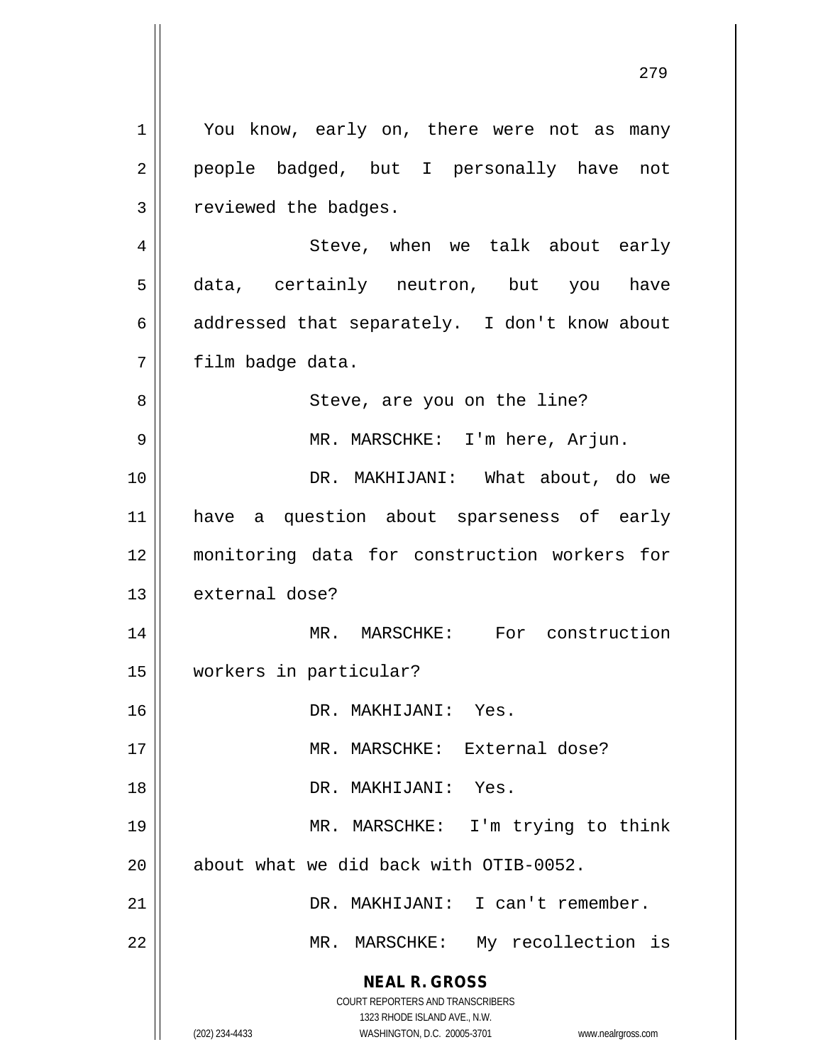You know, early on, there were not as many people badged, but I personally have not reviewed the badges.

Steve, when we talk about early data, certainly neutron, but you have addressed that separately. I don't know about film badge data.

Steve, are you on the line?

MR. MARSCHKE: I'm here, Arjun.

DR. MAKHIJANI: What about, do we have a question about sparseness of early monitoring data for construction workers for external dose?

MR. MARSCHKE: For construction workers in particular?

DR. MAKHIJANI: Yes.

MR. MARSCHKE: External dose?

DR. MAKHIJANI: Yes.

MR. MARSCHKE: I'm trying to think about what we did back with OTIB-0052.

DR. MAKHIJANI: I can't remember.

MR. MARSCHKE: My recollection is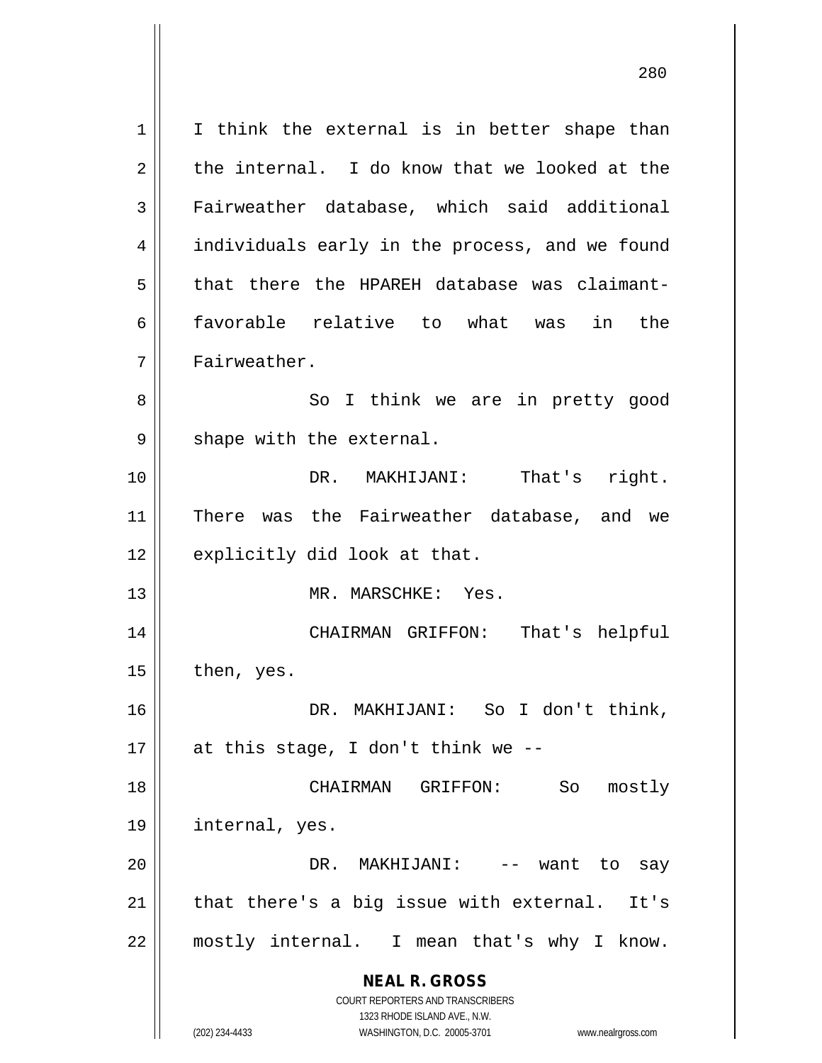I think the external is in better shape than the internal. I do know that we looked at the Fairweather database, which said additional individuals early in the process, and we found that there the HPAREH database was claimant-favorable relative to what was in the Fairweather.

So I think we are in pretty good shape with the external.

DR. MAKHIJANI: That's right. There was the Fairweather database, and we explicitly did look at that.

MR. MARSCHKE: Yes.

CHAIRMAN GRIFFON: That's helpful then, yes.

DR. MAKHIJANI: So I don't think, at this stage, I don't think we --

CHAIRMAN GRIFFON: So mostly internal, yes.

DR. MAKHIJANI: -- want to say that there's a big issue with external. It's mostly internal. I mean that's why I know.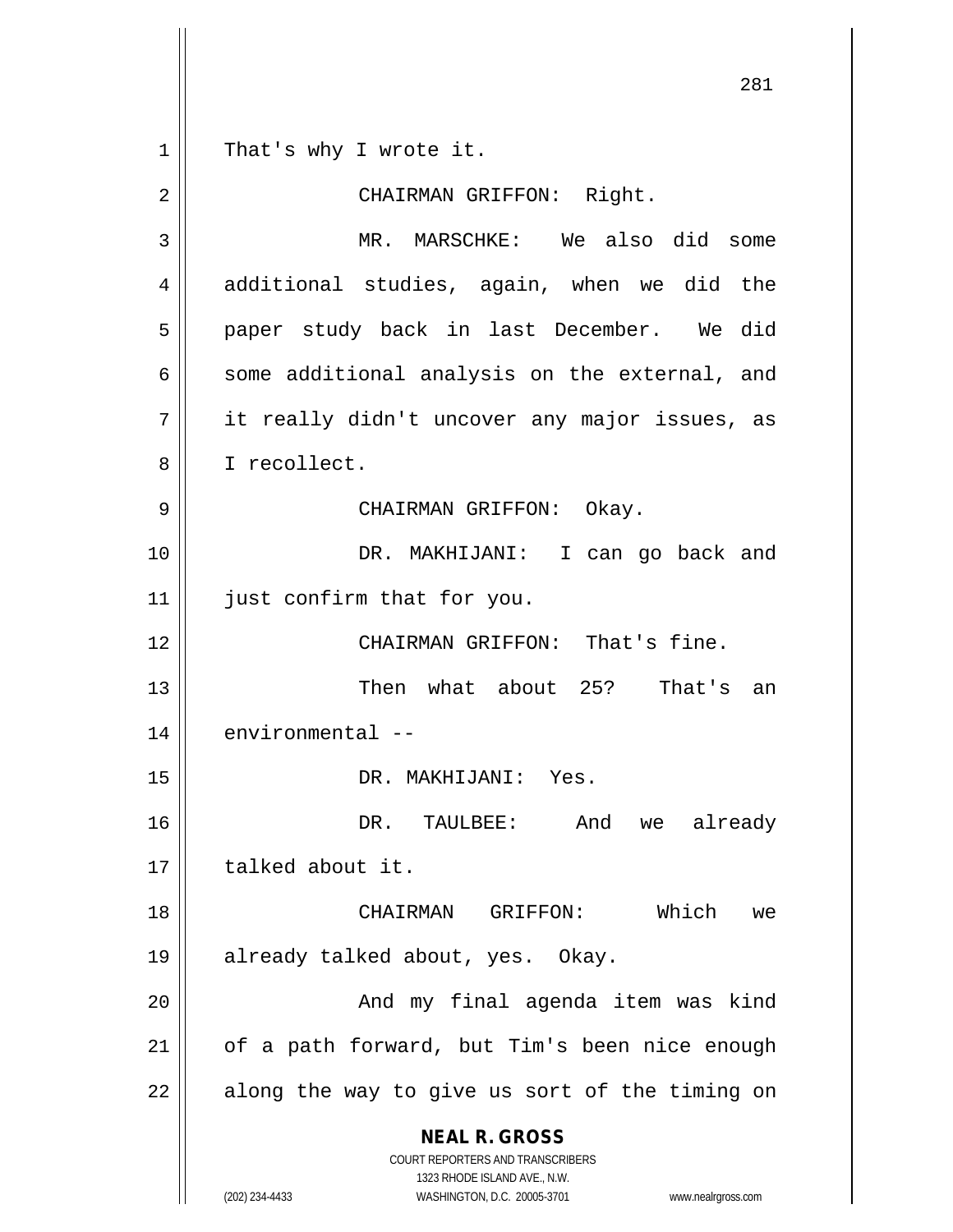That's why I wrote it.

CHAIRMAN GRIFFON: Right.

MR. MARSCHKE: We also did some additional studies, again, when we did the paper study back in last December. We did some additional analysis on the external, and it really didn't uncover any major issues, as I recollect.

CHAIRMAN GRIFFON: Okay.

DR. MAKHIJANI: I can go back and just confirm that for you.

CHAIRMAN GRIFFON: That's fine.

Then what about 25? That's an environmental --

DR. MAKHIJANI: Yes.

DR. TAULBEE: And we already talked about it.

CHAIRMAN GRIFFON: Which we already talked about, yes. Okay.

And my final agenda item was kind of a path forward, but Tim's been nice enough along the way to give us sort of the timing on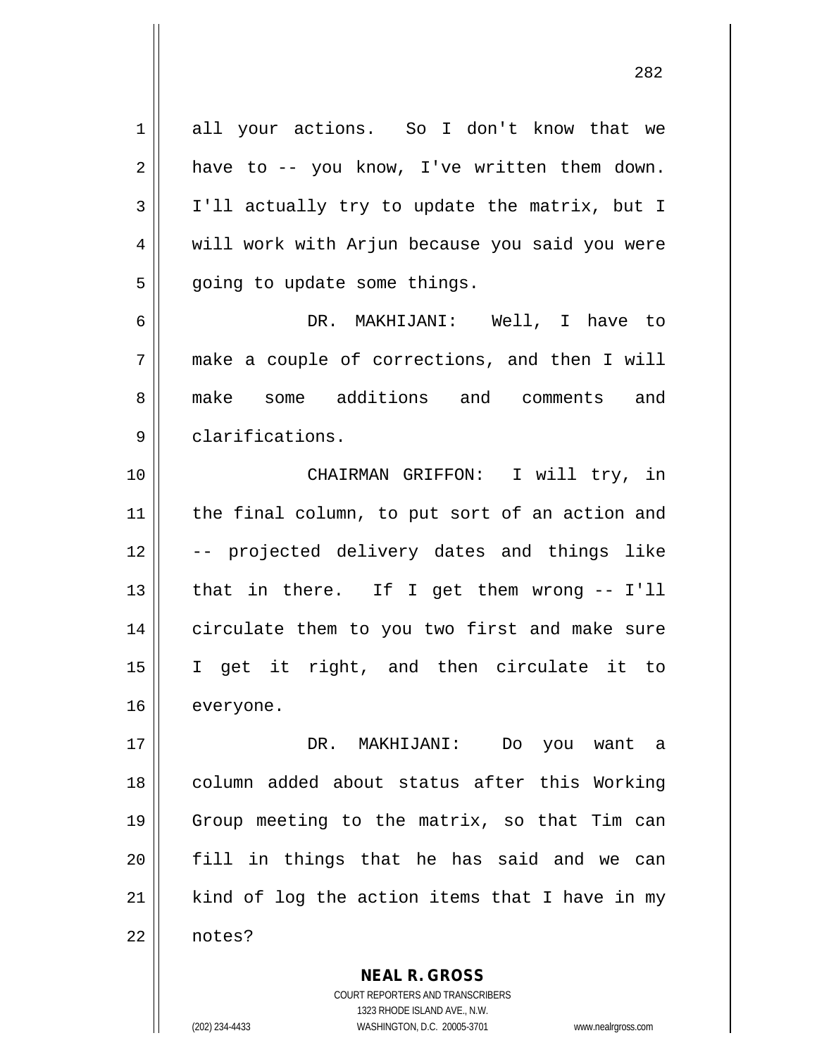all your actions. So I don't know that we have to -- you know, I've written them down. I'll actually try to update the matrix, but I will work with Arjun because you said you were going to update some things.

DR. MAKHIJANI: Well, I have to make a couple of corrections, and then I will make some additions and comments and clarifications.

CHAIRMAN GRIFFON: I will try, in the final column, to put sort of an action and -- projected delivery dates and things like that in there. If I get them wrong -- I'll circulate them to you two first and make sure I get it right, and then circulate it to everyone.

DR. MAKHIJANI: Do you want a column added about status after this Working Group meeting to the matrix, so that Tim can fill in things that he has said and we can kind of log the action items that I have in my notes?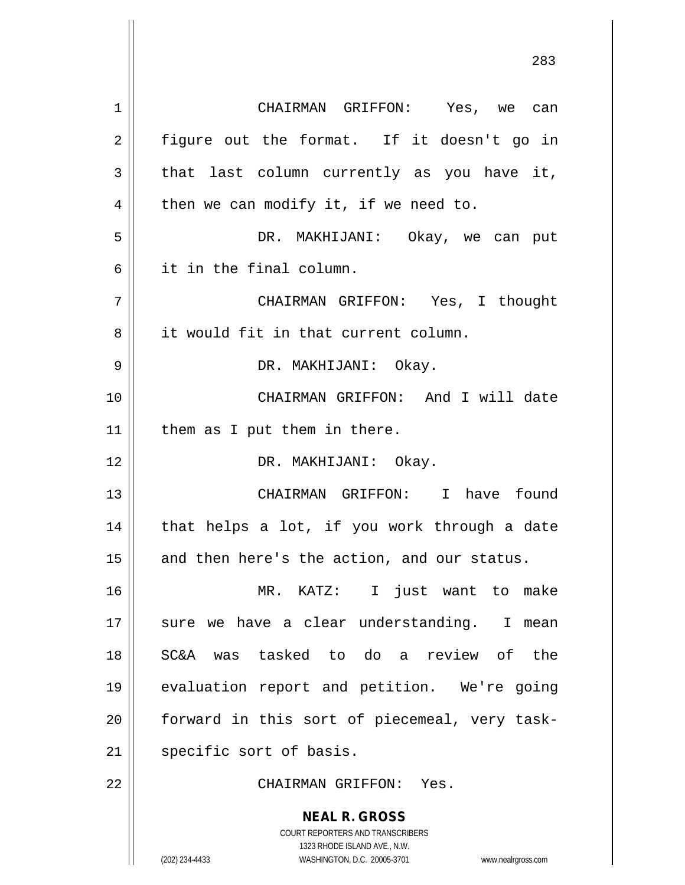CHAIRMAN GRIFFON: Yes, we can figure out the format. If it doesn't go in that last column currently as you have it, then we can modify it, if we need to.

DR. MAKHIJANI: Okay, we can put it in the final column.

CHAIRMAN GRIFFON: Yes, I thought it would fit in that current column.

DR. MAKHIJANI: Okay.

CHAIRMAN GRIFFON: And I will date them as I put them in there.

DR. MAKHIJANI: Okay.

CHAIRMAN GRIFFON: I have found that helps a lot, if you work through a date and then here's the action, and our status.

MR. KATZ: I just want to make sure we have a clear understanding. I mean SC&A was tasked to do a review of the evaluation report and petition. We're going forward in this sort of piecemeal, very task-specific sort of basis.

CHAIRMAN GRIFFON: Yes.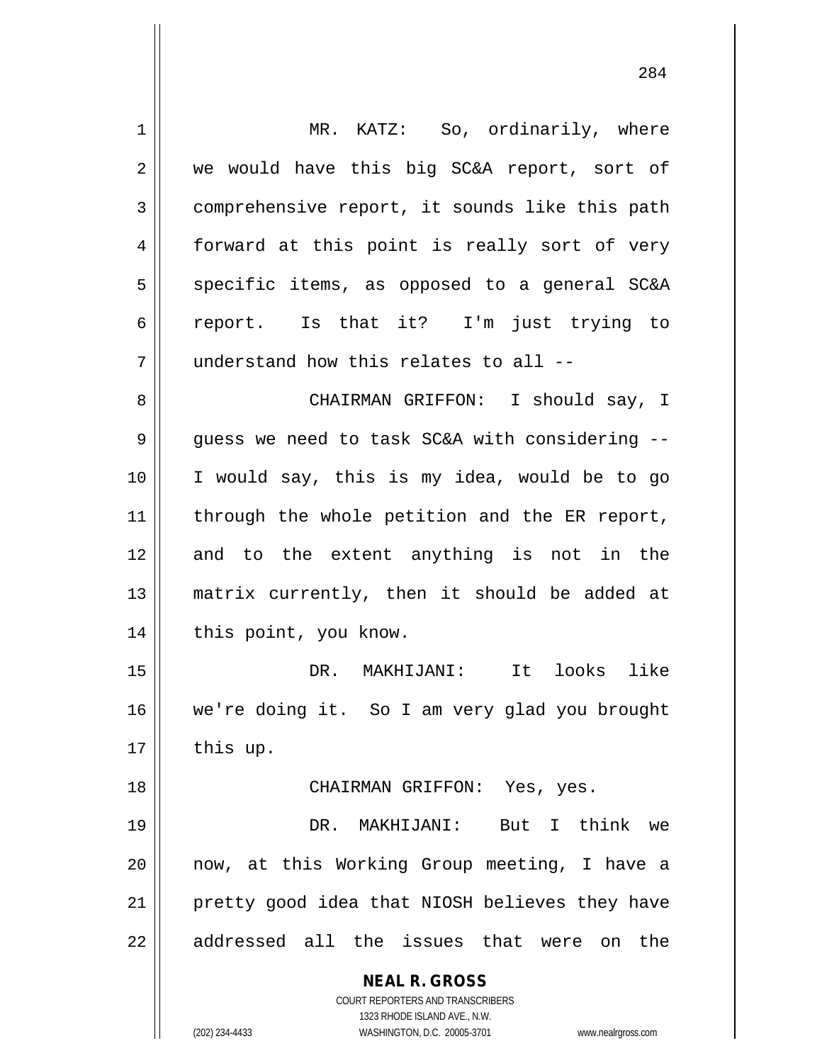MR. KATZ: So, ordinarily, where we would have this big SC&A report, sort of comprehensive report, it sounds like this path forward at this point is really sort of very specific items, as opposed to a general SC&A report. Is that it? I'm just trying to understand how this relates to all --

CHAIRMAN GRIFFON: I should say, I guess we need to task SC&A with considering -- I would say, this is my idea, would be to go through the whole petition and the ER report, and to the extent anything is not in the matrix currently, then it should be added at this point, you know.

DR. MAKHIJANI: It looks like we're doing it. So I am very glad you brought this up.

CHAIRMAN GRIFFON: Yes, yes.

DR. MAKHIJANI: But I think we now, at this Working Group meeting, I have a pretty good idea that NIOSH believes they have addressed all the issues that were on the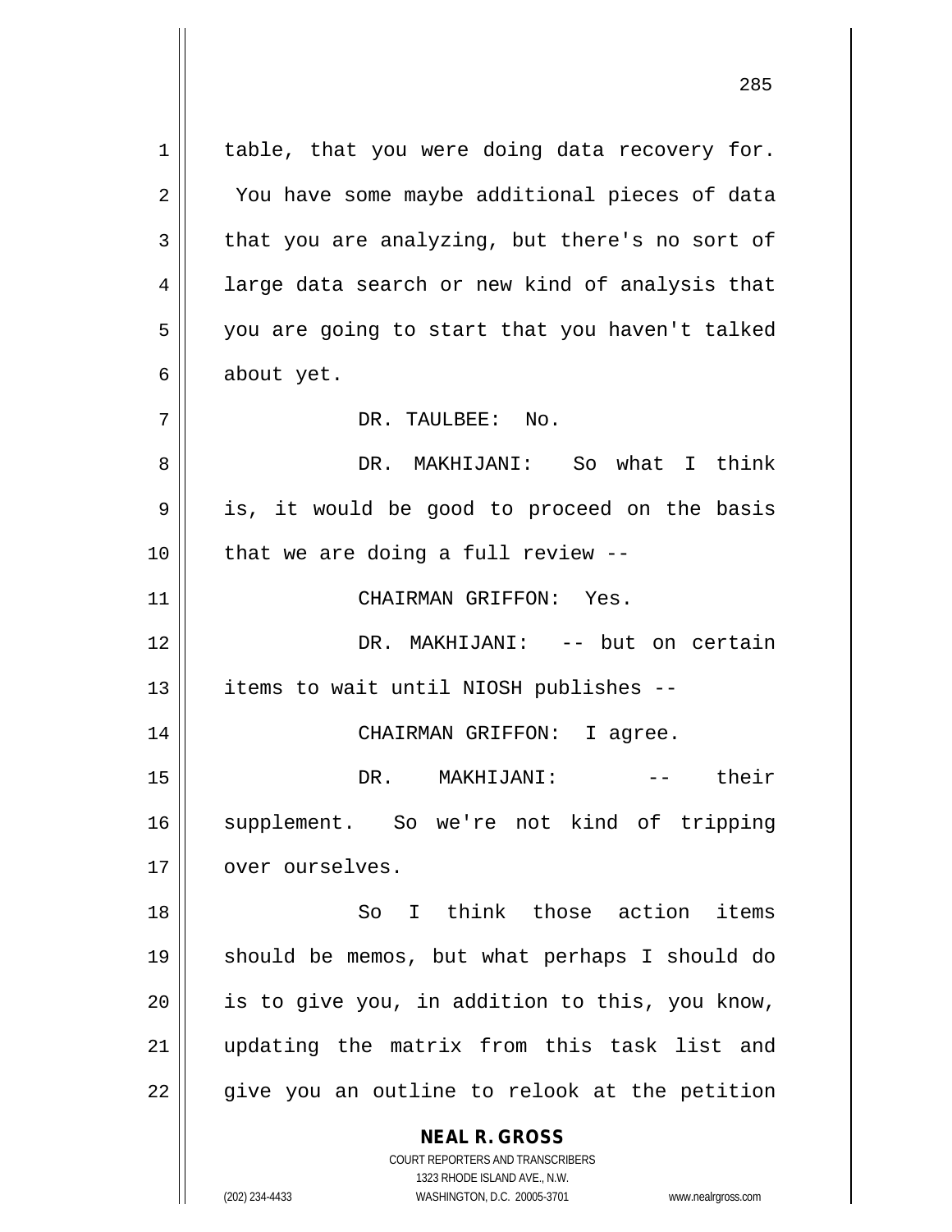table, that you were doing data recovery for. You have some maybe additional pieces of data that you are analyzing, but there's no sort of large data search or new kind of analysis that you are going to start that you haven't talked about yet.

DR. TAULBEE: No.

DR. MAKHIJANI: So what I think is, it would be good to proceed on the basis that we are doing a full review --

CHAIRMAN GRIFFON: Yes.

DR. MAKHIJANI: -- but on certain items to wait until NIOSH publishes --

CHAIRMAN GRIFFON: I agree.

DR. MAKHIJANI: -- their supplement. So we're not kind of tripping over ourselves.

So I think those action items should be memos, but what perhaps I should do is to give you, in addition to this, you know, updating the matrix from this task list and give you an outline to relook at the petition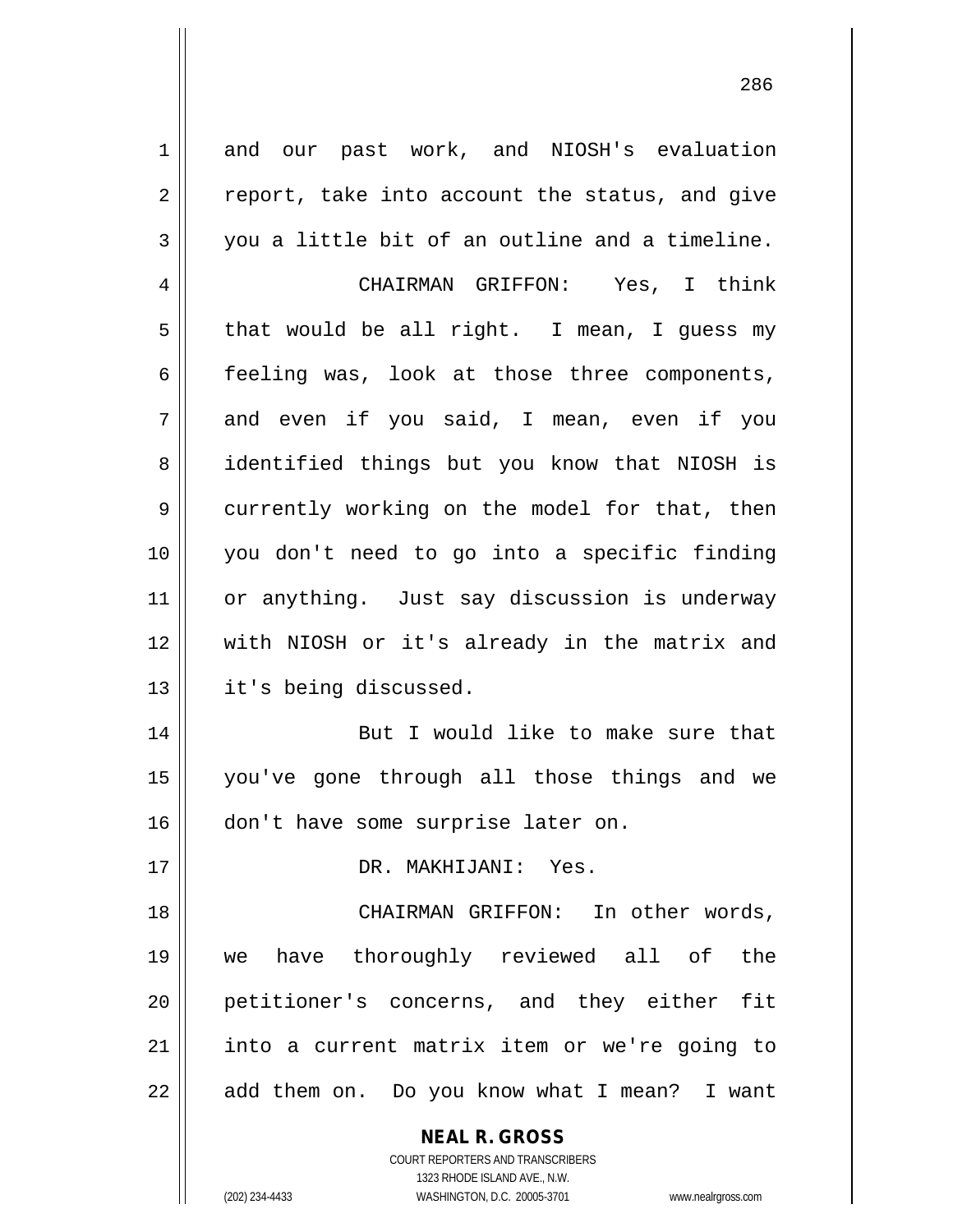and our past work, and NIOSH's evaluation report, take into account the status, and give you a little bit of an outline and a timeline.

CHAIRMAN GRIFFON: Yes, I think that would be all right. I mean, I guess my feeling was, look at those three components, and even if you said, I mean, even if you identified things but you know that NIOSH is currently working on the model for that, then you don't need to go into a specific finding or anything. Just say discussion is underway with NIOSH or it's already in the matrix and it's being discussed.

But I would like to make sure that you've gone through all those things and we don't have some surprise later on.

DR. MAKHIJANI: Yes.

CHAIRMAN GRIFFON: In other words, we have thoroughly reviewed all of the petitioner's concerns, and they either fit into a current matrix item or we're going to add them on. Do you know what I mean? I want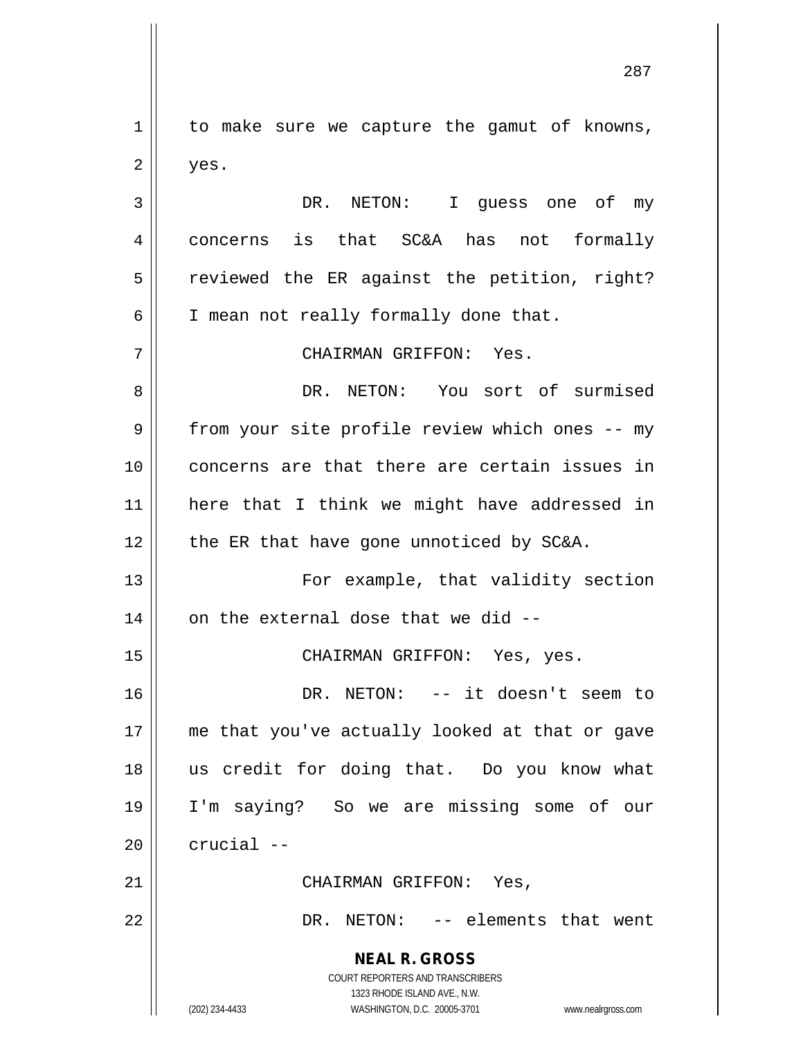to make sure we capture the gamut of knowns, yes.

DR. NETON: I guess one of my concerns is that SC&A has not formally reviewed the ER against the petition, right? I mean not really formally done that.

CHAIRMAN GRIFFON: Yes.

DR. NETON: You sort of surmised from your site profile review which ones -- my concerns are that there are certain issues in here that I think we might have addressed in the ER that have gone unnoticed by SC&A.

For example, that validity section on the external dose that we did --

CHAIRMAN GRIFFON: Yes, yes.

DR. NETON: -- it doesn't seem to me that you've actually looked at that or gave us credit for doing that. Do you know what I'm saying? So we are missing some of our crucial --

CHAIRMAN GRIFFON: Yes,

DR. NETON: -- elements that went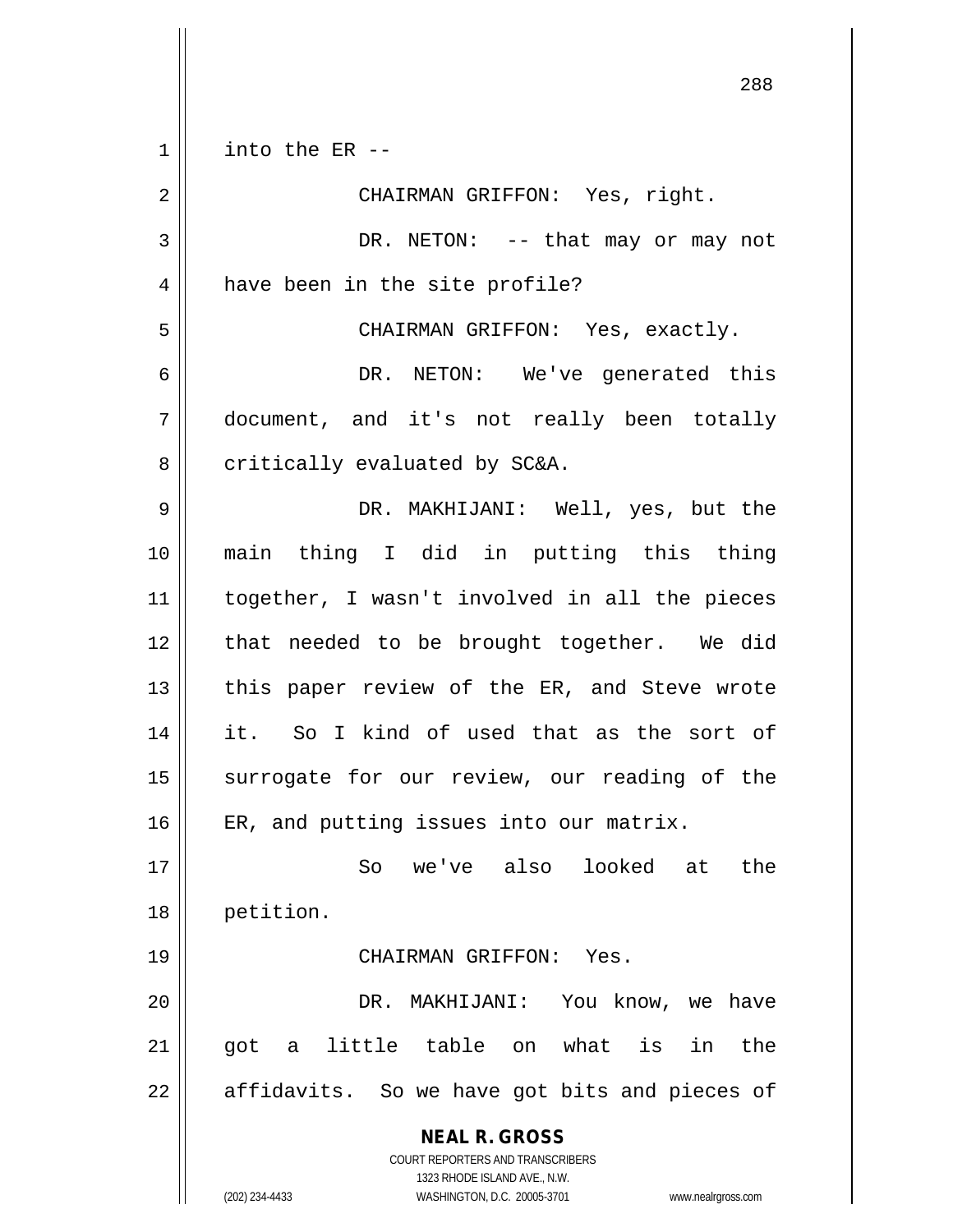into the ER --

CHAIRMAN GRIFFON: Yes, right.

DR. NETON: -- that may or may not have been in the site profile?

CHAIRMAN GRIFFON: Yes, exactly.

DR. NETON: We've generated this document, and it's not really been totally critically evaluated by SC&A.

DR. MAKHIJANI: Well, yes, but the main thing I did in putting this thing together, I wasn't involved in all the pieces that needed to be brought together. We did this paper review of the ER, and Steve wrote it. So I kind of used that as the sort of surrogate for our review, our reading of the ER, and putting issues into our matrix.

So we've also looked at the petition.

CHAIRMAN GRIFFON: Yes.

DR. MAKHIJANI: You know, we have got a little table on what is in the affidavits. So we have got bits and pieces of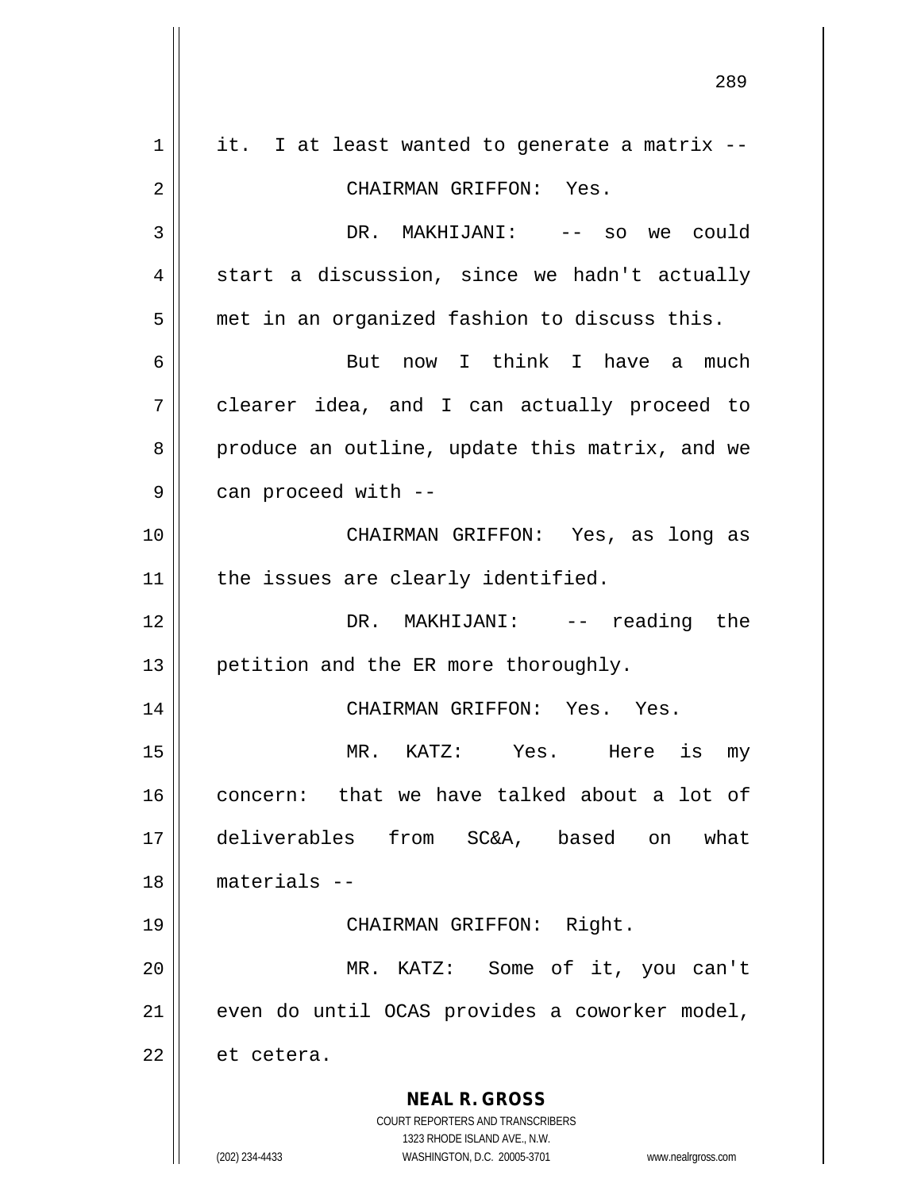it. I at least wanted to generate a matrix --

CHAIRMAN GRIFFON: Yes.

DR. MAKHIJANI: -- so we could start a discussion, since we hadn't actually met in an organized fashion to discuss this.

But now I think I have a much clearer idea, and I can actually proceed to produce an outline, update this matrix, and we can proceed with --

CHAIRMAN GRIFFON: Yes, as long as the issues are clearly identified.

DR. MAKHIJANI: -- reading the petition and the ER more thoroughly.

CHAIRMAN GRIFFON: Yes. Yes.

MR. KATZ: Yes. Here is my concern: that we have talked about a lot of deliverables from SC&A, based on what materials --

CHAIRMAN GRIFFON: Right.

MR. KATZ: Some of it, you can't even do until OCAS provides a coworker model, et cetera.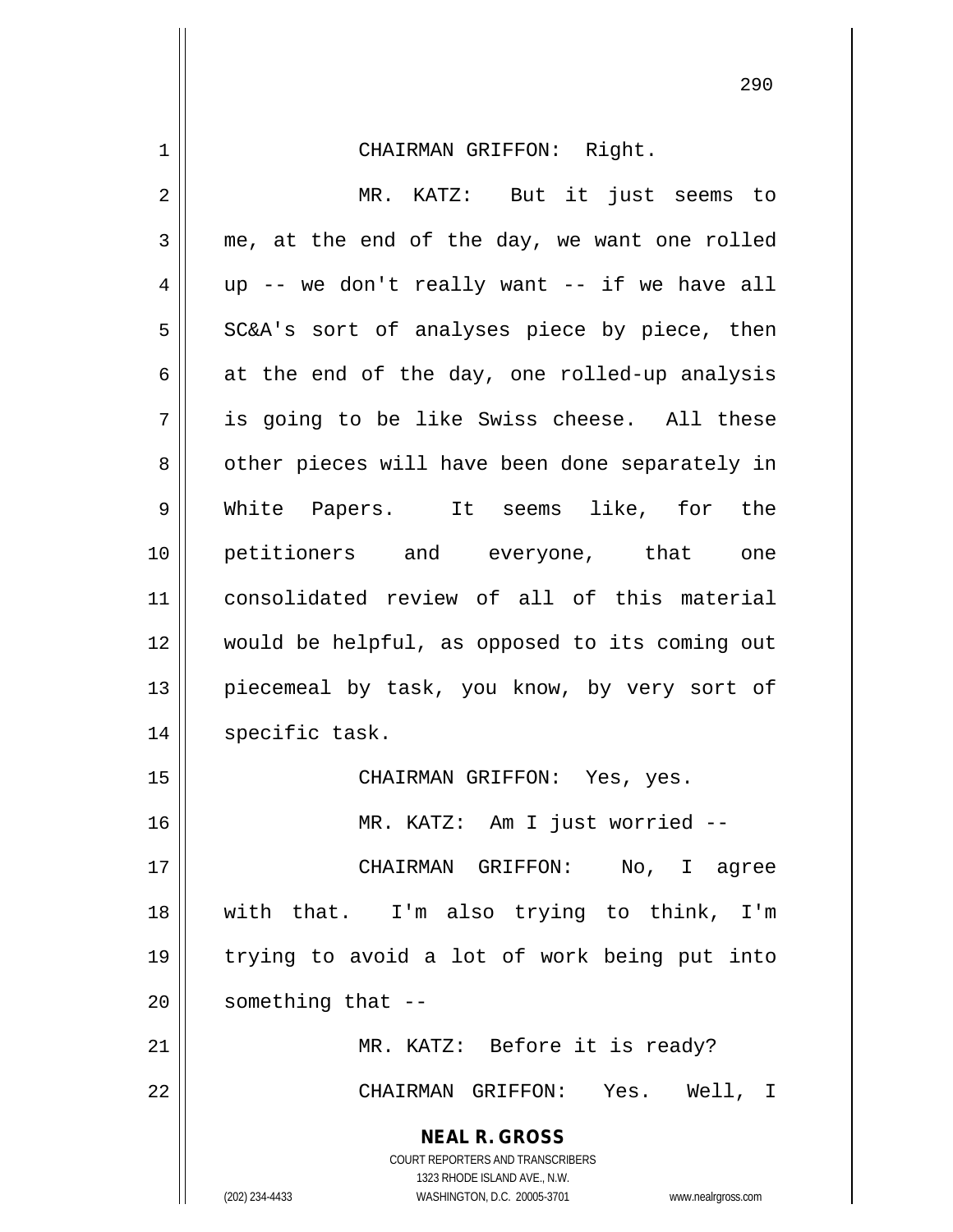CHAIRMAN GRIFFON: Right.

MR. KATZ: But it just seems to me, at the end of the day, we want one rolled up -- we don't really want -- if we have all SC&A's sort of analyses piece by piece, then at the end of the day, one rolled-up analysis is going to be like Swiss cheese. All these other pieces will have been done separately in White Papers. It seems like, for the petitioners and everyone, that one consolidated review of all of this material would be helpful, as opposed to its coming out piecemeal by task, you know, by very sort of specific task.

CHAIRMAN GRIFFON: Yes, yes.

MR. KATZ: Am I just worried --

CHAIRMAN GRIFFON: No, I agree with that. I'm also trying to think, I'm trying to avoid a lot of work being put into something that --

MR. KATZ: Before it is ready?

CHAIRMAN GRIFFON: Yes. Well, I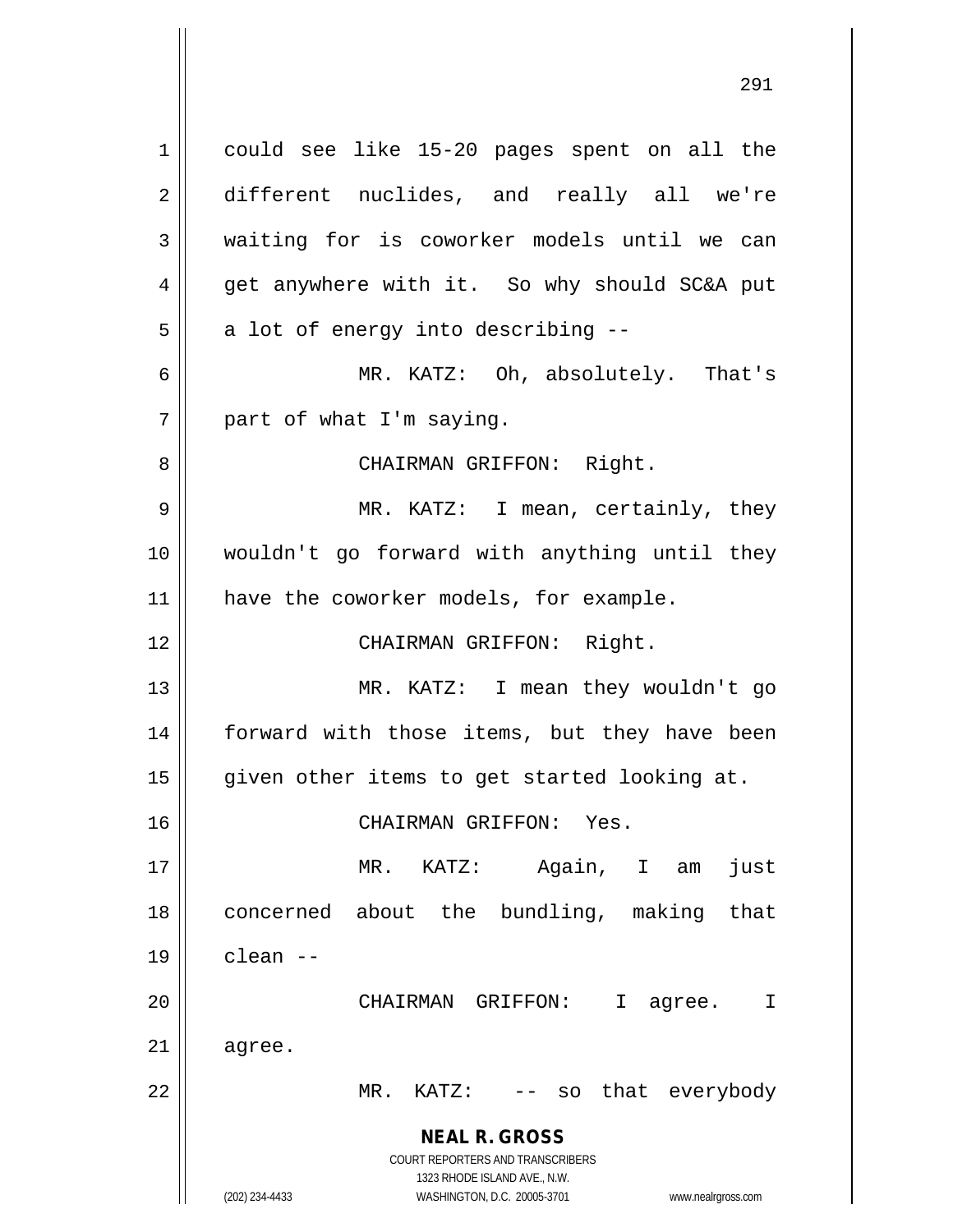could see like 15-20 pages spent on all the different nuclides, and really all we're waiting for is coworker models until we can get anywhere with it. So why should SC&A put a lot of energy into describing --

MR. KATZ: Oh, absolutely. That's part of what I'm saying.

CHAIRMAN GRIFFON: Right.

MR. KATZ: I mean, certainly, they wouldn't go forward with anything until they have the coworker models, for example.

CHAIRMAN GRIFFON: Right.

MR. KATZ: I mean they wouldn't go forward with those items, but they have been given other items to get started looking at.

CHAIRMAN GRIFFON: Yes.

MR. KATZ: Again, I am just concerned about the bundling, making that clean --

CHAIRMAN GRIFFON: I agree. I agree.

MR. KATZ: -- so that everybody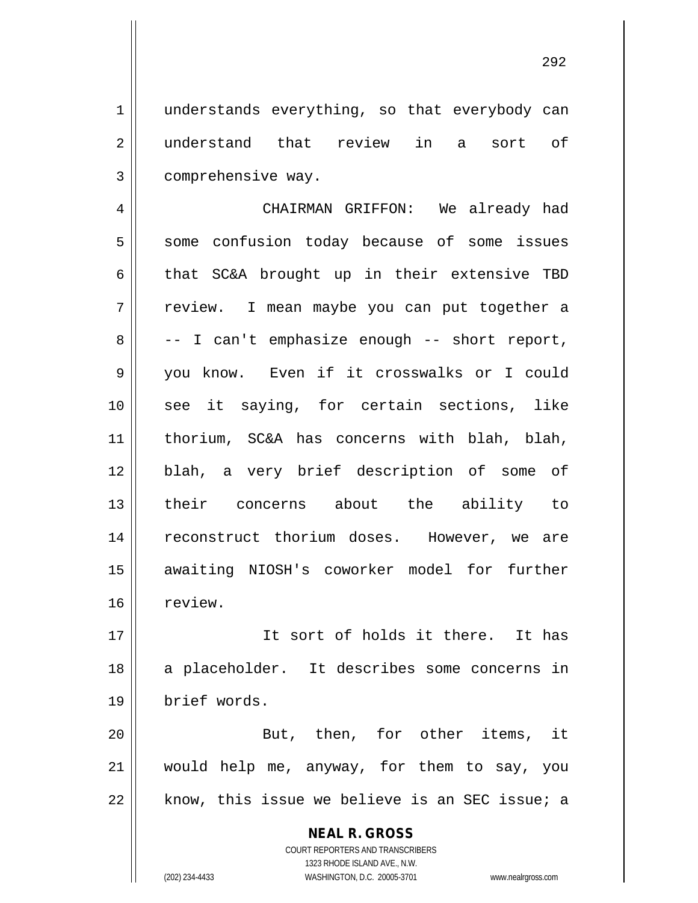understands everything, so that everybody can understand that review in a sort of comprehensive way.

CHAIRMAN GRIFFON: We already had some confusion today because of some issues that SC&A brought up in their extensive TBD review. I mean maybe you can put together a -- I can't emphasize enough -- short report, you know. Even if it crosswalks or I could see it saying, for certain sections, like thorium, SC&A has concerns with blah, blah, blah, a very brief description of some of their concerns about the ability to reconstruct thorium doses. However, we are awaiting NIOSH's coworker model for further review.

It sort of holds it there. It has a placeholder. It describes some concerns in brief words.

But, then, for other items, it would help me, anyway, for them to say, you know, this issue we believe is an SEC issue; a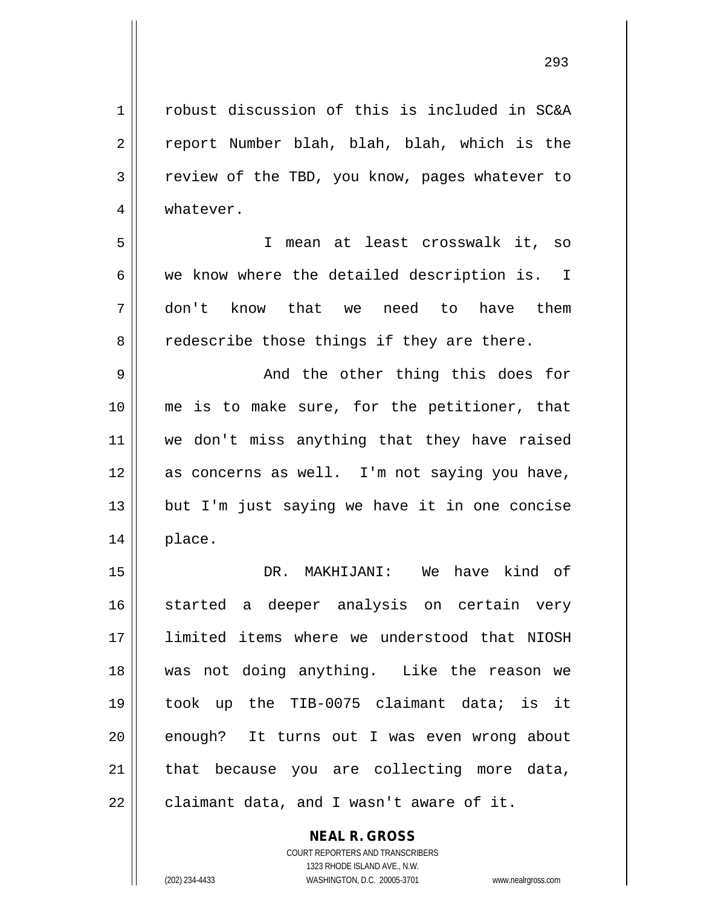robust discussion of this is included in SC&A report Number blah, blah, blah, which is the review of the TBD, you know, pages whatever to whatever.

I mean at least crosswalk it, so we know where the detailed description is. I don't know that we need to have them redescribe those things if they are there.

And the other thing this does for me is to make sure, for the petitioner, that we don't miss anything that they have raised as concerns as well. I'm not saying you have, but I'm just saying we have it in one concise place.

DR. MAKHIJANI: We have kind of started a deeper analysis on certain very limited items where we understood that NIOSH was not doing anything. Like the reason we took up the TIB-0075 claimant data; is it enough? It turns out I was even wrong about that because you are collecting more data, claimant data, and I wasn't aware of it.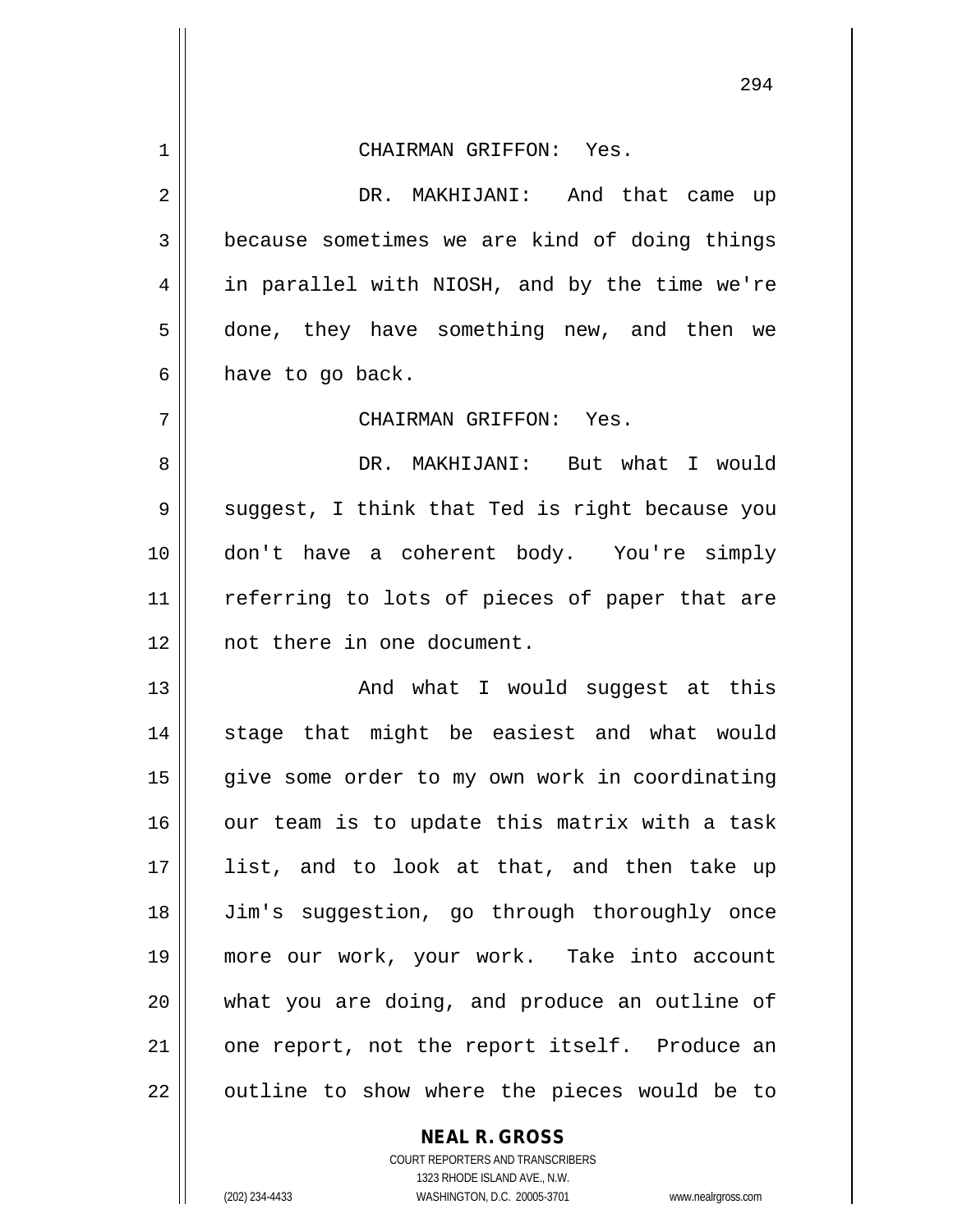CHAIRMAN GRIFFON: Yes.

DR. MAKHIJANI: And that came up because sometimes we are kind of doing things in parallel with NIOSH, and by the time we're done, they have something new, and then we have to go back.

CHAIRMAN GRIFFON: Yes.

DR. MAKHIJANI: But what I would suggest, I think that Ted is right because you don't have a coherent body. You're simply referring to lots of pieces of paper that are not there in one document.

And what I would suggest at this stage that might be easiest and what would give some order to my own work in coordinating our team is to update this matrix with a task list, and to look at that, and then take up Jim's suggestion, go through thoroughly once more our work, your work. Take into account what you are doing, and produce an outline of one report, not the report itself. Produce an outline to show where the pieces would be to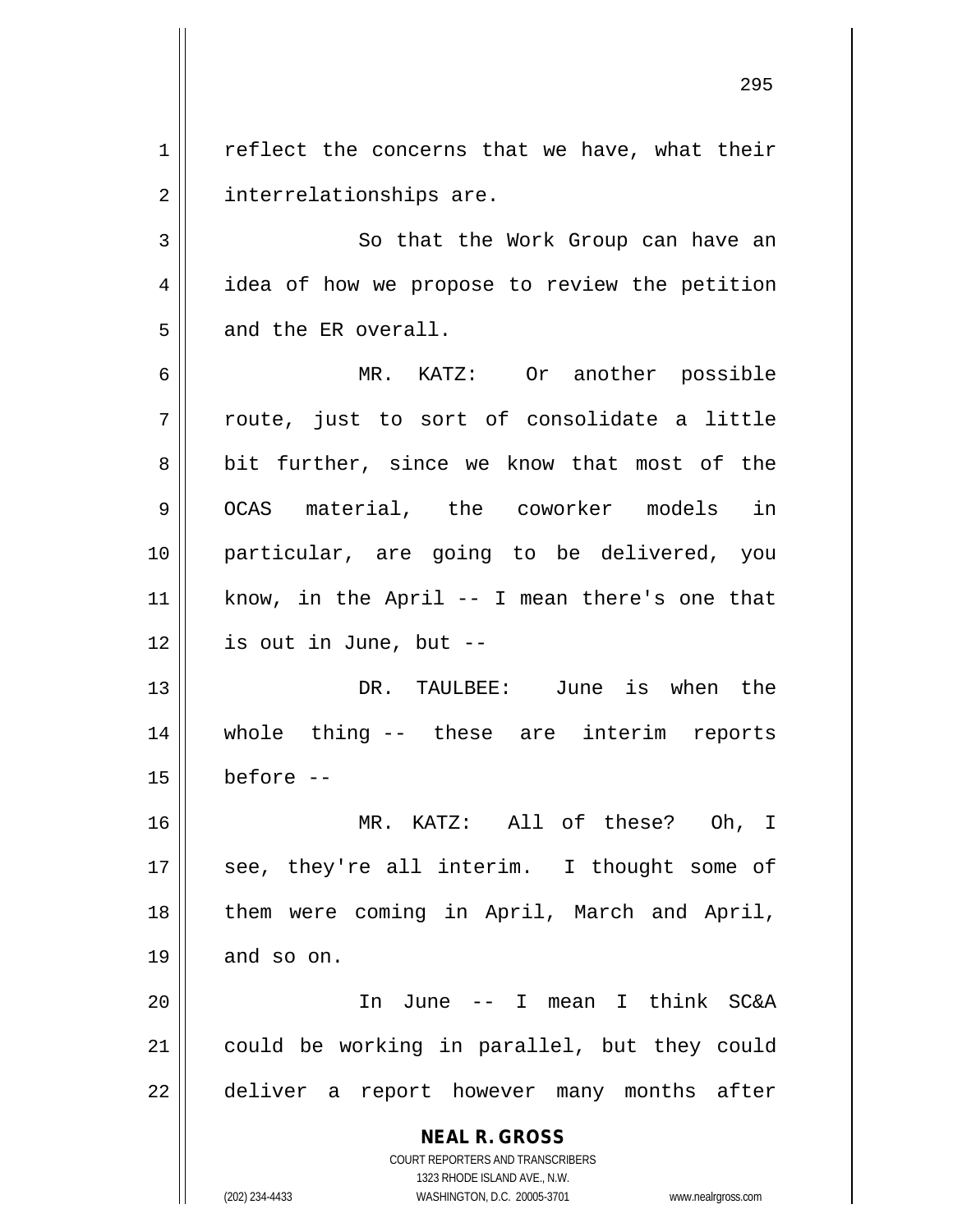reflect the concerns that we have, what their interrelationships are.

So that the Work Group can have an idea of how we propose to review the petition and the ER overall.

MR. KATZ: Or another possible route, just to sort of consolidate a little bit further, since we know that most of the OCAS material, the coworker models in particular, are going to be delivered, you know, in the April -- I mean there's one that is out in June, but --

DR. TAULBEE: June is when the whole thing -- these are interim reports before --

MR. KATZ: All of these? Oh, I see, they're all interim. I thought some of them were coming in April, March and April, and so on.

In June -- I mean I think SC&A could be working in parallel, but they could deliver a report however many months after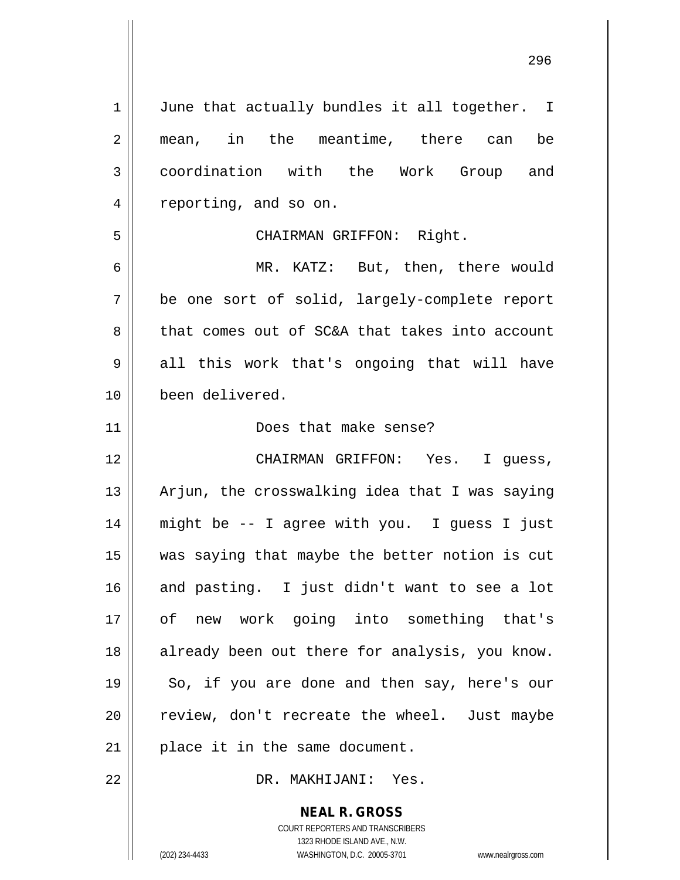June that actually bundles it all together. I mean, in the meantime, there can be coordination with the Work Group and reporting, and so on.

CHAIRMAN GRIFFON: Right.

MR. KATZ: But, then, there would be one sort of solid, largely-complete report that comes out of SC&A that takes into account all this work that's ongoing that will have been delivered.

Does that make sense?

CHAIRMAN GRIFFON: Yes. I guess, Arjun, the crosswalking idea that I was saying might be -- I agree with you. I guess I just was saying that maybe the better notion is cut and pasting. I just didn't want to see a lot of new work going into something that's already been out there for analysis, you know. So, if you are done and then say, here's our review, don't recreate the wheel. Just maybe place it in the same document.

DR. MAKHIJANI: Yes.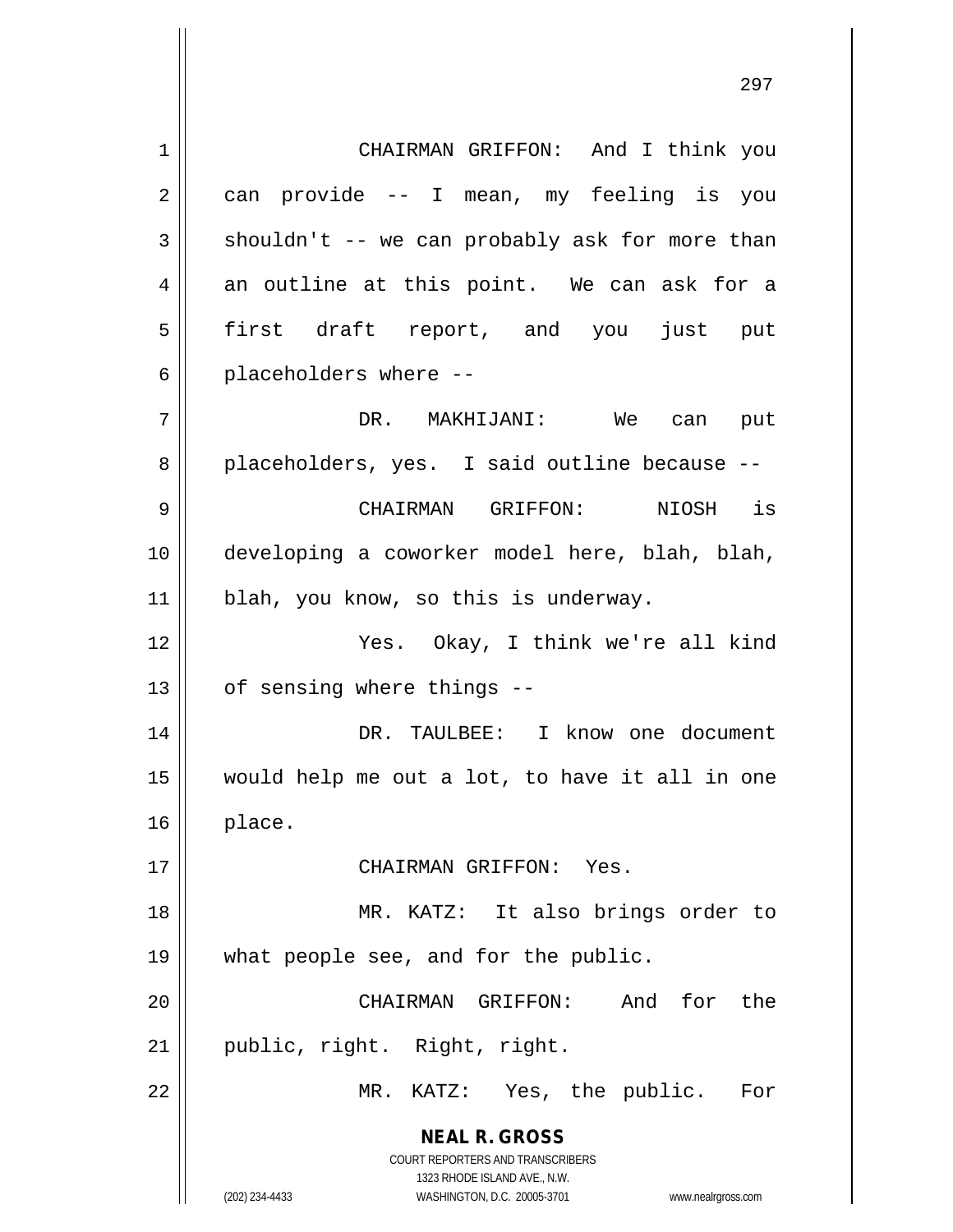CHAIRMAN GRIFFON: And I think you can provide -- I mean, my feeling is you shouldn't -- we can probably ask for more than an outline at this point. We can ask for a first draft report, and you just put placeholders where --

DR. MAKHIJANI: We can put placeholders, yes. I said outline because --

CHAIRMAN GRIFFON: NIOSH is developing a coworker model here, blah, blah, blah, you know, so this is underway.

Yes. Okay, I think we're all kind of sensing where things --

DR. TAULBEE: I know one document would help me out a lot, to have it all in one place.

CHAIRMAN GRIFFON: Yes.

MR. KATZ: It also brings order to what people see, and for the public.

CHAIRMAN GRIFFON: And for the public, right. Right, right.

MR. KATZ: Yes, the public. For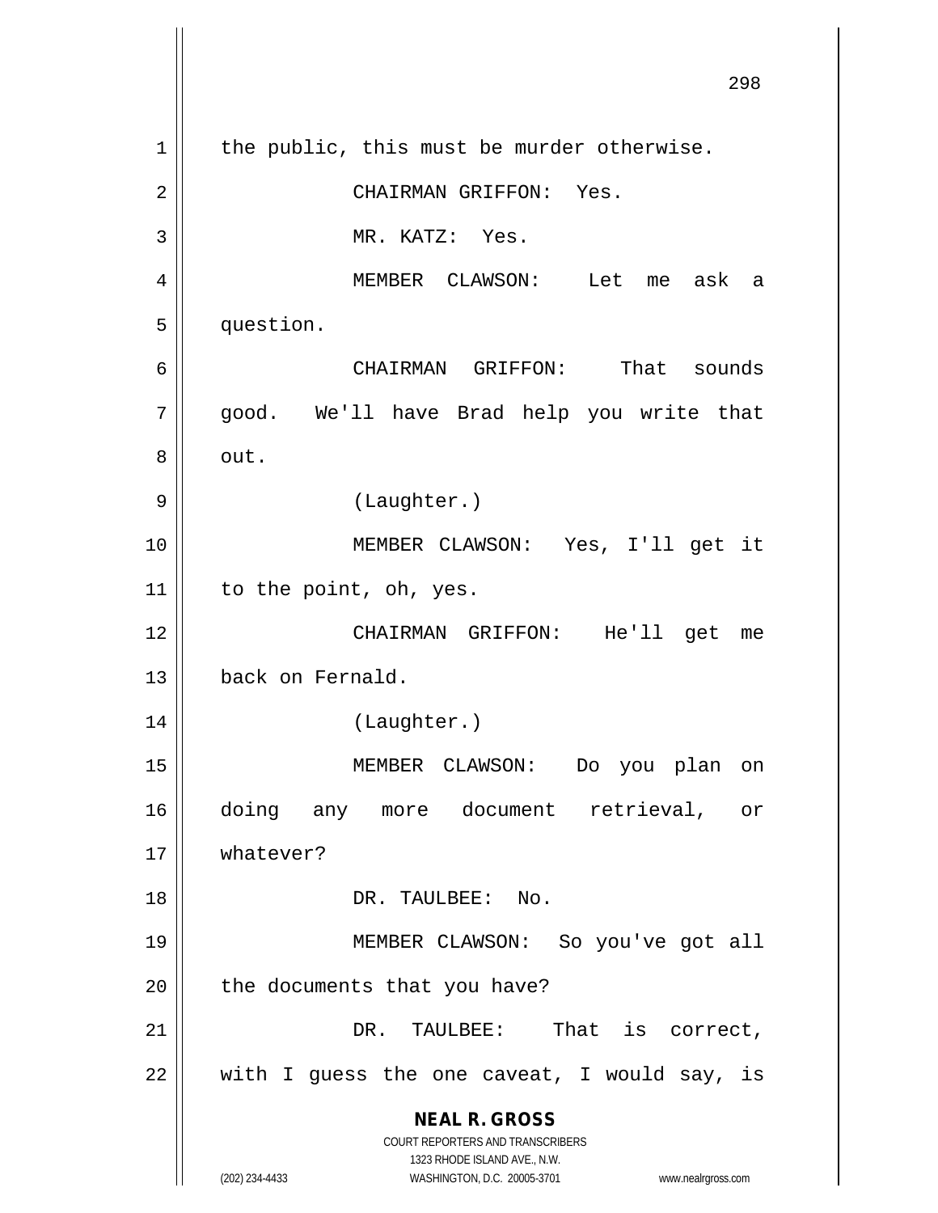the public, this must be murder otherwise.

CHAIRMAN GRIFFON: Yes.

MR. KATZ: Yes.

MEMBER CLAWSON: Let me ask a question.

CHAIRMAN GRIFFON: That sounds good. We'll have Brad help you write that out.

(Laughter.)

MEMBER CLAWSON: Yes, I'll get it to the point, oh, yes.

CHAIRMAN GRIFFON: He'll get me back on Fernald.

(Laughter.)

MEMBER CLAWSON: Do you plan on doing any more document retrieval, or whatever?

DR. TAULBEE: No.

MEMBER CLAWSON: So you've got all the documents that you have?

DR. TAULBEE: That is correct, with I guess the one caveat, I would say, is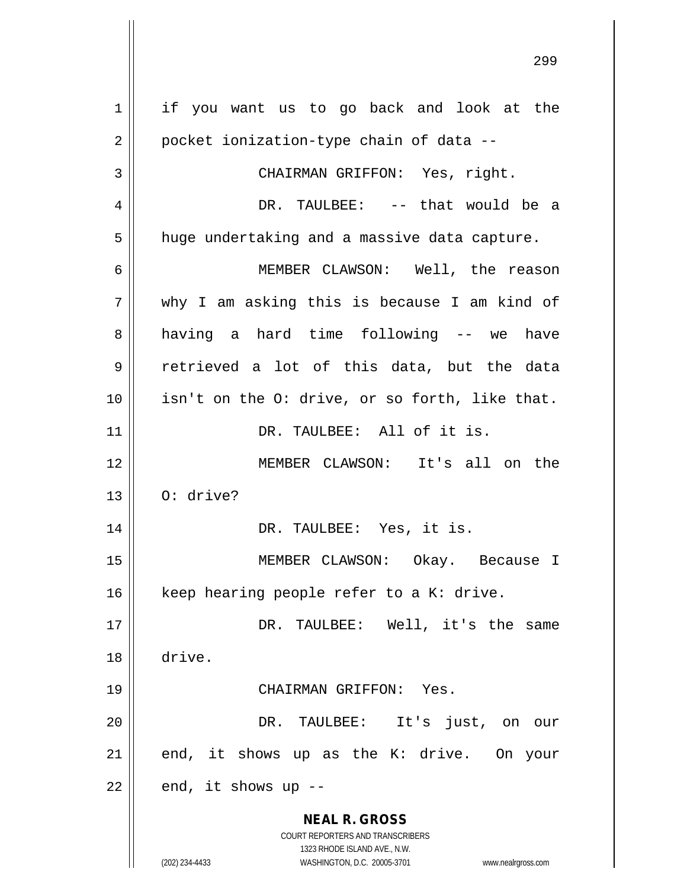if you want us to go back and look at the pocket ionization-type chain of data --

CHAIRMAN GRIFFON: Yes, right.

DR. TAULBEE: -- that would be a huge undertaking and a massive data capture.

MEMBER CLAWSON: Well, the reason why I am asking this is because I am kind of having a hard time following -- we have retrieved a lot of this data, but the data isn't on the O: drive, or so forth, like that.

DR. TAULBEE: All of it is.

MEMBER CLAWSON: It's all on the O: drive?

DR. TAULBEE: Yes, it is.

MEMBER CLAWSON: Okay. Because I keep hearing people refer to a K: drive.

DR. TAULBEE: Well, it's the same drive.

CHAIRMAN GRIFFON: Yes.

DR. TAULBEE: It's just, on our end, it shows up as the K: drive. On your end, it shows up --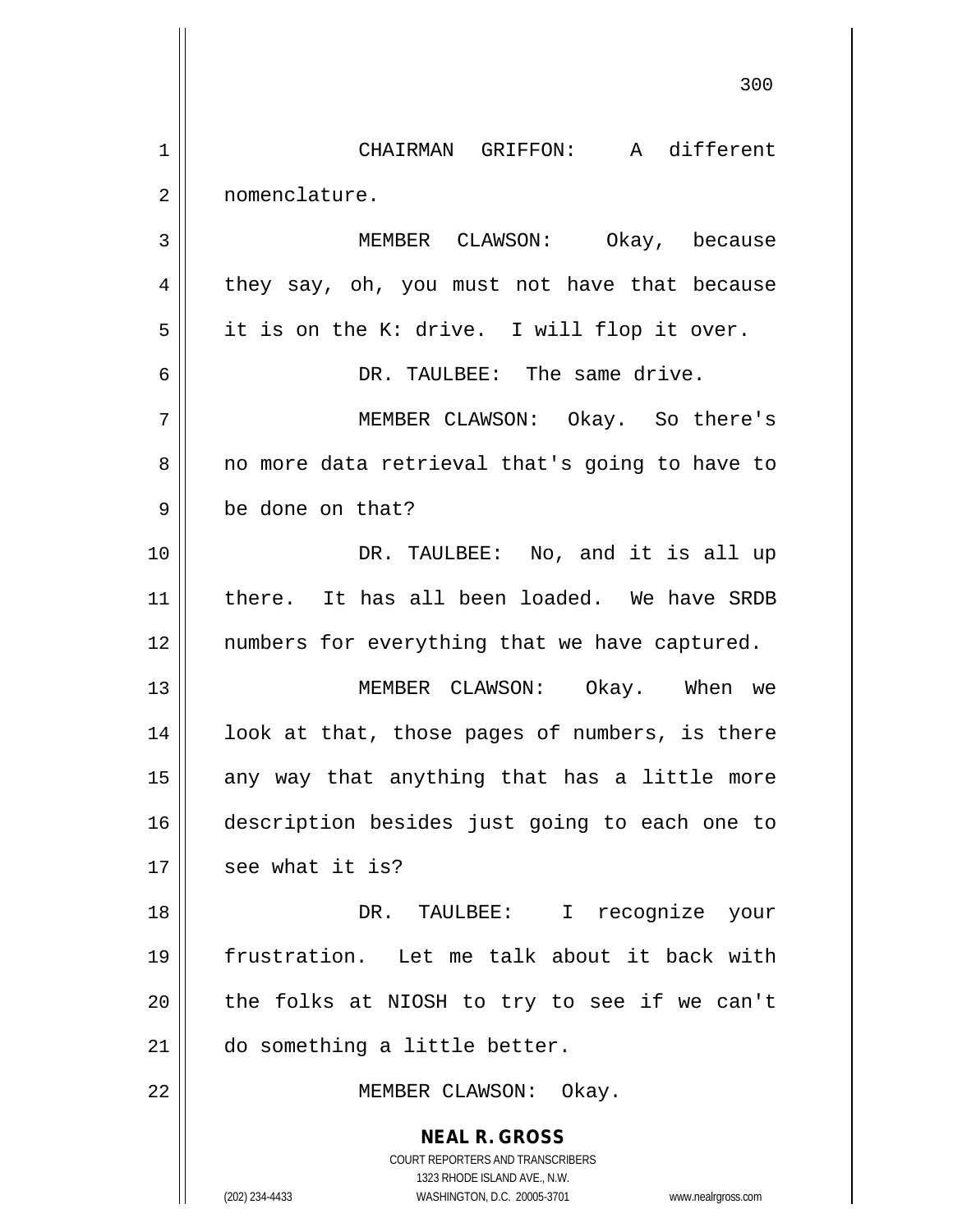CHAIRMAN GRIFFON: A different nomenclature.

MEMBER CLAWSON: Okay, because they say, oh, you must not have that because it is on the K: drive. I will flop it over.

DR. TAULBEE: The same drive.

MEMBER CLAWSON: Okay. So there's no more data retrieval that's going to have to be done on that?

DR. TAULBEE: No, and it is all up there. It has all been loaded. We have SRDB numbers for everything that we have captured.

MEMBER CLAWSON: Okay. When we look at that, those pages of numbers, is there any way that anything that has a little more description besides just going to each one to see what it is?

DR. TAULBEE: I recognize your frustration. Let me talk about it back with the folks at NIOSH to try to see if we can't do something a little better.

MEMBER CLAWSON: Okay.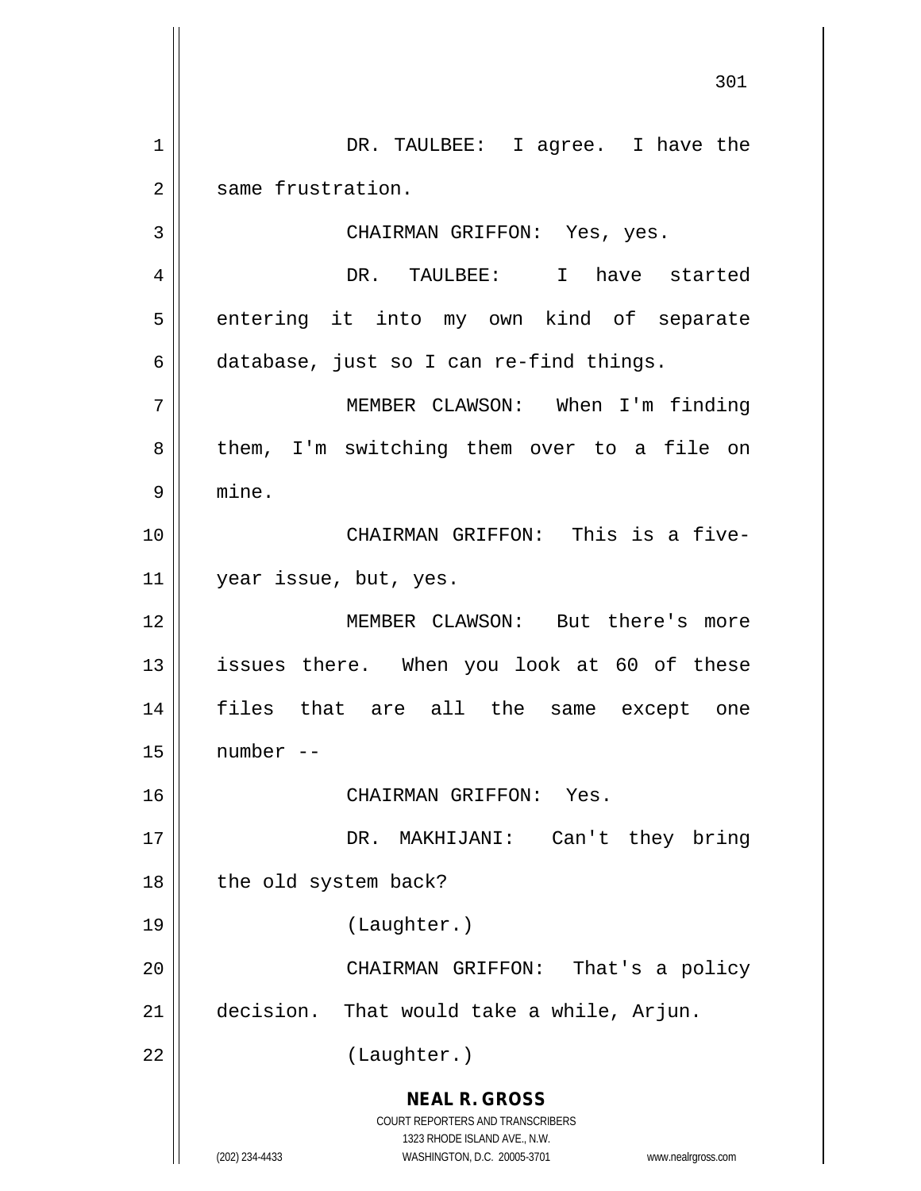DR. TAULBEE: I agree. I have the same frustration.

CHAIRMAN GRIFFON: Yes, yes.

DR. TAULBEE: I have started entering it into my own kind of separate database, just so I can re-find things.

MEMBER CLAWSON: When I'm finding them, I'm switching them over to a file on mine.

CHAIRMAN GRIFFON: This is a five-year issue, but, yes.

MEMBER CLAWSON: But there's more issues there. When you look at 60 of these files that are all the same except one number --

CHAIRMAN GRIFFON: Yes.

DR. MAKHIJANI: Can't they bring the old system back?

(Laughter.)

CHAIRMAN GRIFFON: That's a policy decision. That would take a while, Arjun.

(Laughter.)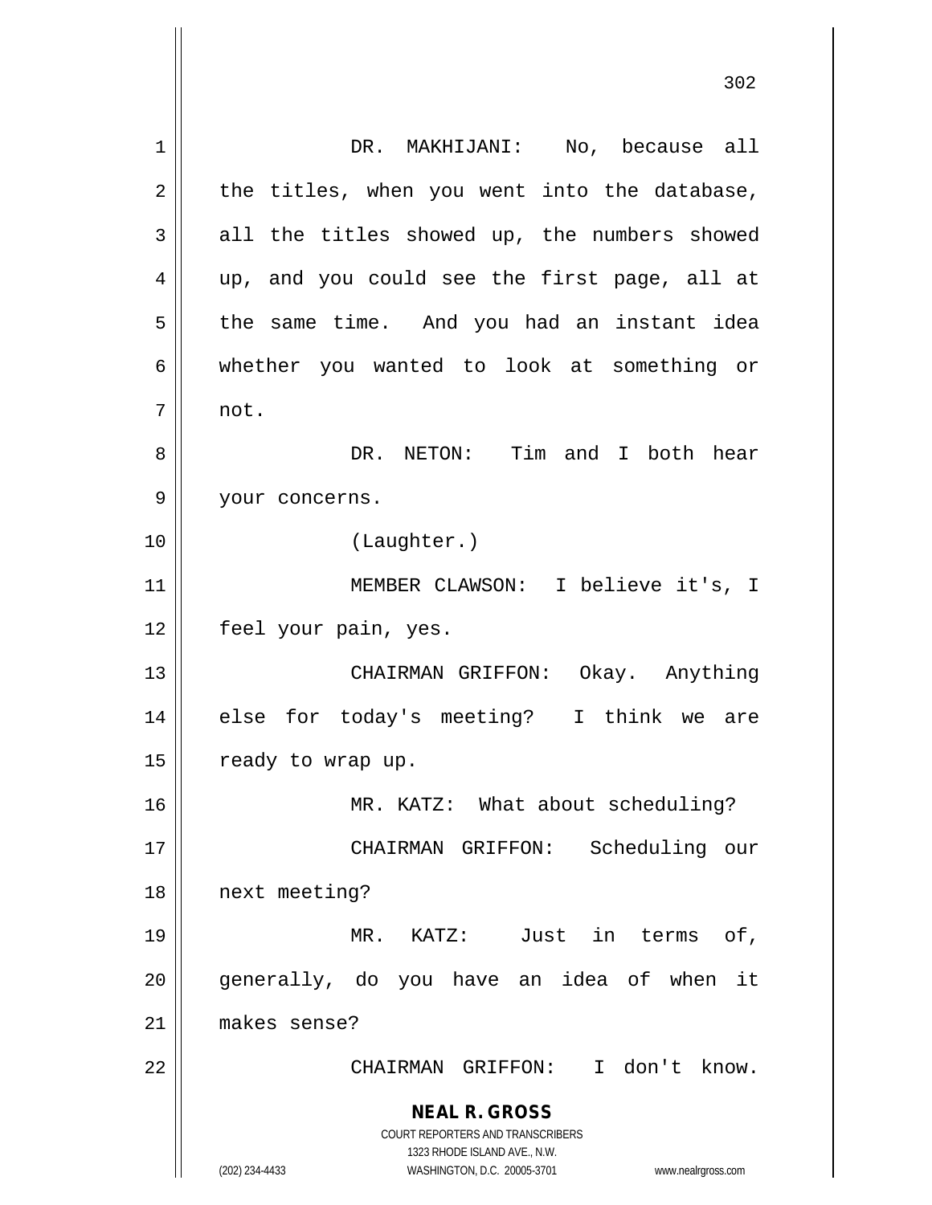DR. MAKHIJANI: No, because all the titles, when you went into the database, all the titles showed up, the numbers showed up, and you could see the first page, all at the same time. And you had an instant idea whether you wanted to look at something or not.

DR. NETON: Tim and I both hear your concerns.

(Laughter.)

MEMBER CLAWSON: I believe it's, I feel your pain, yes.

CHAIRMAN GRIFFON: Okay. Anything else for today's meeting? I think we are ready to wrap up.

MR. KATZ: What about scheduling?

CHAIRMAN GRIFFON: Scheduling our next meeting?

MR. KATZ: Just in terms of, generally, do you have an idea of when it makes sense?

CHAIRMAN GRIFFON: I don't know.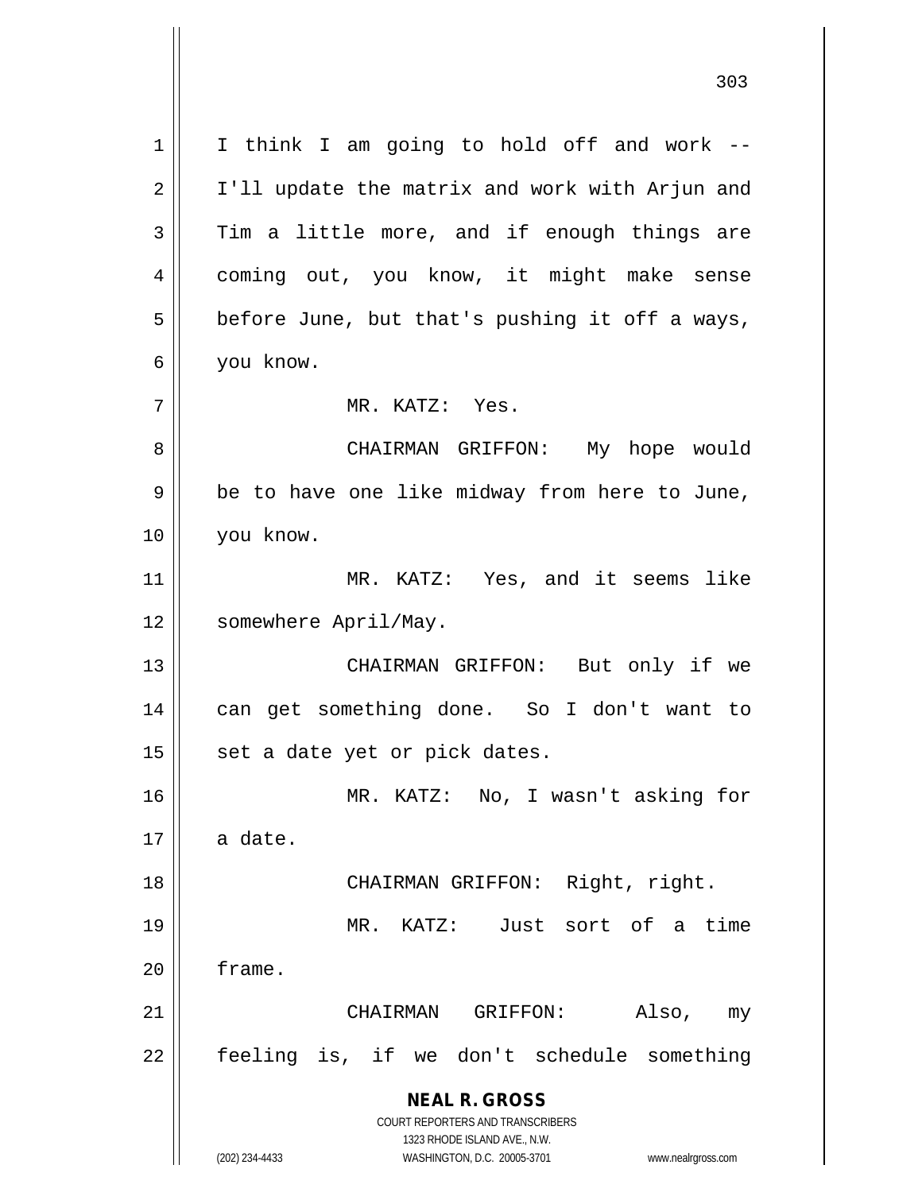I think I am going to hold off and work -- I'll update the matrix and work with Arjun and Tim a little more, and if enough things are coming out, you know, it might make sense before June, but that's pushing it off a ways, you know.

MR. KATZ: Yes.

CHAIRMAN GRIFFON: My hope would be to have one like midway from here to June, you know.

MR. KATZ: Yes, and it seems like somewhere April/May.

CHAIRMAN GRIFFON: But only if we can get something done. So I don't want to set a date yet or pick dates.

MR. KATZ: No, I wasn't asking for a date.

CHAIRMAN GRIFFON: Right, right.

MR. KATZ: Just sort of a time frame.

CHAIRMAN GRIFFON: Also, my feeling is, if we don't schedule something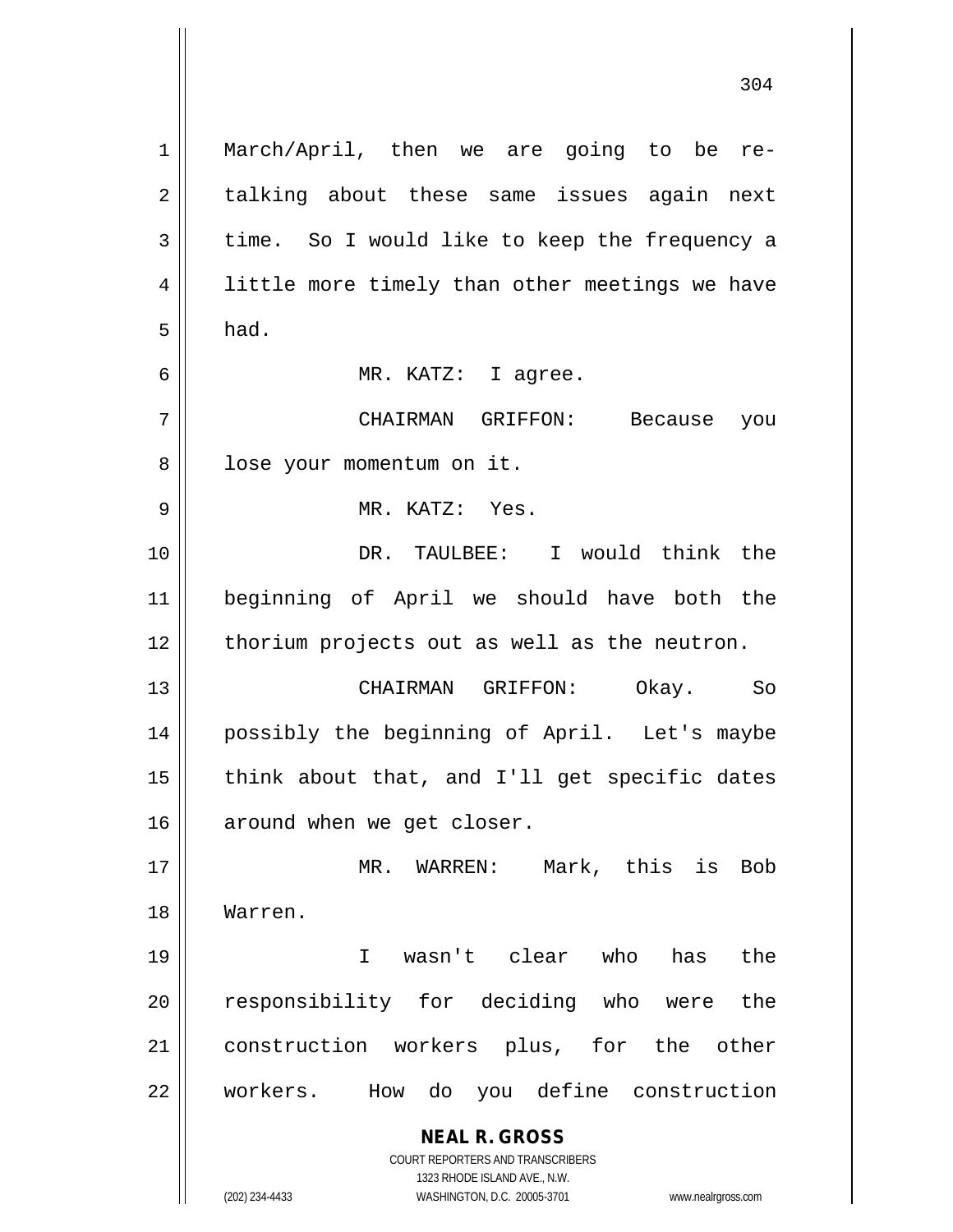March/April, then we are going to be re-talking about these same issues again next time. So I would like to keep the frequency a little more timely than other meetings we have had.

MR. KATZ: I agree.

CHAIRMAN GRIFFON: Because you lose your momentum on it.

MR. KATZ: Yes.

DR. TAULBEE: I would think the beginning of April we should have both the thorium projects out as well as the neutron.

CHAIRMAN GRIFFON: Okay. So possibly the beginning of April. Let's maybe think about that, and I'll get specific dates around when we get closer.

MR. WARREN: Mark, this is Bob Warren.

I wasn't clear who has the responsibility for deciding who were the construction workers plus, for the other workers. How do you define construction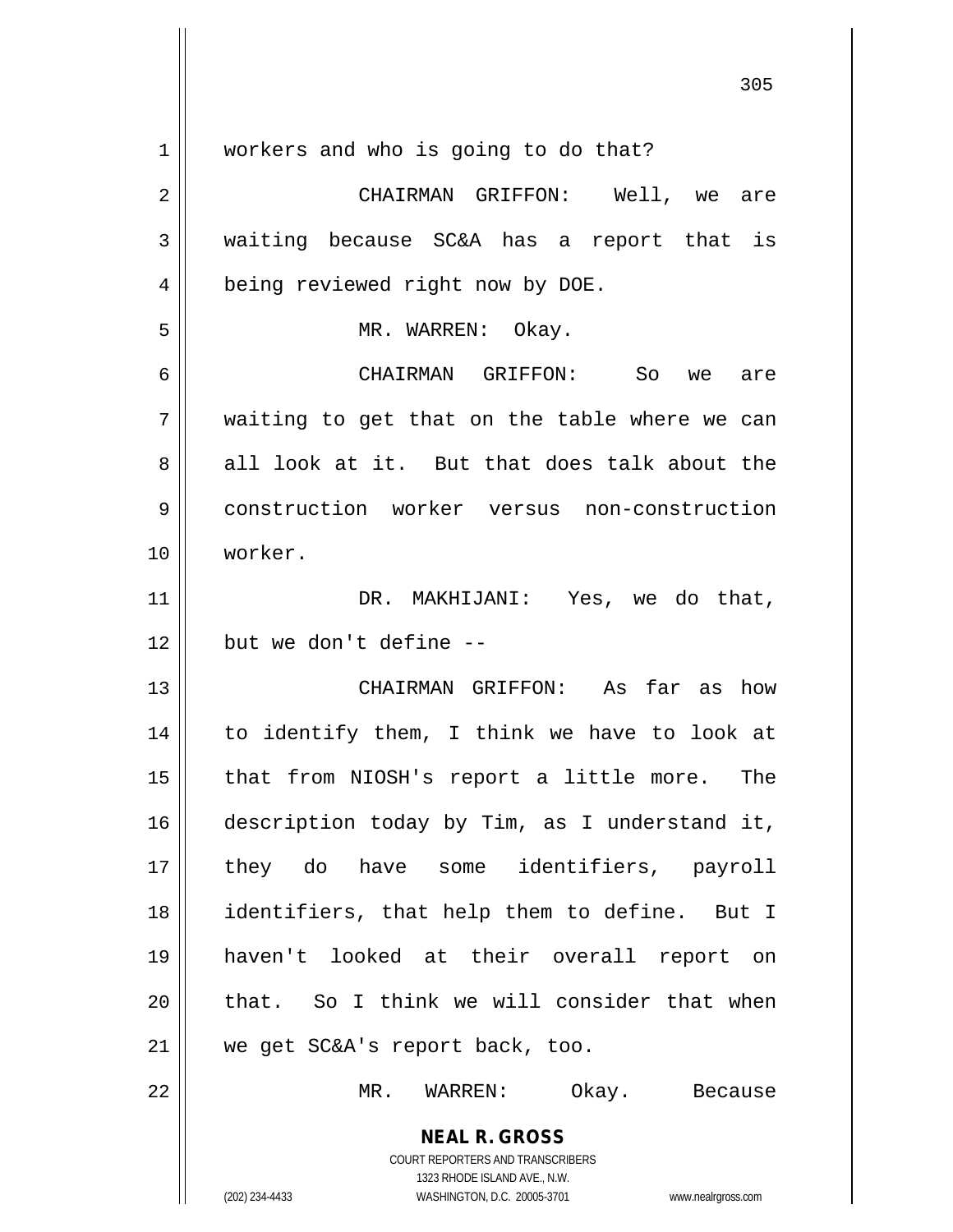workers and who is going to do that?

CHAIRMAN GRIFFON: Well, we are waiting because SC&A has a report that is being reviewed right now by DOE.

MR. WARREN: Okay.

CHAIRMAN GRIFFON: So we are waiting to get that on the table where we can all look at it. But that does talk about the construction worker versus non-construction worker.

DR. MAKHIJANI: Yes, we do that, but we don't define --

CHAIRMAN GRIFFON: As far as how to identify them, I think we have to look at that from NIOSH's report a little more. The description today by Tim, as I understand it, they do have some identifiers, payroll identifiers, that help them to define. But I haven't looked at their overall report on that. So I think we will consider that when we get SC&A's report back, too.

MR. WARREN: Okay. Because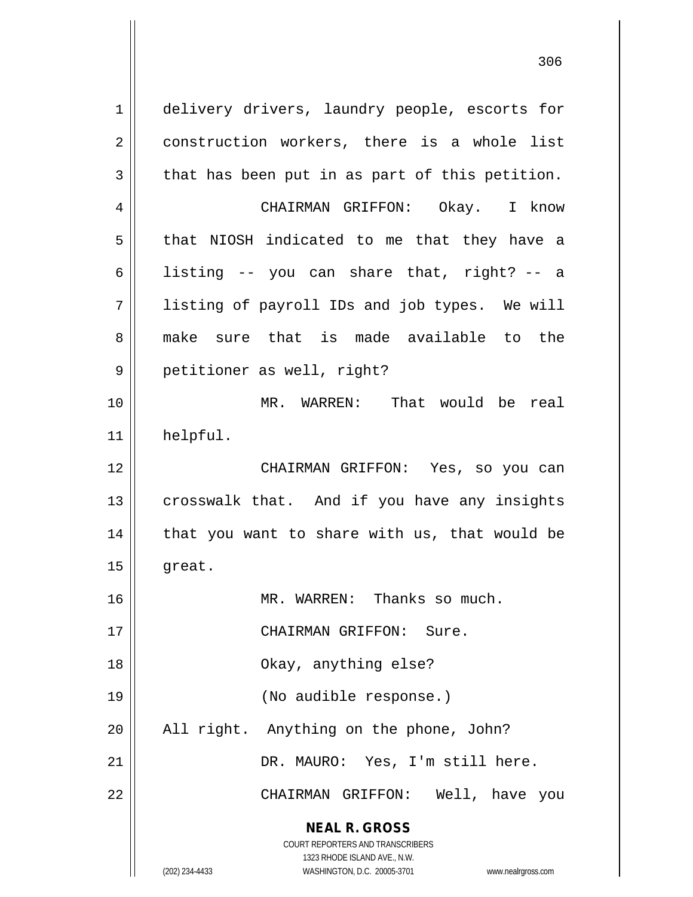delivery drivers, laundry people, escorts for construction workers, there is a whole list that has been put in as part of this petition.

CHAIRMAN GRIFFON: Okay. I know that NIOSH indicated to me that they have a listing -- you can share that, right? -- a listing of payroll IDs and job types. We will make sure that is made available to the petitioner as well, right?

MR. WARREN: That would be real helpful.

CHAIRMAN GRIFFON: Yes, so you can crosswalk that. And if you have any insights that you want to share with us, that would be great.

MR. WARREN: Thanks so much.

CHAIRMAN GRIFFON: Sure.

Okay, anything else?

(No audible response.)

All right. Anything on the phone, John?

DR. MAURO: Yes, I'm still here.

CHAIRMAN GRIFFON: Well, have you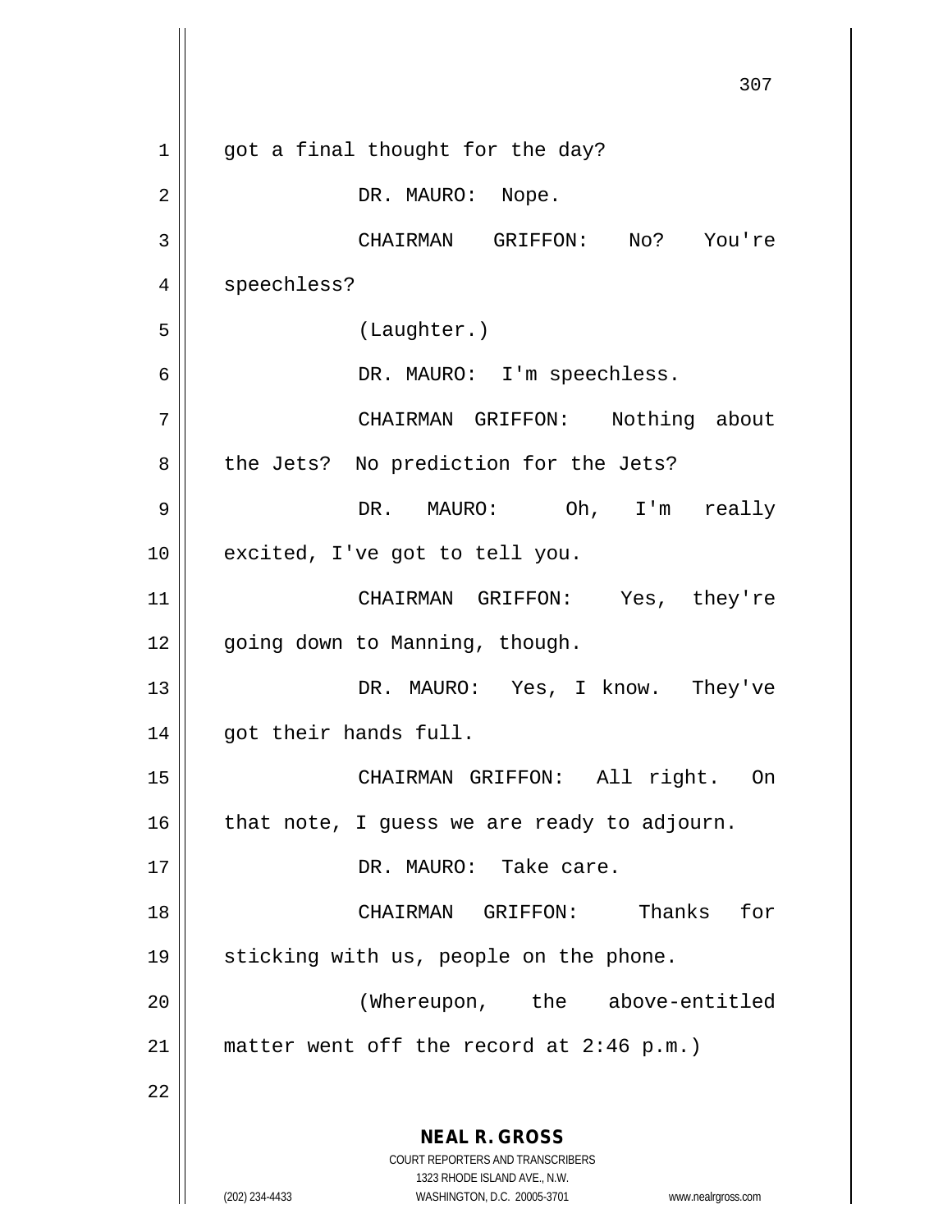got a final thought for the day?

DR. MAURO: Nope.

CHAIRMAN GRIFFON: No? You're speechless?

(Laughter.)

DR. MAURO: I'm speechless.

CHAIRMAN GRIFFON: Nothing about the Jets? No prediction for the Jets?

DR. MAURO: Oh, I'm really excited, I've got to tell you.

CHAIRMAN GRIFFON: Yes, they're going down to Manning, though.

DR. MAURO: Yes, I know. They've got their hands full.

CHAIRMAN GRIFFON: All right. On that note, I guess we are ready to adjourn.

DR. MAURO: Take care.

CHAIRMAN GRIFFON: Thanks for sticking with us, people on the phone.

(Whereupon, the above-entitled matter went off the record at 2:46 p.m.)